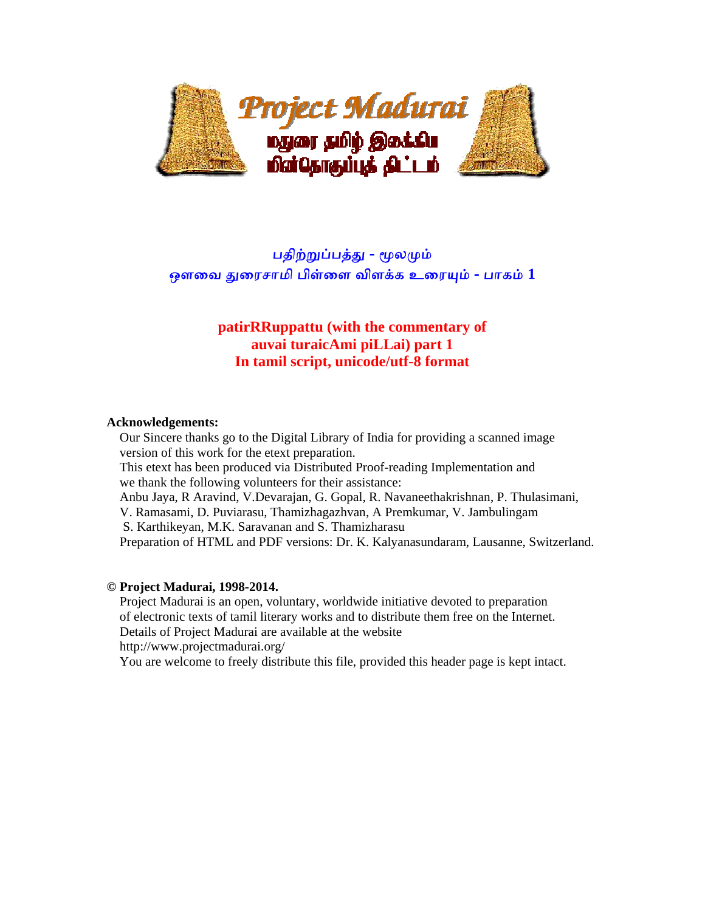# பதிற்றுப்பத்து - மூலமும்
## ஔவை துரைசாமி பிள்ளை விளக்க உரையும் - பாகம் 1

## patirRRuppattu (with the commentary of auvai turaicAmi piLLai) part 1
## In tamil script, unicode/utf-8 format

**Acknowledgements:**

Our Sincere thanks go to the Digital Library of India for providing a scanned image version of this work for the etext preparation.
This etext has been produced via Distributed Proof-reading Implementation and we thank the following volunteers for their assistance:
Anbu Jaya, R Aravind, V.Devarajan, G. Gopal, R. Navaneethakrishnan, P. Thulasimani, V. Ramasami, D. Puviarasu, Thamizhagazhvan, A Premkumar, V. Jambulingam S. Karthikeyan, M.K. Saravanan and S. Thamizharasu
Preparation of HTML and PDF versions: Dr. K. Kalyanasundaram, Lausanne, Switzerland.

**© Project Madurai, 1998-2014.**

Project Madurai is an open, voluntary, worldwide initiative devoted to preparation of electronic texts of tamil literary works and to distribute them free on the Internet.
Details of Project Madurai are available at the website
http://www.projectmadurai.org/
You are welcome to freely distribute this file, provided this header page is kept intact.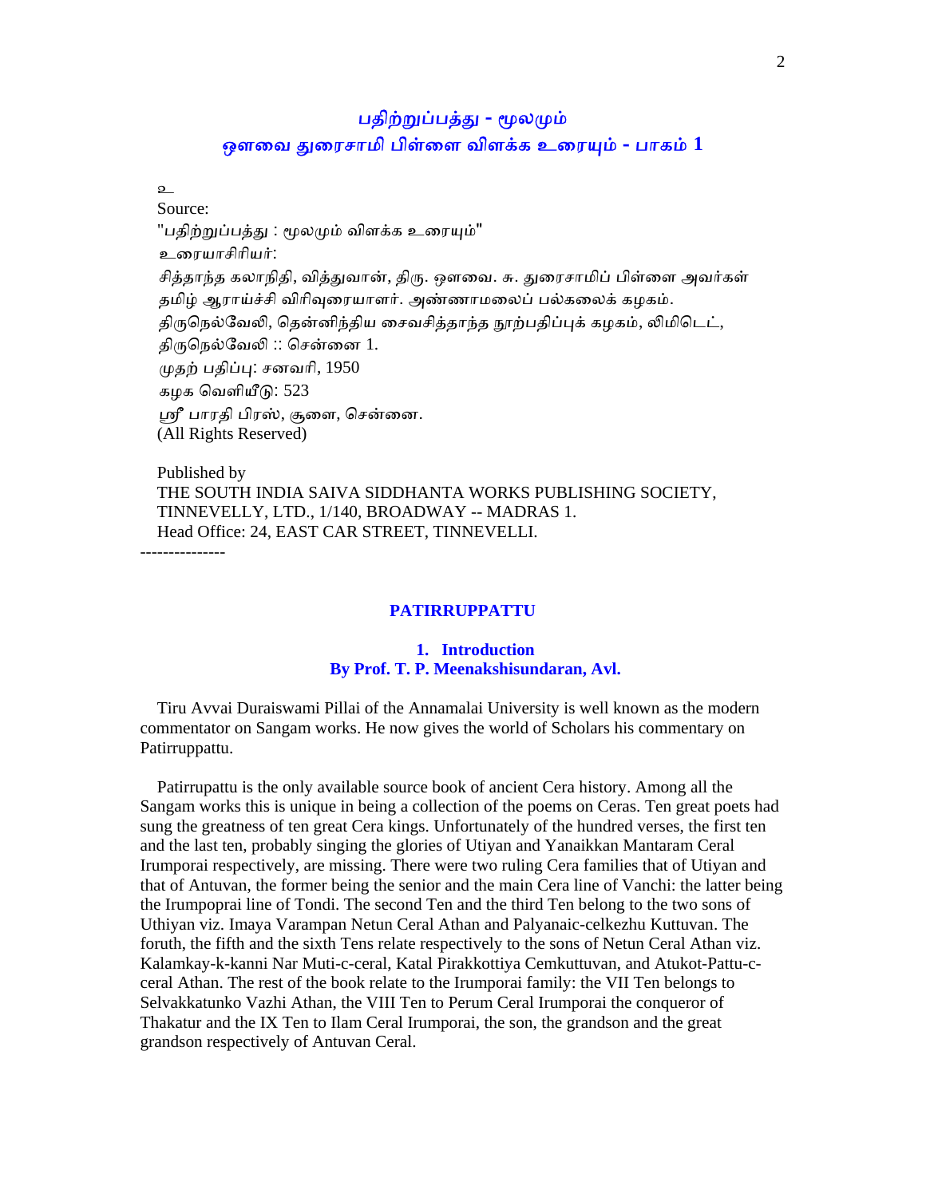# பதிற்றுப்பத்து - மூலமும்
# ஔவை துரைசாமி பிள்ளை விளக்க உரையும் - பாகம் 1

உ
Source:
"பதிற்றுப்பத்து : மூலமும் விளக்க உரையும்"
உரையாசிரியர்:
சித்தாந்த கலாநிதி, வித்துவான், திரு. ஔவை. சு. துரைசாமிப் பிள்ளை அவர்கள்
தமிழ் ஆராய்ச்சி விரிவுரையாளர். அண்ணாமலைப் பல்கலைக் கழகம்.
திருநெல்வேலி, தென்னிந்திய சைவசித்தாந்த நூற்பதிப்புக் கழகம், லிமிடெட்,
திருநெல்வேலி :: சென்னை 1.
முதற் பதிப்பு: சனவரி, 1950
கழக வெளியீடு: 523
ஸ்ரீ பாரதி பிரஸ், சூளை, சென்னை.
(All Rights Reserved)

Published by
THE SOUTH INDIA SAIVA SIDDHANTA WORKS PUBLISHING SOCIETY, TINNEVELLY, LTD., 1/140, BROADWAY -- MADRAS 1.
Head Office: 24, EAST CAR STREET, TINNEVELLI.

---------------

## PATIRRUPPATTU

### 1. Introduction
### By Prof. T. P. Meenakshisundaran, Avl.

Tiru Avvai Duraiswami Pillai of the Annamalai University is well known as the modern commentator on Sangam works. He now gives the world of Scholars his commentary on Patirruppattu.

Patirrupattu is the only available source book of ancient Cera history. Among all the Sangam works this is unique in being a collection of the poems on Ceras. Ten great poets had sung the greatness of ten great Cera kings. Unfortunately of the hundred verses, the first ten and the last ten, probably singing the glories of Utiyan and Yanaikkan Mantaram Ceral Irumporai respectively, are missing. There were two ruling Cera families that of Utiyan and that of Antuvan, the former being the senior and the main Cera line of Vanchi: the latter being the Irumpoprai line of Tondi. The second Ten and the third Ten belong to the two sons of Uthiyan viz. Imaya Varampan Netun Ceral Athan and Palyanaic-celkezhu Kuttuvan. The foruth, the fifth and the sixth Tens relate respectively to the sons of Netun Ceral Athan viz. Kalamkay-k-kanni Nar Muti-c-ceral, Katal Pirakkottiya Cemkuttuvan, and Atukot-Pattu-c-ceral Athan. The rest of the book relate to the Irumporai family: the VII Ten belongs to Selvakkatunko Vazhi Athan, the VIII Ten to Perum Ceral Irumporai the conqueror of Thakatur and the IX Ten to Ilam Ceral Irumporai, the son, the grandson and the great grandson respectively of Antuvan Ceral.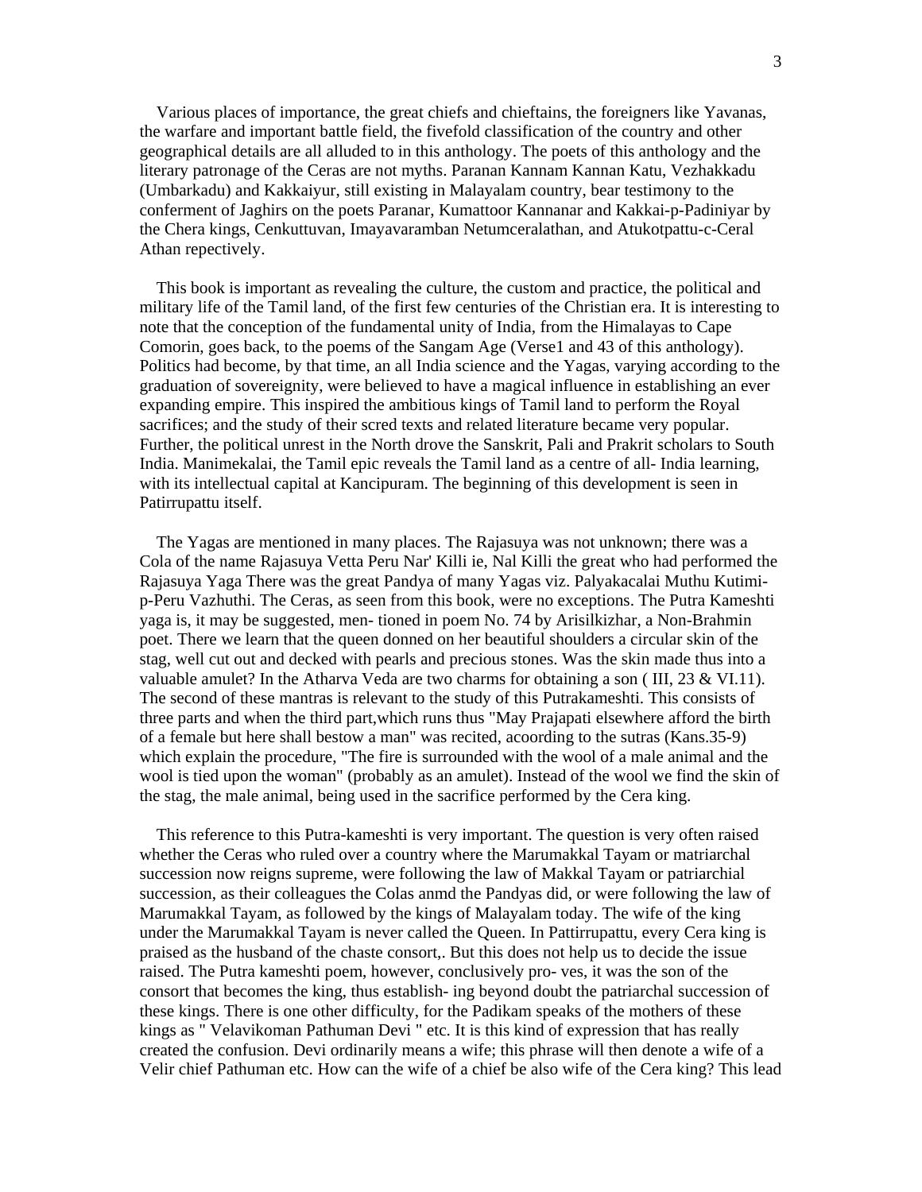Various places of importance, the great chiefs and chieftains, the foreigners like Yavanas, the warfare and important battle field, the fivefold classification of the country and other geographical details are all alluded to in this anthology. The poets of this anthology and the literary patronage of the Ceras are not myths. Paranan Kannam Kannan Katu, Vezhakkadu (Umbarkadu) and Kakkaiyur, still existing in Malayalam country, bear testimony to the conferment of Jaghirs on the poets Paranar, Kumattoor Kannanar and Kakkai-p-Padiniyar by the Chera kings, Cenkuttuvan, Imayavaramban Netumceralathan, and Atukotpattu-c-Ceral Athan repectively.

This book is important as revealing the culture, the custom and practice, the political and military life of the Tamil land, of the first few centuries of the Christian era. It is interesting to note that the conception of the fundamental unity of India, from the Himalayas to Cape Comorin, goes back, to the poems of the Sangam Age (Verse1 and 43 of this anthology). Politics had become, by that time, an all India science and the Yagas, varying according to the graduation of sovereignity, were believed to have a magical influence in establishing an ever expanding empire. This inspired the ambitious kings of Tamil land to perform the Royal sacrifices; and the study of their scred texts and related literature became very popular. Further, the political unrest in the North drove the Sanskrit, Pali and Prakrit scholars to South India. Manimekalai, the Tamil epic reveals the Tamil land as a centre of all- India learning, with its intellectual capital at Kancipuram. The beginning of this development is seen in Patirrupattu itself.

The Yagas are mentioned in many places. The Rajasuya was not unknown; there was a Cola of the name Rajasuya Vetta Peru Nar' Killi ie, Nal Killi the great who had performed the Rajasuya Yaga There was the great Pandya of many Yagas viz. Palyakacalai Muthu Kutimi-p-Peru Vazhuthi. The Ceras, as seen from this book, were no exceptions. The Putra Kameshti yaga is, it may be suggested, men- tioned in poem No. 74 by Arisilkizhar, a Non-Brahmin poet. There we learn that the queen donned on her beautiful shoulders a circular skin of the stag, well cut out and decked with pearls and precious stones. Was the skin made thus into a valuable amulet? In the Atharva Veda are two charms for obtaining a son ( III, 23 & VI.11). The second of these mantras is relevant to the study of this Putrakameshti. This consists of three parts and when the third part,which runs thus "May Prajapati elsewhere afford the birth of a female but here shall bestow a man" was recited, acoording to the sutras (Kans.35-9) which explain the procedure, "The fire is surrounded with the wool of a male animal and the wool is tied upon the woman" (probably as an amulet). Instead of the wool we find the skin of the stag, the male animal, being used in the sacrifice performed by the Cera king.

This reference to this Putra-kameshti is very important. The question is very often raised whether the Ceras who ruled over a country where the Marumakkal Tayam or matriarchal succession now reigns supreme, were following the law of Makkal Tayam or patriarchial succession, as their colleagues the Colas anmd the Pandyas did, or were following the law of Marumakkal Tayam, as followed by the kings of Malayalam today. The wife of the king under the Marumakkal Tayam is never called the Queen. In Pattirrupattu, every Cera king is praised as the husband of the chaste consort,. But this does not help us to decide the issue raised. The Putra kameshti poem, however, conclusively pro- ves, it was the son of the consort that becomes the king, thus establish- ing beyond doubt the patriarchal succession of these kings. There is one other difficulty, for the Padikam speaks of the mothers of these kings as " Velavikoman Pathuman Devi " etc. It is this kind of expression that has really created the confusion. Devi ordinarily means a wife; this phrase will then denote a wife of a Velir chief Pathuman etc. How can the wife of a chief be also wife of the Cera king? This lead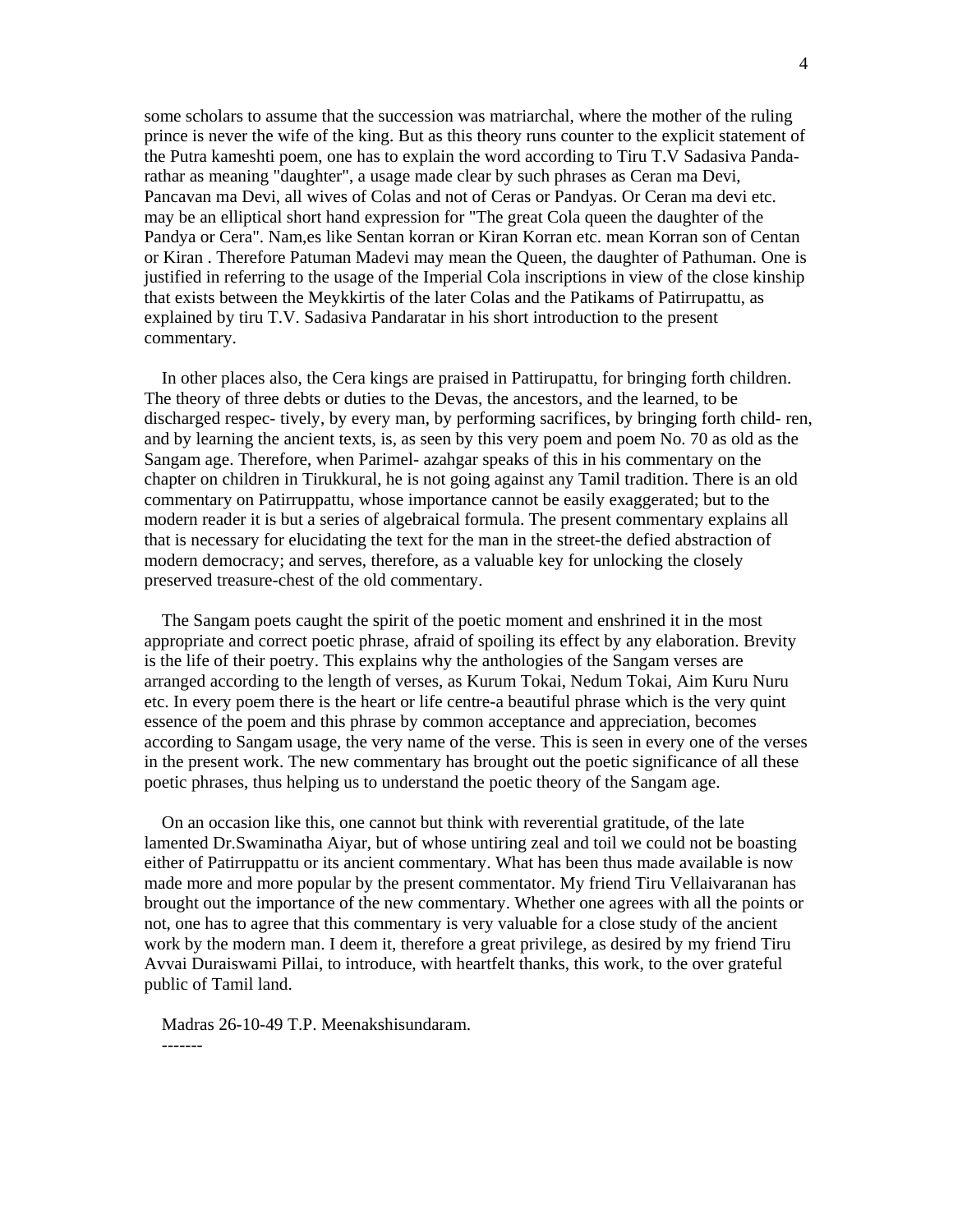some scholars to assume that the succession was matriarchal, where the mother of the ruling prince is never the wife of the king. But as this theory runs counter to the explicit statement of the Putra kameshti poem, one has to explain the word according to Tiru T.V Sadasiva Panda-rathar as meaning "daughter", a usage made clear by such phrases as Ceran ma Devi, Pancavan ma Devi, all wives of Colas and not of Ceras or Pandyas. Or Ceran ma devi etc. may be an elliptical short hand expression for "The great Cola queen the daughter of the Pandya or Cera". Nam,es like Sentan korran or Kiran Korran etc. mean Korran son of Centan or Kiran . Therefore Patuman Madevi may mean the Queen, the daughter of Pathuman. One is justified in referring to the usage of the Imperial Cola inscriptions in view of the close kinship that exists between the Meykkirtis of the later Colas and the Patikams of Patirrupattu, as explained by tiru T.V. Sadasiva Pandaratar in his short introduction to the present commentary.

In other places also, the Cera kings are praised in Pattirupattu, for bringing forth children. The theory of three debts or duties to the Devas, the ancestors, and the learned, to be discharged respec- tively, by every man, by performing sacrifices, by bringing forth child- ren, and by learning the ancient texts, is, as seen by this very poem and poem No. 70 as old as the Sangam age. Therefore, when Parimel- azahgar speaks of this in his commentary on the chapter on children in Tirukkural, he is not going against any Tamil tradition. There is an old commentary on Patirruppattu, whose importance cannot be easily exaggerated; but to the modern reader it is but a series of algebraical formula. The present commentary explains all that is necessary for elucidating the text for the man in the street-the defied abstraction of modern democracy; and serves, therefore, as a valuable key for unlocking the closely preserved treasure-chest of the old commentary.

The Sangam poets caught the spirit of the poetic moment and enshrined it in the most appropriate and correct poetic phrase, afraid of spoiling its effect by any elaboration. Brevity is the life of their poetry. This explains why the anthologies of the Sangam verses are arranged according to the length of verses, as Kurum Tokai, Nedum Tokai, Aim Kuru Nuru etc. In every poem there is the heart or life centre-a beautiful phrase which is the very quint essence of the poem and this phrase by common acceptance and appreciation, becomes according to Sangam usage, the very name of the verse. This is seen in every one of the verses in the present work. The new commentary has brought out the poetic significance of all these poetic phrases, thus helping us to understand the poetic theory of the Sangam age.

On an occasion like this, one cannot but think with reverential gratitude, of the late lamented Dr.Swaminatha Aiyar, but of whose untiring zeal and toil we could not be boasting either of Patirruppattu or its ancient commentary. What has been thus made available is now made more and more popular by the present commentator. My friend Tiru Vellaivaranan has brought out the importance of the new commentary. Whether one agrees with all the points or not, one has to agree that this commentary is very valuable for a close study of the ancient work by the modern man. I deem it, therefore a great privilege, as desired by my friend Tiru Avvai Duraiswami Pillai, to introduce, with heartfelt thanks, this work, to the over grateful public of Tamil land.

Madras 26-10-49 T.P. Meenakshisundaram.

-------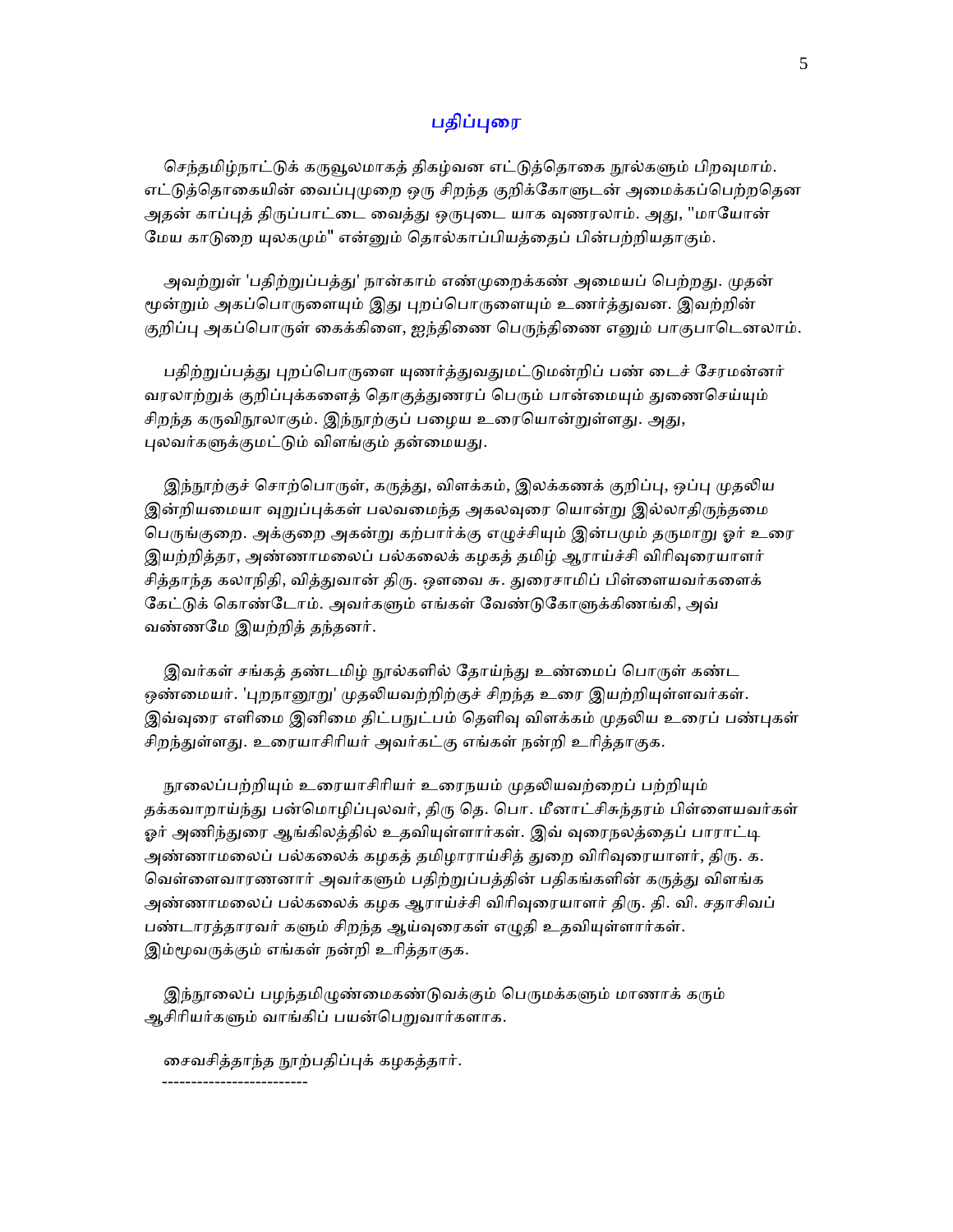## பதிப்புரை

செந்தமிழ்நாட்டுக் கருவூலமாகத் திகழ்வன எட்டுத்தொகை நூல்களும் பிறவுமாம். எட்டுத்தொகையின் வைப்புமுறை ஒரு சிறந்த குறிக்கோளுடன் அமைக்கப்பெற்றதென அதன் காப்புத் திருப்பாட்டை வைத்து ஒருபுடை யாக வுணரலாம். அது, "மாயோன் மேய காடுறை யுலகமும்" என்னும் தொல்காப்பியத்தைப் பின்பற்றியதாகும்.

அவற்றுள் 'பதிற்றுப்பத்து' நான்காம் எண்முறைக்கண் அமையப் பெற்றது. முதன் மூன்றும் அகப்பொருளையும் இது புறப்பொருளையும் உணர்த்துவன. இவற்றின் குறிப்பு அகப்பொருள் கைக்கிளை, ஐந்திணை பெருந்திணை எனும் பாகுபாடெனலாம்.

பதிற்றுப்பத்து புறப்பொருளை யுணர்த்துவதுமட்டுமன்றிப் பண் டைச் சேரமன்னர் வரலாற்றுக் குறிப்புக்களைத் தொகுத்துணரப் பெரும் பான்மையும் துணைசெய்யும் சிறந்த கருவிநூலாகும். இந்நூற்குப் பழைய உரையொன்றுள்ளது. அது, புலவர்களுக்குமட்டும் விளங்கும் தன்மையது.

இந்நூற்குச் சொற்பொருள், கருத்து, விளக்கம், இலக்கணக் குறிப்பு, ஒப்பு முதலிய இன்றியமையா வுறுப்புக்கள் பலவமைந்த அகலவுரை யொன்று இல்லாதிருந்தமை பெருங்குறை. அக்குறை அகன்று கற்பார்க்கு எழுச்சியும் இன்பமும் தருமாறு ஓர் உரை இயற்றித்தர, அண்ணாமலைப் பல்கலைக் கழகத் தமிழ் ஆராய்ச்சி விரிவுரையாளர் சித்தாந்த கலாநிதி, வித்துவான் திரு. ஔவை சு. துரைசாமிப் பிள்ளையவர்களைக் கேட்டுக் கொண்டோம். அவர்களும் எங்கள் வேண்டுகோளுக்கிணங்கி, அவ் வண்ணமே இயற்றித் தந்தனர்.

இவர்கள் சங்கத் தண்டமிழ் நூல்களில் தோய்ந்து உண்மைப் பொருள் கண்ட ஒண்மையர். 'புறநானூறு' முதலியவற்றிற்குச் சிறந்த உரை இயற்றியுள்ளவர்கள். இவ்வுரை எளிமை இனிமை திட்பநுட்பம் தெளிவு விளக்கம் முதலிய உரைப் பண்புகள் சிறந்துள்ளது. உரையாசிரியர் அவர்கட்கு எங்கள் நன்றி உரித்தாகுக.

நூலைப்பற்றியும் உரையாசிரியர் உரைநயம் முதலியவற்றைப் பற்றியும் தக்கவாறாய்ந்து பன்மொழிப்புலவர், திரு தெ. பொ. மீனாட்சிசுந்தரம் பிள்ளையவர்கள் ஓர் அணிந்துரை ஆங்கிலத்தில் உதவியுள்ளார்கள். இவ் வுரைநலத்தைப் பாராட்டி அண்ணாமலைப் பல்கலைக் கழகத் தமிழாராய்சித் துறை விரிவுரையாளர், திரு. க. வெள்ளைவாரணனார் அவர்களும் பதிற்றுப்பத்தின் பதிகங்களின் கருத்து விளங்க அண்ணாமலைப் பல்கலைக் கழக ஆராய்ச்சி விரிவுரையாளர் திரு. தி. வி. சதாசிவப் பண்டாரத்தாரவர் களும் சிறந்த ஆய்வுரைகள் எழுதி உதவியுள்ளார்கள். இம்மூவருக்கும் எங்கள் நன்றி உரித்தாகுக.

இந்நூலைப் பழந்தமிழுண்மைகண்டுவக்கும் பெருமக்களும் மாணாக் கரும் ஆசிரியர்களும் வாங்கிப் பயன்பெறுவார்களாக.

சைவசித்தாந்த நூற்பதிப்புக் கழகத்தார்.

-------------------------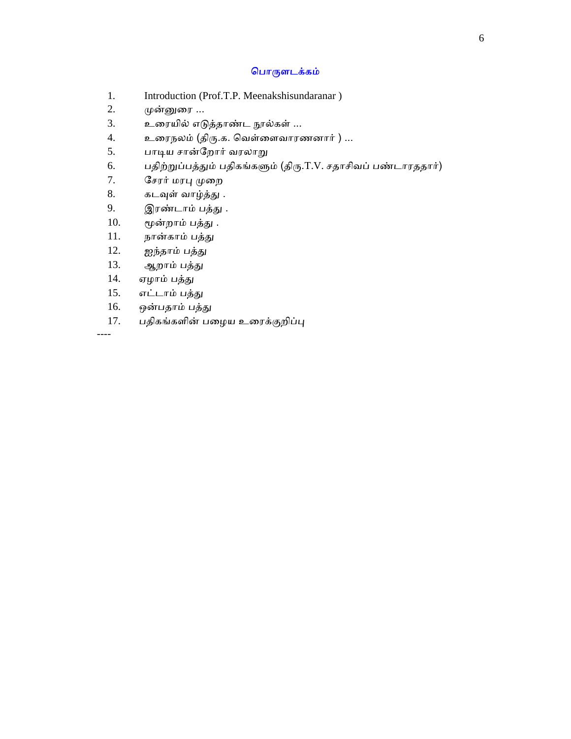## பொருளடக்கம்

1. Introduction (Prof.T.P. Meenakshisundaranar )
2. முன்னுரை ...
3. உரையில் எடுத்தாண்ட நூல்கள் ...
4. உரைநலம் (திரு.க. வெள்ளைவாரணனார் ) ...
5. பாடிய சான்றோர் வரலாறு
6. பதிற்றுப்பத்தும் பதிகங்களும் (திரு.T.V. சதாசிவப் பண்டாரததார்)
7. சேரர் மரபு முறை
8. கடவுள் வாழ்த்து .
9. இரண்டாம் பத்து .
10. மூன்றாம் பத்து .
11. நான்காம் பத்து
12. ஐந்தாம் பத்து
13. ஆறாம் பத்து
14. ஏழாம் பத்து
15. எட்டாம் பத்து
16. ஒன்பதாம் பத்து
17. பதிகங்களின் பழைய உரைக்குறிப்பு

----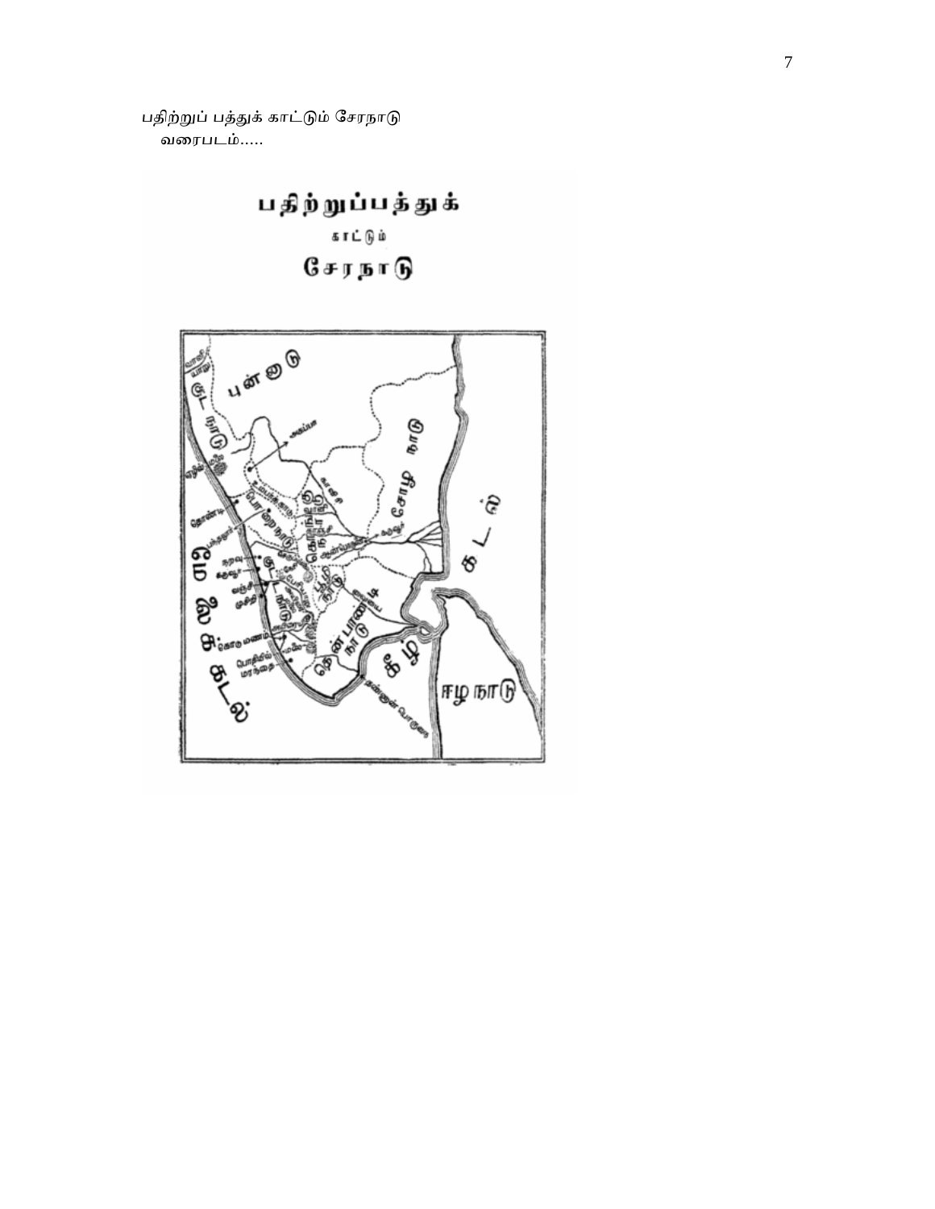பதிற்றுப் பத்துக் காட்டும் சேரநாடு
வரைபடம்.....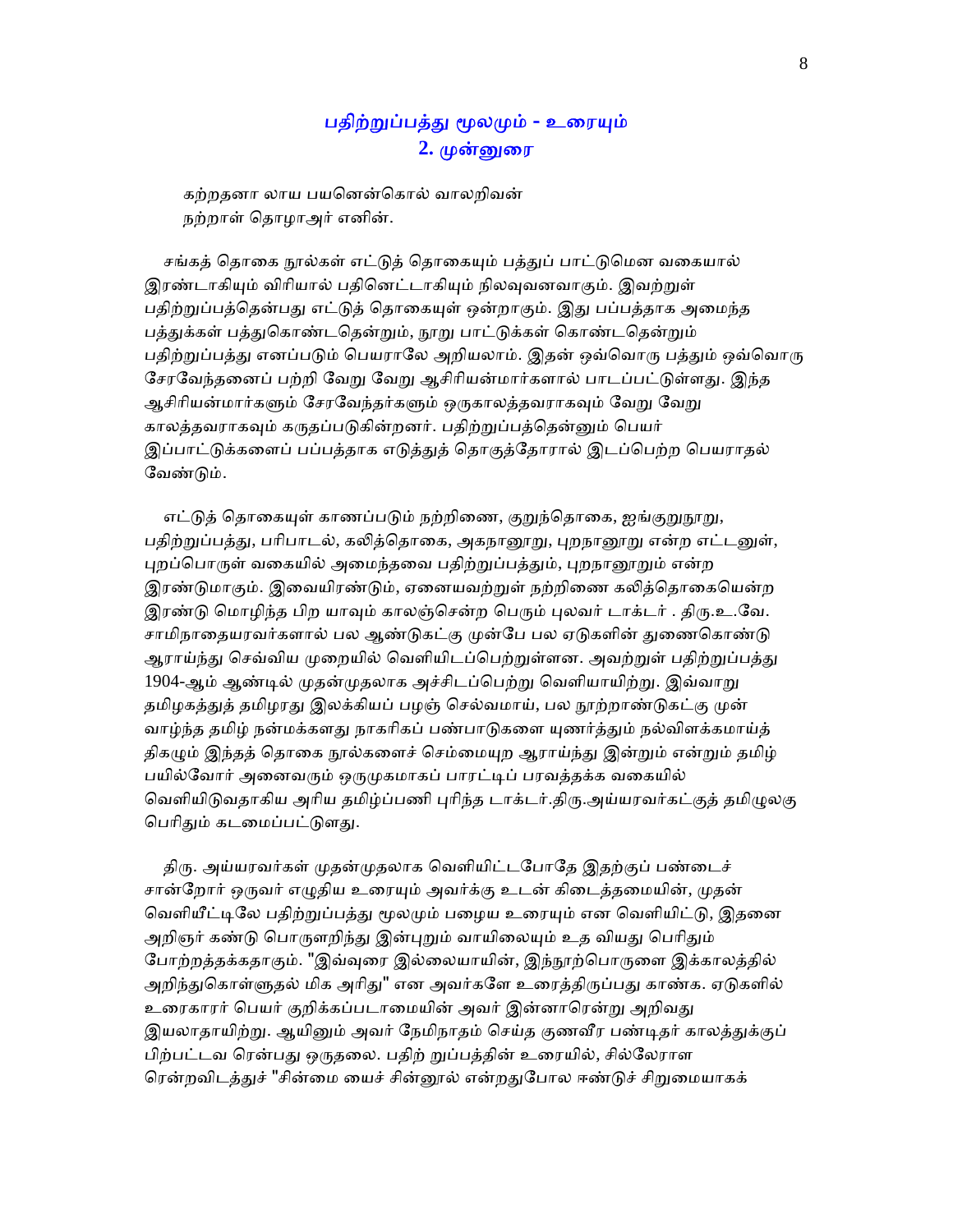## பதிற்றுப்பத்து மூலமும் - உரையும்
## 2. முன்னுரை

கற்றதனா லாய பயனென்கொல் வாலறிவன்
நற்றாள் தொழாஅர் எனின்.

சங்கத் தொகை நூல்கள் எட்டுத் தொகையும் பத்துப் பாட்டுமென வகையால் இரண்டாகியும் விரியால் பதினெட்டாகியும் நிலவுவனவாகும். இவற்றுள் பதிற்றுப்பத்தென்பது எட்டுத் தொகையுள் ஒன்றாகும். இது பப்பத்தாக அமைந்த பத்துக்கள் பத்துகொண்டதென்றும், நூறு பாட்டுக்கள் கொண்டதென்றும் பதிற்றுப்பத்து எனப்படும் பெயராலே அறியலாம். இதன் ஒவ்வொரு பத்தும் ஒவ்வொரு சேரவேந்தனைப் பற்றி வேறு வேறு ஆசிரியன்மார்களால் பாடப்பட்டுள்ளது. இந்த ஆசிரியன்மார்களும் சேரவேந்தர்களும் ஒருகாலத்தவராகவும் வேறு வேறு காலத்தவராகவும் கருதப்படுகின்றனர். பதிற்றுப்பத்தென்னும் பெயர் இப்பாட்டுக்களைப் பப்பத்தாக எடுத்துத் தொகுத்தோரால் இடப்பெற்ற பெயராதல் வேண்டும்.

எட்டுத் தொகையுள் காணப்படும் நற்றிணை, குறுந்தொகை, ஐங்குறுநூறு, பதிற்றுப்பத்து, பரிபாடல், கலித்தொகை, அகநானூறு, புறநானூறு என்ற எட்டனுள், புறப்பொருள் வகையில் அமைந்தவை பதிற்றுப்பத்தும், புறநானூறும் என்ற இரண்டுமாகும். இவையிரண்டும், ஏனையவற்றுள் நற்றிணை கலித்தொகையென்ற இரண்டு மொழிந்த பிற யாவும் காலஞ்சென்ற பெரும் புலவர் டாக்டர் . திரு.உ.வே. சாமிநாதையரவர்களால் பல ஆண்டுகட்கு முன்பே பல ஏடுகளின் துணைகொண்டு ஆராய்ந்து செவ்விய முறையில் வெளியிடப்பெற்றுள்ளன. அவற்றுள் பதிற்றுப்பத்து 1904-ஆம் ஆண்டில் முதன்முதலாக அச்சிடப்பெற்று வெளியாயிற்று. இவ்வாறு தமிழகத்துத் தமிழரது இலக்கியப் பழஞ் செல்வமாய், பல நூற்றாண்டுகட்கு முன் வாழ்ந்த தமிழ் நன்மக்களது நாகரிகப் பண்பாடுகளை யுணர்த்தும் நல்விளக்கமாய்த் திகழும் இந்தத் தொகை நூல்களைச் செம்மையுற ஆராய்ந்து இன்றும் என்றும் தமிழ் பயில்வோர் அனைவரும் ஒருமுகமாகப் பாரட்டிப் பரவத்தக்க வகையில் வெளியிடுவதாகிய அரிய தமிழ்ப்பணி புரிந்த டாக்டர்.திரு.அய்யரவர்கட்குத் தமிழுலகு பெரிதும் கடமைப்பட்டுளது.

திரு. அய்யரவர்கள் முதன்முதலாக வெளியிட்டபோதே இதற்குப் பண்டைச் சான்றோர் ஒருவர் எழுதிய உரையும் அவர்க்கு உடன் கிடைத்தமையின், முதன் வெளியீட்டிலே பதிற்றுப்பத்து மூலமும் பழைய உரையும் என வெளியிட்டு, இதனை அறிஞர் கண்டு பொருளறிந்து இன்புறும் வாயிலையும் உத வியது பெரிதும் போற்றத்தக்கதாகும். "இவ்வுரை இல்லையாயின், இந்நூற்பொருளை இக்காலத்தில் அறிந்துகொள்ளுதல் மிக அரிது" என அவர்களே உரைத்திருப்பது காண்க. ஏடுகளில் உரைகாரர் பெயர் குறிக்கப்படாமையின் அவர் இன்னாரென்று அறிவது இயலாதாயிற்று. ஆயினும் அவர் நேமிநாதம் செய்த குணவீர பண்டிதர் காலத்துக்குப் பிற்பட்டவ ரென்பது ஒருதலை. பதிற் றுப்பத்தின் உரையில், சில்லேராள ரென்றவிடத்துச் "சின்மை யைச் சின்னூல் என்றதுபோல ஈண்டுச் சிறுமையாகக்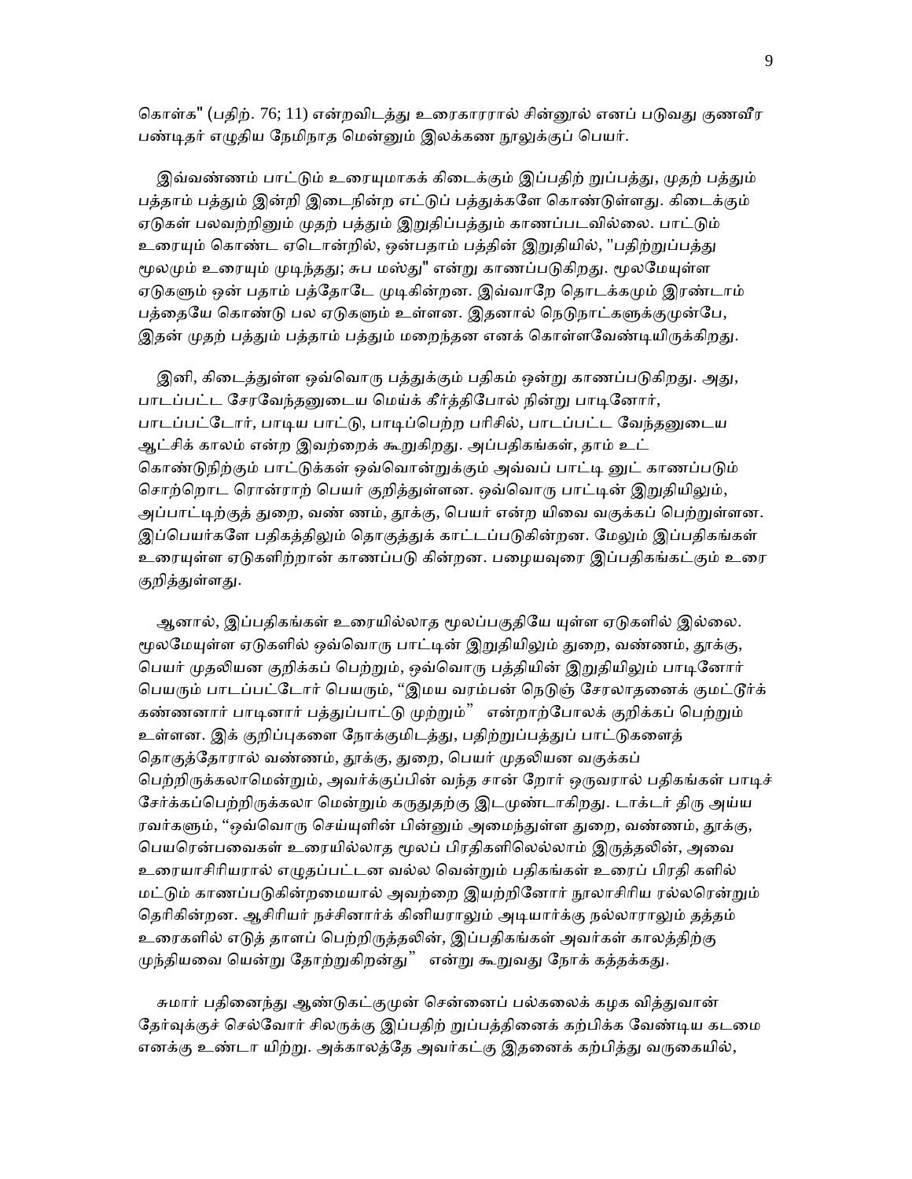கொள்க" (பதிற். 76; 11) என்றவிடத்து உரைகாரரால் சின்னூல் எனப் படுவது குணவீர பண்டிதர் எழுதிய நேமிநாத மென்னும் இலக்கண நூலுக்குப் பெயர்.

இவ்வண்ணம் பாட்டும் உரையுமாகக் கிடைக்கும் இப்பதிற் றுப்பத்து, முதற் பத்தும் பத்தாம் பத்தும் இன்றி இடைநின்ற எட்டுப் பத்துக்களே கொண்டுள்ளது. கிடைக்கும் ஏடுகள் பலவற்றினும் முதற் பத்தும் இறுதிப்பத்தும் காணப்படவில்லை. பாட்டும் உரையும் கொண்ட ஏடொன்றில், ஒன்பதாம் பத்தின் இறுதியில், "பதிற்றுப்பத்து மூலமும் உரையும் முடிந்தது; சுப மஸ்து" என்று காணப்படுகிறது. மூலமேயுள்ள ஏடுகளும் ஒன் பதாம் பத்தோடே முடிகின்றன. இவ்வாறே தொடக்கமும் இரண்டாம் பத்தையே கொண்டு பல ஏடுகளும் உள்ளன. இதனால் நெடுநாட்களுக்குமுன்பே, இதன் முதற் பத்தும் பத்தாம் பத்தும் மறைந்தன எனக் கொள்ளவேண்டியிருக்கிறது.

இனி, கிடைத்துள்ள ஒவ்வொரு பத்துக்கும் பதிகம் ஒன்று காணப்படுகிறது. அது, பாடப்பட்ட சேரவேந்தனுடைய மெய்க் கீர்த்திபோல் நின்று பாடினோர், பாடப்பட்டோர், பாடிய பாட்டு, பாடிப்பெற்ற பரிசில், பாடப்பட்ட வேந்தனுடைய ஆட்சிக் காலம் என்ற இவற்றைக் கூறுகிறது. அப்பதிகங்கள், தாம் உட் கொண்டுநிற்கும் பாட்டுக்கள் ஒவ்வொன்றுக்கும் அவ்வப் பாட்டி னுட் காணப்படும் சொற்றொட ரொன்றாற் பெயர் குறித்துள்ளன. ஒவ்வொரு பாட்டின் இறுதியிலும், அப்பாட்டிற்குத் துறை, வண் ணம், தூக்கு, பெயர் என்ற யிவை வகுக்கப் பெற்றுள்ளன. இப்பெயர்களே பதிகத்திலும் தொகுத்துக் காட்டப்படுகின்றன. மேலும் இப்பதிகங்கள் உரையுள்ள ஏடுகளிற்றான் காணப்படு கின்றன. பழையவுரை இப்பதிகங்கட்கும் உரை குறித்துள்ளது.

ஆனால், இப்பதிகங்கள் உரையில்லாத மூலப்பகுதியே யுள்ள ஏடுகளில் இல்லை. மூலமேயுள்ள ஏடுகளில் ஒவ்வொரு பாட்டின் இறுதியிலும் துறை, வண்ணம், தூக்கு, பெயர் முதலியன குறிக்கப் பெற்றும், ஒவ்வொரு பத்தியின் இறுதியிலும் பாடினோர் பெயரும் பாடப்பட்டோர் பெயரும், “இமய வரம்பன் நெடுஞ் சேரலாதனைக் குமட்டூர்க் கண்ணனார் பாடினார் பத்துப்பாட்டு முற்றும்” என்றாற்போலக் குறிக்கப் பெற்றும் உள்ளன. இக் குறிப்புகளை நோக்குமிடத்து, பதிற்றுப்பத்துப் பாட்டுகளைத் தொகுத்தோரால் வண்ணம், தூக்கு, துறை, பெயர் முதலியன வகுக்கப் பெற்றிருக்கலாமென்றும், அவர்க்குப்பின் வந்த சான் றோர் ஒருவரால் பதிகங்கள் பாடிச் சேர்க்கப்பெற்றிருக்கலா மென்றும் கருதுதற்கு இடமுண்டாகிறது. டாக்டர் திரு அய்ய ரவர்களும், “ஒவ்வொரு செய்யுளின் பின்னும் அமைந்துள்ள துறை, வண்ணம், தூக்கு, பெயரென்பவைகள் உரையில்லாத மூலப் பிரதிகளிலெல்லாம் இருத்தலின், அவை உரையாசிரியரால் எழுதப்பட்டன வல்ல வென்றும் பதிகங்கள் உரைப் பிரதி களில் மட்டும் காணப்படுகின்றமையால் அவற்றை இயற்றினோர் நூலாசிரிய ரல்லரென்றும் தெரிகின்றன. ஆசிரியர் நச்சினார்க் கினியராலும் அடியார்க்கு நல்லாராலும் தத்தம் உரைகளில் எடுத் தாளப் பெற்றிருத்தலின், இப்பதிகங்கள் அவர்கள் காலத்திற்கு முந்தியவை யென்று தோற்றுகிறன்து” என்று கூறுவது நோக் கத்தக்கது.

சுமார் பதினைந்து ஆண்டுகட்குமுன் சென்னைப் பல்கலைக் கழக வித்துவான் தேர்வுக்குச் செல்வோர் சிலருக்கு இப்பதிற் றுப்பத்தினைக் கற்பிக்க வேண்டிய கடமை எனக்கு உண்டா யிற்று. அக்காலத்தே அவர்கட்கு இதனைக் கற்பித்து வருகையில்,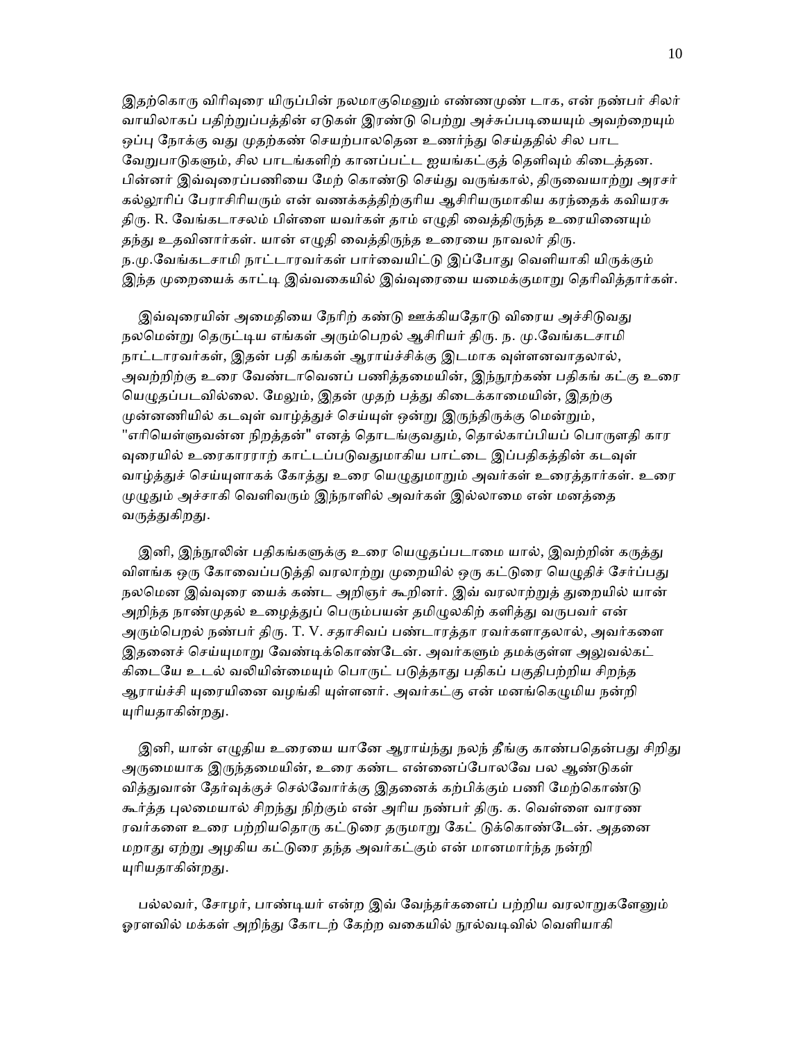இதற்கொரு விரிவுரை யிருப்பின் நலமாகுமெனும் எண்ணமுண் டாக, என் நண்பர் சிலர் வாயிலாகப் பதிற்றுப்பத்தின் ஏடுகள் இரண்டு பெற்று அச்சுப்படியையும் அவற்றையும் ஒப்பு நோக்கு வது முதற்கண் செயற்பாலதென உணர்ந்து செய்ததில் சில பாட வேறுபாடுகளும், சில பாடங்களிற் கானப்பட்ட ஐயங்கட்குத் தெளிவும் கிடைத்தன. பின்னர் இவ்வுரைப்பணியை மேற் கொண்டு செய்து வருங்கால், திருவையாற்று அரசர் கல்லூரிப் பேராசிரியரும் என் வணக்கத்திற்குரிய ஆசிரியருமாகிய கரந்தைக் கவியரசு திரு. R. வேங்கடாசலம் பிள்ளை யவர்கள் தாம் எழுதி வைத்திருந்த உரையினையும் தந்து உதவினார்கள். யான் எழுதி வைத்திருந்த உரையை நாவலர் திரு. ந.மு.வேங்கடசாமி நாட்டாரவர்கள் பார்வையிட்டு இப்போது வெளியாகி யிருக்கும் இந்த முறையைக் காட்டி இவ்வகையில் இவ்வுரையை யமைக்குமாறு தெரிவித்தார்கள்.

இவ்வுரையின் அமைதியை நேரிற் கண்டு ஊக்கியதோடு விரைய அச்சிடுவது நலமென்று தெருட்டிய எங்கள் அரும்பெறல் ஆசிரியர் திரு. ந. மு.வேங்கடசாமி நாட்டாரவர்கள், இதன் பதி கங்கள் ஆராய்ச்சிக்கு இடமாக வுள்ளனவாதலால், அவற்றிற்கு உரை வேண்டாவெனப் பணித்தமையின், இந்நூற்கண் பதிகங் கட்கு உரை யெழுதப்படவில்லை. மேலும், இதன் முதற் பத்து கிடைக்காமையின், இதற்கு முன்னணியில் கடவுள் வாழ்த்துச் செய்யுள் ஒன்று இருந்திருக்கு மென்றும், "எரியெள்ளுவன்ன நிறத்தன்" எனத் தொடங்குவதும், தொல்காப்பியப் பொருளதி கார வுரையில் உரைகாரராற் காட்டப்படுவதுமாகிய பாட்டை இப்பதிகத்தின் கடவுள் வாழ்த்துச் செய்யுளாகக் கோத்து உரை யெழுதுமாறும் அவர்கள் உரைத்தார்கள். உரை முழுதும் அச்சாகி வெளிவரும் இந்நாளில் அவர்கள் இல்லாமை என் மனத்தை வருத்துகிறது.

இனி, இந்நூலின் பதிகங்களுக்கு உரை யெழுதப்படாமை யால், இவற்றின் கருத்து விளங்க ஒரு கோவைப்படுத்தி வரலாற்று முறையில் ஒரு கட்டுரை யெழுதிச் சேர்ப்பது நலமென இவ்வுரை யைக் கண்ட அறிஞர் கூறினர். இவ் வரலாற்றுத் துறையில் யான் அறிந்த நாண்முதல் உழைத்துப் பெரும்பயன் தமிழுலகிற் களித்து வருபவர் என் அரும்பெறல் நண்பர் திரு. T. V. சதாசிவப் பண்டாரத்தா ரவர்களாதலால், அவர்களை இதனைச் செய்யுமாறு வேண்டிக்கொண்டேன். அவர்களும் தமக்குள்ள அலுவல்கட் கிடையே உடல் வலியின்மையும் பொருட் படுத்தாது பதிகப் பகுதிபற்றிய சிறந்த ஆராய்ச்சி யுரையினை வழங்கி யுள்ளனர். அவர்கட்கு என் மனங்கெழுமிய நன்றி யுரியதாகின்றது.

இனி, யான் எழுதிய உரையை யானே ஆராய்ந்து நலந் தீங்கு காண்பதென்பது சிறிது அருமையாக இருந்தமையின், உரை கண்ட என்னைப்போலவே பல ஆண்டுகள் வித்துவான் தேர்வுக்குச் செல்வோர்க்கு இதனைக் கற்பிக்கும் பணி மேற்கொண்டு கூர்த்த புலமையால் சிறந்து நிற்கும் என் அரிய நண்பர் திரு. க. வெள்ளை வாரண ரவர்களை உரை பற்றியதொரு கட்டுரை தருமாறு கேட் டுக்கொண்டேன். அதனை மறாது ஏற்று அழகிய கட்டுரை தந்த அவர்கட்கும் என் மானமார்ந்த நன்றி யுரியதாகின்றது.

பல்லவர், சோழர், பாண்டியர் என்ற இவ் வேந்தர்களைப் பற்றிய வரலாறுகளேனும் ஓரளவில் மக்கள் அறிந்து கோடற் கேற்ற வகையில் நூல்வடிவில் வெளியாகி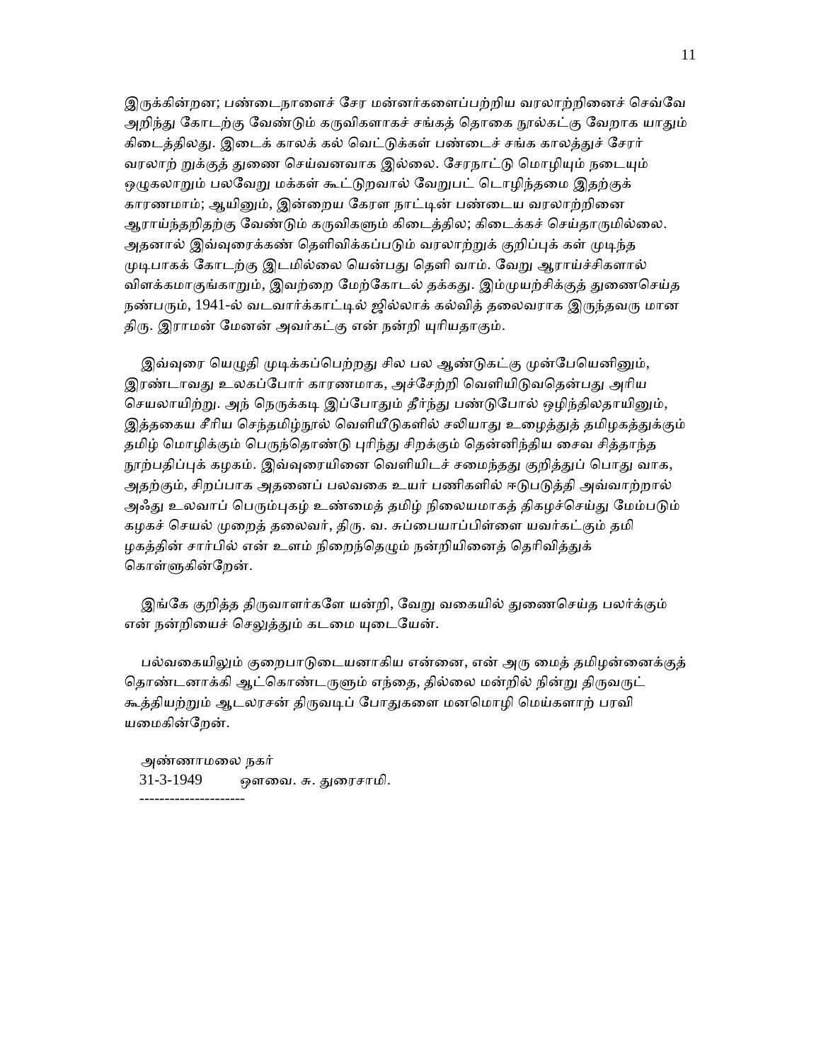இருக்கின்றன; பண்டைநாளைச் சேர மன்னர்களைப்பற்றிய வரலாற்றினைச் செவ்வே அறிந்து கோடற்கு வேண்டும் கருவிகளாகச் சங்கத் தொகை நூல்கட்கு வேறாக யாதும் கிடைத்திலது. இடைக் காலக் கல் வெட்டுக்கள் பண்டைச் சங்க காலத்துச் சேரர் வரலாற் றுக்குத் துணை செய்வனவாக இல்லை. சேரநாட்டு மொழியும் நடையும் ஒழுகலாறும் பலவேறு மக்கள் கூட்டுறவால் வேறுபட் டொழிந்தமை இதற்குக் காரணமாம்; ஆயினும், இன்றைய கேரள நாட்டின் பண்டைய வரலாற்றினை ஆராய்ந்தறிதற்கு வேண்டும் கருவிகளும் கிடைத்தில; கிடைக்கச் செய்தாருமில்லை. அதனால் இவ்வுரைக்கண் தெளிவிக்கப்படும் வரலாற்றுக் குறிப்புக் கள் முடிந்த முடிபாகக் கோடற்கு இடமில்லை யென்பது தெளி வாம். வேறு ஆராய்ச்சிகளால் விளக்கமாகுங்காறும், இவற்றை மேற்கோடல் தக்கது. இம்முயற்சிக்குத் துணைசெய்த நண்பரும், 1941-ல் வடவார்க்காட்டில் ஜில்லாக் கல்வித் தலைவராக இருந்தவரு மான திரு. இராமன் மேனன் அவர்கட்கு என் நன்றி யுரியதாகும்.

இவ்வுரை யெழுதி முடிக்கப்பெற்றது சில பல ஆண்டுகட்கு முன்பேயெனினும், இரண்டாவது உலகப்போர் காரணமாக, அச்சேற்றி வெளியிடுவதென்பது அரிய செயலாயிற்று. அந் நெருக்கடி இப்போதும் தீர்ந்து பண்டுபோல் ஒழிந்திலதாயினும், இத்தகைய சீரிய செந்தமிழ்நூல் வெளியீடுகளில் சலியாது உழைத்துத் தமிழகத்துக்கும் தமிழ் மொழிக்கும் பெருந்தொண்டு புரிந்து சிறக்கும் தென்னிந்திய சைவ சித்தாந்த நூற்பதிப்புக் கழகம். இவ்வுரையினை வெளியிடச் சமைந்தது குறித்துப் பொது வாக, அதற்கும், சிறப்பாக அதனைப் பலவகை உயர் பணிகளில் ஈடுபடுத்தி அவ்வாற்றால் அஃது உலவாப் பெரும்புகழ் உண்மைத் தமிழ் நிலையமாகத் திகழச்செய்து மேம்படும் கழகச் செயல் முறைத் தலைவர், திரு. வ. சுப்பையாப்பிள்ளை யவர்கட்கும் தமி ழகத்தின் சார்பில் என் உளம் நிறைந்தெழும் நன்றியினைத் தெரிவித்துக் கொள்ளுகின்றேன்.

இங்கே குறித்த திருவாளர்களே யன்றி, வேறு வகையில் துணைசெய்த பலர்க்கும் என் நன்றியைச் செலுத்தும் கடமை யுடையேன்.

பல்வகையிலும் குறைபாடுடையனாகிய என்னை, என் அரு மைத் தமிழன்னைக்குத் தொண்டனாக்கி ஆட்கொண்டருளும் எந்தை, தில்லை மன்றில் நின்று திருவருட் கூத்தியற்றும் ஆடலரசன் திருவடிப் போதுகளை மனமொழி மெய்களாற் பரவி யமைகின்றேன்.

அண்ணாமலை நகர்
31-3-1949 ஔவை. சு. துரைசாமி.

---------------------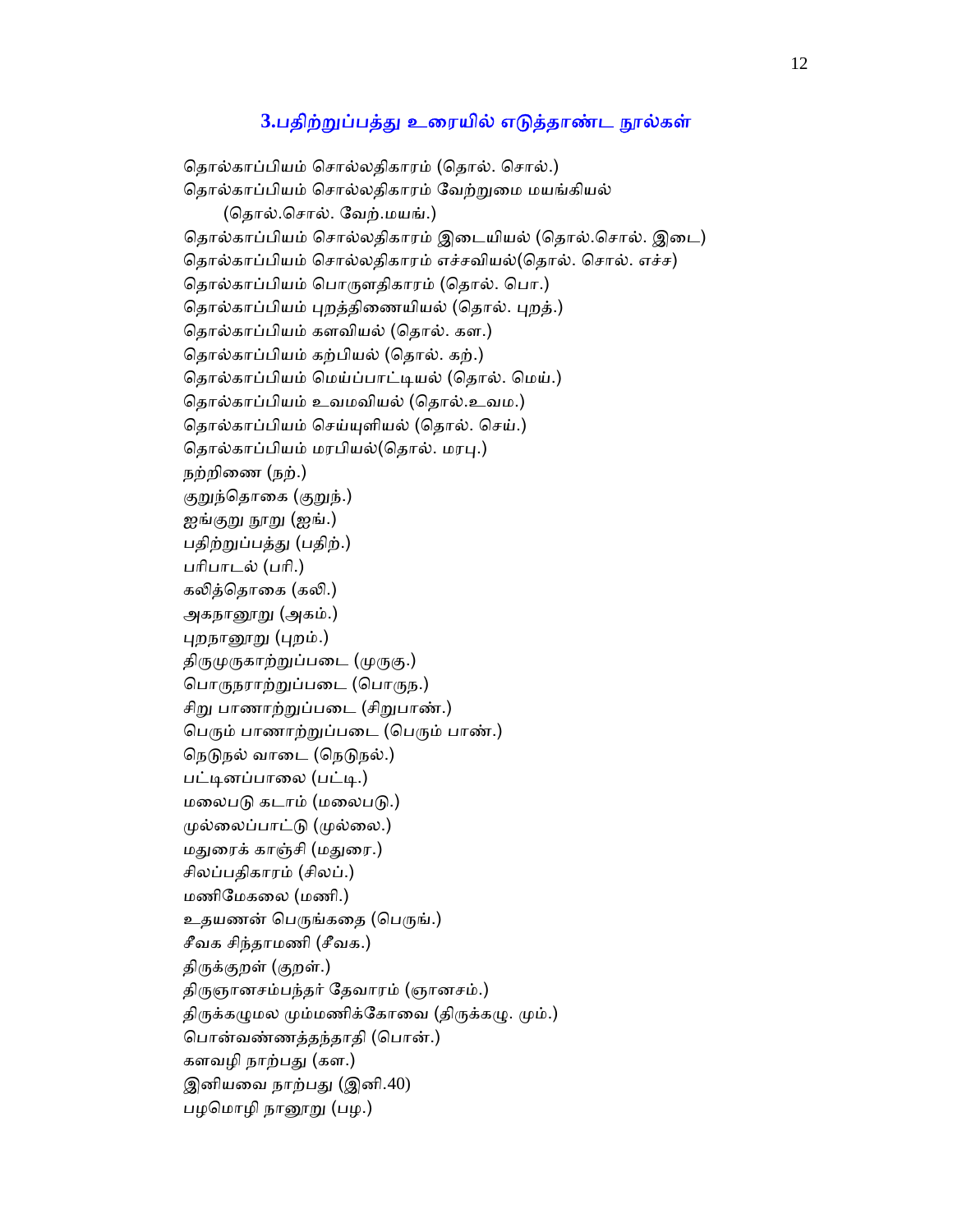## 3.பதிற்றுப்பத்து உரையில் எடுத்தாண்ட நூல்கள்

தொல்காப்பியம் சொல்லதிகாரம் (தொல். சொல்.)
தொல்காப்பியம் சொல்லதிகாரம் வேற்றுமை மயங்கியல்
(தொல்.சொல். வேற்.மயங்.)
தொல்காப்பியம் சொல்லதிகாரம் இடையியல் (தொல்.சொல். இடை)
தொல்காப்பியம் சொல்லதிகாரம் எச்சவியல்(தொல். சொல். எச்ச)
தொல்காப்பியம் பொருளதிகாரம் (தொல். பொ.)
தொல்காப்பியம் புறத்திணையியல் (தொல். புறத்.)
தொல்காப்பியம் களவியல் (தொல். கள.)
தொல்காப்பியம் கற்பியல் (தொல். கற்.)
தொல்காப்பியம் மெய்ப்பாட்டியல் (தொல். மெய்.)
தொல்காப்பியம் உவமவியல் (தொல்.உவம.)
தொல்காப்பியம் செய்யுளியல் (தொல். செய்.)
தொல்காப்பியம் மரபியல்(தொல். மரபு.)
நற்றிணை (நற்.)
குறுந்தொகை (குறுந்.)
ஐங்குறு நூறு (ஐங்.)
பதிற்றுப்பத்து (பதிற்.)
பரிபாடல் (பரி.)
கலித்தொகை (கலி.)
அகநானூறு (அகம்.)
புறநானூறு (புறம்.)
திருமுருகாற்றுப்படை (முருகு.)
பொருநராற்றுப்படை (பொருந.)
சிறு பாணாற்றுப்படை (சிறுபாண்.)
பெரும் பாணாற்றுப்படை (பெரும் பாண்.)
நெடுநல் வாடை (நெடுநல்.)
பட்டினப்பாலை (பட்டி.)
மலைபடு கடாம் (மலைபடு.)
முல்லைப்பாட்டு (முல்லை.)
மதுரைக் காஞ்சி (மதுரை.)
சிலப்பதிகாரம் (சிலப்.)
மணிமேகலை (மணி.)
உதயணன் பெருங்கதை (பெருங்.)
சீவக சிந்தாமணி (சீவக.)
திருக்குறள் (குறள்.)
திருஞானசம்பந்தர் தேவாரம் (ஞானசம்.)
திருக்கழுமல மும்மணிக்கோவை (திருக்கழு. மும்.)
பொன்வண்ணத்தந்தாதி (பொன்.)
களவழி நாற்பது (கள.)
இனியவை நாற்பது (இனி.40)
பழமொழி நானூறு (பழ.)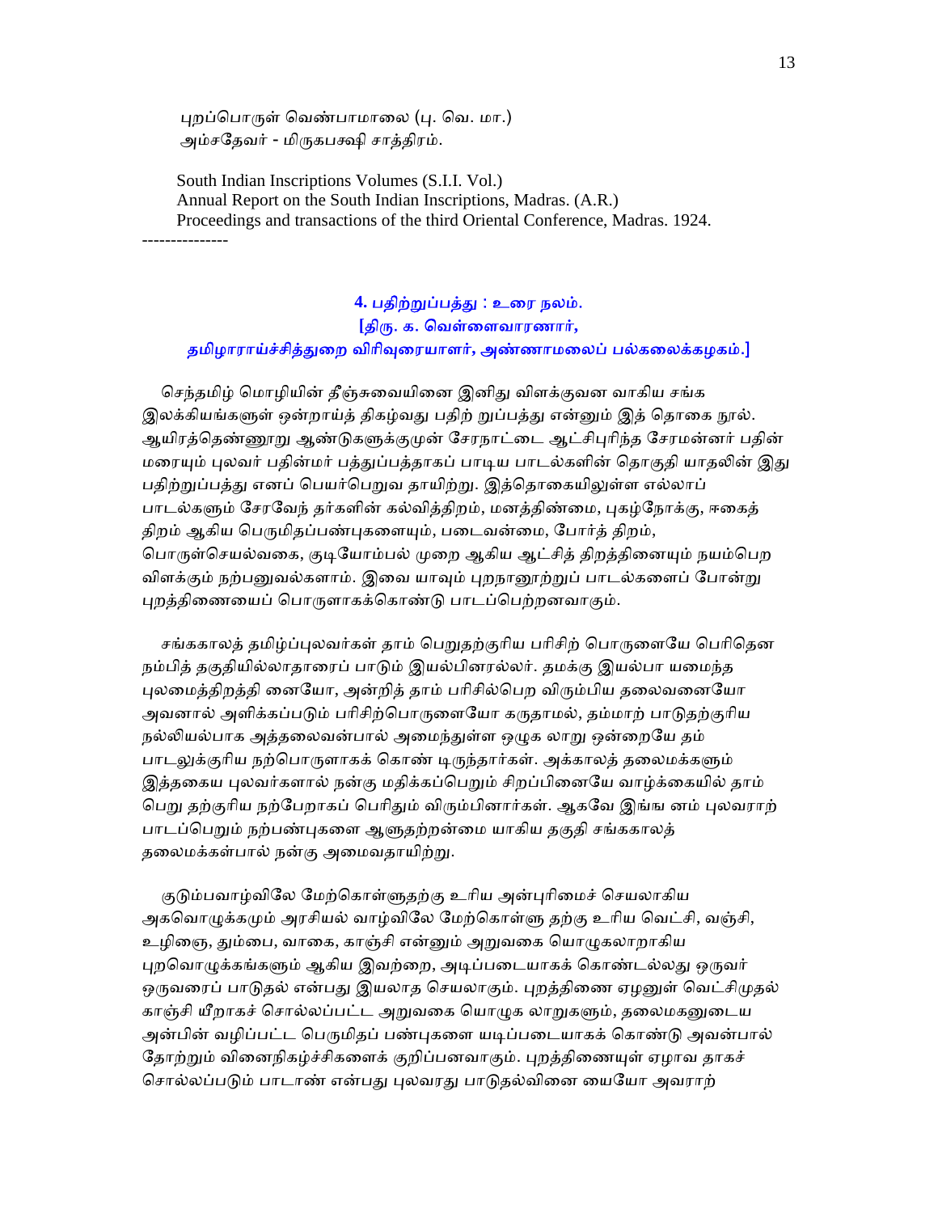புறப்பொருள் வெண்பாமாலை (பு. வெ. மா.)
அம்சதேவர் - மிருகபக்ஷி சாத்திரம்.

South Indian Inscriptions Volumes (S.I.I. Vol.)
Annual Report on the South Indian Inscriptions, Madras. (A.R.)
Proceedings and transactions of the third Oriental Conference, Madras. 1924.

---------------

## 4. பதிற்றுப்பத்து : உரை நலம்.
**[திரு. க. வெள்ளைவாரணார், தமிழாராய்ச்சித்துறை விரிவுரையாளர், அண்ணாமலைப் பல்கலைக்கழகம்.]**

செந்தமிழ் மொழியின் தீஞ்சுவையினை இனிது விளக்குவன வாகிய சங்க இலக்கியங்களுள் ஒன்றாய்த் திகழ்வது பதிற் றுப்பத்து என்னும் இத் தொகை நூல். ஆயிரத்தெண்ணூறு ஆண்டுகளுக்குமுன் சேரநாட்டை ஆட்சிபுரிந்த சேரமன்னர் பதின் மரையும் புலவர் பதின்மர் பத்துப்பத்தாகப் பாடிய பாடல்களின் தொகுதி யாதலின் இது பதிற்றுப்பத்து எனப் பெயர்பெறுவ தாயிற்று. இத்தொகையிலுள்ள எல்லாப் பாடல்களும் சேரவேந் தர்களின் கல்வித்திறம், மனத்திண்மை, புகழ்நோக்கு, ஈகைத் திறம் ஆகிய பெருமிதப்பண்புகளையும், படைவன்மை, போர்த் திறம், பொருள்செயல்வகை, குடியோம்பல் முறை ஆகிய ஆட்சித் திறத்தினையும் நயம்பெற விளக்கும் நற்பனுவல்களாம். இவை யாவும் புறநானூற்றுப் பாடல்களைப் போன்று புறத்திணையைப் பொருளாகக்கொண்டு பாடப்பெற்றனவாகும்.

சங்ககாலத் தமிழ்ப்புலவர்கள் தாம் பெறுதற்குரிய பரிசிற் பொருளையே பெரிதென நம்பித் தகுதியில்லாதாரைப் பாடும் இயல்பினரல்லர். தமக்கு இயல்பா யமைந்த புலமைத்திறத்தி னையோ, அன்றித் தாம் பரிசில்பெற விரும்பிய தலைவனையோ அவனால் அளிக்கப்படும் பரிசிற்பொருளையோ கருதாமல், தம்மாற் பாடுதற்குரிய நல்லியல்பாக அத்தலைவன்பால் அமைந்துள்ள ஒழுக லாறு ஒன்றையே தம் பாடலுக்குரிய நற்பொருளாகக் கொண் டிருந்தார்கள். அக்காலத் தலைமக்களும் இத்தகைய புலவர்களால் நன்கு மதிக்கப்பெறும் சிறப்பினையே வாழ்க்கையில் தாம் பெறு தற்குரிய நற்பேறாகப் பெரிதும் விரும்பினார்கள். ஆகவே இங்ஙனம் புலவராற் பாடப்பெறும் நற்பண்புகளை ஆளுதற்றன்மை யாகிய தகுதி சங்ககாலத் தலைமக்கள்பால் நன்கு அமைவதாயிற்று.

குடும்பவாழ்விலே மேற்கொள்ளுதற்கு உரிய அன்புரிமைச் செயலாகிய அகவொழுக்கமும் அரசியல் வாழ்விலே மேற்கொள்ளு தற்கு உரிய வெட்சி, வஞ்சி, உழிஞை, தும்பை, வாகை, காஞ்சி என்னும் அறுவகை யொழுகலாறாகிய புறவொழுக்கங்களும் ஆகிய இவற்றை, அடிப்படையாகக் கொண்டலல்லது ஒருவர் ஒருவரைப் பாடுதல் என்பது இயலாத செயலாகும். புறத்திணை ஏழனுள் வெட்சிமுதல் காஞ்சி யீறாகச் சொல்லப்பட்ட அறுவகை யொழுக லாறுகளும், தலைமகனுடைய அன்பின் வழிப்பட்ட பெருமிதப் பண்புகளை யடிப்படையாகக் கொண்டு அவன்பால் தோற்றும் வினைநிகழ்ச்சிகளைக் குறிப்பனவாகும். புறத்திணையுள் ஏழாவ தாகச் சொல்லப்படும் பாடாண் என்பது புலவரது பாடுதல்வினை யையோ அவராற்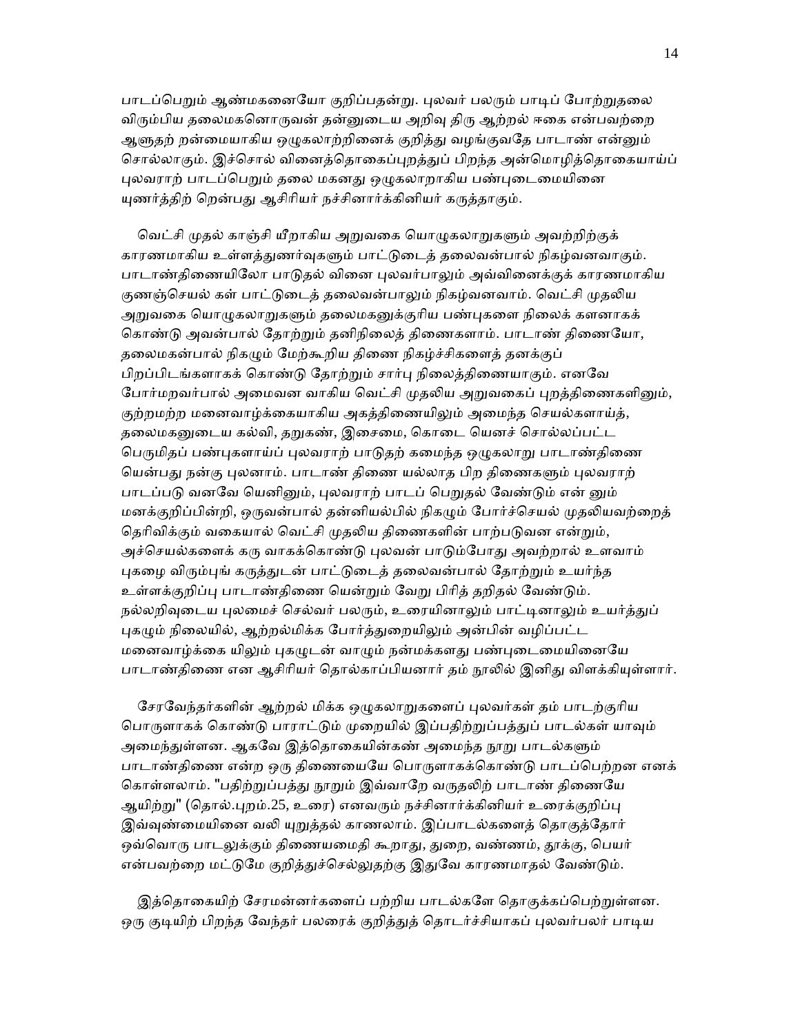பாடப்பெறும் ஆண்மகனையோ குறிப்பதன்று. புலவர் பலரும் பாடிப் போற்றுதலை விரும்பிய தலைமகனொருவன் தன்னுடைய அறிவு திரு ஆற்றல் ஈகை என்பவற்றை ஆளுதற் றன்மையாகிய ஒழுகலாற்றினைக் குறித்து வழங்குவதே பாடாண் என்னும் சொல்லாகும். இச்சொல் வினைத்தொகைப்புறத்துப் பிறந்த அன்மொழித்தொகையாய்ப் புலவராற் பாடப்பெறும் தலை மகனது ஒழுகலாறாகிய பண்புடைமையினை யுணர்த்திற் றென்பது ஆசிரியர் நச்சினார்க்கினியர் கருத்தாகும்.

வெட்சி முதல் காஞ்சி யீறாகிய அறுவகை யொழுகலாறுகளும் அவற்றிற்குக் காரணமாகிய உள்ளத்துணர்வுகளும் பாட்டுடைத் தலைவன்பால் நிகழ்வனவாகும். பாடாண்திணையிலோ பாடுதல் வினை புலவர்பாலும் அவ்வினைக்குக் காரணமாகிய குணஞ்செயல் கள் பாட்டுடைத் தலைவன்பாலும் நிகழ்வனவாம். வெட்சி முதலிய அறுவகை யொழுகலாறுகளும் தலைமகனுக்குரிய பண்புகளை நிலைக் களனாகக் கொண்டு அவன்பால் தோற்றும் தனிநிலைத் திணைகளாம். பாடாண் திணையோ, தலைமகன்பால் நிகழும் மேற்கூறிய திணை நிகழ்ச்சிகளைத் தனக்குப் பிறப்பிடங்களாகக் கொண்டு தோற்றும் சார்பு நிலைத்திணையாகும். எனவே போர்மறவர்பால் அமைவன வாகிய வெட்சி முதலிய அறுவகைப் புறத்திணைகளினும், குற்றமற்ற மனைவாழ்க்கையாகிய அகத்திணையிலும் அமைந்த செயல்களாய்த், தலைமகனுடைய கல்வி, தறுகண், இசைமை, கொடை யெனச் சொல்லப்பட்ட பெருமிதப் பண்புகளாய்ப் புலவராற் பாடுதற் கமைந்த ஒழுகலாறு பாடாண்திணை யென்பது நன்கு புலனாம். பாடாண் திணை யல்லாத பிற திணைகளும் புலவராற் பாடப்படு வனவே யெனினும், புலவராற் பாடப் பெறுதல் வேண்டும் என் னும் மனக்குறிப்பின்றி, ஒருவன்பால் தன்னியல்பில் நிகழும் போர்ச்செயல் முதலியவற்றைத் தெரிவிக்கும் வகையால் வெட்சி முதலிய திணைகளின் பாற்படுவன என்றும், அச்செயல்களைக் கரு வாகக்கொண்டு புலவன் பாடும்போது அவற்றால் உளவாம் புகழை விரும்புங் கருத்துடன் பாட்டுடைத் தலைவன்பால் தோற்றும் உயர்ந்த உள்ளக்குறிப்பு பாடாண்திணை யென்றும் வேறு பிரித் தறிதல் வேண்டும். நல்லறிவுடைய புலமைச் செல்வர் பலரும், உரையினாலும் பாட்டினாலும் உயர்த்துப் புகழும் நிலையில், ஆற்றல்மிக்க போர்த்துறையிலும் அன்பின் வழிப்பட்ட மனைவாழ்க்கை யிலும் புகழுடன் வாழும் நன்மக்களது பண்புடைமையினையே பாடாண்திணை என ஆசிரியர் தொல்காப்பியனார் தம் நூலில் இனிது விளக்கியுள்ளார்.

சேரவேந்தர்களின் ஆற்றல் மிக்க ஒழுகலாறுகளைப் புலவர்கள் தம் பாடற்குரிய பொருளாகக் கொண்டு பாராட்டும் முறையில் இப்பதிற்றுப்பத்துப் பாடல்கள் யாவும் அமைந்துள்ளன. ஆகவே இத்தொகையின்கண் அமைந்த நூறு பாடல்களும் பாடாண்திணை என்ற ஒரு திணையையே பொருளாகக்கொண்டு பாடப்பெற்றன எனக் கொள்ளலாம். "பதிற்றுப்பத்து நூறும் இவ்வாறே வருதலிற் பாடாண் திணையே ஆயிற்று" (தொல்.புறம்.25, உரை) எனவரும் நச்சினார்க்கினியர் உரைக்குறிப்பு இவ்வுண்மையினை வலி யுறுத்தல் காணலாம். இப்பாடல்களைத் தொகுத்தோர் ஒவ்வொரு பாடலுக்கும் திணையமைதி கூறாது, துறை, வண்ணம், தூக்கு, பெயர் என்பவற்றை மட்டுமே குறித்துச்செல்லுதற்கு இதுவே காரணமாதல் வேண்டும்.

இத்தொகையிற் சேரமன்னர்களைப் பற்றிய பாடல்களே தொகுக்கப்பெற்றுள்ளன. ஒரு குடியிற் பிறந்த வேந்தர் பலரைக் குறித்துத் தொடர்ச்சியாகப் புலவர்பலர் பாடிய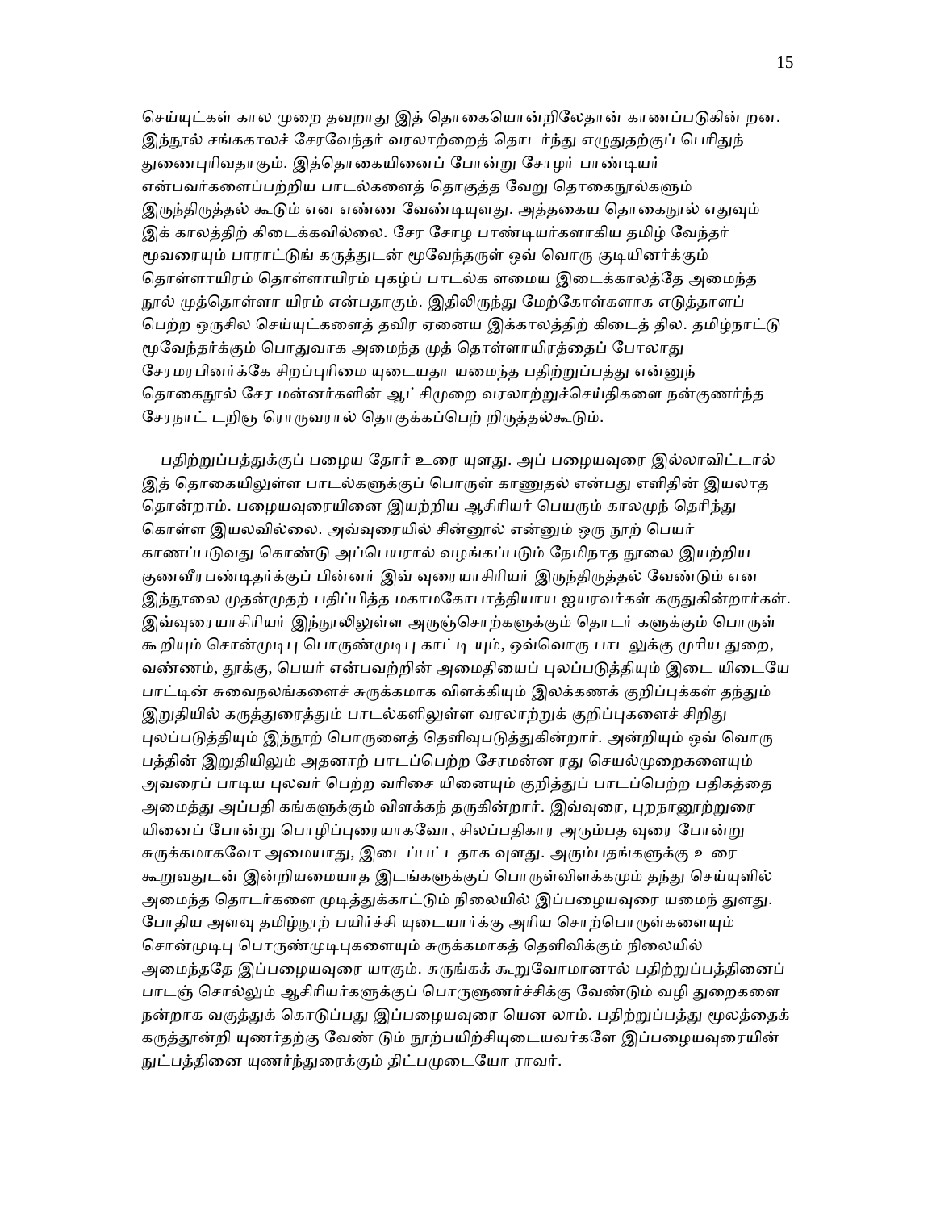செய்யுட்கள் கால முறை தவறாது இத் தொகையொன்றிலேதான் காணப்படுகின் றன. இந்நூல் சங்ககாலச் சேரவேந்தர் வரலாற்றைத் தொடர்ந்து எழுதுதற்குப் பெரிதுந் துணைபுரிவதாகும். இத்தொகையினைப் போன்று சோழர் பாண்டியர் என்பவர்களைப்பற்றிய பாடல்களைத் தொகுத்த வேறு தொகைநூல்களும் இருந்திருத்தல் கூடும் என எண்ண வேண்டியுளது. அத்தகைய தொகைநூல் எதுவும் இக் காலத்திற் கிடைக்கவில்லை. சேர சோழ பாண்டியர்களாகிய தமிழ் வேந்தர் மூவரையும் பாராட்டுங் கருத்துடன் மூவேந்தருள் ஒவ் வொரு குடியினர்க்கும் தொள்ளாயிரம் தொள்ளாயிரம் புகழ்ப் பாடல்க ளமைய இடைக்காலத்தே அமைந்த நூல் முத்தொள்ளா யிரம் என்பதாகும். இதிலிருந்து மேற்கோள்களாக எடுத்தாளப் பெற்ற ஒருசில செய்யுட்களைத் தவிர ஏனைய இக்காலத்திற் கிடைத் தில. தமிழ்நாட்டு மூவேந்தர்க்கும் பொதுவாக அமைந்த முத் தொள்ளாயிரத்தைப் போலாது சேரமரபினர்க்கே சிறப்புரிமை யுடையதா யமைந்த பதிற்றுப்பத்து என்னுந் தொகைநூல் சேர மன்னர்களின் ஆட்சிமுறை வரலாற்றுச்செய்திகளை நன்குணர்ந்த சேரநாட் டறிஞ ரொருவரால் தொகுக்கப்பெற் றிருத்தல்கூடும்.

பதிற்றுப்பத்துக்குப் பழைய தோர் உரை யுளது. அப் பழையவுரை இல்லாவிட்டால் இத் தொகையிலுள்ள பாடல்களுக்குப் பொருள் காணுதல் என்பது எளிதின் இயலாத தொன்றாம். பழையவுரையினை இயற்றிய ஆசிரியர் பெயரும் காலமுந் தெரிந்து கொள்ள இயலவில்லை. அவ்வுரையில் சின்னூல் என்னும் ஒரு நூற் பெயர் காணப்படுவது கொண்டு அப்பெயரால் வழங்கப்படும் நேமிநாத நூலை இயற்றிய குணவீரபண்டிதர்க்குப் பின்னர் இவ் வுரையாசிரியர் இருந்திருத்தல் வேண்டும் என இந்நூலை முதன்முதற் பதிப்பித்த மகாமகோபாத்தியாய ஐயரவர்கள் கருதுகின்றார்கள். இவ்வுரையாசிரியர் இந்நூலிலுள்ள அருஞ்சொற்களுக்கும் தொடர் களுக்கும் பொருள் கூறியும் சொன்முடிபு பொருண்முடிபு காட்டி யும், ஒவ்வொரு பாடலுக்கு முரிய துறை, வண்ணம், தூக்கு, பெயர் என்பவற்றின் அமைதியைப் புலப்படுத்தியும் இடை யிடையே பாட்டின் சுவைநலங்களைச் சுருக்கமாக விளக்கியும் இலக்கணக் குறிப்புக்கள் தந்தும் இறுதியில் கருத்துரைத்தும் பாடல்களிலுள்ள வரலாற்றுக் குறிப்புகளைச் சிறிது புலப்படுத்தியும் இந்நூற் பொருளைத் தெளிவுபடுத்துகின்றார். அன்றியும் ஒவ் வொரு பத்தின் இறுதியிலும் அதனாற் பாடப்பெற்ற சேரமன்ன ரது செயல்முறைகளையும் அவரைப் பாடிய புலவர் பெற்ற வரிசை யினையும் குறித்துப் பாடப்பெற்ற பதிகத்தை அமைத்து அப்பதி கங்களுக்கும் விளக்கந் தருகின்றார். இவ்வுரை, புறநானூற்றுரை யினைப் போன்று பொழிப்புரையாகவோ, சிலப்பதிகார அரும்பத வுரை போன்று சுருக்கமாகவோ அமையாது, இடைப்பட்டதாக வுளது. அரும்பதங்களுக்கு உரை கூறுவதுடன் இன்றியமையாத இடங்களுக்குப் பொருள்விளக்கமும் தந்து செய்யுளில் அமைந்த தொடர்களை முடித்துக்காட்டும் நிலையில் இப்பழையவுரை யமைந் துளது. போதிய அளவு தமிழ்நூற் பயிர்ச்சி யுடையார்க்கு அரிய சொற்பொருள்களையும் சொன்முடிபு பொருண்முடிபுகளையும் சுருக்கமாகத் தெளிவிக்கும் நிலையில் அமைந்ததே இப்பழையவுரை யாகும். சுருங்கக் கூறுவோமானால் பதிற்றுப்பத்தினைப் பாடஞ் சொல்லும் ஆசிரியர்களுக்குப் பொருளுணர்ச்சிக்கு வேண்டும் வழி துறைகளை நன்றாக வகுத்துக் கொடுப்பது இப்பழையவுரை யென லாம். பதிற்றுப்பத்து மூலத்தைக் கருத்தூன்றி யுணர்தற்கு வேண் டும் நூற்பயிற்சியுடையவர்களே இப்பழையவுரையின் நுட்பத்தினை யுணர்ந்துரைக்கும் திட்பமுடையோ ராவர்.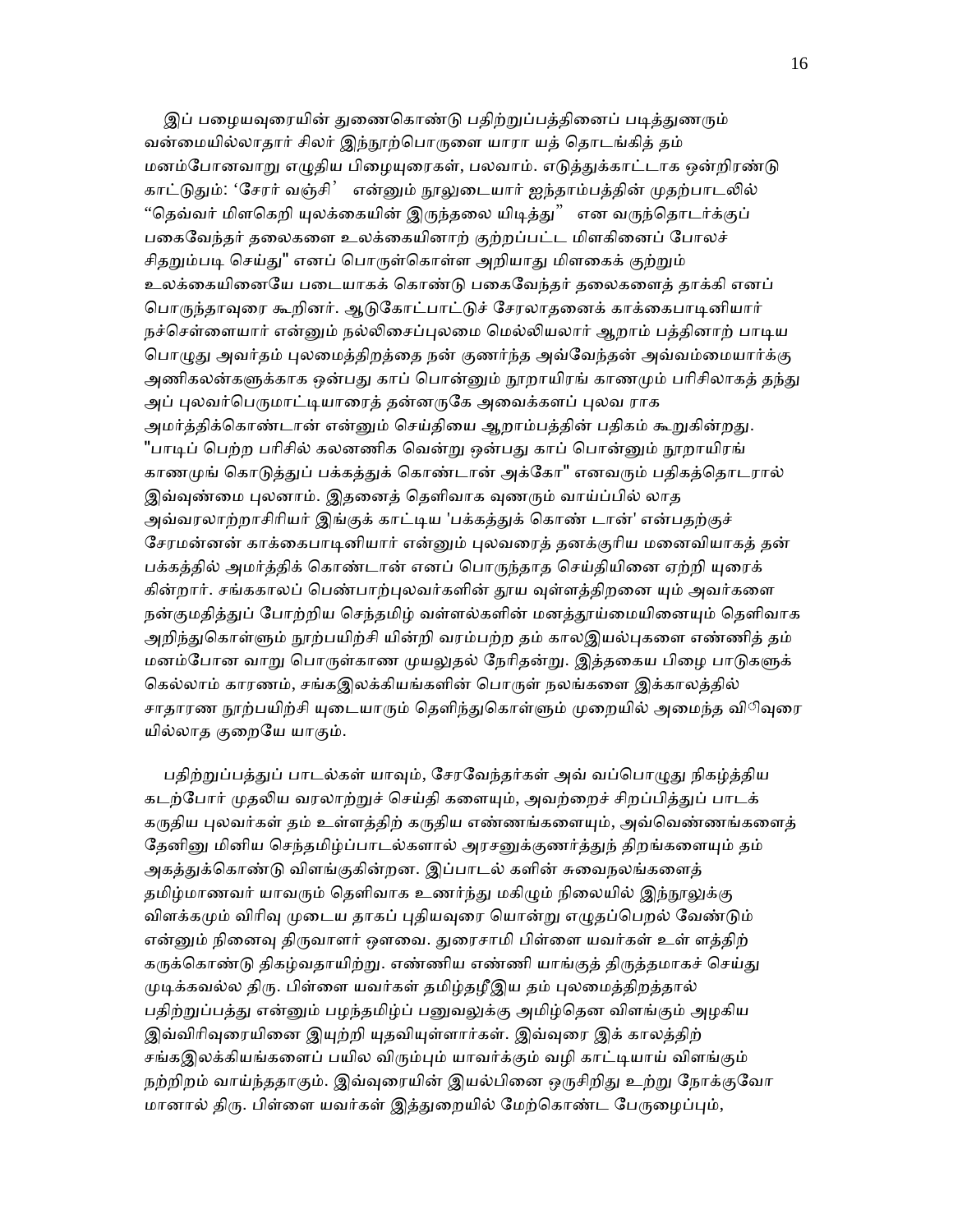இப் பழையவுரையின் துணைகொண்டு பதிற்றுப்பத்தினைப் படித்துணரும் வன்மையில்லாதார் சிலர் இந்நூற்பொருளை யாரா யத் தொடங்கித் தம் மனம்போனவாறு எழுதிய பிழையுரைகள், பலவாம். எடுத்துக்காட்டாக ஒன்றிரண்டு காட்டுதும்: 'சேரர் வஞ்சி' என்னும் நூலுடையார் ஐந்தாம்பத்தின் முதற்பாடலில் "தெவ்வர் மிளகெறி யுலக்கையின் இருந்தலை யிடித்து" என வருந்தொடர்க்குப் பகைவேந்தர் தலைகளை உலக்கையினாற் குற்றப்பட்ட மிளகினைப் போலச் சிதறும்படி செய்து" எனப் பொருள்கொள்ள அறியாது மிளகைக் குற்றும் உலக்கையினையே படையாகக் கொண்டு பகைவேந்தர் தலைகளைத் தாக்கி எனப் பொருந்தாவுரை கூறினர். ஆடுகோட்பாட்டுச் சேரலாதனைக் காக்கைபாடினியார் நச்செள்ளையார் என்னும் நல்லிசைப்புலமை மெல்லியலார் ஆறாம் பத்தினாற் பாடிய பொழுது அவர்தம் புலமைத்திறத்தை நன் குணர்ந்த அவ்வேந்தன் அவ்வம்மையார்க்கு அணிகலன்களுக்காக ஒன்பது காப் பொன்னும் நூறாயிரங் காணமும் பரிசிலாகத் தந்து அப் புலவர்பெருமாட்டியாரைத் தன்னருகே அவைக்களப் புலவ ராக அமர்த்திக்கொண்டான் என்னும் செய்தியை ஆறாம்பத்தின் பதிகம் கூறுகின்றது. "பாடிப் பெற்ற பரிசில் கலனணிக வென்று ஒன்பது காப் பொன்னும் நூறாயிரங் காணமுங் கொடுத்துப் பக்கத்துக் கொண்டான் அக்கோ" எனவரும் பதிகத்தொடரால் இவ்வுண்மை புலனாம். இதனைத் தெளிவாக வுணரும் வாய்ப்பில் லாத அவ்வரலாற்றாசிரியர் இங்குக் காட்டிய 'பக்கத்துக் கொண் டான்' என்பதற்குச் சேரமன்னன் காக்கைபாடினியார் என்னும் புலவரைத் தனக்குரிய மனைவியாகத் தன் பக்கத்தில் அமர்த்திக் கொண்டான் எனப் பொருந்தாத செய்தியினை ஏற்றி யுரைக் கின்றார். சங்ககாலப் பெண்பாற்புலவர்களின் தூய வுள்ளத்திறனை யும் அவர்களை நன்குமதித்துப் போற்றிய செந்தமிழ் வள்ளல்களின் மனத்தூய்மையினையும் தெளிவாக அறிந்துகொள்ளும் நூற்பயிற்சி யின்றி வரம்பற்ற தம் காலஇயல்புகளை எண்ணித் தம் மனம்போன வாறு பொருள்காண முயலுதல் நேரிதன்று. இத்தகைய பிழை பாடுகளுக் கெல்லாம் காரணம், சங்கஇலக்கியங்களின் பொருள் நலங்களை இக்காலத்தில் சாதாரண நூற்பயிற்சி யுடையாரும் தெளிந்துகொள்ளும் முறையில் அமைந்த விரிவுரை யில்லாத குறையே யாகும்.

பதிற்றுப்பத்துப் பாடல்கள் யாவும், சேரவேந்தர்கள் அவ் வப்பொழுது நிகழ்த்திய கடற்போர் முதலிய வரலாற்றுச் செய்தி களையும், அவற்றைச் சிறப்பித்துப் பாடக் கருதிய புலவர்கள் தம் உள்ளத்திற் கருதிய எண்ணங்களையும், அவ்வெண்ணங்களைத் தேனினு மினிய செந்தமிழ்ப்பாடல்களால் அரசனுக்குணர்த்துந் திறங்களையும் தம் அகத்துக்கொண்டு விளங்குகின்றன. இப்பாடல் களின் சுவைநலங்களைத் தமிழ்மாணவர் யாவரும் தெளிவாக உணர்ந்து மகிழும் நிலையில் இந்நூலுக்கு விளக்கமும் விரிவு முடைய தாகப் புதியவுரை யொன்று எழுதப்பெறல் வேண்டும் என்னும் நினைவு திருவாளர் ஔவை. துரைசாமி பிள்ளை யவர்கள் உள் ளத்திற் கருக்கொண்டு திகழ்வதாயிற்று. எண்ணிய எண்ணி யாங்குத் திருத்தமாகச் செய்து முடிக்கவல்ல திரு. பிள்ளை யவர்கள் தமிழ்தழீஇய தம் புலமைத்திறத்தால் பதிற்றுப்பத்து என்னும் பழந்தமிழ்ப் பனுவலுக்கு அமிழ்தென விளங்கும் அழகிய இவ்விரிவுரையினை இயுற்றி யுதவியுள்ளார்கள். இவ்வுரை இக் காலத்திற் சங்கஇலக்கியங்களைப் பயில விரும்பும் யாவர்க்கும் வழி காட்டியாய் விளங்கும் நற்றிறம் வாய்ந்ததாகும். இவ்வுரையின் இயல்பினை ஒருசிறிது உற்று நோக்குவோ மானால் திரு. பிள்ளை யவர்கள் இத்துறையில் மேற்கொண்ட பேருழைப்பும்,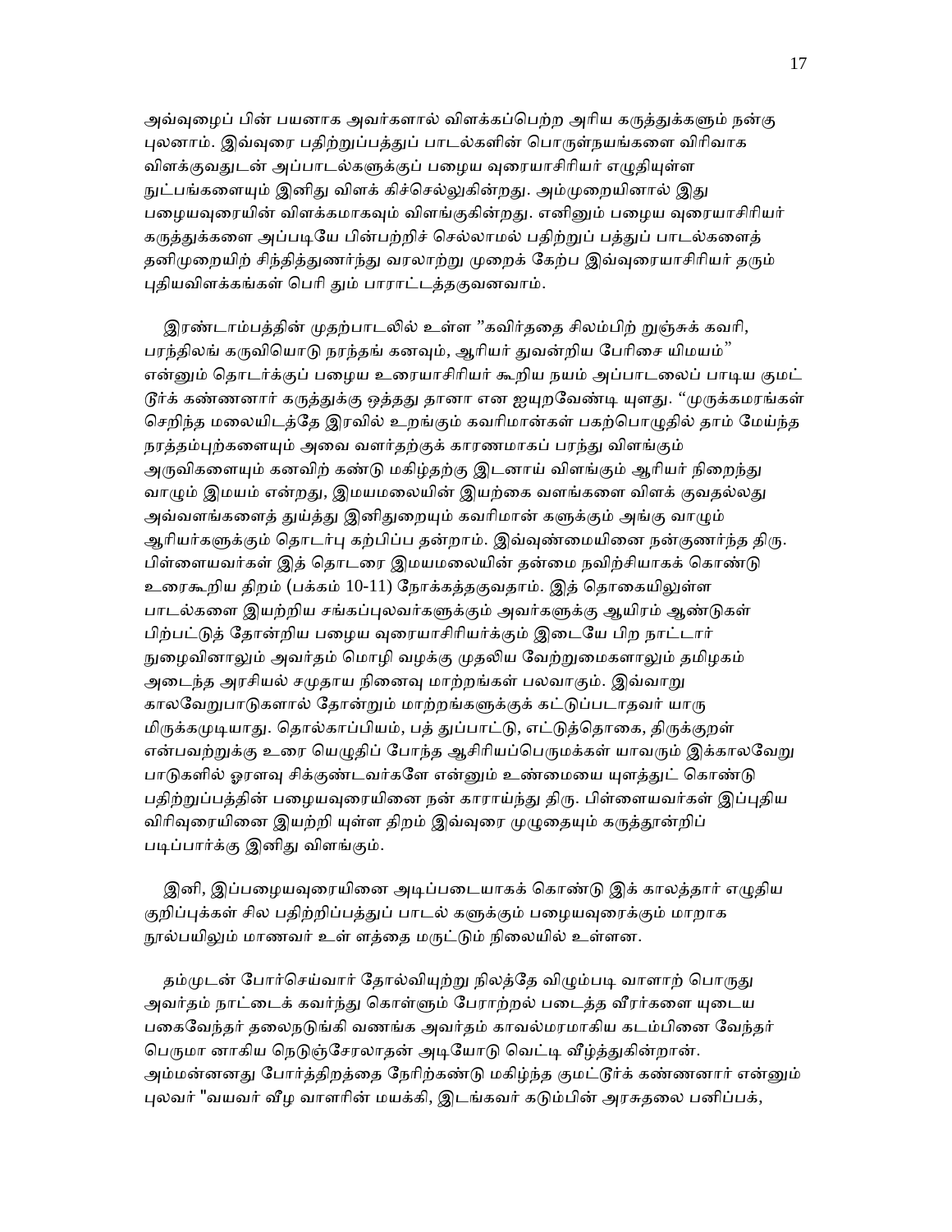அவ்வுழைப் பின் பயனாக அவர்களால் விளக்கப்பெற்ற அரிய கருத்துக்களும் நன்கு புலனாம். இவ்வுரை பதிற்றுப்பத்துப் பாடல்களின் பொருள்நயங்களை விரிவாக விளக்குவதுடன் அப்பாடல்களுக்குப் பழைய வுரையாசிரியர் எழுதியுள்ள நுட்பங்களையும் இனிது விளக் கிச்செல்லுகின்றது. அம்முறையினால் இது பழையவுரையின் விளக்கமாகவும் விளங்குகின்றது. எனினும் பழைய வுரையாசிரியர் கருத்துக்களை அப்படியே பின்பற்றிச் செல்லாமல் பதிற்றுப் பத்துப் பாடல்களைத் தனிமுறையிற் சிந்தித்துணர்ந்து வரலாற்று முறைக் கேற்ப இவ்வுரையாசிரியர் தரும் புதியவிளக்கங்கள் பெரி தும் பாராட்டத்தகுவனவாம்.

இரண்டாம்பத்தின் முதற்பாடலில் உள்ள "கவிர்ததை சிலம்பிற் றுஞ்சுக் கவரி, பரந்திலங் கருவியொடு நரந்தங் கனவும், ஆரியர் துவன்றிய பேரிசை யிமயம்" என்னும் தொடர்க்குப் பழைய உரையாசிரியர் கூறிய நயம் அப்பாடலைப் பாடிய குமட்டூர்க் கண்ணனார் கருத்துக்கு ஒத்தது தானா என ஐயுறவேண்டி யுளது. "முருக்கமரங்கள் செறிந்த மலையிடத்தே இரவில் உறங்கும் கவரிமான்கள் பகற்பொழுதில் தாம் மேய்ந்த நரத்தம்புற்களையும் அவை வளர்தற்குக் காரணமாகப் பரந்து விளங்கும் அருவிகளையும் கனவிற் கண்டு மகிழ்தற்கு இடனாய் விளங்கும் ஆரியர் நிறைந்து வாழும் இமயம் என்றது, இமயமலையின் இயற்கை வளங்களை விளக் குவதல்லது அவ்வளங்களைத் துய்த்து இனிதுறையும் கவரிமான் களுக்கும் அங்கு வாழும் ஆரியர்களுக்கும் தொடர்பு கற்பிப்ப தன்றாம். இவ்வுண்மையினை நன்குணர்ந்த திரு. பிள்ளையவர்கள் இத் தொடரை இமயமலையின் தன்மை நவிற்சியாகக் கொண்டு உரைகூறிய திறம் (பக்கம் 10-11) நோக்கத்தகுவதாம். இத் தொகையிலுள்ள பாடல்களை இயற்றிய சங்கப்புலவர்களுக்கும் அவர்களுக்கு ஆயிரம் ஆண்டுகள் பிற்பட்டுத் தோன்றிய பழைய வுரையாசிரியர்க்கும் இடையே பிற நாட்டார் நுழைவினாலும் அவர்தம் மொழி வழக்கு முதலிய வேற்றுமைகளாலும் தமிழகம் அடைந்த அரசியல் சமுதாய நினைவு மாற்றங்கள் பலவாகும். இவ்வாறு காலவேறுபாடுகளால் தோன்றும் மாற்றங்களுக்குக் கட்டுப்படாதவர் யாரு மிருக்கமுடியாது. தொல்காப்பியம், பத் துப்பாட்டு, எட்டுத்தொகை, திருக்குறள் என்பவற்றுக்கு உரை யெழுதிப் போந்த ஆசிரியப்பெருமக்கள் யாவரும் இக்காலவேறு பாடுகளில் ஓரளவு சிக்குண்டவர்களே என்னும் உண்மையை யுளத்துட் கொண்டு பதிற்றுப்பத்தின் பழையவுரையினை நன் காராய்ந்து திரு. பிள்ளையவர்கள் இப்புதிய விரிவுரையினை இயற்றி யுள்ள திறம் இவ்வுரை முழுதையும் கருத்தூன்றிப் படிப்பார்க்கு இனிது விளங்கும்.

இனி, இப்பழையவுரையினை அடிப்படையாகக் கொண்டு இக் காலத்தார் எழுதிய குறிப்புக்கள் சில பதிற்றிப்பத்துப் பாடல் களுக்கும் பழையவுரைக்கும் மாறாக நூல்பயிலும் மாணவர் உள் ளத்தை மருட்டும் நிலையில் உள்ளன.

தம்முடன் போர்செய்வார் தோல்வியுற்று நிலத்தே விழும்படி வாளாற் பொருது அவர்தம் நாட்டைக் கவர்ந்து கொள்ளும் பேராற்றல் படைத்த வீரர்களை யுடைய பகைவேந்தர் தலைநடுங்கி வணங்க அவர்தம் காவல்மரமாகிய கடம்பினை வேந்தர் பெருமா னாகிய நெடுஞ்சேரலாதன் அடியோடு வெட்டி வீழ்த்துகின்றான். அம்மன்னனது போர்த்திறத்தை நேரிற்கண்டு மகிழ்ந்த குமட்டூர்க் கண்ணனார் என்னும் புலவர் "வயவர் வீழ வாளரின் மயக்கி, இடங்கவர் கடும்பின் அரசுதலை பனிப்பக்,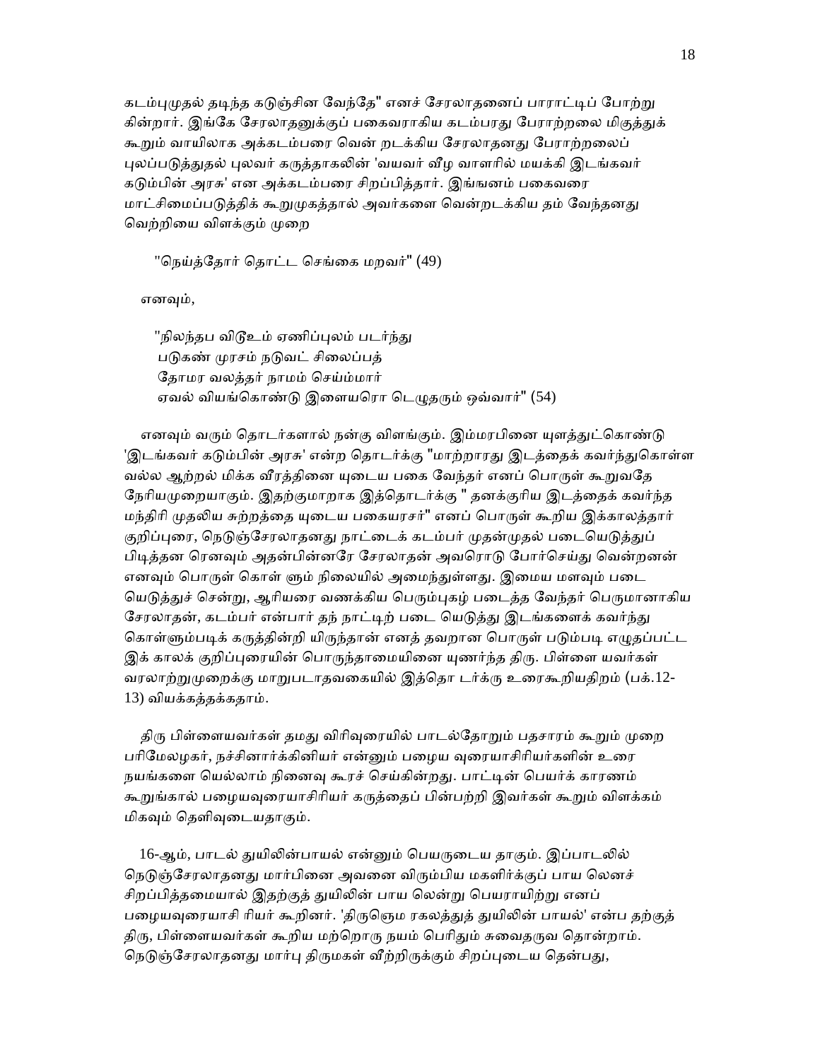கடம்புமுதல் தடிந்த கடுஞ்சின வேந்தே" எனச் சேரலாதனைப் பாராட்டிப் போற்று கின்றார். இங்கே சேரலாதனுக்குப் பகைவராகிய கடம்பரது பேராற்றலை மிகுத்துக் கூறும் வாயிலாக அக்கடம்பரை வென் றடக்கிய சேரலாதனது பேராற்றலைப் புலப்படுத்துதல் புலவர் கருத்தாகலின் 'வயவர் வீழ வாளரில் மயக்கி இடங்கவர் கடும்பின் அரசு' என அக்கடம்பரை சிறப்பித்தார். இங்ஙனம் பகைவரை மாட்சிமைப்படுத்திக் கூறுமுகத்தால் அவர்களை வென்றடக்கிய தம் வேந்தனது வெற்றியை விளக்கும் முறை

"நெய்த்தோர் தொட்ட செங்கை மறவர்" (49)

எனவும்,

"நிலந்தப விடூஉம் ஏணிப்புலம் படர்ந்து
படுகண் முரசம் நடுவட் சிலைப்பத்
தோமர வலத்தர் நாமம் செய்ம்மார்
ஏவல் வியங்கொண்டு இளையரொ டெழுதரும் ஒவ்வார்" (54)

எனவும் வரும் தொடர்களால் நன்கு விளங்கும். இம்மரபினை யுளத்துட்கொண்டு 'இடங்கவர் கடும்பின் அரசு' என்ற தொடர்க்கு "மாற்றாரது இடத்தைக் கவர்ந்துகொள்ள வல்ல ஆற்றல் மிக்க வீரத்தினை யுடைய பகை வேந்தர் எனப் பொருள் கூறுவதே நேரியமுறையாகும். இதற்குமாறாக இத்தொடர்க்கு " தனக்குரிய இடத்தைக் கவர்ந்த மந்திரி முதலிய சுற்றத்தை யுடைய பகையரசர்" எனப் பொருள் கூறிய இக்காலத்தார் குறிப்புரை, நெடுஞ்சேரலாதனது நாட்டைக் கடம்பர் முதன்முதல் படையெடுத்துப் பிடித்தன ரெனவும் அதன்பின்னரே சேரலாதன் அவரொடு போர்செய்து வென்றனன் எனவும் பொருள் கொள் ளும் நிலையில் அமைந்துள்ளது. இமைய மளவும் படை யெடுத்துச் சென்று, ஆரியரை வணக்கிய பெரும்புகழ் படைத்த வேந்தர் பெருமானாகிய சேரலாதன், கடம்பர் என்பார் தந் நாட்டிற் படை யெடுத்து இடங்களைக் கவர்ந்து கொள்ளும்படிக் கருத்தின்றி யிருந்தான் எனத் தவறான பொருள் படும்படி எழுதப்பட்ட இக் காலக் குறிப்புரையின் பொருந்தாமையினை யுணர்ந்த திரு. பிள்ளை யவர்கள் வரலாற்றுமுறைக்கு மாறுபடாதவகையில் இத்தொ டர்க்கு உரைகூறியதிறம் (பக்.12-13) வியக்கத்தக்கதாம்.

திரு பிள்ளையவர்கள் தமது விரிவுரையில் பாடல்தோறும் பதசாரம் கூறும் முறை பரிமேலழகர், நச்சினார்க்கினியர் என்னும் பழைய வுரையாசிரியர்களின் உரை நயங்களை யெல்லாம் நினைவு கூரச் செய்கின்றது. பாட்டின் பெயர்க் காரணம் கூறுங்கால் பழையவுரையாசிரியர் கருத்தைப் பின்பற்றி இவர்கள் கூறும் விளக்கம் மிகவும் தெளிவுடையதாகும்.

16-ஆம், பாடல் துயிலின்பாயல் என்னும் பெயருடைய தாகும். இப்பாடலில் நெடுஞ்சேரலாதனது மார்பினை அவனை விரும்பிய மகளிர்க்குப் பாய லெனச் சிறப்பித்தமையால் இதற்குத் துயிலின் பாய லென்று பெயராயிற்று எனப் பழையவுரையாசி ரியர் கூறினர். 'திருஞெம ரகலத்துத் துயிலின் பாயல்' என்ப தற்குத் திரு, பிள்ளையவர்கள் கூறிய மற்றொரு நயம் பெரிதும் சுவைதருவ தொன்றாம். நெடுஞ்சேரலாதனது மார்பு திருமகள் வீற்றிருக்கும் சிறப்புடைய தென்பது,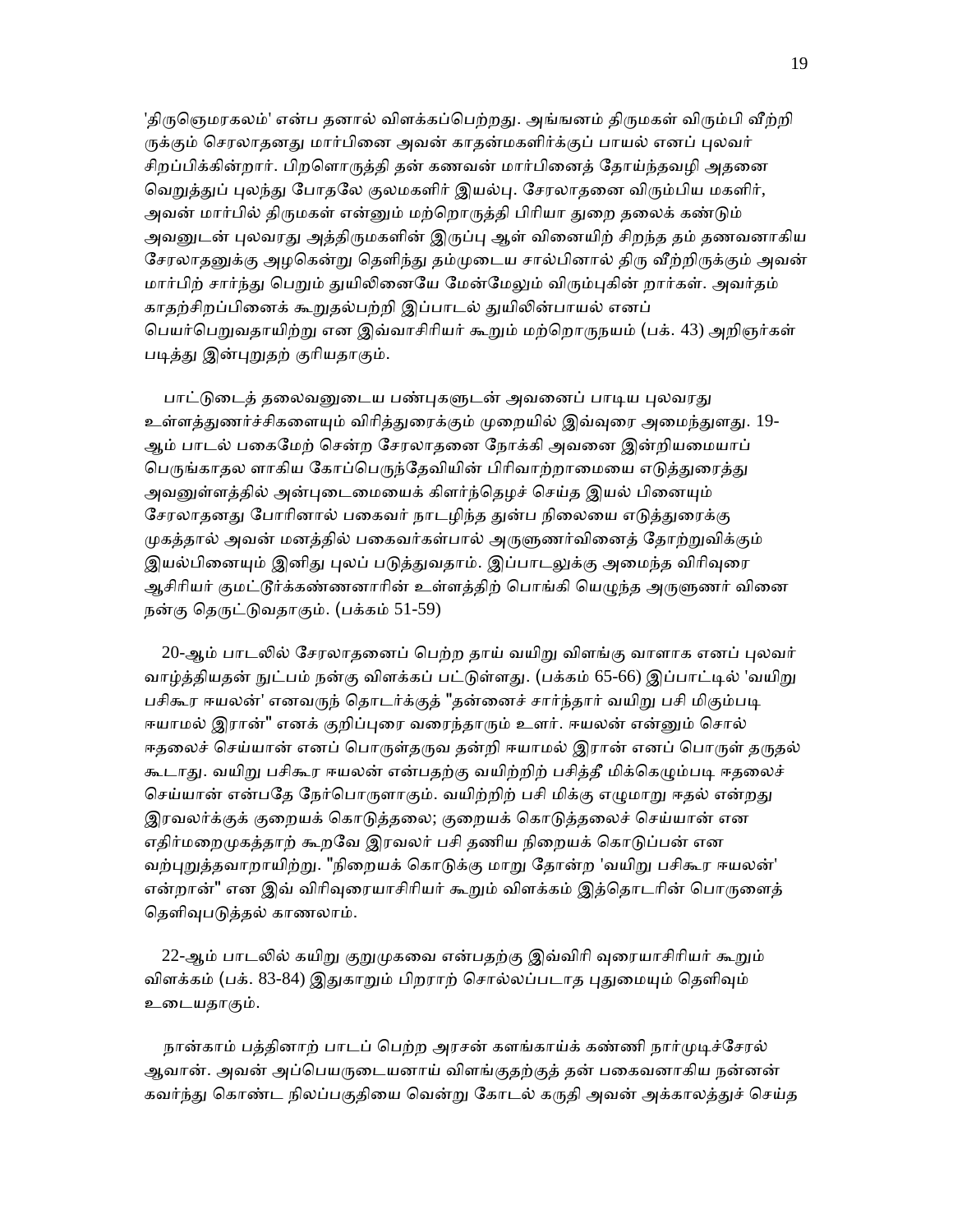'திருஞெமரகலம்' என்ப தனால் விளக்கப்பெற்றது. அங்ஙனம் திருமகள் விரும்பி வீற்றி ருக்கும் செரலாதனது மார்பினை அவன் காதன்மகளிர்க்குப் பாயல் எனப் புலவர் சிறப்பிக்கின்றார். பிறளொருத்தி தன் கணவன் மார்பினைத் தோய்ந்தவழி அதனை வெறுத்துப் புலந்து போதலே குலமகளிர் இயல்பு. சேரலாதனை விரும்பிய மகளிர், அவன் மார்பில் திருமகள் என்னும் மற்றொருத்தி பிரியா துறை தலைக் கண்டும் அவனுடன் புலவரது அத்திருமகளின் இருப்பு ஆள் வினையிற் சிறந்த தம் தணவனாகிய சேரலாதனுக்கு அழகென்று தெளிந்து தம்முடைய சால்பினால் திரு வீற்றிருக்கும் அவன் மார்பிற் சார்ந்து பெறும் துயிலினையே மேன்மேலும் விரும்புகின் றார்கள். அவர்தம் காதற்சிறப்பினைக் கூறுதல்பற்றி இப்பாடல் துயிலின்பாயல் எனப் பெயர்பெறுவதாயிற்று என இவ்வாசிரியர் கூறும் மற்றொருநயம் (பக். 43) அறிஞர்கள் படித்து இன்புறுதற் குரியதாகும்.

பாட்டுடைத் தலைவனுடைய பண்புகளுடன் அவனைப் பாடிய புலவரது உள்ளத்துணர்ச்சிகளையும் விரித்துரைக்கும் முறையில் இவ்வுரை அமைந்துளது. 19-ஆம் பாடல் பகைமேற் சென்ற சேரலாதனை நோக்கி அவனை இன்றியமையாப் பெருங்காதல ளாகிய கோப்பெருந்தேவியின் பிரிவாற்றாமையை எடுத்துரைத்து அவனுள்ளத்தில் அன்புடைமையைக் கிளர்ந்தெழச் செய்த இயல் பினையும் சேரலாதனது போரினால் பகைவர் நாடழிந்த துன்ப நிலையை எடுத்துரைக்கு முகத்தால் அவன் மனத்தில் பகைவர்கள்பால் அருளுணர்வினைத் தோற்றுவிக்கும் இயல்பினையும் இனிது புலப் படுத்துவதாம். இப்பாடலுக்கு அமைந்த விரிவுரை ஆசிரியர் குமட்டூர்க்கண்ணனாரின் உள்ளத்திற் பொங்கி யெழுந்த அருளுணர் வினை நன்கு தெருட்டுவதாகும். (பக்கம் 51-59)

20-ஆம் பாடலில் சேரலாதனைப் பெற்ற தாய் வயிறு விளங்கு வாளாக எனப் புலவர் வாழ்த்தியதன் நுட்பம் நன்கு விளக்கப் பட்டுள்ளது. (பக்கம் 65-66) இப்பாட்டில் 'வயிறு பசிகூர ஈயலன்' எனவருந் தொடர்க்குத் "தன்னைச் சார்ந்தார் வயிறு பசி மிகும்படி ஈயாமல் இரான்" எனக் குறிப்புரை வரைந்தாரும் உளர். ஈயலன் என்னும் சொல் ஈதலைச் செய்யான் எனப் பொருள்தருவ தன்றி ஈயாமல் இரான் எனப் பொருள் தருதல் கூடாது. வயிறு பசிகூர ஈயலன் என்பதற்கு வயிற்றிற் பசித்தீ மிக்கெழும்படி ஈதலைச் செய்யான் என்பதே நேர்பொருளாகும். வயிற்றிற் பசி மிக்கு எழுமாறு ஈதல் என்றது இரவலர்க்குக் குறையக் கொடுத்தலை; குறையக் கொடுத்தலைச் செய்யான் என எதிர்மறைமுகத்தாற் கூறவே இரவலர் பசி தணிய நிறையக் கொடுப்பன் என வற்புறுத்தவாறாயிற்று. "நிறையக் கொடுக்கு மாறு தோன்ற 'வயிறு பசிகூர ஈயலன்' என்றான்" என இவ் விரிவுரையாசிரியர் கூறும் விளக்கம் இத்தொடரின் பொருளைத் தெளிவுபடுத்தல் காணலாம்.

22-ஆம் பாடலில் கயிறு குறுமுகவை என்பதற்கு இவ்விரி வுரையாசிரியர் கூறும் விளக்கம் (பக். 83-84) இதுகாறும் பிறராற் சொல்லப்படாத புதுமையும் தெளிவும் உடையதாகும்.

நான்காம் பத்தினாற் பாடப் பெற்ற அரசன் களங்காய்க் கண்ணி நார்முடிச்சேரல் ஆவான். அவன் அப்பெயருடையனாய் விளங்குதற்குத் தன் பகைவனாகிய நன்னன் கவர்ந்து கொண்ட நிலப்பகுதியை வென்று கோடல் கருதி அவன் அக்காலத்துச் செய்த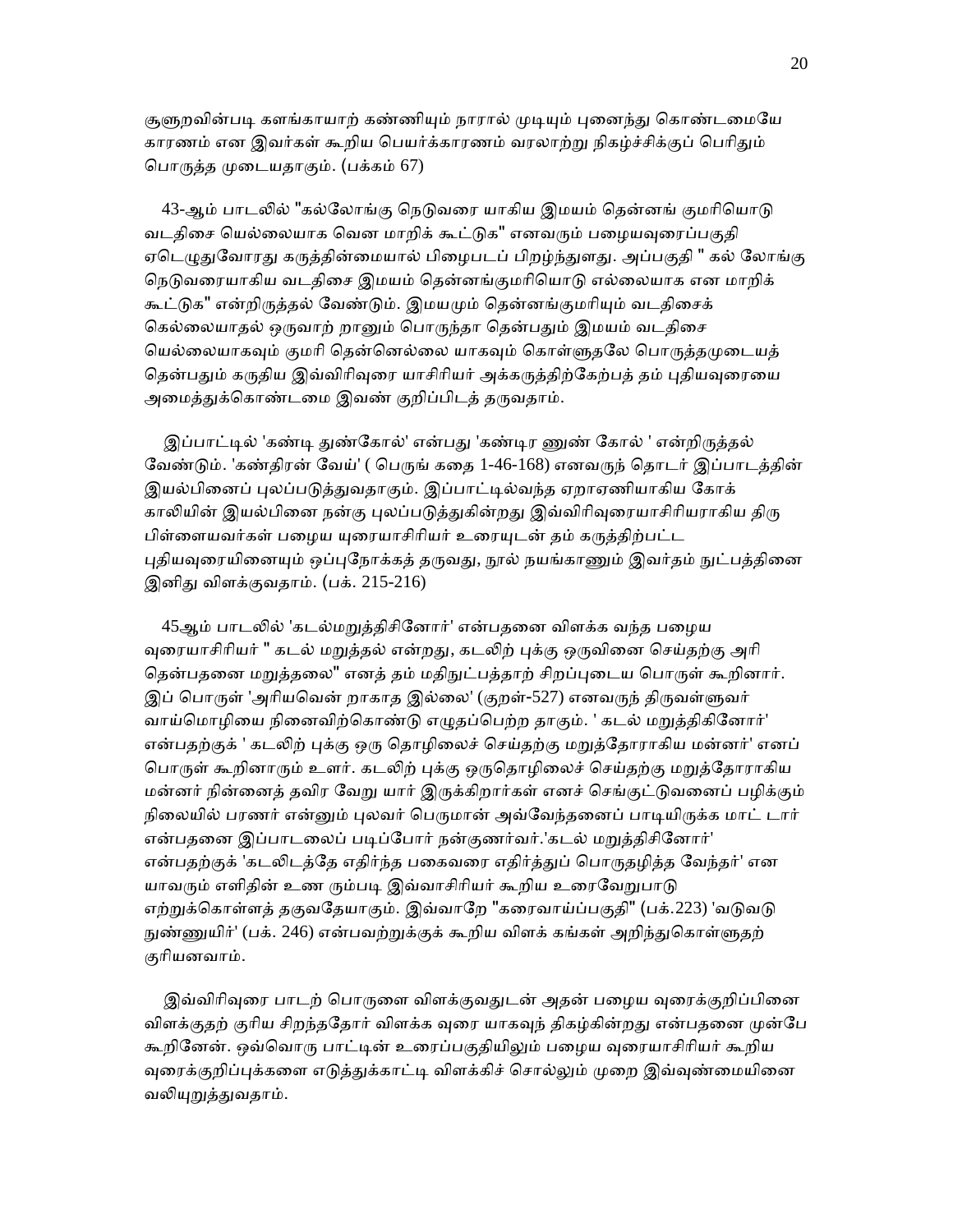சூளுறவின்படி களங்காயாற் கண்ணியும் நாரால் முடியும் புனைந்து கொண்டமையே காரணம் என இவர்கள் கூறிய பெயர்க்காரணம் வரலாற்று நிகழ்ச்சிக்குப் பெரிதும் பொருத்த முடையதாகும். (பக்கம் 67)

43-ஆம் பாடலில் "கல்லோங்கு நெடுவரை யாகிய இமயம் தென்னங் குமரியொடு வடதிசை யெல்லையாக வென மாறிக் கூட்டுக" எனவரும் பழையவுரைப்பகுதி ஏடெழுதுவோரது கருத்தின்மையால் பிழைபடப் பிறழ்ந்துளது. அப்பகுதி " கல் லோங்கு நெடுவரையாகிய வடதிசை இமயம் தென்னங்குமரியொடு எல்லையாக என மாறிக் கூட்டுக" என்றிருத்தல் வேண்டும். இமயமும் தென்னங்குமரியும் வடதிசைக் கெல்லையாதல் ஒருவாற் றானும் பொருந்தா தென்பதும் இமயம் வடதிசை யெல்லையாகவும் குமரி தென்னெல்லை யாகவும் கொள்ளுதலே பொருத்தமுடையத் தென்பதும் கருதிய இவ்விரிவுரை யாசிரியர் அக்கருத்திற்கேற்பத் தம் புதியவுரையை அமைத்துக்கொண்டமை இவண் குறிப்பிடத் தருவதாம்.

இப்பாட்டில் 'கண்டி துண்கோல்' என்பது 'கண்டிர ணுண் கோல் ' என்றிருத்தல் வேண்டும். 'கண்திரன் வேய்' ( பெருங் கதை 1-46-168) எனவருந் தொடர் இப்பாடத்தின் இயல்பினைப் புலப்படுத்துவதாகும். இப்பாட்டில்வந்த ஏறாஏணியாகிய கோக் காலியின் இயல்பினை நன்கு புலப்படுத்துகின்றது இவ்விரிவுரையாசிரியராகிய திரு பிள்ளையவர்கள் பழைய யுரையாசிரியர் உரையுடன் தம் கருத்திற்பட்ட புதியவுரையினையும் ஒப்புநோக்கத் தருவது, நூல் நயங்காணும் இவர்தம் நுட்பத்தினை இனிது விளக்குவதாம். (பக். 215-216)

45ஆம் பாடலில் 'கடல்மறுத்திசினோர்' என்பதனை விளக்க வந்த பழைய வுரையாசிரியர் " கடல் மறுத்தல் என்றது, கடலிற் புக்கு ஒருவினை செய்தற்கு அரி தென்பதனை மறுத்தலை" எனத் தம் மதிநுட்பத்தாற் சிறப்புடைய பொருள் கூறினார். இப் பொருள் 'அரியவென் றாகாத இல்லை' (குறள்-527) எனவருந் திருவள்ளுவர் வாய்மொழியை நினைவிற்கொண்டு எழுதப்பெற்ற தாகும். ' கடல் மறுத்திகினோர்' என்பதற்குக் ' கடலிற் புக்கு ஒரு தொழிலைச் செய்தற்கு மறுத்தோராகிய மன்னர்' எனப் பொருள் கூறினாரும் உளர். கடலிற் புக்கு ஒருதொழிலைச் செய்தற்கு மறுத்தோராகிய மன்னர் நின்னைத் தவிர வேறு யார் இருக்கிறார்கள் எனச் செங்குட்டுவனைப் பழிக்கும் நிலையில் பரணர் என்னும் புலவர் பெருமான் அவ்வேந்தனைப் பாடியிருக்க மாட் டார் என்பதனை இப்பாடலைப் படிப்போர் நன்குணர்வர்.'கடல் மறுத்திசினோர்' என்பதற்குக் 'கடலிடத்தே எதிர்ந்த பகைவரை எதிர்த்துப் பொருதழித்த வேந்தர்' என யாவரும் எளிதின் உண ரும்படி இவ்வாசிரியர் கூறிய உரைவேறுபாடு எற்றுக்கொள்ளத் தகுவதேயாகும். இவ்வாறே "கரைவாய்ப்பகுதி" (பக்.223) 'வடுவடு நுண்ணுயிர்' (பக். 246) என்பவற்றுக்குக் கூறிய விளக் கங்கள் அறிந்துகொள்ளுதற் குரியனவாம்.

இவ்விரிவுரை பாடற் பொருளை விளக்குவதுடன் அதன் பழைய வுரைக்குறிப்பினை விளக்குதற் குரிய சிறந்ததோர் விளக்க வுரை யாகவுந் திகழ்கின்றது என்பதனை முன்பே கூறினேன். ஒவ்வொரு பாட்டின் உரைப்பகுதியிலும் பழைய வுரையாசிரியர் கூறிய வுரைக்குறிப்புக்களை எடுத்துக்காட்டி விளக்கிச் சொல்லும் முறை இவ்வுண்மையினை வலியுறுத்துவதாம்.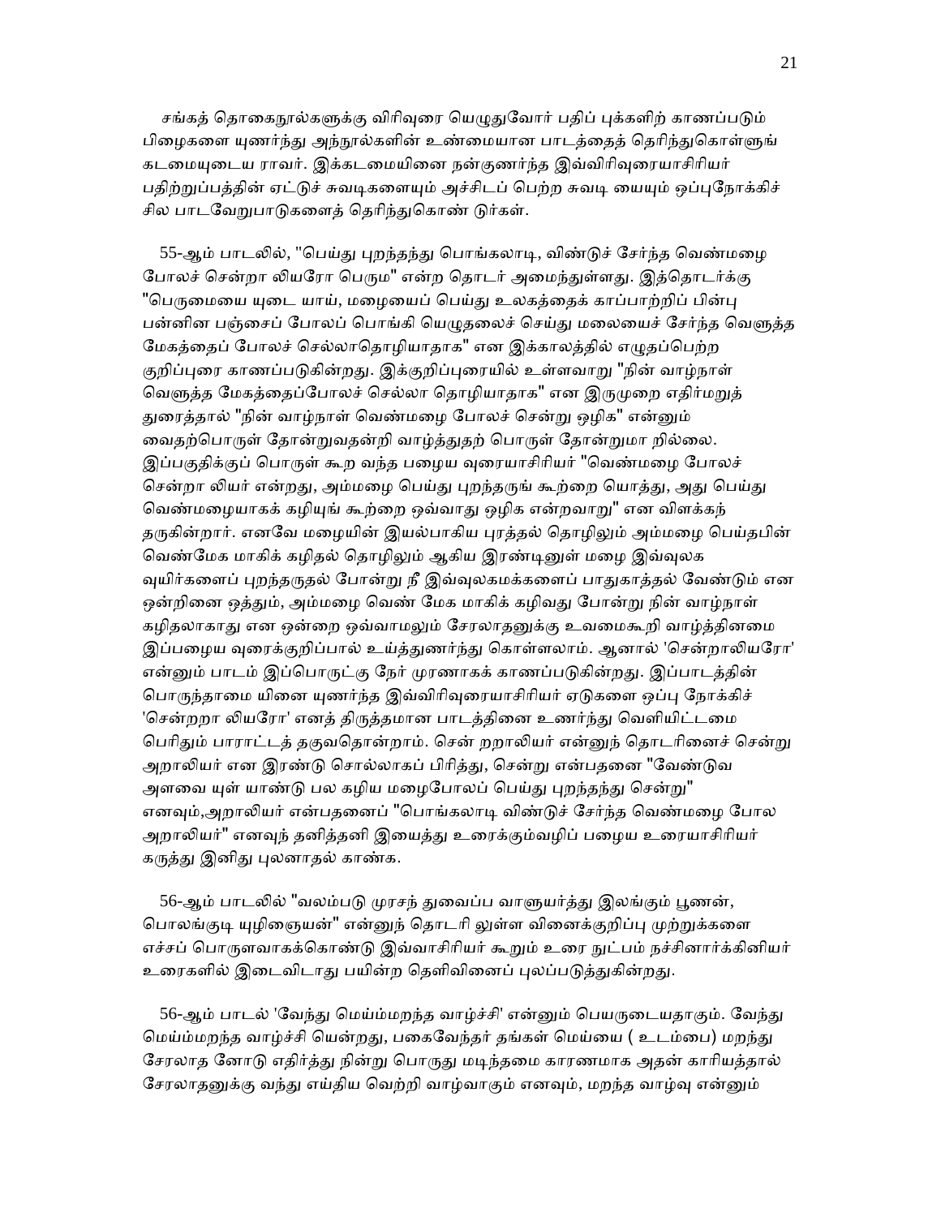சங்கத் தொகைநூல்களுக்கு விரிவுரை யெழுதுவோர் பதிப் புக்களிற் காணப்படும் பிழைகளை யுணர்ந்து அந்நூல்களின் உண்மையான பாடத்தைத் தெரிந்துகொள்ளுங் கடமையுடைய ராவர். இக்கடமையினை நன்குணர்ந்த இவ்விரிவுரையாசிரியர் பதிற்றுப்பத்தின் ஏட்டுச் சுவடிகளையும் அச்சிடப் பெற்ற சுவடி யையும் ஒப்புநோக்கிச் சில பாடவேறுபாடுகளைத் தெரிந்துகொண் டுர்கள்.

55-ஆம் பாடலில், "பெய்து புறந்தந்து பொங்கலாடி, விண்டுச் சேர்ந்த வெண்மழை போலச் சென்றா லியரோ பெரும" என்ற தொடர் அமைந்துள்ளது. இத்தொடர்க்கு "பெருமையை யுடை யாய், மழையைப் பெய்து உலகத்தைக் காப்பாற்றிப் பின்பு பன்னின பஞ்சைப் போலப் பொங்கி யெழுதலைச் செய்து மலையைச் சேர்ந்த வெளுத்த மேகத்தைப் போலச் செல்லாதொழியாதாக" என இக்காலத்தில் எழுதப்பெற்ற குறிப்புரை காணப்படுகின்றது. இக்குறிப்புரையில் உள்ளவாறு "நின் வாழ்நாள் வெளுத்த மேகத்தைப்போலச் செல்லா தொழியாதாக" என இருமுறை எதிர்மறுத் துரைத்தால் "நின் வாழ்நாள் வெண்மழை போலச் சென்று ஒழிக" என்னும் வைதற்பொருள் தோன்றுவதன்றி வாழ்த்துதற் பொருள் தோன்றுமா றில்லை. இப்பகுதிக்குப் பொருள் கூற வந்த பழைய வுரையாசிரியர் "வெண்மழை போலச் சென்றா லியர் என்றது, அம்மழை பெய்து புறந்தருங் கூற்றை யொத்து, அது பெய்து வெண்மழையாகக் கழியுங் கூற்றை ஒவ்வாது ஒழிக என்றவாறு" என விளக்கந் தருகின்றார். எனவே மழையின் இயல்பாகிய புரத்தல் தொழிலும் அம்மழை பெய்தபின் வெண்மேக மாகிக் கழிதல் தொழிலும் ஆகிய இரண்டினுள் மழை இவ்வுலக வுயிர்களைப் புறந்தருதல் போன்று நீ இவ்வுலகமக்களைப் பாதுகாத்தல் வேண்டும் என ஒன்றினை ஒத்தும், அம்மழை வெண் மேக மாகிக் கழிவது போன்று நின் வாழ்நாள் கழிதலாகாது என ஒன்றை ஒவ்வாமலும் சேரலாதனுக்கு உவமைகூறி வாழ்த்தினமை இப்பழைய வுரைக்குறிப்பால் உய்த்துணர்ந்து கொள்ளலாம். ஆனால் 'சென்றாலியரோ' என்னும் பாடம் இப்பொருட்கு நேர் முரணாகக் காணப்படுகின்றது. இப்பாடத்தின் பொருந்தாமை யினை யுணர்ந்த இவ்விரிவுரையாசிரியர் ஏடுகளை ஒப்பு நோக்கிச் 'சென்றறா லியரோ' எனத் திருத்தமான பாடத்தினை உணர்ந்து வெளியிட்டமை பெரிதும் பாராட்டத் தகுவதொன்றாம். சென் றறாலியர் என்னுந் தொடரினைச் சென்று அறாலியர் என இரண்டு சொல்லாகப் பிரித்து, சென்று என்பதனை "வேண்டுவ அளவை யுள் யாண்டு பல கழிய மழைபோலப் பெய்து புறந்தந்து சென்று" எனவும்,அறாலியர் என்பதனைப் "பொங்கலாடி விண்டுச் சேர்ந்த வெண்மழை போல அறாலியர்" எனவுந் தனித்தனி இயைத்து உரைக்கும்வழிப் பழைய உரையாசிரியர் கருத்து இனிது புலனாதல் காண்க.

56-ஆம் பாடலில் "வலம்படு முரசந் துவைப்ப வாளுயர்த்து இலங்கும் பூணன், பொலங்குடி யுழிஞையன்" என்னுந் தொடரி லுள்ள வினைக்குறிப்பு முற்றுக்களை எச்சப் பொருளவாகக்கொண்டு இவ்வாசிரியர் கூறும் உரை நுட்பம் நச்சினார்க்கினியர் உரைகளில் இடைவிடாது பயின்ற தெளிவினைப் புலப்படுத்துகின்றது.

56-ஆம் பாடல் 'வேந்து மெய்ம்மறந்த வாழ்ச்சி' என்னும் பெயருடையதாகும். வேந்து மெய்ம்மறந்த வாழ்ச்சி யென்றது, பகைவேந்தர் தங்கள் மெய்யை ( உடம்பை) மறந்து சேரலாத னோடு எதிர்த்து நின்று பொருது மடிந்தமை காரணமாக அதன் காரியத்தால் சேரலாதனுக்கு வந்து எய்திய வெற்றி வாழ்வாகும் எனவும், மறந்த வாழ்வு என்னும்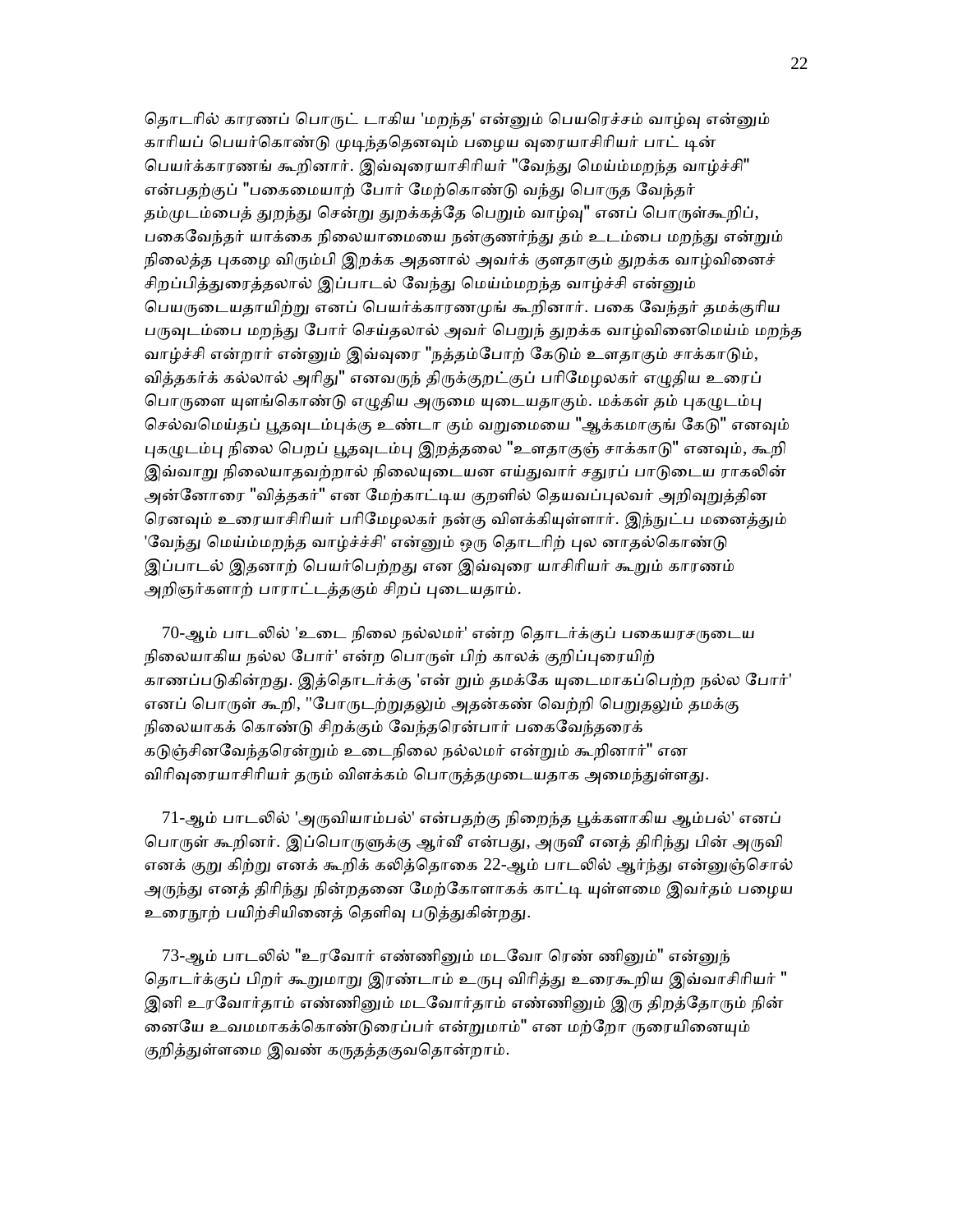தொடரில் காரணப் பொருட் டாகிய 'மறந்த' என்னும் பெயரெச்சம் வாழ்வு என்னும் காரியப் பெயர்கொண்டு முடிந்ததெனவும் பழைய வுரையாசிரியர் பாட் டின் பெயர்க்காரணங் கூறினார். இவ்வுரையாசிரியர் "வேந்து மெய்ம்மறந்த வாழ்ச்சி" என்பதற்குப் "பகைமையாற் போர் மேற்கொண்டு வந்து பொருத வேந்தர் தம்முடம்பைத் துறந்து சென்று துறக்கத்தே பெறும் வாழ்வு" எனப் பொருள்கூறிப், பகைவேந்தர் யாக்கை நிலையாமையை நன்குணர்ந்து தம் உடம்பை மறந்து என்றும் நிலைத்த புகழை விரும்பி இறக்க அதனால் அவர்க் குளதாகும் துறக்க வாழ்வினைச் சிறப்பித்துரைத்தலால் இப்பாடல் வேந்து மெய்ம்மறந்த வாழ்ச்சி என்னும் பெயருடையதாயிற்று எனப் பெயர்க்காரணமுங் கூறினார். பகை வேந்தர் தமக்குரிய பருவுடம்பை மறந்து போர் செய்தலால் அவர் பெறுந் துறக்க வாழ்வினைமெய்ம் மறந்த வாழ்ச்சி என்றார் என்னும் இவ்வுரை "நத்தம்போற் கேடும் உளதாகும் சாக்காடும், வித்தகர்க் கல்லால் அரிது" எனவருந் திருக்குறட்குப் பரிமேழலகர் எழுதிய உரைப் பொருளை யுளங்கொண்டு எழுதிய அருமை யுடையதாகும். மக்கள் தம் புகழுடம்பு செல்வமெய்தப் பூதவுடம்புக்கு உண்டா கும் வறுமையை "ஆக்கமாகுங் கேடு" எனவும் புகழுடம்பு நிலை பெறப் பூதவுடம்பு இறத்தலை "உளதாகுஞ் சாக்காடு" எனவும், கூறி இவ்வாறு நிலையாதவற்றால் நிலையுடையன எய்துவார் சதுரப் பாடுடைய ராகலின் அன்னோரை "வித்தகர்" என மேற்காட்டிய குறளில் தெய்வப்புலவர் அறிவுறுத்தின ரெனவும் உரையாசிரியர் பரிமேழலகர் நன்கு விளக்கியுள்ளார். இந்நுட்ப மனைத்தும் 'வேந்து மெய்ம்மறந்த வாழ்ச்ச்சி' என்னும் ஒரு தொடரிற் புல னாதல்கொண்டு இப்பாடல் இதனாற் பெயர்பெற்றது என இவ்வுரை யாசிரியர் கூறும் காரணம் அறிஞர்களாற் பாராட்டத்தகும் சிறப் புடையதாம்.

70-ஆம் பாடலில் 'உடை நிலை நல்லமர்' என்ற தொடர்க்குப் பகையரசருடைய நிலையாகிய நல்ல போர்' என்ற பொருள் பிற் காலக் குறிப்புரையிற் காணப்படுகின்றது. இத்தொடர்க்கு 'என் றும் தமக்கே யுடைமாகப்பெற்ற நல்ல போர்' எனப் பொருள் கூறி, "போருடற்றுதலும் அதன்கண் வெற்றி பெறுதலும் தமக்கு நிலையாகக் கொண்டு சிறக்கும் வேந்தரென்பார் பகைவேந்தரைக் கடுஞ்சினவேந்தரென்றும் உடைநிலை நல்லமர் என்றும் கூறினார்" என விரிவுரையாசிரியர் தரும் விளக்கம் பொருத்தமுடையதாக அமைந்துள்ளது.

71-ஆம் பாடலில் 'அருவியாம்பல்' என்பதற்கு நிறைந்த பூக்களாகிய ஆம்பல்' எனப் பொருள் கூறினர். இப்பொருளுக்கு ஆர்வீ என்பது, அருவீ எனத் திரிந்து பின் அருவி எனக் குறு கிற்று எனக் கூறிக் கலித்தொகை 22-ஆம் பாடலில் ஆர்ந்து என்னுஞ்சொல் அருந்து எனத் திரிந்து நின்றதனை மேற்கோளாகக் காட்டி யுள்ளமை இவர்தம் பழைய உரைநூற் பயிற்சியினைத் தெளிவு படுத்துகின்றது.

73-ஆம் பாடலில் "உரவோர் எண்ணினும் மடவோ ரெண் ணினும்" என்னுந் தொடர்க்குப் பிறர் கூறுமாறு இரண்டாம் உருபு விரித்து உரைகூறிய இவ்வாசிரியர் "இனி உரவோர்தாம் எண்ணினும் மடவோர்தாம் எண்ணினும் இரு திறத்தோரும் நின் னையே உவமமாகக்கொண்டுரைப்பர் என்றுமாம்" என மற்றோ ருரையினையும் குறித்துள்ளமை இவண் கருதத்தகுவதொன்றாம்.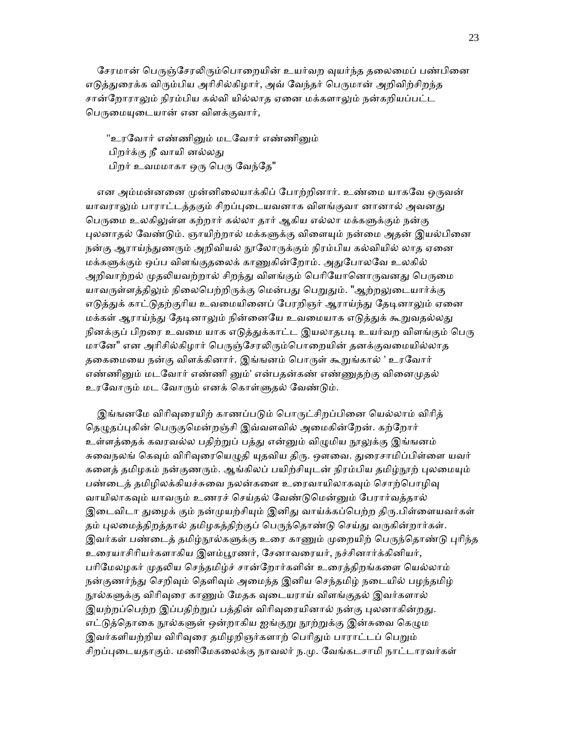சேரமான் பெருஞ்சேரலிரும்பொறையின் உயர்வற வுயர்ந்த தலைமைப் பண்பினை எடுத்துரைக்க விரும்பிய அரிசில்கிழார், அவ் வேந்தர் பெருமான் அறிவிற்சிறந்த சான்றோராலும் நிரம்பிய கல்வி யில்லாத ஏனை மக்களாலும் நன்கறியப்பட்ட பெருமையுடையான் என விளக்குவார்,

"உரவோர் எண்ணினும் மடவோர் எண்ணினும்
பிறர்க்கு நீ வாயி னல்லது
பிறர் உவமமாகா ஒரு பெரு வேந்தே"

என அம்மன்னனை முன்னிலையாக்கிப் போற்றினார். உண்மை யாகவே ஒருவன் யாவராலும் பாராட்டத்தகும் சிறப்புடையவனாக விளங்குவா னானால் அவனது பெருமை உலகிலுள்ள கற்றார் கல்லா தார் ஆகிய எல்லா மக்களுக்கும் நன்கு புலனாதல் வேண்டும். ஞாயிற்றால் மக்களுக்கு விளையும் நன்மை அதன் இயல்பினை நன்கு ஆராய்ந்துணரும் அறிவியல் நூலோருக்கும் நிரம்பிய கல்வியில் லாத ஏனை மக்களுக்கும் ஒப்ப விளங்குதலைக் காணுகின்றோம். அதுபோலவே உலகில் அறிவாற்றல் முதலியவற்றால் சிறந்து விளங்கும் பெரியோனொருவனது பெருமை யாவருள்ளத்திலும் நிலைபெற்றிருக்கு மென்பது பெறுதும். "ஆற்றலுடையார்க்கு எடுத்துக் காட்டுதற்குரிய உவமையினைப் பேரறிஞர் ஆராய்ந்து தேடினாலும் ஏனை மக்கள் ஆராய்ந்து தேடினாலும் நின்னையே உவமையாக எடுத்துக் கூறுவதல்லது நினக்குப் பிறரை உவமை யாக எடுத்துக்காட்ட இயலாதபடி உயர்வற விளங்கும் பெரு மானே" என அரிசில்கிழார் பெருஞ்சேரலிரும்பொறையின் தனக்குவமையில்லாத தகைமையை நன்கு விளக்கினார். இங்ஙனம் பொருள் கூறுங்கால் ' உரவோர் எண்ணினும் மடவோர் எண்ணி னும்' என்பதன்கண் எண்ணுதற்கு வினைமுதல் உரவோரும் மட வோரும் எனக் கொள்ளுதல் வேண்டும்.

இங்ஙனமே விரிவுரையிற் காணப்படும் பொருட்சிறப்பினை யெல்லாம் விரித் தெழுதப்புகின் பெருகுமென்றஞ்சி இவ்வளவில் அமைகின்றேன். கற்றோர் உள்ளத்தைக் கவரவல்ல பதிற்றுப் பத்து என்னும் விழுமிய நூலுக்கு இங்ஙனம் சுவைநலங் கெழும் விரிவுரையெழுதி யுதவிய திரு. ஔவை. துரைசாமிப்பிள்ளை யவர் களைத் தமிழகம் நன்குணரும். ஆங்கிலப் பயிற்சியுடன் நிரம்பிய தமிழ்நூற் புலமையும் பண்டைத் தமிழிலக்கியச்சுவை நலன்களை உரைவாயிலாகவும் சொற்பொழிவு வாயிலாகவும் யாவரும் உணரச் செய்தல் வேண்டுமென்னும் பேரார்வத்தால் இடைவிடா துழைக் கும் நன்முயற்சியும் இனிது வாய்க்கப்பெற்ற திரு.பிள்ளையவர்கள் தம் புலமைத்திறத்தால் தமிழகத்திற்குப் பெருந்தொண்டு செய்து வருகின்றார்கள். இவர்கள் பண்டைத் தமிழ்நூல்களுக்கு உரை காணும் முறையிற் பெருந்தொண்டு புரிந்த உரையாசிரியர்களாகிய இளம்பூரணர், சேனாவரையர், நச்சினார்க்கினியர், பரிமேலழகர் முதலிய செந்தமிழ்ச் சான்றோர்களின் உரைத்திறங்களை யெல்லாம் நன்குணர்ந்து செறிவும் தெளிவும் அமைந்த இனிய செந்தமிழ் நடையில் பழந்தமிழ் நூல்களுக்கு விரிவுரை காணும் மேதக வுடையராய் விளங்குதல் இவர்களால் இயற்றப்பெற்ற இப்பதிற்றுப் பத்தின் விரிவுரையினால் நன்கு புலனாகின்றது. எட்டுத்தொகை நூல்களுள் ஒன்றாகிய ஐங்குறு நூற்றுக்கு இன்சுவை கெழும இவர்களியற்றிய விரிவுரை தமிழறிஞர்களாற் பெரிதும் பாராட்டப் பெறும் சிறப்புடையதாகும். மணிமேகலைக்கு நாவலர் ந.மு. வேங்கடசாமி நாட்டாரவர்கள்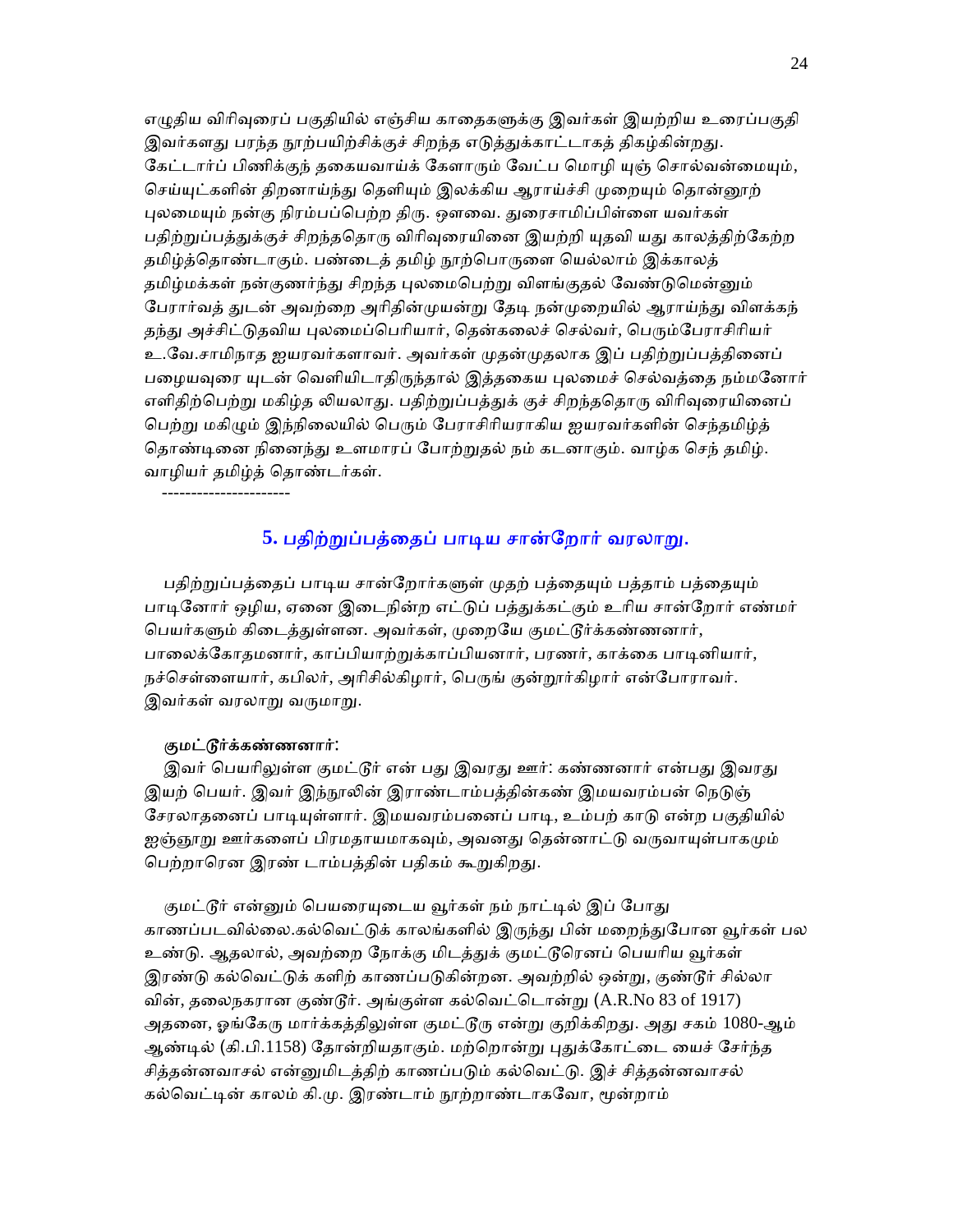எழுதிய விரிவுரைப் பகுதியில் எஞ்சிய காதைகளுக்கு இவர்கள் இயற்றிய உரைப்பகுதி இவர்களது பரந்த நூற்பயிற்சிக்குச் சிறந்த எடுத்துக்காட்டாகத் திகழ்கின்றது. கேட்டார்ப் பிணிக்குந் தகையவாய்க் கேளாரும் வேட்ப மொழி யுஞ் சொல்வன்மையும், செய்யுட்களின் திறனாய்ந்து தெளியும் இலக்கிய ஆராய்ச்சி முறையும் தொன்னூற் புலமையும் நன்கு நிரம்பப்பெற்ற திரு. ஔவை. துரைசாமிப்பிள்ளை யவர்கள் பதிற்றுப்பத்துக்குச் சிறந்ததொரு விரிவுரையினை இயற்றி யுதவி யது காலத்திற்கேற்ற தமிழ்த்தொண்டாகும். பண்டைத் தமிழ் நூற்பொருளை யெல்லாம் இக்காலத் தமிழ்மக்கள் நன்குணர்ந்து சிறந்த புலமைபெற்று விளங்குதல் வேண்டுமென்னும் பேரார்வத் துடன் அவற்றை அரிதின்முயன்று தேடி நன்முறையில் ஆராய்ந்து விளக்கந் தந்து அச்சிட்டுதவிய புலமைப்பெரியார், தென்கலைச் செல்வர், பெரும்பேராசிரியர் உ.வே.சாமிநாத ஐயரவர்களாவர். அவர்கள் முதன்முதலாக இப் பதிற்றுப்பத்தினைப் பழையவுரை யுடன் வெளியிடாதிருந்தால் இத்தகைய புலமைச் செல்வத்தை நம்மனோர் எளிதிற்பெற்று மகிழ்த லியலாது. பதிற்றுப்பத்துக் குச் சிறந்ததொரு விரிவுரையினைப் பெற்று மகிழும் இந்நிலையில் பெரும் பேராசிரியராகிய ஐயரவர்களின் செந்தமிழ்த் தொண்டினை நினைந்து உளமாரப் போற்றுதல் நம் கடனாகும். வாழ்க செந் தமிழ். வாழியர் தமிழ்த் தொண்டர்கள்.

----------------------

## 5. பதிற்றுப்பத்தைப் பாடிய சான்றோர் வரலாறு.

பதிற்றுப்பத்தைப் பாடிய சான்றோர்களுள் முதற் பத்தையும் பத்தாம் பத்தையும் பாடினோர் ஒழிய, ஏனை இடைநின்ற எட்டுப் பத்துக்கட்கும் உரிய சான்றோர் எண்மர் பெயர்களும் கிடைத்துள்ளன. அவர்கள், முறையே குமட்டூர்க்கண்ணனார், பாலைக்கோதமனார், காப்பியாற்றுக்காப்பியனார், பரணர், காக்கை பாடினியார், நச்செள்ளையார், கபிலர், அரிசில்கிழார், பெருங் குன்றூர்கிழார் என்போராவர். இவர்கள் வரலாறு வருமாறு.

**குமட்டூர்க்கண்ணனார்:**

இவர் பெயரிலுள்ள குமட்டூர் என் பது இவரது ஊர்: கண்ணனார் என்பது இவரது இயற் பெயர். இவர் இந்நூலின் இராண்டாம்பத்தின்கண் இமயவரம்பன் நெடுஞ் சேரலாதனைப் பாடியுள்ளார். இமயவரம்பனைப் பாடி, உம்பற் காடு என்ற பகுதியில் ஐஞ்ஞூறு ஊர்களைப் பிரமதாயமாகவும், அவனது தென்னாட்டு வருவாயுள்பாகமும் பெற்றாரென இரண் டாம்பத்தின் பதிகம் கூறுகிறது.

குமட்டூர் என்னும் பெயரையுடைய வூர்கள் நம் நாட்டில் இப் போது காணப்படவில்லை.கல்வெட்டுக் காலங்களில் இருந்து பின் மறைந்துபோன வூர்கள் பல உண்டு. ஆதலால், அவற்றை நோக்கு மிடத்துக் குமட்டூரெனப் பெயரிய வூர்கள் இரண்டு கல்வெட்டுக் களிற் காணப்படுகின்றன. அவற்றில் ஒன்று, குண்டூர் சில்லா வின், தலைநகரான குண்டூர். அங்குள்ள கல்வெட்டொன்று (A.R.No 83 of 1917) அதனை, ஓங்கேரு மார்க்கத்திலுள்ள குமட்டூரு என்று குறிக்கிறது. அது சகம் 1080-ஆம் ஆண்டில் (கி.பி.1158) தோன்றியதாகும். மற்றொன்று புதுக்கோட்டை யைச் சேர்ந்த சித்தன்னவாசல் என்னுமிடத்திற் காணப்படும் கல்வெட்டு. இச் சித்தன்னவாசல் கல்வெட்டின் காலம் கி.மு. இரண்டாம் நூற்றாண்டாகவோ, மூன்றாம்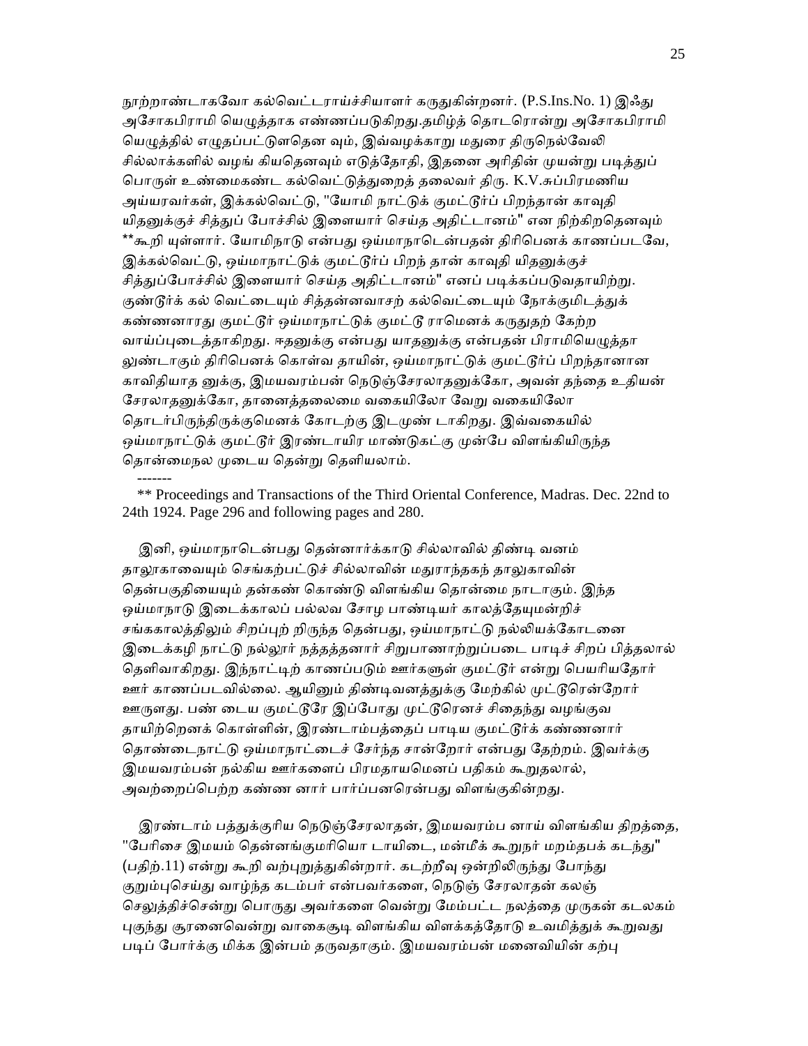நூற்றாண்டாகவோ கல்வெட்டராய்ச்சியாளர் கருதுகின்றனர். (P.S.Ins.No. 1) இஃது அசோகபிராமி யெழுத்தாக எண்ணப்படுகிறது.தமிழ்த் தொடரொன்று அசோகபிராமி யெழுத்தில் எழுதப்பட்டுளதென வும், இவ்வழக்காறு மதுரை திருநெல்வேலி சில்லாக்களில் வழங் கியதெனவும் எடுத்தோதி, இதனை அரிதின் முயன்று படித்துப் பொருள் உண்மைகண்ட கல்வெட்டுத்துறைத் தலைவர் திரு. K.V.சுப்பிரமணிய அய்யரவர்கள், இக்கல்வெட்டு, "யோமி நாட்டுக் குமட்டூர்ப் பிறந்தான் காவுதி யிதனுக்குச் சித்துப் போச்சில் இளையார் செய்த அதிட்டானம்" என நிற்கிறதெனவும் **கூறி யுள்ளார். யோமிநாடு என்பது ஒய்மாநாடென்பதன் திரிபெனக் காணப்படவே, இக்கல்வெட்டு, ஒய்மாநாட்டுக் குமட்டூர்ப் பிறந் தான் காவுதி யிதனுக்குச் சித்துப்போச்சில் இளையார் செய்த அதிட்டானம்" எனப் படிக்கப்படுவதாயிற்று. குண்டூர்க் கல் வெட்டையும் சித்தன்னவாசற் கல்வெட்டையும் நோக்குமிடத்துக் கண்ணனாரது குமட்டூர் ஒய்மாநாட்டுக் குமட்டூ ராமெனக் கருதுதற் கேற்ற வாய்ப்புடைத்தாகிறது. ஈதனுக்கு என்பது யாதனுக்கு என்பதன் பிராமியெழுத்தா லுண்டாகும் திரிபெனக் கொள்வ தாயின், ஒய்மாநாட்டுக் குமட்டூர்ப் பிறந்தானான காவிதியாத னுக்கு, இமயவரம்பன் நெடுஞ்சேரலாதனுக்கோ, அவன் தந்தை உதியன் சேரலாதனுக்கோ, தானைத்தலைமை வகையிலோ வேறு வகையிலோ தொடர்பிருந்திருக்குமெனக் கோடற்கு இடமுண் டாகிறது. இவ்வகையில் ஒய்மாநாட்டுக் குமட்டூர் இரண்டாயிர மாண்டுகட்கு முன்பே விளங்கியிருந்த தொன்மைநல முடைய தென்று தெளியலாம்.

-------

** Proceedings and Transactions of the Third Oriental Conference, Madras. Dec. 22nd to 24th 1924. Page 296 and following pages and 280.

இனி, ஒய்மாநாடென்பது தென்னார்க்காடு சில்லாவில் திண்டி வனம் தாலூகாவையும் செங்கற்பட்டுச் சில்லாவின் மதுராந்தகந் தாலுகாவின் தென்பகுதியையும் தன்கண் கொண்டு விளங்கிய தொன்மை நாடாகும். இந்த ஒய்மாநாடு இடைக்காலப் பல்லவ சோழ பாண்டியர் காலத்தேயுமன்றிச் சங்ககாலத்திலும் சிறப்புற் றிருந்த தென்பது, ஒய்மாநாட்டு நல்லியக்கோடனை இடைக்கழி நாட்டு நல்லூர் நத்தத்தனார் சிறுபாணாற்றுப்படை பாடிச் சிறப் பித்தலால் தெளிவாகிறது. இந்நாட்டிற் காணப்படும் ஊர்களுள் குமட்டூர் என்று பெயரியதோர் ஊர் காணப்படவில்லை. ஆயினும் திண்டிவனத்துக்கு மேற்கில் முட்டூரென்றோர் ஊருளது. பண் டைய குமட்டூரே இப்போது முட்டூரெனச் சிதைந்து வழங்குவ தாயிற்றெனக் கொள்ளின், இரண்டாம்பத்தைப் பாடிய குமட்டூர்க் கண்ணனார் தொண்டைநாட்டு ஒய்மாநாட்டைச் சேர்ந்த சான்றோர் என்பது தேற்றம். இவர்க்கு இமயவரம்பன் நல்கிய ஊர்களைப் பிரமதாயமெனப் பதிகம் கூறுதலால், அவற்றைப்பெற்ற கண்ண னார் பார்ப்பனரென்பது விளங்குகின்றது.

இரண்டாம் பத்துக்குரிய நெடுஞ்சேரலாதன், இமயவரம்ப னாய் விளங்கிய திறத்தை, "பேரிசை இமயம் தென்னங்குமரியொ டாயிடை, மன்மீக் கூறுநர் மறம்தபக் கடந்து" (பதிற்.11) என்று கூறி வற்புறுத்துகின்றார். கடற்றீவு ஒன்றிலிருந்து போந்து குறும்புசெய்து வாழ்ந்த கடம்பர் என்பவர்களை, நெடுஞ் சேரலாதன் கலஞ் செலுத்திச்சென்று பொருது அவர்களை வென்று மேம்பட்ட நலத்தை முருகன் கடலகம் புகுந்து சூரனைவென்று வாகைசூடி விளங்கிய விளக்கத்தோடு உவமித்துக் கூறுவது படிப் போர்க்கு மிக்க இன்பம் தருவதாகும். இமயவரம்பன் மனைவியின் கற்பு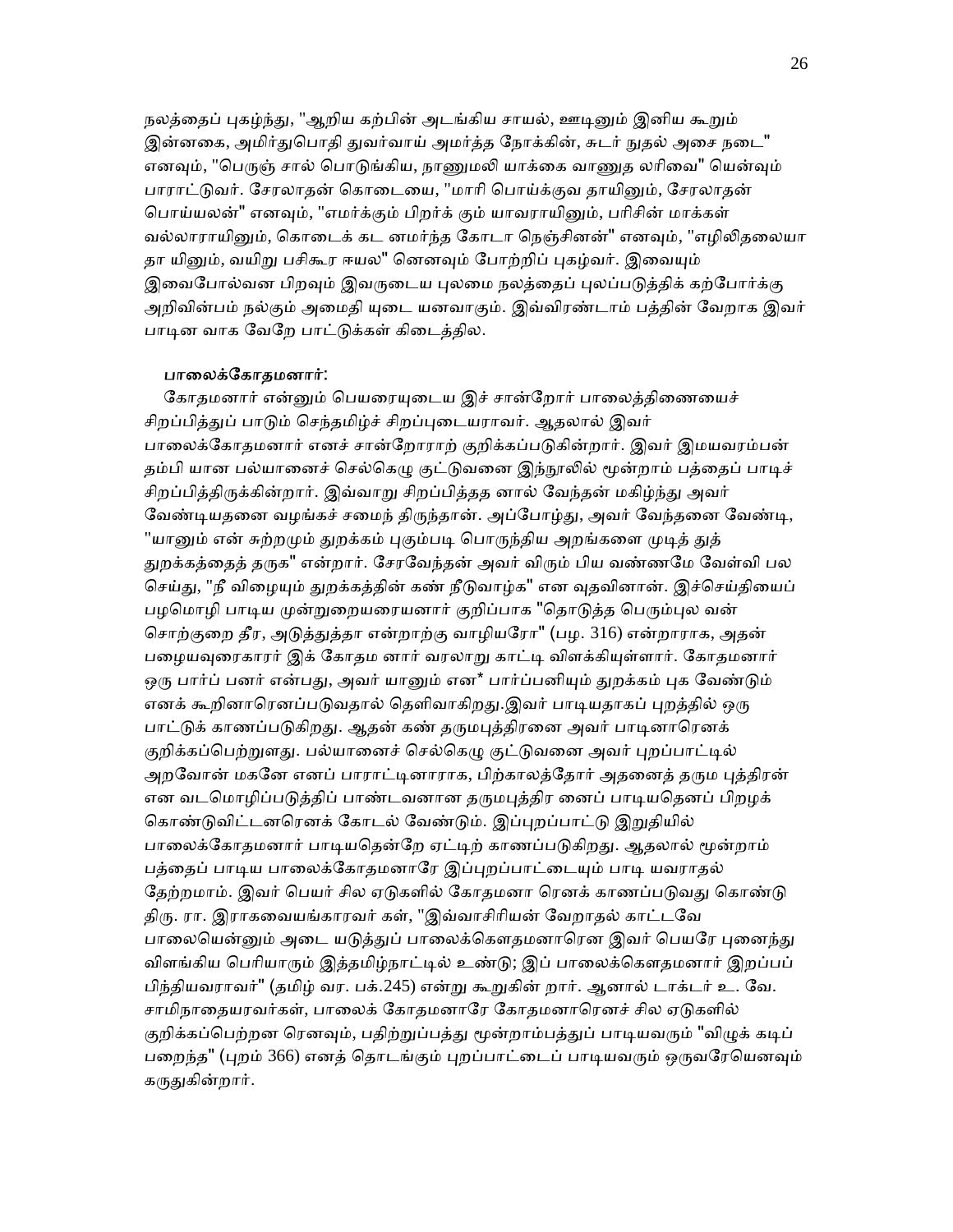நலத்தைப் புகழ்ந்து, "ஆறிய கற்பின் அடங்கிய சாயல், ஊடினும் இனிய கூறும் இன்னகை, அமிர்துபொதி துவர்வாய் அமர்த்த நோக்கின், சுடர் நுதல் அசை நடை" எனவும், "பெருஞ் சால் பொடுங்கிய, நாணுமலி யாக்கை வாணுத லரிவை" யென்வும் பாராட்டுவர். சேரலாதன் கொடையை, "மாரி பொய்க்குவ தாயினும், சேரலாதன் பொய்யலன்" எனவும், "எமர்க்கும் பிறர்க் கும் யாவராயினும், பரிசின் மாக்கள் வல்லாராயினும், கொடைக் கட னமர்ந்த கோடா நெஞ்சினன்" எனவும், "எழிலிதலையா தா யினும், வயிறு பசிகூர ஈயல" னெனவும் போற்றிப் புகழ்வர். இவையும் இவைபோல்வன பிறவும் இவருடைய புலமை நலத்தைப் புலப்படுத்திக் கற்போர்க்கு அறிவின்பம் நல்கும் அமைதி யுடை யனவாகும். இவ்விரண்டாம் பத்தின் வேறாக இவர் பாடின வாக வேறே பாட்டுக்கள் கிடைத்தில.

**பாலைக்கோதமனார்:**

கோதமனார் என்னும் பெயரையுடைய இச் சான்றோர் பாலைத்திணையைச் சிறப்பித்துப் பாடும் செந்தமிழ்ச் சிறப்புடையராவர். ஆதலால் இவர் பாலைக்கோதமனார் எனச் சான்றோராற் குறிக்கப்படுகின்றார். இவர் இமயவரம்பன் தம்பி யான பல்யானைச் செல்கெழு குட்டுவனை இந்நூலில் மூன்றாம் பத்தைப் பாடிச் சிறப்பித்திருக்கின்றார். இவ்வாறு சிறப்பித்தத னால் வேந்தன் மகிழ்ந்து அவர் வேண்டியதனை வழங்கச் சமைந் திருந்தான். அப்போழ்து, அவர் வேந்தனை வேண்டி, "யானும் என் சுற்றமும் துறக்கம் புகும்படி பொருந்திய அறங்களை முடித் துத் துறக்கத்தைத் தருக" என்றார். சேரவேந்தன் அவர் விரும் பிய வண்ணமே வேள்வி பல செய்து, "நீ விழையும் துறக்கத்தின் கண் நீடுவாழ்க" என வுதவினான். இச்செய்தியைப் பழமொழி பாடிய முன்றுறையரையனார் குறிப்பாக "தொடுத்த பெரும்புல வன் சொற்குறை தீர, அடுத்துத்தா என்றாற்கு வாழியரோ" (பழ. 316) என்றாராக, அதன் பழையவுரைகாரர் இக் கோதம னார் வரலாறு காட்டி விளக்கியுள்ளார். கோதமனார் ஒரு பார்ப் பனர் என்பது, அவர் யானும் என* பார்ப்பனியும் துறக்கம் புக வேண்டும் எனக் கூறினாரெனப்படுவதால் தெளிவாகிறது.இவர் பாடியதாகப் புறத்தில் ஒரு பாட்டுக் காணப்படுகிறது. ஆதன் கண் தருமபுத்திரனை அவர் பாடினாரெனக் குறிக்கப்பெற்றுளது. பல்யானைச் செல்கெழு குட்டுவனை அவர் புறப்பாட்டில் அறவோன் மகனே எனப் பாராட்டினாராக, பிற்காலத்தோர் அதனைத் தரும புத்திரன் என வடமொழிப்படுத்திப் பாண்டவனான தருமபுத்திர னைப் பாடியதெனப் பிறழக் கொண்டுவிட்டனரெனக் கோடல் வேண்டும். இப்புறப்பாட்டு இறுதியில் பாலைக்கோதமனார் பாடியதென்றே ஏட்டிற் காணப்படுகிறது. ஆதலால் மூன்றாம் பத்தைப் பாடிய பாலைக்கோதமனாரே இப்புறப்பாட்டையும் பாடி யவராதல் தேற்றமாம். இவர் பெயர் சில ஏடுகளில் கோதமனா ரெனக் காணப்படுவது கொண்டு திரு. ரா. இராகவையங்காரவர் கள், "இவ்வாசிரியன் வேறாதல் காட்டவே பாலையென்னும் அடை யடுத்துப் பாலைக்கௌதமனாரென இவர் பெயரே புனைந்து விளங்கிய பெரியாரும் இத்தமிழ்நாட்டில் உண்டு; இப் பாலைக்கௌதமனார் இறப்பப் பிந்தியவராவர்" (தமிழ் வர. பக்.245) என்று கூறுகின் றார். ஆனால் டாக்டர் உ. வே. சாமிநாதையரவர்கள், பாலைக் கோதமனாரே கோதமனாரெனச் சில ஏடுகளில் குறிக்கப்பெற்றன ரெனவும், பதிற்றுப்பத்து மூன்றாம்பத்துப் பாடியவரும் "விழுக் கடிப் பறைந்த" (புறம் 366) எனத் தொடங்கும் புறப்பாட்டைப் பாடியவரும் ஒருவரேயெனவும் கருதுகின்றார்.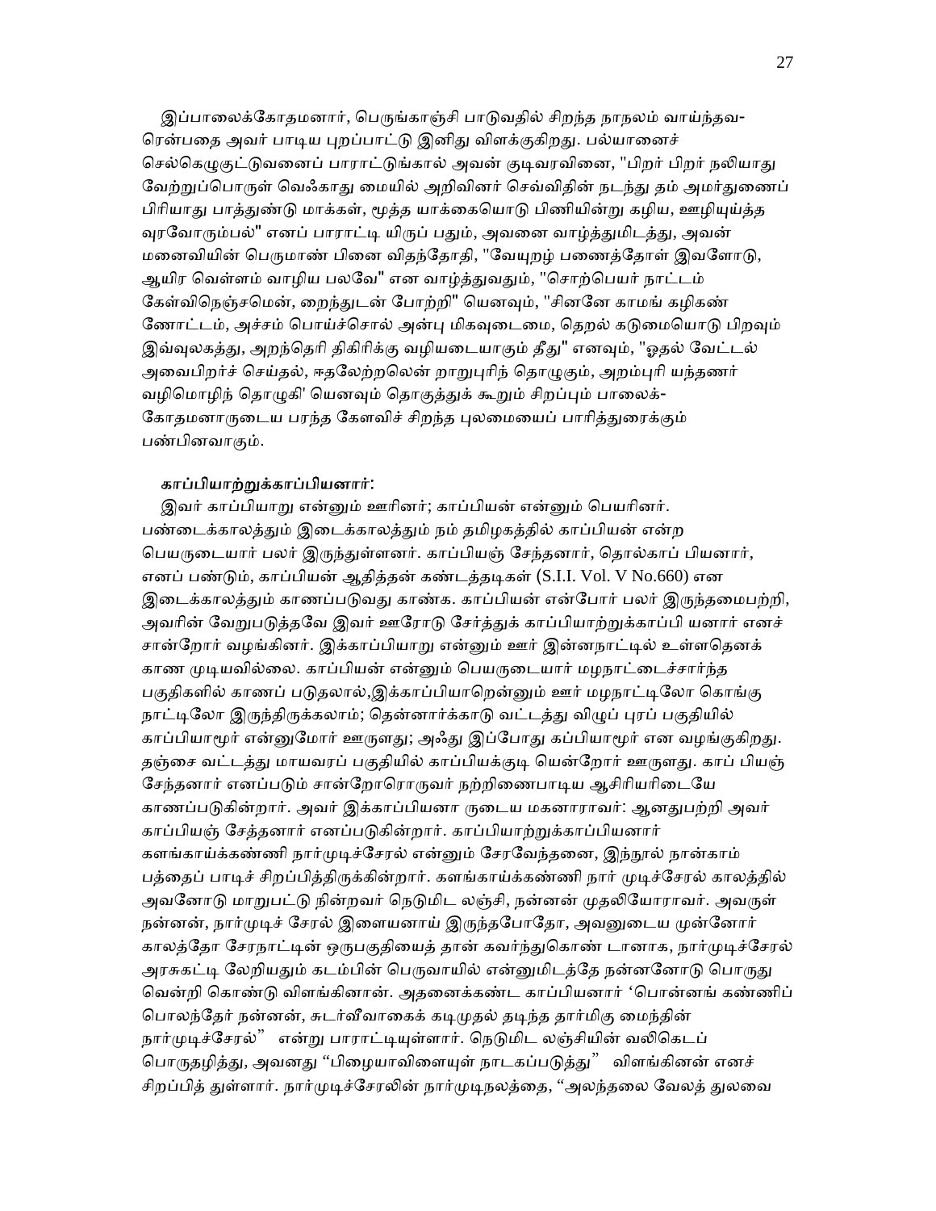இப்பாலைக்கோதமனார், பெருங்காஞ்சி பாடுவதில் சிறந்த நாநலம் வாய்ந்தவ-ரென்பதை அவர் பாடிய புறப்பாட்டு இனிது விளக்குகிறது. பல்யானைச் செல்கெழுகுட்டுவனைப் பாராட்டுங்கால் அவன் குடிவரவினை, "பிறர் பிறர் நலியாது வேற்றுப்பொருள் வெஃகாது மையில் அறிவினர் செவ்விதின் நடந்து தம் அமர்துணைப் பிரியாது பாத்துண்டு மாக்கள், மூத்த யாக்கையொடு பிணியின்று கழிய, ஊழியுய்த்த வுரவோரும்பல்" எனப் பாராட்டி யிருப் பதும், அவனை வாழ்த்துமிடத்து, அவன் மனைவியின் பெருமாண் பினை விதந்தோதி, "வேயுறழ் பணைத்தோள் இவளோடு, ஆயிர வெள்ளம் வாழிய பலவே" என வாழ்த்துவதும், "சொற்பெயர் நாட்டம் கேள்விநெஞ்சமென், றைந்துடன் போற்றி" யெனவும், "சினனே காமங் கழிகண் ணோட்டம், அச்சம் பொய்ச்சொல் அன்பு மிகவுடைமை, தெறல் கடுமையொடு பிறவும் இவ்வுலகத்து, அறந்தெரி திகிரிக்கு வழியடையாகும் தீது" எனவும், "ஓதல் வேட்டல் அவைபிறர்ச் செய்தல், ஈதலேற்றலென் றாறுபுரிந் தொழுகும், அறம்புரி யந்தணர் வழிமொழிந் தொழுகி' யெனவும் தொகுத்துக் கூறும் சிறப்பும் பாலைக்-கோதமனாருடைய பரந்த கேளவிச் சிறந்த புலமையைப் பாரித்துரைக்கும் பண்பினவாகும்.

**காப்பியாற்றுக்காப்பியனார்:**

இவர் காப்பியாறு என்னும் ஊரினர்; காப்பியன் என்னும் பெயரினர். பண்டைக்காலத்தும் இடைக்காலத்தும் நம் தமிழகத்தில் காப்பியன் என்ற பெயருடையார் பலர் இருந்துள்ளனர். காப்பியஞ் சேந்தனார், தொல்காப் பியனார், எனப் பண்டும், காப்பியன் ஆதித்தன் கண்டத்தடிகள் (S.I.I. Vol. V No.660) என இடைக்காலத்தும் காணப்படுவது காண்க. காப்பியன் என்போர் பலர் இருந்தமைபற்றி, அவரின் வேறுபடுத்தவே இவர் ஊரோடு சேர்த்துக் காப்பியாற்றுக்காப்பி யனார் எனச் சான்றோர் வழங்கினர். இக்காப்பியாறு என்னும் ஊர் இன்னநாட்டில் உள்ளதெனக் காண முடியவில்லை. காப்பியன் என்னும் பெயருடையார் மழநாட்டைச்சார்ந்த பகுதிகளில் காணப் படுதலால்,இக்காப்பியாறென்னும் ஊர் மழநாட்டிலோ கொங்கு நாட்டிலோ இருந்திருக்கலாம்; தென்னார்க்காடு வட்டத்து விழுப் புரப் பகுதியில் காப்பியாமூர் என்னுமோர் ஊருளது; அஃது இப்போது கப்பியாமூர் என வழங்குகிறது. தஞ்சை வட்டத்து மாயவரப் பகுதியில் காப்பியக்குடி யென்றோர் ஊருளது. காப் பியஞ் சேந்தனார் எனப்படும் சான்றோரொருவர் நற்றிணைபாடிய ஆசிரியரிடையே காணப்படுகின்றார். அவர் இக்காப்பியனா ருடைய மகனாராவர்: ஆனதுபற்றி அவர் காப்பியஞ் சேத்தனார் எனப்படுகின்றார். காப்பியாற்றுக்காப்பியனார் களங்காய்க்கண்ணி நார்முடிச்சேரல் என்னும் சேரவேந்தனை, இந்நூல் நான்காம் பத்தைப் பாடிச் சிறப்பித்திருக்கின்றார். களங்காய்க்கண்ணி நார் முடிச்சேரல் காலத்தில் அவனோடு மாறுபட்டு நின்றவர் நெடுமிட லஞ்சி, நன்னன் முதலியோராவர். அவருள் நன்னன், நார்முடிச் சேரல் இளையனாய் இருந்தபோதோ, அவனுடைய முன்னோர் காலத்தோ சேரநாட்டின் ஒருபகுதியைத் தான் கவர்ந்துகொண் டானாக, நார்முடிச்சேரல் அரசுகட்டி லேறியதும் கடம்பின் பெருவாயில் என்னுமிடத்தே நன்னனோடு பொருது வென்றி கொண்டு விளங்கினான். அதனைக்கண்ட காப்பியனார் 'பொன்னங் கண்ணிப் பொலந்தேர் நன்னன், சுடர்வீவாகைக் கடிமுதல் தடிந்த தார்மிகு மைந்தின் நார்முடிச்சேரல்" என்று பாராட்டியுள்ளார். நெடுமிட லஞ்சியின் வலிகெடப் பொருதழித்து, அவனது "பிழையாவிளையுள் நாடகப்படுத்து" விளங்கினன் எனச் சிறப்பித் துள்ளார். நார்முடிச்சேரலின் நார்முடிநலத்தை, "அலந்தலை வேலத் துலவை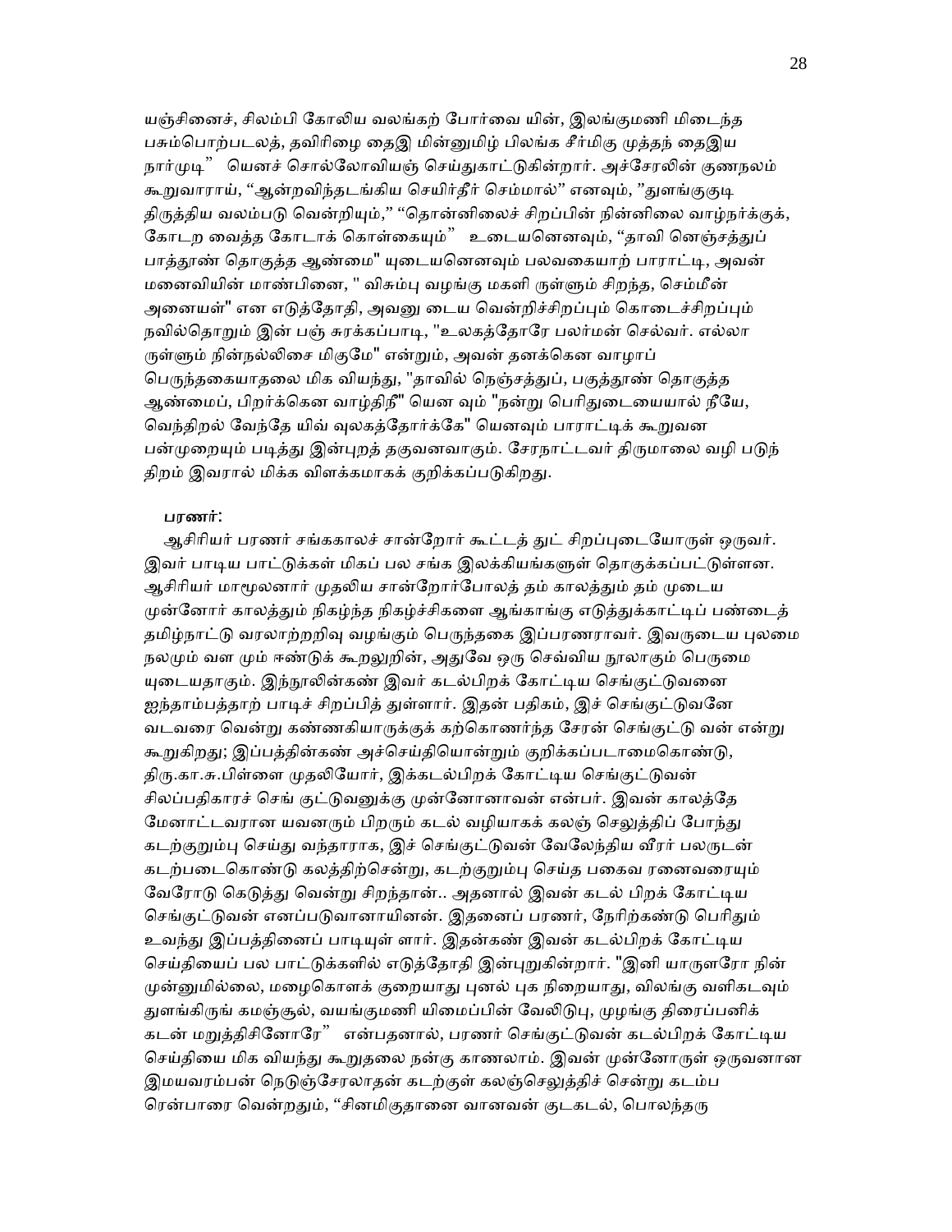யஞ்சினைச், சிலம்பி கோலிய வலங்கற் போர்வை யின், இலங்குமணி மிடைந்த பசும்பொற்படலத், தவிரிழை தைஇ மின்னுமிழ் பிலங்க சீர்மிகு முத்தந் தைஇய நார்முடி" யெனச் சொல்லோவியஞ் செய்துகாட்டுகின்றார். அச்சேரலின் குணநலம் கூறுவாராய், "ஆன்றவிந்தடங்கிய செயிர்தீர் செம்மால்" எனவும், "துளங்குகுடி திருத்திய வலம்படு வென்றியும்," "தொன்னிலைச் சிறப்பின் நின்னிலை வாழ்நர்க்குக், கோடற வைத்த கோடாக் கொள்கையும்" உடையனெனவும், "தாவி னெஞ்சத்துப் பாத்தூண் தொகுத்த ஆண்மை" யுடையனெனவும் பலவகையாற் பாராட்டி, அவன் மனைவியின் மாண்பினை, " விசும்பு வழங்கு மகளி ருள்ளும் சிறந்த, செம்மீன் அனையள்" என எடுத்தோதி, அவனு டைய வென்றிச்சிறப்பும் கொடைச்சிறப்பும் நவில்தொறும் இன் பஞ் சுரக்கப்பாடி, "உலகத்தோரே பலர்மன் செல்வர். எல்லா ருள்ளும் நின்நல்லிசை மிகுமே" என்றும், அவன் தனக்கென வாழாப் பெருந்தகையாதலை மிக வியந்து, "தாவில் நெஞ்சத்துப், பகுத்தூண் தொகுத்த ஆண்மைப், பிறர்க்கென வாழ்திநீ" யென வும் "நன்று பெரிதுடையையால் நீயே, வெந்திறல் வேந்தே யிவ் வுலகத்தோர்க்கே" யெனவும் பாராட்டிக் கூறுவன பன்முறையும் படித்து இன்புறத் தகுவனவாகும். சேரநாட்டவர் திருமாலை வழி படுந் திறம் இவரால் மிக்க விளக்கமாகக் குறிக்கப்படுகிறது.

**பரணர்:**

ஆசிரியர் பரணர் சங்ககாலச் சான்றோர் கூட்டத் துட் சிறப்புடையோருள் ஒருவர். இவர் பாடிய பாட்டுக்கள் மிகப் பல சங்க இலக்கியங்களுள் தொகுக்கப்பட்டுள்ளன. ஆசிரியர் மாமூலனார் முதலிய சான்றோர்போலத் தம் காலத்தும் தம் முடைய முன்னோர் காலத்தும் நிகழ்ந்த நிகழ்ச்சிகளை ஆங்காங்கு எடுத்துக்காட்டிப் பண்டைத் தமிழ்நாட்டு வரலாற்றறிவு வழங்கும் பெருந்தகை இப்பரணராவர். இவருடைய புலமை நலமும் வள மும் ஈண்டுக் கூறலுறின், அதுவே ஒரு செவ்விய நூலாகும் பெருமை யுடையதாகும். இந்நூலின்கண் இவர் கடல்பிறக் கோட்டிய செங்குட்டுவனை ஐந்தாம்பத்தாற் பாடிச் சிறப்பித் துள்ளார். இதன் பதிகம், இச் செங்குட்டுவனே வடவரை வென்று கண்ணகியாருக்குக் கற்கொணர்ந்த சேரன் செங்குட்டு வன் என்று கூறுகிறது; இப்பத்தின்கண் அச்செய்தியொன்றும் குறிக்கப்படாமைகொண்டு, திரு.கா.சு.பிள்ளை முதலியோர், இக்கடல்பிறக் கோட்டிய செங்குட்டுவன் சிலப்பதிகாரச் செங் குட்டுவனுக்கு முன்னோனாவன் என்பர். இவன் காலத்தே மேனாட்டவரான யவனரும் பிறரும் கடல் வழியாகக் கலஞ் செலுத்திப் போந்து கடற்குறும்பு செய்து வந்தாராக, இச் செங்குட்டுவன் வேலேந்திய வீரர் பலருடன் கடற்படைகொண்டு கலத்திற்சென்று, கடற்குறும்பு செய்த பகைவ ரனைவரையும் வேரோடு கெடுத்து வென்று சிறந்தான்.. அதனால் இவன் கடல் பிறக் கோட்டிய செங்குட்டுவன் எனப்படுவானாயினன். இதனைப் பரணர், நேரிற்கண்டு பெரிதும் உவந்து இப்பத்தினைப் பாடியுள் ளார். இதன்கண் இவன் கடல்பிறக் கோட்டிய செய்தியைப் பல பாட்டுக்களில் எடுத்தோதி இன்புறுகின்றார். "இனி யாருளரோ நின் முன்னுமில்லை, மழைகொளக் குறையாது புனல் புக நிறையாது, விலங்கு வளிகடவும் துளங்கிருங் கமஞ்சூல், வயங்குமணி யிமைப்பின் வேலிடுபு, முழங்கு திரைப்பனிக் கடன் மறுத்திசினோரே" என்பதனால், பரணர் செங்குட்டுவன் கடல்பிறக் கோட்டிய செய்தியை மிக வியந்து கூறுதலை நன்கு காணலாம். இவன் முன்னோருள் ஒருவனான இமயவரம்பன் நெடுஞ்சேரலாதன் கடற்குள் கலஞ்செலுத்திச் சென்று கடம்ப ரென்பாரை வென்றதும், "சினமிகுதானை வானவன் குடகடல், பொலந்தரு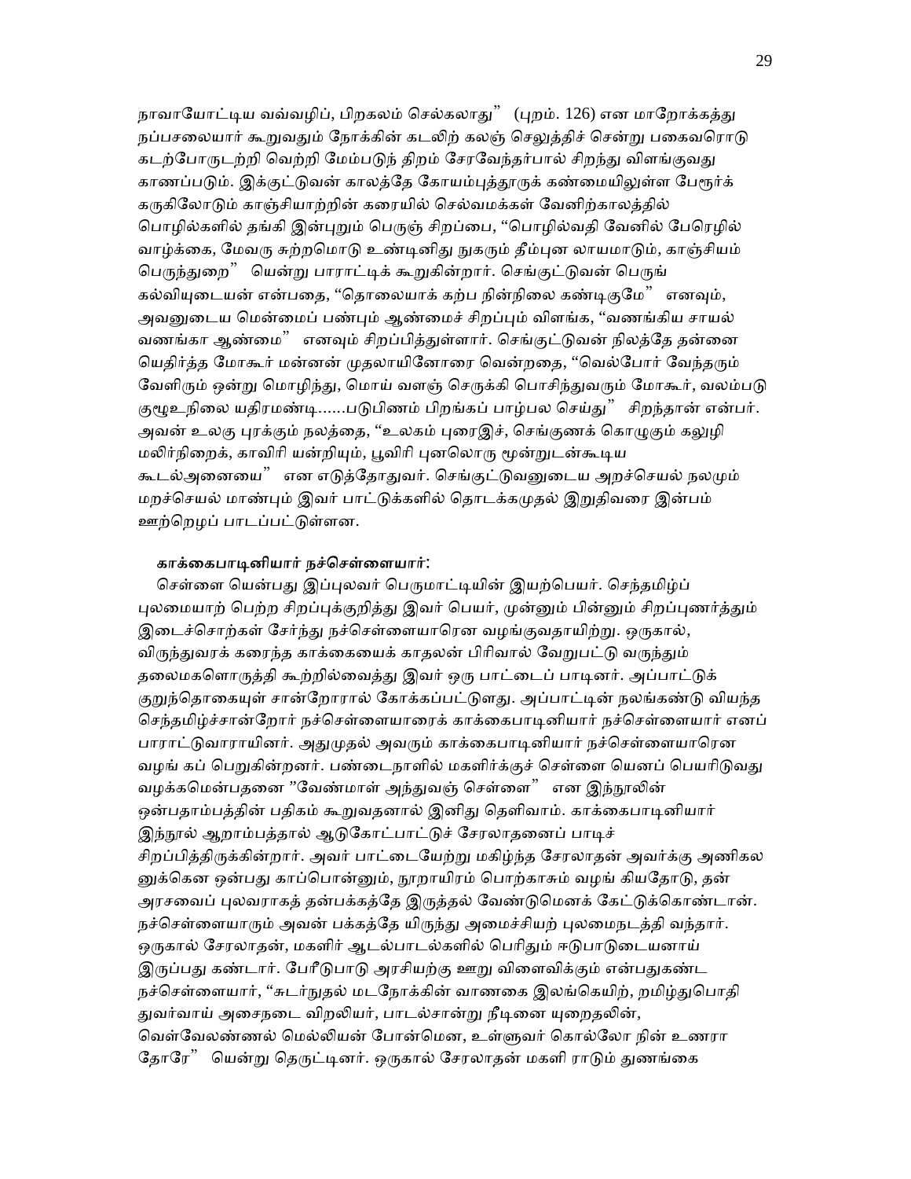நாவாயோட்டிய வவ்வழிப், பிறகலம் செல்கலாது" (புறம். 126) என மாறோக்கத்து நப்பசலையார் கூறுவதும் நோக்கின் கடலிற் கலஞ் செலுத்திச் சென்று பகைவரொடு கடற்போருடற்றி வெற்றி மேம்படுந் திறம் சேரவேந்தர்பால் சிறந்து விளங்குவது காணப்படும். இக்குட்டுவன் காலத்தே கோயம்புத்தூருக் கண்மையிலுள்ள பேரூர்க் கருகிலோடும் காஞ்சியாற்றின் கரையில் செல்வமக்கள் வேனிற்காலத்தில் பொழில்களில் தங்கி இன்புறும் பெருஞ் சிறப்பை, "பொழில்வதி வேனில் பேரெழில் வாழ்க்கை, மேவரு சுற்றமொடு உண்டினிது நுகரும் தீம்புன லாயமாடும், காஞ்சியம் பெருந்துறை" யென்று பாராட்டிக் கூறுகின்றார். செங்குட்டுவன் பெருங் கல்வியுடையன் என்பதை, "தொலையாக் கற்ப நின்நிலை கண்டிகுமே" எனவும், அவனுடைய மென்மைப் பண்பும் ஆண்மைச் சிறப்பும் விளங்க, "வணங்கிய சாயல் வணங்கா ஆண்மை" எனவும் சிறப்பித்துள்ளார். செங்குட்டுவன் நிலத்தே தன்னை யெதிர்த்த மோகூர் மன்னன் முதலாயினோரை வென்றதை, "வெல்போர் வேந்தரும் வேளிரும் ஒன்று மொழிந்து, மொய் வளஞ் செருக்கி பொசிந்துவரும் மோகூர், வலம்படு குழூஉநிலை யதிரமண்டி......படுபிணம் பிறங்கப் பாழ்பல செய்து" சிறந்தான் என்பர். அவன் உலகு புரக்கும் நலத்தை, "உலகம் புரைஇச், செங்குணக் கொழுகும் கலுழி மலிர்நிறைக், காவிரி யன்றியும், பூவிரி புனலொரு மூன்றுடன்கூடிய கூடல்அனையை" என எடுத்தோதுவர். செங்குட்டுவனுடைய அறச்செயல் நலமும் மறச்செயல் மாண்பும் இவர் பாட்டுக்களில் தொடக்கமுதல் இறுதிவரை இன்பம் ஊற்றெழப் பாடப்பட்டுள்ளன.

**காக்கைபாடினியார் நச்செள்ளையார்:**

செள்ளை யென்பது இப்புலவர் பெருமாட்டியின் இயற்பெயர். செந்தமிழ்ப் புலமையாற் பெற்ற சிறப்புக்குறித்து இவர் பெயர், முன்னும் பின்னும் சிறப்புணர்த்தும் இடைச்சொற்கள் சேர்ந்து நச்செள்ளையாரென வழங்குவதாயிற்று. ஒருகால், விருந்துவரக் கரைந்த காக்கையைக் காதலன் பிரிவால் வேறுபட்டு வருந்தும் தலைமகளொருத்தி கூற்றில்வைத்து இவர் ஒரு பாட்டைப் பாடினர். அப்பாட்டுக் குறுந்தொகையுள் சான்றோரால் கோக்கப்பட்டுளது. அப்பாட்டின் நலங்கண்டு வியந்த செந்தமிழ்ச்சான்றோர் நச்செள்ளையாரைக் காக்கைபாடினியார் நச்செள்ளையார் எனப் பாராட்டுவாராயினர். அதுமுதல் அவரும் காக்கைபாடினியார் நச்செள்ளையாரென வழங் கப் பெறுகின்றனர். பண்டைநாளில் மகளிர்க்குச் செள்ளை யெனப் பெயரிடுவது வழக்கமென்பதனை "வேண்மாள் அந்துவஞ் செள்ளை" என இந்நூலின் ஒன்பதாம்பத்தின் பதிகம் கூறுவதனால் இனிது தெளிவாம். காக்கைபாடினியார் இந்நூல் ஆறாம்பத்தால் ஆடுகோட்பாட்டுச் சேரலாதனைப் பாடிச் சிறப்பித்திருக்கின்றார். அவர் பாட்டையேற்று மகிழ்ந்த சேரலாதன் அவர்க்கு அணிகல னுக்கென ஒன்பது காப்பொன்னும், நூறாயிரம் பொற்காசும் வழங் கியதோடு, தன் அரசவைப் புலவராகத் தன்பக்கத்தே இருத்தல் வேண்டுமெனக் கேட்டுக்கொண்டான். நச்செள்ளையாரும் அவன் பக்கத்தே யிருந்து அமைச்சியற் புலமைநடத்தி வந்தார். ஒருகால் சேரலாதன், மகளிர் ஆடல்பாடல்களில் பெரிதும் ஈடுபாடுடையனாய் இருப்பது கண்டார். பேரீடுபாடு அரசியற்கு ஊறு விளைவிக்கும் என்பதுகண்ட நச்செள்ளையார், "சுடர்நுதல் மடநோக்கின் வாணகை இலங்கெயிற், றமிழ்துபொதி துவர்வாய் அசைநடை விறலியர், பாடல்சான்று நீடினை யுறைதலின், வெள்வேலண்ணல் மெல்லியன் போன்மென, உள்ளுவர் கொல்லோ நின் உணரா தோரே" யென்று தெருட்டினர். ஒருகால் சேரலாதன் மகளி ராடும் துணங்கை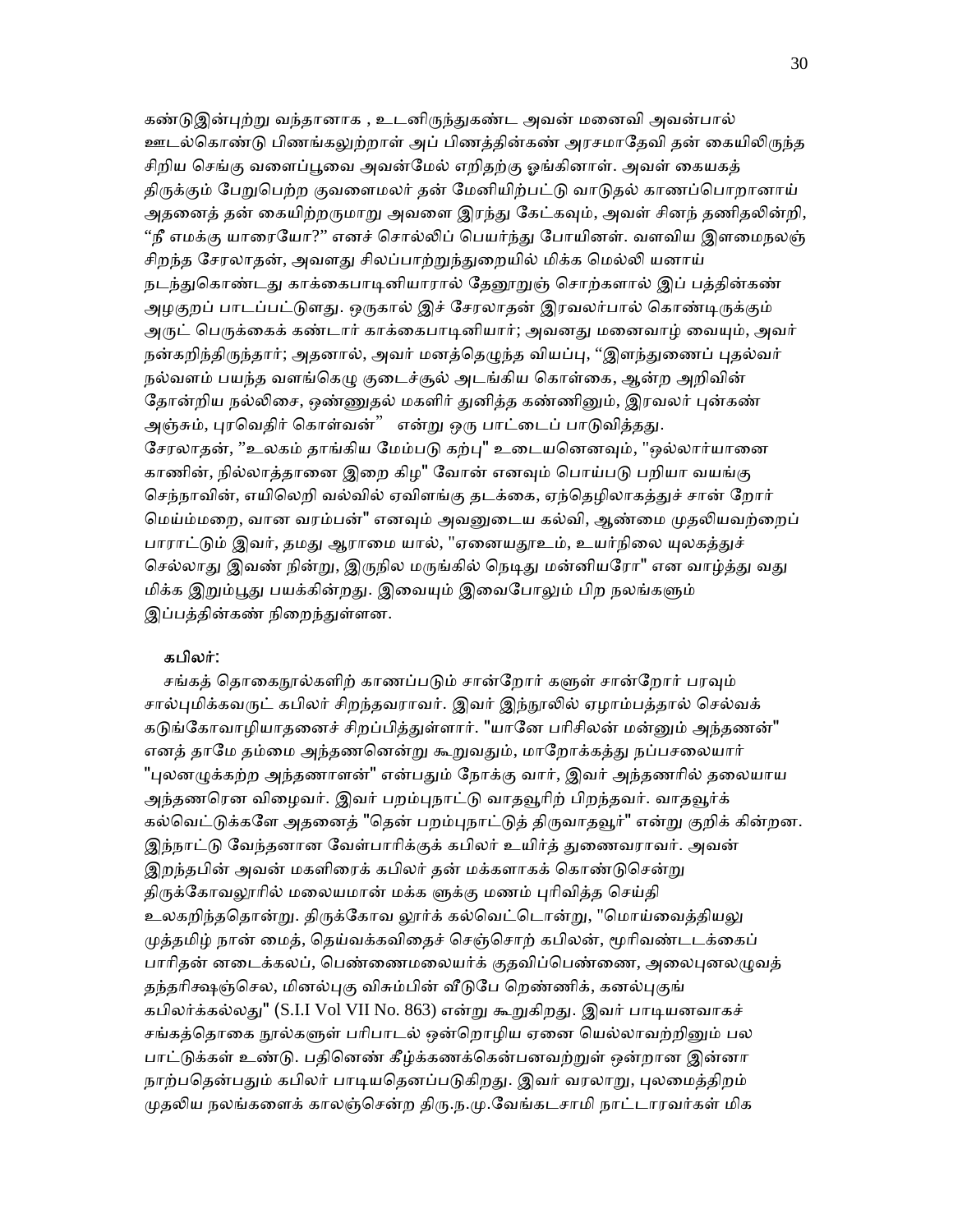கண்டுஇன்புற்று வந்தானாக , உடனிருந்துகண்ட அவன் மனைவி அவன்பால் ஊடல்கொண்டு பிணங்கலுற்றாள் அப் பிணத்தின்கண் அரசமாதேவி தன் கையிலிருந்த சிறிய செங்கு வளைப்பூவை அவன்மேல் எறிதற்கு ஓங்கினாள். அவள் கையகத் திருக்கும் பேறுபெற்ற குவளைமலர் தன் மேனியிற்பட்டு வாடுதல் காணப்பொறானாய் அதனைத் தன் கையிற்றருமாறு அவளை இரந்து கேட்கவும், அவள் சினந் தணிதலின்றி, "நீ எமக்கு யாரையோ?" எனச் சொல்லிப் பெயர்ந்து போயினள். வளவிய இளமைநலஞ் சிறந்த சேரலாதன், அவளது சிலப்பாற்றுந்துறையில் மிக்க மெல்லி யனாய் நடந்துகொண்டது காக்கைபாடினியாரால் தேனூறுஞ் சொற்களால் இப் பத்தின்கண் அழகுறப் பாடப்பட்டுளது. ஒருகால் இச் சேரலாதன் இரவலர்பால் கொண்டிருக்கும் அருட் பெருக்கைக் கண்டார் காக்கைபாடினியார்; அவனது மனைவாழ் வையும், அவர் நன்கறிந்திருந்தார்; அதனால், அவர் மனத்தெழுந்த வியப்பு, "இளந்துணைப் புதல்வர் நல்வளம் பயந்த வளங்கெழு குடைச்சூல் அடங்கிய கொள்கை, ஆன்ற அறிவின் தோன்றிய நல்லிசை, ஒண்ணுதல் மகளிர் துனித்த கண்ணினும், இரவலர் புன்கண் அஞ்சும், புரவெதிர் கொள்வன்" என்று ஒரு பாட்டைப் பாடுவித்தது. சேரலாதன், "உலகம் தாங்கிய மேம்படு கற்பு" உடையனெனவும், "ஒல்லார்யானை காணின், நில்லாத்தானை இறை கிழ" வோன் எனவும் பொய்படு பறியா வயங்கு செந்நாவின், எயிலெறி வல்வில் ஏவிளங்கு தடக்கை, ஏந்தெழிலாகத்துச் சான் றோர் மெய்ம்மறை, வான வரம்பன்" எனவும் அவனுடைய கல்வி, ஆண்மை முதலியவற்றைப் பாராட்டும் இவர், தமது ஆராமை யால், "ஏனையதூஉம், உயர்நிலை யுலகத்துச் செல்லாது இவண் நின்று, இருநில மருங்கில் நெடிது மன்னியரோ" என வாழ்த்து வது மிக்க இறும்பூது பயக்கின்றது. இவையும் இவைபோலும் பிற நலங்களும் இப்பத்தின்கண் நிறைந்துள்ளன.

**கபிலர்:**

சங்கத் தொகைநூல்களிற் காணப்படும் சான்றோர் களுள் சான்றோர் பரவும் சால்புமிக்கவருட் கபிலர் சிறந்தவராவர். இவர் இந்நூலில் ஏழாம்பத்தால் செல்வக் கடுங்கோவாழியாதனைச் சிறப்பித்துள்ளார். "யானே பரிசிலன் மன்னும் அந்தணன்" எனத் தாமே தம்மை அந்தணனென்று கூறுவதும், மாறோக்கத்து நப்பசலையார் "புலனழுக்கற்ற அந்தணாளன்" என்பதும் நோக்கு வார், இவர் அந்தணரில் தலையாய அந்தணரென விழைவர். இவர் பறம்புநாட்டு வாதவூரிற் பிறந்தவர். வாதவூர்க் கல்வெட்டுக்களே அதனைத் "தென் பறம்புநாட்டுத் திருவாதவூர்" என்று குறிக் கின்றன. இந்நாட்டு வேந்தனான வேள்பாரிக்குக் கபிலர் உயிர்த் துணைவராவர். அவன் இறந்தபின் அவன் மகளிரைக் கபிலர் தன் மக்களாகக் கொண்டுசென்று திருக்கோவலூரில் மலையமான் மக்க ளுக்கு மணம் புரிவித்த செய்தி உலகறிந்ததொன்று. திருக்கோவ லூர்க் கல்வெட்டொன்று, "மொய்வைத்தியலு முத்தமிழ் நான் மைத், தெய்வக்கவிதைச் செஞ்சொற் கபிலன், மூரிவண்டடக்கைப் பாரிதன் னடைக்கலப், பெண்ணைமலையர்க் குதவிப்பெண்ணை, அலைபுனலழுவத் தந்தரிக்ஷஞ்செல, மினல்புகு விசும்பின் வீடுபே றெண்ணிக், கனல்புகுங் கபிலர்க்கல்லது" (S.I.I Vol VII No. 863) என்று கூறுகிறது. இவர் பாடியனவாகச் சங்கத்தொகை நூல்களுள் பரிபாடல் ஒன்றொழிய ஏனை யெல்லாவற்றினும் பல பாட்டுக்கள் உண்டு. பதினெண் கீழ்க்கணக்கென்பனவற்றுள் ஒன்றான இன்னா நாற்பதென்பதும் கபிலர் பாடியதெனப்படுகிறது. இவர் வரலாறு, புலமைத்திறம் முதலிய நலங்களைக் காலஞ்சென்ற திரு.ந.மு.வேங்கடசாமி நாட்டாரவர்கள் மிக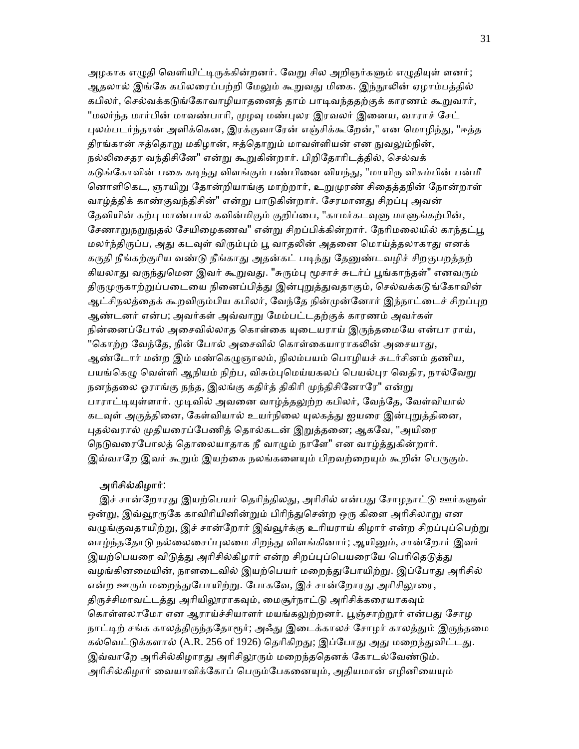அழகாக எழுதி வெளியிட்டிருக்கின்றனர். வேறு சில அறிஞர்களும் எழுதியுள் ளனர்; ஆதலால் இங்கே கபிலரைப்பற்றி மேலும் கூறுவது மிகை. இந்நூலின் ஏழாம்பத்தில் கபிலர், செல்வக்கடுங்கோவாழியாதனைத் தாம் பாடிவந்ததற்குக் காரணம் கூறுவார், "மலர்ந்த மார்பின் மாவண்பாரி, முழவு மண்புலர இரவலர் இனைய, வாராச் சேட் புலம்படர்ந்தான் அளிக்கென, இரக்குவாரேன் எஞ்சிக்கூறேன்," என மொழிந்து, "ஈத்த திரங்கான் ஈத்தொறு மகிழான், ஈத்தொறும் மாவள்ளியன் என நுவலும்நின், நல்லிசைதர வந்திசினே" என்று கூறுகின்றார். பிறிதோரிடத்தில், செல்வக் கடுங்கோவின் பகை கடிந்து விளங்கும் பண்பினை வியந்து, "மாயிரு விசும்பின் பன்மீ னொளிகெட, ஞாயிறு தோன்றியாங்கு மாற்றார், உறுமுரண் சிதைத்தநின் நோன்றாள் வாழ்த்திக் காண்குவந்திசின்" என்று பாடுகின்றார். சேரமானது சிறப்பு அவன் தேவியின் கற்பு மாண்பால் கவின்மிகும் குறிப்பை, "காமர்கடவுளு மாளுங்கற்பின், சேணாறுநறுநுதல் சேயிழைகணவ" என்று சிறப்பிக்கின்றார். நேரிமலையில் காந்தட்பூ மலர்ந்திருப்ப, அது கடவுள் விரும்பும் பூ வாதலின் அதனை மொய்த்தலாகாது எனக் கருதி நீங்கற்குரிய வண்டு நீங்காது அதன்கட் படிந்து தேனுண்டவழிச் சிறகுபறத்தற் கியலாது வருந்துமென இவர் கூறுவது. "சுரும்பு மூசாச் சுடர்ப் பூங்காந்தள்" எனவரும் திருமுருகாற்றுப்படையை நினைப்பித்து இன்புறுத்துவதாகும், செல்வக்கடுங்கோவின் ஆட்சிநலத்தைக் கூறவிரும்பிய கபிலர், வேந்தே நின்முன்னோர் இந்நாட்டைச் சிறப்புற ஆண்டனர் என்ப; அவர்கள் அவ்வாறு மேம்பட்டதற்குக் காரணம் அவர்கள் நின்னைப்போல் அசைவில்லாத கொள்கை யுடையராய் இருந்தமையே என்பா ராய், "கொற்ற வேந்தே, நின் போல் அசைவில் கொள்கையாராகலின் அசையாது, ஆண்டோர் மன்ற இம் மண்கெழுஞாலம், நிலம்பயம் பொழியச் சுடர்சினம் தணிய, பயங்கெழு வெள்ளி ஆநியம் நிற்ப, விசும்புமெய்யகலப் பெயல்புர வெதிர, நால்வேறு நனந்தலை ஓராங்கு நந்த, இலங்கு கதிர்த் திகிரி முந்திசினோரே" என்று பாராட்டியுள்ளார். முடிவில் அவனை வாழ்த்தலுற்ற கபிலர், வேந்தே, வேள்வியால் கடவுள் அருத்தினை, கேள்வியால் உயர்நிலை யுலகத்து ஐயரை இன்புறுத்தினை, புதல்வரால் முதியரைப்பேணித் தொல்கடன் இறுத்தனை; ஆகவே, "அயிரை நெடுவரைபோலத் தொலையாதாக நீ வாழும் நாளே" என வாழ்த்துகின்றார். இவ்வாறே இவர் கூறும் இயற்கை நலங்களையும் பிறவற்றையும் கூறின் பெருகும்.

**அரிசில்கிழார்:**

இச் சான்றோரது இயற்பெயர் தெரிந்திலது, அரிசில் என்பது சோழநாட்டு ஊர்களுள் ஒன்று, இவ்வூரருகே காவிரியினின்றும் பிரிந்துசென்ற ஒரு கிளை அரிசிலாறு என வழுங்குவதாயிற்று, இச் சான்றோர் இவ்வூர்க்கு உரியராய் கிழார் என்ற சிறப்புப்பெற்று வாழ்ந்ததோடு நல்லிசைப்புலமை சிறந்து விளங்கினார்; ஆயினும், சான்றோர் இவர் இயற்பெயரை விடுத்து அரிசில்கிழார் என்ற சிறப்புப்பெயரையே பெரிதெடுத்து வழங்கினமையின், நாளடைவில் இயற்பெயர் மறைந்துபோயிற்று. இப்போது அரிசில் என்ற ஊரும் மறைந்துபோயிற்று. போகவே, இச் சான்றோரது அரிசிலூரை, திருச்சிமாவட்டத்து அரியிலூராகவும், மைசூர்நாட்டு அரிசிக்கரையாகவும் கொள்ளலாமோ என ஆராய்ச்சியாளர் மயங்கலுற்றனர். பூஞ்சாற்றூர் என்பது சோழ நாட்டிற் சங்க காலத்திருந்ததோரூர்; அஃது இடைக்காலச் சோழர் காலத்தும் இருந்தமை கல்வெட்டுக்களால் (A.R. 256 of 1926) தெரிகிறது; இப்போது அது மறைந்துவிட்டது. இவ்வாறே அரிசில்கிழாரது அரிசிலூரும் மறைந்ததெனக் கோடல்வேண்டும். அரிசில்கிழார் வையாவிக்கோப் பெரும்பேகனையும், அதியமான் எழினியையும்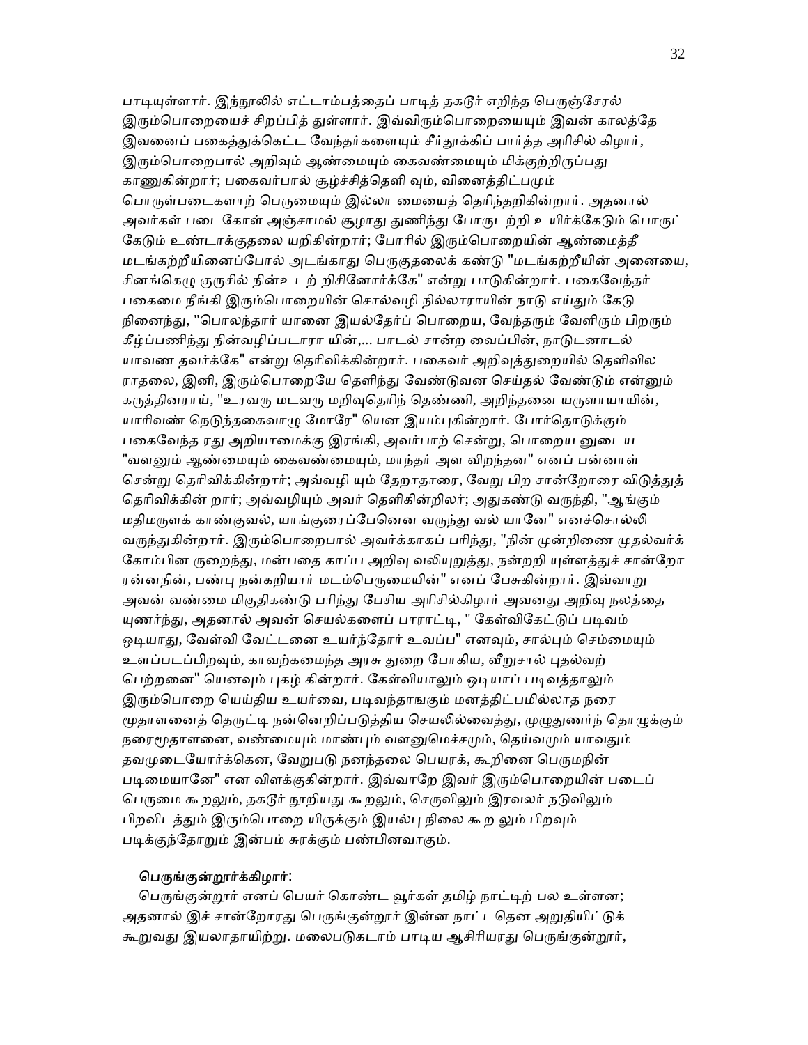பாடியுள்ளார். இந்நூலில் எட்டாம்பத்தைப் பாடித் தகடூர் எறிந்த பெருஞ்சேரல் இரும்பொறையைச் சிறப்பித் துள்ளார். இவ்விரும்பொறையையும் இவன் காலத்தே இவனைப் பகைத்துக்கெட்ட வேந்தர்களையும் சீர்தூக்கிப் பார்த்த அரிசில் கிழார், இரும்பொறைபால் அறிவும் ஆண்மையும் கைவண்மையும் மிக்குற்றிருப்பது காணுகின்றார்; பகைவர்பால் சூழ்ச்சித்தெளி வும், வினைத்திட்பமும் பொருள்படைகளாற் பெருமையும் இல்லா மையைத் தெரிந்தறிகின்றார். அதனால் அவர்கள் படைகோள் அஞ்சாமல் சூழாது துணிந்து போருடற்றி உயிர்க்கேடும் பொருட் கேடும் உண்டாக்குதலை யறிகின்றார்; போரில் இரும்பொறையின் ஆண்மைத்தீ மடங்கற்றீயினைப்போல் அடங்காது பெருகுதலைக் கண்டு "மடங்கற்றீயின் அனையை, சினங்கெழு குருசில் நின்உடற் றிசினோர்க்கே" என்று பாடுகின்றார். பகைவேந்தர் பகைமை நீங்கி இரும்பொறையின் சொல்வழி நில்லாராயின் நாடு எய்தும் கேடு நினைந்து, "பொலந்தார் யானை இயல்தேர்ப் பொறைய, வேந்தரும் வேளிரும் பிறரும் கீழ்ப்பணிந்து நின்வழிப்படாரா யின்,... பாடல் சான்ற வைப்பின், நாடுடனாடல் யாவண தவர்க்கே" என்று தெரிவிக்கின்றார். பகைவர் அறிவுத்துறையில் தெளிவில ராதலை, இனி, இரும்பொறையே தெளிந்து வேண்டுவன செய்தல் வேண்டும் என்னும் கருத்தினராய், "உரவரு மடவரு மறிவுதெரிந் தெண்ணி, அறிந்தனை யருளாயாயின், யாரிவண் நெடுந்தகைவாழு மோரே" யென இயம்புகின்றார். போர்தொடுக்கும் பகைவேந்த ரது அறியாமைக்கு இரங்கி, அவர்பாற் சென்று, பொறைய னுடைய "வளனும் ஆண்மையும் கைவண்மையும், மாந்தர் அள விறந்தன" எனப் பன்னாள் சென்று தெரிவிக்கின்றார்; அவ்வழி யும் தேறாதாரை, வேறு பிற சான்றோரை விடுத்துத் தெரிவிக்கின் றார்; அவ்வழியும் அவர் தெளிகின்றிலர்; அதுகண்டு வருந்தி, "ஆங்கும் மதிமருளக் காண்குவல், யாங்குரைப்பேனென வருந்து வல் யானே" எனச்சொல்லி வருந்துகின்றார். இரும்பொறைபால் அவர்க்காகப் பரிந்து, "நின் முன்றிணை முதல்வர்க் கோம்பின ருறைந்து, மன்பதை காப்ப அறிவு வலியுறுத்து, நன்றறி யுள்ளத்துச் சான்றோ ரன்னநின், பண்பு நன்கறியார் மடம்பெருமையின்" எனப் பேசுகின்றார். இவ்வாறு அவன் வண்மை மிகுதிகண்டு பரிந்து பேசிய அரிசில்கிழார் அவனது அறிவு நலத்தை யுணர்ந்து, அதனால் அவன் செயல்களைப் பாராட்டி, " கேள்விகேட்டுப் படிவம் ஒடியாது, வேள்வி வேட்டனை உயர்ந்தோர் உவப்ப" எனவும், சால்பும் செம்மையும் உளப்படப்பிறவும், காவற்கமைந்த அரசு துறை போகிய, வீறுசால் புதல்வற் பெற்றனை" யெனவும் புகழ் கின்றார். கேள்வியாலும் ஒடியாப் படிவத்தாலும் இரும்பொறை யெய்திய உயர்வை, படிவந்தாஙகும் மனத்திட்பமில்லாத நரை மூதாளனைத் தெருட்டி நன்னெறிப்படுத்திய செயலில்வைத்து, முழுதுணர்ந் தொழுக்கும் நரைமூதாளனை, வண்மையும் மாண்பும் வளனுமெச்சமும், தெய்வமும் யாவதும் தவமுடையோர்க்கென, வேறுபடு நனந்தலை பெயரக், கூறினை பெருமநின் படிமையானே" என விளக்குகின்றார். இவ்வாறே இவர் இரும்பொறையின் படைப் பெருமை கூறலும், தகடூர் நூறியது கூறலும், செருவிலும் இரவலர் நடுவிலும் பிறவிடத்தும் இரும்பொறை யிருக்கும் இயல்பு நிலை கூற லும் பிறவும் படிக்குந்தோறும் இன்பம் சுரக்கும் பண்பினவாகும்.

**பெருங்குன்றூர்க்கிழார்:**

பெருங்குன்றூர் எனப் பெயர் கொண்ட வூர்கள் தமிழ் நாட்டிற் பல உள்ளன; அதனால் இச் சான்றோரது பெருங்குன்றூர் இன்ன நாட்டதென அறுதியிட்டுக் கூறுவது இயலாதாயிற்று. மலைபடுகடாம் பாடிய ஆசிரியரது பெருங்குன்றூர்,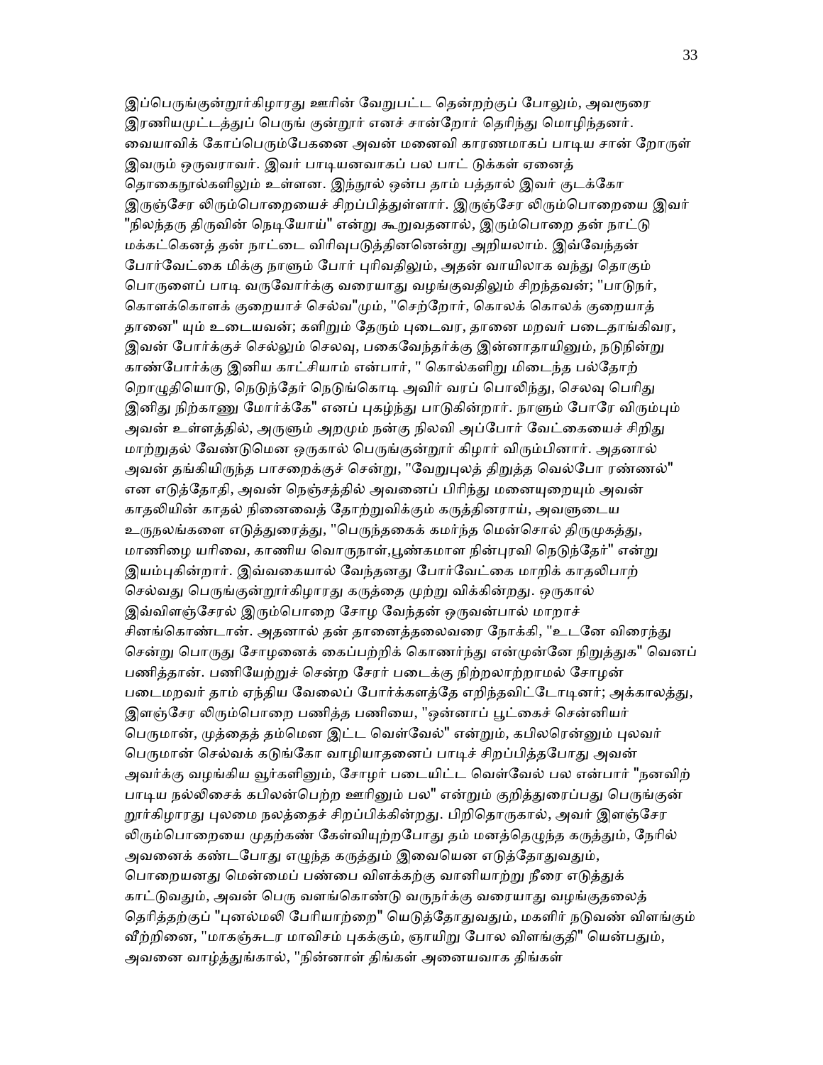இப்பெருங்குன்றூர்கிழாரது ஊரின் வேறுபட்ட தென்றற்குப் போலும், அவரூரை இரணியமுட்டத்துப் பெருங் குன்றூர் எனச் சான்றோர் தெரிந்து மொழிந்தனர். வையாவிக் கோப்பெரும்பேகனை அவன் மனைவி காரணமாகப் பாடிய சான் றோருள் இவரும் ஒருவராவர். இவர் பாடியனவாகப் பல பாட் டுக்கள் ஏனைத் தொகைநூல்களிலும் உள்ளன. இந்நூல் ஒன்ப தாம் பத்தால் இவர் குடக்கோ இருஞ்சேர லிரும்பொறையைச் சிறப்பித்துள்ளார். இருஞ்சேர லிரும்பொறையை இவர் "நிலந்தரு திருவின் நெடியோய்" என்று கூறுவதனால், இரும்பொறை தன் நாட்டு மக்கட்கெனத் தன் நாட்டை விரிவுபடுத்தினனென்று அறியலாம். இவ்வேந்தன் போர்வேட்கை மிக்கு நாளும் போர் புரிவதிலும், அதன் வாயிலாக வந்து தொகும் பொருளைப் பாடி வருவோர்க்கு வரையாது வழங்குவதிலும் சிறந்தவன்; "பாடுநர், கொளக்கொளக் குறையாச் செல்வ"மும், "செற்றோர், கொலக் கொலக் குறையாத் தானை" யும் உடையவன்; களிறும் தேரும் புடைவர, தானை மறவர் படைதாங்கிவர, இவன் போர்க்குச் செல்லும் செலவு, பகைவேந்தர்க்கு இன்னாதாயினும், நடுநின்று காண்போர்க்கு இனிய காட்சியாம் என்பார், " கொல்களிறு மிடைந்த பல்தோற் றொழுதியொடு, நெடுந்தேர் நெடுங்கொடி அவிர் வரப் பொலிந்து, செலவு பெரிது இனிது நிற்காணு மோர்க்கே" எனப் புகழ்ந்து பாடுகின்றார். நாளும் போரே விரும்பும் அவன் உள்ளத்தில், அருளும் அறமும் நன்கு நிலவி அப்போர் வேட்கையைச் சிறிது மாற்றுதல் வேண்டுமென ஒருகால் பெருங்குன்றூர் கிழார் விரும்பினார். அதனால் அவன் தங்கியிருந்த பாசறைக்குச் சென்று, "வேறுபுலத் திறுத்த வெல்போ ரண்ணல்" என எடுத்தோதி, அவன் நெஞ்சத்தில் அவனைப் பிரிந்து மனையுறையும் அவன் காதலியின் காதல் நினைவைத் தோற்றுவிக்கும் கருத்தினராய், அவளுடைய உருநலங்களை எடுத்துரைத்து, "பெருந்தகைக் கமர்ந்த மென்சொல் திருமுகத்து, மாணிழை யரிவை, காணிய வொருநாள்,பூண்கமாள நின்புரவி நெடுந்தேர்" என்று இயம்புகின்றார். இவ்வகையால் வேந்தனது போர்வேட்கை மாறிக் காதலிபாற் செல்வது பெருங்குன்றூர்கிழாரது கருத்தை முற்று விக்கின்றது. ஒருகால் இவ்விளஞ்சேரல் இரும்பொறை சோழ வேந்தன் ஒருவன்பால் மாறாச் சினங்கொண்டான். அதனால் தன் தானைத்தலைவரை நோக்கி, "உடனே விரைந்து சென்று பொருது சோழனைக் கைப்பற்றிக் கொணர்ந்து என்முன்னே நிறுத்துக" வெனப் பணித்தான். பணியேற்றுச் சென்ற சேரர் படைக்கு நிற்றலாற்றாமல் சோழன் படைமறவர் தாம் ஏந்திய வேலைப் போர்க்களத்தே எறிந்தவிட்டோடினர்; அக்காலத்து, இளஞ்சேர லிரும்பொறை பணித்த பணியை, "ஒன்னாப் பூட்கைச் சென்னியர் பெருமான், முத்தைத் தம்மென இட்ட வெள்வேல்" என்றும், கபிலரென்னும் புலவர் பெருமான் செல்வக் கடுங்கோ வாழியாதனைப் பாடிச் சிறப்பித்தபோது அவன் அவர்க்கு வழங்கிய வூர்களினும், சோழர் படையிட்ட வெள்வேல் பல என்பார் "நனவிற் பாடிய நல்லிசைக் கபிலன்பெற்ற ஊரினும் பல" என்றும் குறித்துரைப்பது பெருங்குன் றூர்கிழாரது புலமை நலத்தைச் சிறப்பிக்கின்றது. பிறிதொருகால், அவர் இளஞ்சேர லிரும்பொறையை முதற்கண் கேள்வியுற்றபோது தம் மனத்தெழுந்த கருத்தும், நேரில் அவனைக் கண்டபோது எழுந்த கருத்தும் இவையென எடுத்தோதுவதும், பொறையனது மென்மைப் பண்பை விளக்கற்கு வானியாற்று நீரை எடுத்துக் காட்டுவதும், அவன் பெரு வளங்கொண்டு வருநர்க்கு வரையாது வழங்குதலைத் தெரித்தற்குப் "புனல்மலி பேரியாற்றை" யெடுத்தோதுவதும், மகளிர் நடுவண் விளங்கும் வீற்றினை, "மாகஞ்சுடர மாவிசும் புகக்கும், ஞாயிறு போல விளங்குதி" யென்பதும், அவனை வாழ்த்துங்கால், "நின்னாள் திங்கள் அனையவாக திங்கள்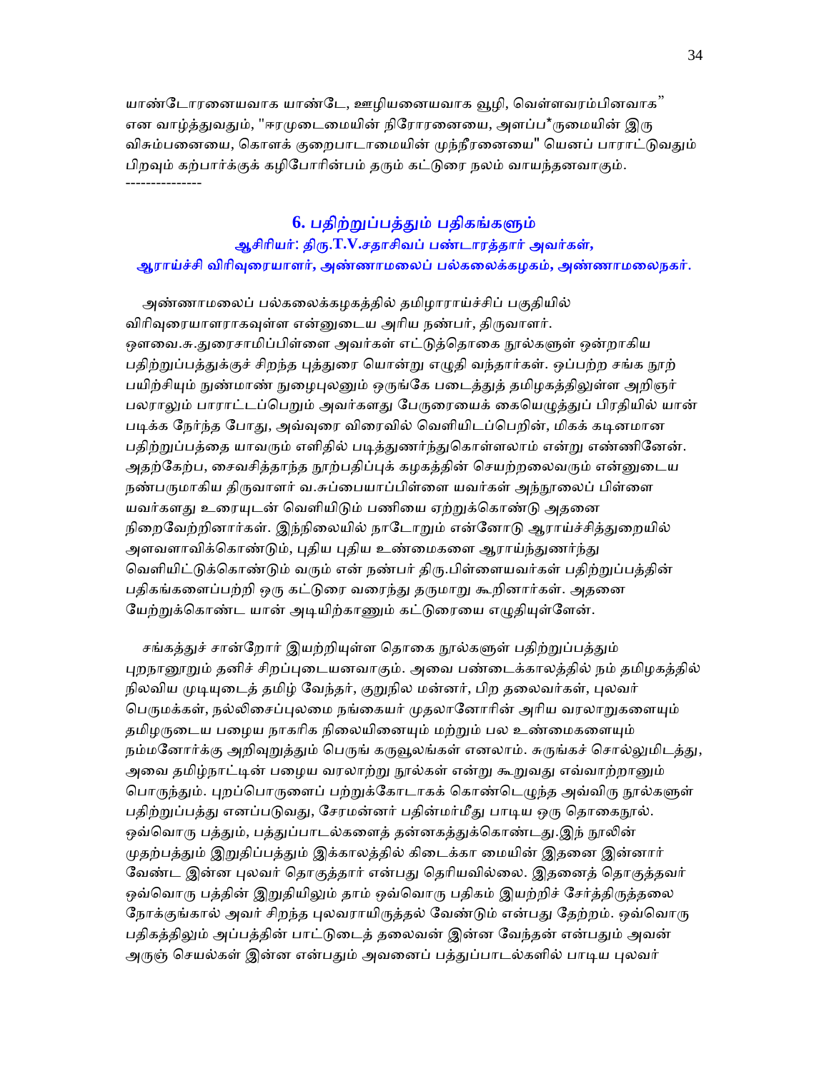யாண்டோரனையவாக யாண்டே, ஊழியனையவாக வூழி, வெள்ளவரம்பினவாக"
என வாழ்த்துவதும், "ஈரமுடைமையின் நிரோரனையை, அளப்ப*ருமையின் இரு
விசும்பனையை, கொளக் குறைபாடாமையின் முந்நீரனையை" யெனப் பாராட்டுவதும்
பிறவும் கற்பார்க்குக் கழிபோரின்பம் தரும் கட்டுரை நலம் வாயந்தனவாகும்.

---------------

## 6. பதிற்றுப்பத்தும் பதிகங்களும்

### ஆசிரியர்: திரு.T.V.சதாசிவப் பண்டாரத்தார் அவர்கள், ஆராய்ச்சி விரிவுரையாளர், அண்ணாமலைப் பல்கலைக்கழகம், அண்ணாமலைநகர்.

அண்ணாமலைப் பல்கலைக்கழகத்தில் தமிழாராய்ச்சிப் பகுதியில் விரிவுரையாளராகவுள்ள என்னுடைய அரிய நண்பர், திருவாளர். ஔவை.சு.துரைசாமிப்பிள்ளை அவர்கள் எட்டுத்தொகை நூல்களுள் ஒன்றாகிய பதிற்றுப்பத்துக்குச் சிறந்த புத்துரை யொன்று எழுதி வந்தார்கள். ஒப்பற்ற சங்க நூற் பயிற்சியும் நுண்மாண் நுழைபுலனும் ஒருங்கே படைத்துத் தமிழகத்திலுள்ள அறிஞர் பலராலும் பாராட்டப்பெறும் அவர்களது பேருரையைக் கையெழுத்துப் பிரதியில் யான் படிக்க நேர்ந்த போது, அவ்வுரை விரைவில் வெளியிடப்பெறின், மிகக் கடினமான பதிற்றுப்பத்தை யாவரும் எளிதில் படித்துணர்ந்துகொள்ளலாம் என்று எண்ணினேன். அதற்கேற்ப, சைவசித்தாந்த நூற்பதிப்புக் கழகத்தின் செயற்றலைவரும் என்னுடைய நண்பருமாகிய திருவாளர் வ.சுப்பையாப்பிள்ளை யவர்கள் அந்நூலைப் பிள்ளை யவர்களது உரையுடன் வெளியிடும் பணியை ஏற்றுக்கொண்டு அதனை நிறைவேற்றினார்கள். இந்நிலையில் நாடோறும் என்னோடு ஆராய்ச்சித்துறையில் அளவளாவிக்கொண்டும், புதிய புதிய உண்மைகளை ஆராய்ந்துணர்ந்து வெளியிட்டுக்கொண்டும் வரும் என் நண்பர் திரு.பிள்ளையவர்கள் பதிற்றுப்பத்தின் பதிகங்களைப்பற்றி ஒரு கட்டுரை வரைந்து தருமாறு கூறினார்கள். அதனை யேற்றுக்கொண்ட யான் அடியிற்காணும் கட்டுரையை எழுதியுள்ளேன்.

சங்கத்துச் சான்றோர் இயற்றியுள்ள தொகை நூல்களுள் பதிற்றுப்பத்தும் புறநானூறும் தனிச் சிறப்புடையனவாகும். அவை பண்டைக்காலத்தில் நம் தமிழகத்தில் நிலவிய முடியுடைத் தமிழ் வேந்தர், குறுநில மன்னர், பிற தலைவர்கள், புலவர் பெருமக்கள், நல்லிசைப்புலமை நங்கையர் முதலானோரின் அரிய வரலாறுகளையும் தமிழருடைய பழைய நாகரிக நிலையினையும் மற்றும் பல உண்மைகளையும் நம்மனோர்க்கு அறிவுறுத்தும் பெருங் கருவூலங்கள் எனலாம். சுருங்கச் சொல்லுமிடத்து, அவை தமிழ்நாட்டின் பழைய வரலாற்று நூல்கள் என்று கூறுவது எவ்வாற்றானும் பொருந்தும். புறப்பொருளைப் பற்றுக்கோடாகக் கொண்டெழுந்த அவ்விரு நூல்களுள் பதிற்றுப்பத்து எனப்படுவது, சேரமன்னர் பதின்மர்மீது பாடிய ஒரு தொகைநூல். ஒவ்வொரு பத்தும், பத்துப்பாடல்களைத் தன்னகத்துக்கொண்டது.இந் நூலின் முதற்பத்தும் இறுதிப்பத்தும் இக்காலத்தில் கிடைக்கா மையின் இதனை இன்னார் வேண்ட இன்ன புலவர் தொகுத்தார் என்பது தெரியவில்லை. இதனைத் தொகுத்தவர் ஒவ்வொரு பத்தின் இறுதியிலும் தாம் ஒவ்வொரு பதிகம் இயற்றிச் சேர்த்திருத்தலை நோக்குங்கால் அவர் சிறந்த புலவராயிருத்தல் வேண்டும் என்பது தேற்றம். ஒவ்வொரு பதிகத்திலும் அப்பத்தின் பாட்டுடைத் தலைவன் இன்ன வேந்தன் என்பதும் அவன் அருஞ் செயல்கள் இன்ன என்பதும் அவனைப் பத்துப்பாடல்களில் பாடிய புலவர்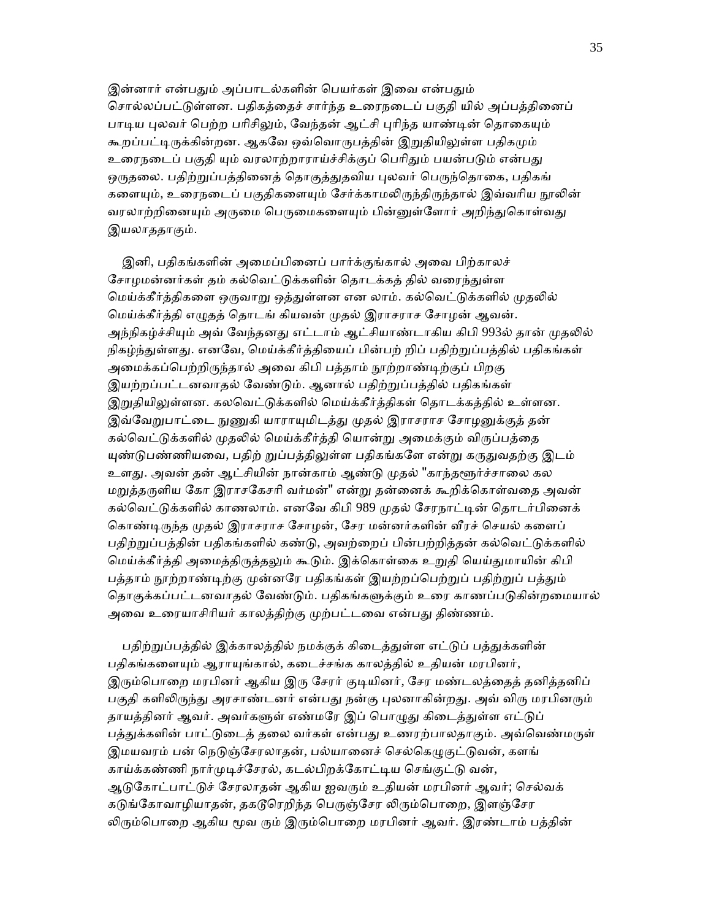இன்னார் என்பதும் அப்பாடல்களின் பெயர்கள் இவை என்பதும் சொல்லப்பட்டுள்ளன. பதிகத்தைச் சார்ந்த உரைநடைப் பகுதி யில் அப்பத்தினைப் பாடிய புலவர் பெற்ற பரிசிலும், வேந்தன் ஆட்சி புரிந்த யாண்டின் தொகையும் கூறப்பட்டிருக்கின்றன. ஆகவே ஒவ்வொருபத்தின் இறுதியிலுள்ள பதிகமும் உரைநடைப் பகுதி யும் வரலாற்றாராய்ச்சிக்குப் பெரிதும் பயன்படும் என்பது ஒருதலை. பதிற்றுப்பத்தினைத் தொகுத்துதவிய புலவர் பெருந்தொகை, பதிகங் களையும், உரைநடைப் பகுதிகளையும் சேர்க்காமலிருந்திருந்தால் இவ்வரிய நூலின் வரலாற்றினையும் அருமை பெருமைகளையும் பின்னுள்ளோர் அறிந்துகொள்வது இயலாததாகும்.

இனி, பதிகங்களின் அமைப்பினைப் பார்க்குங்கால் அவை பிற்காலச் சோழமன்னர்கள் தம் கல்வெட்டுக்களின் தொடக்கத் தில் வரைந்துள்ள மெய்க்கீர்த்திகளை ஒருவாறு ஒத்துள்ளன என லாம். கல்வெட்டுக்களில் முதலில் மெய்க்கீர்த்தி எழுதத் தொடங் கியவன் முதல் இராசராச சோழன் ஆவன். அந்நிகழ்ச்சியும் அவ் வேந்தனது எட்டாம் ஆட்சியாண்டாகிய கிபி 993ல் தான் முதலில் நிகழ்ந்துள்ளது. எனவே, மெய்க்கீர்த்தியைப் பின்பற் றிப் பதிற்றுப்பத்தில் பதிகங்கள் அமைக்கப்பெற்றிருந்தால் அவை கிபி பத்தாம் நூற்றாண்டிற்குப் பிறகு இயற்றப்பட்டனவாதல் வேண்டும். ஆனால் பதிற்றுப்பத்தில் பதிகங்கள் இறுதியிலுள்ளன. கலவெட்டுக்களில் மெய்க்கீர்த்திகள் தொடக்கத்தில் உள்ளன. இவ்வேறுபாட்டை நுணுகி யாராயுமிடத்து முதல் இராசராச சோழனுக்குத் தன் கல்வெட்டுக்களில் முதலில் மெய்க்கீர்த்தி யொன்று அமைக்கும் விருப்பத்தை யுண்டுபண்ணியவை, பதிற் றுப்பத்திலுள்ள பதிகங்களே என்று கருதுவதற்கு இடம் உளது. அவன் தன் ஆட்சியின் நான்காம் ஆண்டு முதல் "காந்தளூர்ச்சாலை கல மறுத்தருளிய கோ இராசகேசரி வர்மன்" என்று தன்னைக் கூறிக்கொள்வதை அவன் கல்வெட்டுக்களில் காணலாம். எனவே கிபி 989 முதல் சேரநாட்டின் தொடர்பினைக் கொண்டிருந்த முதல் இராசராச சோழன், சேர மன்னர்களின் வீரச் செயல் களைப் பதிற்றுப்பத்தின் பதிகங்களில் கண்டு, அவற்றைப் பின்பற்றித்தன் கல்வெட்டுக்களில் மெய்க்கீர்த்தி அமைத்திருத்தலும் கூடும். இக்கொள்கை உறுதி யெய்துமாயின் கிபி பத்தாம் நூற்றாண்டிற்கு முன்னரே பதிகங்கள் இயற்றப்பெற்றுப் பதிற்றுப் பத்தும் தொகுக்கப்பட்டனவாதல் வேண்டும். பதிகங்களுக்கும் உரை காணப்படுகின்றமையால் அவை உரையாசிரியர் காலத்திற்கு முற்பட்டவை என்பது திண்ணம்.

பதிற்றுப்பத்தில் இக்காலத்தில் நமக்குக் கிடைத்துள்ள எட்டுப் பத்துக்களின் பதிகங்களையும் ஆராயுங்கால், கடைச்சங்க காலத்தில் உதியன் மரபினர், இரும்பொறை மரபினர் ஆகிய இரு சேரர் குடியினர், சேர மண்டலத்தைத் தனித்தனிப் பகுதி களிலிருந்து அரசாண்டனர் என்பது நன்கு புலனாகின்றது. அவ் விரு மரபினரும் தாயத்தினர் ஆவர். அவர்களுள் எண்மரே இப் பொழுது கிடைத்துள்ள எட்டுப் பத்துக்களின் பாட்டுடைத் தலை வர்கள் என்பது உணரற்பாலதாகும். அவ்வெண்மருள் இமயவரம் பன் நெடுஞ்சேரலாதன், பல்யானைச் செல்கெழுகுட்டுவன், களங் காய்க்கண்ணி நார்முடிச்சேரல், கடல்பிறக்கோட்டிய செங்குட்டு வன், ஆடுகோட்பாட்டுச் சேரலாதன் ஆகிய ஐவரும் உதியன் மரபினர் ஆவர்; செல்வக் கடுங்கோவாழியாதன், தகடூரெறிந்த பெருஞ்சேர லிரும்பொறை, இளஞ்சேர லிரும்பொறை ஆகிய மூவ ரும் இரும்பொறை மரபினர் ஆவர். இரண்டாம் பத்தின்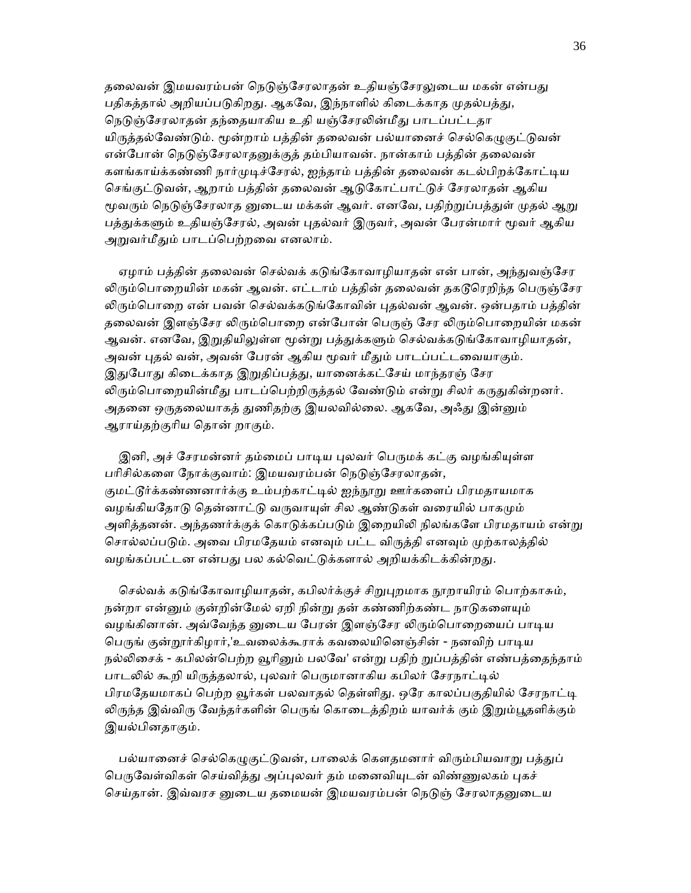தலைவன் இமயவரம்பன் நெடுஞ்சேரலாதன் உதியஞ்சேரலுடைய மகன் என்பது பதிகத்தால் அறியப்படுகிறது. ஆகவே, இந்நாளில் கிடைக்காத முதல்பத்து, நெடுஞ்சேரலாதன் தந்தையாகிய உதி யஞ்சேரலின்மீது பாடப்பட்டதா யிருத்தல்வேண்டும். மூன்றாம் பத்தின் தலைவன் பல்யானைச் செல்கெழுகுட்டுவன் என்போன் நெடுஞ்சேரலாதனுக்குத் தம்பியாவன். நான்காம் பத்தின் தலைவன் களங்காய்க்கண்ணி நார்முடிச்சேரல், ஐந்தாம் பத்தின் தலைவன் கடல்பிறக்கோட்டிய செங்குட்டுவன், ஆறாம் பத்தின் தலைவன் ஆடுகோட்பாட்டுச் சேரலாதன் ஆகிய மூவரும் நெடுஞ்சேரலாத னுடைய மக்கள் ஆவர். எனவே, பதிற்றுப்பத்துள் முதல் ஆறு பத்துக்களும் உதியஞ்சேரல், அவன் புதல்வர் இருவர், அவன் பேரன்மார் மூவர் ஆகிய அறுவர்மீதும் பாடப்பெற்றவை எனலாம்.

ஏழாம் பத்தின் தலைவன் செல்வக் கடுங்கோவாழியாதன் என் பான், அந்துவஞ்சேர லிரும்பொறையின் மகன் ஆவன். எட்டாம் பத்தின் தலைவன் தகடூரெறிந்த பெருஞ்சேர லிரும்பொறை என் பவன் செல்வக்கடுங்கோவின் புதல்வன் ஆவன். ஒன்பதாம் பத்தின் தலைவன் இளஞ்சேர லிரும்பொறை என்போன் பெருஞ் சேர லிரும்பொறையின் மகன் ஆவன். எனவே, இறுதியிலுள்ள மூன்று பத்துக்களும் செல்வக்கடுங்கோவாழியாதன், அவன் புதல் வன், அவன் பேரன் ஆகிய மூவர் மீதும் பாடப்பட்டவையாகும். இதுபோது கிடைக்காத இறுதிப்பத்து, யானைக்கட்சேய் மாந்தரஞ் சேர லிரும்பொறையின்மீது பாடப்பெற்றிருத்தல் வேண்டும் என்று சிலர் கருதுகின்றனர். அதனை ஒருதலையாகத் துணிதற்கு இயலவில்லை. ஆகவே, அஃது இன்னும் ஆராய்தற்குரிய தொன் றாகும்.

இனி, அச் சேரமன்னர் தம்மைப் பாடிய புலவர் பெருமக் கட்கு வழங்கியுள்ள பரிசில்களை நோக்குவாம்: இமயவரம்பன் நெடுஞ்சேரலாதன், குமட்டூர்க்கண்ணனார்க்கு உம்பற்காட்டில் ஐந்நூறு ஊர்களைப் பிரமதாயமாக வழங்கியதோடு தென்னாட்டு வருவாயுள் சில ஆண்டுகள் வரையில் பாகமும் அளித்தனன். அந்தணர்க்குக் கொடுக்கப்படும் இறையிலி நிலங்களே பிரமதாயம் என்று சொல்லப்படும். அவை பிரமதேயம் எனவும் பட்ட விருத்தி எனவும் முற்காலத்தில் வழங்கப்பட்டன என்பது பல கல்வெட்டுக்களால் அறியக்கிடக்கின்றது.

செல்வக் கடுங்கோவாழியாதன், கபிலர்க்குச் சிறுபுறமாக நூறாயிரம் பொற்காசும், நன்றா என்னும் குன்றின்மேல் ஏறி நின்று தன் கண்ணிற்கண்ட நாடுகளையும் வழங்கினான். அவ்வேந்த னுடைய பேரன் இளஞ்சேர லிரும்பொறையைப் பாடிய பெருங் குன்றூர்கிழார்,'உவலைக்கூராக் கவலையினெஞ்சின் - நனவிற் பாடிய நல்லிசைக் - கபிலன்பெற்ற வூரினும் பலவே' என்று பதிற் றுப்பத்தின் எண்பத்தைந்தாம் பாடலில் கூறி யிருத்தலால், புலவர் பெருமானாகிய கபிலர் சேரநாட்டில் பிரமதேயமாகப் பெற்ற வூர்கள் பலவாதல் தெள்ளிது. ஒரே காலப்பகுதியில் சேரநாட்டி லிருந்த இவ்விரு வேந்தர்களின் பெருங் கொடைத்திறம் யாவர்க் கும் இறும்பூதளிக்கும் இயல்பினதாகும்.

பல்யானைச் செல்கெழுகுட்டுவன், பாலைக் கௌதமனார் விரும்பியவாறு பத்துப் பெருவேள்விகள் செய்வித்து அப்புலவர் தம் மனைவியுடன் விண்ணுலகம் புகச் செய்தான். இவ்வரச னுடைய தமையன் இமயவரம்பன் நெடுஞ் சேரலாதனுடைய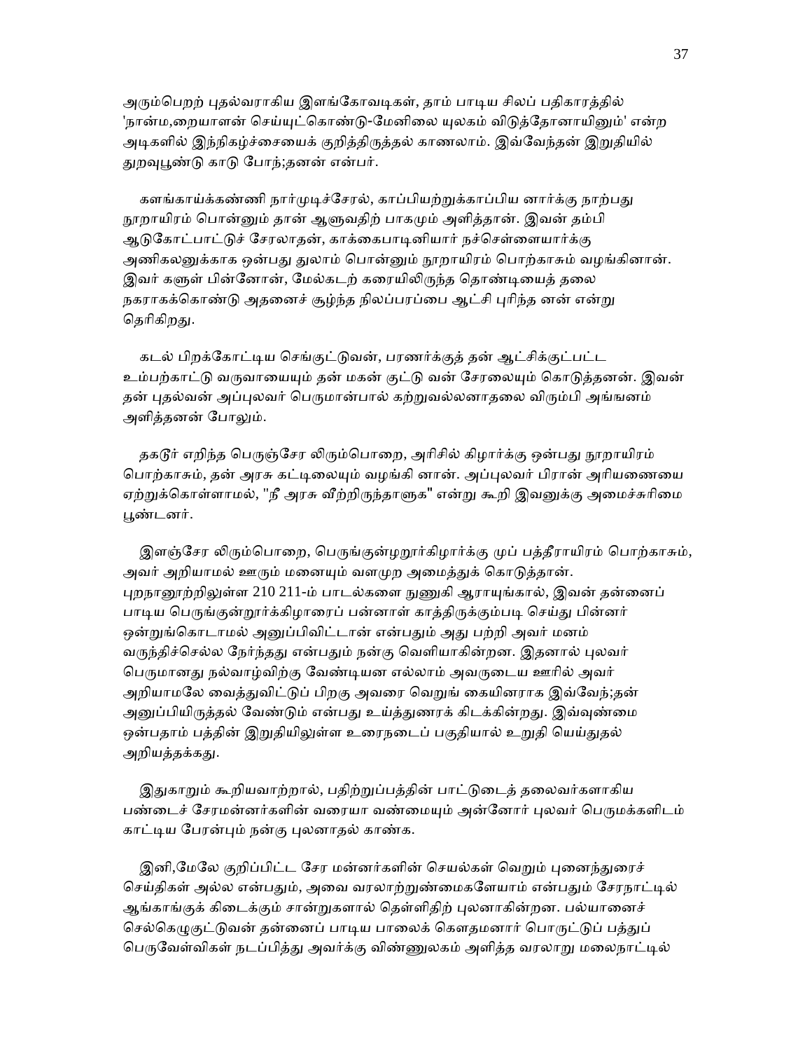அரும்பெறற் புதல்வராகிய இளங்கோவடிகள், தாம் பாடிய சிலப் பதிகாரத்தில் 'நான்ம,றையாளன் செய்யுட்கொண்டு-மேனிலை யுலகம் விடுத்தோனாயினும்' என்ற அடிகளில் இந்நிகழ்ச்சையைக் குறித்திருத்தல் காணலாம். இவ்வேந்தன் இறுதியில் துறவுபூண்டு காடு போந்;தனன் என்பர்.

களங்காய்க்கண்ணி நார்முடிச்சேரல், காப்பியற்றுக்காப்பிய னார்க்கு நாற்பது நூறாயிரம் பொன்னும் தான் ஆளுவதிற் பாகமும் அளித்தான். இவன் தம்பி ஆடுகோட்பாட்டுச் சேரலாதன், காக்கைபாடினியார் நச்செள்ளையார்க்கு அணிகலனுக்காக ஒன்பது துலாம் பொன்னும் நூறாயிரம் பொற்காசும் வழங்கினான். இவர் களுள் பின்னோன், மேல்கடற் கரையிலிருந்த தொண்டியைத் தலை நகராகக்கொண்டு அதனைச் சூழ்ந்த நிலப்பரப்பை ஆட்சி புரிந்த னன் என்று தெரிகிறது.

கடல் பிறக்கோட்டிய செங்குட்டுவன், பரணர்க்குத் தன் ஆட்சிக்குட்பட்ட உம்பற்காட்டு வருவாயையும் தன் மகன் குட்டு வன் சேரலையும் கொடுத்தனன். இவன் தன் புதல்வன் அப்புலவர் பெருமான்பால் கற்றுவல்லனாதலை விரும்பி அங்ஙனம் அளித்தனன் போலும்.

தகடூர் எறிந்த பெருஞ்சேர லிரும்பொறை, அரிசில் கிழார்க்கு ஒன்பது நூறாயிரம் பொற்காசும், தன் அரசு கட்டிலையும் வழங்கி னான். அப்புலவர் பிரான் அரியணையை ஏற்றுக்கொள்ளாமல், "நீ அரசு வீற்றிருந்தாளுக" என்று கூறி இவனுக்கு அமைச்சுரிமை பூண்டனர்.

இளஞ்சேர லிரும்பொறை, பெருங்குன்ழறூர்கிழார்க்கு முப் பத்தீராயிரம் பொற்காசும், அவர் அறியாமல் ஊரும் மனையும் வளமுற அமைத்துக் கொடுத்தான். புறநானூற்றிலுள்ள 210 211-ம் பாடல்களை நுணுகி ஆராயுங்கால், இவன் தன்னைப் பாடிய பெருங்குன்றூர்க்கிழாரைப் பன்னாள் காத்திருக்கும்படி செய்து பின்னர் ஒன்றுங்கொடாமல் அனுப்பிவிட்டான் என்பதும் அது பற்றி அவர் மனம் வருந்திச்செல்ல நேர்ந்தது என்பதும் நன்கு வெளியாகின்றன. இதனால் புலவர் பெருமானது நல்வாழ்விற்கு வேண்டியன எல்லாம் அவருடைய ஊரில் அவர் அறியாமலே வைத்துவிட்டுப் பிறகு அவரை வெறுங் கையினராக இவ்வேந்;தன் அனுப்பியிருத்தல் வேண்டும் என்பது உய்த்துணரக் கிடக்கின்றது. இவ்வுண்மை ஒன்பதாம் பத்தின் இறுதியிலுள்ள உரைநடைப் பகுதியால் உறுதி யெய்துதல் அறியத்தக்கது.

இதுகாறும் கூறியவாற்றால், பதிற்றுப்பத்தின் பாட்டுடைத் தலைவர்களாகிய பண்டைச் சேரமன்னர்களின் வரையா வண்மையும் அன்னோர் புலவர் பெருமக்களிடம் காட்டிய பேரன்பும் நன்கு புலனாதல் காண்க.

இனி,மேலே குறிப்பிட்ட சேர மன்னர்களின் செயல்கள் வெறும் புனைந்துரைச் செய்திகள் அல்ல என்பதும், அவை வரலாற்றுண்மைகளேயாம் என்பதும் சேரநாட்டில் ஆங்காங்குக் கிடைக்கும் சான்றுகளால் தெள்ளிதிற் புலனாகின்றன. பல்யானைச் செல்கெழுகுட்டுவன் தன்னைப் பாடிய பாலைக் கௌதமனார் பொருட்டுப் பத்துப் பெருவேள்விகள் நடப்பித்து அவர்க்கு விண்ணுலகம் அளித்த வரலாறு மலைநாட்டில்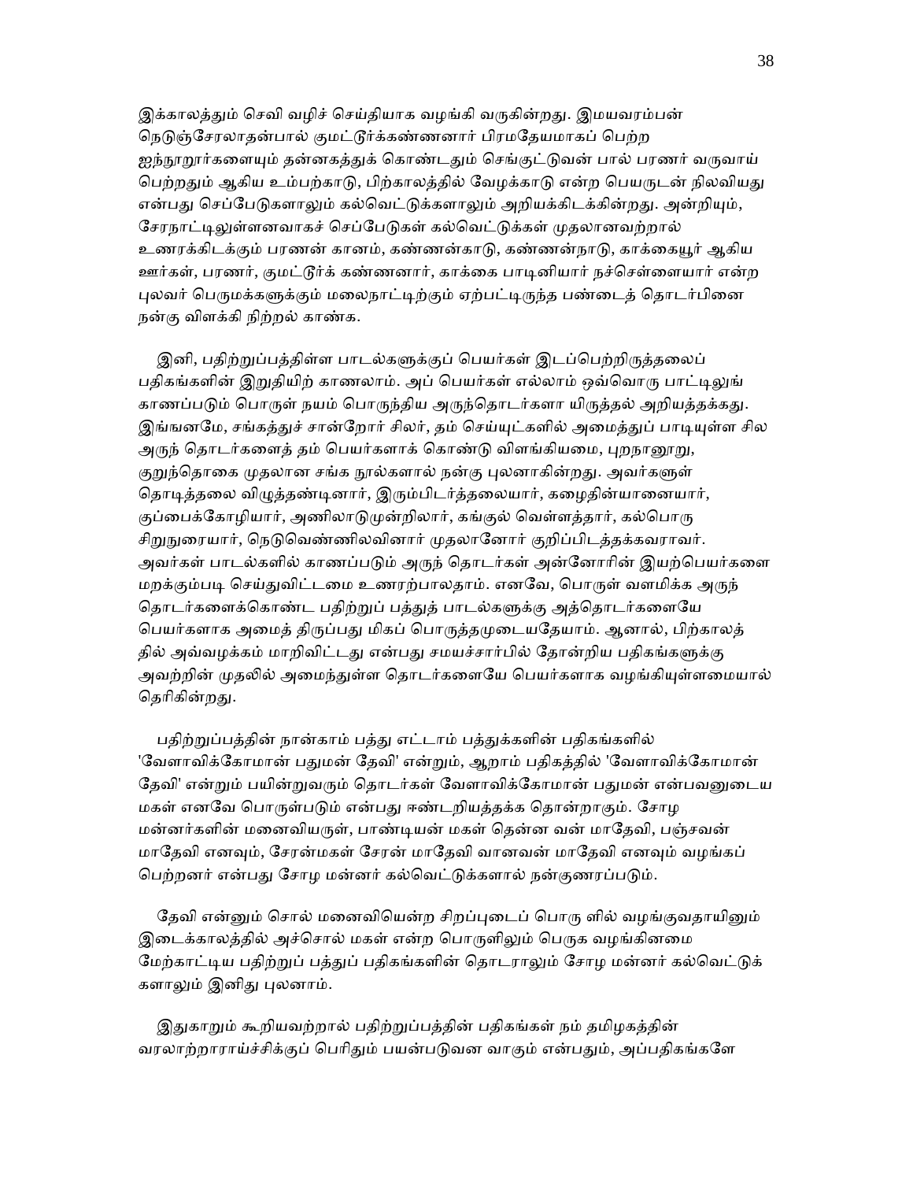இக்காலத்தும் செவி வழிச் செய்தியாக வழங்கி வருகின்றது. இமயவரம்பன் நெடுஞ்சேரலாதன்பால் குமட்டூர்க்கண்ணனார் பிரமதேயமாகப் பெற்ற ஐந்நூறூர்களையும் தன்னகத்துக் கொண்டதும் செங்குட்டுவன் பால் பரணர் வருவாய் பெற்றதும் ஆகிய உம்பற்காடு, பிற்காலத்தில் வேழக்காடு என்ற பெயருடன் நிலவியது என்பது செப்பேடுகளாலும் கல்வெட்டுக்களாலும் அறியக்கிடக்கின்றது. அன்றியும், சேரநாட்டிலுள்ளனவாகச் செப்பேடுகள் கல்வெட்டுக்கள் முதலானவற்றால் உணரக்கிடக்கும் பரணன் கானம், கண்ணன்காடு, கண்ணன்நாடு, காக்கையூர் ஆகிய ஊர்கள், பரணர், குமட்டூர்க் கண்ணனார், காக்கை பாடினியார் நச்செள்ளையார் என்ற புலவர் பெருமக்களுக்கும் மலைநாட்டிற்கும் ஏற்பட்டிருந்த பண்டைத் தொடர்பினை நன்கு விளக்கி நிற்றல் காண்க.

இனி, பதிற்றுப்பத்திள்ள பாடல்களுக்குப் பெயர்கள் இடப்பெற்றிருத்தலைப் பதிகங்களின் இறுதியிற் காணலாம். அப் பெயர்கள் எல்லாம் ஒவ்வொரு பாட்டிலுங் காணப்படும் பொருள் நயம் பொருந்திய அருந்தொடர்களா யிருத்தல் அறியத்தக்கது. இங்ஙனமே, சங்கத்துச் சான்றோர் சிலர், தம் செய்யுட்களில் அமைத்துப் பாடியுள்ள சில அருந் தொடர்களைத் தம் பெயர்களாக் கொண்டு விளங்கியமை, புறநானூறு, குறுந்தொகை முதலான சங்க நூல்களால் நன்கு புலனாகின்றது. அவர்களுள் தொடித்தலை விழுத்தண்டினார், இரும்பிடர்த்தலையார், கழைதின்யானையார், குப்பைக்கோழியார், அணிலாடுமுன்றிலார், கங்குல் வெள்ளத்தார், கல்பொரு சிறுநுரையார், நெடுவெண்ணிலவினார் முதலானோர் குறிப்பிடத்தக்கவராவர். அவர்கள் பாடல்களில் காணப்படும் அருந் தொடர்கள் அன்னோரின் இயற்பெயர்களை மறக்கும்படி செய்துவிட்டமை உணரற்பாலதாம். எனவே, பொருள் வளமிக்க அருந் தொடர்களைக்கொண்ட பதிற்றுப் பத்துத் பாடல்களுக்கு அத்தொடர்களையே பெயர்களாக அமைத் திருப்பது மிகப் பொருத்தமுடையதேயாம். ஆனால், பிற்காலத் தில் அவ்வழக்கம் மாறிவிட்டது என்பது சமயச்சார்பில் தோன்றிய பதிகங்களுக்கு அவற்றின் முதலில் அமைந்துள்ள தொடர்களையே பெயர்களாக வழங்கியுள்ளமையால் தெரிகின்றது.

பதிற்றுப்பத்தின் நான்காம் பத்து எட்டாம் பத்துக்களின் பதிகங்களில் 'வேளாவிக்கோமான் பதுமன் தேவி' என்றும், ஆறாம் பதிகத்தில் 'வேளாவிக்கோமான் தேவி' என்றும் பயின்றுவரும் தொடர்கள் வேளாவிக்கோமான் பதுமன் என்பவனுடைய மகள் எனவே பொருள்படும் என்பது ஈண்டறியத்தக்க தொன்றாகும். சோழ மன்னர்களின் மனைவியருள், பாண்டியன் மகள் தென்ன வன் மாதேவி, பஞ்சவன் மாதேவி எனவும், சேரன்மகள் சேரன் மாதேவி வானவன் மாதேவி எனவும் வழங்கப் பெற்றனர் என்பது சோழ மன்னர் கல்வெட்டுக்களால் நன்குணரப்படும்.

தேவி என்னும் சொல் மனைவியென்ற சிறப்புடைப் பொரு ளில் வழங்குவதாயினும் இடைக்காலத்தில் அச்சொல் மகள் என்ற பொருளிலும் பெருக வழங்கினமை மேற்காட்டிய பதிற்றுப் பத்துப் பதிகங்களின் தொடராலும் சோழ மன்னர் கல்வெட்டுக் களாலும் இனிது புலனாம்.

இதுகாறும் கூறியவற்றால் பதிற்றுப்பத்தின் பதிகங்கள் நம் தமிழகத்தின் வரலாற்றாராய்ச்சிக்குப் பெரிதும் பயன்படுவன வாகும் என்பதும், அப்பதிகங்களே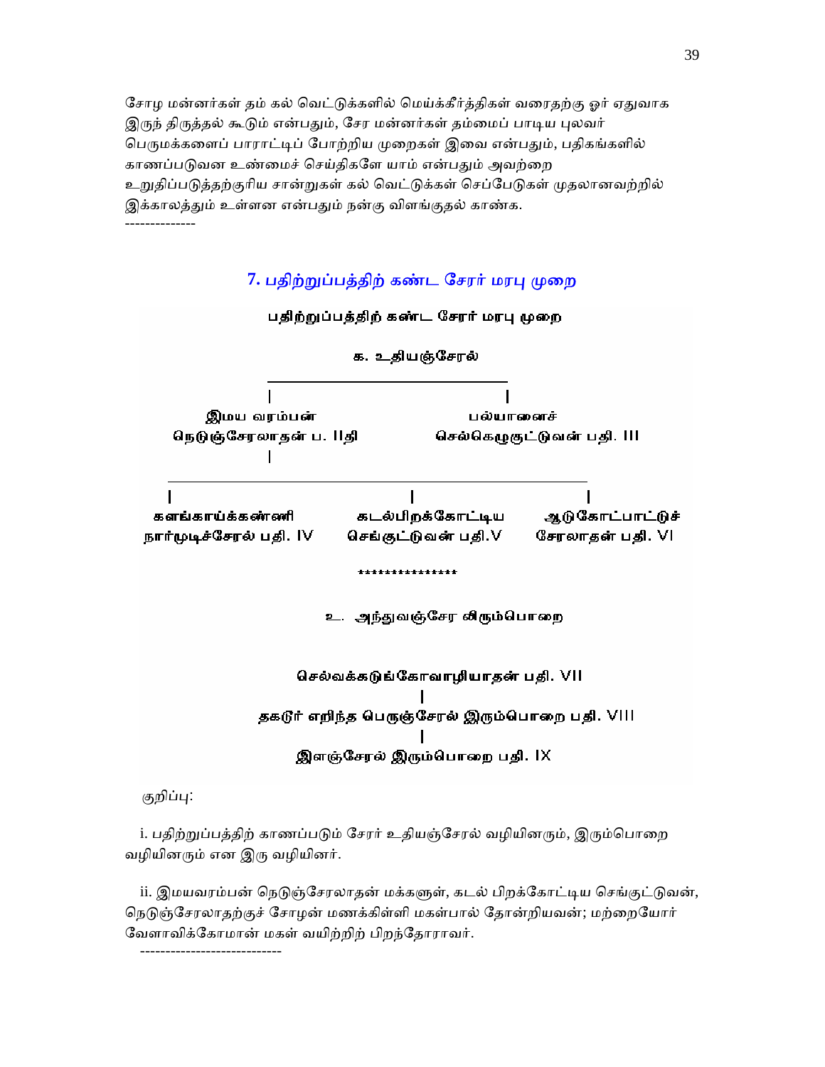சோழ மன்னர்கள் தம் கல் வெட்டுக்களில் மெய்க்கீர்த்திகள் வரைதற்கு ஓர் ஏதுவாக இருந் திருத்தல் கூடும் என்பதும், சேர மன்னர்கள் தம்மைப் பாடிய புலவர் பெருமக்களைப் பாராட்டிப் போற்றிய முறைகள் இவை என்பதும், பதிகங்களில் காணப்படுவன உண்மைச் செய்திகளே யாம் என்பதும் அவற்றை உறுதிப்படுத்தற்குரிய சான்றுகள் கல் வெட்டுக்கள் செப்பேடுகள் முதலானவற்றில் இக்காலத்தும் உள்ளன என்பதும் நன்கு விளங்குதல் காண்க.

-------------

## 7. பதிற்றுப்பத்திற் கண்ட சேரர் மரபு முறை

**பதிற்றுப்பத்திற் கண்ட சேரர் மரபு முறை**

**க. உதியஞ்சேரல்**

```
                    க. உதியஞ்சேரல்
           ______________|______________
          |                             |
     இமய வரம்பன்                     பல்யானைச்
 நெடுஞ்சேரலாதன் ப. IIதி      செல்கெழுகுட்டுவன் பதி. III
          |
 _________|__________________________________
|                      |                     |
களங்காய்க்கண்ணி      கடல்பிறக்கோட்டிய     ஆடுகோட்பாட்டுச்
நார்முடிச்சேரல் பதி. IV  செங்குட்டுவன் பதி.V   சேரலாதன் பதி. VI
```

***************

**உ. அந்துவஞ்சேர லிரும்பொறை**

```
      செல்வக்கடுங்கோவாழியாதன் பதி. VII
                    |
 தகடூர் எறிந்த பெருஞ்சேரல் இரும்பொறை பதி. VIII
                    |
       இளஞ்சேரல் இரும்பொறை பதி. IX
```

குறிப்பு:

i. பதிற்றுப்பத்திற் காணப்படும் சேரர் உதியஞ்சேரல் வழியினரும், இரும்பொறை வழியினரும் என இரு வழியினர்.

ii. இமயவரம்பன் நெடுஞ்சேரலாதன் மக்களுள், கடல் பிறக்கோட்டிய செங்குட்டுவன், நெடுஞ்சேரலாதற்குச் சோழன் மணக்கிள்ளி மகள்பால் தோன்றியவன்; மற்றையோர் வேளாவிக்கோமான் மகள் வயிற்றிற் பிறந்தோராவர்.

----------------------------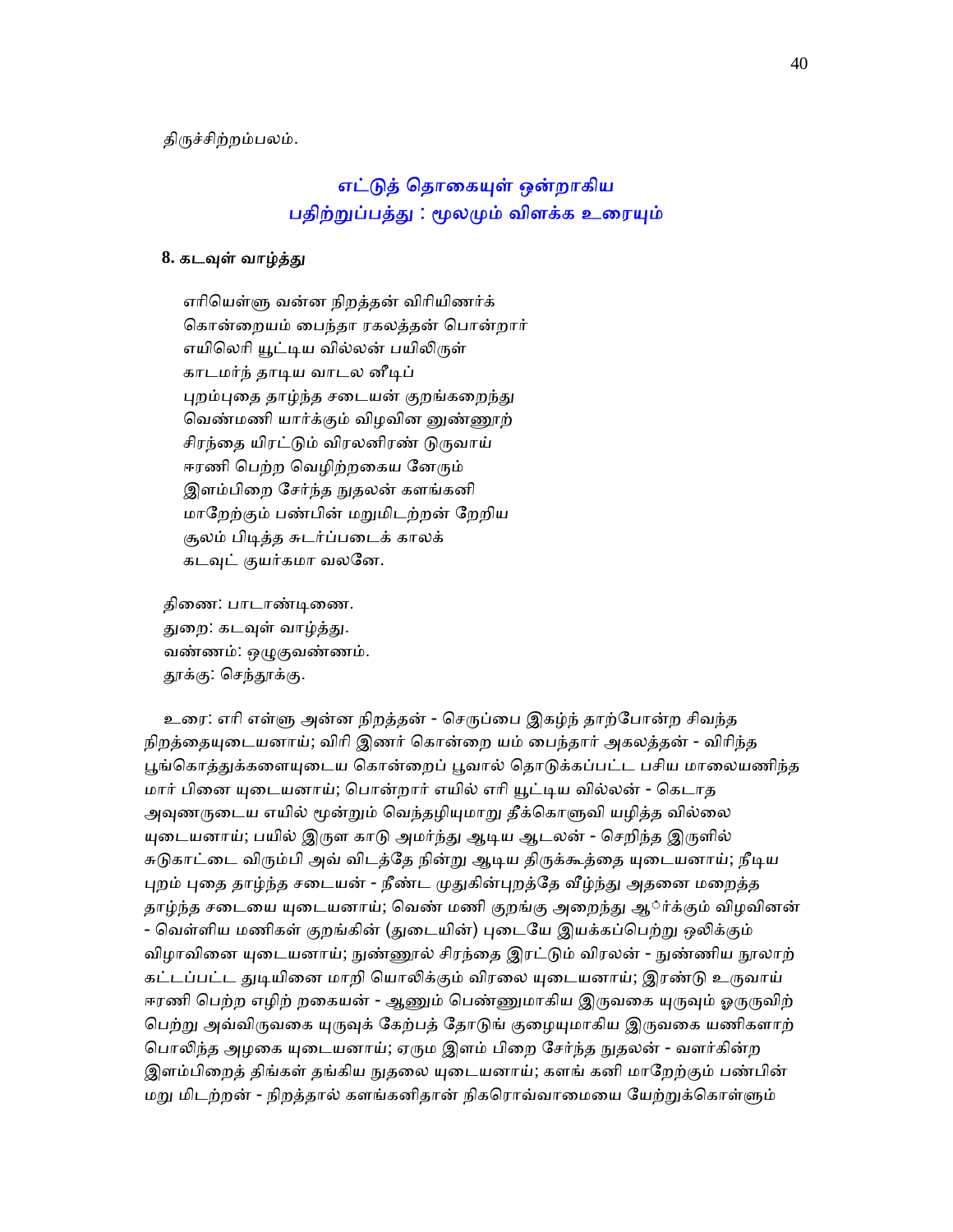திருச்சிற்றம்பலம்.

## எட்டுத் தொகையுள் ஒன்றாகிய பதிற்றுப்பத்து : மூலமும் விளக்க உரையும்

### 8. கடவுள் வாழ்த்து

எரியெள்ளு வன்ன நிறத்தன் விரியிணர்க்
கொன்றையம் பைந்தா ரகலத்தன் பொன்றார்
எயிலெரி யூட்டிய வில்லன் பயிலிருள்
காடமர்ந் தாடிய வாடல னீடிப்
புறம்புதை தாழ்ந்த சடையன் குறங்கறைந்து
வெண்மணி யார்க்கும் விழவின னுண்ணூற்
சிரந்தை யிரட்டும் விரலனிரண் டுருவாய்
ஈரணி பெற்ற வெழிற்றகைய னேரும்
இளம்பிறை சேர்ந்த நுதலன் களங்கனி
மாறேற்கும் பண்பின் மறுமிடற்றன் றேறிய
சூலம் பிடித்த சுடர்ப்படைக் காலக்
கடவுட் குயர்கமா வலனே.

திணை: பாடாண்டிணை.
துறை: கடவுள் வாழ்த்து.
வண்ணம்: ஒழுகுவண்ணம்.
தூக்கு: செந்தூக்கு.

உரை: எரி எள்ளு அன்ன நிறத்தன் - செருப்பை இகழ்ந் தாற்போன்ற சிவந்த நிறத்தையுடையனாய்; விரி இணர் கொன்றை யம் பைந்தார் அகலத்தன் - விரிந்த பூங்கொத்துக்களையுடைய கொன்றைப் பூவால் தொடுக்கப்பட்ட பசிய மாலையணிந்த மார் பினை யுடையனாய்; பொன்றார் எயில் எரி யூட்டிய வில்லன் - கெடாத அவுணருடைய எயில் மூன்றும் வெந்தழியுமாறு தீக்கொளுவி யழித்த வில்லை யுடையனாய்; பயில் இருள காடு அமர்ந்து ஆடிய ஆடலன் - செறிந்த இருளில் சுடுகாட்டை விரும்பி அவ் விடத்தே நின்று ஆடிய திருக்கூத்தை யுடையனாய்; நீடிய புறம் புதை தாழ்ந்த சடையன் - நீண்ட முதுகின்புறத்தே வீழ்ந்து அதனை மறைத்த தாழ்ந்த சடையை யுடையனாய்; வெண் மணி குறங்கு அறைந்து ஆ◌ார்க்கும் விழவினன் - வெள்ளிய மணிகள் குறங்கின் (துடையின்) புடையே இயக்கப்பெற்று ஒலிக்கும் விழாவினை யுடையனாய்; நுண்ணூல் சிரந்தை இரட்டும் விரலன் - நுண்ணிய நூலாற் கட்டப்பட்ட துடியினை மாறி யொலிக்கும் விரலை யுடையனாய்; இரண்டு உருவாய் ஈரணி பெற்ற எழிற் றகையன் - ஆணும் பெண்ணுமாகிய இருவகை யுருவும் ஓருருவிற் பெற்று அவ்விருவகை யுருவுக் கேற்பத் தோடுங் குழையுமாகிய இருவகை யணிகளாற் பொலிந்த அழகை யுடையனாய்; ஏரும இளம் பிறை சேர்ந்த நுதலன் - வளர்கின்ற இளம்பிறைத் திங்கள் தங்கிய நுதலை யுடையனாய்; களங் கனி மாறேற்கும் பண்பின் மறு மிடற்றன் - நிறத்தால் களங்கனிதான் நிகரொவ்வாமையை யேற்றுக்கொள்ளும்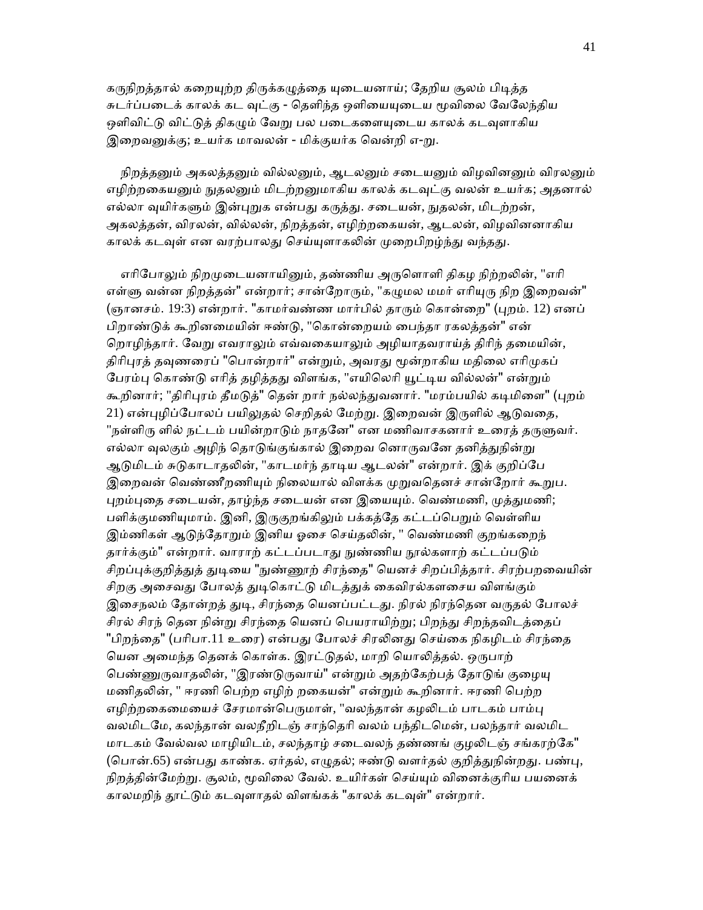கருநிறத்தால் கறையுற்ற திருக்கழுத்தை யுடையனாய்; தேறிய சூலம் பிடித்த சுடர்ப்படைக் காலக் கட வுட்கு - தெளிந்த ஒளியையுடைய மூவிலை வேலேந்திய ஒளிவிட்டு விட்டுத் திகழும் வேறு பல படைகளையுடைய காலக் கடவுளாகிய இறைவனுக்கு; உயர்க மாவலன் - மிக்குயர்க வென்றி எ-று.

நிறத்தனும் அகலத்தனும் வில்லனும், ஆடலனும் சடையனும் விழவினனும் விரலனும் எழிற்றகையனும் நுதலனும் மிடற்றனுமாகிய காலக் கடவுட்கு வலன் உயர்க; அதனால் எல்லா வுயிர்களும் இன்புறுக என்பது கருத்து. சடையன், நுதலன், மிடற்றன், அகலத்தன், விரலன், வில்லன், நிறத்தன், எழிற்றகையன், ஆடலன், விழவினனாகிய காலக் கடவுள் என வரற்பாலது செய்யுளாகலின் முறைபிறழ்ந்து வந்தது.

எரிபோலும் நிறமுடையனாயினும், தண்ணிய அருளொளி திகழ நிற்றலின், "எரி எள்ளு வன்ன நிறத்தன்" என்றார்; சான்றோரும், "கழுமல மமர் எரியுரு நிற இறைவன்" (ஞானசம். 19:3) என்றார். "காமர்வண்ண மார்பில் தாரும் கொன்றை" (புறம். 12) எனப் பிறாண்டுக் கூறினமையின் ஈண்டு, "கொன்றையம் பைந்தா ரகலத்தன்" என் றொழிந்தார். வேறு எவராலும் எவ்வகையாலும் அழியாதவராய்த் திரிந் தமையின், திரிபுரத் தவுணரைப் "பொன்றார்" என்றும், அவரது மூன்றாகிய மதிலை எரிமுகப் பேரம்பு கொண்டு எரித் தழித்தது விளங்க, "எயிலெரி யூட்டிய வில்லன்" என்றும் கூறினார்; "திரிபுரம் தீமடுத்" தென் றார் நல்லந்துவனார். "மரம்பயில் கடிமிளை" (புறம் 21) என்புழிப்போலப் பயிலுதல் செறிதல் மேற்று. இறைவன் இருளில் ஆடுவதை, "நள்ளிரு ளில் நட்டம் பயின்றாடும் நாதனே" என மணிவாசகனார் உரைத் தருளுவர். எல்லா வுலகும் அழிந் தொடுங்குங்கால் இறைவ னொருவனே தனித்துநின்று ஆடுமிடம் சுடுகாடாதலின், "காடமர்ந் தாடிய ஆடலன்" என்றார். இக் குறிப்பே இறைவன் வெண்ணீறணியும் நிலையால் விளக்க முறுவதெனச் சான்றோர் கூறுப. புறம்புதை சடையன், தாழ்ந்த சடையன் என இயையும். வெண்மணி, முத்துமணி; பளிக்குமணியுமாம். இனி, இருகுறங்கிலும் பக்கத்தே கட்டப்பெறும் வெள்ளிய இம்மிகள் ஆடுந்தோறும் இனிய ஓசை செய்தலின், " வெண்மணி குறங்கறைந் தார்க்கும்" என்றார். வாராற் கட்டப்படாது நுண்ணிய நூல்களாற் கட்டப்படும் சிறப்புக்குறித்துத் துடியை "நுண்ணூற் சிரந்தை" யெனச் சிறப்பித்தார். சிரற்பறவையின் சிறகு அசைவது போலத் துடிகொட்டு மிடத்துக் கைவிரல்களசைய விளங்கும் இசைநலம் தோன்றத் துடி, சிரந்தை யெனப்பட்டது. நிரல் நிரந்தென வருதல் போலச் சிரல் சிரந் தென நின்று சிரந்தை யெனப் பெயராயிற்று; பிறந்து சிறந்தவிடத்தைப் "பிறந்தை" (பரிபா.11 உரை) என்பது போலச் சிரலினது செய்கை நிகழிடம் சிரந்தை யென அமைந்த தெனக் கொள்க. இரட்டுதல், மாறி யொலித்தல். ஒருபாற் பெண்ணுருவாதலின், "இரண்டுருவாய்" என்றும் அதற்கேற்பத் தோடுங் குழையு மணிதலின், " ஈரணி பெற்ற எழிற் றகையன்" என்றும் கூறினார். ஈரணி பெற்ற எழிற்றகைமையைச் சேரமான்பெருமாள், "வலந்தான் கழலிடம் பாடகம் பாம்பு வலமிடமே, கலந்தான் வலநீறிடஞ் சாந்தெரி வலம் பந்திடமென், பலந்தார் வலமிட மாடகம் வேல்வல மாழியிடம், சலந்தாழ் சடைவலந் தண்ணங் குழலிடஞ் சங்கரற்கே" (பொன்.65) என்பது காண்க. ஏர்தல், எழுதல்; ஈண்டு வளர்தல் குறித்துநின்றது. பண்பு, நிறத்தின்மேற்று. சூலம், மூவிலை வேல். உயிர்கள் செய்யும் வினைக்குரிய பயனைக் காலமறிந் தூட்டும் கடவுளாதல் விளங்கக் "காலக் கடவுள்" என்றார்.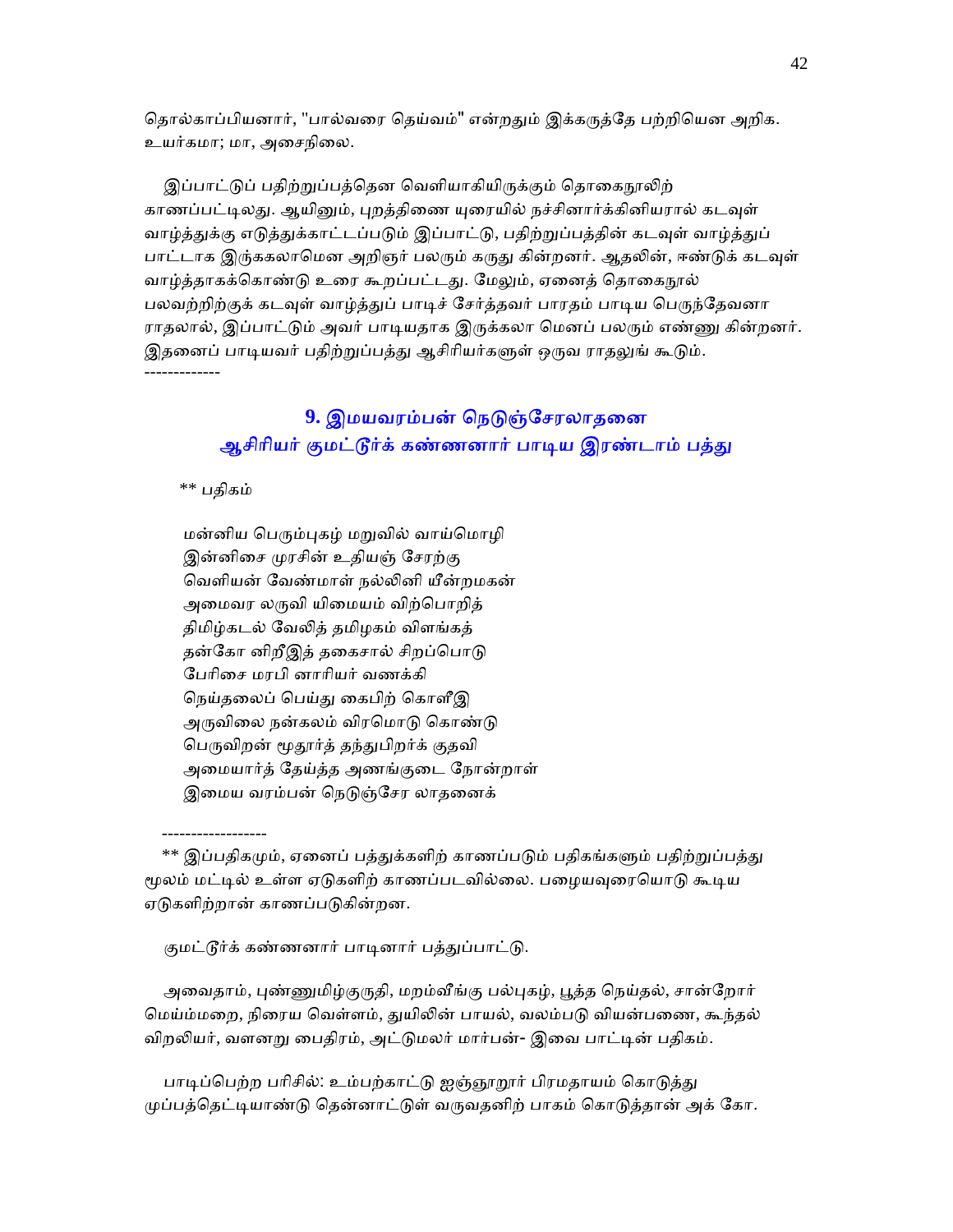தொல்காப்பியனார், "பால்வரை தெய்வம்" என்றதும் இக்கருத்தே பற்றியென அறிக. உயர்கமா; மா, அசைநிலை.

இப்பாட்டுப் பதிற்றுப்பத்தென வெளியாகியிருக்கும் தொகைநூலிற் காணப்பட்டிலது. ஆயினும், புறத்திணை யுரையில் நச்சினார்க்கினியரால் கடவுள் வாழ்த்துக்கு எடுத்துக்காட்டப்படும் இப்பாட்டு, பதிற்றுப்பத்தின் கடவுள் வாழ்த்துப் பாட்டாக இருக்கலாமென அறிஞர் பலரும் கருது கின்றனர். ஆதலின், ஈண்டுக் கடவுள் வாழ்த்தாகக்கொண்டு உரை கூறப்பட்டது. மேலும், ஏனைத் தொகைநூல் பலவற்றிற்குக் கடவுள் வாழ்த்துப் பாடிச் சேர்த்தவர் பாரதம் பாடிய பெருந்தேவனா ராதலால், இப்பாட்டும் அவர் பாடியதாக இருக்கலா மெனப் பலரும் எண்ணு கின்றனர். இதனைப் பாடியவர் பதிற்றுப்பத்து ஆசிரியர்களுள் ஒருவ ராதலுங் கூடும்.

------------

## 9. இமயவரம்பன் நெடுஞ்சேரலாதனை ஆசிரியர் குமட்டூர்க் கண்ணனார் பாடிய இரண்டாம் பத்து

** பதிகம்

மன்னிய பெரும்புகழ் மறுவில் வாய்மொழி
இன்னிசை முரசின் உதியஞ் சேரற்கு
வெளியன் வேண்மாள் நல்லினி யீன்றமகன்
அமைவர லருவி யிமையம் விற்பொறித்
திமிழ்கடல் வேலித் தமிழகம் விளங்கத்
தன்கோ னிறீஇத் தகைசால் சிறப்பொடு
பேரிசை மரபி னாரியர் வணக்கி
நெய்தலைப் பெய்து கைபிற் கொளீஇ
அருவிலை நன்கலம் விரமொடு கொண்டு
பெருவிறன் மூதூர்த் தந்துபிறர்க் குதவி
அமையார்த் தேய்த்த அணங்குடை நோன்றாள்
இமைய வரம்பன் நெடுஞ்சேர லாதனைக்

------------------

** இப்பதிகமும், ஏனைப் பத்துக்களிற் காணப்படும் பதிகங்களும் பதிற்றுப்பத்து மூலம் மட்டில் உள்ள ஏடுகளிற் காணப்படவில்லை. பழையவுரையொடு கூடிய ஏடுகளிற்றான் காணப்படுகின்றன.

குமட்டூர்க் கண்ணனார் பாடினார் பத்துப்பாட்டு.

அவைதாம், புண்ணுமிழ்குருதி, மறம்வீங்கு பல்புகழ், பூத்த நெய்தல், சான்றோர் மெய்ம்மறை, நிரைய வெள்ளம், துயிலின் பாயல், வலம்படு வியன்பணை, கூந்தல் விறலியர், வளனறு பைதிரம், அட்டுமலர் மார்பன்- இவை பாட்டின் பதிகம்.

பாடிப்பெற்ற பரிசில்: உம்பற்காட்டு ஐஞ்ஞூறூர் பிரமதாயம் கொடுத்து முப்பத்தெட்டியாண்டு தென்னாட்டுள் வருவதனிற் பாகம் கொடுத்தான் அக் கோ.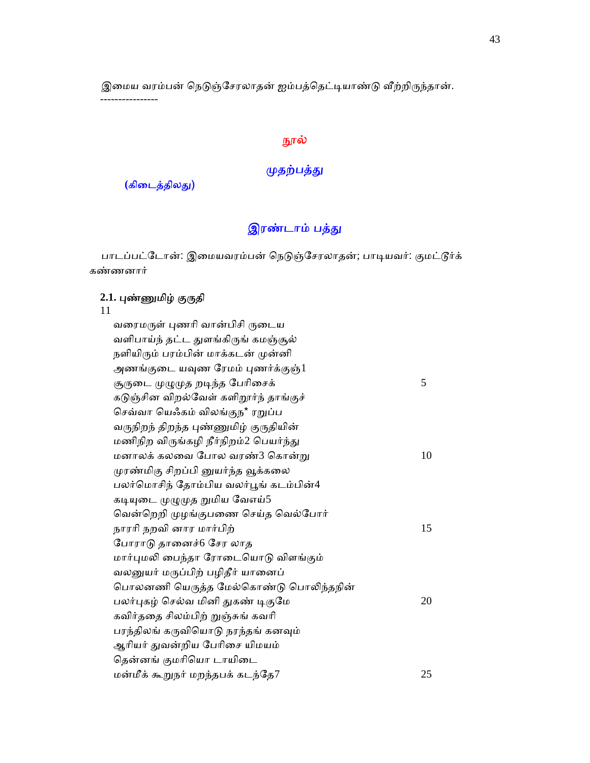இமைய வரம்பன் நெடுஞ்சேரலாதன் ஐம்பத்தெட்டியாண்டு வீற்றிருந்தான்.

----------------

## நூல்

### முதற்பத்து

(கிடைத்திலது)

### இரண்டாம் பத்து

பாடப்பட்டோன்: இமையவரம்பன் நெடுஞ்சேரலாதன்; பாடியவர்: குமட்டூர்க் கண்ணனார்

**2.1. புண்ணுமிழ் குருதி**

11

வரைமருள் புணரி வான்பிசி ருடைய
வளிபாய்ந் தட்ட துளங்கிருங் கமஞ்சூல்
நளியிரும் பரம்பின் மாக்கடன் முன்னி
அணங்குடை யவுண ரேமம் புணர்க்குஞ்1
சூருடை முழுமுத றடிந்த பேரிசைக் 5
கடுஞ்சின விறல்வேள் களிறூர்ந் தாங்குச்
செவ்வா யெஃகம் விலங்குந* ரறுப்ப
வருநிறந் திறந்த புண்ணுமிழ் குருதியின்
மணிநிற விருங்கழி நீர்நிறம்2 பெயர்ந்து
மனாலக் கலவை போல வரண்3 கொன்று 10
முரண்மிகு சிறப்பி னுயர்ந்த வூக்கலை
பலர்மொசிந் தோம்பிய வலர்பூங் கடம்பின்4
கடியுடை முழுமுத றுமிய வேஎய்5
வென்றெறி முழங்குபணை செய்த வெல்போர்
நாரரி நறவி னார மார்பிற் 15
போராடு தானைச்6 சேர லாத
மார்புமலி பைந்தா ரோடையொடு விளங்கும்
வலனுயர் மருப்பிற் பழிதீர் யானைப்
பொலனணி யெருத்த மேல்கொண்டு பொலிந்தநின்
பலர்புகழ் செல்வ மினி துகண் டிகுமே 20
கவிர்ததை சிலம்பிற் றுஞ்சுங் கவரி
பரந்திலங் கருவியொடு நரந்தங் கனவும்
ஆரியர் துவன்றிய பேரிசை யிமயம்
தென்னங் குமரியொ டாயிடை
மன்மீக் கூறுநர் மறந்தபக் கடந்தே7 25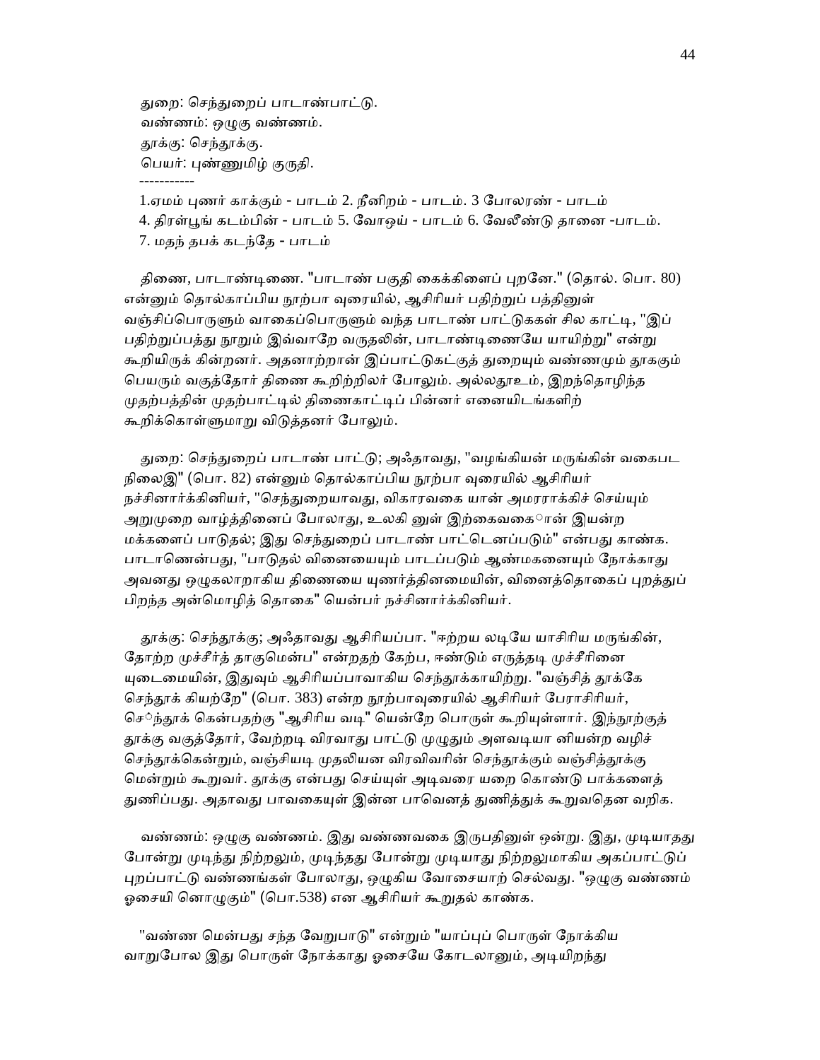துறை: செந்துறைப் பாடாண்பாட்டு.
வண்ணம்: ஒழுகு வண்ணம்.
தூக்கு: செந்தூக்கு.
பெயர்: புண்ணுமிழ் குருதி.

-----------

1.ஏமம் புணர் காக்கும் - பாடம் 2. நீனிறம் - பாடம். 3 போலரண் - பாடம்
4. திரள்பூங் கடம்பின் - பாடம் 5. வோஓய் - பாடம் 6. வேலீண்டு தானை -பாடம்.
7. மதந் தபக் கடந்தே - பாடம்

திணை, பாடாண்டிணை. "பாடாண் பகுதி கைக்கிளைப் புறனே." (தொல். பொ. 80) என்னும் தொல்காப்பிய நூற்பா வுரையில், ஆசிரியர் பதிற்றுப் பத்தினுள் வஞ்சிப்பொருளும் வாகைப்பொருளும் வந்த பாடாண் பாட்டுகள் சில காட்டி, "இப் பதிற்றுப்பத்து நூறும் இவ்வாறே வருதலின், பாடாண்டிணையே யாயிற்று" என்று கூறியிருக் கின்றனர். அதனாற்றான் இப்பாட்டுகட்குத் துறையும் வண்ணமும் தூககும் பெயரும் வகுத்தோர் திணை கூறிற்றிலர் போலும். அல்லதூஉம், இறந்தொழிந்த முதற்பத்தின் முதற்பாட்டில் திணைகாட்டிப் பின்னர் எனையிடங்களிற் கூறிக்கொள்ளுமாறு விடுத்தனர் போலும்.

துறை: செந்துறைப் பாடாண் பாட்டு; அஃதாவது, "வழங்கியன் மருங்கின் வகைபட நிலைஇ" (பொ. 82) என்னும் தொல்காப்பிய நூற்பா வுரையில் ஆசிரியர் நச்சினார்க்கினியர், "செந்துறையாவது, விகாரவகை யான் அமரராக்கிச் செய்யும் அறுமுறை வாழ்த்தினைப் போலாது, உலகி னுள் இற்கைவகையான் இயன்ற மக்களைப் பாடுதல்; இது செந்துறைப் பாடாண் பாட்டெனப்படும்" என்பது காண்க. பாடாணென்பது, "பாடுதல் வினையையும் பாடப்படும் ஆண்மகனையும் நோக்காது அவனது ஒழுகலாறாகிய திணையை யுணர்த்தினமையின், வினைத்தொகைப் புறத்துப் பிறந்த அன்மொழித் தொகை" யென்பர் நச்சினார்க்கினியர்.

தூக்கு: செந்தூக்கு; அஃதாவது ஆசிரியப்பா. "ஈற்றய லடியே யாசிரிய மருங்கின், தோற்ற முச்சீர்த் தாகுமென்ப" என்றதற் கேற்ப, ஈண்டும் எருத்தடி முச்சீரினை யுடைமையின், இதுவும் ஆசிரியப்பாவாகிய செந்தூக்காயிற்று. "வஞ்சித் தூக்கே செந்தூக் கியற்றே" (பொ. 383) என்ற நூற்பாவுரையில் ஆசிரியர் பேராசிரியர், செந்தூக் கென்பதற்கு "ஆசிரிய வடி" யென்றே பொருள் கூறியுள்ளார். இந்நூற்குத் தூக்கு வகுத்தோர், வேற்றடி விரவாது பாட்டு முழுதும் அளவடியா னியன்ற வழிச் செந்தூக்கென்றும், வஞ்சியடி முதலியன விரவிவரின் செந்தூக்கும் வஞ்சித்தூக்கு மென்றும் கூறுவர். தூக்கு என்பது செய்யுள் அடிவரை யறை கொண்டு பாக்களைத் துணிப்பது. அதாவது பாவகையுள் இன்ன பாவெனத் துணித்துக் கூறுவதென வறிக.

வண்ணம்: ஒழுகு வண்ணம். இது வண்ணவகை இருபதினுள் ஒன்று. இது, முடியாதது போன்று முடிந்து நிற்றலும், முடிந்தது போன்று முடியாது நிற்றலுமாகிய அகப்பாட்டுப் புறப்பாட்டு வண்ணங்கள் போலாது, ஒழுகிய வோசையாற் செல்வது. "ஒழுகு வண்ணம் ஓசையி னொழுகும்" (பொ.538) என ஆசிரியர் கூறுதல் காண்க.

"வண்ண மென்பது சந்த வேறுபாடு" என்றும் "யாப்புப் பொருள் நோக்கிய வாறுபோல இது பொருள் நோக்காது ஓசையே கோடலானும், அடியிறந்து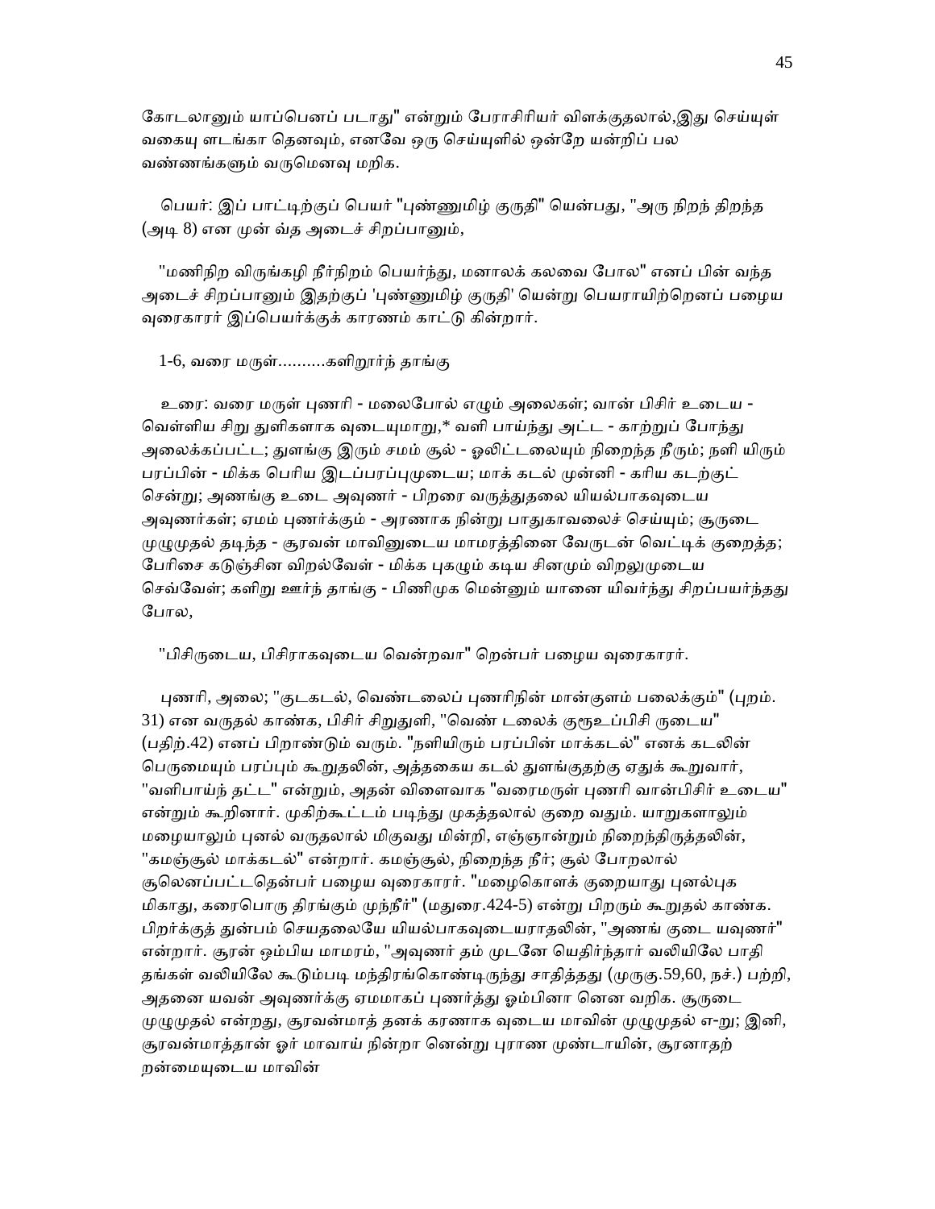கோடலானும் யாப்பெனப் படாது" என்றும் பேராசிரியர் விளக்குதலால்,இது செய்யுள் வகையு ளடங்கா தெனவும், எனவே ஒரு செய்யுளில் ஒன்றே யன்றிப் பல வண்ணங்களும் வருமெனவு மறிக.

பெயர்: இப் பாட்டிற்குப் பெயர் "புண்ணுமிழ் குருதி" யென்பது, "அரு நிறந் திறந்த (அடி 8) என முன் வ்த அடைச் சிறப்பானும்,

"மணிநிற விருங்கழி நீர்நிறம் பெயர்ந்து, மனாலக் கலவை போல" எனப் பின் வந்த அடைச் சிறப்பானும் இதற்குப் 'புண்ணுமிழ் குருதி' யென்று பெயராயிற்றெனப் பழைய வுரைகாரர் இப்பெயர்க்குக் காரணம் காட்டு கின்றார்.

1-6, வரை மருள்..........களிறூர்ந் தாங்கு

உரை: வரை மருள் புணரி - மலைபோல் எழும் அலைகள்; வான் பிசிர் உடைய - வெள்ளிய சிறு துளிகளாக வுடையுமாறு,* வளி பாய்ந்து அட்ட - காற்றுப் போந்து அலைக்கப்பட்ட; துளங்கு இரும் சமம் சூல் - ஓலிட்டலையும் நிறைந்த நீரும்; நளி யிரும் பரப்பின் - மிக்க பெரிய இடப்பரப்புமுடைய; மாக் கடல் முன்னி - கரிய கடற்குட் சென்று; அணங்கு உடை அவுணர் - பிறரை வருத்துதலை யியல்பாகவுடைய அவுணர்கள்; ஏமம் புணர்க்கும் - அரணாக நின்று பாதுகாவலைச் செய்யும்; சூருடை முழுமுதல் தடிந்த - சூரவன் மாவினுடைய மாமரத்தினை வேருடன் வெட்டிக் குறைத்த; பேரிசை கடுஞ்சின விறல்வேள் - மிக்க புகழும் கடிய சினமும் விறலுமுடைய செவ்வேள்; களிறு ஊர்ந் தாங்கு - பிணிமுக மென்னும் யானை யிவர்ந்து சிறப்பயர்ந்தது போல,

"பிசிருடைய, பிசிராகவுடைய வென்றவா" றென்பர் பழைய வுரைகாரர்.

புணரி, அலை; "குடகடல், வெண்டலைப் புணரிநின் மான்குளம் பலைக்கும்" (புறம். 31) என வருதல் காண்க, பிசிர் சிறுதுளி, "வெண் டலைக் குரூஉப்பிசி ருடைய" (பதிற்.42) எனப் பிறாண்டும் வரும். "நளியிரும் பரப்பின் மாக்கடல்" எனக் கடலின் பெருமையும் பரப்பும் கூறுதலின், அத்தகைய கடல் துளங்குதற்கு ஏதுக் கூறுவார், "வளிபாய்ந் தட்ட" என்றும், அதன் விளைவாக "வரைமருள் புணரி வான்பிசிர் உடைய" என்றும் கூறினார். முகிற்கூட்டம் படிந்து முகத்தலால் குறை வதும். யாறுகளாலும் மழையாலும் புனல் வருதலால் மிகுவது மின்றி, எஞ்ஞான்றும் நிறைந்திருத்தலின், "கமஞ்சூல் மாக்கடல்" என்றார். கமஞ்சூல், நிறைந்த நீர்; சூல் போறலால் சூலெனப்பட்டதென்பர் பழைய வுரைகாரர். "மழைகொளக் குறையாது புனல்புக மிகாது, கரைபொரு திரங்கும் முந்நீர்" (மதுரை.424-5) என்று பிறரும் கூறுதல் காண்க. பிறர்க்குத் துன்பம் செயதலையே யியல்பாகவுடையராதலின், "அணங் குடை யவுணர்" என்றார். சூரன் ஓம்பிய மாமரம், "அவுணர் தம் முடனே யெதிர்ந்தார் வலியிலே பாதி தங்கள் வலியிலே கூடும்படி மந்திரங்கொண்டிருந்து சாதித்தது (முருகு.59,60, நச்.) பற்றி, அதனை யவன் அவுணர்க்கு ஏமமாகப் புணர்த்து ஓம்பினா னென வறிக. சூருடை முழுமுதல் என்றது, சூரவன்மாத் தனக் கரணாக வுடைய மாவின் முழுமுதல் எ-று; இனி, சூரவன்மாத்தான் ஓர் மாவாய் நின்றா னென்று புராண முண்டாயின், சூரனாதற் றன்மையுடைய மாவின்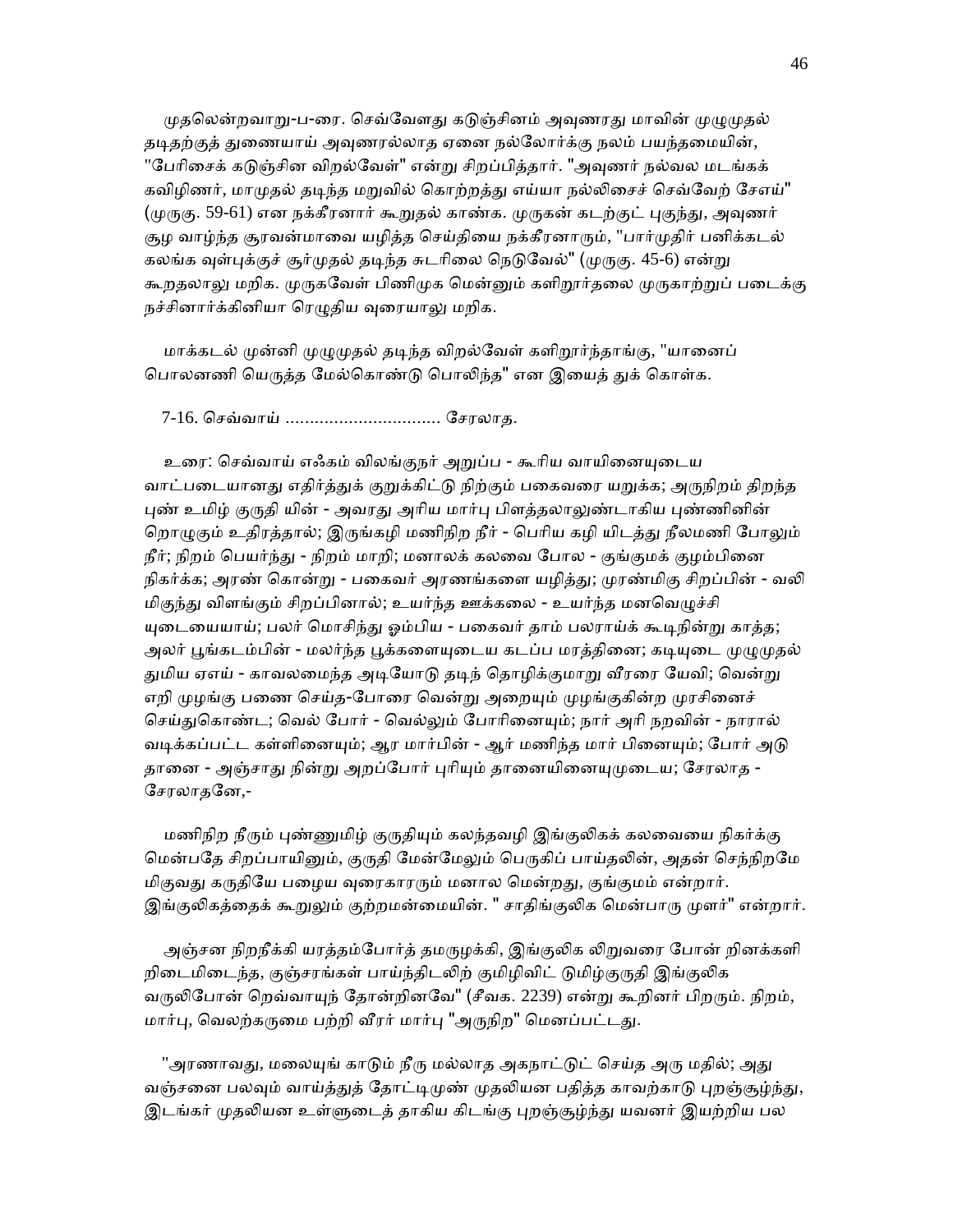முதலென்றவாறு-ப-ரை. செவ்வேளது கடுஞ்சினம் அவுணரது மாவின் முழுமுதல் தடிதற்குத் துணையாய் அவுணரல்லாத ஏனை நல்லோர்க்கு நலம் பயந்தமையின், "பேரிசைக் கடுஞ்சின விறல்வேள்" என்று சிறப்பித்தார். "அவுணர் நல்வல மடங்கக் கவிழிணர், மாமுதல் தடிந்த மறுவில் கொற்றத்து எய்யா நல்லிசைச் செவ்வேற் சேஎய்" (முருகு. 59-61) என நக்கீரனார் கூறுதல் காண்க. முருகன் கடற்குட் புகுந்து, அவுணர் சூழ வாழ்ந்த சூரவன்மாவை யழித்த செய்தியை நக்கீரனாரும், "பார்முதிர் பனிக்கடல் கலங்க வுள்புக்குச் சூர்முதல் தடிந்த சுடரிலை நெடுவேல்" (முருகு. 45-6) என்று கூறதலாலு மறிக. முருகவேள் பிணிமுக மென்னும் களிறூர்தலை முருகாற்றுப் படைக்கு நச்சினார்க்கினியா ரெழுதிய வுரையாலு மறிக.

மாக்கடல் முன்னி முழுமுதல் தடிந்த விறல்வேள் களிறூர்ந்தாங்கு, "யானைப் பொலனணி யெருத்த மேல்கொண்டு பொலிந்த" என இயைத் துக் கொள்க.

7-16. செவ்வாய் ................................ சேரலாத.

உரை: செவ்வாய் எஃகம் விலங்குநர் அறுப்ப - கூரிய வாயினையுடைய வாட்படையானது எதிர்த்துக் குறுக்கிட்டு நிற்கும் பகைவரை யறுக்க; அருநிறம் திறந்த புண் உமிழ் குருதி யின் - அவரது அரிய மார்பு பிளத்தலாலுண்டாகிய புண்ணினின் றொழுகும் உதிரத்தால்; இருங்கழி மணிநிற நீர் - பெரிய கழி யிடத்து நீலமணி போலும் நீர்; நிறம் பெயர்ந்து - நிறம் மாறி; மனாலக் கலவை போல - குங்குமக் குழம்பினை நிகர்க்க; அரண் கொன்று - பகைவர் அரணங்களை யழித்து; முரண்மிகு சிறப்பின் - வலி மிகுந்து விளங்கும் சிறப்பினால்; உயர்ந்த ஊக்கலை - உயர்ந்த மனவெழுச்சி யுடையையாய்; பலர் மொசிந்து ஓம்பிய - பகைவர் தாம் பலராய்க் கூடிநின்று காத்த; அலர் பூங்கடம்பின் - மலர்ந்த பூக்களையுடைய கடப்ப மரத்தினை; கடியுடை முழுமுதல் துமிய ஏஎய் - காவலமைந்த அடியோடு தடிந் தொழிக்குமாறு வீரரை யேவி; வென்று எறி முழங்கு பணை செய்த-போரை வென்று அறையும் முழங்குகின்ற முரசினைச் செய்துகொண்ட; வெல் போர் - வெல்லும் போரினையும்; நார் அரி நறவின் - நாரால் வடிக்கப்பட்ட கள்ளினையும்; ஆர மார்பின் - ஆர் மணிந்த மார் பினையும்; போர் அடு தானை - அஞ்சாது நின்று அறப்போர் புரியும் தானையினையுமுடைய; சேரலாத - சேரலாதனே,-

மணிநிற நீரும் புண்ணுமிழ் குருதியும் கலந்தவழி இங்குலிகக் கலவையை நிகர்க்கு மென்பதே சிறப்பாயினும், குருதி மேன்மேலும் பெருகிப் பாய்தலின், அதன் செந்நிறமே மிகுவது கருதியே பழைய வுரைகாரரும் மனால மென்றது, குங்குமம் என்றார். இங்குலிகத்தைக் கூறுலும் குற்றமன்மையின். " சாதிங்குலிக மென்பாரு முளர்" என்றார்.

அஞ்சன நிறநீக்கி யரத்தம்போர்த் தமருழக்கி, இங்குலிக லிறுவரை போன் றினக்களி றிடைமிடைந்த, குஞ்சரங்கள் பாய்ந்திடலிற் குமிழிவிட் டுமிழ்குருதி இங்குலிக வருலிபோன் றெவ்வாயுந் தோன்றினவே" (சீவக. 2239) என்று கூறினர் பிறரும். நிறம், மார்பு, வெலற்கருமை பற்றி வீரர் மார்பு "அருநிற" மெனப்பட்டது.

"அரணாவது, மலையுங் காடும் நீரு மல்லாத அகநாட்டுட் செய்த அரு மதில்; அது வஞ்சனை பலவும் வாய்த்துத் தோட்டிமுண் முதலியன பதித்த காவற்காடு புறஞ்சூழ்ந்து, இடங்கர் முதலியன உள்ளுடைத் தாகிய கிடங்கு புறஞ்சூழ்ந்து யவனர் இயற்றிய பல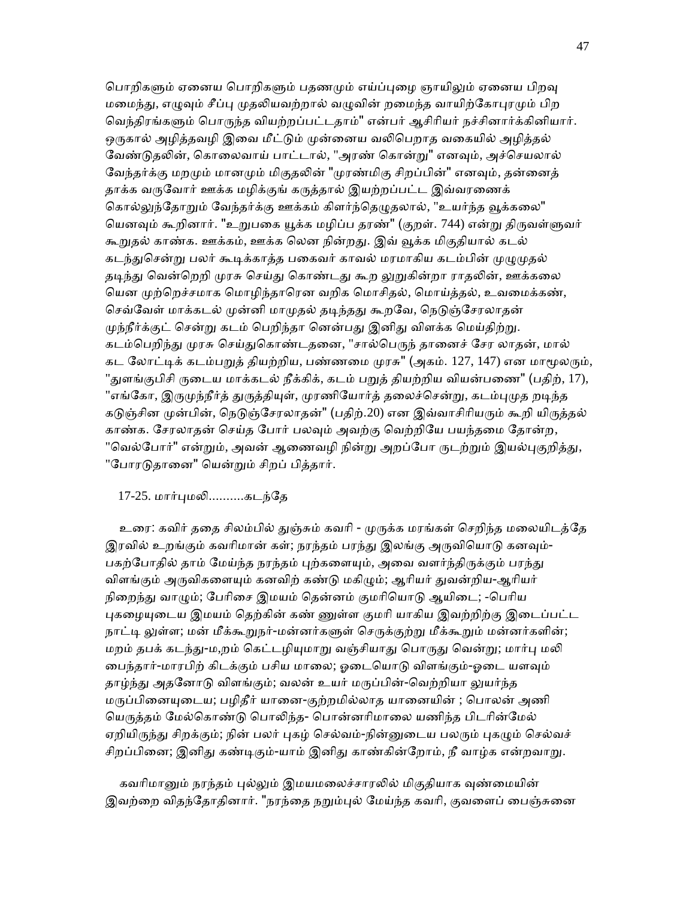பொறிகளும் ஏனைய பொறிகளும் பதணமும் எய்ப்புழை ஞாயிலும் ஏனைய பிறவு மமைந்து, எழுவும் சீப்பு முதலியவற்றால் வழுவின் றமைந்த வாயிற்கோபுரமும் பிற வெந்திரங்களும் பொருந்த வியற்றப்பட்டதாம்" என்பர் ஆசிரியர் நச்சினார்க்கினியார். ஒருகால் அழித்தவழி இவை மீட்டும் முன்னைய வலிபெறாத வகையில் அழித்தல் வேண்டுதலின், கொலைவாய் பாட்டால், "அரண் கொன்று" எனவும், அச்செயலால் வேந்தர்க்கு மறமும் மானமும் மிகுதலின் "முரண்மிகு சிறப்பின்" எனவும், தன்னைத் தாக்க வருவோர் ஊக்க மழிக்குங் கருத்தால் இயற்றப்பட்ட இவ்வரணைக் கொல்லுந்தோறும் வேந்தர்க்கு ஊக்கம் கிளர்ந்தெழுதலால், "உயர்ந்த வூக்கலை" யெனவும் கூறினார். "உறுபகை யூக்க மழிப்ப தரண்" (குறள். 744) என்று திருவள்ளுவர் கூறுதல் காண்க. ஊக்கம், ஊக்க லென நின்றது. இவ் வூக்க மிகுதியால் கடல் கடந்துசென்று பலர் கூடிக்காத்த பகைவர் காவல் மரமாகிய கடம்பின் முழுமுதல் தடிந்து வென்றெறி முரசு செய்து கொண்டது கூற லுறுகின்றா ராதலின், ஊக்கலை யென முற்றெச்சமாக மொழிந்தாரென வறிக மொசிதல், மொய்த்தல், உவமைக்கண், செவ்வேள் மாக்கடல் முன்னி மாமுதல் தடிந்தது கூறவே, நெடுஞ்சேரலாதன் முந்நீர்க்குட் சென்று கடம் பெறிந்தா னென்பது இனிது விளக்க மெய்திற்று. கடம்பெறிந்து முரசு செய்துகொண்டதனை, "சால்பெருந் தானைச் சேர லாதன், மால் கட லோட்டிக் கடம்பறுத் தியற்றிய, பண்ணமை முரசு" (அகம். 127, 147) என மாமூலரும், "துளங்குபிசி ருடைய மாக்கடல் நீக்கிக், கடம் பறுத் தியற்றிய வியன்பணை" (பதிற், 17), "எங்கோ, இருமுந்நீர்த் துருத்தியுள், முரணியோர்த் தலைச்சென்று, கடம்புமுத றடிந்த கடுஞ்சின முன்பின், நெடுஞ்சேரலாதன்" (பதிற்.20) என இவ்வாசிரியரும் கூறி யிருத்தல் காண்க. சேரலாதன் செய்த போர் பலவும் அவற்கு வெற்றியே பயந்தமை தோன்ற, "வெல்போர்" என்றும், அவன் ஆணைவழி நின்று அறப்போ ருடற்றும் இயல்புகுறித்து, "போரடுதானை" யென்றும் சிறப் பித்தார்.

17-25. மார்புமலி..........கடந்தே

உரை: கவிர் ததை சிலம்பில் துஞ்சும் கவரி - முருக்க மரங்கள் செறிந்த மலையிடத்தே இரவில் உறங்கும் கவரிமான் கள்; நரந்தம் பரந்து இலங்கு அருவியொடு கனவும்- பகற்போதில் தாம் மேய்ந்த நரந்தம் புற்களையும், அவை வளர்ந்திருக்கும் பரந்து விளங்கும் அருவிகளையும் கனவிற் கண்டு மகிழும்; ஆரியர் துவன்றிய-ஆரியர் நிறைந்து வாழும்; பேரிசை இமயம் தென்னம் குமரியொடு ஆயிடை; -பெரிய புகழையுடைய இமயம் தெற்கின் கண் ணுள்ள குமரி யாகிய இவற்றிற்கு இடைப்பட்ட நாட்டி லுள்ள; மன் மீக்கூறுநர்-மன்னர்களுள் செருக்குற்று மீக்கூறும் மன்னர்களின்; மறம் தபக் கடந்து-ம,றம் கெட்டழியுமாறு வஞ்சியாது பொருது வென்று; மார்பு மலி பைந்தார்-மாரபிற் கிடக்கும் பசிய மாலை; ஓடையொடு விளங்கும்-ஓடை யளவும் தாழ்ந்து அதனோடு விளங்கும்; வலன் உயர் மருப்பின்-வெற்றியா லுயர்ந்த மருப்பினையுடைய; பழிதீர் யானை-குற்றமில்லாத யானையின் ; பொலன் அணி யெருத்தம் மேல்கொண்டு பொலிந்த- பொன்னரிமாலை யணிந்த பிடரின்மேல் ஏறியிருந்து சிறக்கும்; நின் பலர் புகழ் செல்வம்-நின்னுடைய பலரும் புகழும் செல்வச் சிறப்பினை; இனிது கண்டிகும்-யாம் இனிது காண்கின்றோம், நீ வாழ்க என்றவாறு.

கவரிமானும் நரந்தம் புல்லும் இமயமலைச்சாரலில் மிகுதியாக வுண்மையின் இவற்றை விதந்தோதினார். "நரந்தை நறும்புல் மேய்ந்த கவரி, குவளைப் பைஞ்சுனை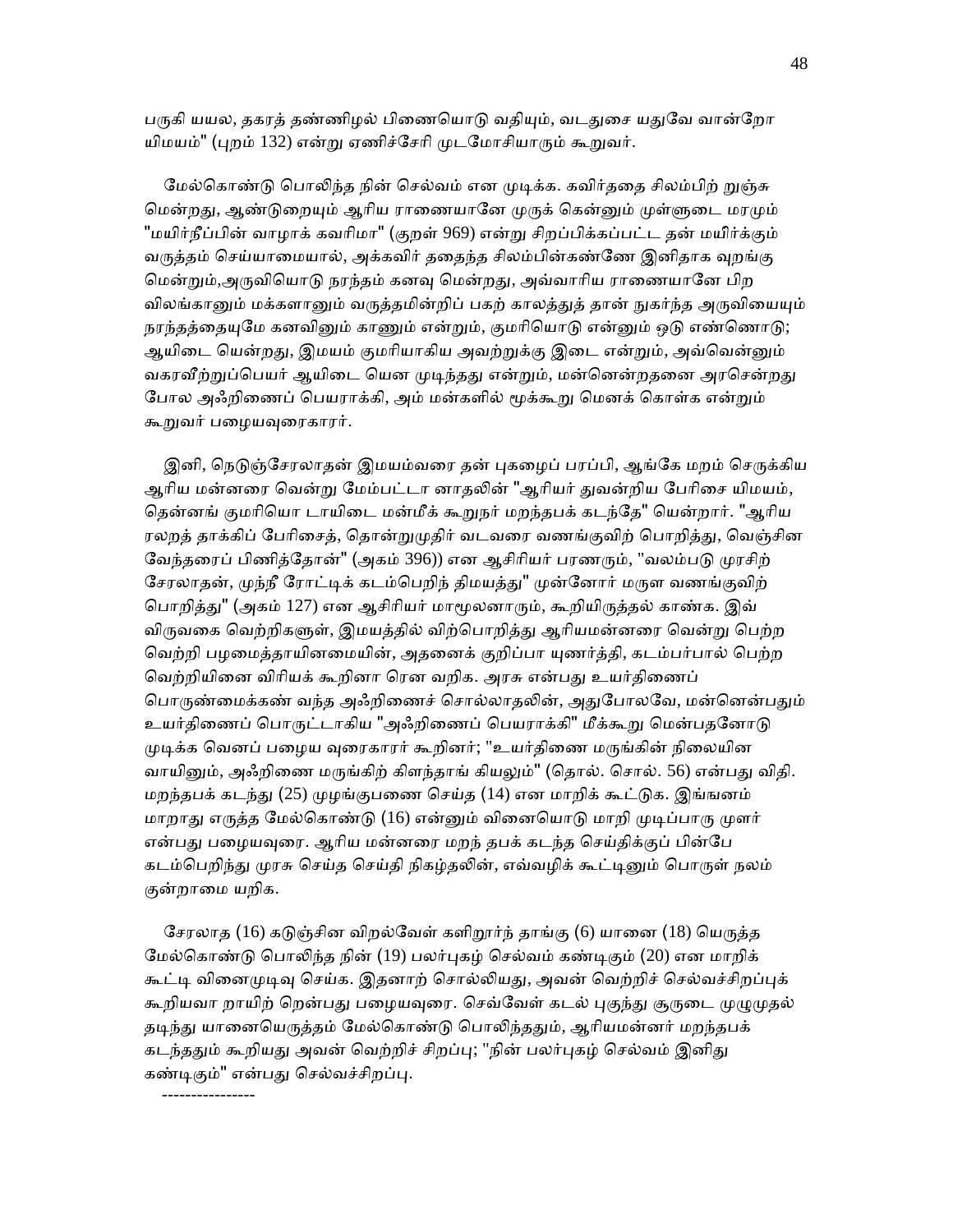பருகி யயல, தகரத் தண்ணிழல் பிணையொடு வதியும், வடதுசை யதுவே வான்றோ யிமயம்" (புறம் 132) என்று ஏணிச்சேரி முடமோசியாரும் கூறுவர்.

மேல்கொண்டு பொலிந்த நின் செல்வம் என முடிக்க. கவிர்ததை சிலம்பிற் றுஞ்சு மென்றது, ஆண்டுறையும் ஆரிய ராணையானே முருக் கென்னும் முள்ளுடை மரமும் "மயிர்நீப்பின் வாழாக் கவரிமா" (குறள் 969) என்று சிறப்பிக்கப்பட்ட தன் மயிர்க்கும் வருத்தம் செய்யாமையால், அக்கவிர் ததைந்த சிலம்பின்கண்ணே இனிதாக வுறங்கு மென்றும்,அருவியொடு நரந்தம் கனவு மென்றது, அவ்வாரிய ராணையானே பிற விலங்கானும் மக்களானும் வருத்தமின்றிப் பகற் காலத்துத் தான் நுகர்ந்த அருவியையும் நரந்தத்தையுமே கனவினும் காணும் என்றும், குமரியொடு என்னும் ஒடு எண்ணொடு; ஆயிடை யென்றது, இமயம் குமரியாகிய அவற்றுக்கு இடை என்றும், அவ்வென்னும் வகரவீற்றுப்பெயர் ஆயிடை யென முடிந்தது என்றும், மன்னென்றதனை அரசென்றது போல அஃறிணைப் பெயராக்கி, அம் மன்களில் மூக்கூறு மெனக் கொள்க என்றும் கூறுவர் பழையவுரைகாரர்.

இனி, நெடுஞ்சேரலாதன் இமயம்வரை தன் புகழைப் பரப்பி, ஆங்கே மறம் செருக்கிய ஆரிய மன்னரை வென்று மேம்பட்டா னாதலின் "ஆரியர் துவன்றிய பேரிசை யிமயம், தென்னங் குமரியொ டாயிடை மன்மீக் கூறுநர் மறந்தபக் கடந்தே" யென்றார். "ஆரிய ரலறத் தாக்கிப் பேரிசைத், தொன்றுமுதிர் வடவரை வணங்குவிற் பொறித்து, வெஞ்சின வேந்தரைப் பிணித்தோன்" (அகம் 396)) என ஆசிரியர் பரணரும், "வலம்படு முரசிற் சேரலாதன், முந்நீ ரோட்டிக் கடம்பெறிந் திமயத்து" முன்னோர் மருள வணங்குவிற் பொறித்து" (அகம் 127) என ஆசிரியர் மாமூலனாரும், கூறியிருத்தல் காண்க. இவ் விருவகை வெற்றிகளுள், இமயத்தில் விற்பொறித்து ஆரியமன்னரை வென்று பெற்ற வெற்றி பழமைத்தாயினமையின், அதனைக் குறிப்பா யுணர்த்தி, கடம்பர்பால் பெற்ற வெற்றியினை விரியக் கூறினா ரென வறிக. அரசு என்பது உயர்திணைப் பொருண்மைக்கண் வந்த அஃறிணைச் சொல்லாதலின், அதுபோலவே, மன்னென்பதும் உயர்திணைப் பொருட்டாகிய "அஃறிணைப் பெயராக்கி" மீக்கூறு மென்பதனோடு முடிக்க வெனப் பழைய வுரைகாரர் கூறினர்; "உயர்திணை மருங்கின் நிலையின வாயினும், அஃறிணை மருங்கிற் கிளந்தாங் கியலும்" (தொல். சொல். 56) என்பது விதி. மறந்தபக் கடந்து (25) முழங்குபணை செய்த (14) என மாறிக் கூட்டுக. இங்ஙனம் மாறாது எருத்த மேல்கொண்டு (16) என்னும் வினையொடு மாறி முடிப்பாரு முளர் என்பது பழையவுரை. ஆரிய மன்னரை மறந் தபக் கடந்த செய்திக்குப் பின்பே கடம்பெறிந்து முரசு செய்த செய்தி நிகழ்தலின், எவ்வழிக் கூட்டினும் பொருள் நலம் குன்றாமை யறிக.

சேரலாத (16) கடுஞ்சின விறல்வேள் களிறூர்ந் தாங்கு (6) யானை (18) யெருத்த மேல்கொண்டு பொலிந்த நின் (19) பலர்புகழ் செல்வம் கண்டிகும் (20) என மாறிக் கூட்டி வினைமுடிவு செய்க. இதனாற் சொல்லியது, அவன் வெற்றிச் செல்வச்சிறப்புக் கூறியவா றாயிற் றென்பது பழையவுரை. செவ்வேள் கடல் புகுந்து சூருடை முழுமுதல் தடிந்து யானையெருத்தம் மேல்கொண்டு பொலிந்ததும், ஆரியமன்னர் மறந்தபக் கடந்ததும் கூறியது அவன் வெற்றிச் சிறப்பு; "நின் பலர்புகழ் செல்வம் இனிது கண்டிகும்" என்பது செல்வச்சிறப்பு.

----------------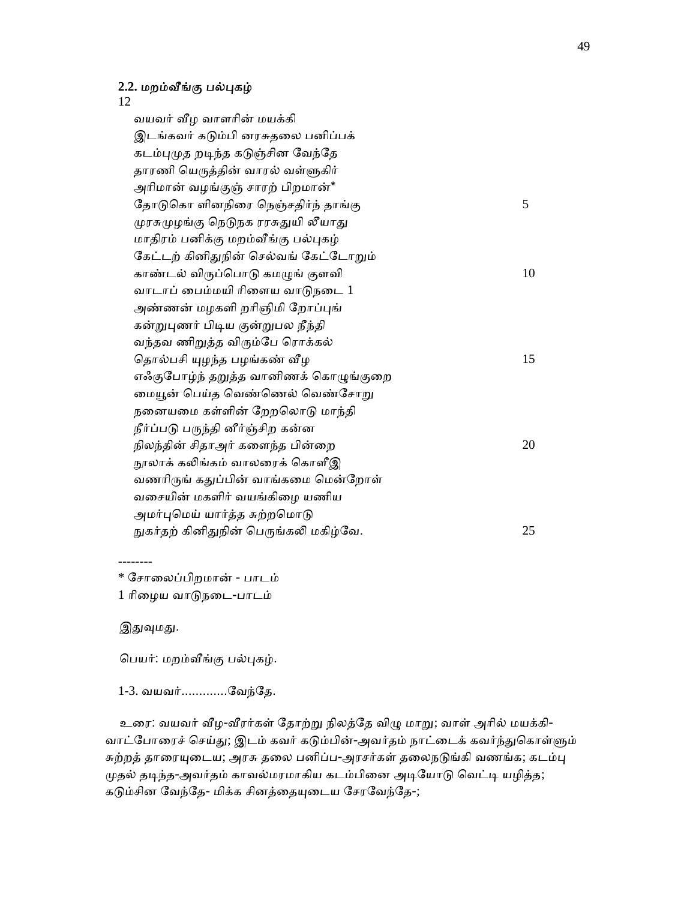**2.2. மறம்வீங்கு பல்புகழ்**

12

வயவர் வீழ வாளரின் மயக்கி
இடங்கவர் கடும்பி னரசுதலை பனிப்பக்
கடம்புமுத றடிந்த கடுஞ்சின வேந்தே
தாரணி யெருத்தின் வாரல் வள்ளுகிர்
அரிமான் வழங்குஞ் சாரற் பிறமான்*
தோடுகொ ளினநிரை நெஞ்சதிர்ந் தாங்கு 5
முரசுமுழங்கு நெடுநக ரரசுதுயி லீயாது
மாதிரம் பனிக்கு மறம்வீங்கு பல்புகழ்
கேட்டற் கினிதுநின் செல்வங் கேட்டோறும்
காண்டல் விருப்பொடு கமழுங் குளவி 10
வாடாப் பைம்மயி ரிளைய வாடுநடை 1
அண்ணன் மழகளி றரிஞிமி றோப்புங்
கன்றுபுணர் பிடிய குன்றுபல நீந்தி
வந்தவ ணிறுத்த விரும்பே ரொக்கல்
தொல்பசி யுழந்த பழங்கண் வீழ 15
எஃகுபோழ்ந் தறுத்த வானிணக் கொழுங்குறை
மையூன் பெய்த வெண்ணெல் வெண்சோறு
நனையமை கள்ளின் றேறலொடு மாந்தி
நீர்ப்படு பருந்தி னிர்ஞ்சிற கன்ன
நிலந்தின் சிதாஅர் களைந்த பின்றை 20
நூலாக் கலிங்கம் வாலரைக் கொளீஇ
வணரிருங் கதுப்பின் வாங்கமை மென்றோள்
வசையின் மகளிர் வயங்கிழை யணிய
அமர்புமெய் யார்த்த சுற்றமொடு
நுகர்தற் கினிதுநின் பெருங்கலி மகிழ்வே. 25

--------

* சோலைப்பிறமான் - பாடம்

1 ரிழைய வாடுநடை-பாடம்

இதுவுமது.

பெயர்: மறம்வீங்கு பல்புகழ்.

1-3. வயவர்.............வேந்தே.

உரை: வயவர் வீழ-வீரர்கள் தோற்று நிலத்தே விழு மாறு; வாள் அரில் மயக்கி-வாட்போரைச் செய்து; இடம் கவர் கடும்பின்-அவர்தம் நாட்டைக் கவர்ந்துகொள்ளும் சுற்றத் தாரையுடைய; அரசு தலை பனிப்ப-அரசர்கள் தலைநடுங்கி வணங்க; கடம்பு முதல் தடிந்த-அவர்தம் காவல்மரமாகிய கடம்பினை அடியோடு வெட்டி யழித்த; கடும்சின வேந்தே- மிக்க சினத்தையுடைய சேரவேந்தே-;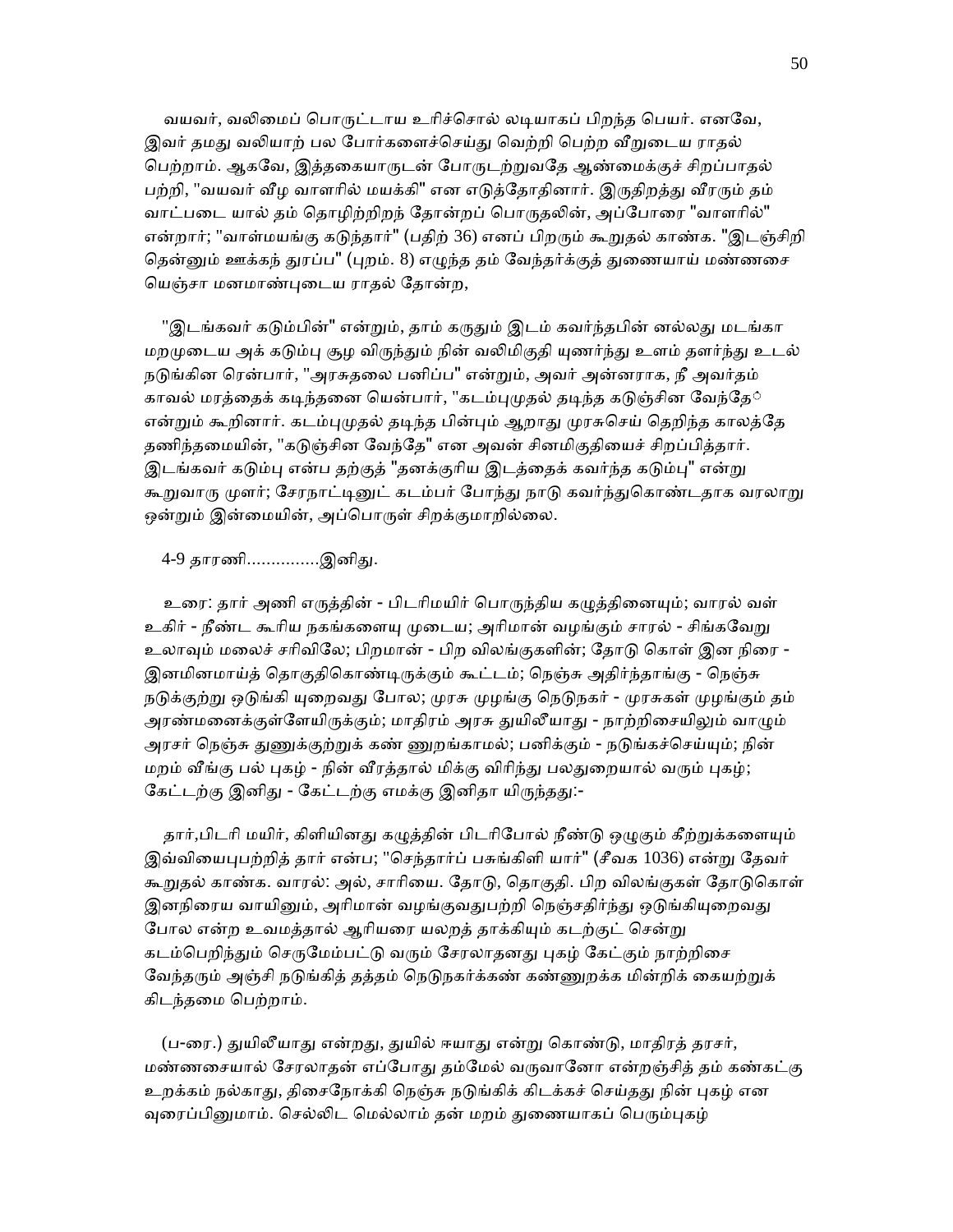வயவர், வலிமைப் பொருட்டாய உரிச்சொல் லடியாகப் பிறந்த பெயர். எனவே, இவர் தமது வலியாற் பல போர்களைச்செய்து வெற்றி பெற்ற வீறுடைய ராதல் பெற்றாம். ஆகவே, இத்தகையாருடன் போருடற்றுவதே ஆண்மைக்குச் சிறப்பாதல் பற்றி, "வயவர் வீழ வாளரில் மயக்கி" என எடுத்தோதினார். இருதிறத்து வீரரும் தம் வாட்படை யால் தம் தொழிற்றிறந் தோன்றப் பொருதலின், அப்போரை "வாளரில்" என்றார்; "வாள்மயங்கு கடுந்தார்" (பதிற் 36) எனப் பிறரும் கூறுதல் காண்க. "இடஞ்சிறி தென்னும் ஊக்கந் துரப்ப" (புறம். 8) எழுந்த தம் வேந்தர்க்குத் துணையாய் மண்ணசை யெஞ்சா மனமாண்புடைய ராதல் தோன்ற,

"இடங்கவர் கடும்பின்" என்றும், தாம் கருதும் இடம் கவர்ந்தபின் னல்லது மடங்கா மறமுடைய அக் கடும்பு சூழ விருந்தும் நின் வலிமிகுதி யுணர்ந்து உளம் தளர்ந்து உடல் நடுங்கின ரென்பார், "அரசுதலை பனிப்ப" என்றும், அவர் அன்னராக, நீ அவர்தம் காவல் மரத்தைக் கடிந்தனை யென்பார், "கடம்புமுதல் தடிந்த கடுஞ்சின வேந்தே" என்றும் கூறினார். கடம்புமுதல் தடிந்த பின்பும் ஆறாது முரசுசெய் தெறிந்த காலத்தே தணிந்தமையின், "கடுஞ்சின வேந்தே" என அவன் சினமிகுதியைச் சிறப்பித்தார். இடங்கவர் கடும்பு என்ப தற்குத் "தனக்குரிய இடத்தைக் கவர்ந்த கடும்பு" என்று கூறுவாரு முளர்; சேரநாட்டினுட் கடம்பர் போந்து நாடு கவர்ந்துகொண்டதாக வரலாறு ஒன்றும் இன்மையின், அப்பொருள் சிறக்குமாறில்லை.

4-9 தாரணி...............இனிது.

உரை: தார் அணி எருத்தின் - பிடரிமயிர் பொருந்திய கழுத்தினையும்; வாரல் வள் உகிர் - நீண்ட கூரிய நகங்களையு முடைய; அரிமான் வழங்கும் சாரல் - சிங்கவேறு உலாவும் மலைச் சரிவிலே; பிறமான் - பிற விலங்குகளின்; தோடு கொள் இன நிரை - இனமினமாய்த் தொகுதிகொண்டிருக்கும் கூட்டம்; நெஞ்சு அதிர்ந்தாங்கு - நெஞ்சு நடுக்குற்று ஒடுங்கி யுறைவது போல; முரசு முழங்கு நெடுநகர் - முரசுகள் முழங்கும் தம் அரண்மனைக்குள்ளேயிருக்கும்; மாதிரம் அரசு துயிலீயாது - நாற்றிசையிலும் வாழும் அரசர் நெஞ்சு துணுக்குற்றுக் கண் ணுறங்காமல்; பனிக்கும் - நடுங்கச்செய்யும்; நின் மறம் வீங்கு பல் புகழ் - நின் வீரத்தால் மிக்கு விரிந்து பலதுறையால் வரும் புகழ்; கேட்டற்கு இனிது - கேட்டற்கு எமக்கு இனிதா யிருந்தது:-

தார்,பிடரி மயிர், கிளியினது கழுத்தின் பிடரிபோல் நீண்டு ஒழுகும் கீற்றுக்களையும் இவ்வியைபுபற்றித் தார் என்ப; "செந்தார்ப் பசுங்கிளி யார்" (சீவக 1036) என்று தேவர் கூறுதல் காண்க. வாரல்: அல், சாரியை. தோடு, தொகுதி. பிற விலங்குகள் தோடுகொள் இனநிரைய வாயினும், அரிமான் வழங்குவதுபற்றி நெஞ்சதிர்ந்து ஒடுங்கியுறைவது போல என்ற உவமத்தால் ஆரியரை யலறத் தாக்கியும் கடற்குட் சென்று கடம்பெறிந்தும் செருமேம்பட்டு வரும் சேரலாதனது புகழ் கேட்கும் நாற்றிசை வேந்தரும் அஞ்சி நடுங்கித் தத்தம் நெடுநகர்க்கண் கண்ணுறக்க மின்றிக் கையற்றுக் கிடந்தமை பெற்றாம்.

(ப-ரை.) துயிலீயாது என்றது, துயில் ஈயாது என்று கொண்டு, மாதிரத் தரசர், மண்ணசையால் சேரலாதன் எப்போது தம்மேல் வருவானோ என்றஞ்சித் தம் கண்கட்கு உறக்கம் நல்காது, திசைநோக்கி நெஞ்சு நடுங்கிக் கிடக்கச் செய்தது நின் புகழ் என வுரைப்பினுமாம். செல்லிட மெல்லாம் தன் மறம் துணையாகப் பெரும்புகழ்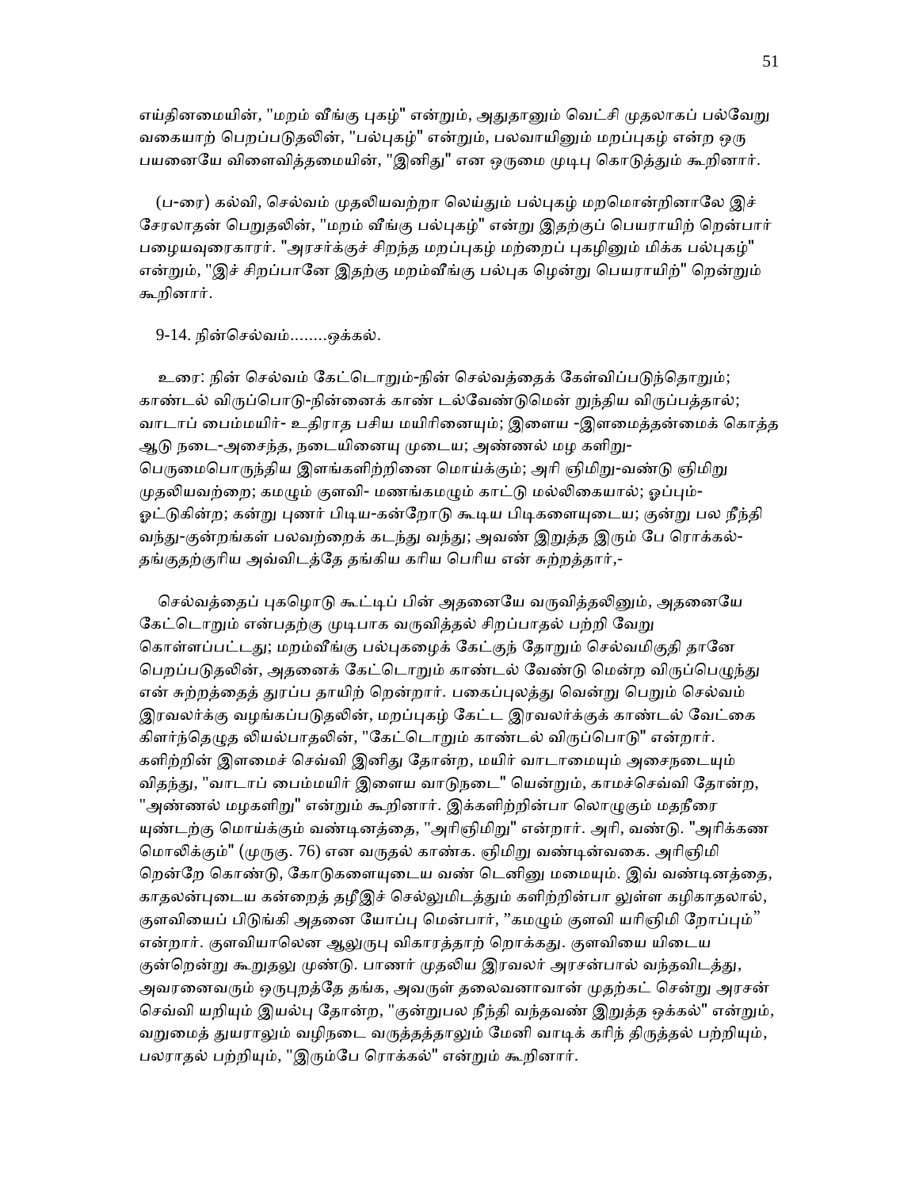எய்தினமையின், "மறம் வீங்கு புகழ்" என்றும், அதுதானும் வெட்சி முதலாகப் பல்வேறு வகையாற் பெறப்படுதலின், "பல்புகழ்" என்றும், பலவாயினும் மறப்புகழ் என்ற ஒரு பயனையே விளைவித்தமையின், "இனிது" என ஒருமை முடிபு கொடுத்தும் கூறினார்.

(ப-ரை) கல்வி, செல்வம் முதலியவற்றா லெய்தும் பல்புகழ் மறமொன்றினாலே இச் சேரலாதன் பெறுதலின், "மறம் வீங்கு பல்புகழ்" என்று இதற்குப் பெயராயிற் றென்பார் பழையவுரைகாரர். "அரசர்க்குச் சிறந்த மறப்புகழ் மற்றைப் புகழினும் மிக்க பல்புகழ்" என்றும், "இச் சிறப்பானே இதற்கு மறம்வீங்கு பல்புக ழென்று பெயராயிற்" றென்றும் கூறினார்.

9-14. நின்செல்வம்........ஒக்கல்.

உரை: நின் செல்வம் கேட்டொறும்-நின் செல்வத்தைக் கேள்விப்படுந்தொறும்; காண்டல் விருப்பொடு-நின்னைக் காண் டல்வேண்டுமென் றுந்திய விருப்பத்தால்; வாடாப் பைம்மயிர்- உதிராத பசிய மயிரினையும்; இளைய -இளமைத்தன்மைக் கொத்த ஆடு நடை-அசைந்த, நடையினையு முடைய; அண்ணல் மழ களிறு-பெருமைபொருந்திய இளங்களிற்றினை மொய்க்கும்; அரி ஞிமிறு-வண்டு ஞிமிறு முதலியவற்றை; கமழும் குளவி- மணங்கமழும் காட்டு மல்லிகையால்; ஓப்பும்-ஓட்டுகின்ற; கன்று புணர் பிடிய-கன்றோடு கூடிய பிடிகளையுடைய; குன்று பல நீந்தி வந்து-குன்றங்கள் பலவற்றைக் கடந்து வந்து; அவண் இறுத்த இரும் பே ரொக்கல்-தங்குதற்குரிய அவ்விடத்தே தங்கிய கரிய பெரிய என் சுற்றத்தார்,-

செல்வத்தைப் புகழொடு கூட்டிப் பின் அதனையே வருவித்தலினும், அதனையே கேட்டொறும் என்பதற்கு முடிபாக வருவித்தல் சிறப்பாதல் பற்றி வேறு கொள்ளப்பட்டது; மறம்வீங்கு பல்புகழைக் கேட்குந் தோறும் செல்வமிகுதி தானே பெறப்படுதலின், அதனைக் கேட்டொறும் காண்டல் வேண்டு மென்ற விருப்பெழுந்து என் சுற்றத்தைத் துரப்ப தாயிற் றென்றார். பகைப்புலத்து வென்று பெறும் செல்வம் இரவலர்க்கு வழங்கப்படுதலின், மறப்புகழ் கேட்ட இரவலர்க்குக் காண்டல் வேட்கை கிளர்ந்தெழுத லியல்பாதலின், "கேட்டொறும் காண்டல் விருப்பொடு" என்றார். களிற்றின் இளமைச் செவ்வி இனிது தோன்ற, மயிர் வாடாமையும் அசைநடையும் விதந்து, "வாடாப் பைம்மயிர் இளைய வாடுநடை" யென்றும், காமச்செவ்வி தோன்ற, "அண்ணல் மழகளிறு" என்றும் கூறினார். இக்களிற்றின்பா லொழுகும் மதநீரை யுண்டற்கு மொய்க்கும் வண்டினத்தை, "அரிஞிமிறு" என்றார். அரி, வண்டு. "அரிக்கண மொலிக்கும்" (முருகு. 76) என வருதல் காண்க. ஞிமிறு வண்டின்வகை. அரிஞிமி றென்றே கொண்டு, கோடுகளையுடைய வண் டெனினு மமையும். இவ் வண்டினத்தை, காதலன்புடைய கன்றைத் தழீஇச் செல்லுமிடத்தும் களிற்றின்பா லுள்ள கழிகாதலால், குளவியைப் பிடுங்கி அதனை யோப்பு மென்பார், "கமழும் குளவி யரிஞிமி றோப்பும்" என்றார். குளவியாலென ஆலுருபு விகாரத்தாற் றொக்கது. குளவியை யிடைய குன்றென்று கூறுதலு முண்டு. பாணர் முதலிய இரவலர் அரசன்பால் வந்தவிடத்து, அவரனைவரும் ஒருபுறத்தே தங்க, அவருள் தலைவனாவான் முதற்கட் சென்று அரசன் செவ்வி யறியும் இயல்பு தோன்ற, "குன்றுபல நீந்தி வந்தவண் இறுத்த ஒக்கல்" என்றும், வறுமைத் துயராலும் வழிநடை வருத்தத்தாலும் மேனி வாடிக் கரிந் திருத்தல் பற்றியும், பலராதல் பற்றியும், "இரும்பே ரொக்கல்" என்றும் கூறினார்.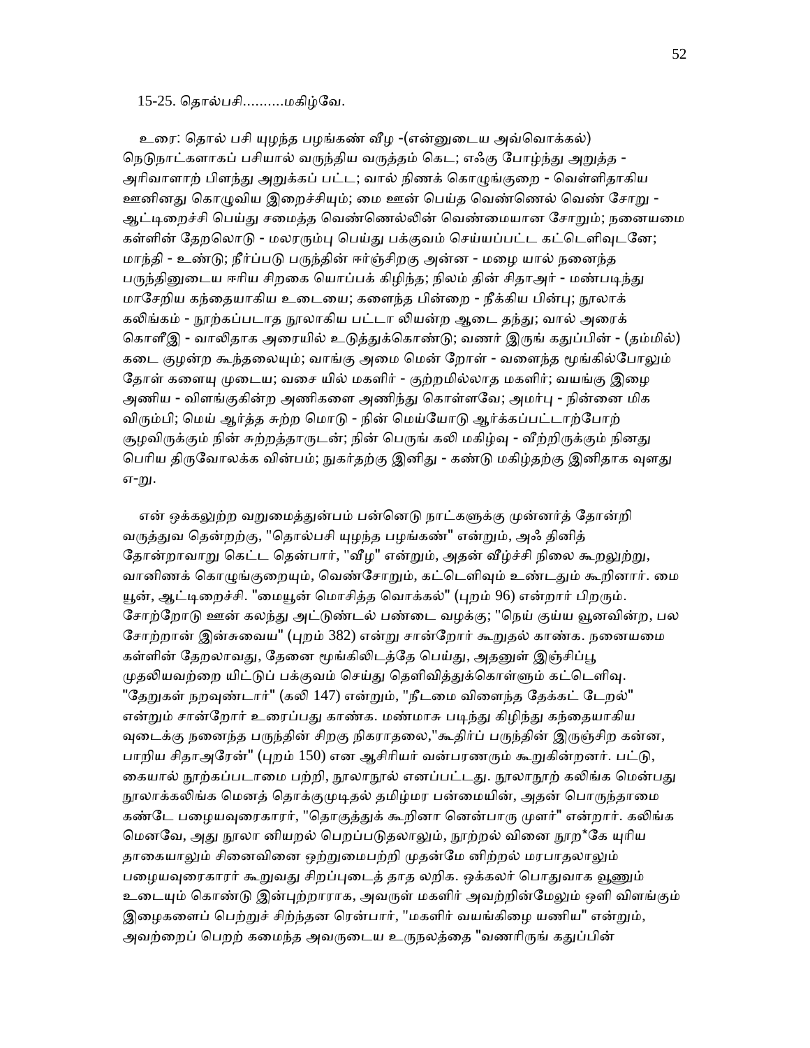15-25. தொல்பசி..........மகிழ்வே.

உரை: தொல் பசி யுழந்த பழங்கண் வீழ -(என்னுடைய அவ்வொக்கல்) நெடுநாட்களாகப் பசியால் வருந்திய வருத்தம் கெட; எஃகு போழ்ந்து அறுத்த - அரிவாளாற் பிளந்து அறுக்கப் பட்ட; வால் நிணக் கொழுங்குறை - வெள்ளிதாகிய ஊனினது கொழுவிய இறைச்சியும்; மை ஊன் பெய்த வெண்ணெல் வெண் சோறு - ஆட்டிறைச்சி பெய்து சமைத்த வெண்ணெல்லின் வெண்மையான சோறும்; நனையமை கள்ளின் தேறலொடு - மலரரும்பு பெய்து பக்குவம் செய்யப்பட்ட கட்டெளிவுடனே; மாந்தி - உண்டு; நீர்ப்படு பருந்தின் ஈர்ஞ்சிறகு அன்ன - மழை யால் நனைந்த பருந்தினுடைய ஈரிய சிறகை யொப்பக் கிழிந்த; நிலம் தின் சிதாஅர் - மண்படிந்து மாசேறிய கந்தையாகிய உடையை; களைந்த பின்றை - நீக்கிய பின்பு; நூலாக் கலிங்கம் - நூற்கப்படாத நூலாகிய பட்டா லியன்ற ஆடை தந்து; வால் அரைக் கொளீஇ - வாலிதாக அரையில் உடுத்துக்கொண்டு; வணர் இருங் கதுப்பின் - (தம்மில்) கடை குழன்ற கூந்தலையும்; வாங்கு அமை மென் றோள் - வளைந்த மூங்கில்போலும் தோள் களையு முடைய; வசை யில் மகளிர் - குற்றமில்லாத மகளிர்; வயங்கு இழை அணிய - விளங்குகின்ற அணிகளை அணிந்து கொள்ளவே; அமர்பு - நின்னை மிக விரும்பி; மெய் ஆர்த்த சுற்ற மொடு - நின் மெய்யோடு ஆர்க்கப்பட்டாற்போற் சூழவிருக்கும் நின் சுற்றத்தாருடன்; நின் பெருங் கலி மகிழ்வு - வீற்றிருக்கும் நினது பெரிய திருவோலக்க வின்பம்; நுகர்தற்கு இனிது - கண்டு மகிழ்தற்கு இனிதாக வுளது எ-று.

என் ஒக்கலுற்ற வறுமைத்துன்பம் பன்னெடு நாட்களுக்கு முன்னர்த் தோன்றி வருத்துவ தென்றற்கு, "தொல்பசி யுழந்த பழங்கண்" என்றும், அஃ தினித் தோன்றாவாறு கெட்ட தென்பார், "வீழ" என்றும், அதன் வீழ்ச்சி நிலை கூறலுற்று, வானிணக் கொழுங்குறையும், வெண்சோறும், கட்டெளிவும் உண்டதும் கூறினார். மை யூன், ஆட்டிறைச்சி. "மையூன் மொசித்த வொக்கல்" (புறம் 96) என்றார் பிறரும். சோற்றோடு ஊன் கலந்து அட்டுண்டல் பண்டை வழக்கு; "நெய் குய்ய வூனவின்ற, பல சோற்றான் இன்சுவைய" (புறம் 382) என்று சான்றோர் கூறுதல் காண்க. நனையமை கள்ளின் தேறலாவது, தேனை மூங்கிலிடத்தே பெய்து, அதனுள் இஞ்சிப்பூ முதலியவற்றை யிட்டுப் பக்குவம் செய்து தெளிவித்துக்கொள்ளும் கட்டெளிவு. "தேறுகள் நறவுண்டார்" (கலி 147) என்றும், "நீடமை விளைந்த தேக்கட் டேறல்" என்றும் சான்றோர் உரைப்பது காண்க. மண்மாசு படிந்து கிழிந்து கந்தையாகிய வுடைக்கு நனைந்த பருந்தின் சிறகு நிகராதலை,"கூதிர்ப் பருந்தின் இருஞ்சிற கன்ன, பாறிய சிதாஅரேன்" (புறம் 150) என ஆசிரியர் வன்பரணரும் கூறுகின்றனர். பட்டு, கையால் நூற்கப்படாமை பற்றி, நூலாநூல் எனப்பட்டது. நூலாநூற் கலிங்க மென்பது நூலாக்கலிங்க மெனத் தொக்குமுடிதல் தமிழ்மர பன்மையின், அதன் பொருந்தாமை கண்டே பழையவுரைகாரர், "தொகுத்துக் கூறினா னென்பாரு முளர்" என்றார். கலிங்க மெனவே, அது நூலா னியறல் பெறப்படுதலாலும், நூற்றல் வினை நூற*கே யுரிய தாகையாலும் சினைவினை ஒற்றுமைபற்றி முதன்மே னிற்றல் மரபாதலாலும் பழையவுரைகாரர் கூறுவது சிறப்புடைத் தாத லறிக. ஒக்கலர் பொதுவாக வூணும் உடையும் கொண்டு இன்புற்றாராக, அவருள் மகளிர் அவற்றின்மேலும் ஒளி விளங்கும் இழைகளைப் பெற்றுச் சிற்ந்தன ரென்பார், "மகளிர் வயங்கிழை யணிய" என்றும், அவற்றைப் பெறற் கமைந்த அவருடைய உருநலத்தை "வணரிருங் கதுப்பின்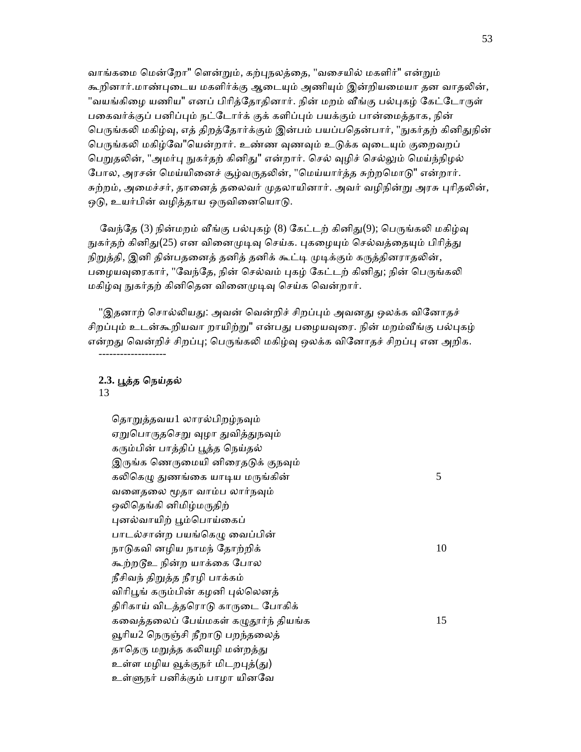வாங்கமை மென்றோ" ளென்றும், கற்புநலத்தை, "வசையில் மகளிர்" என்றும் கூறினார்.மாண்புடைய மகளிர்க்கு ஆடையும் அணியும் இன்றியமையா தன வாதலின், "வயங்கிழை யணிய" எனப் பிரித்தோதினார். நின் மறம் வீங்கு பல்புகழ் கேட்டோருள் பகைவர்க்குப் பனிப்பும் நட்டோர்க் குக் களிப்பும் பயக்கும் பான்மைத்தாக, நின் பெருங்கலி மகிழ்வு, எத் திறத்தோர்க்கும் இன்பம் பயப்பதென்பார், "நுகர்தற் கினிதுநின் பெருங்கலி மகிழ்வே"யென்றார். உண்ண வுணவும் உடுக்க வுடையும் குறைவறப் பெறுதலின், "அமர்பு நுகர்தற் கினிது" என்றார். செல் வுழிச் செல்லும் மெய்ந்நிழல் போல, அரசன் மெய்யினைச் சூழ்வருதலின், "மெய்யார்த்த சுற்றமொடு" என்றார். சுற்றம், அமைச்சர், தானைத் தலைவர் முதலாயினார். அவர் வழிநின்று அரசு புரிதலின், ஒடு, உயர்பின் வழித்தாய ஒருவினையொடு.

வேந்தே (3) நின்மறம் வீங்கு பல்புகழ் (8) கேட்டற் கினிது(9); பெருங்கலி மகிழ்வு நுகர்தற் கினிது(25) என வினைமுடிவு செய்க. புகழையும் செல்வத்தையும் பிரித்து நிறுத்தி, இனி தின்பதனைத் தனித் தனிக் கூட்டி முடிக்கும் கருத்தினராதலின், பழையவுரைகார், "வேந்தே, நின் செல்வம் புகழ் கேட்டற் கினிது; நின் பெருங்கலி மகிழ்வு நுகர்தற் கினிதென வினைமுடிவு செய்க வென்றார்.

"இதனாற் சொல்லியது: அவன் வென்றிச் சிறப்பும் அவனது ஒலக்க வினோதச் சிறப்பும் உடன்கூறியவா றாயிற்று" என்பது பழையவுரை. நின் மறம்வீங்கு பல்புகழ் என்றது வென்றிச் சிறப்பு; பெருங்கலி மகிழ்வு ஒலக்க வினோதச் சிறப்பு என அறிக.

-------------------

**2.3. பூத்த நெய்தல்**

13

தொறுத்தவய1 லாரல்பிறழ்நவும்
ஏறுபொருதசெறு வுழா துவித்துநவும்
கரும்பின் பாத்திப் பூத்த நெய்தல்
இருங்க ணெருமையி னிரைதடுக் குநவும்
கலிகெழு துணங்கை யாடிய மருங்கின் 5
வளைதலை மூதா வாம்ப லார்நவும்
ஒலிதெங்கி னிமிழ்மருதிற்
புனல்வாயிற் பூம்பொய்கைப்
பாடல்சான்ற பயங்கெழு வைப்பின்
நாடுகவி னழிய நாமந் தோற்றிக் 10
கூற்றடூஉ நின்ற யாக்கை போல
நீசிவந் திறுத்த நீரழி பாக்கம்
விரிபூங் கரும்பின் கழனி புல்லெனத்
திரிகாய் விடத்தரொடு காருடை போகிக்
கவைத்தலைப் பேய்மகள் கழுதூர்ந் தியங்க 15
வூரிய2 நெருஞ்சி நீறாடு பறந்தலைத்
தாதெரு மறுத்த கலியழி மன்றத்து
உள்ள மழிய வூக்குநர் மிடறபுத்(து)
உள்ளுநர் பனிக்கும் பாழா யினவே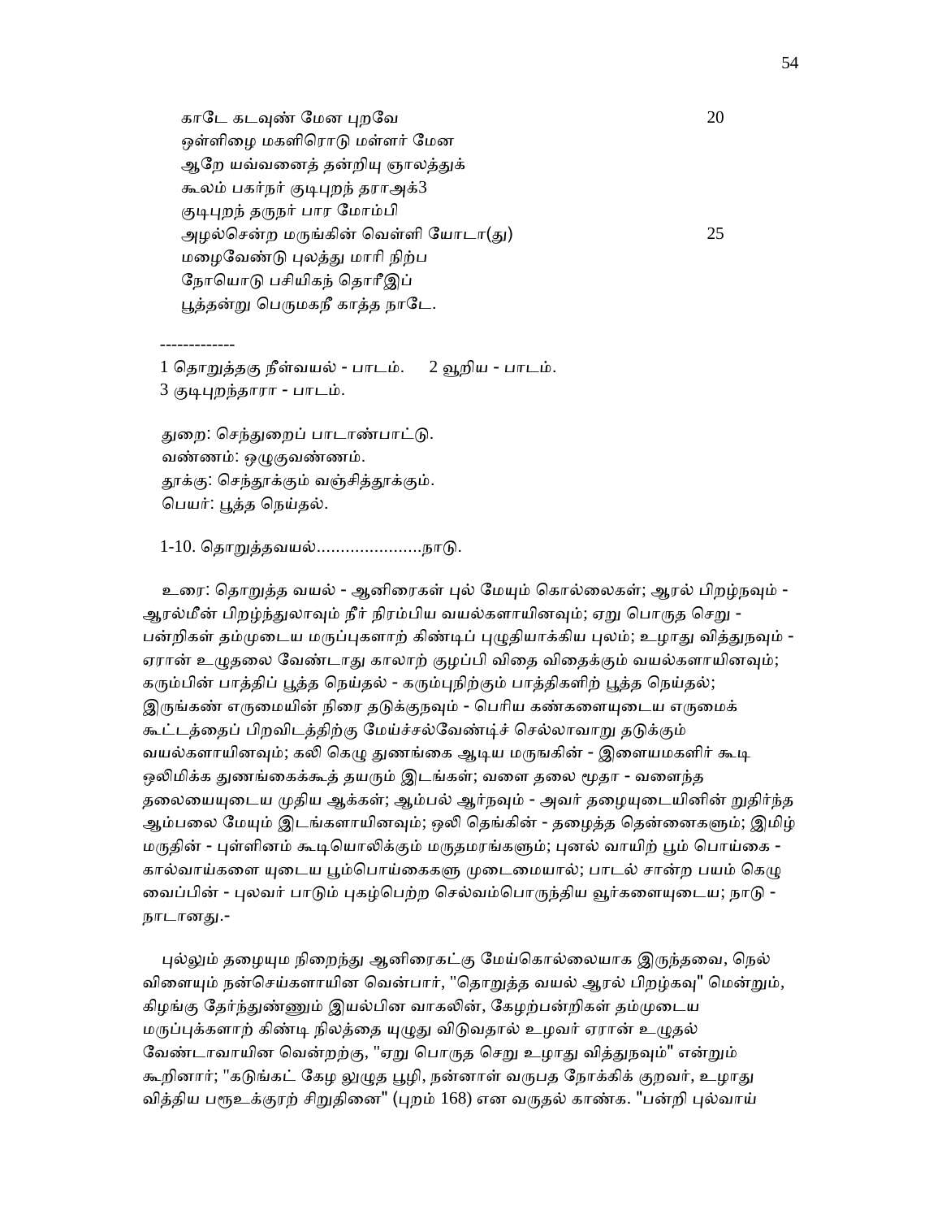காடே கடவுண் மேன புறவே                                        20
ஒள்ளிழை மகளிரொடு மள்ளர் மேன
ஆறே யவ்வனைத் தன்றியு ஞாலத்துக்
கூலம் பகர்நர் குடிபுறந் தராஅக்3
குடிபுறந் தருநர் பார மோம்பி
அழல்சென்ற மருங்கின் வெள்ளி யோடா(து)                            25
மழைவேண்டு புலத்து மாரி நிற்ப
நோயொடு பசியிகந் தொரீஇப்
பூத்தன்று பெருமகநீ காத்த நாடே.

-------------

1 தொறுத்தகு நீள்வயல் - பாடம்.     2 வூறிய - பாடம்.
3 குடிபுறந்தாரா - பாடம்.

துறை: செந்துறைப் பாடாண்பாட்டு.
வண்ணம்: ஒழுகுவண்ணம்.
தூக்கு: செந்தூக்கும் வஞ்சித்தூக்கும்.
பெயர்: பூத்த நெய்தல்.

1-10. தொறுத்தவயல்......................நாடு.

உரை: தொறுத்த வயல் - ஆனிரைகள் புல் மேயும் கொல்லைகள்; ஆரல் பிறழ்நவும் - ஆரல்மீன் பிறழ்ந்துலாவும் நீர் நிரம்பிய வயல்களாயினவும்; ஏறு பொருத செறு - பன்றிகள் தம்முடைய மருப்புகளாற் கிண்டிப் புழுதியாக்கிய புலம்; உழாது வித்துநவும் - ஏரான் உழுதலை வேண்டாது காலாற் குழப்பி விதை விதைக்கும் வயல்களாயினவும்; கரும்பின் பாத்திப் பூத்த நெய்தல் - கரும்புநிற்கும் பாத்திகளிற் பூத்த நெய்தல்; இருங்கண் எருமையின் நிரை தடுக்குநவும் - பெரிய கண்களையுடைய எருமைக் கூட்டத்தைப் பிறவிடத்திற்கு மேய்ச்சல்வேண்டிச் செல்லாவாறு தடுக்கும் வயல்களாயினவும்; கலி கெழு துணங்கை ஆடிய மருநகின் - இளையமகளிர் கூடி ஒலிமிக்க துணங்கைக்கூத் தயரும் இடங்கள்; வளை தலை மூதா - வளைந்த தலையையுடைய முதிய ஆக்கள்; ஆம்பல் ஆர்நவும் - அவர் தழையுடையினின் றுதிர்ந்த ஆம்பலை மேயும் இடங்களாயினவும்; ஒலி தெங்கின் - தழைத்த தென்னைகளும்; இமிழ் மருதின் - புள்ளினம் கூடியொலிக்கும் மருதமரங்களும்; புனல் வாயிற் பூம் பொய்கை - கால்வாய்களை யுடைய பூம்பொய்கைகளு முடைமையால்; பாடல் சான்ற பயம் கெழு வைப்பின் - புலவர் பாடும் புகழ்பெற்ற செல்வம்பொருந்திய வூர்களையுடைய; நாடு - நாடானது.-

புல்லும் தழையும நிறைந்து ஆனிரைகட்கு மேய்கொல்லையாக இருந்தவை, நெல் விளையும் நன்செய்களாயின வென்பார், "தொறுத்த வயல் ஆரல் பிறழ்கவு" மென்றும், கிழங்கு தேர்ந்துண்ணும் இயல்பின வாகலின், கேழற்பன்றிகள் தம்முடைய மருப்புக்களாற் கிண்டி நிலத்தை யுழுது விடுவதால் உழவர் ஏரான் உழுதல் வேண்டாவாயின வென்றற்கு, "ஏறு பொருத செறு உழாது வித்துநவும்" என்றும் கூறினார்; "கடுங்கட் கேழ லுழுத பூழி, நன்னாள் வருபத நோக்கிக் குறவர், உழாது வித்திய பரூஉக்குரற் சிறுதினை" (புறம் 168) என வருதல் காண்க. "பன்றி புல்வாய்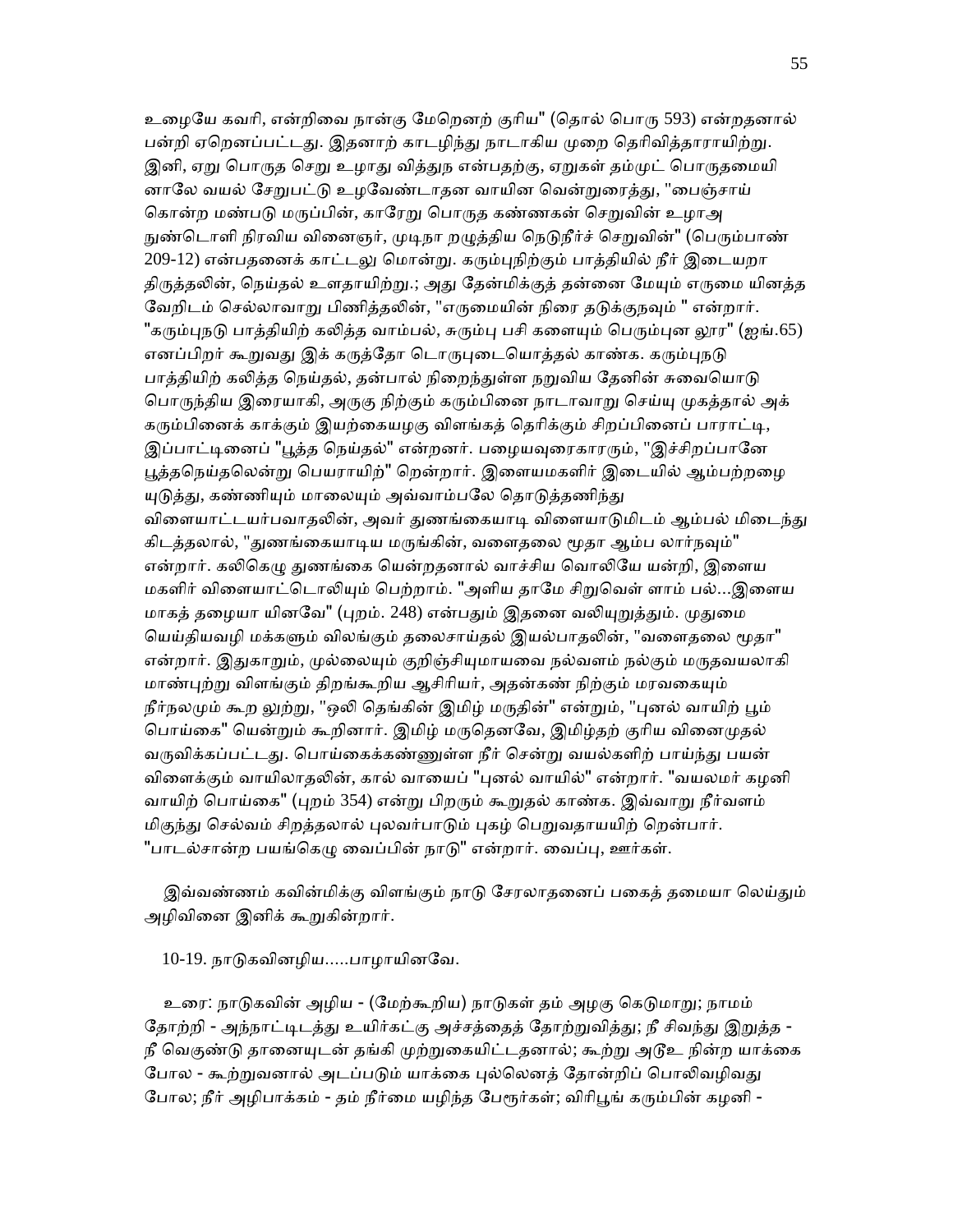உழையே கவரி, என்றிவை நான்கு மேறெனற் குரிய" (தொல் பொரு 593) என்றதனால் பன்றி ஏறெனப்பட்டது. இதனாற் காடழிந்து நாடாகிய முறை தெரிவித்தாராயிற்று. இனி, ஏறு பொருத செறு உழாது வித்துந என்பதற்கு, ஏறுகள் தம்முட் பொருதமையி னாலே வயல் சேறுபட்டு உழவேண்டாதன வாயின வென்றுரைத்து, "பைஞ்சாய் கொன்ற மண்படு மருப்பின், காரேறு பொருத கண்ணகன் செறுவின் உழாஅ நுண்டொளி நிரவிய வினைஞர், முடிநா றழுத்திய நெடுநீர்ச் செறுவின்" (பெரும்பாண் 209-12) என்பதனைக் காட்டலு மொன்று. கரும்புநிற்கும் பாத்தியில் நீர் இடையறா திருத்தலின், நெய்தல் உளதாயிற்று.; அது தேன்மிக்குத் தன்னை மேயும் எருமை யினத்த வேறிடம் செல்லாவாறு பிணித்தலின், "எருமையின் நிரை தடுக்குநவும் " என்றார். "கரும்புநடு பாத்தியிற் கலித்த வாம்பல், சுரும்பு பசி களையும் பெரும்புன லூர" (ஐங்.65) எனப்பிறர் கூறுவது இக் கருத்தோ டொருபுடையொத்தல் காண்க. கரும்புநடு பாத்தியிற் கலித்த நெய்தல், தன்பால் நிறைந்துள்ள நறுவிய தேனின் சுவையொடு பொருந்திய இரையாகி, அருகு நிற்கும் கரும்பினை நாடாவாறு செய்யு முகத்தால் அக் கரும்பினைக் காக்கும் இயற்கையழகு விளங்கத் தெரிக்கும் சிறப்பினைப் பாராட்டி, இப்பாட்டினைப் "பூத்த நெய்தல்" என்றனர். பழையவுரைகாரரும், "இச்சிறப்பானே பூத்தநெய்தலென்று பெயராயிற்" றென்றார். இளையமகளிர் இடையில் ஆம்பற்றழை யுடுத்து, கண்ணியும் மாலையும் அவ்வாம்பலே தொடுத்தணிந்து விளையாட்டயர்பவாதலின், அவர் துணங்கையாடி விளையாடுமிடம் ஆம்பல் மிடைந்து கிடத்தலால், "துணங்கையாடிய மருங்கின், வளைதலை மூதா ஆம்ப லார்நவும்" என்றார். கலிகெழு துணங்கை யென்றதனால் வாச்சிய வொலியே யன்றி, இளைய மகளிர் விளையாட்டொலியும் பெற்றாம். "அளிய தாமே சிறுவெள் ளாம் பல்...இளைய மாகத் தழையா யினவே" (புறம். 248) என்பதும் இதனை வலியுறுத்தும். முதுமை யெய்தியவழி மக்களும் விலங்கும் தலைசாய்தல் இயல்பாதலின், "வளைதலை மூதா" என்றார். இதுகாறும், முல்லையும் குறிஞ்சியுமாயவை நல்வளம் நல்கும் மருதவயலாகி மாண்புற்று விளங்கும் திறங்கூறிய ஆசிரியர், அதன்கண் நிற்கும் மரவகையும் நீர்நலமும் கூற லுற்று, "ஒலி தெங்கின் இமிழ் மருதின்" என்றும், "புனல் வாயிற் பூம் பொய்கை" யென்றும் கூறினார். இமிழ் மருதெனவே, இமிழ்தற் குரிய வினைமுதல் வருவிக்கப்பட்டது. பொய்கைக்கண்ணுள்ள நீர் சென்று வயல்களிற் பாய்ந்து பயன் விளைக்கும் வாயிலாதலின், கால் வாயைப் "புனல் வாயில்" என்றார். "வயலமர் கழனி வாயிற் பொய்கை" (புறம் 354) என்று பிறரும் கூறுதல் காண்க. இவ்வாறு நீர்வளம் மிகுந்து செல்வம் சிறத்தலால் புலவர்பாடும் புகழ் பெறுவதாயயிற் றென்பார். "பாடல்சான்ற பயங்கெழு வைப்பின் நாடு" என்றார். வைப்பு, ஊர்கள்.

இவ்வண்ணம் கவின்மிக்கு விளங்கும் நாடு சேரலாதனைப் பகைத் தமையா லெய்தும் அழிவினை இனிக் கூறுகின்றார்.

10-19. நாடுகவினழிய.....பாழாயினவே.

உரை: நாடுகவின் அழிய - (மேற்கூறிய) நாடுகள் தம் அழகு கெடுமாறு; நாமம் தோற்றி - அந்நாட்டிடத்து உயிர்கட்கு அச்சத்தைத் தோற்றுவித்து; நீ சிவந்து இறுத்த - நீ வெகுண்டு தானையுடன் தங்கி முற்றுகையிட்டதனால்; கூற்று அடூஉ நின்ற யாக்கை போல - கூற்றுவனால் அடப்படும் யாக்கை புல்லெனத் தோன்றிப் பொலிவழிவது போல; நீர் அழிபாக்கம் - தம் நீர்மை யழிந்த பேரூர்கள்; விரிபூங் கரும்பின் கழனி -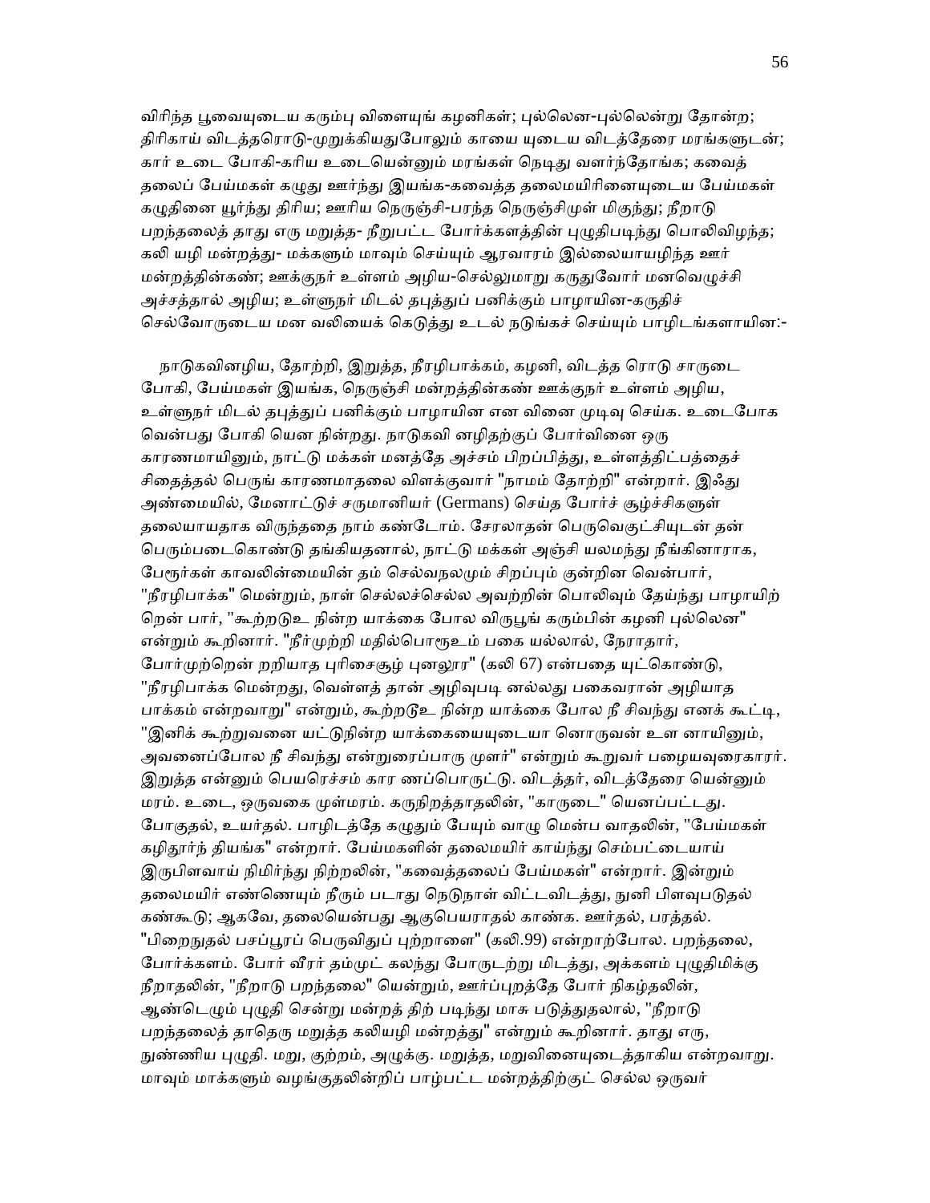விரிந்த பூவையுடைய கரும்பு விளையுங் கழனிகள்; புல்லென-புல்லென்று தோன்ற; திரிகாய் விடத்தரொடு-முறுக்கியதுபோலும் காயை யுடைய விடத்தேரை மரங்களுடன்; கார் உடை போகி-கரிய உடையென்னும் மரங்கள் நெடிது வளர்ந்தோங்க; கவைத் தலைப் பேய்மகள் கழுது ஊர்ந்து இயங்க-கவைத்த தலைமயிரினையுடைய பேய்மகள் கழுதினை யூர்ந்து திரிய; ஊரிய நெருஞ்சி-பரந்த நெருஞ்சிமுள் மிகுந்து; நீறாடு பறந்தலைத் தாது எரு மறுத்த- நீறுபட்ட போர்க்களத்தின் புழுதிபடிந்து பொலிவிழந்த; கலி யழி மன்றத்து- மக்களும் மாவும் செய்யும் ஆரவாரம் இல்லையாயழிந்த ஊர் மன்றத்தின்கண்; ஊக்குநர் உள்ளம் அழிய-செல்லுமாறு கருதுவோர் மனவெழுச்சி அச்சத்தால் அழிய; உள்ளுநர் மிடல் தபுத்துப் பனிக்கும் பாழாயின-கருதிச் செல்வோருடைய மன வலியைக் கெடுத்து உடல் நடுங்கச் செய்யும் பாழிடங்களாயின:-

நாடுகவினழிய, தோற்றி, இறுத்த, நீரழிபாக்கம், கழனி, விடத்த ரொடு சாருடை போகி, பேய்மகள் இயங்க, நெருஞ்சி மன்றத்தின்கண் ஊக்குநர் உள்ளம் அழிய, உள்ளுநர் மிடல் தபுத்துப் பனிக்கும் பாழாயின என வினை முடிவு செய்க. உடைபோக வென்பது போகி யென நின்றது. நாடுகவி னழிதற்குப் போர்வினை ஒரு காரணமாயினும், நாட்டு மக்கள் மனத்தே அச்சம் பிறப்பித்து, உள்ளத்திட்பத்தைச் சிதைத்தல் பெருங் காரணமாதலை விளக்குவார் "நாமம் தோற்றி" என்றார். இஃது அண்மையில், மேனாட்டுச் சருமானியர் (Germans) செய்த போர்ச் சூழ்ச்சிகளுள் தலையாயதாக விருந்ததை நாம் கண்டோம். சேரலாதன் பெருவெகுட்சியுடன் தன் பெரும்படைகொண்டு தங்கியதனால், நாட்டு மக்கள் அஞ்சி யலமந்து நீங்கினாராக, பேரூர்கள் காவலின்மையின் தம் செல்வநலமும் சிறப்பும் குன்றின வென்பார், "நீரழிபாக்க" மென்றும், நாள் செல்லச்செல்ல அவற்றின் பொலிவும் தேய்ந்து பாழாயிற் றென் பார், "கூற்றடூஉ நின்ற யாக்கை போல விருபூங் கரும்பின் கழனி புல்லென" என்றும் கூறினார். "நீர்முற்றி மதில்பொரூஉம் பகை யல்லால், நேராதார், போர்முற்றென் றறியாத புரிசைசூழ் புனலூர" (கலி 67) என்பதை யுட்கொண்டு, "நீரழிபாக்க மென்றது, வெள்ளத் தான் அழிவுபடி னல்லது பகைவரான் அழியாத பாக்கம் என்றவாறு" என்றும், கூற்றடூஉ நின்ற யாக்கை போல நீ சிவந்து எனக் கூட்டி, "இனிக் கூற்றுவனை யட்டுநின்ற யாக்கையையுடையா னொருவன் உள னாயினும், அவனைப்போல நீ சிவந்து என்றுரைப்பாரு முளர்" என்றும் கூறுவர் பழையவுரைகாரர். இறுத்த என்னும் பெயரெச்சம் கார ணப்பொருட்டு. விடத்தர், விடத்தேரை யென்னும் மரம். உடை, ஒருவகை முள்மரம். கருநிறத்ததாதலின், "காருடை" யெனப்பட்டது. போகுதல், உயர்தல். பாழிடத்தே கழுதும் பேயும் வாழு மென்ப வாதலின், "பேய்மகள் கழிதூர்ந் தியங்க" என்றார். பேய்மகளின் தலைமயிர் காய்ந்து செம்பட்டையாய் இருபிளவாய் நிமிர்ந்து நிற்றலின், "கவைத்தலைப் பேய்மகள்" என்றார். இன்றும் தலைமயிர் எண்ணெயும் நீரும் படாது நெடுநாள் விட்டவிடத்து, நுனி பிளவுபடுதல் கண்கூடு; ஆகவே, தலையென்பது ஆகுபெயராதல் காண்க. ஊர்தல், பரத்தல். "பிறைநுதல் பசப்பூரப் பெருவிதுப் புற்றாளை" (கலி.99) என்றாற்போல. பறந்தலை, போர்க்களம். போர் வீரர் தம்முட் கலந்து போருடற்று மிடத்து, அக்களம் புழுதிமிக்கு நீறாதலின், "நீறாடு பறந்தலை" யென்றும், ஊர்ப்புறத்தே போர் நிகழ்தலின், ஆண்டெழும் புழுதி சென்று மன்றத் திற் படிந்து மாசு படுத்துதலால், "நீறாடு பறந்தலைத் தாதெரு மறுத்த கலியழி மன்றத்து" என்றும் கூறினார். தாது எரு, நுண்ணிய புழுதி. மறு, குற்றம், அழுக்கு. மறுத்த, மறுவினையுடைத்தாகிய என்றவாறு. மாவும் மாக்களும் வழங்குதலின்றிப் பாழ்பட்ட மன்றத்திற்குட் செல்ல ஒருவர்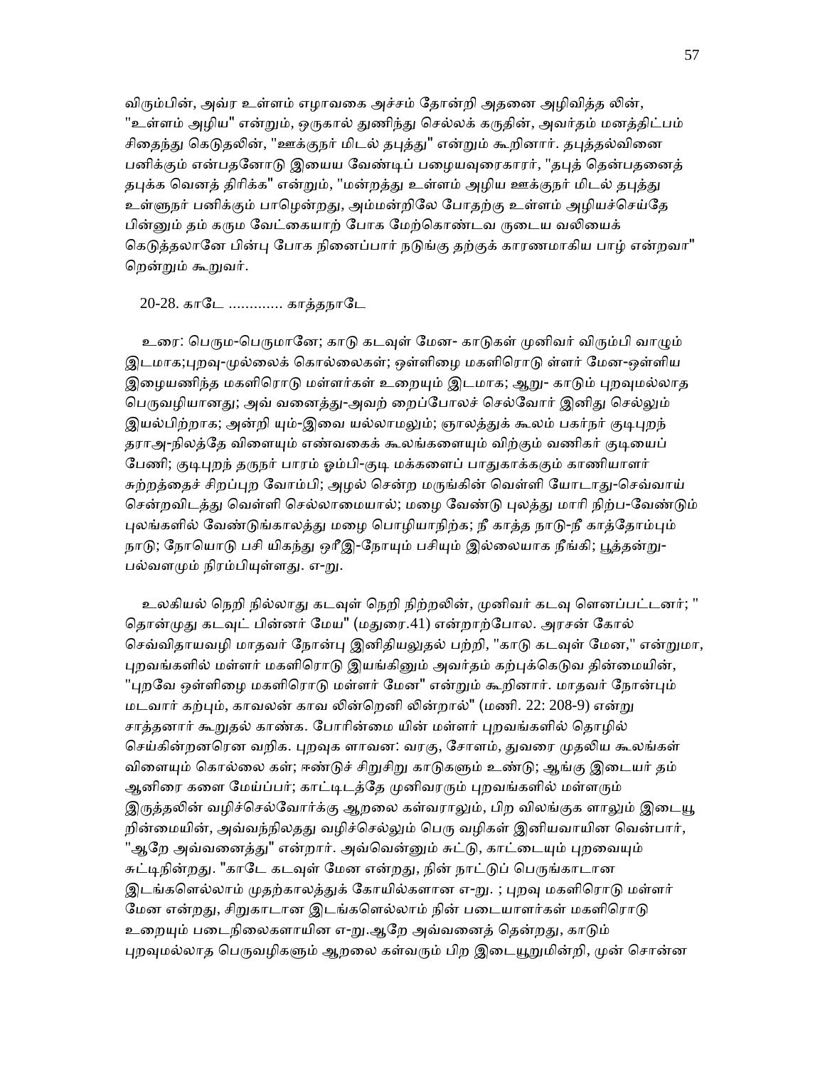விரும்பின், அவ்ர உள்ளம் எழாவகை அச்சம் தோன்றி அதனை அழிவித்த லின், "உள்ளம் அழிய" என்றும், ஒருகால் துணிந்து செல்லக் கருதின், அவர்தம் மனத்திட்பம் சிதைந்து கெடுதலின், "ஊக்குநர் மிடல் தபுத்து" என்றும் கூறினார். தபுத்தல்வினை பனிக்கும் என்பதனோடு இயைய வேண்டிப் பழையவுரைகாரர், "தபுத் தென்பதனைத் தபுக்க வெனத் திரிக்க" என்றும், "மன்றத்து உள்ளம் அழிய ஊக்குநர் மிடல் தபுத்து உள்ளுநர் பனிக்கும் பாழென்றது, அம்மன்றிலே போதற்கு உள்ளம் அழியச்செய்தே பின்னும் தம் கரும வேட்கையாற் போக மேற்கொண்டவ ருடைய வலியைக் கெடுத்தலானே பின்பு போக நினைப்பார் நடுங்கு தற்குக் காரணமாகிய பாழ் என்றவா" றென்றும் கூறுவர்.

20-28. காடே ............ காத்தநாடே

உரை: பெரும-பெருமானே; காடு கடவுள் மேன- காடுகள் முனிவர் விரும்பி வாழும் இடமாக;புறவு-முல்லைக் கொல்லைகள்; ஒள்ளிழை மகளிரொடு ள்ளர் மேன-ஒள்ளிய இழையணிந்த மகளிரொடு மள்ளர்கள் உறையும் இடமாக; ஆறு- காடும் புறவுமல்லாத பெருவழியானது; அவ் வனைத்து-அவற் றைப்போலச் செல்வோர் இனிது செல்லும் இயல்பிற்றாக; அன்றி யும்-இவை யல்லாமலும்; ஞாலத்துக் கூலம் பகர்நர் குடிபுறந் தராஅ-நிலத்தே விளையும் எண்வகைக் கூலங்களையும் விற்கும் வணிகர் குடியைப் பேணி; குடிபுறந் தருநர் பாரம் ஓம்பி-குடி மக்களைப் பாதுகாக்கும் காணியாளர் சுற்றத்தைச் சிறப்புற வோம்பி; அழல் சென்ற மருங்கின் வெள்ளி யோடாது-செவ்வாய் சென்றவிடத்து வெள்ளி செல்லாமையால்; மழை வேண்டு புலத்து மாரி நிற்ப-வேண்டும் புலங்களில் வேண்டுங்காலத்து மழை பொழியாநிற்க; நீ காத்த நாடு-நீ காத்தோம்பும் நாடு; நோயொடு பசி யிகந்து ஒரீஇ-நோயும் பசியும் இல்லையாக நீங்கி; பூத்தன்று- பல்வளமும் நிரம்பியுள்ளது. எ-று.

உலகியல் நெறி நில்லாது கடவுள் நெறி நிற்றலின், முனிவர் கடவு ளெனப்பட்டனர்; " தொன்முது கடவுட் பின்னர் மேய" (மதுரை.41) என்றாற்போல. அரசன் கோல் செவ்விதாயவழி மாதவர் நோன்பு இனிதியலுதல் பற்றி, "காடு கடவுள் மேன," என்றுமா, புறவங்களில் மள்ளர் மகளிரொடு இயங்கினும் அவர்தம் கற்புக்கெடுவ தின்மையின், "புறவே ஒள்ளிழை மகளிரொடு மள்ளர் மேன" என்றும் கூறினார். மாதவர் நோன்பும் மடவார் கற்பும், காவலன் காவ லின்றெனி லின்றால்" (மணி. 22: 208-9) என்று சாத்தனார் கூறுதல் காண்க. போரின்மை யின் மள்ளர் புறவங்களில் தொழில் செய்கின்றனரென வறிக. புறவுக ளாவன: வரகு, சோளம், துவரை முதலிய கூலங்கள் விளையும் கொல்லை கள்; ஈண்டுச் சிறுசிறு காடுகளும் உண்டு; ஆங்கு இடையர் தம் ஆனிரை களை மேய்ப்பர்; காட்டிடத்தே முனிவரரும் புறவங்களில் மள்ளரும் இருத்தலின் வழிச்செல்வோர்க்கு ஆறலை கள்வராலும், பிற விலங்குக ளாலும் இடையூ றின்மையின், அவ்வந்நிலதது வழிச்செல்லும் பெரு வழிகள் இனியவாயின வென்பார், "ஆறே அவ்வனைத்து" என்றார். அவ்வென்னும் சுட்டு, காட்டையும் புறவையும் சுட்டிநின்றது. "காடே கடவுள் மேன என்றது, நின் நாட்டுப் பெருங்காடான இடங்களெல்லாம் முதற்காலத்துக் கோயில்களான எ-று. ; புறவு மகளிரொடு மள்ளர் மேன என்றது, சிறுகாடான இடங்களெல்லாம் நின் படையாளர்கள் மகளிரொடு உறையும் படைநிலைகளாயின எ-று.ஆறே அவ்வனைத் தென்றது, காடும் புறவுமல்லாத பெருவழிகளும் ஆறலை கள்வரும் பிற இடையூறுமின்றி, முன் சொன்ன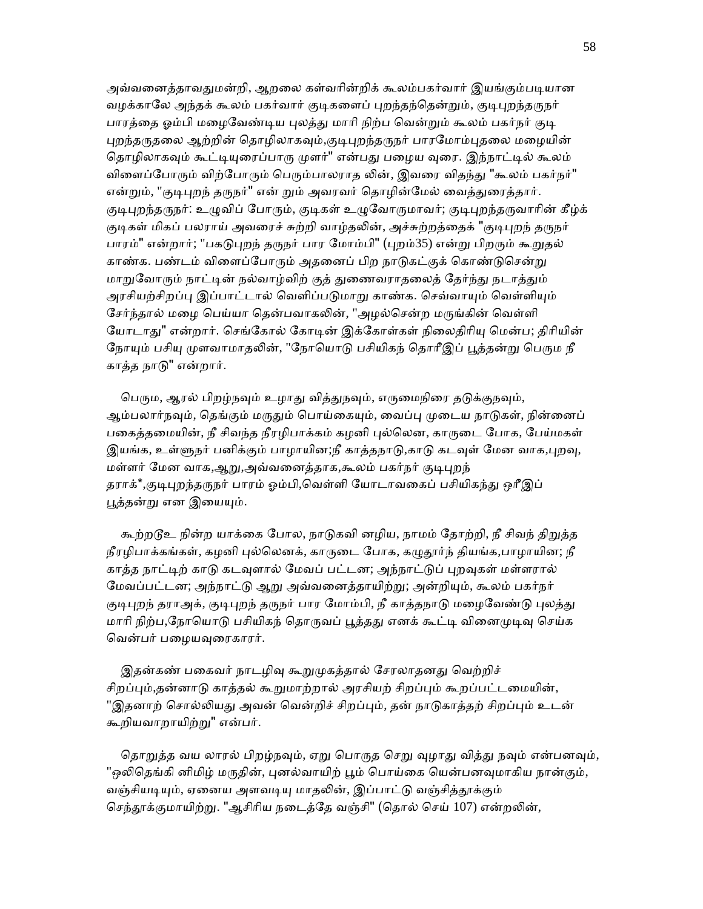அவ்வனைத்தாவதுமன்றி, ஆறலை கள்வரின்றிக் கூலம்பகர்வார் இயங்கும்படியான வழக்காலே அந்தக் கூலம் பகர்வார் குடிகளைப் புறந்தந்தென்றும், குடிபுறந்தருநர் பாரத்தை ஓம்பி மழைவேண்டிய புலத்து மாரி நிற்ப வென்றும் கூலம் பகர்நர் குடி புறந்தருதலை ஆற்றின் தொழிலாகவும்,குடிபுறந்தருநர் பாரமோம்புதலை மழையின் தொழிலாகவும் கூட்டியுரைப்பாரு முளர்" என்பது பழைய வுரை. இந்நாட்டில் கூலம் விளைப்போரும் விற்போரும் பெரும்பாலராத லின், இவரை விதந்து "கூலம் பகர்நர்" என்றும், "குடிபுறந் தருநர்" என் றும் அவரவர் தொழின்மேல் வைத்துரைத்தார். குடிபுறந்தருநர்: உழுவிப் போரும், குடிகள் உழுவோருமாவர்; குடிபுறந்தருவாரின் கீழ்க் குடிகள் மிகப் பலராய் அவரைச் சுற்றி வாழ்தலின், அச்சுற்றத்தைக் "குடிபுறந் தருநர் பாரம்" என்றார்; "பகடுபுறந் தருநர் பார மோம்பி" (புறம்35) என்று பிறரும் கூறுதல் காண்க. பண்டம் விளைப்போரும் அதனைப் பிற நாடுகட்குக் கொண்டுசென்று மாறுவோரும் நாட்டின் நல்வாழ்விற் குத் துணைவராதலைத் தேர்ந்து நடாத்தும் அரசியற்சிறப்பு இப்பாட்டால் வெளிப்படுமாறு காண்க. செவ்வாயும் வெள்ளியும் சேர்ந்தால் மழை பெய்யா தென்பவாகலின், "அழல்சென்ற மருங்கின் வெள்ளி யோடாது" என்றார். செங்கோல் கோடின் இக்கோள்கள் நிலைதிரியு மென்ப; திரியின் நோயும் பசியு முளவாமாதலின், "நோயொடு பசியிகந் தொரீஇப் பூத்தன்று பெரும நீ காத்த நாடு" என்றார்.

பெரும, ஆரல் பிறழ்நவும் உழாது வித்துநவும், எருமைநிரை தடுக்குநவும், ஆம்பலார்நவும், தெங்கும் மருதும் பொய்கையும், வைப்பு முடைய நாடுகள், நின்னைப் பகைத்தமையின், நீ சிவந்த நீரழிபாக்கம் கழனி புல்லென, காருடை போக, பேய்மகள் இயங்க, உள்ளுநர் பனிக்கும் பாழாயின;நீ காத்தநாடு,காடு கடவுள் மேன வாக,புறவு, மள்ளர் மேன வாக,ஆறு,அவ்வனைத்தாக,கூலம் பகர்நர் குடிபுறந் தராக்*,குடிபுறந்தருநர் பாரம் ஓம்பி,வெள்ளி யோடாவகைப் பசியிகந்து ஒரீஇப் பூத்தன்று என இயையும்.

கூற்றடூஉ நின்ற யாக்கை போல, நாடுகவி னழிய, நாமம் தோற்றி, நீ சிவந் திறுத்த நீரழிபாக்கங்கள், கழனி புல்லெனக், காருடை போக, கழுதூர்ந் தியங்க,பாழாயின; நீ காத்த நாட்டிற் காடு கடவுளால் மேவப் பட்டன; அந்நாட்டுப் புறவுகள் மள்ளரால் மேவப்பட்டன; அந்நாட்டு ஆறு அவ்வனைத்தாயிற்று; அன்றியும், கூலம் பகர்நர் குடிபுறந் தராஅக், குடிபுறந் தருநர் பார மோம்பி, நீ காத்தநாடு மழைவேண்டு புலத்து மாரி நிற்ப,நோயொடு பசியிகந் தொருவப் பூத்தது எனக் கூட்டி வினைமுடிவு செய்க வென்பர் பழையவுரைகாரர்.

இதன்கண் பகைவர் நாடழிவு கூறுமுகத்தால் சேரலாதனது வெற்றிச் சிறப்பும்,தன்னாடு காத்தல் கூறுமாற்றால் அரசியற் சிறப்பும் கூறப்பட்டமையின், "இதனாற் சொல்லியது அவன் வென்றிச் சிறப்பும், தன் நாடுகாத்தற் சிறப்பும் உடன் கூறியவாறாயிற்று" என்பர்.

தொறுத்த வய லாரல் பிறழ்நவும், ஏறு பொருத செறு வுழாது வித்து நவும் என்பனவும், "ஒலிதெங்கி னிமிழ் மருதின், புனல்வாயிற் பூம் பொய்கை யென்பனவுமாகிய நான்கும், வஞ்சியடியும், ஏனைய அளவடியு மாதலின், இப்பாட்டு வஞ்சித்தூக்கும் செந்தூக்குமாயிற்று. "ஆசிரிய நடைத்தே வஞ்சி" (தொல் செய் 107) என்றலின்,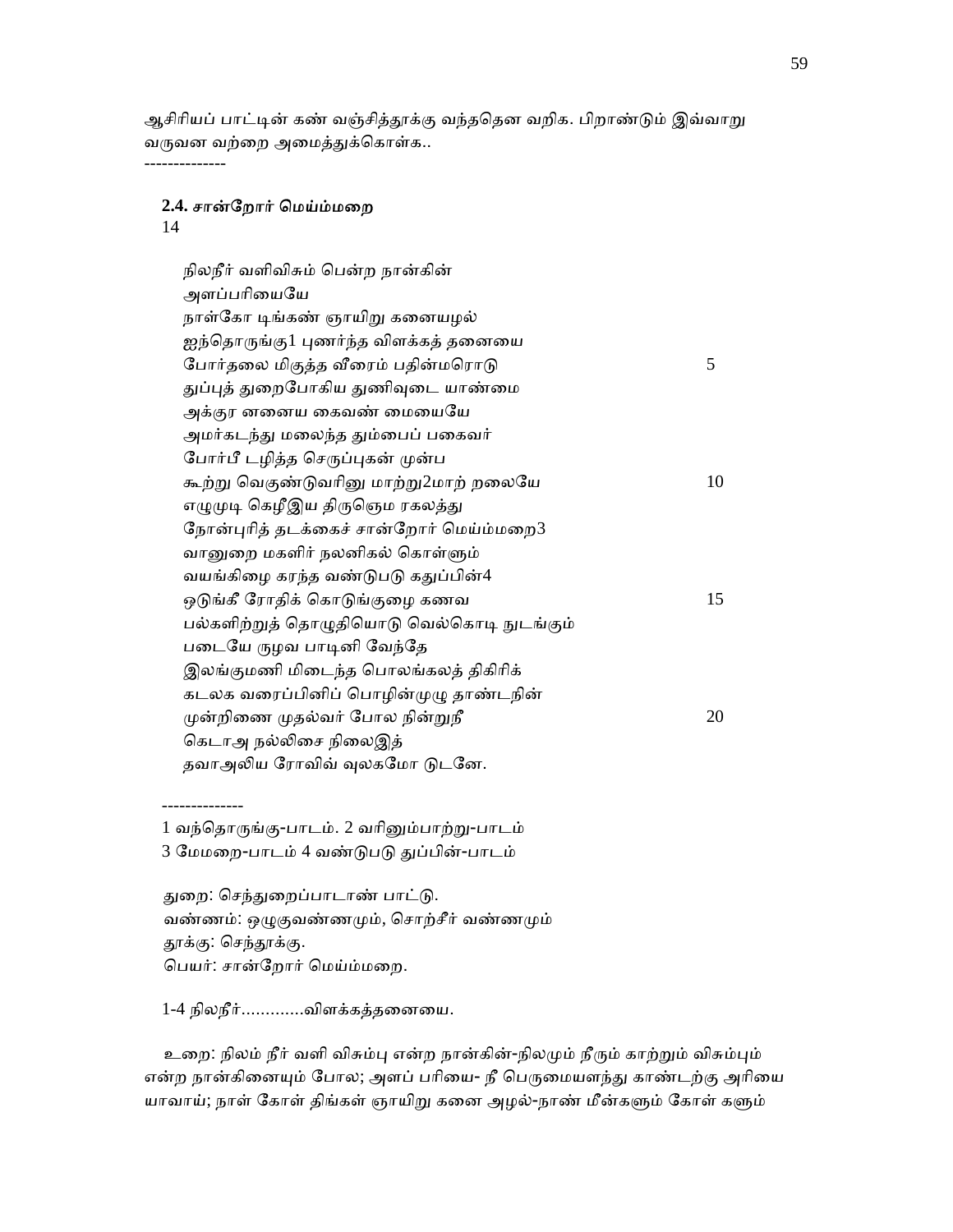ஆசிரியப் பாட்டின் கண் வஞ்சித்தூக்கு வந்ததென வறிக. பிறாண்டும் இவ்வாறு வருவன வற்றை அமைத்துக்கொள்க..

-------------

**2.4. சான்றோர் மெய்ம்மறை**

14

நிலநீர் வளிவிசும் பென்ற நான்கின்
அளப்பரியையே
நாள்கோ டிங்கண் ஞாயிறு கனையழல்
ஐந்தொருங்கு1 புணர்ந்த விளக்கத் தனையை
போர்தலை மிகுத்த வீரைம் பதின்மரொடு 5
துப்புத் துறைபோகிய துணிவுடை யாண்மை
அக்குர னனைய கைவண் மையையே
அமர்கடந்து மலைந்த தும்பைப் பகைவர்
போர்பீ டழித்த செருப்புகன் முன்ப
கூற்று வெகுண்டுவரினு மாற்று2மாற் றலையே 10
எழுமுடி கெழீஇய திருஞெம ரகலத்து
நோன்புரித் தடக்கைச் சான்றோர் மெய்ம்மறை3
வானுறை மகளிர் நலனிகல் கொள்ளும்
வயங்கிழை கரந்த வண்டுபடு கதுப்பின்4
ஒடுங்கீ ரோதிக் கொடுங்குழை கணவ 15
பல்களிற்றுத் தொழுதியொடு வெல்கொடி நுடங்கும்
படையே ருழவ பாடினி வேந்தே
இலங்குமணி மிடைந்த பொலங்கலத் திகிரிக்
கடலக வரைப்பினிப் பொழின்முழு தாண்டநின்
முன்றிணை முதல்வர் போல நின்றுநீ 20
கெடாஅ நல்லிசை நிலைஇத்
தவாஅலிய ரோவிவ் வுலகமோ டுடனே.

-------------

1 வந்தொருங்கு-பாடம். 2 வரினும்பாற்று-பாடம்
3 மேமறை-பாடம் 4 வண்டுபடு துப்பின்-பாடம்

துறை: செந்துறைப்பாடாண் பாட்டு.
வண்ணம்: ஒழுகுவண்ணமும், சொற்சீர் வண்ணமும்
தூக்கு: செந்தூக்கு.
பெயர்: சான்றோர் மெய்ம்மறை.

1-4 நிலநீர்............விளக்கத்தனையை.

உறை: நிலம் நீர் வளி விசும்பு என்ற நான்கின்-நிலமும் நீரும் காற்றும் விசும்பும் என்ற நான்கினையும் போல; அளப் பரியை- நீ பெருமையளந்து காண்டற்கு அரியை யாவாய்; நாள் கோள் திங்கள் ஞாயிறு கனை அழல்-நாண் மீன்களும் கோள் களும்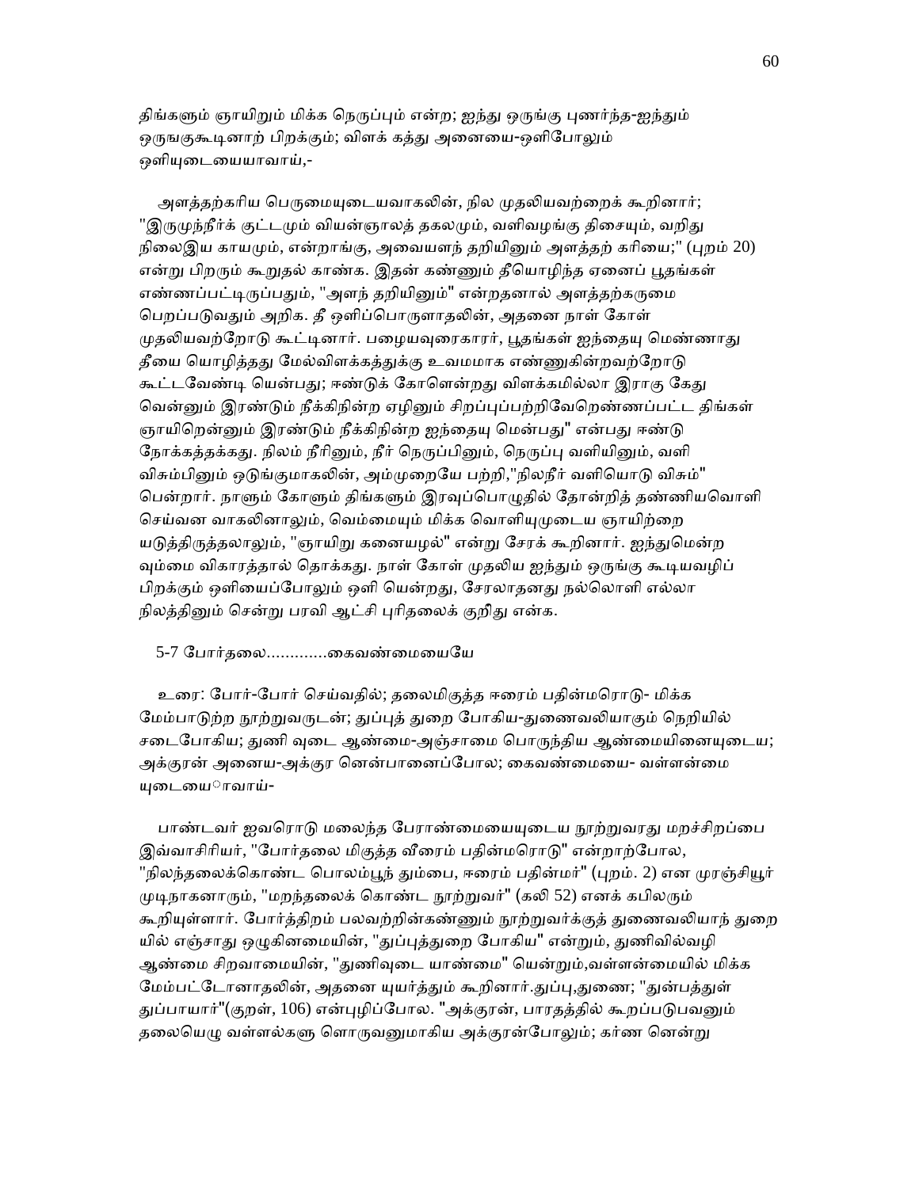திங்களும் ஞாயிறும் மிக்க நெருப்பும் என்ற; ஐந்து ஒருங்கு புணர்ந்த-ஐந்தும் ஒருஙகுகூடினாற் பிறக்கும்; விளக் கத்து அனையை-ஒளிபோலும் ஒளியுடையையாவாய்,-

அளத்தற்கரிய பெருமையுடையவாகலின், நில முதலியவற்றைக் கூறினார்; "இருமுந்நீர்க் குட்டமும் வியன்ஞாலத் தகலமும், வளிவழங்கு திசையும், வறிது நிலைஇய காயமும், என்றாங்கு, அவையளந் தறியினும் அளத்தற் கரியை;" (புறம் 20) என்று பிறரும் கூறுதல் காண்க. இதன் கண்ணும் தீயொழிந்த ஏனைப் பூதங்கள் எண்ணப்பட்டிருப்பதும், "அளந் தறியினும்" என்றதனால் அளத்தற்கருமை பெறப்படுவதும் அறிக. தீ ஒளிப்பொருளாதலின், அதனை நாள் கோள் முதலியவற்றோடு கூட்டினார். பழையவுரைகாரர், பூதங்கள் ஐந்தையு மெண்ணாது தீயை யொழித்தது மேல்விளக்கத்துக்கு உவமமாக எண்ணுகின்றவற்றோடு கூட்டவேண்டி யென்பது; ஈண்டுக் கோளென்றது விளக்கமில்லா இராகு கேது வென்னும் இரண்டும் நீக்கிநின்ற ஏழினும் சிறப்புப்பற்றிவேறெண்ணப்பட்ட திங்கள் ஞாயிறென்னும் இரண்டும் நீக்கிநின்ற ஐந்தையு மென்பது" என்பது ஈண்டு நோக்கத்தக்கது. நிலம் நீரினும், நீர் நெருப்பினும், நெருப்பு வளியினும், வளி விசும்பினும் ஒடுங்குமாகலின், அம்முறையே பற்றி,"நிலநீர் வளியொடு விசும்" பென்றார். நாளும் கோளும் திங்களும் இரவுப்பொழுதில் தோன்றித் தண்ணியவொளி செய்வன வாகலினாலும், வெம்மையும் மிக்க வொளியுமுடைய ஞாயிற்றை யடுத்திருத்தலாலும், "ஞாயிறு கனையழல்" என்று சேரக் கூறினார். ஐந்துமென்ற வும்மை விகாரத்தால் தொக்கது. நாள் கோள் முதலிய ஐந்தும் ஒருங்கு கூடியவழிப் பிறக்கும் ஒளியைப்போலும் ஒளி யென்றது, சேரலாதனது நல்லொளி எல்லா நிலத்தினும் சென்று பரவி ஆட்சி புரிதலைக் குறிது என்க.

5-7 போர்தலை............கைவண்மையையே

உரை: போர்-போர் செய்வதில்; தலைமிகுத்த ஈரைம் பதின்மரொடு- மிக்க மேம்பாடுற்ற நூற்றுவருடன்; துப்புத் துறை போகிய-துணைவலியாகும் நெறியில் சடைபோகிய; துணி வுடை ஆண்மை-அஞ்சாமை பொருந்திய ஆண்மையினையுடைய; அக்குரன் அனைய-அக்குர னென்பானைப்போல; கைவண்மையை- வள்ளன்மை யுடையைாவாய்-

பாண்டவர் ஐவரொடு மலைந்த பேராண்மையையுடைய நூற்றுவரது மறச்சிறப்பை இவ்வாசிரியர், "போர்தலை மிகுத்த வீரைம் பதின்மரொடு" என்றாற்போல, "நிலந்தலைக்கொண்ட பொலம்பூந் தும்பை, ஈரைம் பதின்மர்" (புறம். 2) என முரஞ்சியூர் முடிநாகனாரும், "மறந்தலைக் கொண்ட நூற்றுவர்" (கலி 52) எனக் கபிலரும் கூறியுள்ளார். போர்த்திறம் பலவற்றின்கண்ணும் நூற்றுவர்க்குத் துணைவலியாந் துறையில் எஞ்சாது ஒழுகினமையின், "துப்புத்துறை போகிய" என்றும், துணிவில்வழி ஆண்மை சிறவாமையின், "துணிவுடை யாண்மை" யென்றும்,வள்ளன்மையில் மிக்க மேம்பட்டோனாதலின், அதனை யுயர்த்தும் கூறினார்.துப்பு,துணை; "துன்பத்துள் துப்பாயார்"(குறள், 106) என்புழிப்போல. "அக்குரன், பாரதத்தில் கூறப்படுபவனும் தலையெழு வள்ளல்களு ளொருவனுமாகிய அக்குரன்போலும்; கர்ண னென்று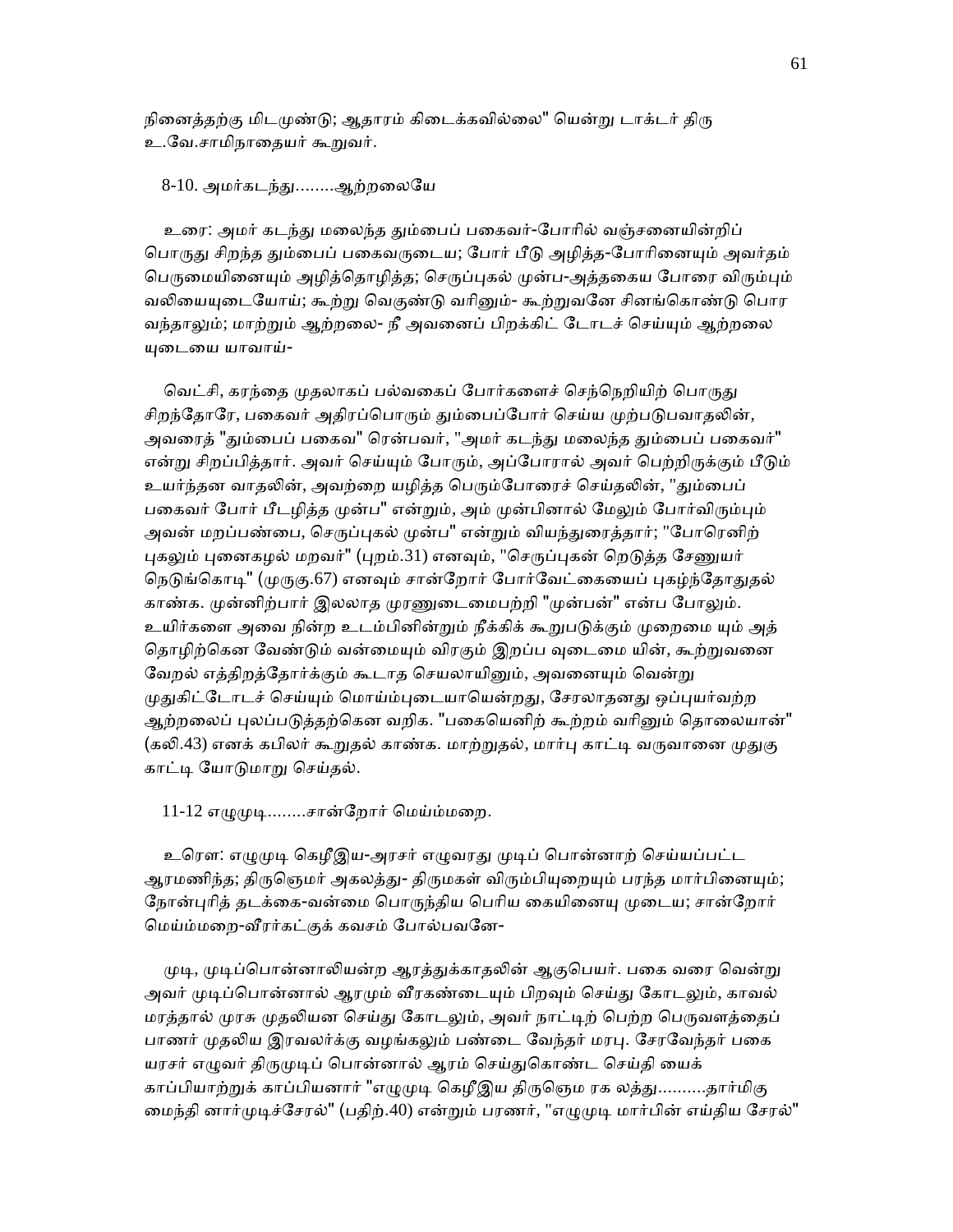நினைத்தற்கு மிடமுண்டு; ஆதாரம் கிடைக்கவில்லை" யென்று டாக்டர் திரு உ.வே.சாமிநாதையர் கூறுவர்.

8-10. அமர்கடந்து........ஆற்றலையே

உரை: அமர் கடந்து மலைந்த தும்பைப் பகைவர்-போரில் வஞ்சனையின்றிப் பொருது சிறந்த தும்பைப் பகைவருடைய; போர் பீடு அழித்த-போரினையும் அவர்தம் பெருமையினையும் அழித்தொழித்த; செருப்புகல் முன்ப-அத்தகைய போரை விரும்பும் வலியையுடையோய்; கூற்று வெகுண்டு வரினும்- கூற்றுவனே சினங்கொண்டு பொர வந்தாலும்; மாற்றும் ஆற்றலை- நீ அவனைப் பிறக்கிட் டோடச் செய்யும் ஆற்றலை யுடையை யாவாய்-

வெட்சி, கரந்தை முதலாகப் பல்வகைப் போர்களைச் செந்நெறியிற் பொருது சிறந்தோரே, பகைவர் அதிரப்பொரும் தும்பைப்போர் செய்ய முற்படுபவாதலின், அவரைத் "தும்பைப் பகைவ" ரென்பவர், "அமர் கடந்து மலைந்த தும்பைப் பகைவர்" என்று சிறப்பித்தார். அவர் செய்யும் போரும், அப்போரால் அவர் பெற்றிருக்கும் பீடும் உயர்ந்தன வாதலின், அவற்றை யழித்த பெரும்போரைச் செய்தலின், "தும்பைப் பகைவர் போர் பீடழித்த முன்ப" என்றும், அம் முன்பினால் மேலும் போர்விரும்பும் அவன் மறப்பண்பை, செருப்புகல் முன்ப" என்றும் வியந்துரைத்தார்; "போரெனிற் புகலும் புனைகழல் மறவர்" (புறம்.31) எனவும், "செருப்புகன் றெடுத்த சேணுயர் நெடுங்கொடி" (முருகு.67) எனவும் சான்றோர் போர்வேட்கையைப் புகழ்ந்தோதுதல் காண்க. முன்னிற்பார் இலலாத முரணுடைமைபற்றி "முன்பன்" என்ப போலும். உயிர்களை அவை நின்ற உடம்பினின்றும் நீக்கிக் கூறுபடுக்கும் முறைமை யும் அத் தொழிற்கென வேண்டும் வன்மையும் விரகும் இறப்ப வுடைமை யின், கூற்றுவனை வேறல் எத்திறத்தோர்க்கும் கூடாத செயலாயினும், அவனையும் வென்று முதுகிட்டோடச் செய்யும் மொய்ம்புடையாயென்றது, சேரலாதனது ஒப்புயர்வற்ற ஆற்றலைப் புலப்படுத்தற்கென வறிக. "பகையெனிற் கூற்றம் வரினும் தொலையான்" (கலி.43) எனக் கபிலர் கூறுதல் காண்க. மாற்றுதல், மார்பு காட்டி வருவானை முதுகு காட்டி யோடுமாறு செய்தல்.

11-12 எழுமுடி........சான்றோர் மெய்ம்மறை.

உரைை: எழுமுடி கெழீஇய-அரசர் எழுவரது முடிப் பொன்னாற் செய்யப்பட்ட ஆரமணிந்த; திருஞெமர் அகலத்து- திருமகள் விரும்பியுறையும் பரந்த மார்பினையும்; நோன்புரித் தடக்கை-வன்மை பொருந்திய பெரிய கையினையு முடைய; சான்றோர் மெய்ம்மறை-வீரர்கட்குக் கவசம் போல்பவனே-

முடி, முடிப்பொன்னாலியன்ற ஆரத்துக்காதலின் ஆகுபெயர். பகை வரை வென்று அவர் முடிப்பொன்னால் ஆரமும் வீரகண்டையும் பிறவும் செய்து கோடலும், காவல் மரத்தால் முரசு முதலியன செய்து கோடலும், அவர் நாட்டிற் பெற்ற பெருவளத்தைப் பாணர் முதலிய இரவலர்க்கு வழங்கலும் பண்டை வேந்தர் மரபு. சேரவேந்தர் பகை யரசர் எழுவர் திருமுடிப் பொன்னால் ஆரம் செய்துகொண்ட செய்தி யைக் காப்பியாற்றுக் காப்பியனார் "எழுமுடி கெழீஇய திருஞெம ரக லத்து..........தார்மிகு மைந்தி னார்முடிச்சேரல்" (பதிற்.40) என்றும் பரணர், "எழுமுடி மார்பின் எய்திய சேரல்"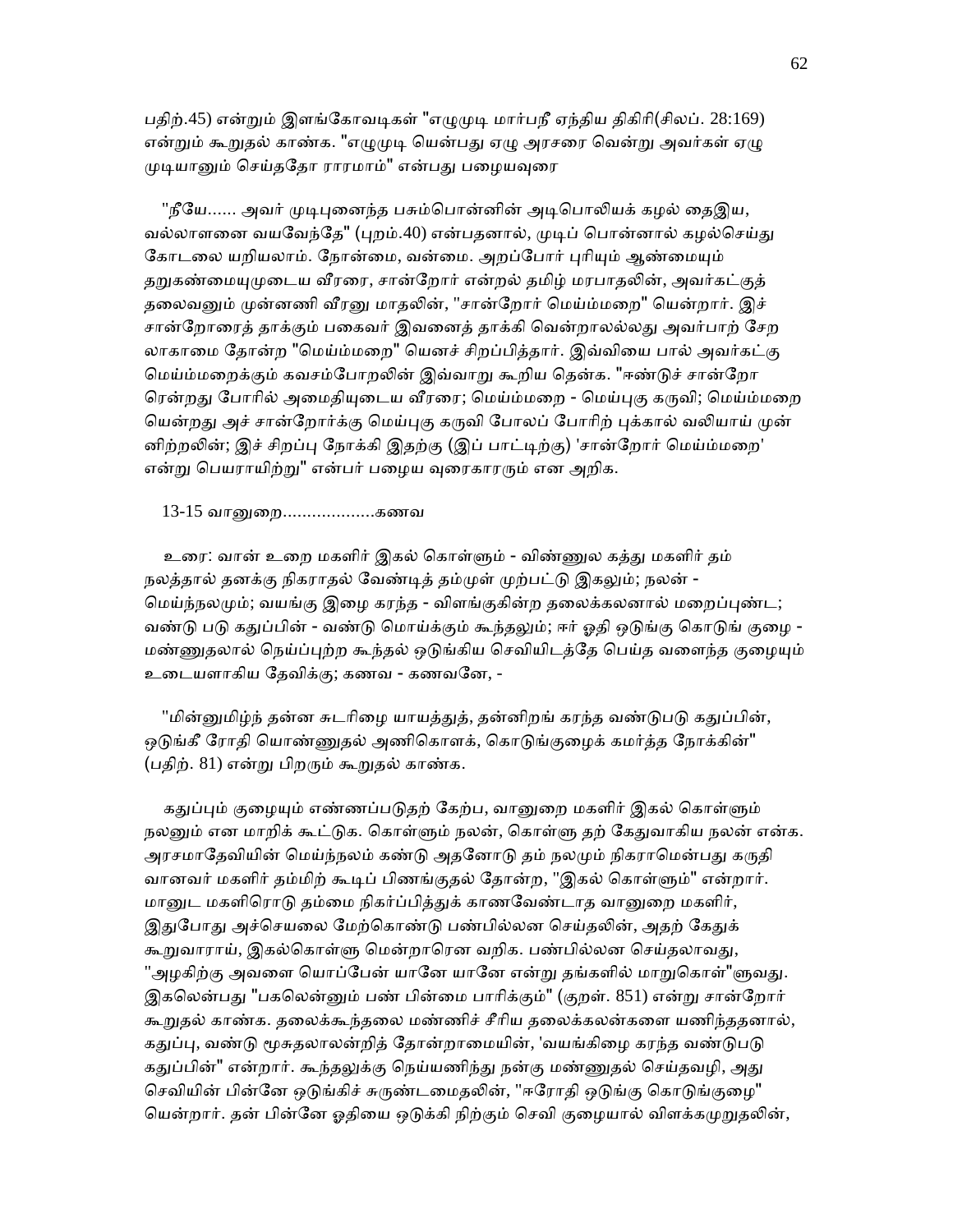பதிற்.45) என்றும் இளங்கோவடிகள் "எழுமுடி மார்பநீ ஏந்திய திகிரி(சிலப். 28:169) என்றும் கூறுதல் காண்க. "எழுமுடி யென்பது ஏழு அரசரை வென்று அவர்கள் ஏழு முடியானும் செய்ததோ ராரமாம்" என்பது பழையவுரை

"நீயே...... அவர் முடிபுனைந்த பசும்பொன்னின் அடிபொலியக் கழல் தைஇய, வல்லாளனை வயவேந்தே" (புறம்.40) என்பதனால், முடிப் பொன்னால் கழல்செய்து கோடலை யறியலாம். நோன்மை, வன்மை. அறப்போர் புரியும் ஆண்மையும் தறுகண்மையுமுடைய வீரரை, சான்றோர் என்றல் தமிழ் மரபாதலின், அவர்கட்குத் தலைவனும் முன்னணி வீரனு மாதலின், "சான்றோர் மெய்ம்மறை" யென்றார். இச் சான்றோரைத் தாக்கும் பகைவர் இவனைத் தாக்கி வென்றாலல்லது அவர்பாற் சேற லாகாமை தோன்ற "மெய்ம்மறை" யெனச் சிறப்பித்தார். இவ்வியை பால் அவர்கட்கு மெய்ம்மறைக்கும் கவசம்போறலின் இவ்வாறு கூறிய தென்க. "ஈண்டுச் சான்றோ ரென்றது போரில் அமைதியுடைய வீரரை; மெய்ம்மறை - மெய்புகு கருவி; மெய்ம்மறை யென்றது அச் சான்றோர்க்கு மெய்புகு கருவி போலப் போரிற் புக்கால் வலியாய் முன் னிற்றலின்; இச் சிறப்பு நோக்கி இதற்கு (இப் பாட்டிற்கு) 'சான்றோர் மெய்ம்மறை' என்று பெயராயிற்று" என்பர் பழைய வுரைகாரரும் என அறிக.

13-15 வானுறை...................கணவ

உரை: வான் உறை மகளிர் இகல் கொள்ளும் - விண்ணுல கத்து மகளிர் தம் நலத்தால் தனக்கு நிகராதல் வேண்டித் தம்முள் முற்பட்டு இகலும்; நலன் - மெய்ந்நலமும்; வயங்கு இழை கரந்த - விளங்குகின்ற தலைக்கலனால் மறைப்புண்ட; வண்டு படு கதுப்பின் - வண்டு மொய்க்கும் கூந்தலும்; ஈர் ஓதி ஒடுங்கு கொடுங் குழை - மண்ணுதலால் நெய்ப்புற்ற கூந்தல் ஒடுங்கிய செவியிடத்தே பெய்த வளைந்த குழையும் உடையளாகிய தேவிக்கு; கணவ - கணவனே, -

"மின்னுமிழ்ந் தன்ன சுடரிழை யாயத்துத், தன்னிறங் கரந்த வண்டுபடு கதுப்பின், ஒடுங்கீ ரோதி யொண்ணுதல் அணிகொளக், கொடுங்குழைக் கமர்த்த நோக்கின்" (பதிற். 81) என்று பிறரும் கூறுதல் காண்க.

கதுப்பும் குழையும் எண்ணப்படுதற் கேற்ப, வானுறை மகளிர் இகல் கொள்ளும் நலனும் என மாறிக் கூட்டுக. கொள்ளும் நலன், கொள்ளு தற் கேதுவாகிய நலன் என்க. அரசமாதேவியின் மெய்ந்நலம் கண்டு அதனோடு தம் நலமும் நிகராமென்பது கருதி வானவர் மகளிர் தம்மிற் கூடிப் பிணங்குதல் தோன்ற, "இகல் கொள்ளும்" என்றார். மானுட மகளிரொடு தம்மை நிகர்ப்பித்துக் காணவேண்டாத வானுறை மகளிர், இதுபோது அச்செயலை மேற்கொண்டு பண்பில்லன செய்தலின், அதற் கேதுக் கூறுவாராய், இகல்கொள்ளு மென்றாரென வறிக. பண்பில்லன செய்தலாவது, "அழகிற்கு அவளை யொப்பேன் யானே யானே என்று தங்களில் மாறுகொள்"ளுவது. இகலென்பது "பகலென்னும் பண் பின்மை பாரிக்கும்" (குறள். 851) என்று சான்றோர் கூறுதல் காண்க. தலைக்கூந்தலை மண்ணிச் சீரிய தலைக்கலன்களை யணிந்ததனால், கதுப்பு, வண்டு மூசுதலாலன்றித் தோன்றாமையின், 'வயங்கிழை கரந்த வண்டுபடு கதுப்பின்" என்றார். கூந்தலுக்கு நெய்யணிந்து நன்கு மண்ணுதல் செய்தவழி, அது செவியின் பின்னே ஒடுங்கிச் சுருண்டமைதலின், "ஈரோதி ஒடுங்கு கொடுங்குழை" யென்றார். தன் பின்னே ஓதியை ஒடுக்கி நிற்கும் செவி குழையால் விளக்கமுறுதலின்,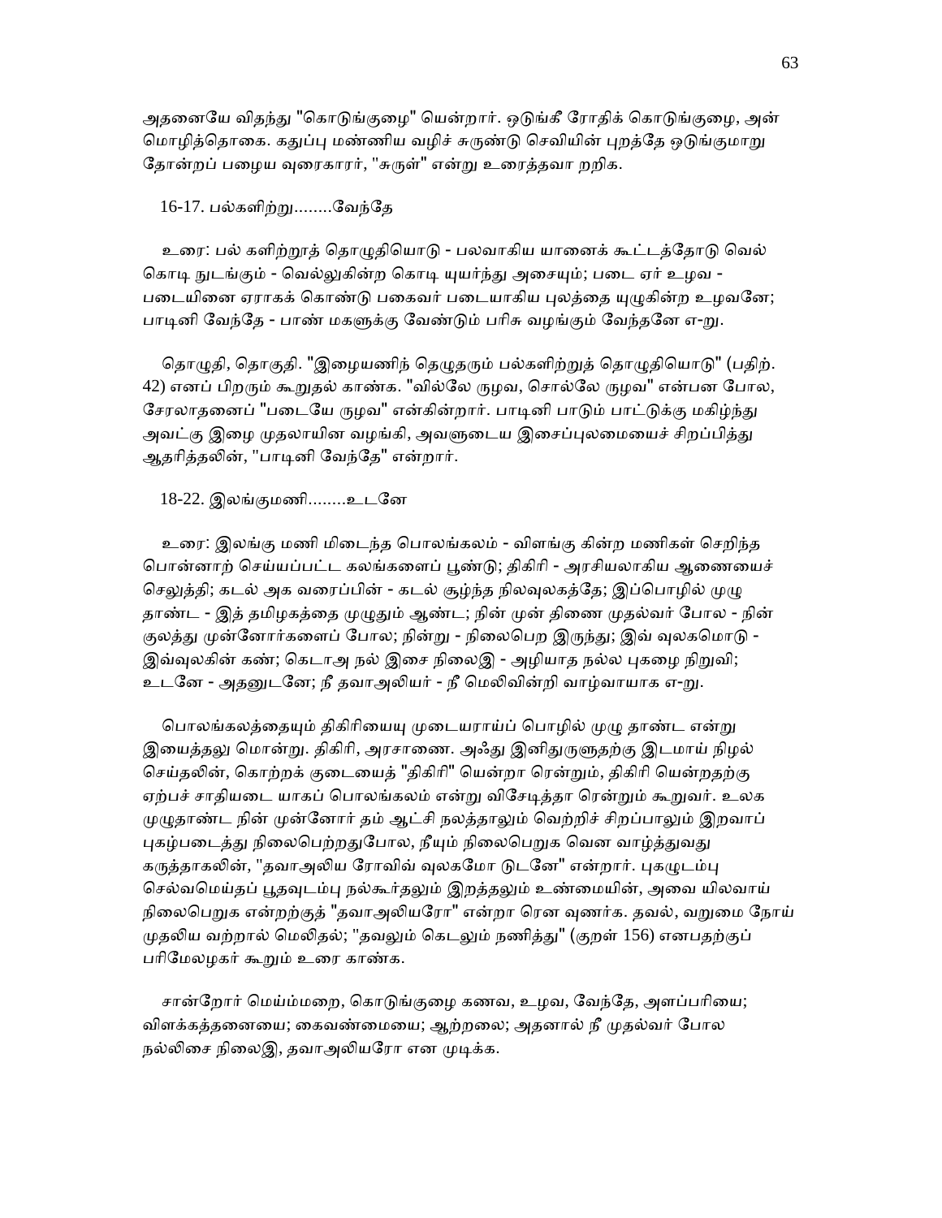அதனையே விதந்து "கொடுங்குழை" யென்றார். ஒடுங்கீ ரோதிக் கொடுங்குழை, அன் மொழித்தொகை. கதுப்பு மண்ணிய வழிச் சுருண்டு செவியின் புறத்தே ஒடுங்குமாறு தோன்றப் பழைய வுரைகாரர், "சுருள்" என்று உரைத்தவா றறிக.

16-17. பல்களிற்று........வேந்தே

உரை: பல் களிற்றுத் தொழுதியொடு - பலவாகிய யானைக் கூட்டத்தோடு வெல் கொடி நுடங்கும் - வெல்லுகின்ற கொடி யுயர்ந்து அசையும்; படை ஏர் உழவ - படையினை ஏராகக் கொண்டு பகைவர் படையாகிய புலத்தை யுழுகின்ற உழவனே; பாடினி வேந்தே - பாண் மகளுக்கு வேண்டும் பரிசு வழங்கும் வேந்தனே எ-று.

தொழுதி, தொகுதி. "இழையணிந் தெழுதரும் பல்களிற்றுத் தொழுதியொடு" (பதிற். 42) எனப் பிறரும் கூறுதல் காண்க. "வில்லே ருழவ, சொல்லே ருழவ" என்பன போல, சேரலாதனைப் "படையே ருழவ" என்கின்றார். பாடினி பாடும் பாட்டுக்கு மகிழ்ந்து அவட்கு இழை முதலாயின வழங்கி, அவளுடைய இசைப்புலமையைச் சிறப்பித்து ஆதரித்தலின், "பாடினி வேந்தே" என்றார்.

18-22. இலங்குமணி........உடனே

உரை: இலங்கு மணி மிடைந்த பொலங்கலம் - விளங்கு கின்ற மணிகள் செறிந்த பொன்னாற் செய்யப்பட்ட கலங்களைப் பூண்டு; திகிரி - அரசியலாகிய ஆணையைச் செலுத்தி; கடல் அக வரைப்பின் - கடல் சூழ்ந்த நிலவுலகத்தே; இப்பொழில் முழு தாண்ட - இத் தமிழகத்தை முழுதும் ஆண்ட; நின் முன் திணை முதல்வர் போல - நின் குலத்து முன்னோர்களைப் போல; நின்று - நிலைபெற இருந்து; இவ் வுலகமொடு - இவ்வுலகின் கண்; கெடாஅ நல் இசை நிலைஇ - அழியாத நல்ல புகழை நிறுவி; உடனே - அதனுடனே; நீ தவாஅலியர் - நீ மெலிவின்றி வாழ்வாயாக எ-று.

பொலங்கலத்தையும் திகிரியையு முடையராய்ப் பொழில் முழு தாண்ட என்று இயைத்தலு மொன்று. திகிரி, அரசாணை. அஃது இனிதுருளுதற்கு இடமாய் நிழல் செய்தலின், கொற்றக் குடையைத் "திகிரி" யென்றா ரென்றும், திகிரி யென்றதற்கு ஏற்பச் சாதியடை யாகப் பொலங்கலம் என்று விசேடித்தா ரென்றும் கூறுவர். உலக முழுதாண்ட நின் முன்னோர் தம் ஆட்சி நலத்தாலும் வெற்றிச் சிறப்பாலும் இறவாப் புகழ்படைத்து நிலைபெற்றதுபோல, நீயும் நிலைபெறுக வென வாழ்த்துவது கருத்தாகலின், "தவாஅலிய ரோவிவ் வுலகமோ டுடனே" என்றார். புகழுடம்பு செல்வமெய்தப் பூதவுடம்பு நல்கூர்தலும் இறத்தலும் உண்மையின், அவை யிலவாய் நிலைபெறுக என்றற்குத் "தவாஅலியரோ" என்றா ரென வுணர்க. தவல், வறுமை நோய் முதலிய வற்றால் மெலிதல்; "தவலும் கெடலும் நணித்து" (குறள் 156) எனபதற்குப் பரிமேலழகர் கூறும் உரை காண்க.

சான்றோர் மெய்ம்மறை, கொடுங்குழை கணவ, உழவ, வேந்தே, அளப்பரியை; விளக்கத்தனையை; கைவண்மையை; ஆற்றலை; அதனால் நீ முதல்வர் போல நல்லிசை நிலைஇ, தவாஅலியரோ என முடிக்க.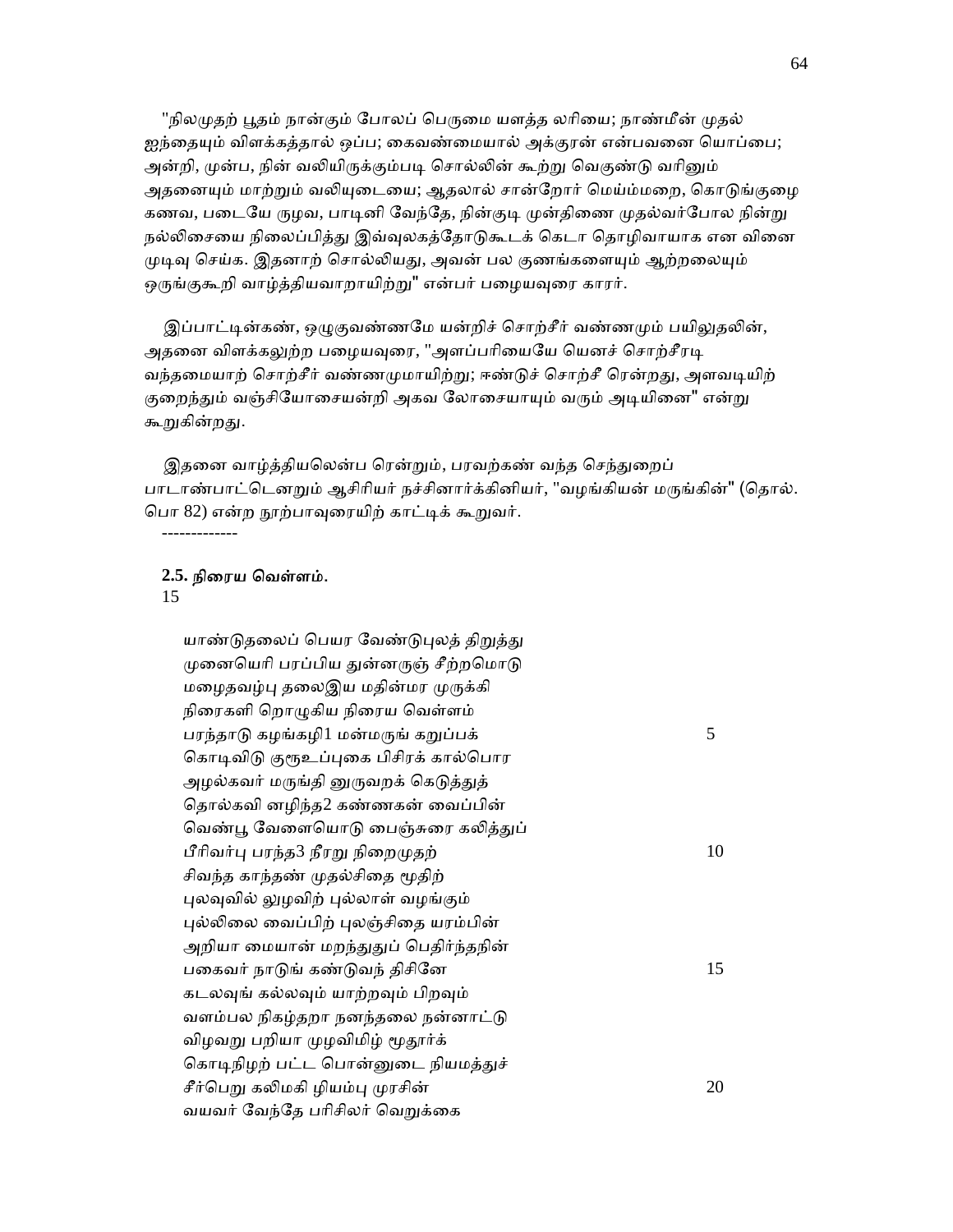"நிலமுதற் பூதம் நான்கும் போலப் பெருமை யளத்த லரியை; நாண்மீன் முதல் ஐந்தையும் விளக்கத்தால் ஒப்ப; கைவண்மையால் அக்குரன் என்பவனை யொப்பை; அன்றி, முன்ப, நின் வலியிருக்கும்படி சொல்லின் கூற்று வெகுண்டு வரினும் அதனையும் மாற்றும் வலியுடையை; ஆதலால் சான்றோர் மெய்ம்மறை, கொடுங்குழை கணவ, படையே ருழவ, பாடினி வேந்தே, நின்குடி முன்திணை முதல்வர்போல நின்று நல்லிசையை நிலைப்பித்து இவ்வுலகத்தோடுகூடக் கெடா தொழிவாயாக என வினை முடிவு செய்க. இதனாற் சொல்லியது, அவன் பல குணங்களையும் ஆற்றலையும் ஒருங்குகூறி வாழ்த்தியவாறாயிற்று" என்பர் பழையவுரை காரர்.

இப்பாட்டின்கண், ஒழுகுவண்ணமே யன்றிச் சொற்சீர் வண்ணமும் பயிலுதலின், அதனை விளக்கலுற்ற பழையவுரை, "அளப்பரியையே யெனச் சொற்சீரடி வந்தமையாற் சொற்சீர் வண்ணமுமாயிற்று; ஈண்டுச் சொற்சீ ரென்றது, அளவடியிற் குறைந்தும் வஞ்சியோசையன்றி அகவ லோசையாயும் வரும் அடியினை" என்று கூறுகின்றது.

இதனை வாழ்த்தியலென்ப ரென்றும், பரவற்கண் வந்த செந்துறைப் பாடாண்பாட்டெனறும் ஆசிரியர் நச்சினார்க்கினியர், "வழங்கியன் மருங்கின்" (தொல். பொ 82) என்ற நூற்பாவுரையிற் காட்டிக் கூறுவர்.

-------------

**2.5. நிரைய வெள்ளம்.**

15

யாண்டுதலைப் பெயர வேண்டுபுலத் திறுத்து
முனையெரி பரப்பிய துன்னருஞ் சீற்றமொடு
மழைதவழ்பு தலைஇய மதின்மர முருக்கி
நிரைகளி றொழுகிய நிரைய வெள்ளம்
பரந்தாடு கழங்கழி1 மன்மருங் கறுப்பக் 5
கொடிவிடு குரூஉப்புகை பிசிரக் கால்பொர
அழல்கவர் மருங்தி னுருவறக் கெடுத்துத்
தொல்கவி னழிந்த2 கண்ணகன் வைப்பின்
வெண்பூ வேளையொடு பைஞ்சுரை கலித்துப்
பீரிவர்பு பரந்த3 நீரறு நிறைமுதற் 10
சிவந்த காந்தண் முதல்சிதை மூதிற்
புலவுவில் லுழவிற் புல்லாள் வழங்கும்
புல்லிலை வைப்பிற் புலஞ்சிதை யரம்பின்
அறியா மையான் மறந்துதுப் பெதிர்ந்தநின்
பகைவர் நாடுங் கண்டுவந் திசினே 15
கடலவுங் கல்லவும் யாற்றவும் பிறவும்
வளம்பல நிகழ்தறா நனந்தலை நன்னாட்டு
விழவறு பறியா முழவிமிழ் மூதூர்க்
கொடிநிழற் பட்ட பொன்னுடை நியமத்துச்
சீர்பெறு கலிமகி ழியம்பு முரசின் 20
வயவர் வேந்தே பரிசிலர் வெறுக்கை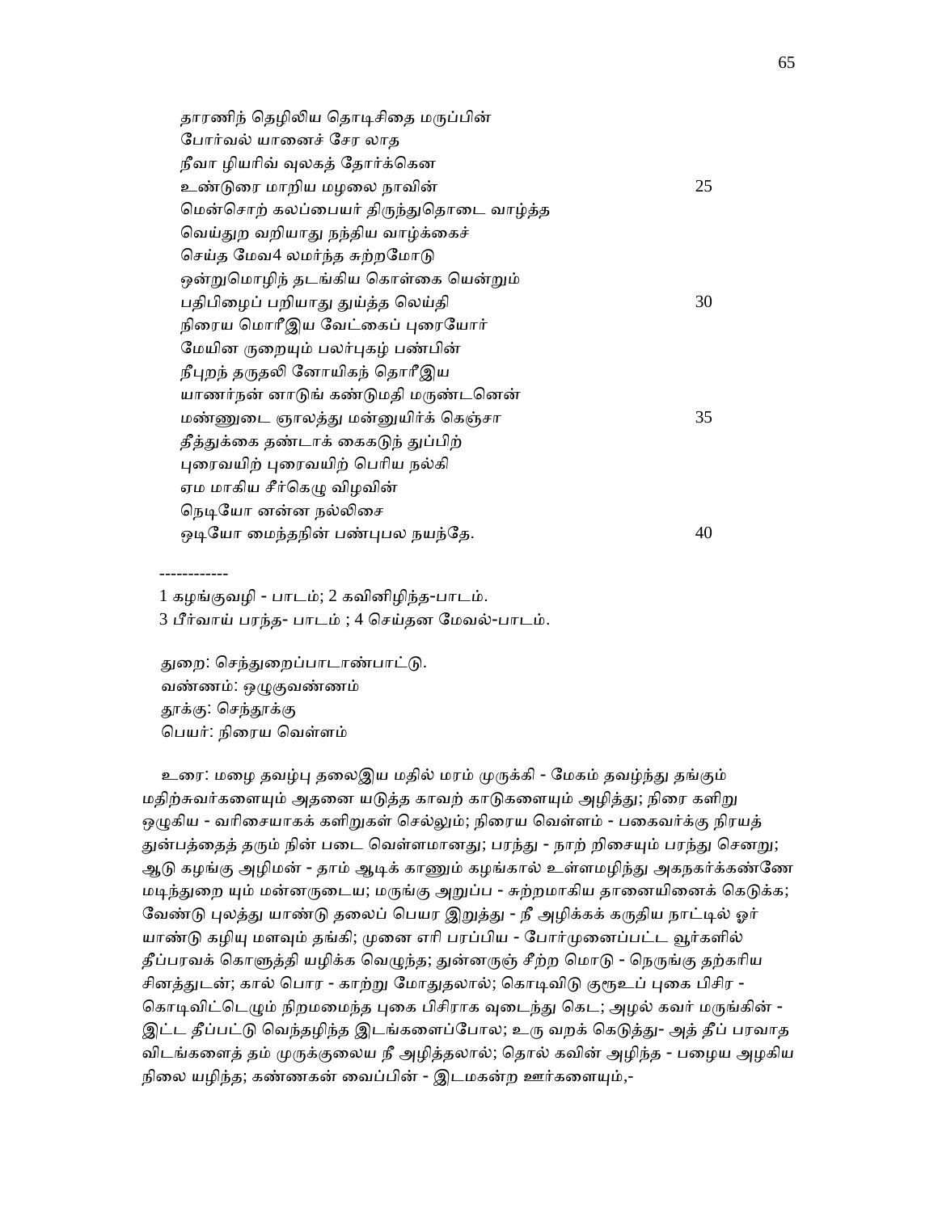தாரணிந் தெழிலிய தொடிசிதை மருப்பின்
போர்வல் யானைச் சேர லாத
நீவா ழியரிவ் வுலகத் தோர்க்கென
உண்டுரை மாறிய மழலை நாவின் 25
மென்சொற் கலப்பையர் திருந்துதொடை வாழ்த்த
வெய்துற வறியாது நந்திய வாழ்க்கைச்
செய்த மேவ4 லமர்ந்த சுற்றமோடு
ஒன்றுமொழிந் தடங்கிய கொள்கை யென்றும்
பதிபிழைப் பறியாது துய்த்த லெய்தி 30
நிரைய மொரீஇய வேட்கைப் புரையோர்
மேயின ருறையும் பலர்புகழ் பண்பின்
நீபுறந் தருதலி னோயிகந் தொரீஇய
யாணர்நன் னாடுங் கண்டுமதி மருண்டனென்
மண்ணுடை ஞாலத்து மன்னுயிர்க் கெஞ்சா 35
தீத்துக்கை தண்டாக் கைகடுந் துப்பிற்
புரைவயிற் புரைவயிற் பெரிய நல்கி
ஏம மாகிய சீர்கெழு விழவின்
நெடியோ னன்ன நல்லிசை
ஒடியோ மைந்தநின் பண்புபல நயந்தே. 40

------------

1 கழங்குவழி - பாடம்; 2 கவினிழிந்த-பாடம்.
3 பீர்வாய் பரந்த- பாடம் ; 4 செய்தன மேவல்-பாடம்.

துறை: செந்துறைப்பாடாண்பாட்டு.
வண்ணம்: ஒழுகுவண்ணம்
தூக்கு: செந்தூக்கு
பெயர்: நிரைய வெள்ளம்

உரை: மழை தவழ்பு தலைஇய மதில் மரம் முருக்கி - மேகம் தவழ்ந்து தங்கும் மதிற்சுவர்களையும் அதனை யடுத்த காவற் காடுகளையும் அழித்து; நிரை களிறு ஒழுகிய - வரிசையாகக் களிறுகள் செல்லும்; நிரைய வெள்ளம் - பகைவர்க்கு நிரயத் துன்பத்தைத் தரும் நின் படை வெள்ளமானது; பரந்து - நாற் றிசையும் பரந்து சென்று; ஆடு கழங்கு அழிமன் - தாம் ஆடிக் காணும் கழங்கால் உள்ளமழிந்து அகநகர்க்கண்ணே மடிந்துறை யும் மன்னருடைய; மருங்கு அறுப்ப - சுற்றமாகிய தானையினைக் கெடுக்க; வேண்டு புலத்து யாண்டு தலைப் பெயர இறுத்து - நீ அழிக்கக் கருதிய நாட்டில் ஓர் யாண்டு கழியு மளவும் தங்கி; முனை எரி பரப்பிய - போர்முனைப்பட்ட வூர்களில் தீப்பரவக் கொளுத்தி யழிக்க வெழுந்த; துன்னருஞ் சீற்ற மொடு - நெருங்கு தற்கரிய சினத்துடன்; கால் பொர - காற்று மோதுதலால்; கொடிவிடு குரூஉப் புகை பிசிர - கொடிவிட்டெழும் நிறமமைந்த புகை பிசிராக வுடைந்து கெட; அழல் கவர் மருங்கின் - இட்ட தீப்பட்டு வெந்தழிந்த இடங்களைப்போல; உரு வறக் கெடுத்து- அத் தீப் பரவாத விடங்களைத் தம் முருக்குலைய நீ அழித்தலால்; தொல் கவின் அழிந்த - பழைய அழகிய நிலை யழிந்த; கண்ணகன் வைப்பின் - இடமகன்ற ஊர்களையும்,-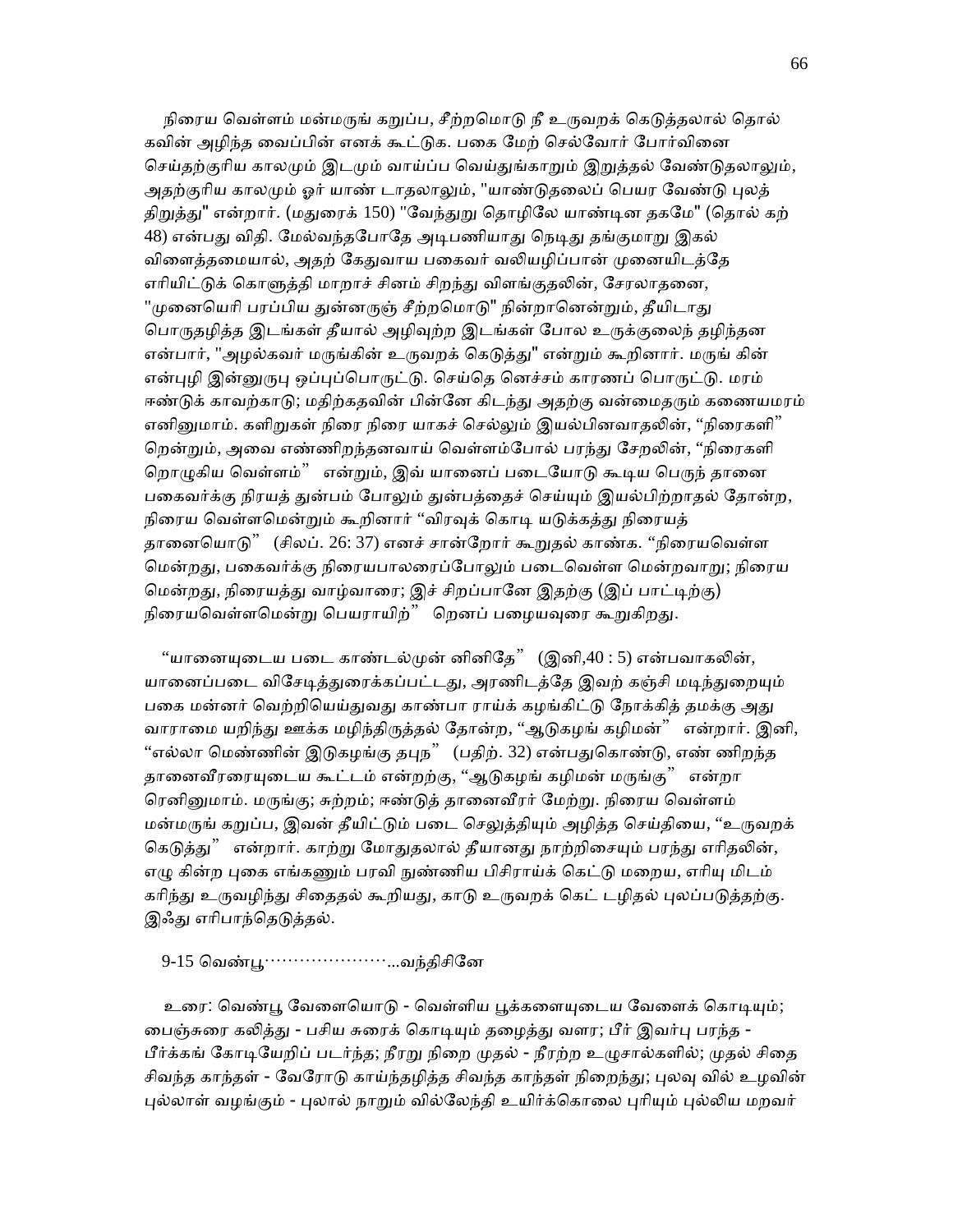நிரைய வெள்ளம் மன்மருங் கறுப்ப, சீற்றமொடு நீ உருவறக் கெடுத்தலால் தொல் கவின் அழிந்த வைப்பின் எனக் கூட்டுக. பகை மேற் செல்வோர் போர்வினை செய்தற்குரிய காலமும் இடமும் வாய்ப்ப வெய்துங்காறும் இறுத்தல் வேண்டுதலாலும், அதற்குரிய காலமும் ஓர் யாண் டாதலாலும், "யாண்டுதலைப் பெயர வேண்டு புலத் திறுத்து" என்றார். (மதுரைக் 150) "வேந்துறு தொழிலே யாண்டின தகமே" (தொல் கற் 48) என்பது விதி. மேல்வந்தபோதே அடிபணியாது நெடிது தங்குமாறு இகல் விளைத்தமையால், அதற் கேதுவாய பகைவர் வலியழிப்பான் முனையிடத்தே எரியிட்டுக் கொளுத்தி மாறாச் சினம் சிறந்து விளங்குதலின், சேரலாதனை, "முனையெரி பரப்பிய துன்னருஞ் சீற்றமொடு" நின்றானென்றும், தீயிடாது பொருதழித்த இடங்கள் தீயால் அழிவுற்ற இடங்கள் போல உருக்குலைந் தழிந்தன என்பார், "அழல்கவர் மருங்கின் உருவறக் கெடுத்து" என்றும் கூறினார். மருங் கின் என்புழி இன்னுருபு ஒப்புப்பொருட்டு. செய்தெ னெச்சம் காரணப் பொருட்டு. மரம் ஈண்டுக் காவற்காடு; மதிற்கதவின் பின்னே கிடந்து அதற்கு வன்மைதரும் கணையமரம் எனினுமாம். களிறுகள் நிரை நிரை யாகச் செல்லும் இயல்பினவாதலின், "நிரைகளி" றென்றும், அவை எண்ணிறந்தனவாய் வெள்ளம்போல் பரந்து சேறலின், "நிரைகளி றொழுகிய வெள்ளம்" என்றும், இவ் யானைப் படையோடு கூடிய பெருந் தானை பகைவர்க்கு நிரயத் துன்பம் போலும் துன்பத்தைச் செய்யும் இயல்பிற்றாதல் தோன்ற, நிரைய வெள்ளமென்றும் கூறினார் "விரவுக் கொடி யடுக்கத்து நிரையத் தானையொடு" (சிலப். 26: 37) எனச் சான்றோர் கூறுதல் காண்க. "நிரையவெள்ள மென்றது, பகைவர்க்கு நிரையபாலரைப்போலும் படைவெள்ள மென்றவாறு; நிரைய மென்றது, நிரையத்து வாழ்வாரை; இச் சிறப்பானே இதற்கு (இப் பாட்டிற்கு) நிரையவெள்ளமென்று பெயராயிற்" றெனப் பழையவுரை கூறுகிறது.

"யானையுடைய படை காண்டல்முன் னினிதே" (இனி,40 : 5) என்பவாகலின், யானைப்படை விசேடித்துரைக்கப்பட்டது, அரணிடத்தே இவற் கஞ்சி மடிந்துறையும் பகை மன்னர் வெற்றியெய்துவது காண்பா ராய்க் கழங்கிட்டு நோக்கித் தமக்கு அது வாராமை யறிந்து ஊக்க மழிந்திருத்தல் தோன்ற, "ஆடுகழங் கழிமன்" என்றார். இனி, "எல்லா மெண்ணின் இடுகழங்கு தபுந" (பதிற். 32) என்பதுகொண்டு, எண் ணிறந்த தானைவீரரையுடைய கூட்டம் என்றற்கு, "ஆடுகழங் கழிமன் மருங்கு" என்றா ரெனினுமாம். மருங்கு; சுற்றம்; ஈண்டுத் தானைவீரர் மேற்று. நிரைய வெள்ளம் மன்மருங் கறுப்ப, இவன் தீயிட்டும் படை செலுத்தியும் அழித்த செய்தியை, "உருவறக் கெடுத்து" என்றார். காற்று மோதுதலால் தீயானது நாற்றிசையும் பரந்து எரிதலின், எழு கின்ற புகை எங்கணும் பரவி நுண்ணிய பிசிராய்க் கெட்டு மறைய, எரியு மிடம் கரிந்து உருவழிந்து சிதைதல் கூறியது, காடு உருவறக் கெட் டழிதல் புலப்படுத்தற்கு. இஃது எரிபாந்தெடுத்தல்.

9-15 வெண்பூ…………………...வந்திசினே

உரை: வெண்பூ வேளையொடு - வெள்ளிய பூக்களையுடைய வேளைக் கொடியும்; பைஞ்சுரை கலித்து - பசிய சுரைக் கொடியும் தழைத்து வளர; பீர் இவர்பு பரந்த - பீர்க்கங் கோடியேறிப் படர்ந்த; நீரறு நிறை முதல் - நீரற்ற உழுசால்களில்; முதல் சிதை சிவந்த காந்தள் - வேரோடு காய்ந்தழிந்த சிவந்த காந்தள் நிறைந்து; புலவு வில் உழவின் புல்லாள் வழங்கும் - புலால் நாறும் வில்லேந்தி உயிர்க்கொலை புரியும் புல்லிய மறவர்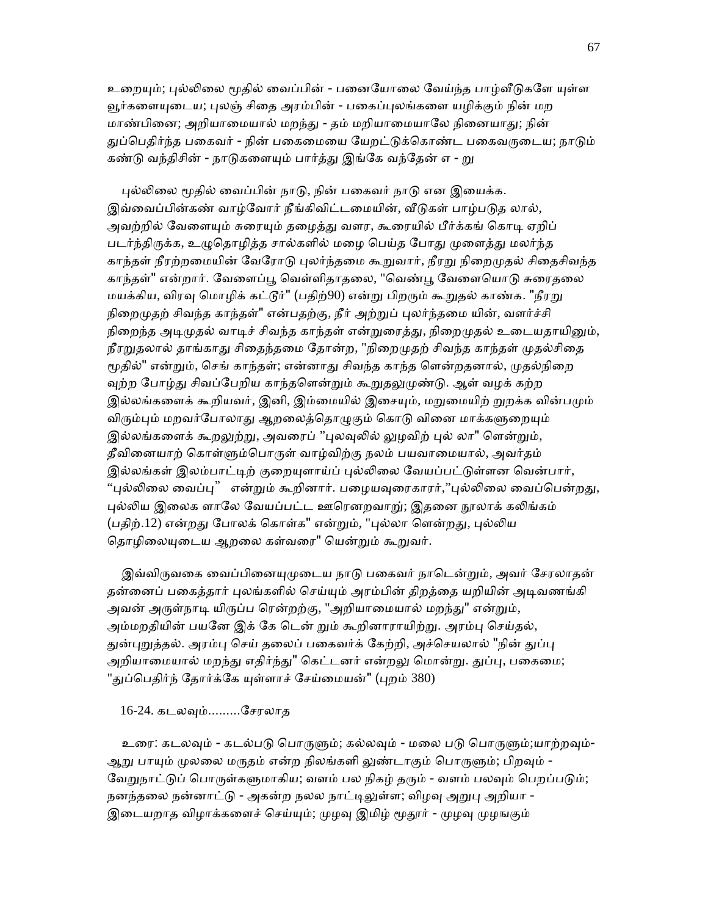உறையும்; புல்லிலை மூதில் வைப்பின் - பனையோலை வேய்ந்த பாழ்வீடுகளே யுள்ள வூர்களையுடைய; புலஞ் சிதை அரம்பின் - பகைப்புலங்களை யழிக்கும் நின் மற மாண்பினை; அறியாமையால் மறந்து - தம் மறியாமையாலே நினையாது; நின் துப்பெதிர்ந்த பகைவர் - நின் பகைமையை யேறட்டுக்கொண்ட பகைவருடைய; நாடும் கண்டு வந்திசின் - நாடுகளையும் பார்த்து இங்கே வந்தேன் எ - று

புல்லிலை மூதில் வைப்பின் நாடு, நின் பகைவர் நாடு என இயைக்க. இவ்வைப்பின்கண் வாழ்வோர் நீங்கிவிட்டமையின், வீடுகள் பாழ்படுத லால், அவற்றில் வேளையும் சுரையும் தழைத்து வளர, கூரையில் பீர்க்கங் கொடி ஏறிப் படர்ந்திருக்க, உழுதொழித்த சால்களில் மழை பெய்த போது முளைத்து மலர்ந்த காந்தள் நீரற்றமையின் வேரோடு புலர்ந்தமை கூறுவார், நீரறு நிறைமுதல் சிதைசிவந்த காந்தள்" என்றார். வேளைப்பூ வெள்ளிதாதலை, "வெண்பூ வேளையொடு சுரைதலை மயக்கிய, விரவு மொழிக் கட்டூர்" (பதிற்90) என்று பிறரும் கூறுதல் காண்க. "நீரறு நிறைமுதற் சிவந்த காந்தள்" என்பதற்கு, நீர் அற்றுப் புலர்ந்தமை யின், வளர்ச்சி நிறைந்த அடிமுதல் வாடிச் சிவந்த காந்தள் என்றுரைத்து, நிறைமுதல் உடையதாயினும், நீரறுதலால் தாங்காது சிதைந்தமை தோன்ற, "நிறைமுதற் சிவந்த காந்தள் முதல்சிதை மூதில்" என்றும், செங் காந்தள்; என்னாது சிவந்த காந்த ளென்றதனால், முதல்நிறை வுற்ற போழ்து சிவப்பேறிய காந்தளென்றும் கூறுதலுமுண்டு. ஆள் வழக் கற்ற இல்லங்களைக் கூறியவர், இனி, இம்மையில் இசையும், மறுமையிற் றுறக்க வின்பமும் விரும்பும் மறவர்போலாது ஆறலைத்தொழுகும் கொடு வினை மாக்களுறையும் இல்லங்களைக் கூறலுற்று, அவரைப் "புலவுவில் லுழவிற் புல் லா" ளென்றும், தீவினையாற் கொள்ளும்பொருள் வாழ்விற்கு நலம் பயவாமையால், அவர்தம் இல்லங்கள் இலம்பாட்டிற் குறையுளாய்ப் புல்லிலை வேயப்பட்டுள்ளன வென்பார், "புல்லிலை வைப்பு" என்றும் கூறினார். பழையவுரைகாரர்,"புல்லிலை வைப்பென்றது, புல்லிய இலைக ளாலே வேயப்பட்ட ஊரெனறவாறு; இதனை நூலாக் கலிங்கம் (பதிற்.12) என்றது போலக் கொள்க" என்றும், "புல்லா ளென்றது, புல்லிய தொழிலையுடைய ஆறலை கள்வரை" யென்றும் கூறுவர்.

இவ்விருவகை வைப்பினையுமுடைய நாடு பகைவர் நாடென்றும், அவர் சேரலாதன் தன்னைப் பகைத்தார் புலங்களில் செய்யும் அரம்பின் திறத்தை யறியின் அடிவணங்கி அவன் அருள்நாடி யிருப்ப ரென்றற்கு, "அறியாமையால் மறந்து" என்றும், அம்மறதியின் பயனே இக் கே டென் றும் கூறினாராயிற்று. அரம்பு செய்தல், துன்புறுத்தல். அரம்பு செய் தலைப் பகைவர்க் கேற்றி, அச்செயலால் "நின் துப்பு அறியாமையால் மறந்து எதிர்ந்து" கெட்டனர் என்றலு மொன்று. துப்பு, பகைமை; "துப்பெதிர்ந் தோர்க்கே யுள்ளாச் சேய்மையன்" (புறம் 380)

16-24. கடலவும்.........சேரலாத

உரை: கடலவும் - கடல்படு பொருளும்; கல்லவும் - மலை படு பொருளும்;யாற்றவும்- ஆறு பாயும் முலலை மருதம் என்ற நிலங்களி லுண்டாகும் பொருளும்; பிறவும் - வேறுநாட்டுப் பொருள்களுமாகிய; வளம் பல நிகழ் தரும் - வளம் பலவும் பெறப்படும்; நனந்தலை நன்னாட்டு - அகன்ற நலல நாட்டிலுள்ள; விழவு அறுபு அறியா - இடையறாத விழாக்களைச் செய்யும்; முழவு இமிழ் மூதூர் - முழவு முழஙகும்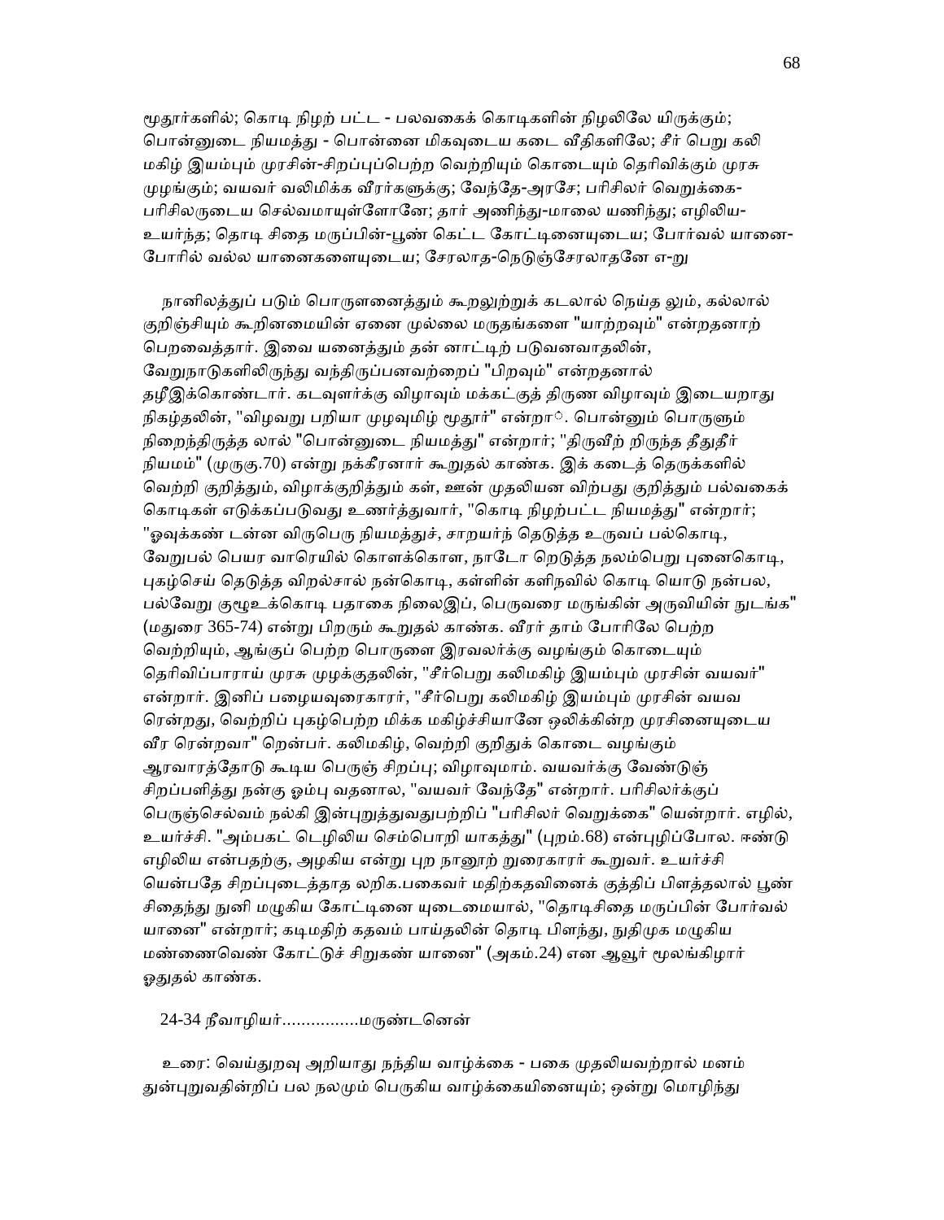மூதூர்களில்; கொடி நிழற் பட்ட - பலவகைக் கொடிகளின் நிழலிலே யிருக்கும்; பொன்னுடை நியமத்து - பொன்னை மிகவுடைய கடை வீதிகளிலே; சீர் பெறு கலி மகிழ் இயம்பும் முரசின்-சிறப்புப்பெற்ற வெற்றியும் கொடையும் தெரிவிக்கும் முரசு முழங்கும்; வயவர் வலிமிக்க வீரர்களுக்கு; வேந்தே-அரசே; பரிசிலர் வெறுக்கை-பரிசிலருடைய செல்வமாயுள்ளோனே; தார் அணிந்து-மாலை யணிந்து; எழிலிய-உயர்ந்த; தொடி சிதை மருப்பின்-பூண் கெட்ட கோட்டினையுடைய; போர்வல் யானை-போரில் வல்ல யானைகளையுடைய; சேரலாத-நெடுஞ்சேரலாதனே எ-று

நானிலத்துப் படும் பொருளனைத்தும் கூறலுற்றுக் கடலால் நெய்த லும், கல்லால் குறிஞ்சியும் கூறினமையின் ஏனை முல்லை மருதங்களை "யாற்றவும்" என்றதனாற் பெறவைத்தார். இவை யனைத்தும் தன் னாட்டிற் படுவனவாதலின், வேறுநாடுகளிலிருந்து வந்திருப்பனவற்றைப் "பிறவும்" என்றதனால் தழீஇக்கொண்டார். கடவுளர்க்கு விழாவும் மக்கட்குத் திருண விழாவும் இடையறாது நிகழ்தலின், "விழவறு பறியா முழவுமிழ் மூதூர்" என்றா். பொன்னும் பொருளும் நிறைந்திருத்த லால் "பொன்னுடை நியமத்து" என்றார்; "திருவீற் றிருந்த தீதுதீர் நியமம்" (முருகு.70) என்று நக்கீரனார் கூறுதல் காண்க. இக் கடைத் தெருக்களில் வெற்றி குறித்தும், விழாக்குறித்தும் கள், ஊன் முதலியன விற்பது குறித்தும் பல்வகைக் கொடிகள் எடுக்கப்படுவது உணர்த்துவார், "கொடி நிழற்பட்ட நியமத்து" என்றார்; "ஓவுக்கண் டன்ன விருபெரு நியமத்துச், சாறயர்ந் தெடுத்த உருவப் பல்கொடி, வேறுபல் பெயர வாரெயில் கொளக்கொள, நாடோ றெடுத்த நலம்பெறு புனைகொடி, புகழ்செய் தெடுத்த விறல்சால் நன்கொடி, கள்ளின் களிநவில் கொடி யொடு நன்பல, பல்வேறு குழூஉக்கொடி பதாகை நிலைஇப், பெருவரை மருங்கின் அருவியின் நுடங்க" (மதுரை 365-74) என்று பிறரும் கூறுதல் காண்க. வீரர் தாம் போரிலே பெற்ற வெற்றியும், ஆங்குப் பெற்ற பொருளை இரவலர்க்கு வழங்கும் கொடையும் தெரிவிப்பாராய் முரசு முழக்குதலின், "சீர்பெறு கலிமகிழ் இயம்பும் முரசின் வயவர்" என்றார். இனிப் பழையவுரைகாரர், "சீர்பெறு கலிமகிழ் இயம்பும் முரசின் வயவ ரென்றது, வெற்றிப் புகழ்பெற்ற மிக்க மகிழ்ச்சியானே ஒலிக்கின்ற முரசினையுடைய வீர ரென்றவா" றென்பர். கலிமகிழ், வெற்றி குறிதுக் கொடை வழங்கும் ஆரவாரத்தோடு கூடிய பெருஞ் சிறப்பு; விழாவுமாம். வயவர்க்கு வேண்டுஞ் சிறப்பளித்து நன்கு ஓம்பு வதனால, "வயவர் வேந்தே" என்றார். பரிசிலர்க்குப் பெருஞ்செல்வம் நல்கி இன்புறுத்துவதுபற்றிப் "பரிசிலர் வெறுக்கை" யென்றார். எழில், உயர்ச்சி. "அம்பகட் டெழிலிய செம்பொறி யாகத்து" (புறம்.68) என்புழிப்போல. ஈண்டு எழிலிய என்பதற்கு, அழகிய என்று புற நானூற் றுரைகாரர் கூறுவர். உயர்ச்சி யென்பதே சிறப்புடைத்தாத லறிக.பகைவர் மதிற்கதவினைக் குத்திப் பிளத்தலால் பூண் சிதைந்து நுனி மழுகிய கோட்டினை யுடைமையால், "தொடிசிதை மருப்பின் போர்வல் யானை" என்றார்; கடிமதிற் கதவம் பாய்தலின் தொடி பிளந்து, நுதிமுக மழுகிய மண்ணைவெண் கோட்டுச் சிறுகண் யானை" (அகம்.24) என ஆவூர் மூலங்கிழார் ஓதுதல் காண்க.

24-34 நீவாழியர்................மருண்டனென்

உரை: வெய்துறவு அறியாது நந்திய வாழ்க்கை - பகை முதலியவற்றால் மனம் துன்புறுவதின்றிப் பல நலமும் பெருகிய வாழ்க்கையினையும்; ஒன்று மொழிந்து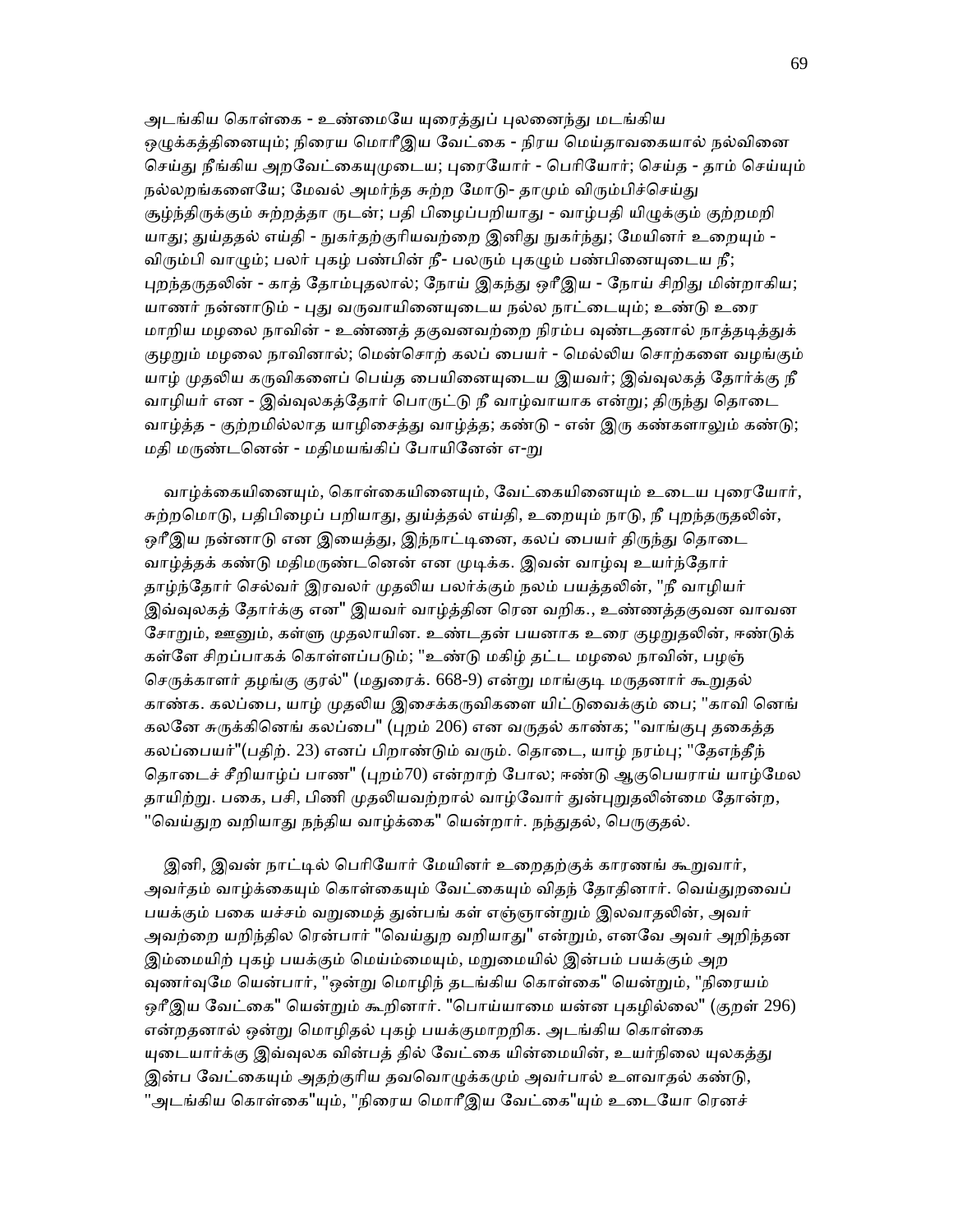அடங்கிய கொள்கை - உண்மையே யுரைத்துப் புலனைந்து மடங்கிய ஒழுக்கத்தினையும்; நிரைய மொரீஇய வேட்கை - நிரய மெய்தாவகையால் நல்வினை செய்து நீங்கிய அறவேட்கையுமுடைய; புரையோர் - பெரியோர்; செய்த - தாம் செய்யும் நல்லறங்களையே; மேவல் அமர்ந்த சுற்ற மோடு- தாமும் விரும்பிச்செய்து சூழ்ந்திருக்கும் சுற்றத்தா ருடன்; பதி பிழைப்பறியாது - வாழ்பதி யிழுக்கும் குற்றமறி யாது; துய்ததல் எய்தி - நுகர்தற்குரியவற்றை இனிது நுகர்ந்து; மேயினர் உறையும் - விரும்பி வாழும்; பலர் புகழ் பண்பின் நீ- பலரும் புகழும் பண்பினையுடைய நீ; புறந்தருதலின் - காத் தோம்புதலால்; நோய் இகந்து ஒரீஇய - நோய் சிறிது மின்றாகிய; யாணர் நன்னாடும் - புது வருவாயினையுடைய நல்ல நாட்டையும்; உண்டு உரை மாறிய மழலை நாவின் - உண்ணத் தகுவனவற்றை நிரம்ப வுண்டதனால் நாத்தடித்துக் குழறும் மழலை நாவினால்; மென்சொற் கலப் பையர் - மெல்லிய சொற்களை வழங்கும் யாழ் முதலிய கருவிகளைப் பெய்த பையினையுடைய இயவர்; இவ்வுலகத் தோர்க்கு நீ வாழியர் என - இவ்வுலகத்தோர் பொருட்டு நீ வாழ்வாயாக என்று; திருந்து தொடை வாழ்த்த - குற்றமில்லாத யாழிசைத்து வாழ்த்த; கண்டு - என் இரு கண்களாலும் கண்டு; மதி மருண்டனென் - மதிமயங்கிப் போயினேன் எ-று

வாழ்க்கையினையும், கொள்கையினையும், வேட்கையினையும் உடைய புரையோர், சுற்றமொடு, பதிபிழைப் பறியாது, துய்த்தல் எய்தி, உறையும் நாடு, நீ புறந்தருதலின், ஒரீஇய நன்னாடு என இயைத்து, இந்நாட்டினை, கலப் பையர் திருந்து தொடை வாழ்த்தக் கண்டு மதிமருண்டனென் என முடிக்க. இவன் வாழ்வு உயர்ந்தோர் தாழ்ந்தோர் செல்வர் இரவலர் முதலிய பலர்க்கும் நலம் பயத்தலின், "நீ வாழியர் இவ்வுலகத் தோர்க்கு என" இயவர் வாழ்த்தின ரென வறிக., உண்ணத்தகுவன வாவன சோறும், ஊனும், கள்ளு முதலாயின. உண்டதன் பயனாக உரை குழறுதலின், ஈண்டுக் கள்ளே சிறப்பாகக் கொள்ளப்படும்; "உண்டு மகிழ் தட்ட மழலை நாவின், பழஞ் செருக்காளர் தழங்கு குரல்" (மதுரைக். 668-9) என்று மாங்குடி மருதனார் கூறுதல் காண்க. கலப்பை, யாழ் முதலிய இசைக்கருவிகளை யிட்டுவைக்கும் பை; "காவி னெங் கலனே சுருக்கினெங் கலப்பை" (புறம் 206) என வருதல் காண்க; "வாங்குபு தகைத்த கலப்பையர்"(பதிற். 23) எனப் பிறாண்டும் வரும். தொடை, யாழ் நரம்பு; "தேஎந்தீந் தொடைச் சீறியாழ்ப் பாண" (புறம்70) என்றாற் போல; ஈண்டு ஆகுபெயராய் யாழ்மேல தாயிற்று. பகை, பசி, பிணி முதலியவற்றால் வாழ்வோர் துன்புறுதலின்மை தோன்ற, "வெய்துற வறியாது நந்திய வாழ்க்கை" யென்றார். நந்துதல், பெருகுதல்.

இனி, இவன் நாட்டில் பெரியோர் மேயினர் உறைதற்குக் காரணங் கூறுவார், அவர்தம் வாழ்க்கையும் கொள்கையும் வேட்கையும் விதந் தோதினார். வெய்துறவைப் பயக்கும் பகை யச்சம் வறுமைத் துன்பங் கள் எஞ்ஞான்றும் இலவாதலின், அவர் அவற்றை யறிந்தில ரென்பார் "வெய்துற வறியாது" என்றும், எனவே அவர் அறிந்தன இம்மையிற் புகழ் பயக்கும் மெய்ம்மையும், மறுமையில் இன்பம் பயக்கும் அற வுணர்வுமே யென்பார், "ஒன்று மொழிந் தடங்கிய கொள்கை" யென்றும், "நிரையம் ஒரீஇய வேட்கை" யென்றும் கூறினார். "பொய்யாமை யன்ன புகழில்லை" (குறள் 296) என்றதனால் ஒன்று மொழிதல் புகழ் பயக்குமாறறிக. அடங்கிய கொள்கை யுடையார்க்கு இவ்வுலக வின்பத் தில் வேட்கை யின்மையின், உயர்நிலை யுலகத்து இன்ப வேட்கையும் அதற்குரிய தவவொழுக்கமும் அவர்பால் உளவாதல் கண்டு, "அடங்கிய கொள்கை"யும், "நிரைய மொரீஇய வேட்கை"யும் உடையோ ரெனச்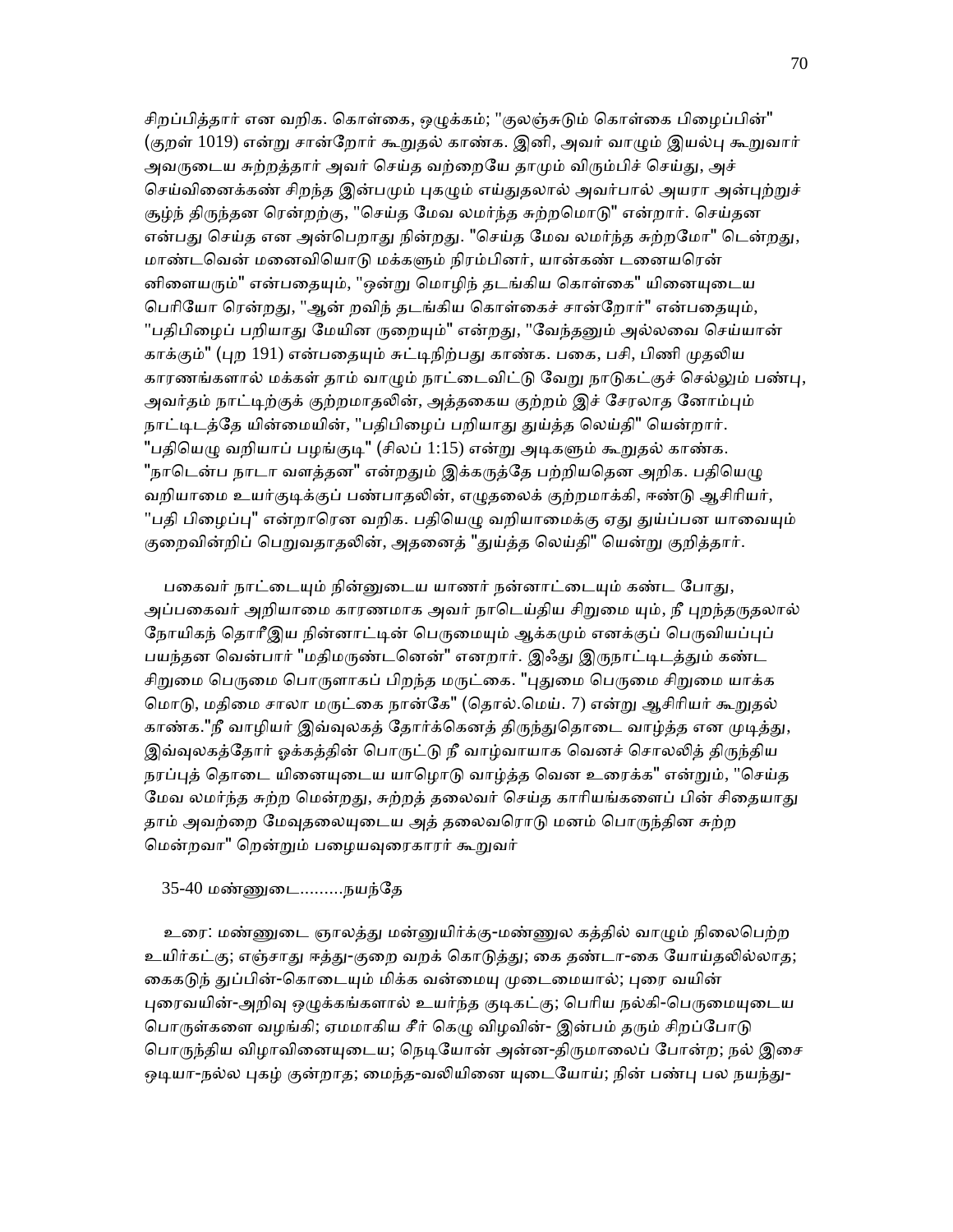சிறப்பித்தார் என வறிக. கொள்கை, ஒழுக்கம்; "குலஞ்சுடும் கொள்கை பிழைப்பின்" (குறள் 1019) என்று சான்றோர் கூறுதல் காண்க. இனி, அவர் வாழும் இயல்பு கூறுவார் அவருடைய சுற்றத்தார் அவர் செய்த வற்றையே தாமும் விரும்பிச் செய்து, அச் செய்வினைக்கண் சிறந்த இன்பமும் புகழும் எய்துதலால் அவர்பால் அயரா அன்புற்றுச் சூழ்ந் திருந்தன ரென்றற்கு, "செய்த மேவ லமர்ந்த சுற்றமொடு" என்றார். செய்தன என்பது செய்த என அன்பெறாது நின்றது. "செய்த மேவ லமர்ந்த சுற்றமோ" டென்றது, மாண்டவென் மனைவியொடு மக்களும் நிரம்பினர், யான்கண் டனையரென் னிளையரும்" என்பதையும், "ஒன்று மொழிந் தடங்கிய கொள்கை" யினையுடைய பெரியோ ரென்றது, "ஆன் றவிந் தடங்கிய கொள்கைச் சான்றோர்" என்பதையும், "பதிபிழைப் பறியாது மேயின ருறையும்" என்றது, "வேந்தனும் அல்லவை செய்யான் காக்கும்" (புற 191) என்பதையும் சுட்டிநிற்பது காண்க. பகை, பசி, பிணி முதலிய காரணங்களால் மக்கள் தாம் வாழும் நாட்டைவிட்டு வேறு நாடுகட்குச் செல்லும் பண்பு, அவர்தம் நாட்டிற்குக் குற்றமாதலின், அத்தகைய குற்றம் இச் சேரலாத னோம்பும் நாட்டிடத்தே யின்மையின், "பதிபிழைப் பறியாது துய்த்த லெய்தி" யென்றார். "பதியெழு வறியாப் பழங்குடி" (சிலப் 1:15) என்று அடிகளும் கூறுதல் காண்க. "நாடென்ப நாடா வளத்தன" என்றதும் இக்கருத்தே பற்றியதென அறிக. பதியெழு வறியாமை உயர்குடிக்குப் பண்பாதலின், எழுதலைக் குற்றமாக்கி, ஈண்டு ஆசிரியர், "பதி பிழைப்பு" என்றாரென வறிக. பதியெழு வறியாமைக்கு ஏது துய்ப்பன யாவையும் குறைவின்றிப் பெறுவதாதலின், அதனைத் "துய்த்த லெய்தி" யென்று குறித்தார்.

பகைவர் நாட்டையும் நின்னுடைய யாணர் நன்னாட்டையும் கண்ட போது, அப்பகைவர் அறியாமை காரணமாக அவர் நாடெய்திய சிறுமை யும், நீ புறந்தருதலால் நோயிகந் தொரீஇய நின்னாட்டின் பெருமையும் ஆக்கமும் எனக்குப் பெருவியப்புப் பயந்தன வென்பார் "மதிமருண்டனென்" எனறார். இஃது இருநாட்டிடத்தும் கண்ட சிறுமை பெருமை பொருளாகப் பிறந்த மருட்கை. "புதுமை பெருமை சிறுமை யாக்க மொடு, மதிமை சாலா மருட்கை நான்கே" (தொல்.மெய். 7) என்று ஆசிரியர் கூறுதல் காண்க."நீ வாழியர் இவ்வுலகத் தோர்க்கெனத் திருந்துதொடை வாழ்த்த என முடித்து, இவ்வுலகத்தோர் ஓக்கத்தின் பொருட்டு நீ வாழ்வாயாக வெனச் சொலலித் திருந்திய நரப்புத் தொடை யினையுடைய யாழொடு வாழ்த்த வென உரைக்க" என்றும், "செய்த மேவ லமர்ந்த சுற்ற மென்றது, சுற்றத் தலைவர் செய்த காரியங்களைப் பின் சிதையாது தாம் அவற்றை மேவுதலையுடைய அத் தலைவரொடு மனம் பொருந்தின சுற்ற மென்றவா" றென்றும் பழையவுரைகாரர் கூறுவர்

35-40 மண்ணுடை.........நயந்தே

உரை: மண்ணுடை ஞாலத்து மன்னுயிர்க்கு-மண்ணுல கத்தில் வாழும் நிலைபெற்ற உயிர்கட்கு; எஞ்சாது ஈத்து-குறை வறக் கொடுத்து; கை தண்டா-கை யோய்தலில்லாத; கைகடுந் துப்பின்-கொடையும் மிக்க வன்மையு முடைமையால்; புரை வயின் புரைவயின்-அறிவு ஒழுக்கங்களால் உயர்ந்த குடிகட்கு; பெரிய நல்கி-பெருமையுடைய பொருள்களை வழங்கி; ஏமமாகிய சீர் கெழு விழவின்- இன்பம் தரும் சிறப்போடு பொருந்திய விழாவினையுடைய; நெடியோன் அன்ன-திருமாலைப் போன்ற; நல் இசை ஒடியா-நல்ல புகழ் குன்றாத; மைந்த-வலியினை யுடையோய்; நின் பண்பு பல நயந்து-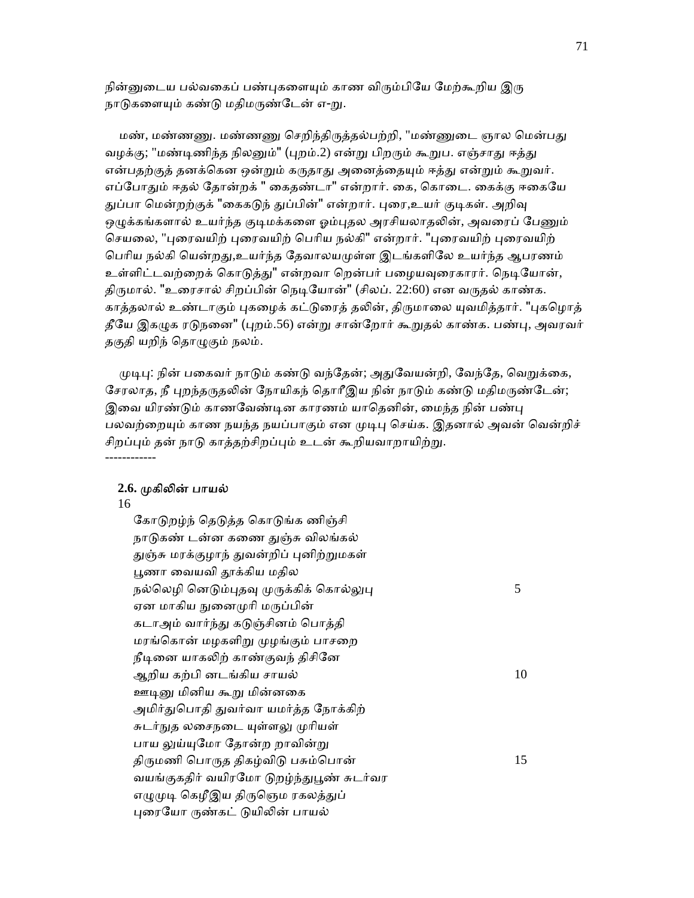நின்னுடைய பல்வகைப் பண்புகளையும் காண விரும்பியே மேற்கூறிய இரு நாடுகளையும் கண்டு மதிமருண்டேன் எ-று.

மண், மண்ணுு. மண்ணுு செறிந்திருத்தல்பற்றி, "மண்ணுடை ஞால மென்பது வழக்கு; "மண்டிணிந்த நிலனும்" (புறம்.2) என்று பிறரும் கூறுப. எஞ்சாது ஈத்து என்பதற்குத் தனக்கென ஒன்றும் கருதாது அனைத்தையும் ஈத்து என்றும் கூறுவர். எப்போதும் ஈதல் தோன்றக் " கைதண்டா" என்றார். கை, கொடை. கைக்கு ஈகையே துப்பா மென்றற்குக் "கைகடுந் துப்பின்" என்றார். புரை,உயர் குடிகள். அறிவு ஒழுக்கங்களால் உயர்ந்த குடிமக்களை ஓம்புதல அரசியலாதலின், அவரைப் பேணும் செயலை, "புரைவயிற் புரைவயிற் பெரிய நல்கி" என்றார். "புரைவயிற் புரைவயிற் பெரிய நல்கி யென்றது,உயர்ந்த தேவாலயமுள்ள இடங்களிலே உயர்ந்த ஆபரணம் உள்ளிட்டவற்றைக் கொடுத்து" என்றவா றென்பர் பழையவுரைகாரர். நெடியோன், திருமால். "உரைசால் சிறப்பின் நெடியோன்" (சிலப். 22:60) என வருதல் காண்க. காத்தலால் உண்டாகும் புகழைக் கட்டுரைத் தலின், திருமாலை யுவமித்தார். "புகழொத் தீயே இகழுக ரடுநனை" (புறம்.56) என்று சான்றோர் கூறுதல் காண்க. பண்பு, அவரவர் தகுதி யறிந் தொழுகும் நலம்.

முடிபு: நின் பகைவர் நாடும் கண்டு வந்தேன்; அதுவேயன்றி, வேந்தே, வெறுக்கை, சேரலாத, நீ புறந்தருதலின் நோயிகந் தொரீஇய நின் நாடும் கண்டு மதிமருண்டேன்; இவை யிரண்டும் காணவேண்டின காரணம் யாதெனின், மைந்த நின் பண்பு பலவற்றையும் காண நயந்த நயப்பாகும் என முடிபு செய்க. இதனால் அவன் வென்றிச் சிறப்பும் தன் நாடு காத்தற்சிறப்பும் உடன் கூறியவாறாயிற்று.

------------

**2.6.** முகிலின் பாயல்

16

கோடுறழ்ந் தெடுத்த கொடுங்க ணிஞ்சி
நாடுகண் டன்ன கணை துஞ்சு விலங்கல்
துஞ்சு மரக்குழாந் துவன்றிப் புனிற்றுமகள்
பூணா வையவி தூக்கிய மதில
நல்லெழி னெடும்புதவு முருக்கிக் கொல்லுபு 5
ஏன மாகிய நுனைமுரி மருப்பின்
கடாஅம் வார்ந்து கடுஞ்சினம் பொத்தி
மரங்கொன் மழகளிறு முழங்கும் பாசறை
நீடினை யாகலிற் காண்குவந் திசினே
ஆறிய கற்பி னடங்கிய சாயல் 10
ஊடினு மினிய கூறு மின்னகை
அமிர்துபொதி துவர்வா யமர்த்த நோக்கிற்
சுடர்நுத லசைநடை யுள்ளலு முரியள்
பாய லுய்யுமோ தோன்ற றாவின்று
திருமணி பொருத திகழ்விடு பசும்பொன் 15
வயங்குகதிர் வயிரமோ டுறழ்ந்துபூண் சுடர்வர
எழுமுடி கெழீஇய திருஞெம ரகலத்துப்
புரையோ ருண்கட் டுயிலின் பாயல்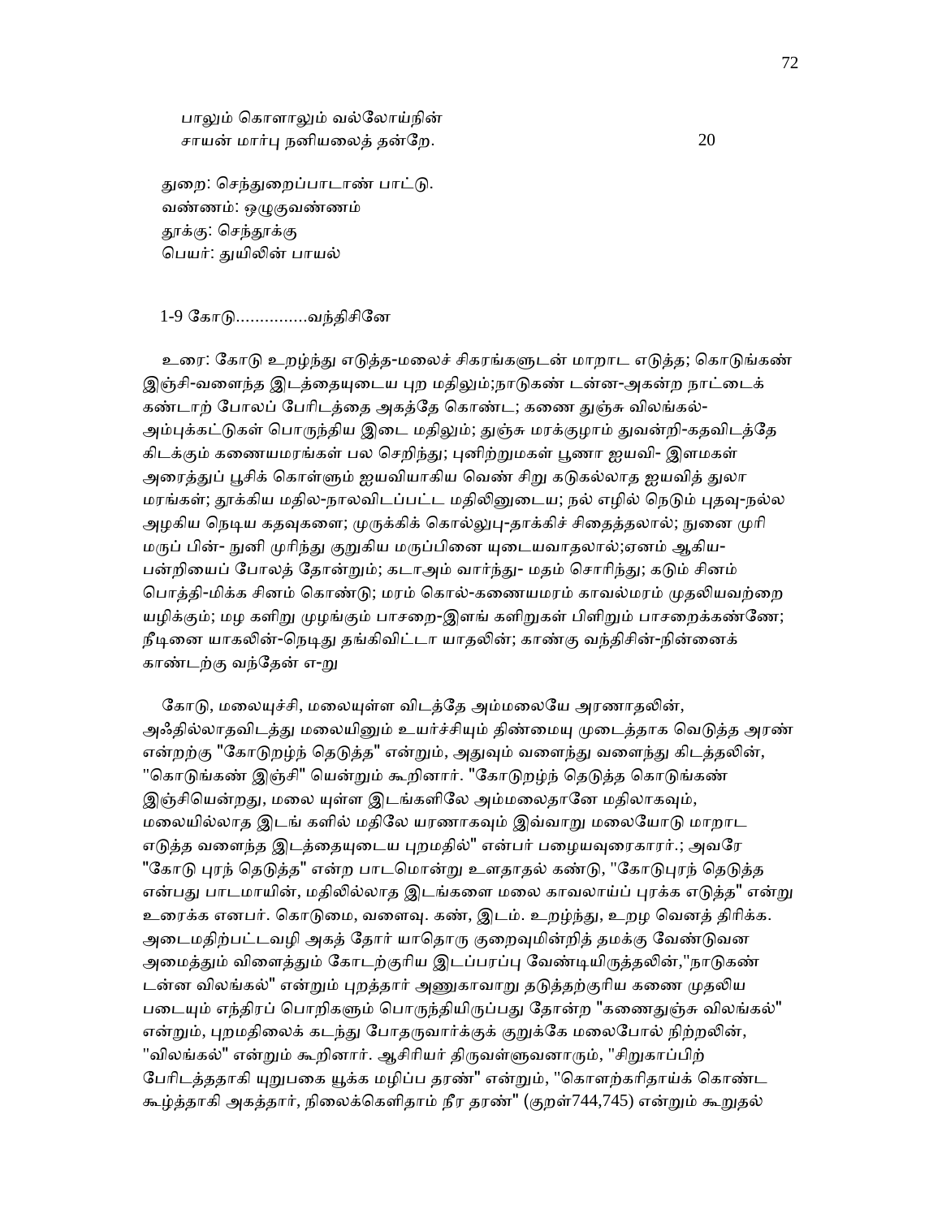பாலும் கொளாலும் வல்லோய்நின்
சாயன் மார்பு நனியலைத் தன்றே.                                                  20

துறை: செந்துறைப்பாடாண் பாட்டு.
வண்ணம்: ஒழுகுவண்ணம்
தூக்கு: செந்தூக்கு
பெயர்: துயிலின் பாயல்

1-9 கோடு...............வந்திசினே

உரை: கோடு உறழ்ந்து எடுத்த-மலைச் சிகரங்களுடன் மாறாட எடுத்த; கொடுங்கண் இஞ்சி-வளைந்த இடத்தையுடைய புற மதிலும்;நாடுகண் டன்ன-அகன்ற நாட்டைக் கண்டாற் போலப் பேரிடத்தை அகத்தே கொண்ட; கணை துஞ்சு விலங்கல்-அம்புக்கட்டுகள் பொருந்திய இடை மதிலும்; துஞ்சு மரக்குழாம் துவன்றி-கதவிடத்தே கிடக்கும் கணையமரங்கள் பல செறிந்து; புனிற்றுமகள் பூணா ஐயவி- இளமகள் அரைத்துப் பூசிக் கொள்ளும் ஐயவியாகிய வெண் சிறு கடுகல்லாத ஐயவித் துலா மரங்கள்; தூக்கிய மதில-நாலவிடப்பட்ட மதிலினுடைய; நல் எழில் நெடும் புதவு-நல்ல அழகிய நெடிய கதவுகளை; முருக்கிக் கொல்லுபு-தாக்கிச் சிதைத்தலால்; நுனை முரி மருப் பின்- நுனி முரிந்து குறுகிய மருப்பினை யுடையவாதலால்;ஏனம் ஆகிய-பன்றியைப் போலத் தோன்றும்; கடாஅம் வார்ந்து- மதம் சொரிந்து; கடும் சினம் பொத்தி-மிக்க சினம் கொண்டு; மரம் கொல்-கணையமரம் காவல்மரம் முதலியவற்றை யழிக்கும்; மழ களிறு முழங்கும் பாசறை-இளங் களிறுகள் பிளிறும் பாசறைக்கண்ணே; நீடினை யாகலின்-நெடிது தங்கிவிட்டா யாதலின்; காண்கு வந்திசின்-நின்னைக் காண்டற்கு வந்தேன் எ-று

கோடு, மலையுச்சி, மலையுள்ள விடத்தே அம்மலையே அரணாதலின், அஃதில்லாதவிடத்து மலையினும் உயர்ச்சியும் திண்மையு முடைத்தாக வெடுத்த அரண் என்றற்கு "கோடுறழ்ந் தெடுத்த" என்றும், அதுவும் வளைந்து வளைந்து கிடத்தலின், "கொடுங்கண் இஞ்சி" யென்றும் கூறினார். "கோடுறழ்ந் தெடுத்த கொடுங்கண் இஞ்சியென்றது, மலை யுள்ள இடங்களிலே அம்மலைதானே மதிலாகவும், மலையில்லாத இடங் களில் மதிலே யரணாகவும் இவ்வாறு மலையோடு மாறாட எடுத்த வளைந்த இடத்தையுடைய புறமதில்" என்பர் பழையவுரைகாரர்.; அவரே "கோடு புரந் தெடுத்த" என்ற பாடமொன்று உளதாதல் கண்டு, "கோடுபுரந் தெடுத்த என்பது பாடமாயின், மதிலில்லாத இடங்களை மலை காவலாய்ப் புரக்க எடுத்த" என்று உரைக்க எனபர். கொடுமை, வளைவு. கண், இடம். உறழ்ந்து, உறழ வெனத் திரிக்க. அடைமதிற்பட்டவழி அகத் தோர் யாதொரு குறைவுமின்றித் தமக்கு வேண்டுவன அமைத்தும் விளைத்தும் கோடற்குரிய இடப்பரப்பு வேண்டியிருத்தலின்,"நாடுகண் டன்ன விலங்கல்" என்றும் புறத்தார் அணுகாவாறு தடுத்தற்குரிய கணை முதலிய படையும் எந்திரப் பொறிகளும் பொருந்தியிருப்பது தோன்ற "கணைதுஞ்சு விலங்கல்" என்றும், புறமதிலைக் கடந்து போதருவார்க்குக் குறுக்கே மலைபோல் நிற்றலின், "விலங்கல்" என்றும் கூறினார். ஆசிரியர் திருவள்ளுவனாரும், "சிறுகாப்பிற் பேரிடத்ததாகி யுறுபகை யூக்க மழிப்ப தரண்" என்றும், "கொளற்கரிதாய்க் கொண்ட கூழ்த்தாகி அகத்தார், நிலைக்கெளிதாம் நீர தரண்" (குறள்744,745) என்றும் கூறுதல்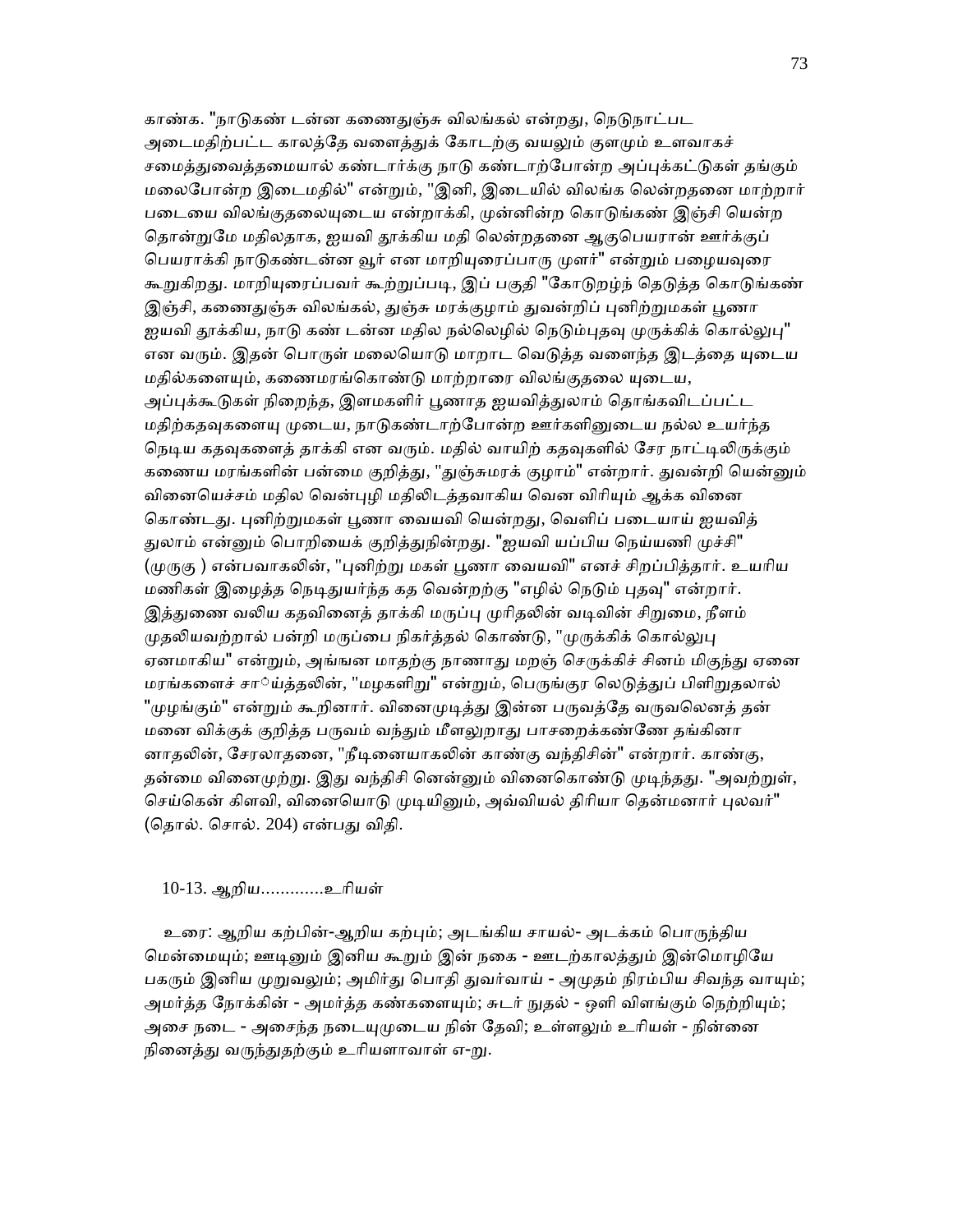காண்க. "நாடுகண் டன்ன கணைதுஞ்சு விலங்கல் என்றது, நெடுநாட்பட அடைமதிற்பட்ட காலத்தே வளைத்துக் கோடற்கு வயலும் குளமும் உளவாகச் சமைத்துவைத்தமையால் கண்டார்க்கு நாடு கண்டாற்போன்ற அப்புக்கட்டுகள் தங்கும் மலைபோன்ற இடைமதில்" என்றும், "இனி, இடையில் விலங்க லென்றதனை மாற்றார் படையை விலங்குதலையுடைய என்றாக்கி, முன்னின்ற கொடுங்கண் இஞ்சி யென்ற தொன்றுமே மதிலதாக, ஐயவி தூக்கிய மதி லென்றதனை ஆகுபெயரான் ஊர்க்குப் பெயராக்கி நாடுகண்டன்ன வூர் என மாறியுரைப்பாரு முளர்" என்றும் பழையவுரை கூறுகிறது. மாறியுரைப்பவர் கூற்றுப்படி, இப் பகுதி "கோடுறழ்ந் தெடுத்த கொடுங்கண் இஞ்சி, கணைதுஞ்சு விலங்கல், துஞ்சு மரக்குழாம் துவன்றிப் புனிற்றுமகள் பூணா ஐயவி தூக்கிய, நாடு கண் டன்ன மதில நல்லெழில் நெடும்புதவு முருக்கிக் கொல்லுபு" என வரும். இதன் பொருள் மலையொடு மாறாட வெடுத்த வளைந்த இடத்தை யுடைய மதில்களையும், கணைமரங்கொண்டு மாற்றாரை விலங்குதலை யுடைய, அப்புக்கூடுகள் நிறைந்த, இளமகளிர் பூணாத ஐயவித்துலாம் தொங்கவிடப்பட்ட மதிற்கதவுகளையு முடைய, நாடுகண்டாற்போன்ற ஊர்களினுடைய நல்ல உயர்ந்த நெடிய கதவுகளைத் தாக்கி என வரும். மதில் வாயிற் கதவுகளில் சேர நாட்டிலிருக்கும் கணைய மரங்களின் பன்மை குறித்து, "துஞ்சுமரக் குழாம்" என்றார். துவன்றி யென்னும் வினையெச்சம் மதில வென்புழி மதிலிடத்தவாகிய வென விரியும் ஆக்க வினை கொண்டது. புனிற்றுமகள் பூணா வையவி யென்றது, வெளிப் படையாய் ஐயவித் துலாம் என்னும் பொறியைக் குறித்துநின்றது. "ஐயவி யப்பிய நெய்யணி முச்சி" (முருகு ) என்பவாகலின், "புனிற்று மகள் பூணா வையவி" எனச் சிறப்பித்தார். உயரிய மணிகள் இழைத்த நெடிதுயர்ந்த கத வென்றற்கு "எழில் நெடும் புதவு" என்றார். இத்துணை வலிய கதவினைத் தாக்கி மருப்பு முரிதலின் வடிவின் சிறுமை, நீளம் முதலியவற்றால் பன்றி மருப்பை நிகர்த்தல் கொண்டு, "முருக்கிக் கொல்லுபு ஏனமாகிய" என்றும், அங்ஙன மாதற்கு நாணாது மறஞ் செருக்கிச் சினம் மிகுந்து ஏனை மரங்களைச் சாய்த்தலின், "மழகளிறு" என்றும், பெருங்குர லெடுத்துப் பிளிறுதலால் "முழங்கும்" என்றும் கூறினார். வினைமுடித்து இன்ன பருவத்தே வருவலெனத் தன் மனை விக்குக் குறித்த பருவம் வந்தும் மீளலுறாது பாசறைக்கண்ணே தங்கினா னாதலின், சேரலாதனை, "நீடினையாகலின் காண்கு வந்திசின்" என்றார். காண்கு, தன்மை வினைமுற்று. இது வந்திசி னென்னும் வினைகொண்டு முடிந்தது. "அவற்றுள், செய்கென் கிளவி, வினையொடு முடியினும், அவ்வியல் திரியா தென்மனார் புலவர்" (தொல். சொல். 204) என்பது விதி.

10-13. ஆறிய.............உரியள்

உரை: ஆறிய கற்பின்-ஆறிய கற்பும்; அடங்கிய சாயல்- அடக்கம் பொருந்திய மென்மையும்; ஊடினும் இனிய கூறும் இன் நகை - ஊடற்காலத்தும் இன்மொழியே பகரும் இனிய முறுவலும்; அமிர்து பொதி துவர்வாய் - அமுதம் நிரம்பிய சிவந்த வாயும்; அமர்த்த நோக்கின் - அமர்த்த கண்களையும்; சுடர் நுதல் - ஒளி விளங்கும் நெற்றியும்; அசை நடை - அசைந்த நடையுமுடைய நின் தேவி; உள்ளலும் உரியள் - நின்னை நினைத்து வருந்துதற்கும் உரியளாவாள் எ-று.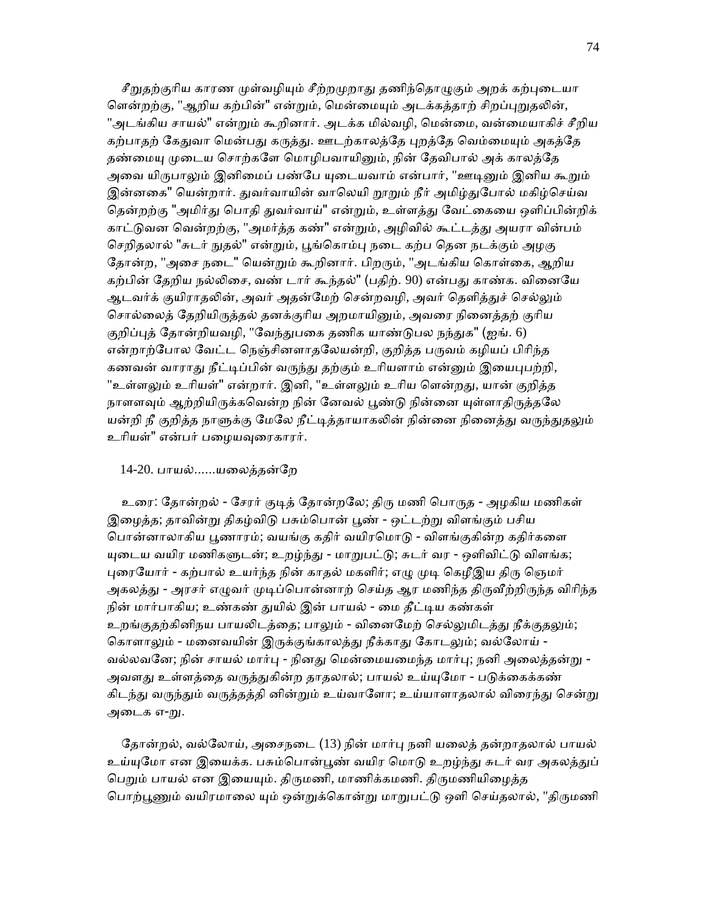சீறுதற்குரிய காரண முள்வழியும் சீற்றமுறாது தணிந்தொழுகும் அறக் கற்புடையா ளென்றற்கு, "ஆறிய கற்பின்" என்றும், மென்மையும் அடக்கத்தாற் சிறப்புறுதலின், "அடங்கிய சாயல்" என்றும் கூறினார். அடக்க மில்வழி, மென்மை, வன்மையாகிச் சீறிய கற்பாதற் கேதுவா மென்பது கருத்து. ஊடற்காலத்தே புறத்தே வெம்மையும் அகத்தே தண்மையு முடைய சொற்களே மொழிபவாயினும், நின் தேவிபால் அக் காலத்தே அவை யிருபாலும் இனிமைப் பண்பே யுடையவாம் என்பார், "ஊடினும் இனிய கூறும் இன்னகை" யென்றார். துவர்வாயின் வாலெயி றூறும் நீர் அமிழ்துபோல் மகிழ்செய்வ தென்றற்கு "அமிர்து பொதி துவர்வாய்" என்றும், உள்ளத்து வேட்கையை ஒளிப்பின்றிக் காட்டுவன வென்றற்கு, "அமர்த்த கண்" என்றும், அழிவில் கூட்டத்து அயரா வின்பம் செறிதலால் "சுடர் நுதல்" என்றும், பூங்கொம்பு நடை கற்ப தென நடக்கும் அழகு தோன்ற, "அசை நடை" யென்றும் கூறினார். பிறரும், "அடங்கிய கொள்கை, ஆறிய கற்பின் தேறிய நல்லிசை, வண் டார் கூந்தல்" (பதிற். 90) என்பது காண்க. வினையே ஆடவர்க் குயிராதலின், அவர் அதன்மேற் சென்றவழி, அவர் தெளித்துச் செல்லும் சொல்லைத் தேறியிருத்தல் தனக்குரிய அறமாயினும், அவரை நினைத்தற் குரிய குறிப்புத் தோன்றியவழி, "வேந்துபகை தணிக யாண்டுபல நந்துக" (ஐங். 6) என்றாற்போல வேட்ட நெஞ்சினளாதலேயன்றி, குறித்த பருவம் கழியப் பிரிந்த கணவன் வாராது நீட்டிப்பின் வருந்து தற்கும் உரியளாம் என்னும் இயைபுபற்றி, "உள்ளலும் உரியள்" என்றார். இனி, "உள்ளலும் உரிய ளென்றது, யான் குறித்த நாளளவும் ஆற்றியிருக்கவென்ற நின் னேவல் பூண்டு நின்னை யுள்ளாதிருத்தலே யன்றி நீ குறித்த நாளுக்கு மேலே நீட்டித்தாயாகலின் நின்னை நினைத்து வருந்துதலும் உரியள்" என்பர் பழையவுரைகாரர்.

14-20. பாயல்......யலைத்தன்றே

உரை: தோன்றல் - சேரர் குடித் தோன்றலே; திரு மணி பொருத - அழகிய மணிகள் இழைத்த; தாவின்று திகழ்விடு பசும்பொன் பூண் - ஒட்டற்று விளங்கும் பசிய பொன்னாலாகிய பூணாரம்; வயங்கு கதிர் வயிரமொடு - விளங்குகின்ற கதிர்களை யுடைய வயிர மணிகளுடன்; உறழ்ந்து - மாறுபட்டு; சுடர் வர - ஒளிவிட்டு விளங்க; புரையோர் - கற்பால் உயர்ந்த நின் காதல் மகளிர்; எழு முடி கெழீஇய திரு ஞெமர் அகலத்து - அரசர் எழுவர் முடிப்பொன்னாற் செய்த ஆர மணிந்த திருவீற்றிருந்த விரிந்த நின் மார்பாகிய; உண்கண் துயில் இன் பாயல் - மை தீட்டிய கண்கள் உறங்குதற்கினிநய பாயலிடத்தை; பாலும் - வினைமேற் செல்லுமிடத்து நீக்குதலும்; கொளாலும் - மனைவயின் இருக்குங்காலத்து நீக்காது கோடலும்; வல்லோய் - வல்லவனே; நின் சாயல் மார்பு - நினது மென்மையமைந்த மார்பு; நனி அலைத்தன்று - அவளது உள்ளத்தை வருத்துகின்ற தாதலால்; பாயல் உய்யுமோ - படுக்கைக்கண் கிடந்து வருந்தும் வருத்தத்தி னின்றும் உய்வாளோ; உய்யாளாதலால் விரைந்து சென்று அடைக எ-று.

தோன்றல், வல்லோய், அசைநடை (13) நின் மார்பு நனி யலைத் தன்றாதலால் பாயல் உய்யுமோ என இயைக்க. பசும்பொன்பூண் வயிர மொடு உறழ்ந்து சுடர் வர அகலத்துப் பெறும் பாயல் என இயையும். திருமணி, மாணிக்கமணி. திருமணியிழைத்த பொற்பூணும் வயிரமாலை யும் ஒன்றுக்கொன்று மாறுபட்டு ஒளி செய்தலால், "திருமணி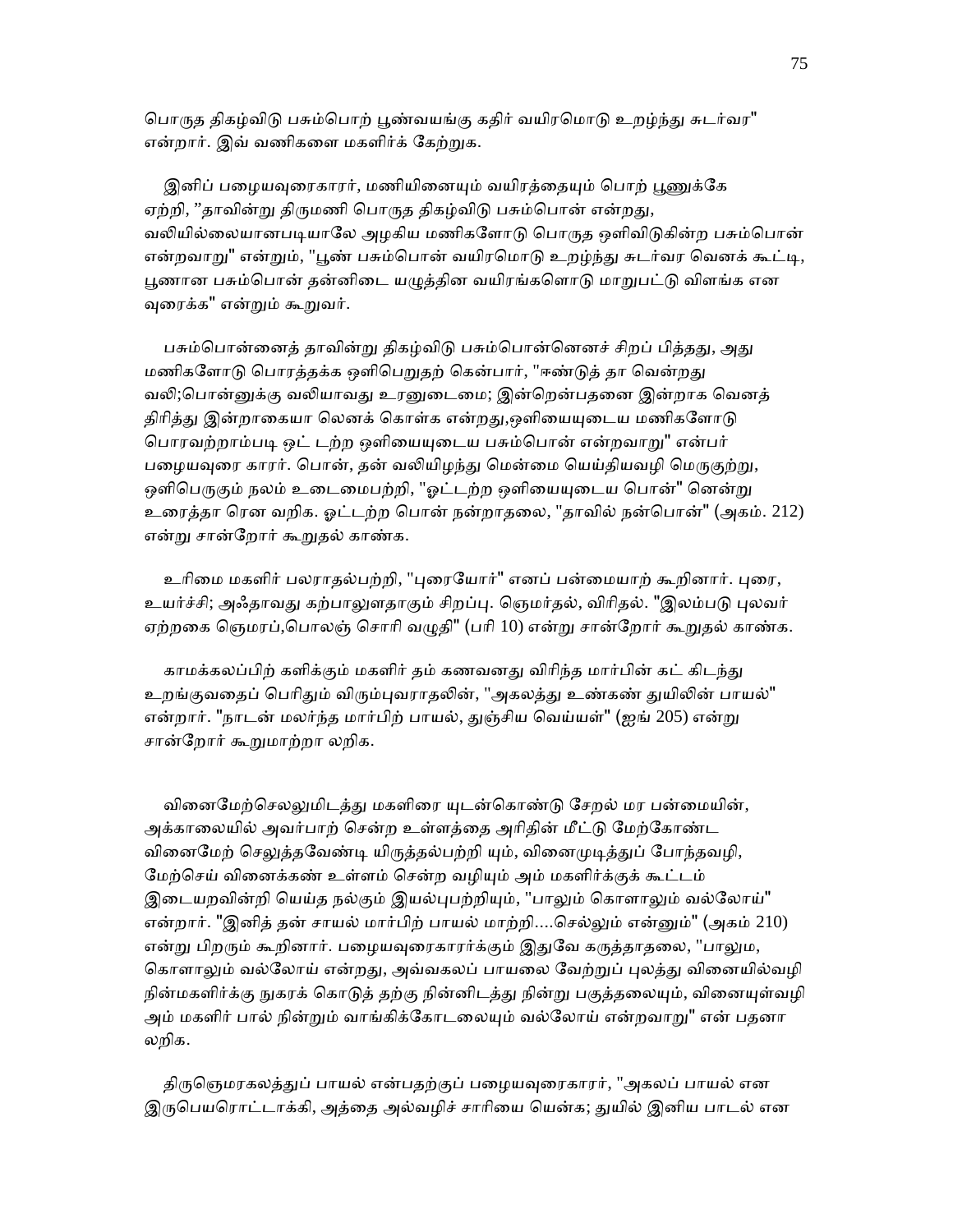பொருத திகழ்விடு பசும்பொற் பூண்வயங்கு கதிர் வயிரமொடு உறழ்ந்து சுடர்வர" என்றார். இவ் வணிகளை மகளிர்க் கேற்றுக.

இனிப் பழையவுரைகாரர், மணியினையும் வயிரத்தையும் பொற் பூணுக்கே ஏற்றி, "தாவின்று திருமணி பொருத திகழ்விடு பசும்பொன் என்றது, வலியில்லையானபடியாலே அழகிய மணிகளோடு பொருத ஒளிவிடுகின்ற பசும்பொன் என்றவாறு" என்றும், "பூண் பசும்பொன் வயிரமொடு உறழ்ந்து சுடர்வர வெனக் கூட்டி, பூணான பசும்பொன் தன்னிடை யழுத்தின வயிரங்களொடு மாறுபட்டு விளங்க என வுரைக்க" என்றும் கூறுவர்.

பசும்பொன்னைத் தாவின்று திகழ்விடு பசும்பொன்னெனச் சிறப் பித்தது, அது மணிகளோடு பொரத்தக்க ஒளிபெறுதற் கென்பார், "ஈண்டுத் தா வென்றது வலி;பொன்னுக்கு வலியாவது உரனுடைமை; இன்றென்பதனை இன்றாக வெனத் திரித்து இன்றாகையா லெனக் கொள்க என்றது,ஒளியையுடைய மணிகளோடு பொரவற்றாம்படி ஒட் டற்ற ஒளியையுடைய பசும்பொன் என்றவாறு" என்பர் பழையவுரை காரர். பொன், தன் வலியிழந்து மென்மை யெய்தியவழி மெருகுற்று, ஒளிபெருகும் நலம் உடைமைபற்றி, "ஓட்டற்ற ஒளியையுடைய பொன்" னென்று உரைத்தா ரென வறிக. ஓட்டற்ற பொன் நன்றாதலை, "தாவில் நன்பொன்" (அகம். 212) என்று சான்றோர் கூறுதல் காண்க.

உரிமை மகளிர் பலராதல்பற்றி, "புரையோர்" எனப் பன்மையாற் கூறினார். புரை, உயர்ச்சி; அஃதாவது கற்பாலுளதாகும் சிறப்பு. ஞெமர்தல், விரிதல். "இலம்படு புலவர் ஏற்றகை ஞெமரப்,பொலஞ் சொரி வழுதி" (பரி 10) என்று சான்றோர் கூறுதல் காண்க.

காமக்கலப்பிற் களிக்கும் மகளிர் தம் கணவனது விரிந்த மார்பின் கட் கிடந்து உறங்குவதைப் பெரிதும் விரும்புவராதலின், "அகலத்து உண்கண் துயிலின் பாயல்" என்றார். "நாடன் மலர்ந்த மார்பிற் பாயல், துஞ்சிய வெய்யள்" (ஐங் 205) என்று சான்றோர் கூறுமாற்றா லறிக.

வினைமேற்செலலுமிடத்து மகளிரை யுடன்கொண்டு சேறல் மர பன்மையின், அக்காலையில் அவர்பாற் சென்ற உள்ளத்தை அரிதின் மீட்டு மேற்கோண்ட வினைமேற் செலுத்தவேண்டி யிருத்தல்பற்றி யும், வினைமுடித்துப் போந்தவழி, மேற்செய் வினைக்கண் உள்ளம் சென்ற வழியும் அம் மகளிர்க்குக் கூட்டம் இடையறவின்றி யெய்த நல்கும் இயல்புபற்றியும், "பாலும் கொளாலும் வல்லோய்" என்றார். "இனித் தன் சாயல் மார்பிற் பாயல் மாற்றி....செல்லும் என்னும்" (அகம் 210) என்று பிறரும் கூறினார். பழையவுரைகாரர்க்கும் இதுவே கருத்தாதலை, "பாலுமக, கொளாலும் வல்லோய் என்றது, அவ்வகலப் பாயலை வேற்றுப் புலத்து வினையில்வழி நின்மகளிர்க்கு நுகரக் கொடுத் தற்கு நின்னிடத்து நின்று பகுத்தலையும், வினையுள்வழி அம் மகளிர் பால் நின்றும் வாங்கிக்கோடலையும் வல்லோய் என்றவாறு" என் பதனா லறிக.

திருஞெமரகலத்துப் பாயல் என்பதற்குப் பழையவுரைகாரர், "அகலப் பாயல் என இருபெயரொட்டாக்கி, அத்தை அல்வழிச் சாரியை யென்க; துயில் இனிய பாடல் என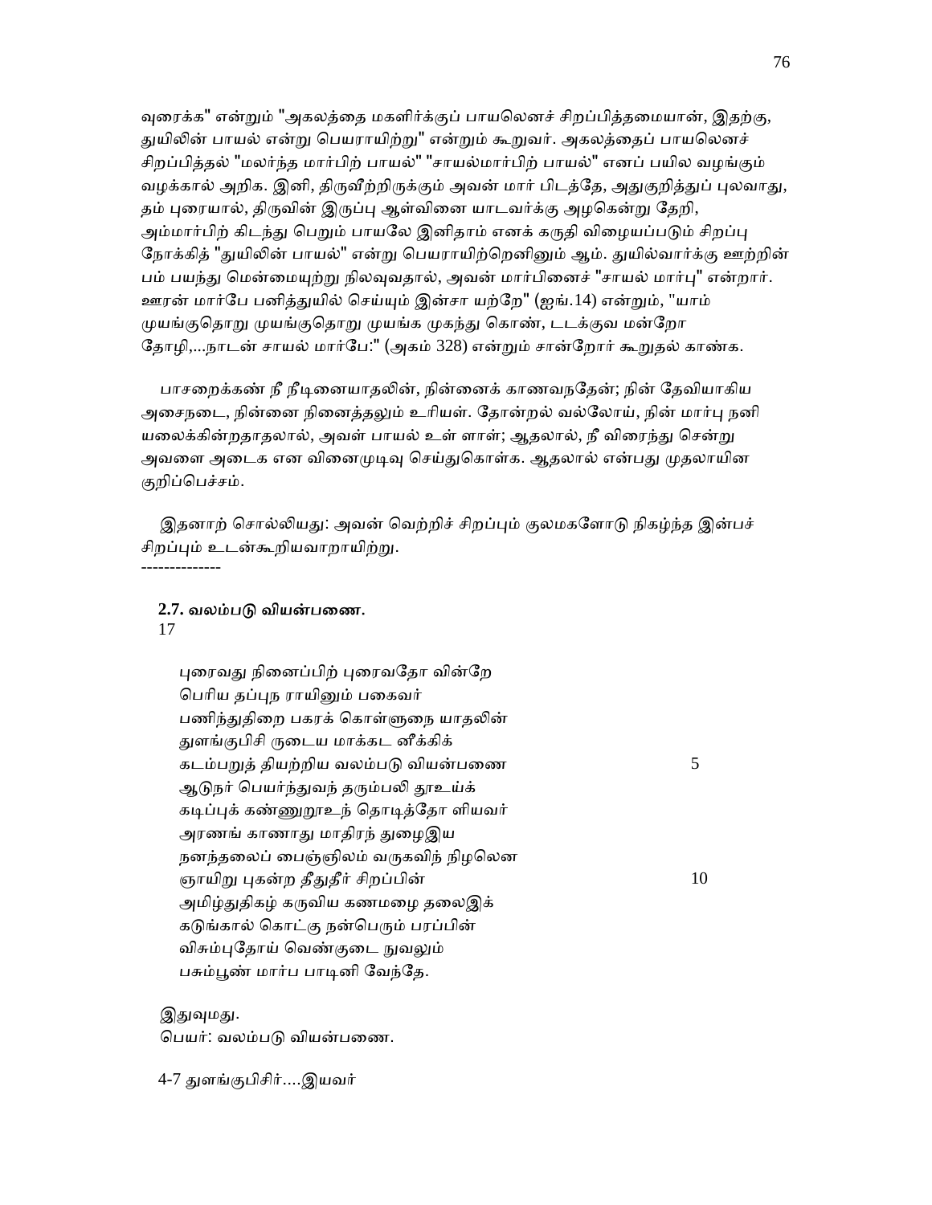வுரைக்க" என்றும் "அகலத்தை மகளிர்க்குப் பாயலெனச் சிறப்பித்தமையான், இதற்கு, துயிலின் பாயல் என்று பெயராயிற்று" என்றும் கூறுவர். அகலத்தைப் பாயலெனச் சிறப்பித்தல் "மலர்ந்த மார்பிற் பாயல்" "சாயல்மார்பிற் பாயல்" எனப் பயில வழங்கும் வழக்கால் அறிக. இனி, திருவீற்றிருக்கும் அவன் மார் பிடத்தே, அதுகுறித்துப் புலவாது, தம் புரையால், திருவின் இருப்பு ஆள்வினை யாடவர்க்கு அழகென்று தேறி, அம்மார்பிற் கிடந்து பெறும் பாயலே இனிதாம் எனக் கருதி விழையப்படும் சிறப்பு நோக்கித் "துயிலின் பாயல்" என்று பெயராயிற்றெனினும் ஆம். துயில்வார்க்கு ஊற்றின் பம் பயந்து மென்மையுற்று நிலவுவதால், அவன் மார்பினைச் "சாயல் மார்பு" என்றார். ஊரன் மார்பே பனித்துயில் செய்யும் இன்சா யற்றே" (ஐங்.14) என்றும், "யாம் முயங்குதொறு முயங்குதொறு முயங்க முகந்து கொண், டடக்குவ மன்றோ தோழி,...நாடன் சாயல் மார்பே:" (அகம் 328) என்றும் சான்றோர் கூறுதல் காண்க.

பாசறைக்கண் நீ நீடினையாதலின், நின்னைக் காணவநதேன்; நின் தேவியாகிய அசைநடை, நின்னை நினைத்தலும் உரியள். தோன்றல் வல்லோய், நின் மார்பு நனி யலைக்கின்றதாதலால், அவள் பாயல் உள் ளாள்; ஆதலால், நீ விரைந்து சென்று அவளை அடைக என வினைமுடிவு செய்துகொள்க. ஆதலால் என்பது முதலாயின குறிப்பெச்சம்.

இதனாற் சொல்லியது: அவன் வெற்றிச் சிறப்பும் குலமகளோடு நிகழ்ந்த இன்பச் சிறப்பும் உடன்கூறியவாறாயிற்று.

-------------

**2.7. வலம்படு வியன்பணை.**

17

புரைவது நினைப்பிற் புரைவதோ வின்றே
பெரிய தப்புந ராயினும் பகைவர்
பணிந்துதிறை பகரக் கொள்ளுநை யாதலின்
துளங்குபிசி ருடைய மாக்கட னீக்கிக்
கடம்பறுத் தியற்றிய வலம்படு வியன்பணை 5
ஆடுநர் பெயர்ந்துவந் தரும்பலி தூஉய்க்
கடிப்புக் கண்ணுறூஉந் தொடித்தோ ளியவர்
அரணங் காணாது மாதிரந் துழைஇய
நனந்தலைப் பைஞ்ஞிலம் வருகவிந் நிழலென
ஞாயிறு புகன்ற தீதுதீர் சிறப்பின் 10
அமிழ்துதிகழ் கருவிய கணமழை தலைஇக்
கடுங்கால் கொட்கு நன்பெரும் பரப்பின்
விசும்புதோய் வெண்குடை நுவலும்
பசும்பூண் மார்ப பாடினி வேந்தே.

இதுவுமது.
பெயர்: வலம்படு வியன்பணை.

4-7 துளங்குபிசிர்....இயவர்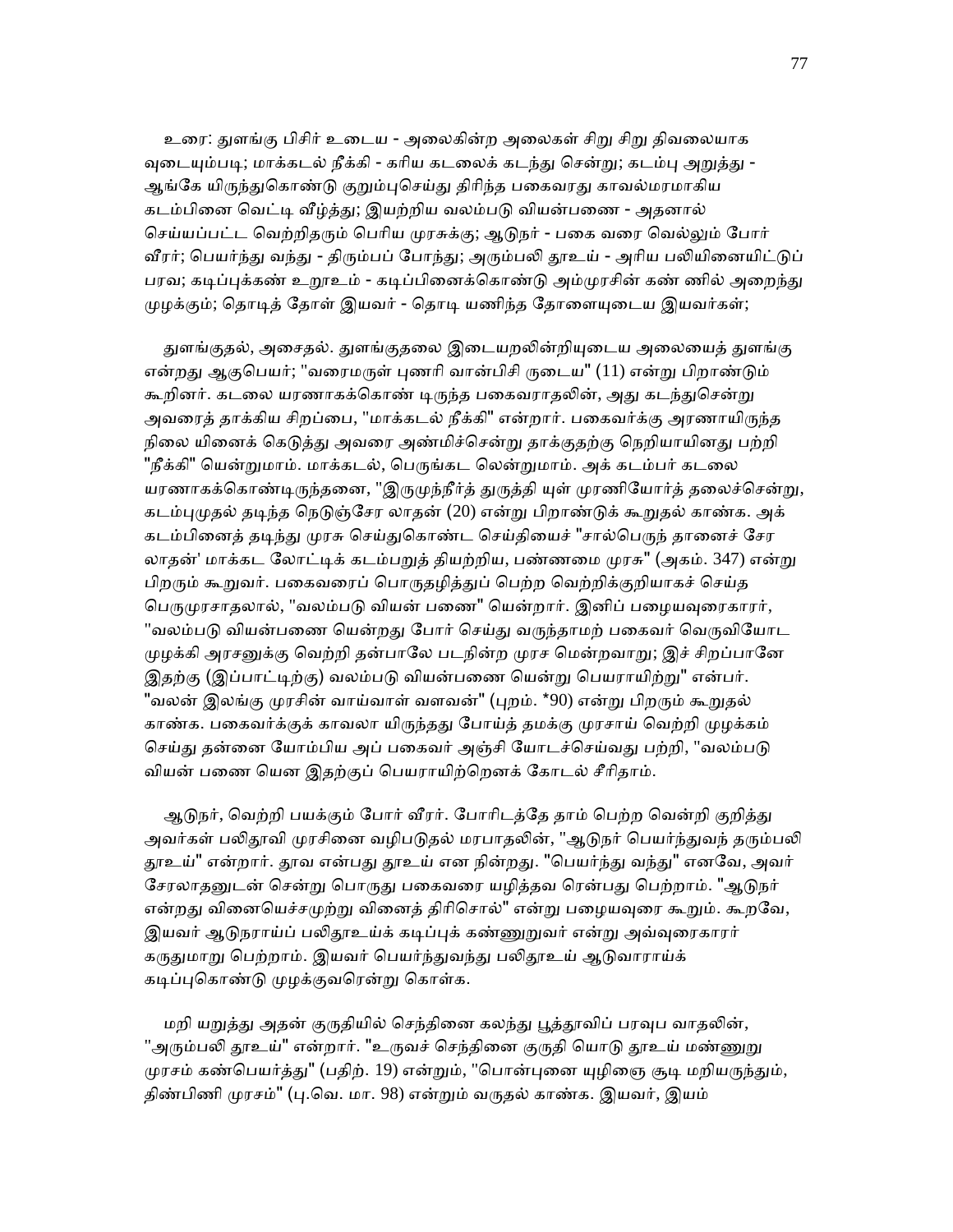உரை: துளங்கு பிசிர் உடைய - அலைகின்ற அலைகள் சிறு சிறு திவலையாக வுடையும்படி; மாக்கடல் நீக்கி - கரிய கடலைக் கடந்து சென்று; கடம்பு அறுத்து - ஆங்கே யிருந்துகொண்டு குறும்புசெய்து திரிந்த பகைவரது காவல்மரமாகிய கடம்பினை வெட்டி வீழ்த்து; இயற்றிய வலம்படு வியன்பணை - அதனால் செய்யப்பட்ட வெற்றிதரும் பெரிய முரசுக்கு; ஆடுநர் - பகை வரை வெல்லும் போர் வீரர்; பெயர்ந்து வந்து - திரும்பப் போந்து; அரும்பலி தூஉய் - அரிய பலியினையிட்டுப் பரவ; கடிப்புக்கண் உறூஉம் - கடிப்பினைக்கொண்டு அம்முரசின் கண் ணில் அறைந்து முழக்கும்; தொடித் தோள் இயவர் - தொடி யணிந்த தோளையுடைய இயவர்கள்;

துளங்குதல், அசைதல். துளங்குதலை இடையறலின்றியுடைய அலையைத் துளங்கு என்றது ஆகுபெயர்; "வரைமருள் புணரி வான்பிசி ருடைய" (11) என்று பிறாண்டும் கூறினர். கடலை யரணாகக்கொண் டிருந்த பகைவராதலின், அது கடந்துசென்று அவரைத் தாக்கிய சிறப்பை, "மாக்கடல் நீக்கி" என்றார். பகைவர்க்கு அரணாயிருந்த நிலை யினைக் கெடுத்து அவரை அண்மிச்சென்று தாக்குதற்கு நெறியாயினது பற்றி "நீக்கி" யென்றுமாம். மாக்கடல், பெருங்கட லென்றுமாம். அக் கடம்பர் கடலை யரணாகக்கொண்டிருந்தனை, "இருமுந்நீர்த் துருத்தி யுள் முரணியோர்த் தலைச்சென்று, கடம்புமுதல் தடிந்த நெடுஞ்சேர லாதன் (20) என்று பிறாண்டுக் கூறுதல் காண்க. அக் கடம்பினைத் தடிந்து முரசு செய்துகொண்ட செய்தியைச் "சால்பெருந் தானைச் சேர லாதன்' மாக்கட லோட்டிக் கடம்பறுத் தியற்றிய, பண்ணமை முரசு" (அகம். 347) என்று பிறரும் கூறுவர். பகைவரைப் பொருதழித்துப் பெற்ற வெற்றிக்குறியாகச் செய்த பெருமுரசாதலால், "வலம்படு வியன் பணை" யென்றார். இனிப் பழையவுரைகாரர், "வலம்படு வியன்பணை யென்றது போர் செய்து வருந்தாமற் பகைவர் வெருவியோட முழக்கி அரசனுக்கு வெற்றி தன்பாலே படநின்ற முரச மென்றவாறு; இச் சிறப்பானே இதற்கு (இப்பாட்டிற்கு) வலம்படு வியன்பணை யென்று பெயராயிற்று" என்பர். "வலன் இலங்கு முரசின் வாய்வாள் வளவன்" (புறம். *90) என்று பிறரும் கூறுதல் காண்க. பகைவர்க்குக் காவலா யிருந்தது போய்த் தமக்கு முரசாய் வெற்றி முழக்கம் செய்து தன்னை யோம்பிய அப் பகைவர் அஞ்சி யோடச்செய்வது பற்றி, "வலம்படு வியன் பணை யென இதற்குப் பெயராயிற்றெனக் கோடல் சீரிதாம்.

ஆடுநர், வெற்றி பயக்கும் போர் வீரர். போரிடத்தே தாம் பெற்ற வென்றி குறித்து அவர்கள் பலிதூவி முரசினை வழிபடுதல் மரபாதலின், "ஆடுநர் பெயர்ந்துவந் தரும்பலி தூஉய்" என்றார். தூவ என்பது தூஉய் என நின்றது. "பெயர்ந்து வந்து" எனவே, அவர் சேரலாதனுடன் சென்று பொருது பகைவரை யழித்தவ ரென்பது பெற்றாம். "ஆடுநர் என்றது வினையெச்சமுற்று வினைத் திரிசொல்" என்று பழையவுரை கூறும். கூறவே, இயவர் ஆடுநராய்ப் பலிதூஉய்க் கடிப்புக் கண்ணுறுவர் என்று அவ்வுரைகாரர் கருதுமாறு பெற்றாம். இயவர் பெயர்ந்துவந்து பலிதூஉய் ஆடுவாராய்க் கடிப்புகொண்டு முழக்குவரென்று கொள்க.

மறி யறுத்து அதன் குருதியில் செந்தினை கலந்து பூத்தூவிப் பரவுப வாதலின், "அரும்பலி தூஉய்" என்றார். "உருவச் செந்தினை குருதி யொடு தூஉய் மண்ணுறு முரசம் கண்பெயர்த்து" (பதிற். 19) என்றும், "பொன்புனை யுழிஞை சூடி மறியருந்தும், திண்பிணி முரசம்" (பு.வெ. மா. 98) என்றும் வருதல் காண்க. இயவர், இயம்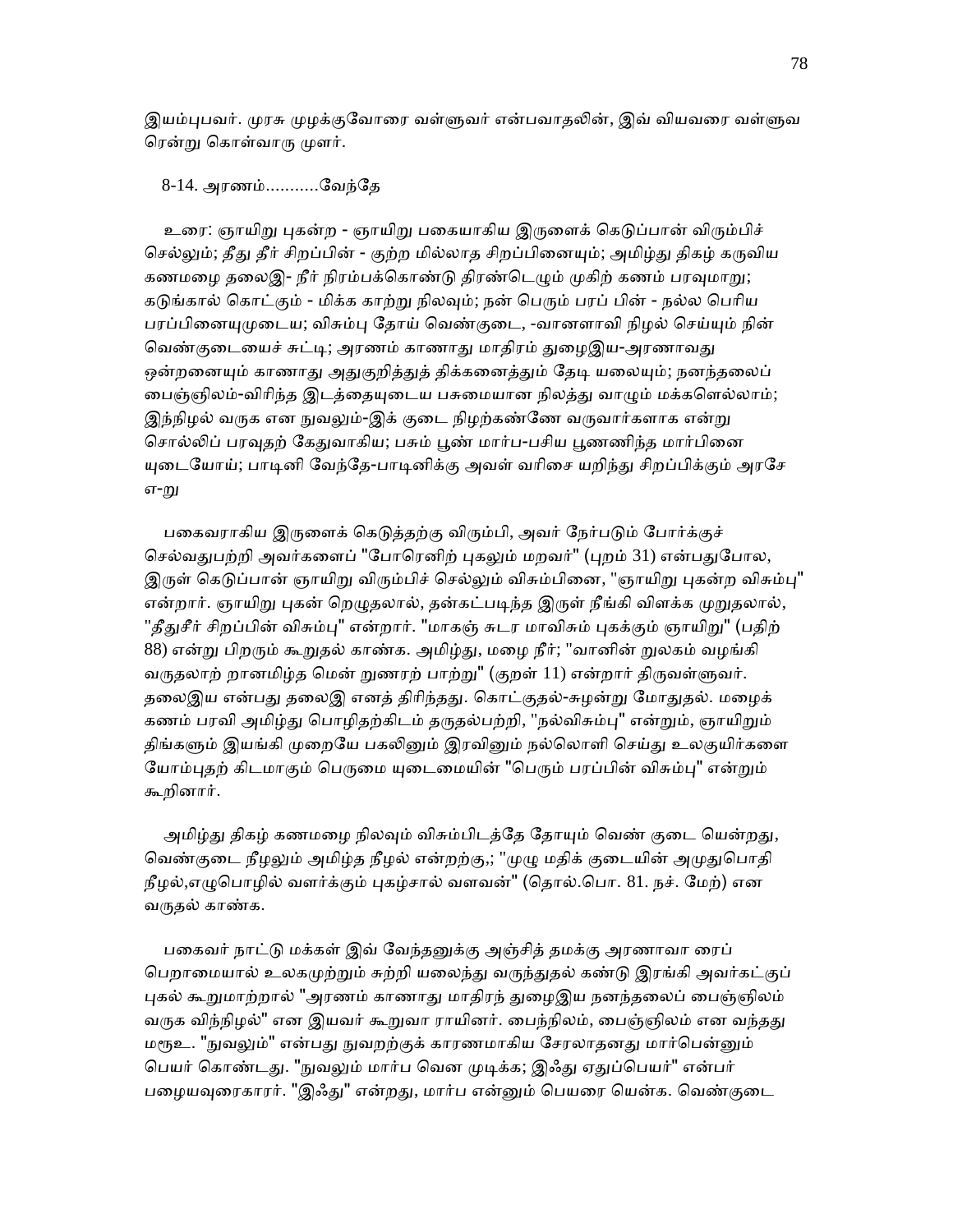இயம்புபவர். முரசு முழக்குவோரை வள்ளுவர் என்பவாதலின், இவ் வியவரை வள்ளுவ ரென்று கொள்வாரு முளர்.

8-14. அரணம்...........வேந்தே

உரை: ஞாயிறு புகன்ற - ஞாயிறு பகையாகிய இருளைக் கெடுப்பான் விரும்பிச் செல்லும்; தீது தீர் சிறப்பின் - குற்ற மில்லாத சிறப்பினையும்; அமிழ்து திகழ் கருவிய கணமழை தலைஇ- நீர் நிரம்பக்கொண்டு திரண்டெழும் முகிற் கணம் பரவுமாறு; கடுங்கால் கொட்கும் - மிக்க காற்று நிலவும்; நன் பெரும் பரப் பின் - நல்ல பெரிய பரப்பினையுமுடைய; விசும்பு தோய் வெண்குடை, -வானளாவி நிழல் செய்யும் நின் வெண்குடையைச் சுட்டி; அரணம் காணாது மாதிரம் துழைஇய-அரணாவது ஒன்றனையும் காணாது அதுகுறித்துத் திக்கனைத்தும் தேடி யலையும்; நனந்தலைப் பைஞ்ஞிலம்-விரிந்த இடத்தையுடைய பசுமையான நிலத்து வாழும் மக்களெல்லாம்; இந்நிழல் வருக என நுவலும்-இக் குடை நிழற்கண்ணே வருவார்களாக என்று சொல்லிப் பரவுதற் கேதுவாகிய; பசும் பூண் மார்ப-பசிய பூணணிந்த மார்பினை யுடையோய்; பாடினி வேந்தே-பாடினிக்கு அவள் வரிசை யறிந்து சிறப்பிக்கும் அரசே எ-று

பகைவராகிய இருளைக் கெடுத்தற்கு விரும்பி, அவர் நேர்படும் போர்க்குச் செல்வதுபற்றி அவர்களைப் "போரெனிற் புகலும் மறவர்" (புறம் 31) என்பதுபோல, இருள் கெடுப்பான் ஞாயிறு விரும்பிச் செல்லும் விசும்பினை, "ஞாயிறு புகன்ற விசும்பு" என்றார். ஞாயிறு புகன் றெழுதலால், தன்கட்படிந்த இருள் நீங்கி விளக்க முறுதலால், "தீதுசீர் சிறப்பின் விசும்பு" என்றார். "மாகஞ் சுடர மாவிசும் புகக்கும் ஞாயிறு" (பதிற் 88) என்று பிறரும் கூறுதல் காண்க. அமிழ்து, மழை நீர்; "வானின் றுலகம் வழங்கி வருதலாற் றானமிழ்த மென் றுணரற் பாற்று" (குறள் 11) என்றார் திருவள்ளுவர். தலைஇய என்பது தலைஇ எனத் திரிந்தது. கொட்குதல்-சுழன்று மோதுதல். மழைக் கணம் பரவி அமிழ்து பொழிதற்கிடம் தருதல்பற்றி, "நல்விசும்பு" என்றும், ஞாயிறும் திங்களும் இயங்கி முறையே பகலினும் இரவினும் நல்லொளி செய்து உலகுயிர்களை யோம்புதற் கிடமாகும் பெருமை யுடைமையின் "பெரும் பரப்பின் விசும்பு" என்றும் கூறினார்.

அமிழ்து திகழ் கணமழை நிலவும் விசும்பிடத்தே தோயும் வெண் குடை யென்றது, வெண்குடை நீழலும் அமிழ்த நீழல் என்றற்கு,; "முழு மதிக் குடையின் அமுதுபொதி நீழல்,எழுபொழில் வளர்க்கும் புகழ்சால் வளவன்" (தொல்.பொ. 81. நச். மேற்) என வருதல் காண்க.

பகைவர் நாட்டு மக்கள் இவ் வேந்தனுக்கு அஞ்சித் தமக்கு அரணாவா ரைப் பெறாமையால் உலகமுற்றும் சுற்றி யலைந்து வருந்துதல் கண்டு இரங்கி அவர்கட்குப் புகல் கூறுமாற்றால் "அரணம் காணாது மாதிரந் துழைஇய நனந்தலைப் பைஞ்ஞிலம் வருக விந்நிழல்" என இயவர் கூறுவா ராயினர். பைந்நிலம், பைஞ்ஞிலம் என வந்தது மரூஉ. "நுவலும்" என்பது நுவறற்குக் காரணமாகிய சேரலாதனது மார்பென்னும் பெயர் கொண்டது. "நுவலும் மார்ப வென முடிக்க; இஃது ஏதுப்பெயர்" என்பர் பழையவுரைகாரர். "இஃது" என்றது, மார்ப என்னும் பெயரை யென்க. வெண்குடை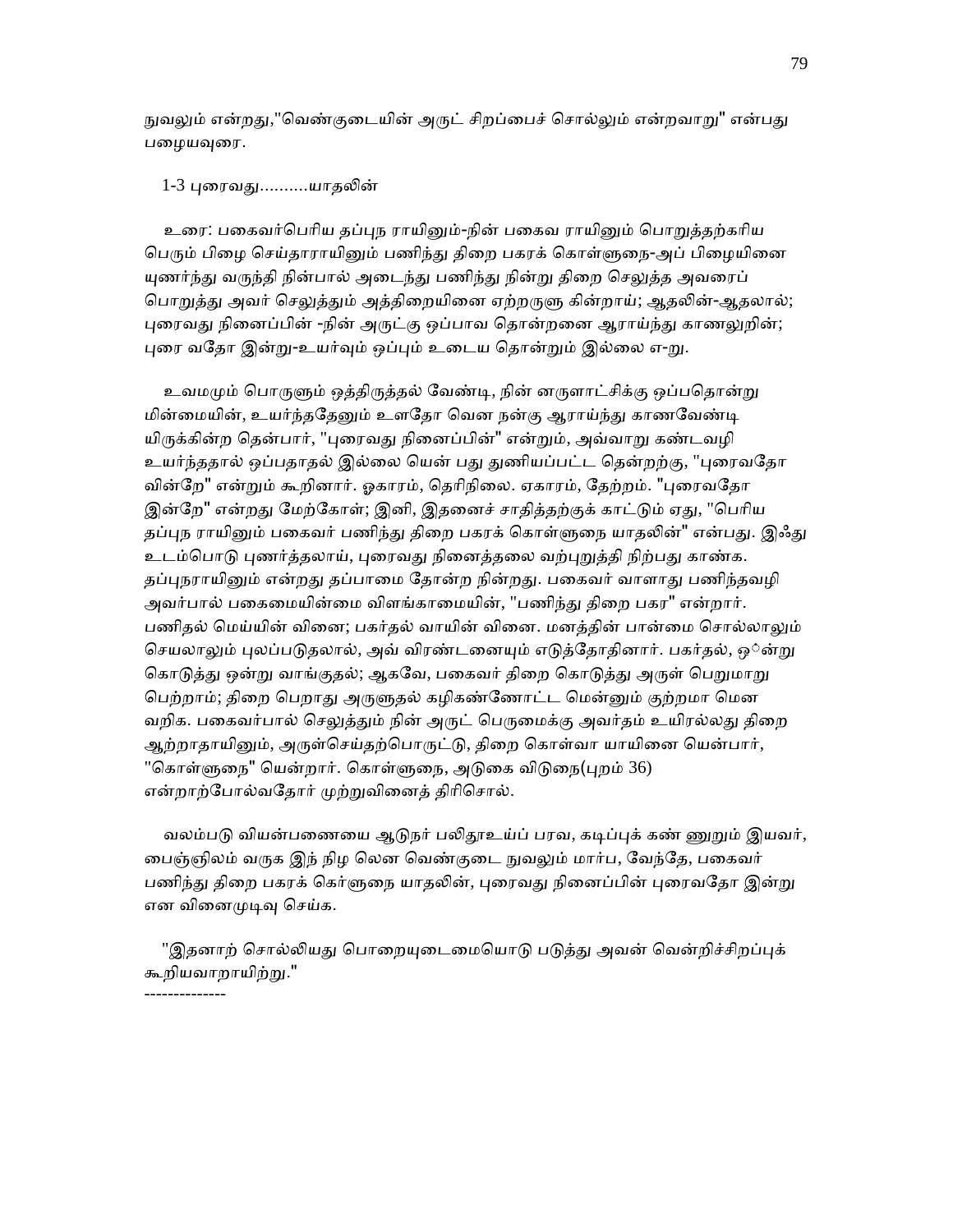நுவலும் என்றது,"வெண்குடையின் அருட் சிறப்பைச் சொல்லும் என்றவாறு" என்பது பழையவுரை.

1-3 புரைவது..........யாதலின்

உரை: பகைவர்பெரிய தப்புந ராயினும்-நின் பகைவ ராயினும் பொறுத்தற்கரிய பெரும் பிழை செய்தாராயினும் பணிந்து திறை பகரக் கொள்ளுநை-அப் பிழையினை யுணர்ந்து வருந்தி நின்பால் அடைந்து பணிந்து நின்று திறை செலுத்த அவரைப் பொறுத்து அவர் செலுத்தும் அத்திறையினை ஏற்றருளு கின்றாய்; ஆதலின்-ஆதலால்; புரைவது நினைப்பின் -நின் அருட்கு ஒப்பாவ தொன்றனை ஆராய்ந்து காணலுறின்; புரை வதோ இன்று-உயர்வும் ஒப்பும் உடைய தொன்றும் இல்லை எ-று.

உவமமும் பொருளும் ஒத்திருத்தல் வேண்டி, நின் னருளாட்சிக்கு ஒப்பதொன்று மின்மையின், உயர்ந்ததேனும் உளதோ வென நன்கு ஆராய்ந்து காணவேண்டி யிருக்கின்ற தென்பார், "புரைவது நினைப்பின்" என்றும், அவ்வாறு கண்டவழி உயர்ந்ததால் ஒப்பதாதல் இல்லை யென் பது துணியப்பட்ட தென்றற்கு, "புரைவதோ வின்றே" என்றும் கூறினார். ஓகாரம், தெரிநிலை. ஏகாரம், தேற்றம். "புரைவதோ இன்றே" என்றது மேற்கோள்; இனி, இதனைச் சாதித்தற்குக் காட்டும் ஏது, "பெரிய தப்புந ராயினும் பகைவர் பணிந்து திறை பகரக் கொள்ளுநை யாதலின்" என்பது. இஃது உடம்பொடு புணர்த்தலாய், புரைவது நினைத்தலை வற்புறுத்தி நிற்பது காண்க. தப்புநராயினும் என்றது தப்பாமை தோன்ற நின்றது. பகைவர் வாளாது பணிந்தவழி அவர்பால் பகைமையின்மை விளங்காமையின், "பணிந்து திறை பகர" என்றார். பணிதல் மெய்யின் வினை; பகர்தல் வாயின் வினை. மனத்தின் பான்மை சொல்லாலும் செயலாலும் புலப்படுதலால், அவ் விரண்டனையும் எடுத்தோதினார். பகர்தல், ஒ◌ன்று கொடுத்து ஒன்று வாங்குதல்; ஆகவே, பகைவர் திறை கொடுத்து அருள் பெறுமாறு பெற்றாம்; திறை பெறாது அருளுதல் கழிகண்ணோட்ட மென்னும் குற்றமா மென வறிக. பகைவர்பால் செலுத்தும் நின் அருட் பெருமைக்கு அவர்தம் உயிரல்லது திறை ஆற்றாதாயினும், அருள்செய்தற்பொருட்டு, திறை கொள்வா யாயினை யென்பார், "கொள்ளுநை" யென்றார். கொள்ளுநை, அடுகை விடுநை(புறம் 36) என்றாற்போல்வதோர் முற்றுவினைத் திரிசொல்.

வலம்படு வியன்பணையை ஆடுநர் பலிதூஉய்ப் பரவ, கடிப்புக் கண் ணுறும் இயவர், பைஞ்ஞிலம் வருக இந் நிழ லென வெண்குடை நுவலும் மார்ப, வேந்தே, பகைவர் பணிந்து திறை பகரக் கொள்ளுநை யாதலின், புரைவது நினைப்பின் புரைவதோ இன்று என வினைமுடிவு செய்க.

"இதனாற் சொல்லியது பொறையுடைமையொடு படுத்து அவன் வெற்றிச்சிறப்புக் கூறியவாறாயிற்று."

-------------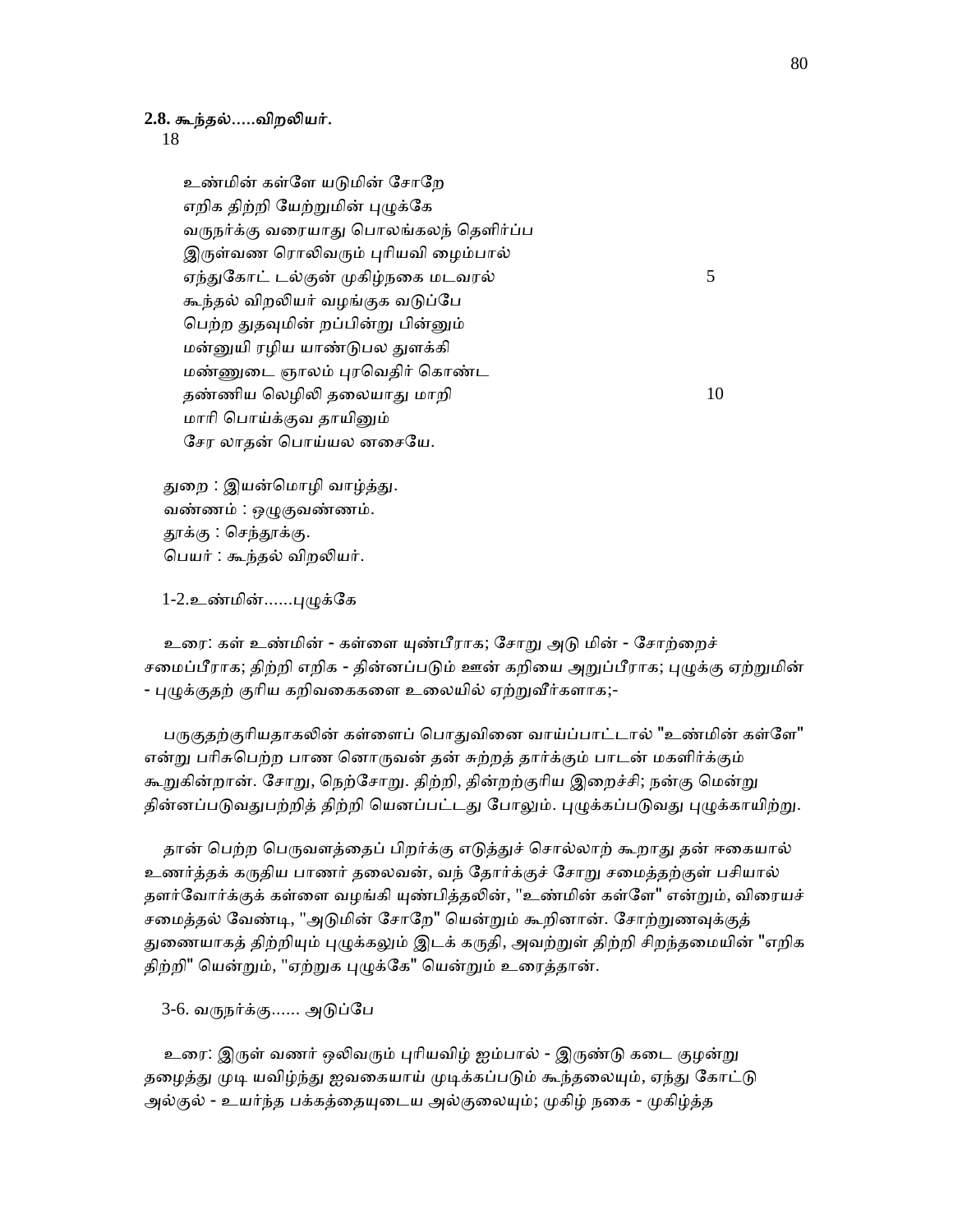**2.8. கூந்தல்.....விறலியர்.**

18

உண்மின் கள்ளே யடுமின் சோறே
எறிக திற்றி யேற்றுமின் புழுக்கே
வருநர்க்கு வரையாது பொலங்கலந் தெளிர்ப்ப
இருள்வண ரொலிவரும் புரியவி ழைம்பால்
ஏந்துகோட் டல்குன் முகிழ்நகை மடவரல் 5
கூந்தல் விறலியர் வழங்குக வடுப்பே
பெற்ற துதவுமின் றப்பின்று பின்னும்
மன்னுயி ரழிய யாண்டுபல துளக்கி
மண்ணுடை ஞாலம் புரவெதிர் கொண்ட
தண்ணிய லெழிலி தலையாது மாறி 10
மாரி பொய்க்குவ தாயினும்
சேர லாதன் பொய்யல னசையே.

துறை : இயன்மொழி வாழ்த்து.
வண்ணம் : ஒழுகுவண்ணம்.
தூக்கு : செந்தூக்கு.
பெயர் : கூந்தல் விறலியர்.

1-2.உண்மின்......புழுக்கே

உரை: கள் உண்மின் - கள்ளை யுண்பீராக; சோறு அடு மின் - சோற்றைச் சமைப்பீராக; திற்றி எறிக - தின்னப்படும் ஊன் கறியை அறுப்பீராக; புழுக்கு ஏற்றுமின் - புழுக்குதற் குரிய கறிவகைகளை உலையில் ஏற்றுவீர்களாக;-

பருகுதற்குரியதாகலின் கள்ளைப் பொதுவினை வாய்ப்பாட்டால் "உண்மின் கள்ளே" என்று பரிசுபெற்ற பாண னொருவன் தன் சுற்றத் தார்க்கும் பாடன் மகளிர்க்கும் கூறுகின்றான். சோறு, நெற்சோறு. திற்றி, தின்றற்குரிய இறைச்சி; நன்கு மென்று தின்னப்படுவதுபற்றித் திற்றி யெனப்பட்டது போலும். புழுக்கப்படுவது புழுக்காயிற்று.

தான் பெற்ற பெருவளத்தைப் பிறர்க்கு எடுத்துச் சொல்லாற் கூறாது தன் ஈகையால் உணர்த்தக் கருதிய பாணர் தலைவன், வந் தோர்க்குச் சோறு சமைத்தற்குள் பசியால் தளர்வோர்க்குக் கள்ளை வழங்கி யுண்பித்தலின், "உண்மின் கள்ளே" என்றும், விரையச் சமைத்தல் வேண்டி, "அடுமின் சோறே" யென்றும் கூறினான். சோற்றுணவுக்குத் துணையாகத் திற்றியும் புழுக்கலும் இடக் கருதி, அவற்றுள் திற்றி சிறந்தமையின் "எறிக திற்றி" யென்றும், "ஏற்றுக புழுக்கே" யென்றும் உரைத்தான்.

3-6. வருநர்க்கு...... அடுப்பே

உரை: இருள் வணர் ஒலிவரும் புரியவிழ் ஐம்பால் - இருண்டு கடை குழன்று தழைத்து முடி யவிழ்ந்து ஐவகையாய் முடிக்கப்படும் கூந்தலையும், ஏந்து கோட்டு அல்குல் - உயர்ந்த பக்கத்தையுடைய அல்குலையும்; முகிழ் நகை - முகிழ்த்த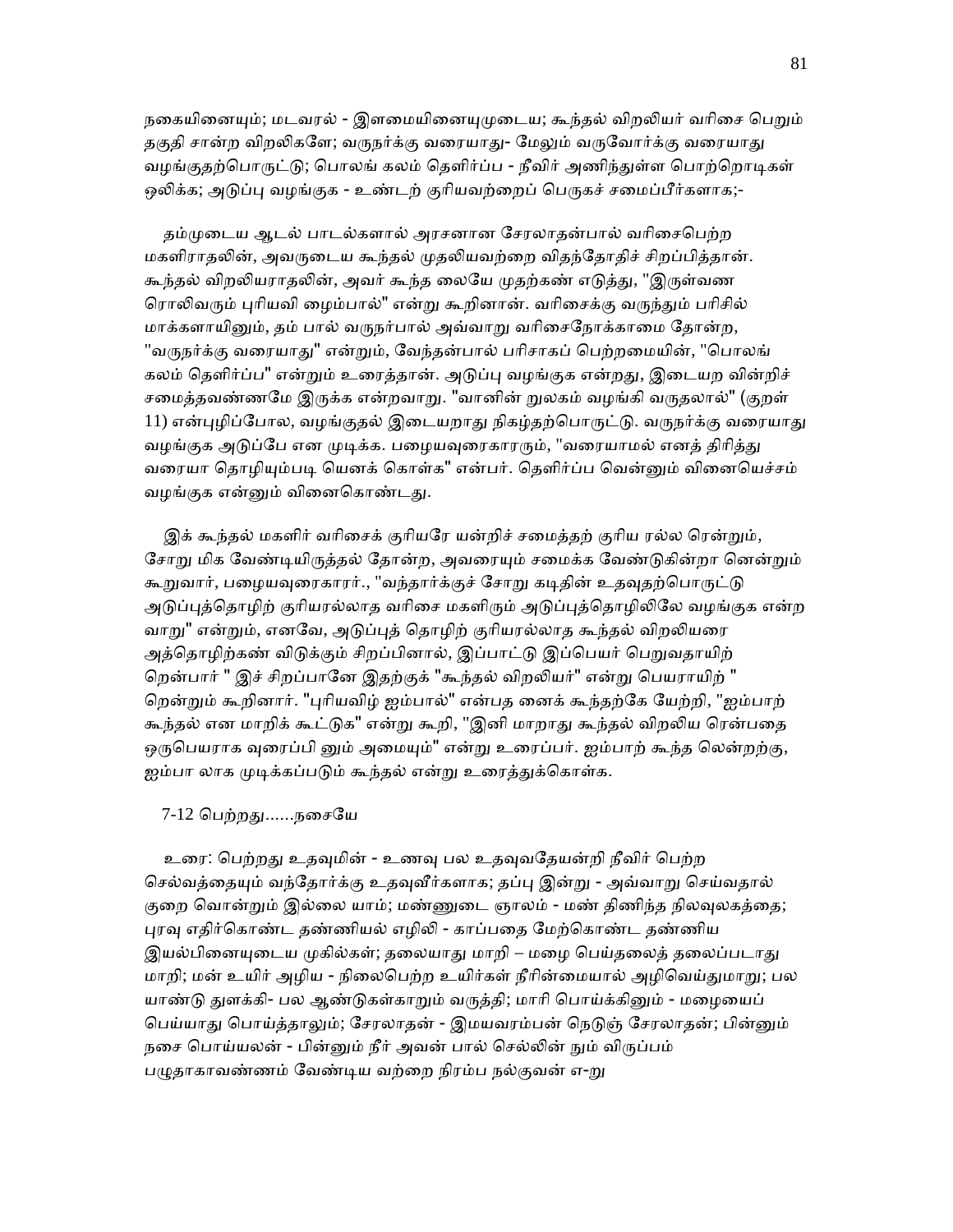நகையினையும்; மடவரல் - இளமையினையுமுடைய; கூந்தல் விறலியர் வரிசை பெறும் தகுதி சான்ற விறலிகளே; வருநர்க்கு வரையாது- மேலும் வருவோர்க்கு வரையாது வழங்குதற்பொருட்டு; பொலங் கலம் தெளிர்ப்ப - நீவிர் அணிந்துள்ள பொற்றொடிகள் ஒலிக்க; அடுப்பு வழங்குக - உண்டற் குரியவற்றைப் பெருகச் சமைப்பீர்களாக;-

தம்முடைய ஆடல் பாடல்களால் அரசனான சேரலாதன்பால் வரிசைபெற்ற மகளிராதலின், அவருடைய கூந்தல் முதலியவற்றை விதந்தோதிச் சிறப்பித்தான். கூந்தல் விறலியராதலின், அவர் கூந்த லையே முதற்கண் எடுத்து, "இருள்வண ரொலிவரும் புரியவி ழைம்பால்" என்று கூறினான். வரிசைக்கு வருந்தும் பரிசில் மாக்களாயினும், தம் பால் வருநர்பால் அவ்வாறு வரிசைநோக்காமை தோன்ற, "வருநர்க்கு வரையாது" என்றும், வேந்தன்பால் பரிசாகப் பெற்றமையின், "பொலங் கலம் தெளிர்ப்ப" என்றும் உரைத்தான். அடுப்பு வழங்குக என்றது, இடையற வின்றிச் சமைத்தவண்ணமே இருக்க என்றவாறு. "வானின் றுலகம் வழங்கி வருதலால்" (குறள் 11) என்புழிப்போல, வழங்குதல் இடையறாது நிகழ்தற்பொருட்டு. வருநர்க்கு வரையாது வழங்குக அடுப்பே என முடிக்க. பழையவுரைகாரரும், "வரையாமல் எனத் திரித்து வரையா தொழியும்படி யெனக் கொள்க" என்பர். தெளிர்ப்ப வென்னும் வினையெச்சம் வழங்குக என்னும் வினைகொண்டது.

இக் கூந்தல் மகளிர் வரிசைக் குரியரே யன்றிச் சமைத்தற் குரிய ரல்ல ரென்றும், சோறு மிக வேண்டியிருத்தல் தோன்ற, அவரையும் சமைக்க வேண்டுகின்றா னென்றும் கூறுவார், பழையவுரைகாரர்., "வந்தார்க்குச் சோறு கடிதின் உதவுதற்பொருட்டு அடுப்புத்தொழிற் குரியரல்லாத வரிசை மகளிரும் அடுப்புத்தொழிலிலே வழங்குக என்ற வாறு" என்றும், எனவே, அடுப்புத் தொழிற் குரியரல்லாத கூந்தல் விறலியரை அத்தொழிற்கண் விடுக்கும் சிறப்பினால், இப்பாட்டு இப்பெயர் பெறுவதாயிற் றென்பார் " இச் சிறப்பானே இதற்குக் "கூந்தல் விறலியர்" என்று பெயராயிற் " றென்றும் கூறினார். "புரியவிழ் ஐம்பால்" என்பத னைக் கூந்தற்கே யேற்றி, "ஐம்பாற் கூந்தல் என மாறிக் கூட்டுக" என்று கூறி, "இனி மாறாது கூந்தல் விறலிய ரென்பதை ஒருபெயராக வுரைப்பி னும் அமையும்" என்று உரைப்பர். ஐம்பாற் கூந்த லென்றற்கு, ஐம்பா லாக முடிக்கப்படும் கூந்தல் என்று உரைத்துக்கொள்க.

7-12 பெற்றது......நசையே

உரை: பெற்றது உதவுமின் - உணவு பல உதவுவதேயன்றி நீவிர் பெற்ற செல்வத்தையும் வந்தோர்க்கு உதவுவீர்களாக; தப்பு இன்று - அவ்வாறு செய்வதால் குறை வொன்றும் இல்லை யாம்; மண்ணுடை ஞாலம் - மண் திணிந்த நிலவுலகத்தை; புரவு எதிர்கொண்ட தண்ணியல் எழிலி - காப்பதை மேற்கொண்ட தண்ணிய இயல்பினையுடைய முகில்கள்; தலையாது மாறி – மழை பெய்தலைத் தலைப்படாது மாறி; மன் உயிர் அழிய - நிலைபெற்ற உயிர்கள் நீரின்மையால் அழிவெய்துமாறு; பல யாண்டு துளக்கி- பல ஆண்டுகளாறும் வருத்தி; மாரி பொய்க்கினும் - மழையைப் பெய்யாது பொய்த்தாலும்; சேரலாதன் - இமயவரம்பன் நெடுஞ் சேரலாதன்; பின்னும் நசை பொய்யலன் - பின்னும் நீர் அவன் பால் செல்லின் நும் விருப்பம் பழுதாகாவண்ணம் வேண்டிய வற்றை நிரம்ப நல்குவன் எ-று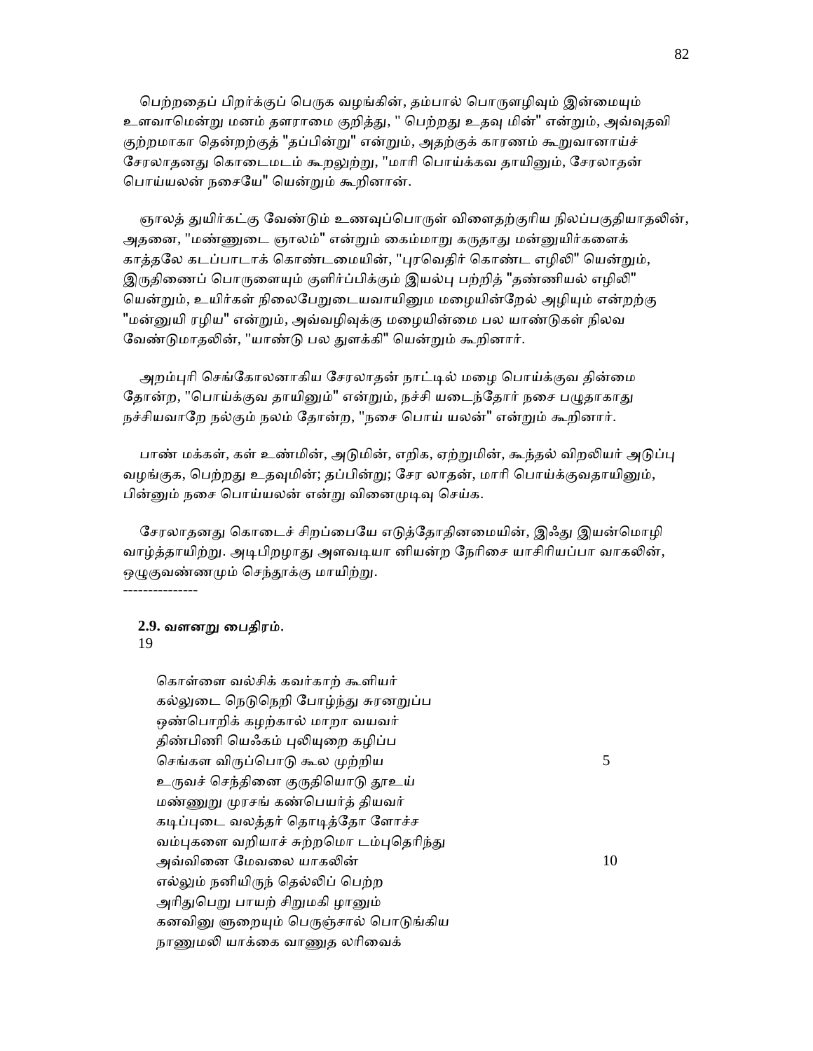பெற்றதைப் பிறர்க்குப் பெருக வழங்கின், தம்பால் பொருளழிவும் இன்மையும் உளவாமென்று மனம் தளராமை குறித்து, " பெற்றது உதவு மின்" என்றும், அவ்வுதவி குற்றமாகா தென்றற்குத் "தப்பின்று" என்றும், அதற்குக் காரணம் கூறுவானாய்ச் சேரலாதனது கொடைமடம் கூறலுற்று, "மாரி பொய்க்கவ தாயினும், சேரலாதன் பொய்யலன் நசையே" யென்றும் கூறினான்.

ஞாலத் துயிர்கட்கு வேண்டும் உணவுப்பொருள் விளைதற்குரிய நிலப்பகுதியாதலின், அதனை, "மண்ணுடை ஞாலம்" என்றும் கைம்மாறு கருதாது மன்னுயிர்களைக் காத்தலே கடப்பாடாக் கொண்டமையின், "புரவெதிர் கொண்ட எழிலி" யென்றும், இருதிணைப் பொருளையும் குளிர்ப்பிக்கும் இயல்பு பற்றித் "தண்ணியல் எழிலி" யென்றும், உயிர்கள் நிலைபேறுடையவாயினும மழையின்றேல் அழியும் என்றற்கு "மன்னுயி ரழிய" என்றும், அவ்வழிவுக்கு மழையின்மை பல யாண்டுகள் நிலவ வேண்டுமாதலின், "யாண்டு பல துளக்கி" யென்றும் கூறினார்.

அறம்புரி செங்கோலனாகிய சேரலாதன் நாட்டில் மழை பொய்க்குவ தின்மை தோன்ற, "பொய்க்குவ தாயினும்" என்றும், நச்சி யடைந்தோர் நசை பழுதாகாது நச்சியவாறே நல்கும் நலம் தோன்ற, "நசை பொய் யலன்" என்றும் கூறினார்.

பாண் மக்கள், கள் உண்மின், அடுமின், எறிக, ஏற்றுமின், கூந்தல் விறலியர் அடுப்பு வழங்குக, பெற்றது உதவுமின்; தப்பின்று; சேர லாதன், மாரி பொய்க்குவதாயினும், பின்னும் நசை பொய்யலன் என்று வினைமுடிவு செய்க.

சேரலாதனது கொடைச் சிறப்பையே எடுத்தோதினமையின், இஃது இயன்மொழி வாழ்த்தாயிற்று. அடிபிறழாது அளவடியா னியன்ற நேரிசை யாசிரியப்பா வாகலின், ஒழுகுவண்ணமும் செந்தூக்கு மாயிற்று.

---------------

**2.9. வளனறு பைதிரம்.**

19

கொள்ளை வல்சிக் கவர்காற் கூளியர்
கல்லுடை நெடுநெறி போழ்ந்து சுரனறுப்ப
ஒண்பொறிக் கழற்கால் மாறா வயவர்
திண்பிணி யெஃகம் புலியுறை கழிப்ப
செங்கள விருப்பொடு கூல முற்றிய 5
உருவச் செந்தினை குருதியொடு தூஉய்
மண்ணுறு முரசங் கண்பெயர்த் தியவர்
கடிப்புடை வலத்தர் தொடித்தோ ளோச்ச
வம்புகளை வறியாச் சுற்றமொ டம்புதெரிந்து
அவ்வினை மேவலை யாகலின் 10
எல்லும் நனியிருந் தெல்லிப் பெற்ற
அரிதுபெறு பாயற் சிறுமகி ழானும்
கனவினு ளுறையும் பெருஞ்சால் பொடுங்கிய
நாணுமலி யாக்கை வாணுத லரிவைக்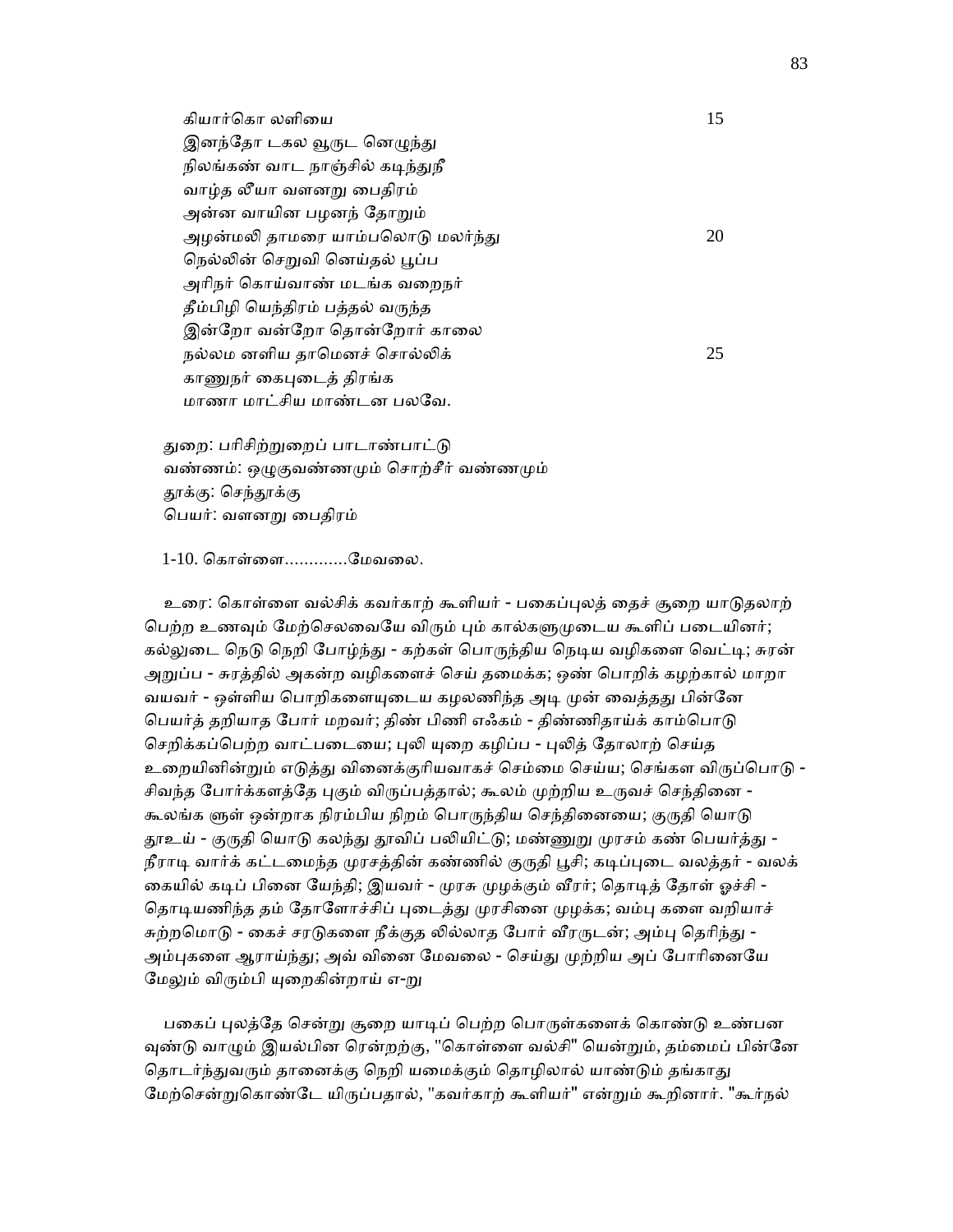கியார்கொ லளியை                                                15
இனந்தோ டகல வூருட னெழுந்து
நிலங்கண் வாட நாஞ்சில் கடிந்துநீ
வாழ்த லீயா வளனறு பைதிரம்
அன்ன வாயின பழனந் தோறும்
அழன்மலி தாமரை யாம்பலொடு மலர்ந்து                       20
நெல்லின் செறுவி னெய்தல் பூப்ப
அரிநர் கொய்வாண் மடங்க வறைநர்
தீம்பிழி யெந்திரம் பத்தல் வருந்த
இன்றோ வன்றோ தொன்றோர் காலை
நல்லம னளிய தாமெனச் சொல்லிக்                                25
காணுநர் கைபுடைத் திரங்க
மாணா மாட்சிய மாண்டன பலவே.

துறை: பரிசிற்றுறைப் பாடாண்பாட்டு
வண்ணம்: ஒழுகுவண்ணமும் சொற்சீர் வண்ணமும்
தூக்கு: செந்தூக்கு
பெயர்: வளனறு பைதிரம்

1-10. கொள்ளை.............மேவலை.

உரை: கொள்ளை வல்சிக் கவர்காற் கூளியர் - பகைப்புலத் தைச் சூறை யாடுதலாற் பெற்ற உணவும் மேற்செலவையே விரும் பும் கால்களுமுடைய கூளிப் படையினர்; கல்லுடை நெடு நெறி போழ்ந்து - கற்கள் பொருந்திய நெடிய வழிகளை வெட்டி; சுரன் அறுப்ப - சுரத்தில் அகன்ற வழிகளைச் செய் தமைக்க; ஒண் பொறிக் கழற்கால் மாறா வயவர் - ஒள்ளிய பொறிகளையுடைய கழலணிந்த அடி முன் வைத்தது பின்னே பெயர்த் தறியாத போர் மறவர்; திண் பிணி எஃகம் - திண்ணிதாய்க் காம்பொடு செறிக்கப்பெற்ற வாட்படையை; புலி யுறை கழிப்ப - புலித் தோலாற் செய்த உறையினின்றும் எடுத்து வினைக்குரியவாகச் செம்மை செய்ய; செங்கள விருப்பொடு - சிவந்த போர்க்களத்தே புகும் விருப்பத்தால்; கூலம் முற்றிய உருவச் செந்தினை - கூலங்க ளுள் ஒன்றாக நிரம்பிய நிறம் பொருந்திய செந்தினையை; குருதி யொடு தூஉய் - குருதி யொடு கலந்து தூவிப் பலியிட்டு; மண்ணுறு முரசம் கண் பெயர்த்து - நீராடி வார்க் கட்டமைந்த முரசத்தின் கண்ணில் குருதி பூசி; கடிப்புடை வலத்தர் - வலக் கையில் கடிப் பினை யேந்தி; இயவர் - முரசு முழக்கும் வீரர்; தொடித் தோள் ஓச்சி - தொடியணிந்த தம் தோளோச்சிப் புடைத்து முரசினை முழக்க; வம்பு களை வறியாச் சுற்றமொடு - கைச் சரடுகளை நீக்குத லில்லாத போர் வீரருடன்; அம்பு தெரிந்து - அம்புகளை ஆராய்ந்து; அவ் வினை மேவலை - செய்து முற்றிய அப் போரினையே மேலும் விரும்பி யுறைகின்றாய் எ-று

பகைப் புலத்தே சென்று சூறை யாடிப் பெற்ற பொருள்களைக் கொண்டு உண்பன வுண்டு வாழும் இயல்பின ரென்றற்கு, "கொள்ளை வல்சி" யென்றும், தம்மைப் பின்னே தொடர்ந்துவரும் தானைக்கு நெறி யமைக்கும் தொழிலால் யாண்டும் தங்காது மேற்சென்றுகொண்டே யிருப்பதால், "கவர்காற் கூளியர்" என்றும் கூறினார். "கூர்நல்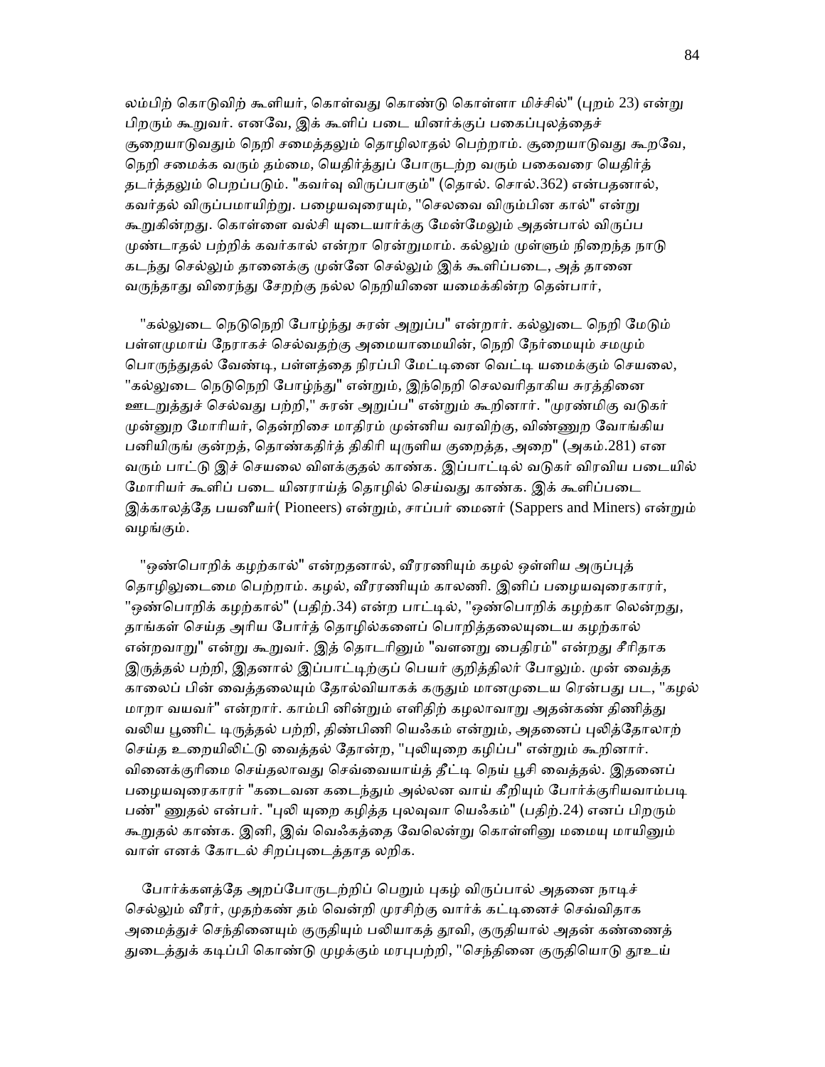லம்பிற் கொடுவிற் கூளியர், கொள்வது கொண்டு கொள்ளா மிச்சில்" (புறம் 23) என்று பிறரும் கூறுவர். எனவே, இக் கூளிப் படை யினர்க்குப் பகைப்புலத்தைச் சூறையாடுவதும் நெறி சமைத்தலும் தொழிலாதல் பெற்றாம். சூறையாடுவது கூறவே, நெறி சமைக்க வரும் தம்மை, யெதிர்த்துப் போருடற்ற வரும் பகைவரை யெதிர்த் தடர்த்தலும் பெறப்படும். "கவர்வு விருப்பாகும்" (தொல். சொல்.362) என்பதனால், கவர்தல் விருப்பமாயிற்று. பழையவுரையும், "செலவை விரும்பின கால்" என்று கூறுகின்றது. கொள்ளை வல்சி யுடையார்க்கு மேன்மேலும் அதன்பால் விருப்ப முண்டாதல் பற்றிக் கவர்கால் என்றா ரென்றுமாம். கல்லும் முள்ளும் நிறைந்த நாடு கடந்து செல்லும் தானைக்கு முன்னே செல்லும் இக் கூளிப்படை, அத் தானை வருந்தாது விரைந்து சேறற்கு நல்ல நெறியினை யமைக்கின்ற தென்பார்,

"கல்லுடை நெடுநெறி போழ்ந்து சுரன் அறுப்ப" என்றார். கல்லுடை நெறி மேடும் பள்ளமுமாய் நேராகச் செல்வதற்கு அமையாமையின், நெறி நேர்மையும் சமமும் பொருந்துதல் வேண்டி, பள்ளத்தை நிரப்பி மேட்டினை வெட்டி யமைக்கும் செயலை, "கல்லுடை நெடுநெறி போழ்ந்து" என்றும், இந்நெறி செலவரிதாகிய சுரத்தினை ஊடறுத்துச் செல்வது பற்றி," சுரன் அறுப்ப" என்றும் கூறினார். "முரண்மிகு வடுகர் முன்னுற மோரியர், தென்றிசை மாதிரம் முன்னிய வரவிற்கு, விண்ணுற வோங்கிய பனியிருங் குன்றத், தொண்கதிர்த் திகிரி யுருளிய குறைத்த, அறை" (அகம்.281) என வரும் பாட்டு இச் செயலை விளக்குதல் காண்க. இப்பாட்டில் வடுகர் விரவிய படையில் மோரியர் கூளிப் படை யினராய்த் தொழில் செய்வது காண்க. இக் கூளிப்படை இக்காலத்தே பயனீயர்( Pioneers) என்றும், சாப்பர் மைனர் (Sappers and Miners) என்றும் வழங்கும்.

"ஒண்பொறிக் கழற்கால்" என்றதனால், வீரரணியும் கழல் ஒள்ளிய அருப்புத் தொழிலுடைமை பெற்றாம். கழல், வீரரணியும் காலணி. இனிப் பழையவுரைகாரர், "ஒண்பொறிக் கழற்கால்" (பதிற்.34) என்ற பாட்டில், "ஒண்பொறிக் கழற்கா லென்றது, தாங்கள் செய்த அரிய போர்த் தொழில்களைப் பொறித்தலையுடைய கழற்கால் என்றவாறு" என்று கூறுவர். இத் தொடரினும் "வளனறு பைதிரம்" என்றது சீரிதாக இருத்தல் பற்றி, இதனால் இப்பாட்டிற்குப் பெயர் குறித்திலர் போலும். முன் வைத்த காலைப் பின் வைத்தலையும் தோல்வியாகக் கருதும் மானமுடைய ரென்பது பட, "கழல் மாறா வயவர்" என்றார். காம்பி னின்றும் எளிதிற் கழலாவாறு அதன்கண் திணித்து வலிய பூணிட் டிருத்தல் பற்றி, திண்பிணி யெஃகம் என்றும், அதனைப் புலித்தோலாற் செய்த உறையிலிட்டு வைத்தல் தோன்ற, "புலியுறை கழிப்ப" என்றும் கூறினார். வினைக்குரிமை செய்தலாவது செவ்வையாய்த் தீட்டி நெய் பூசி வைத்தல். இதனைப் பழையவுரைகாரர் "கடைவன கடைந்தும் அல்லன வாய் கீறியும் போர்க்குரியவாம்படி பண்" ணுதல் என்பர். "புலி யுறை கழித்த புலவுவா யெஃகம்" (பதிற்.24) எனப் பிறரும் கூறுதல் காண்க. இனி, இவ் வெஃகத்தை வேலென்று கொள்ளினு மமையு மாயினும் வாள் எனக் கோடல் சிறப்புடைத்தாத லறிக.

போர்க்களத்தே அறப்போருடற்றிப் பெறும் புகழ் விருப்பால் அதனை நாடிச் செல்லும் வீரர், முதற்கண் தம் வென்றி முரசிற்கு வார்க் கட்டினைச் செவ்விதாக அமைத்துச் செந்தினையும் குருதியும் பலியாகத் தூவி, குருதியால் அதன் கண்ணைத் துடைத்துக் கடிப்பி கொண்டு முழக்கும் மரபுபற்றி, "செந்தினை குருதியொடு தூஉய்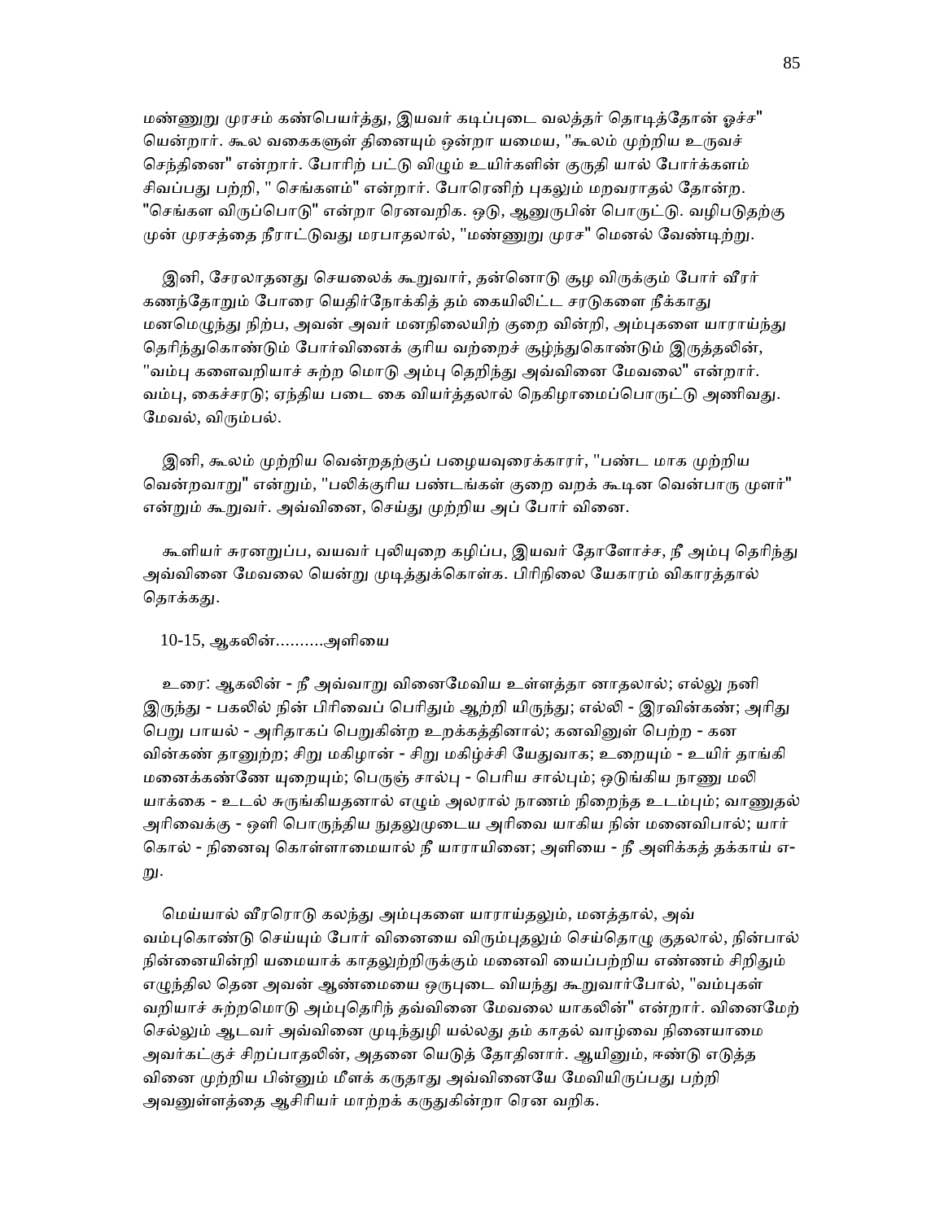மண்ணுறு முரசம் கண்பெயர்த்து, இயவர் கடிப்புடை வலத்தர் தொடித்தோன் ஓச்ச" யென்றார். கூல வகைகளுள் தினையும் ஒன்றா யமைய, "கூலம் முற்றிய உருவச் செந்தினை" என்றார். போரிற் பட்டு விழும் உயிர்களின் குருதி யால் போர்க்களம் சிவப்பது பற்றி, " செங்களம்" என்றார். போரெனிற் புகலும் மறவராதல் தோன்ற. "செங்கள விருப்பொடு" என்றா ரெனவறிக. ஒடு, ஆனுருபின் பொருட்டு. வழிபடுதற்கு முன் முரசத்தை நீராட்டுவது மரபாதலால், "மண்ணுறு முரச" மெனல் வேண்டிற்று.

இனி, சேரலாதனது செயலைக் கூறுவார், தன்னொடு சூழ விருக்கும் போர் வீரர் கணந்தோறும் போரை யெதிர்நோக்கித் தம் கையிலிட்ட சரடுகளை நீக்காது மனமெழுந்து நிற்ப, அவன் அவர் மனநிலையிற் குறை வின்றி, அம்புகளை யாராய்ந்து தெரிந்துகொண்டும் போர்வினைக் குரிய வற்றைச் சூழ்ந்துகொண்டும் இருத்தலின், "வம்பு களைவறியாச் சுற்ற மொடு அம்பு தெறிந்து அவ்வினை மேவலை" என்றார். வம்பு, கைச்சரடு; ஏந்திய படை கை வியர்த்தலால் நெகிழாமைப்பொருட்டு அணிவது. மேவல், விரும்பல்.

இனி, கூலம் முற்றிய வென்றதற்குப் பழையவுரைக்காரர், "பண்ட மாக முற்றிய வென்றவாறு" என்றும், "பலிக்குரிய பண்டங்கள் குறை வறக் கூடின வென்பாரு முளர்" என்றும் கூறுவர். அவ்வினை, செய்து முற்றிய அப் போர் வினை.

கூளியர் சுரனறுப்ப, வயவர் புலியுறை கழிப்ப, இயவர் தோளோச்ச, நீ அம்பு தெரிந்து அவ்வினை மேவலை யென்று முடித்துக்கொள்க. பிரிநிலை யேகாரம் விகாரத்தால் தொக்கது.

10-15, ஆகலின்..........அளியை

உரை: ஆகலின் - நீ அவ்வாறு வினைமேவிய உள்ளத்தா னாதலால்; எல்லு நனி இருந்து - பகலில் நின் பிரிவைப் பெரிதும் ஆற்றி யிருந்து; எல்லி - இரவின்கண்; அரிது பெறு பாயல் - அரிதாகப் பெறுகின்ற உறக்கத்தினால்; கனவினுள் பெற்ற - கன வின்கண் தானுற்ற; சிறு மகிழான் - சிறு மகிழ்ச்சி யேதுவாக; உறையும் - உயிர் தாங்கி மனைக்கண்ணே யுறையும்; பெருஞ் சால்பு - பெரிய சால்பும்; ஒடுங்கிய நாணு மலி யாக்கை - உடல் சுருங்கியதனால் எழும் அலரால் நாணம் நிறைந்த உடம்பும்; வாணுதல் அரிவைக்கு - ஒளி பொருந்திய நுதலுமுடைய அரிவை யாகிய நின் மனைவிபால்; யார் கொல் - நினைவு கொள்ளாமையால் நீ யாராயினை; அளியை - நீ அளிக்கத் தக்காய் எ-று.

மெய்யால் வீரரொடு கலந்து அம்புகளை யாராய்தலும், மனத்தால், அவ் வம்புகொண்டு செய்யும் போர் வினையை விரும்புதலும் செய்தொழு குதலால், நின்பால் நின்னையின்றி யமையாக் காதலுற்றிருக்கும் மனைவி யைப்பற்றிய எண்ணம் சிறிதும் எழுந்தில தென அவன் ஆண்மையை ஒருபுடை வியந்து கூறுவார்போல், "வம்புகள் வறியாச் சுற்றமொடு அம்புதெரிந் தவ்வினை மேவலை யாகலின்" என்றார். வினைமேற் செல்லும் ஆடவர் அவ்வினை முடிந்துழி யல்லது தம் காதல் வாழ்வை நினையாமை அவர்கட்குச் சிறப்பாதலின், அதனை யெடுத் தோதினார். ஆயினும், ஈண்டு எடுத்த வினை முற்றிய பின்னும் மீளக் கருதாது அவ்வினையே மேவியிருப்பது பற்றி அவனுள்ளத்தை ஆசிரியர் மாற்றக் கருதுகின்றா ரென வறிக.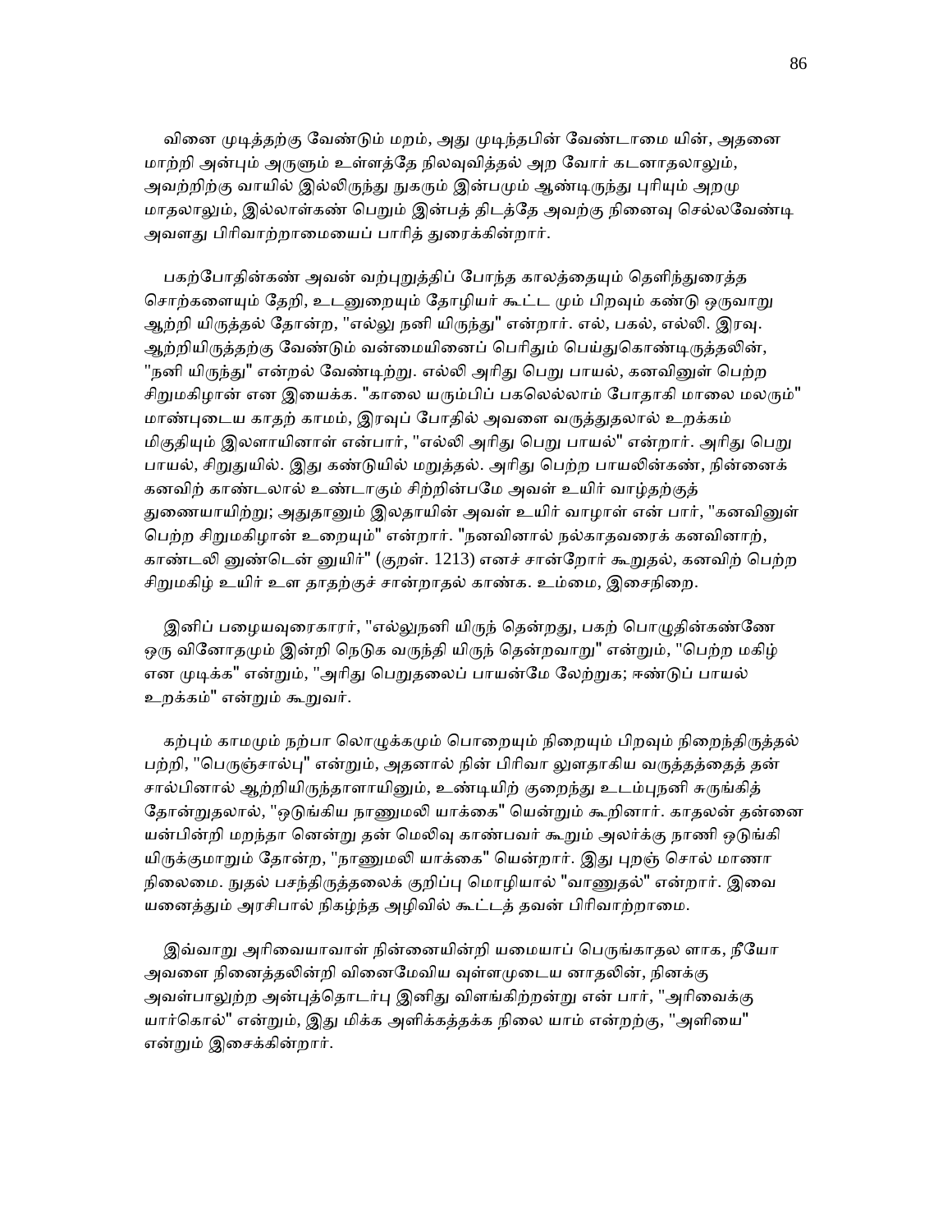வினை முடித்தற்கு வேண்டும் மறம், அது முடிந்தபின் வேண்டாமை யின், அதனை மாற்றி அன்பும் அருளும் உள்ளத்தே நிலவுவித்தல் அற வோர் கடனாதலாலும், அவற்றிற்கு வாயில் இல்லிருந்து நுகரும் இன்பமும் ஆண்டிருந்து புரியும் அறமு மாதலாலும், இல்லாள்கண் பெறும் இன்பத் திடத்தே அவற்கு நினைவு செல்லவேண்டி அவளது பிரிவாற்றாமையைப் பாரித் துரைக்கின்றார்.

பகற்போதின்கண் அவன் வற்புறுத்திப் போந்த காலத்தையும் தெளிந்துரைத்த சொற்களையும் தேறி, உடனுறையும் தோழியர் கூட்ட மும் பிறவும் கண்டு ஒருவாறு ஆற்றி யிருத்தல் தோன்ற, "எல்லு நனி யிருந்து" என்றார். எல், பகல், எல்லி. இரவு. ஆற்றியிருத்தற்கு வேண்டும் வன்மையினைப் பெரிதும் பெய்துகொண்டிருத்தலின், "நனி யிருந்து" என்றல் வேண்டிற்று. எல்லி அரிது பெறு பாயல், கனவினுள் பெற்ற சிறுமகிழான் என இயைக்க. "காலை யரும்பிப் பகலெல்லாம் போதாகி மாலை மலரும்" மாண்புடைய காதற் காமம், இரவுப் போதில் அவளை வருத்துதலால் உறக்கம் மிகுதியும் இலளாயினாள் என்பார், "எல்லி அரிது பெறு பாயல்" என்றார். அரிது பெறு பாயல், சிறுதுயில். இது கண்டுயில் மறுத்தல். அரிது பெற்ற பாயலின்கண், நின்னைக் கனவிற் காண்டலால் உண்டாகும் சிற்றின்பமே அவள் உயிர் வாழ்தற்குத் துணையாயிற்று; அதுதானும் இலதாயின் அவள் உயிர் வாழாள் என் பார், "கனவினுள் பெற்ற சிறுமகிழான் உறையும்" என்றார். "நனவினால் நல்காதவரைக் கனவினாற், காண்டலி னுண்டென் னுயிர்" (குறள். 1213) எனச் சான்றோர் கூறுதல், கனவிற் பெற்ற சிறுமகிழ் உயிர் உள தாதற்குச் சான்றாதல் காண்க. உம்மை, இசைநிறை.

இனிப் பழையவுரைகாரர், "எல்லுநனி யிருந் தென்றது, பகற் பொழுதின்கண்ணே ஒரு வினோதமும் இன்றி நெடுக வருந்தி யிருந் தென்றவாறு" என்றும், "பெற்ற மகிழ் என முடிக்க" என்றும், "அரிது பெறுதலைப் பாயன்மே லேற்றுக; ஈண்டுப் பாயல் உறக்கம்" என்றும் கூறுவர்.

கற்பும் காமமும் நற்பா லொழுக்கமும் பொறையும் நிறையும் பிறவும் நிறைந்திருத்தல் பற்றி, "பெருஞ்சால்பு" என்றும், அதனால் நின் பிரிவா லுளதாகிய வருத்தத்தைத் தன் சால்பினால் ஆற்றியிருந்தாளாயினும், உண்டியிற் குறைந்து உடம்புநனி சுருங்கித் தோன்றுதலால், "ஒடுங்கிய நாணுமலி யாக்கை" யென்றும் கூறினார். காதலன் தன்னை யன்பின்றி மறந்தா னென்று தன் மெலிவு காண்பவர் கூறும் அலர்க்கு நாணி ஒடுங்கி யிருக்குமாறும் தோன்ற, "நாணுமலி யாக்கை" யென்றார். இது புறஞ் சொல் மாணா நிலைமை. நுதல் பசந்திருத்தலைக் குறிப்பு மொழியால் "வாணுதல்" என்றார். இவை யனைத்தும் அரசிபால் நிகழ்ந்த அழிவில் கூட்டத் தவன் பிரிவாற்றாமை.

இவ்வாறு அரிவையாவாள் நின்னையின்றி யமையாப் பெருங்காதல ளாக, நீயோ அவளை நினைத்தலின்றி வினைமேவிய வுள்ளமுடைய னாதலின், நினக்கு அவள்பாலுற்ற அன்புத்தொடர்பு இனிது விளங்கிற்றன்று என் பார், "அரிவைக்கு யார்கொல்" என்றும், இது மிக்க அளிக்கத்தக்க நிலை யாம் என்றற்கு, "அளியை" என்றும் இசைக்கின்றார்.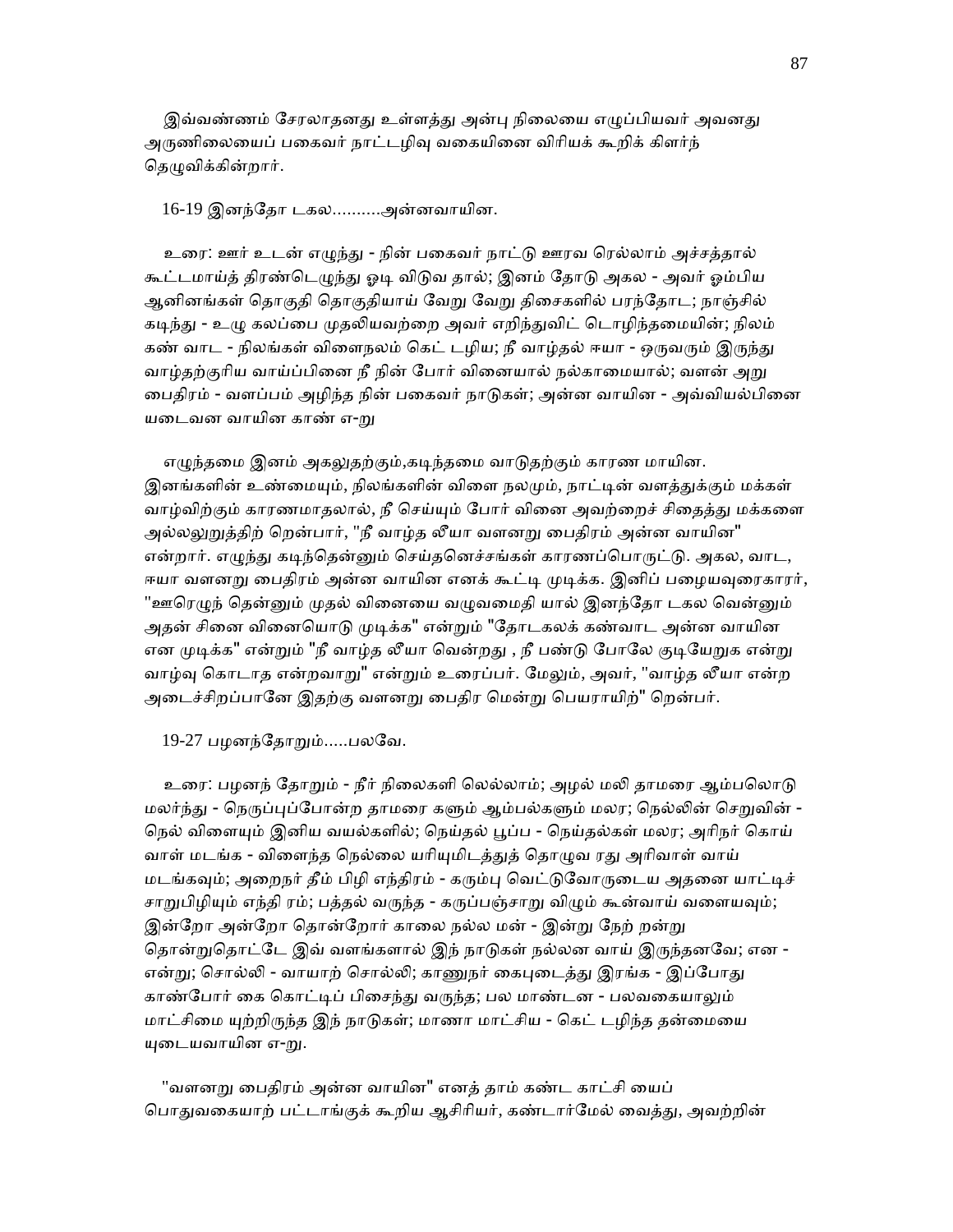இவ்வண்ணம் சேரலாதனது உள்ளத்து அன்பு நிலையை எழுப்பியவர் அவனது அருணிலையைப் பகைவர் நாட்டழிவு வகையினை விரியக் கூறிக் கிளர்ந் தெழுவிக்கின்றார்.

16-19 இனந்தோ டகல..........அன்னவாயின.

உரை: ஊர் உடன் எழுந்து - நின் பகைவர் நாட்டு ஊரவ ரெல்லாம் அச்சத்தால் கூட்டமாய்த் திரண்டெழுந்து ஓடி விடுவ தால்; இனம் தோடு அகல - அவர் ஓம்பிய ஆனினங்கள் தொகுதி தொகுதியாய் வேறு வேறு திசைகளில் பரந்தோட; நாஞ்சில் கடிந்து - உழு கலப்பை முதலியவற்றை அவர் எறிந்துவிட் டொழிந்தமையின்; நிலம் கண் வாட - நிலங்கள் விளைநலம் கெட் டழிய; நீ வாழ்தல் ஈயா - ஒருவரும் இருந்து வாழ்தற்குரிய வாய்ப்பினை நீ நின் போர் வினையால் நல்காமையால்; வளன் அறு பைதிரம் - வளப்பம் அழிந்த நின் பகைவர் நாடுகள்; அன்ன வாயின - அவ்வியல்பினை யடைவன வாயின காண் எ-று

எழுந்தமை இனம் அகலுதற்கும்,கடிந்தமை வாடுதற்கும் காரண மாயின. இனங்களின் உண்மையும், நிலங்களின் விளை நலமும், நாட்டின் வளத்துக்கும் மக்கள் வாழ்விற்கும் காரணமாதலால், நீ செய்யும் போர் வினை அவற்றைச் சிதைத்து மக்களை அல்லலுறுத்திற் றென்பார், "நீ வாழ்த லீயா வளனறு பைதிரம் அன்ன வாயின" என்றார். எழுந்து கடிந்தென்னும் செய்தனெச்சங்கள் காரணப்பொருட்டு. அகல, வாட, ஈயா வளனறு பைதிரம் அன்ன வாயின எனக் கூட்டி முடிக்க. இனிப் பழையவுரைகாரர், "ஊரெழுந் தென்னும் முதல் வினையை வழுவமைதி யால் இனந்தோ டகல வென்னும் அதன் சினை வினையொடு முடிக்க" என்றும் "தோடகலக் கண்வாட அன்ன வாயின என முடிக்க" என்றும் "நீ வாழ்த லீயா வென்றது , நீ பண்டு போலே குடியேறுக என்று வாழ்வு கொடாத என்றவாறு" என்றும் உரைப்பர். மேலும், அவர், "வாழ்த லீயா என்ற அடைச்சிறப்பானே இதற்கு வளனறு பைதிர மென்று பெயராயிற்" றென்பர்.

19-27 பழனந்தோறும்.....பலவே.

உரை: பழனந் தோறும் - நீர் நிலைகளி லெல்லாம்; அழல் மலி தாமரை ஆம்பலொடு மலர்ந்து - நெருப்புப்போன்ற தாமரை களும் ஆம்பல்களும் மலர; நெல்லின் செறுவின் - நெல் விளையும் இனிய வயல்களில்; நெய்தல் பூப்ப - நெய்தல்கள் மலர; அரிநர் கொய் வாள் மடங்க - விளைந்த நெல்லை யரியுமிடத்துத் தொழுவ ரது அரிவாள் வாய் மடங்கவும்; அறைநர் தீம் பிழி எந்திரம் - கரும்பு வெட்டுவோருடைய அதனை யாட்டிச் சாறுபிழியும் எந்தி ரம்; பத்தல் வருந்த - கருப்பஞ்சாறு விழும் கூன்வாய் வளையவும்; இன்றோ அன்றோ தொன்றோர் காலை நல்ல மன் - இன்று நேற் றன்று தொன்றுதொட்டே இவ் வளங்களால் இந் நாடுகள் நல்லன வாய் இருந்தனவே; என - என்று; சொல்லி - வாயாற் சொல்லி; காணுநர் கைபுடைத்து இரங்க - இப்போது காண்போர் கை கொட்டிப் பிசைந்து வருந்த; பல மாண்டன - பலவகையாலும் மாட்சிமை யுற்றிருந்த இந் நாடுகள்; மாணா மாட்சிய - கெட் டழிந்த தன்மையை யுடையவாயின எ-று.

"வளனறு பைதிரம் அன்ன வாயின" எனத் தாம் கண்ட காட்சி யைப் பொதுவகையாற் பட்டாங்குக் கூறிய ஆசிரியர், கண்டார்மேல் வைத்து, அவற்றின்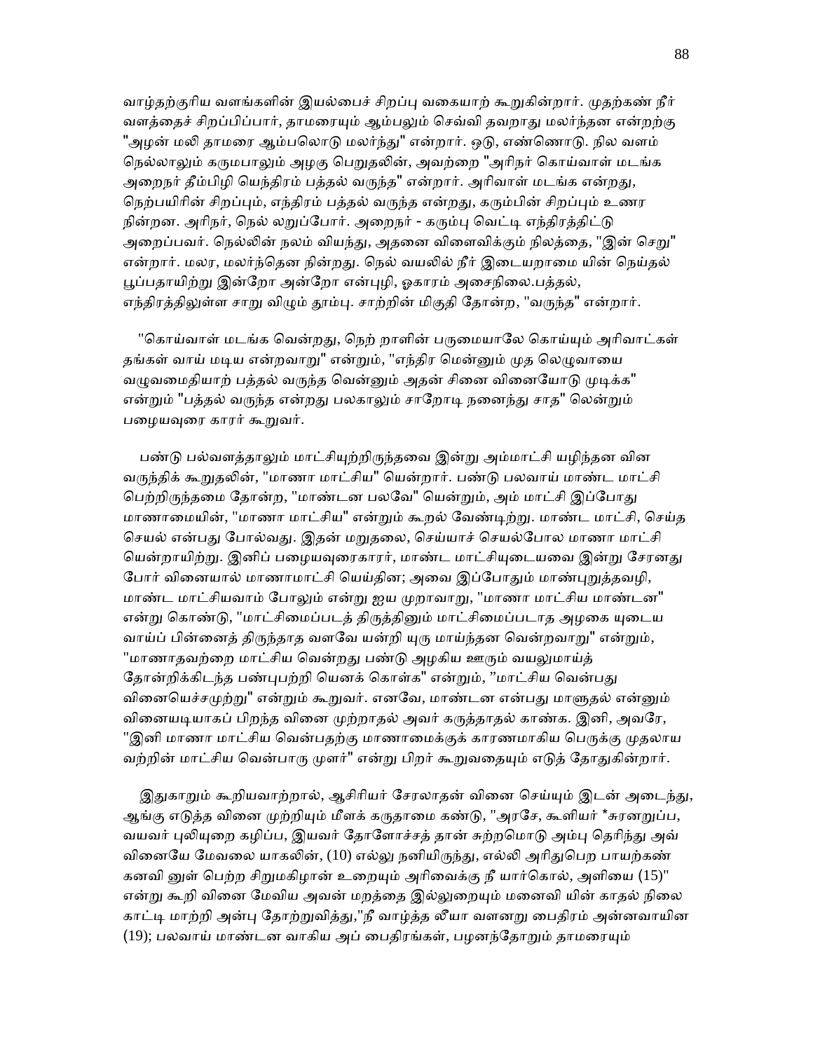வாழ்தற்குரிய வளங்களின் இயல்பைச் சிறப்பு வகையாற் கூறுகின்றார். முதற்கண் நீர் வளத்தைச் சிறப்பிப்பார், தாமரையும் ஆம்பலும் செவ்வி தவறாது மலர்ந்தன என்றற்கு "அழன் மலி தாமரை ஆம்பலொடு மலர்ந்து" என்றார். ஒடு, எண்ணொடு. நில வளம் நெல்லாலும் கருமபாலும் அழகு பெறுதலின், அவற்றை "அரிநர் கொய்வாள் மடங்க அறைநர் தீம்பிழி யெந்திரம் பத்தல் வருந்த" என்றார். அரிவாள் மடங்க என்றது, நெற்பயிரின் சிறப்பும், எந்திரம் பத்தல் வருந்த என்றது, கரும்பின் சிறப்பும் உணர நின்றன. அரிநர், நெல் லறுப்போர். அறைநர் - கரும்பு வெட்டி எந்திரத்திட்டு அறைப்பவர். நெல்லின் நலம் வியந்து, அதனை விளைவிக்கும் நிலத்தை, "இன் செறு" என்றார். மலர, மலர்ந்தென நின்றது. நெல் வயலில் நீர் இடையறாமை யின் நெய்தல் பூப்பதாயிற்று இன்றோ அன்றோ என்புழி, ஓகாரம் அசைநிலை.பத்தல், எந்திரத்திலுள்ள சாறு விழும் தூம்பு. சாற்றின் மிகுதி தோன்ற, "வருந்த" என்றார்.

"கொய்வாள் மடங்க வென்றது, நெற் றாளின் பருமையாலே கொய்யும் அரிவாட்கள் தங்கள் வாய் மடிய என்றவாறு" என்றும், "எந்திர மென்னும் முத லெழுவாயை வழுவமைதியாற் பத்தல் வருந்த வென்னும் அதன் சினை வினையோடு முடிக்க" என்றும் "பத்தல் வருந்த என்றது பலகாலும் சாறோடி நனைந்து சாத" லென்றும் பழையவுரை காரர் கூறுவர்.

பண்டு பல்வளத்தாலும் மாட்சியுற்றிருந்தவை இன்று அம்மாட்சி யழிந்தன வின வருந்திக் கூறுதலின், "மாணா மாட்சிய" யென்றார். பண்டு பலவாய் மாண்ட மாட்சி பெற்றிருந்தமை தோன்ற, "மாண்டன பலவே" யென்றும், அம் மாட்சி இப்போது மாணாமையின், "மாணா மாட்சிய" என்றும் கூறல் வேண்டிற்று. மாண்ட மாட்சி, செய்த செயல் என்பது போல்வது. இதன் மறுதலை, செய்யாச் செயல்போல மாணா மாட்சி யென்றாயிற்று. இனிப் பழையவுரைகாரர், மாண்ட மாட்சியுடையவை இன்று சேரனது போர் வினையால் மாணாமாட்சி யெய்தின; அவை இப்போதும் மாண்புறுத்தவழி, மாண்ட மாட்சியவாம் போலும் என்று ஐய முறாவாறு, "மாணா மாட்சிய மாண்டன" என்று கொண்டு, "மாட்சிமைப்படத் திருத்தினும் மாட்சிமைப்படாத அழகை யுடைய வாய்ப் பின்னைத் திருந்தாத வளவே யன்றி யுரு மாய்ந்தன வென்றவாறு" என்றும், "மாணாதவற்றை மாட்சிய வென்றது பண்டு அழகிய ஊரும் வயலுமாய்த் தோன்றிக்கிடந்த பண்புபற்றி யெனக் கொள்க" என்றும், "மாட்சிய வென்பது வினையெச்சமுற்று" என்றும் கூறுவர். எனவே, மாண்டன என்பது மாளுதல் என்னும் வினையடியாகப் பிறந்த வினை முற்றாதல் அவர் கருத்தாதல் காண்க. இனி, அவரே, "இனி மாணா மாட்சிய வென்பதற்கு மாணாமைக்குக் காரணமாகிய பெருக்கு முதலாய வற்றின் மாட்சிய வென்பாரு முளர்" என்று பிறர் கூறுவதையும் எடுத் தோதுகின்றார்.

இதுகாறும் கூறியவாற்றால், ஆசிரியர் சேரலாதன் வினை செய்யும் இடன் அடைந்து, ஆங்கு எடுத்த வினை முற்றியும் மீளக் கருதாமை கண்டு, "அரசே, கூளியர் *சுரனறுப்ப, வயவர் புலியுறை கழிப்ப, இயவர் தோளோச்சத் தான் சுற்றமொடு அம்பு தெரிந்து அவ் வினையே மேவலை யாகலின், (10) எல்லு நனியிருந்து, எல்லி அரிதுபெற பாயற்கண் கனவி னுள் பெற்ற சிறுமகிழான் உறையும் அரிவைக்கு நீ யார்கொல், அளியை (15)" என்று கூறி வினை மேவிய அவன் மறத்தை இல்லுறையும் மனைவி யின் காதல் நிலை காட்டி மாற்றி அன்பு தோற்றுவித்து,"நீ வாழ்த்த லீயா வளனறு பைதிரம் அன்னவாயின (19); பலவாய் மாண்டன வாகிய அப் பைதிரங்கள், பழனந்தோறும் தாமரையும்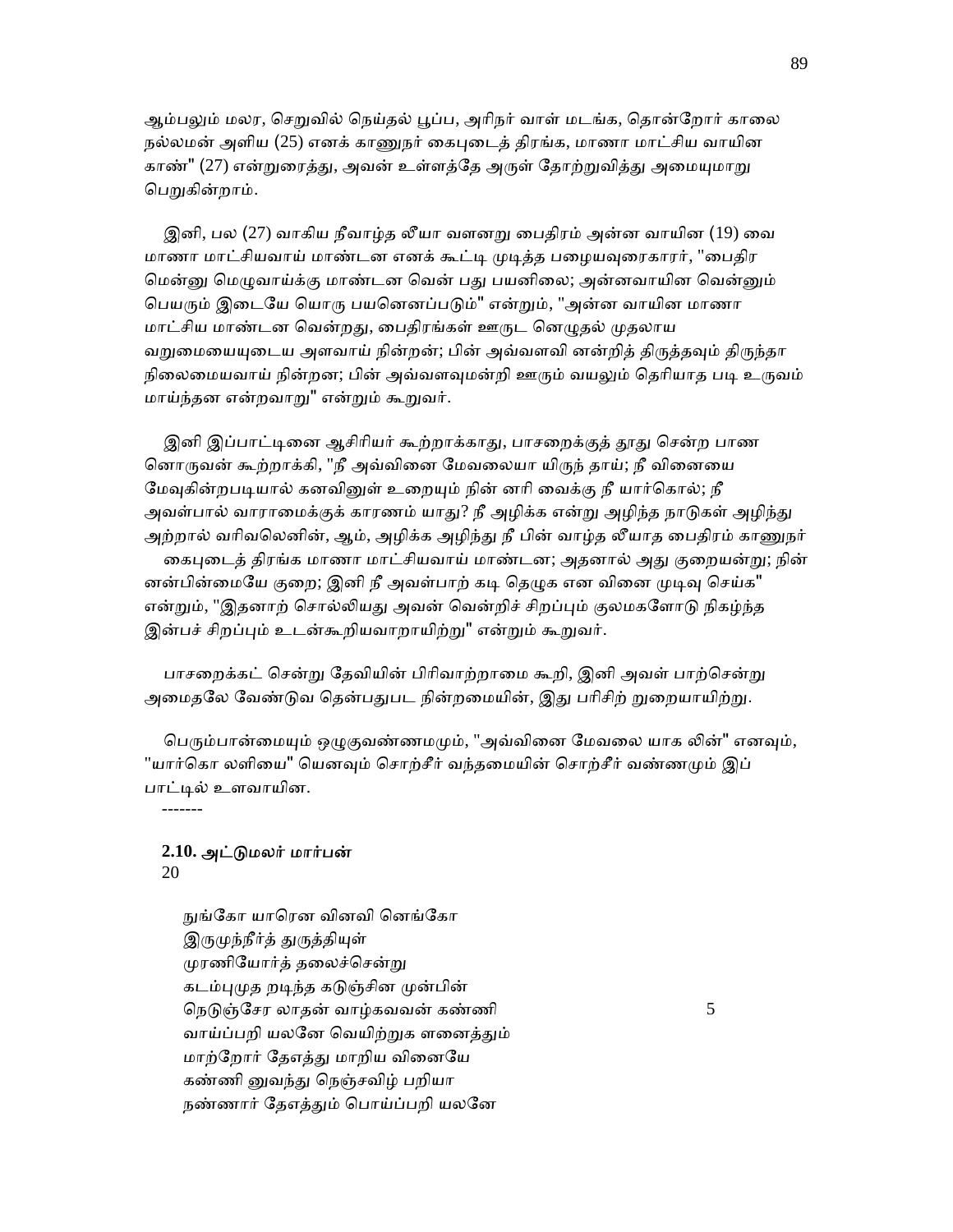ஆம்பலும் மலர, செறுவில் நெய்தல் பூப்ப, அரிநர் வாள் மடங்க, தொன்றோர் காலை நல்லமன் அளிய (25) எனக் காணுநர் கைபுடைத் திரங்க, மாணா மாட்சிய வாயின காண்" (27) என்றுரைத்து, அவன் உள்ளத்தே அருள் தோற்றுவித்து அமையுமாறு பெறுகின்றாம்.

இனி, பல (27) வாகிய நீவாழ்த லீயா வளனறு பைதிரம் அன்ன வாயின (19) வை மாணா மாட்சியவாய் மாண்டன எனக் கூட்டி முடித்த பழையவுரைகாரர், "பைதிர மென்னு மெழுவாய்க்கு மாண்டன வென் பது பயனிலை; அன்னவாயின வென்னும் பெயரும் இடையே யொரு பயனெனப்படும்" என்றும், "அன்ன வாயின மாணா மாட்சிய மாண்டன வென்றது, பைதிரங்கள் ஊருட னெழுதல் முதலாய வறுமையையுடைய அளவாய் நின்றன்; பின் அவ்வளவி னன்றித் திருத்தவும் திருந்தா நிலைமையவாய் நின்றன; பின் அவ்வளவுமன்றி ஊரும் வயலும் தெரியாத படி உருவம் மாய்ந்தன என்றவாறு" என்றும் கூறுவர்.

இனி இப்பாட்டினை ஆசிரியர் கூற்றாக்காது, பாசறைக்குத் தூது சென்ற பாண னொருவன் கூற்றாக்கி, "நீ அவ்வினை மேவலையா யிருந் தாய்; நீ வினையை மேவுகின்றபடியால் கனவினுள் உறையும் நின் னரி வைக்கு நீ யார்கொல்; நீ அவள்பால் வாராமைக்குக் காரணம் யாது? நீ அழிக்க என்று அழிந்த நாடுகள் அழிந்து அற்றால் வரிவலெனின், ஆம், அழிக்க அழிந்து நீ பின் வாழ்த லீயாத பைதிரம் காணுநர் கைபுடைத் திரங்க மாணா மாட்சியவாய் மாண்டன; அதனால் அது குறையன்று; நின் னன்பின்மையே குறை; இனி நீ அவள்பாற் கடி தெழுக என வினை முடிவு செய்க" என்றும், "இதனாற் சொல்லியது அவன் வென்றிச் சிறப்பும் குலமகளோடு நிகழ்ந்த இன்பச் சிறப்பும் உடன்கூறியவாறாயிற்று" என்றும் கூறுவர்.

பாசறைக்கட் சென்று தேவியின் பிரிவாற்றாமை கூறி, இனி அவள் பாற்சென்று அமைதலே வேண்டுவ தென்பதுபட நின்றமையின், இது பரிசிற் றுறையாயிற்று.

பெரும்பான்மையும் ஒழுகுவண்ணமமும், "அவ்வினை மேவலை யாக லின்" எனவும், "யார்கொ லளியை" யெனவும் சொற்சீர் வந்தமையின் சொற்சீர் வண்ணமும் இப் பாட்டில் உளவாயின.

-------

**2.10. அட்டுமலர் மார்பன்**

20

நுங்கோ யாரென வினவி னெங்கோ
இருமுந்நீர்த் துருத்தியுள்
முரணியோர்த் தலைச்சென்று
கடம்புமுத றடிந்த கடுஞ்சின முன்பின்
நெடுஞ்சேர லாதன் வாழ்கவவன் கண்ணி 5
வாய்ப்பறி யலனே வெயிற்றுக எனைத்தும்
மாற்றோர் தேஎத்து மாறிய வினையே
கண்ணி னுவந்து நெஞ்சவிழ் பறியா
நண்ணார் தேஎத்தும் பொய்ப்பறி யலனே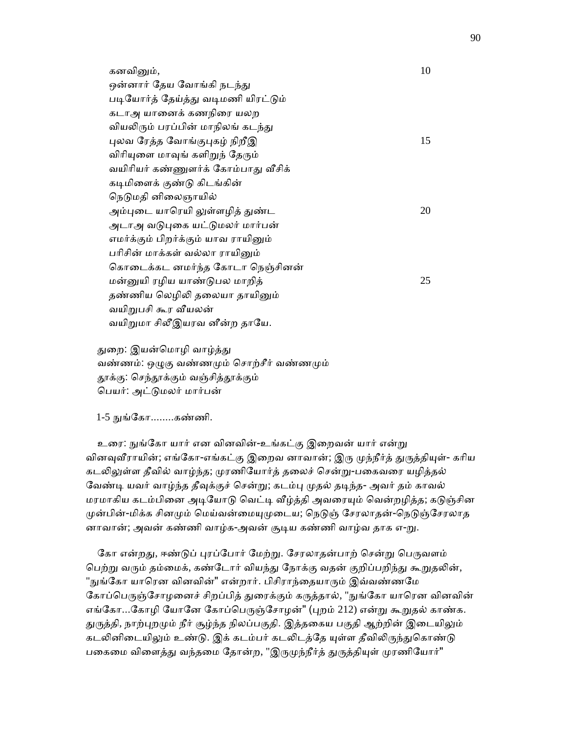கனவினும்,                                                    10
ஒன்னார் தேய வோங்கி நடந்து
படியோர்த் தேய்த்து வடிமணி யிரட்டும்
கடாஅ யானைக் கணநிரை யலற
வியலிரும் பரப்பின் மாநிலங் கடந்து
புலவ ரேத்த வோங்குபுகழ் நிறீஇ                                15
விரியுளை மாவுங் களிறுந் தேரும்
வயிரியர் கண்ணுளர்க் கோம்பாது வீசிக்
கடிமிளைக் குண்டு கிடங்கின்
நெடுமதி னிலைஞாயில்
அம்புடை யாரெயி லுள்ளழித் துண்ட                            20
அடாஅ வடுபுகை யட்டுமலர் மார்பன்
எமர்க்கும் பிறர்க்கும் யாவ ராயினும்
பரிசின் மாக்கள் வல்லா ராயினும்
கொடைக்கட னமர்ந்த கோடா நெஞ்சினன்
மன்னுயி ரழிய யாண்டுபல மாறித்                               25
தண்ணிய லெழிலி தலையா தாயினும்
வயிறுபசி கூர வீயலன்
வயிறுமா சிலீஇயரவ னீன்ற தாயே.

துறை: இயன்மொழி வாழ்த்து
வண்ணம்: ஒழுகு வண்ணமும் சொற்சீர் வண்ணமும்
தூக்கு: செந்தூக்கும் வஞ்சித்தூக்கும்
பெயர்: அட்டுமலர் மார்பன்

1-5 நுங்கோ........கண்ணி.

உரை: நுங்கோ யார் என வினவின்-உங்கட்கு இறைவன் யார் என்று வினவுவீராயின்; எங்கோ-எங்கட்கு இறைவ னாவான்; இரு முந்நீர்த் துருத்தியுள்- கரிய கடலிலுள்ள தீவில் வாழ்ந்த; முரணியோர்த் தலைச் சென்று-பகைவரை யழித்தல் வேண்டி யவர் வாழ்ந்த தீவுக்குச் சென்று; கடம்பு முதல் தடிந்த- அவர் தம் காவல் மரமாகிய கடம்பினை அடியோடு வெட்டி வீழ்த்தி அவரையும் வென்றழித்த; கடுஞ்சின முன்பின்-மிக்க சினமும் மெய்வன்மையுமுடைய; நெடுஞ் சேரலாதன்-நெடுஞ்சேரலாத னாவான்; அவன் கண்ணி வாழ்க-அவன் சூடிய கண்ணி வாழ்வ தாக எ-று.

கோ என்றது, ஈண்டுப் புரப்போர் மேற்று. சேரலாதன்பாற் சென்று பெருவளம் பெற்று வரும் தம்மைக், கண்டோர் வியந்து நோக்கு வதன் குறிப்பறிந்து கூறுதலின், "நுங்கோ யாரென வினவின்" என்றார். பிசிராந்தையாரும் இவ்வண்ணமே கோப்பெருஞ்சோழனைச் சிறப்பித் துரைக்கும் கருத்தால், "நுங்கோ யாரென வினவின் எங்கோ...கோழி யோனே கோப்பெருஞ்சோழன்" (புறம் 212) என்று கூறுதல் காண்க. துருத்தி, நாற்புறமும் நீர் சூழ்ந்த நிலப்பகுதி. இத்தகைய பகுதி ஆற்றின் இடையிலும் கடலினிடையிலும் உண்டு. இக் கடம்பர் கடலிடத்தே யுள்ள தீவிலிருந்துகொண்டு பகைமை விளைத்து வந்தமை தோன்ற, "இருமுந்நீர்த் துருத்தியுள் முரணியோர்"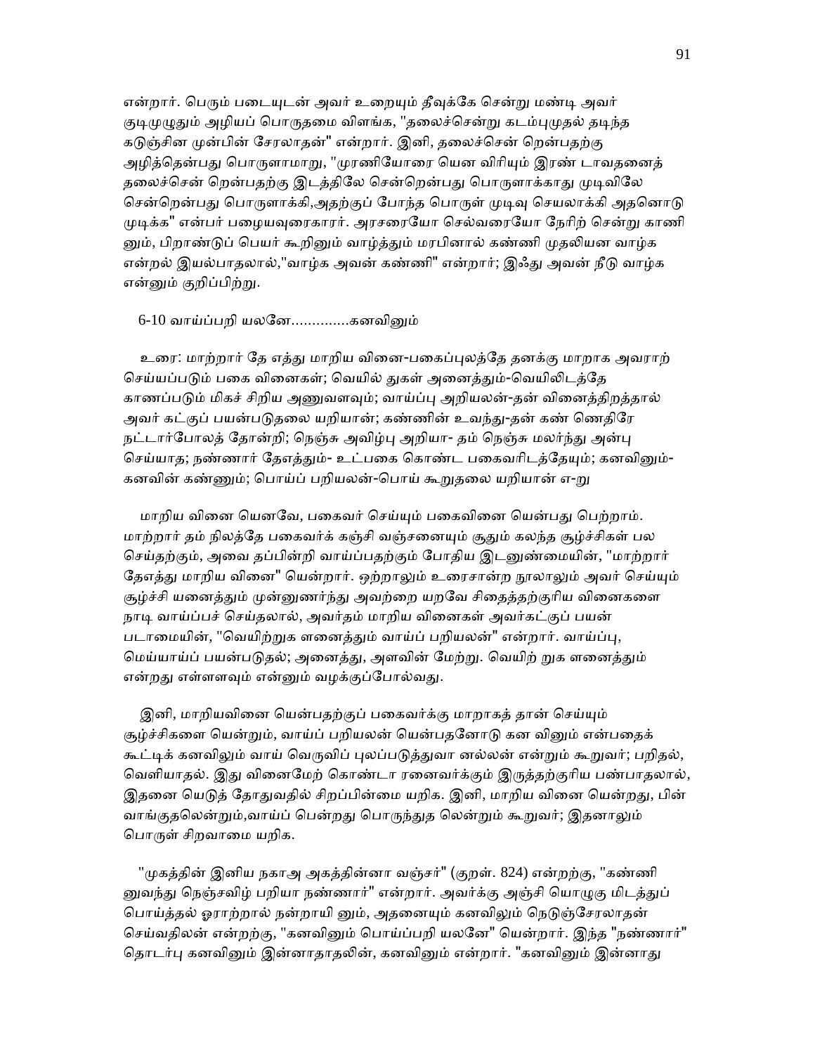என்றார். பெரும் படையுடன் அவர் உறையும் தீவுக்கே சென்று மண்டி அவர் குடிமுழுதும் அழியப் பொருதமை விளங்க, "தலைச்சென்று கடம்புமுதல் தடிந்த கடுஞ்சின முன்பின் சேரலாதன்" என்றார். இனி, தலைச்சென் றென்பதற்கு அழித்தென்பது பொருளாமாறு, "முரணியோரை யென விரியும் இரண் டாவதனைத் தலைச்சென் றென்பதற்கு இடத்திலே சென்றென்பது பொருளாக்காது முடிவிலே சென்றென்பது பொருளாக்கி,அதற்குப் போந்த பொருள் முடிவு செயலாக்கி அதனொடு முடிக்க" என்பர் பழையவுரைகாரர். அரசரையோ செல்வரையோ நேரிற் சென்று காணி னும், பிறாண்டுப் பெயர் கூறினும் வாழ்த்தும் மரபினால் கண்ணி முதலியன வாழ்க என்றல் இயல்பாதலால்,"வாழ்க அவன் கண்ணி" என்றார்; இஃது அவன் நீடு வாழ்க என்னும் குறிப்பிற்று.

6-10 வாய்ப்பறி யலனே.............கனவினும்

உரை: மாற்றார் தே எத்து மாறிய வினை-பகைப்புலத்தே தனக்கு மாறாக அவராற் செய்யப்படும் பகை வினைகள்; வெயில் துகள் அனைத்தும்-வெயிலிடத்தே காணப்படும் மிகச் சிறிய அணுவளவும்; வாய்ப்பு அறியலன்-தன் வினைத்திறத்தால் அவர் கட்குப் பயன்படுதலை யறியான்; கண்ணின் உவந்து-தன் கண் ணெதிரே நட்டார்போலத் தோன்றி; நெஞ்சு அவிழ்பு அறியா- தம் நெஞ்சு மலர்ந்து அன்பு செய்யாத; நண்ணார் தேஎத்தும்- உட்பகை கொண்ட பகைவரிடத்தேயும்; கனவினும்- கனவின் கண்ணும்; பொய்ப் பறியலன்-பொய் கூறுதலை யறியான் எ-று

மாறிய வினை யெனவே, பகைவர் செய்யும் பகைவினை யென்பது பெற்றாம். மாற்றார் தம் நிலத்தே பகைவர்க் கஞ்சி வஞ்சனையும் சூதும் கலந்த சூழ்ச்சிகள் பல செய்தற்கும், அவை தப்பின்றி வாய்ப்பதற்கும் போதிய இடனுண்மையின், "மாற்றார் தேஎத்து மாறிய வினை" யென்றார். ஒற்றாலும் உரைசான்ற நூலாலும் அவர் செய்யும் சூழ்ச்சி யனைத்தும் முன்னுணர்ந்து அவற்றை யறவே சிதைத்தற்குரிய வினைகளை நாடி வாய்ப்பச் செய்தலால், அவர்தம் மாறிய வினைகள் அவர்கட்குப் பயன் படாமையின், "வெயிற்றுக ளனைத்தும் வாய்ப் பறியலன்" என்றார். வாய்ப்பு, மெய்யாய்ப் பயன்படுதல்; அனைத்து, அளவின் மேற்று. வெயிற் றுக ளனைத்தும் என்றது எள்ளளவும் என்னும் வழக்குப்போல்வது.

இனி, மாறியவினை யென்பதற்குப் பகைவர்க்கு மாறாகத் தான் செய்யும் சூழ்ச்சிகளை யென்றும், வாய்ப் பறியலன் யென்பதனோடு கன வினும் என்பதைக் கூட்டிக் கனவிலும் வாய் வெருவிப் புலப்படுத்துவா னல்லன் என்றும் கூறுவர்; பறிதல், வெளியாதல். இது வினைமேற் கொண்டா ரனைவர்க்கும் இருத்தற்குரிய பண்பாதலால், இதனை யெடுத் தோதுவதில் சிறப்பின்மை யறிக. இனி, மாறிய வினை யென்றது, பின் வாங்குதலென்றும்,வாய்ப் பென்றது பொருந்துத லென்றும் கூறுவர்; இதனாலும் பொருள் சிறவாமை யறிக.

"முகத்தின் இனிய நகாஅ அகத்தின்னா வஞ்சர்" (குறள். 824) என்றற்கு, "கண்ணி னுவந்து நெஞ்சவிழ் பறியா நண்ணார்" என்றார். அவர்க்கு அஞ்சி யொழுகு மிடத்துப் பொய்த்தல் ஓராற்றால் நன்றாயி னும், அதனையும் கனவிலும் நெடுஞ்சேரலாதன் செய்வதிலன் என்றற்கு, "கனவினும் பொய்ப்பறி யலனே" யென்றார். இந்த "நண்ணார்" தொடர்பு கனவினும் இன்னாதாதலின், கனவினும் என்றார். "கனவினும் இன்னாது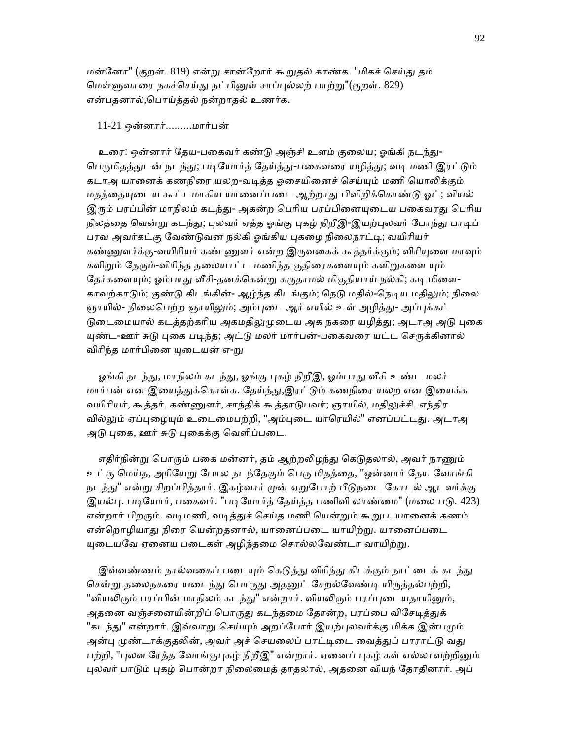மன்னோ" (குறள். 819) என்று சான்றோர் கூறுதல் காண்க. "மிகச் செய்து தம் மெள்ளுவாரை நகச்செய்து நட்பினுள் சாப்புல்லற் பாற்று"(குறள். 829) என்பதனால்,பொய்த்தல் நன்றாதல் உணர்க.

11-21 ஒன்னார்.........மார்பன்

உரை: ஒன்னார் தேய-பகைவர் கண்டு அஞ்சி உளம் குலைய; ஓங்கி நடந்து-பெருமிதத்துடன் நடந்து; படியோர்த் தேய்த்து-பகைவரை யழித்து; வடி மணி இரட்டும் கடாஅ யானைக் கணநிரை யலற-வடித்த ஓசையினைச் செய்யும் மணி யொலிக்கும் மதத்தையுடைய கூட்டமாகிய யானைப்படை ஆற்றாது பிளிறிக்கொண்டு ஓட்; வியல் இரும் பரப்பின் மாநிலம் கடந்து- அகன்ற பெரிய பரப்பினையுடைய பகைவரது பெரிய நிலத்தை வென்று கடந்து; புலவர் ஏத்த ஓங்கு புகழ் நிறீஇ-இயற்புலவர் போந்து பாடிப் பரவ அவர்கட்கு வேண்டுவன நல்கி ஓங்கிய புகழை நிலைநாட்டி; வயிரியர் கண்ணுளர்க்கு-வயிரியர் கண் ணுளர் என்ற இருவகைக் கூத்தர்க்கும்; விரியுளை மாவும் களிறும் தேரும்-விரிந்த தலையாட்ட மணிந்த குதிரைகளையும் களிறுகளை யும் தேர்களையும்; ஓம்பாது வீசி-தனக்கென்று கருதாமல் மிகுதியாய் நல்கி; கடி மிளை-காவற்காடும்; குண்டு கிடங்கின்- ஆழ்ந்த கிடங்கும்; நெடு மதில்-நெடிய மதிலும்; நிலை ஞாயில்- நிலைபெற்ற ஞாயிலும்; அம்புடை ஆர் எயில் உள் அழித்து- அப்புக்கட்டுடைமையால் கடத்தற்கரிய அகமதிலுமுடைய அக நகரை யழித்து; அடாஅ அடு புகை யுண்ட-ஊர் சுடு புகை படிந்த; அட்டு மலர் மார்பன்-பகைவரை யட்ட செருக்கினால் விரிந்த மார்பினை யுடையன் எ-று

ஓங்கி நடந்து, மாநிலம் கடந்து, ஓங்கு புகழ் நிறீஇ, ஓம்பாது வீசி உண்ட மலர் மார்பன் என இயைத்துக்கொள்க. தேய்த்து,இரட்டும் கணநிரை யலற என இயைக்க வயிரியர், கூத்தர். கண்ணுளர், சாந்திக் கூத்தாடுபவர்; ஞாயில், மதிலுச்சி. எந்திர வில்லும் ஏப்புழையும் உடைமைபற்றி, "அம்புடை யாரெயில்" எனப்பட்டது. அடாஅ அடு புகை, ஊர் சுடு புகைக்கு வெளிப்படை.

எதிர்நின்று பொரும் பகை மன்னர், தம் ஆற்றலிழந்து கெடுதலால், அவர் நாணும் உட்கு மெய்த, அரியேறு போல நடந்தேகும் பெரு மிதத்தை, "ஒன்னார் தேய வோங்கி நடந்து" என்று சிறப்பித்தார். இகழ்வார் முன் ஏறுபோற் பீடுநடை கோடல் ஆடவர்க்கு இயல்பு. படியோர், பகைவர். "படியோர்த் தேய்த்த பணிவி லாண்மை" (மலை படு. 423) என்றார் பிறரும். வடிமணி, வடித்துச் செய்த மணி யென்றும் கூறுப. யானைக் கணம் என்றொழியாது நிரை யென்றதனால், யானைப்படை யாயிற்று. யானைப்படை யுடையவே ஏனைய படைகள் அழிந்தமை சொல்லவேண்டா வாயிற்று.

இவ்வண்ணம் நால்வகைப் படையும் கெடுத்து விரிந்து கிடக்கும் நாட்டைக் கடந்து சென்று தலைநகரை யடைந்து பொருது அதனுட் சேறல்வேண்டி யிருத்தல்பற்றி, "வியலிரும் பரப்பின் மாநிலம் கடந்து" என்றார். வியலிரும் பரப்புடையதாயினும், அதனை வஞ்சனையின்றிப் பொருது கடந்தமை தோன்ற, பரப்பை விசேடித்துக் "கடந்து" என்றார். இவ்வாறு செய்யும் அறப்போர் இயற்புலவர்க்கு மிக்க இன்பமும் அன்பு முண்டாக்குதலின், அவர் அச் செயலைப் பாட்டிடை வைத்துப் பாராட்டு வது பற்றி, "புலவ ரேத்த வோங்குபுகழ் நிறீஇ" என்றார். ஏனைப் புகழ் கள் எல்லாவற்றினும் புலவர் பாடும் புகழ் பொன்றா நிலைமைத் தாதலால், அதனை வியந் தோதினார். அப்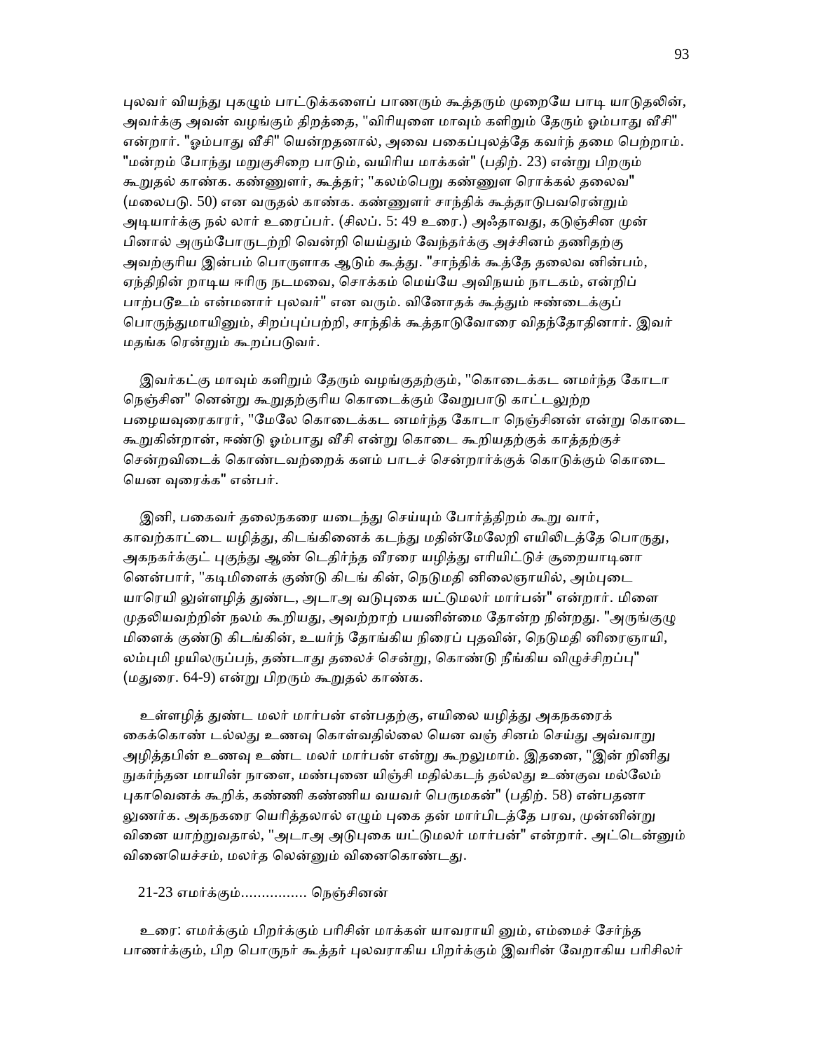புலவர் வியந்து புகழும் பாட்டுக்களைப் பாணரும் கூத்தரும் முறையே பாடி யாடுதலின், அவர்க்கு அவன் வழங்கும் திறத்தை, "விரியுளை மாவும் களிறும் தேரும் ஓம்பாது வீசி" என்றார். "ஓம்பாது வீசி" யென்றதனால், அவை பகைப்புலத்தே கவர்ந் தமை பெற்றாம். "மன்றம் போந்து மறுகுசிறை பாடும், வயிரிய மாக்கள்" (பதிற். 23) என்று பிறரும் கூறுதல் காண்க. கண்ணுளர், கூத்தர்; "கலம்பெறு கண்ணுள ரொக்கல் தலைவ" (மலைபடு. 50) என வருதல் காண்க. கண்ணுளர் சாந்திக் கூத்தாடுபவரென்றும் அடியார்க்கு நல் லார் உரைப்பர். (சிலப். 5: 49 உரை.) அஃதாவது, கடுஞ்சின முன் பினால் அரும்போருடற்றி வென்றி யெய்தும் வேந்தர்க்கு அச்சினம் தணிதற்கு அவற்குரிய இன்பம் பொருளாக ஆடும் கூத்து. "சாந்திக் கூத்தே தலைவ னின்பம், ஏந்திநின் றாடிய ஈரிரு நடமவை, சொக்கம் மெய்யே அவிநயம் நாடகம், என்றிப் பாற்படூஉம் என்மனார் புலவர்" என வரும். வினோதக் கூத்தும் ஈண்டைக்குப் பொருந்துமாயினும், சிறப்புப்பற்றி, சாந்திக் கூத்தாடுவோரை விதந்தோதினார். இவர் மதங்க ரென்றும் கூறப்படுவர்.

இவர்கட்கு மாவும் களிறும் தேரும் வழங்குதற்கும், "கொடைக்கட னமர்ந்த கோடா நெஞ்சின" னென்று கூறுதற்குரிய கொடைக்கும் வேறுபாடு காட்டலுற்ற பழையவுரைகாரர், "மேலே கொடைக்கட னமர்ந்த கோடா நெஞ்சினன் என்று கொடை கூறுகின்றான், ஈண்டு ஓம்பாது வீசி என்று கொடை கூறியதற்குக் காத்தற்குச் சென்றவிடைக் கொண்டவற்றைக் களம் பாடச் சென்றார்க்குக் கொடுக்கும் கொடை யென வுரைக்க" என்பர்.

இனி, பகைவர் தலைநகரை யடைந்து செய்யும் போர்த்திறம் கூறு வார், காவற்காட்டை யழித்து, கிடங்கினைக் கடந்து மதின்மேலேறி எயிலிடத்தே பொருது, அகநகர்க்குட் புகுந்து ஆண் டெதிர்ந்த வீரரை யழித்து எரியிட்டுச் சூறையாடினா னென்பார், "கடிமிளைக் குண்டு கிடங் கின், நெடுமதி னிலைஞாயில், அம்புடை யாரெயி லுள்ளழித் துண்ட, அடாஅ வடுபுகை யட்டுமலர் மார்பன்" என்றார். மிளை முதலியவற்றின் நலம் கூறியது, அவற்றாற் பயனின்மை தோன்ற நின்றது. "அருங்குழு மிளைக் குண்டு கிடங்கின், உயர்ந் தோங்கிய நிரைப் புதவின், நெடுமதி னிரைஞாயி, லம்புமி ழயிலருப்பந், தண்டாது தலைச் சென்று, கொண்டு நீங்கிய விழுச்சிறப்பு" (மதுரை. 64-9) என்று பிறரும் கூறுதல் காண்க.

உள்ளழித் துண்ட மலர் மார்பன் என்பதற்கு, எயிலை யழித்து அகநகரைக் கைக்கொண் டல்லது உணவு கொள்வதில்லை யென வஞ் சினம் செய்து அவ்வாறு அழித்தபின் உணவு உண்ட மலர் மார்பன் என்று கூறலுமாம். இதனை, "இன் றினிது நுகர்ந்தன மாயின் நாளை, மண்புனை யிஞ்சி மதில்கடந் தல்லது உண்குவ மல்லேம் புகாவெனக் கூறிக், கண்ணி கண்ணிய வயவர் பெருமகன்" (பதிற். 58) என்பதனா லுணர்க. அகநகரை யெரித்தலால் எழும் புகை தன் மார்பிடத்தே பரவ, முன்னின்று வினை யாற்றுவதால், "அடாஅ அடுபுகை யட்டுமலர் மார்பன்" என்றார். அட்டென்னும் வினையெச்சம், மலர்த லென்னும் வினைகொண்டது.

21-23 எமர்க்கும்................ நெஞ்சினன்

உரை: எமர்க்கும் பிறர்க்கும் பரிசின் மாக்கள் யாவராயி னும், எம்மைச் சேர்ந்த பாணர்க்கும், பிற பொருநர் கூத்தர் புலவராகிய பிறர்க்கும் இவரின் வேறாகிய பரிசிலர்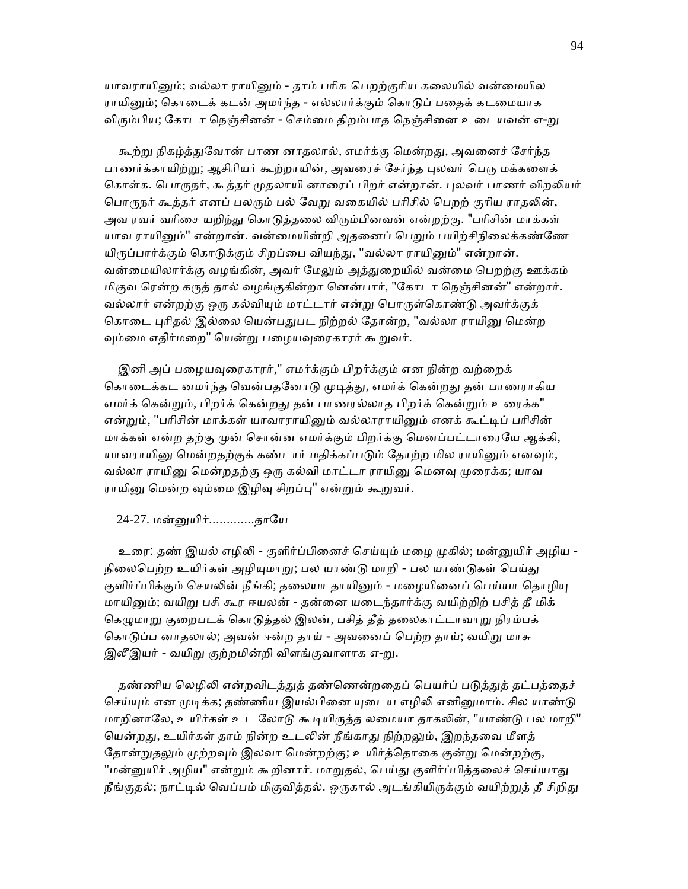யாவராயினும்; வல்லா ராயினும் - தாம் பரிசு பெறற்குரிய கலையில் வன்மையில ராயினும்; கொடைக் கடன் அமர்ந்த - எல்லார்க்கும் கொடுப் பதைக் கடமையாக விரும்பிய; கோடா நெஞ்சினன் - செம்மை திறம்பாத நெஞ்சினை உடையவன் எ-று

கூற்று நிகழ்த்துவோன் பாண னாதலால், எமர்க்கு மென்றது, அவனைச் சேர்ந்த பாணர்க்காயிற்று; ஆசிரியர் கூற்றாயின், அவரைச் சேர்ந்த புலவர் பெரு மக்களைக் கொள்க. பொருநர், கூத்தர் முதலாயி னாரைப் பிறர் என்றான். புலவர் பாணர் விறலியர் பொருநர் கூத்தர் எனப் பலரும் பல் வேறு வகையில் பரிசில் பெறற் குரிய ராதலின், அவ ரவர் வரிசை யறிந்து கொடுத்தலை விரும்பினவன் என்றற்கு. "பரிசின் மாக்கள் யாவ ராயினும்" என்றான். வன்மையின்றி அதனைப் பெறும் பயிற்சிநிலைக்கண்ணே யிருப்பார்க்கும் கொடுக்கும் சிறப்பை வியந்து, "வல்லா ராயினும்" என்றான். வன்மையிலார்க்கு வழங்கின், அவர் மேலும் அத்துறையில் வன்மை பெறற்கு ஊக்கம் மிகுவ ரென்ற கருத் தால் வழங்குகின்றா னென்பார், "கோடா நெஞ்சினன்" என்றார். வல்லார் என்றற்கு ஒரு கல்வியும் மாட்டார் என்று பொருள்கொண்டு அவர்க்குக் கொடை புரிதல் இல்லை யென்பதுபட நிற்றல் தோன்ற, "வல்லா ராயினு மென்ற வும்மை எதிர்மறை" யென்று பழையவுரைகாரர் கூறுவர்.

இனி அப் பழையவுரைகாரர்," எமர்க்கும் பிறர்க்கும் என நின்ற வற்றைக் கொடைக்கட னமர்ந்த வென்பதனோடு முடித்து, எமர்க் கென்றது தன் பாணராகிய எமர்க் கென்றும், பிறர்க் கென்றது தன் பாணரல்லாத பிறர்க் கென்றும் உரைக்க" என்றும், "பரிசின் மாக்கள் யாவாராயினும் வல்லாராயினும் எனக் கூட்டிப் பரிசின் மாக்கள் என்ற தற்கு முன் சொன்ன எமர்க்கும் பிறர்க்கு மெனப்பட்டாரையே ஆக்கி, யாவராயினு மென்றதற்குக் கண்டார் மதிக்கப்படும் தோற்ற மில ராயினும் எனவும், வல்லா ராயினு மென்றதற்கு ஒரு கல்வி மாட்டா ராயினு மெனவு முரைக்க; யாவ ராயினு மென்ற வும்மை இழிவு சிறப்பு" என்றும் கூறுவர்.

24-27. மன்னுயிர்.............தாயே

உரை: தண் இயல் எழிலி - குளிர்ப்பினைச் செய்யும் மழை முகில்; மன்னுயிர் அழிய - நிலைபெற்ற உயிர்கள் அழியுமாறு; பல யாண்டு மாறி - பல யாண்டுகள் பெய்து குளிர்ப்பிக்கும் செயலின் நீங்கி; தலையா தாயினும் - மழையினைப் பெய்யா தொழியு மாயினும்; வயிறு பசி கூர ஈயலன் - தன்னை யடைந்தார்க்கு வயிற்றிற் பசித் தீ மிக் கெழுமாறு குறைபடக் கொடுத்தல் இலன், பசித் தீத் தலைகாட்டாவாறு நிரம்பக் கொடுப்ப னாதலால்; அவன் ஈன்ற தாய் - அவனைப் பெற்ற தாய்; வயிறு மாசு இலீஇயர் - வயிறு குற்றமின்றி விளங்குவாளாக எ-று.

தண்ணிய லெழிலி என்றவிடத்துத் தண்ணென்றதைப் பெயர்ப் படுத்துத் தட்பத்தைச் செய்யும் என முடிக்க; தண்ணிய இயல்பினை யுடைய எழிலி எனினுமாம். சில யாண்டு மாறினாலே, உயிர்கள் உட லோடு கூடியிருத்த லமையா தாகலின், "யாண்டு பல மாறி" யென்றது, உயிர்கள் தாம் நின்ற உடலின் நீங்காது நிற்றலும், இறந்தவை மீளத் தோன்றுதலும் முற்றவும் இலவா மென்றற்கு; உயிர்த்தொகை குன்று மென்றற்கு, "மன்னுயிர் அழிய" என்றும் கூறினார். மாறுதல், பெய்து குளிர்ப்பித்தலைச் செய்யாது நீங்குதல்; நாட்டில் வெப்பம் மிகுவித்தல். ஒருகால் அடங்கியிருக்கும் வயிற்றுத் தீ சிறிது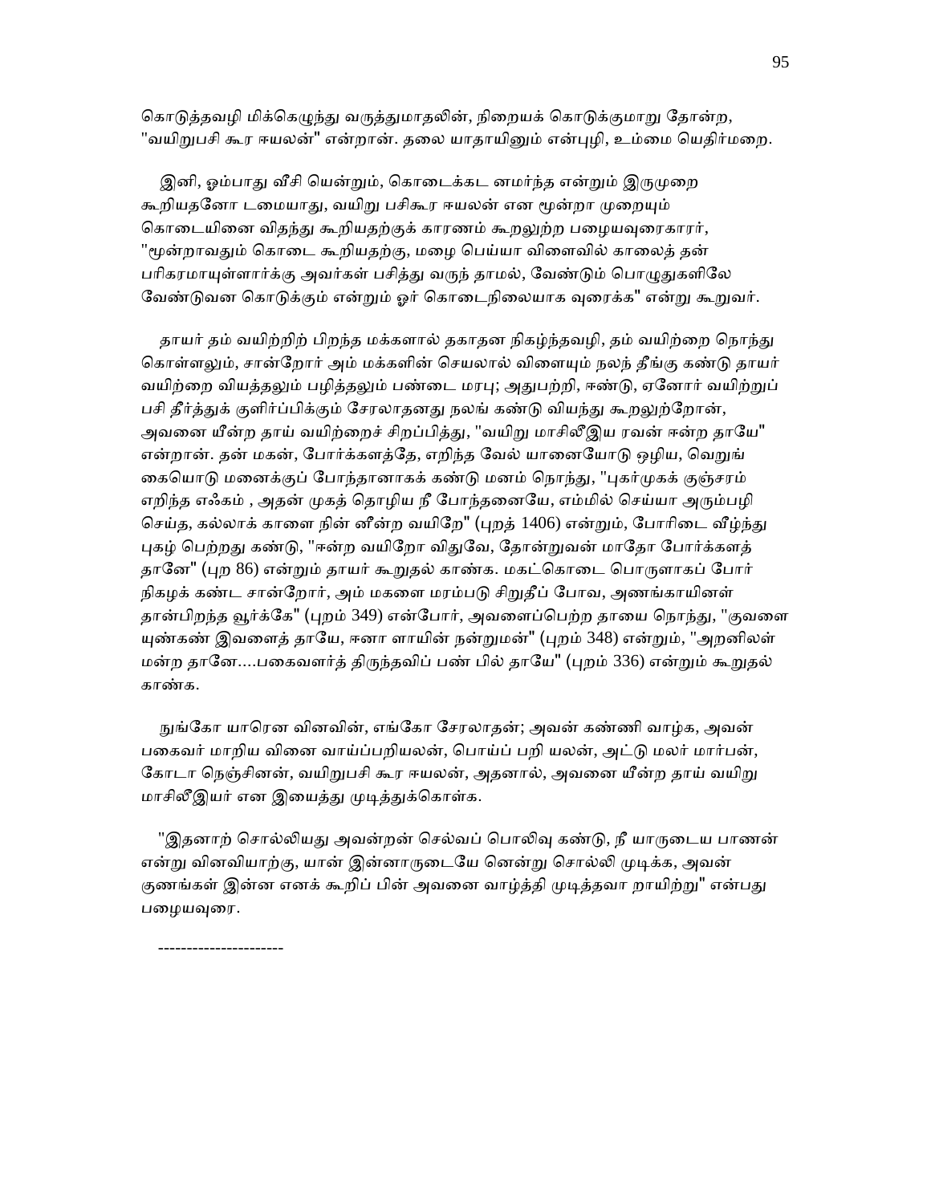கொடுத்தவழி மிக்கெழுந்து வருத்துமாதலின், நிறையக் கொடுக்குமாறு தோன்ற, "வயிறுபசி கூர ஈயலன்" என்றான். தலை யாதாயினும் என்புழி, உம்மை யெதிர்மறை.

இனி, ஓம்பாது வீசி யென்றும், கொடைக்கட னமர்ந்த என்றும் இருமுறை கூறியதனோ டமையாது, வயிறு பசிகூர ஈயலன் என மூன்றா முறையும் கொடையினை விதந்து கூறியதற்குக் காரணம் கூறலுற்ற பழையவுரைகாரர், "மூன்றாவதும் கொடை கூறியதற்கு, மழை பெய்யா விளைவில் காலைத் தன் பரிகரமாயுள்ளார்க்கு அவர்கள் பசித்து வருந் தாமல், வேண்டும் பொழுதுகளிலே வேண்டுவன கொடுக்கும் என்றும் ஓர் கொடைநிலையாக வுரைக்க" என்று கூறுவர்.

தாயர் தம் வயிற்றிற் பிறந்த மக்களால் தகாதன நிகழ்ந்தவழி, தம் வயிற்றை நொந்து கொள்ளலும், சான்றோர் அம் மக்களின் செயலால் விளையும் நலந் தீங்கு கண்டு தாயர் வயிற்றை வியத்தலும் பழித்தலும் பண்டை மரபு; அதுபற்றி, ஈண்டு, ஏனோர் வயிற்றுப் பசி தீர்த்துக் குளிர்ப்பிக்கும் சேரலாதனது நலங் கண்டு வியந்து கூறலுற்றோன், அவனை யீன்ற தாய் வயிற்றைச் சிறப்பித்து, "வயிறு மாசிலீஇய ரவன் ஈன்ற தாயே" என்றான். தன் மகன், போர்க்களத்தே, எறிந்த வேல் யானையோடு ஒழிய, வெறுங் கையொடு மனைக்குப் போந்தானாகக் கண்டு மனம் நொந்து, "புகர்முகக் குஞ்சரம் எறிந்த எஃகம் , அதன் முகத் தொழிய நீ போந்தனையே, எம்மில் செய்யா அரும்பழி செய்த, கல்லாக் காளை நின் னீன்ற வயிறே" (புறத் 1406) என்றும், போரிடை வீழ்ந்து புகழ் பெற்றது கண்டு, "ஈன்ற வயிறோ விதுவே, தோன்றுவன் மாதோ போர்க்களத் தானே" (புற 86) என்றும் தாயர் கூறுதல் காண்க. மகட்கொடை பொருளாகப் போர் நிகழக் கண்ட சான்றோர், அம் மகளை மரம்படு சிறுதீப் போவ, அணங்காயினள் தான்பிறந்த வூர்க்கே" (புறம் 349) என்போர், அவளைப்பெற்ற தாயை நொந்து, "குவளை யுண்கண் இவளைத் தாயே, ஈனா ளாயின் நன்றுமன்" (புறம் 348) என்றும், "அறனிலள் மன்ற தானே....பகைவளர்த் திருந்தவிப் பண் பில் தாயே" (புறம் 336) என்றும் கூறுதல் காண்க.

நுங்கோ யாரென வினவின், எங்கோ சேரலாதன்; அவன் கண்ணி வாழ்க, அவன் பகைவர் மாறிய வினை வாய்ப்பறியலன், பொய்ப் பறி யலன், அட்டு மலர் மார்பன், கோடா நெஞ்சினன், வயிறுபசி கூர ஈயலன், அதனால், அவனை யீன்ற தாய் வயிறு மாசிலீஇயர் என இயைத்து முடித்துக்கொள்க.

"இதனாற் சொல்லியது அவன்றன் செல்வப் பொலிவு கண்டு, நீ யாருடைய பாணன் என்று வினவியாற்கு, யான் இன்னாருடையே னென்று சொல்லி முடிக்க, அவன் குணங்கள் இன்ன எனக் கூறிப் பின் அவனை வாழ்த்தி முடித்தவா றாயிற்று" என்பது பழையவுரை.

---------------------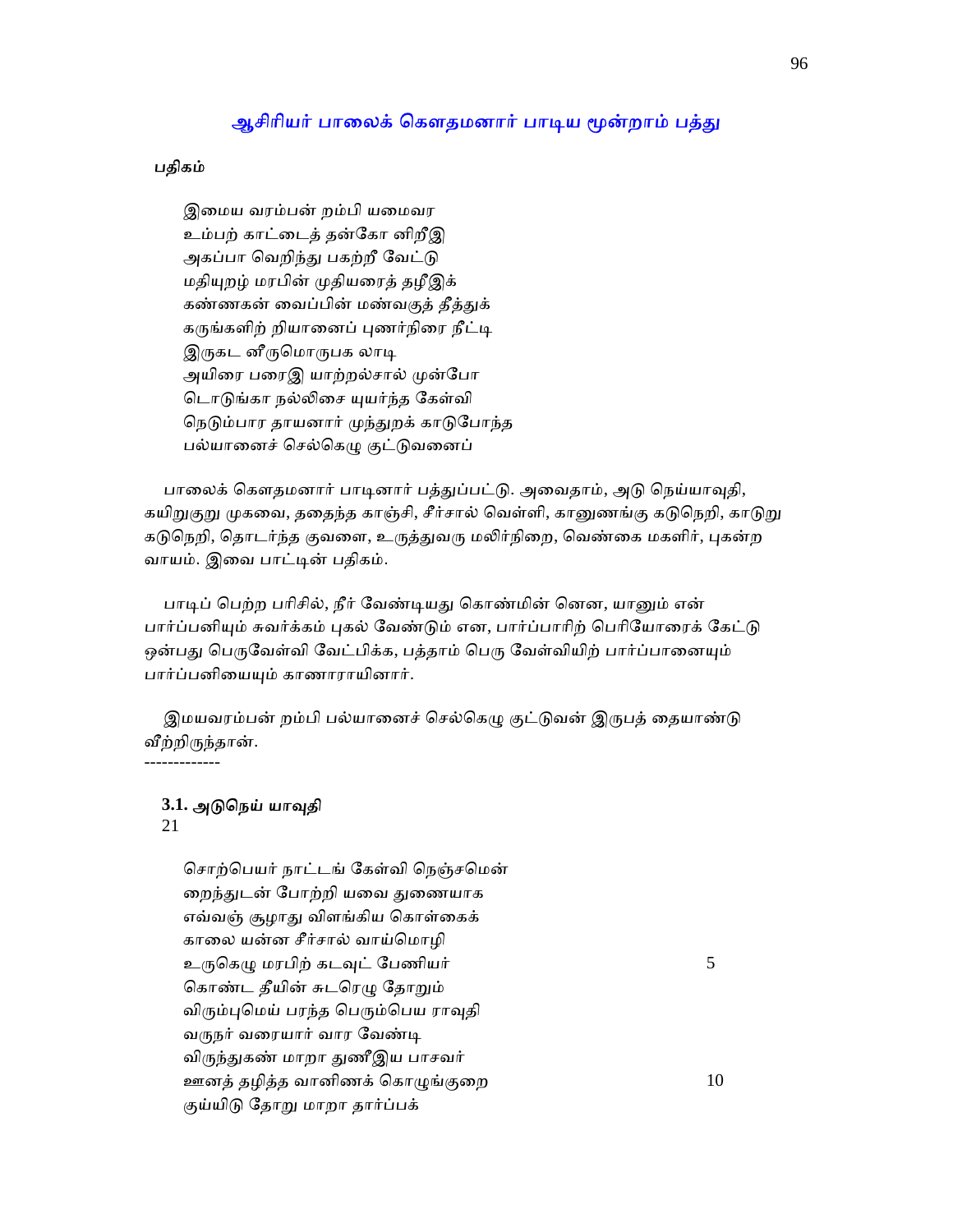## ஆசிரியர் பாலைக் கௌதமனார் பாடிய மூன்றாம் பத்து

**பதிகம்**

இமைய வரம்பன் றம்பி யமைவர  
உம்பற் காட்டைத் தன்கோ னிறீஇ  
அகப்பா வெறிந்து பகற்றீ வேட்டு  
மதியுறழ் மரபின் முதியரைத் தழீஇக்  
கண்ணகன் வைப்பின் மண்வகுத் தீத்துக்  
கருங்களிற் றியானைப் புணர்நிரை நீட்டி  
இருகட னீருமொருபக லாடி  
அயிரை பரைஇ யாற்றல்சால் முன்போ  
டொடுங்கா நல்லிசை யுயர்ந்த கேள்வி  
நெடும்பார தாயனார் முந்துறக் காடுபோந்த  
பல்யானைச் செல்கெழு குட்டுவனைப்

பாலைக் கௌதமனார் பாடினார் பத்துப்பட்டு. அவைதாம், அடு நெய்யாவுதி, கயிறுகுறு முகவை, ததைந்த காஞ்சி, சீர்சால் வெள்ளி, கானுணங்கு கடுநெறி, காடுறு கடுநெறி, தொடர்ந்த குவளை, உருத்துவரு மலிர்நிறை, வெண்கை மகளிர், புகன்ற வாயம். இவை பாட்டின் பதிகம்.

பாடிப் பெற்ற பரிசில், நீர் வேண்டியது கொண்மின் னென, யானும் என் பார்ப்பனியும் சுவர்க்கம் புகல் வேண்டும் என, பார்ப்பாரிற் பெரியோரைக் கேட்டு ஒன்பது பெருவேள்வி வேட்பிக்க, பத்தாம் பெரு வேள்வியிற் பார்ப்பானையும் பார்ப்பனியையும் காணாராயினார்.

இமயவரம்பன் றம்பி பல்யானைச் செல்கெழு குட்டுவன் இருபத் தையாண்டு வீற்றிருந்தான்.

-------------

### 3.1. அடுநெய் யாவுதி

21

சொற்பெயர் நாட்டங் கேள்வி நெஞ்சமென்  
றைந்துடன் போற்றி யவை துணையாக  
எவ்வஞ் சூழாது விளங்கிய கொள்கைக்  
காலை யன்ன சீர்சால் வாய்மொழி  
உருகெழு மரபிற் கடவுட் பேணியர் 5  
கொண்ட தீயின் சுடரெழு தோறும்  
விரும்புமெய் பரந்த பெரும்பெய ராவுதி  
வருநர் வரையார் வார வேண்டி  
விருந்துகண் மாறா துணீஇய பாசவர்  
ஊனத் தழித்த வானிணக் கொழுங்குறை 10  
குய்யிடு தோறு மாறா தார்ப்பக்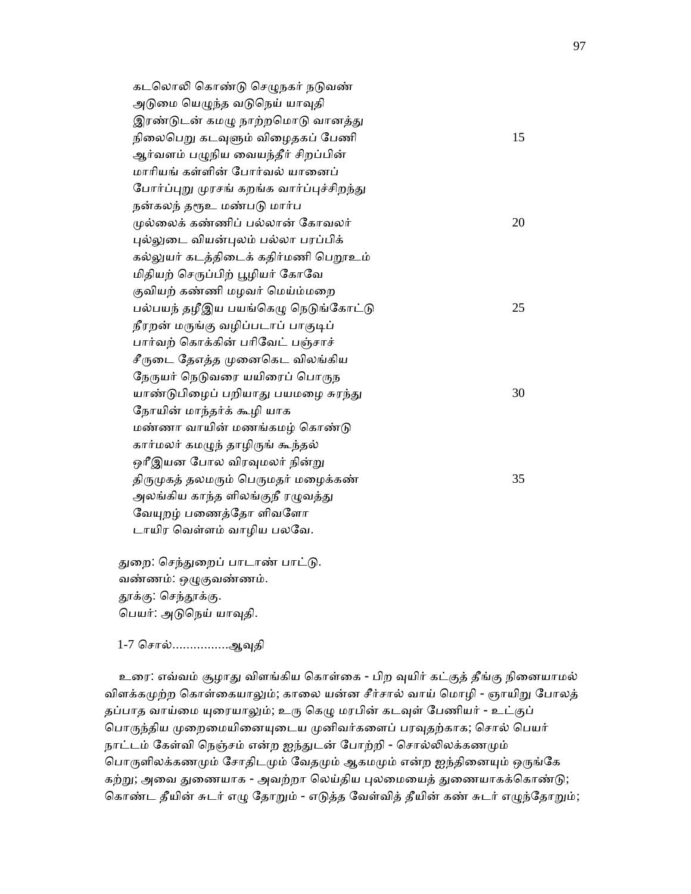கடலொலி கொண்டு செழுநகர் நடுவண்
அடுமை யெழுந்த வடுநெய் யாவுதி
இரண்டுடன் கமழு நாற்றமொடு வானத்து
நிலைபெறு கடவுளும் விழைதகப் பேணி 15
ஆர்வளம் பழுநிய வையந்தீர் சிறப்பின்
மாரியங் கள்ளின் போர்வல் யானைப்
போர்ப்புறு முரசங் கறங்க வார்ப்புச்சிறந்து
நன்கலந் தரூஉ மண்படு மார்ப
முல்லைக் கண்ணிப் பல்லான் கோவலர் 20
புல்லுடை வியன்புலம் பல்லா பரப்பிக்
கல்லுயர் கடத்திடைக் கதிர்மணி பெறூஉம்
மிதியற் செருப்பிற் பூழியர் கோவே
குவியற் கண்ணி மழவர் மெய்ம்மறை
பல்பயந் தழீஇய பயங்கெழு நெடுங்கோட்டு 25
நீரறன் மருங்கு வழிப்படாப் பாகுடிப்
பார்வற் கொக்கின் பரிவேட் பஞ்சாச்
சீருடை தேஎத்த முனைகெட விலங்கிய
நேருயர் நெடுவரை யயிரைப் பொருந
யாண்டுபிழைப் பறியாது பயமழை சுரந்து 30
நோயின் மாந்தர்க் கூழி யாக
மண்ணா வாயின் மணங்கமழ் கொண்டு
கார்மலர் கமழுந் தாழிருங் கூந்தல்
ஒரீஇயன போல விரவுமலர் நின்று
திருமுகத் தலமரும் பெருமதர் மழைக்கண் 35
அலங்கிய காந்த ளிலங்குநீ ரழுவத்து
வேயுறழ் பணைத்தோ ளிவளோ
டாயிர வெள்ளம் வாழிய பலவே.

துறை: செந்துறைப் பாடாண் பாட்டு.
வண்ணம்: ஒழுகுவண்ணம்.
தூக்கு: செந்தூக்கு.
பெயர்: அடுநெய் யாவுதி.

1-7 சொல்................ஆவுதி

உரை: எவ்வம் சூழாது விளங்கிய கொள்கை - பிற வுயிர் கட்குத் தீங்கு நினையாமல் விளக்கமுற்ற கொள்கையாலும்; காலை யன்ன சீர்சால் வாய் மொழி - ஞாயிறு போலத் தப்பாத வாய்மை யுரையாலும்; உரு கெழு மரபின் கடவுள் பேணியர் - உட்குப் பொருந்திய முறைமையினையுடைய முனிவர்களைப் பரவுதற்காக; சொல் பெயர் நாட்டம் கேள்வி நெஞ்சம் என்ற ஐந்துடன் போற்றி - சொல்லிலக்கணமும் பொருளிலக்கணமும் சோதிடமும் வேதமும் ஆகமமும் என்ற ஐந்தினையும் ஒருங்கே கற்று; அவை துணையாக - அவற்றா லெய்திய புலமையைத் துணையாகக்கொண்டு; கொண்ட தீயின் சுடர் எழு தோறும் - எடுத்த வேள்வித் தீயின் கண் சுடர் எழுந்தோறும்;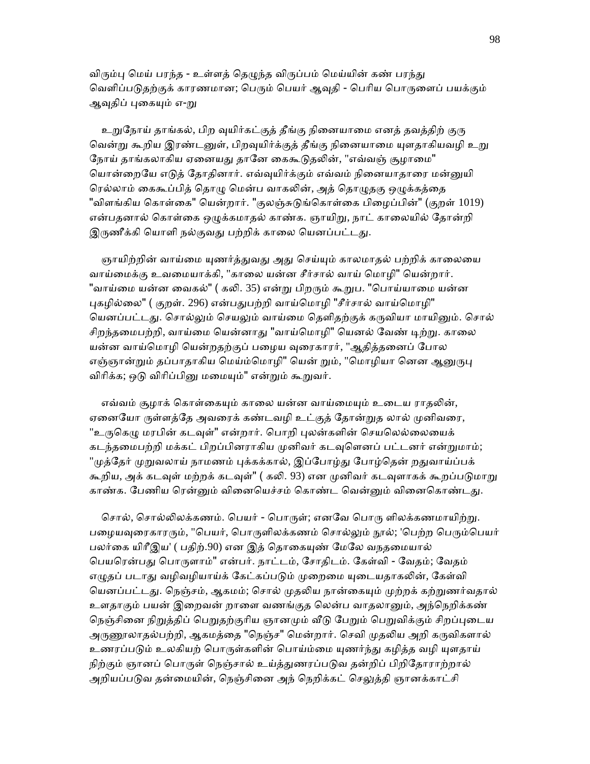விரும்பு மெய் பரந்த - உள்ளத் தெழுந்த விருப்பம் மெய்யின் கண் பரந்து வெளிப்படுதற்குக் காரணமான; பெரும் பெயர் ஆவுதி - பெரிய பொருளைப் பயக்கும் ஆவுதிப் புகையும் எ-று

உறுநோய் தாங்கல், பிற வுயிர்கட்குத் தீங்கு நினையாமை எனத் தவத்திற் குரு வென்று கூறிய இரண்டனுள், பிறவுயிர்க்குத் தீங்கு நினையாமை யுளதாகியவழி உறு நோய் தாங்கலாகிய ஏனையது தானே கைகூடுதலின், "எவ்வஞ் சூழாமை" யொன்றையே எடுத் தோதினார். எவ்வுயிர்க்கும் எவ்வம் நினையாதாரை மன்னுயி ரெல்லாம் கைகூப்பித் தொழு மென்ப வாகலின், அத் தொழுதகு ஒழுக்கத்தை "விளங்கிய கொள்கை" யென்றார். "குலஞ்சுடுங்கொள்கை பிழைப்பின்" (குறள் 1019) என்பதனால் கொள்கை ஒழுக்கமாதல் காண்க. ஞாயிறு, நாட் காலையில் தோன்றி இருணீக்கி யொளி நல்குவது பற்றிக் காலை யெனப்பட்டது.

ஞாயிற்றின் வாய்மை யுணர்த்துவது அது செய்யும் காலமாதல் பற்றிக் காலையை வாய்மைக்கு உவமையாக்கி, "காலை யன்ன சீர்சால் வாய் மொழி" யென்றார். "வாய்மை யன்ன வைகல்" ( கலி. 35) என்று பிறரும் கூறுப. "பொய்யாமை யன்ன புகழில்லை" ( குறள். 296) என்பதுபற்றி வாய்மொழி "சீர்சால் வாய்மொழி" யெனப்பட்டது. சொல்லும் செயலும் வாய்மை தெளிதற்குக் கருவியா மாயினும். சொல் சிறந்தமைபற்றி, வாய்மை யென்னாது "வாய்மொழி" யெனல் வேண் டிற்று. காலை யன்ன வாய்மொழி யென்றதற்குப் பழைய வுரைகாரர், "ஆதித்தனைப் போல எஞ்ஞான்றும் தப்பாதாகிய மெய்ம்மொழி" யென் றும், "மொழியா னென ஆனுருபு விரிக்க; ஒடு விரிப்பினு மமையும்" என்றும் கூறுவர்.

எவ்வம் சூழாக் கொள்கையும் காலை யன்ன வாய்மையும் உடைய ராதலின், ஏனையோ ருள்ளத்தே அவரைக் கண்டவழி உட்குத் தோன்றுத லால் முனிவரை, "உருகெழு மரபின் கடவுள்" என்றார். பொறி புலன்களின் செயலெல்லையைக் கடந்தமைபற்றி மக்கட் பிறப்பினராகிய முனிவர் கடவுளெனப் பட்டனர் என்றுமாம்; "முத்தேர் முறுவலாய் நாமணம் புக்கக்கால், இப்போழ்து போழ்தென் றதுவாய்ப்பக் கூறிய, அக் கடவுள் மற்றக் கடவுள்" ( கலி. 93) என முனிவர் கடவுளாகக் கூறப்படுமாறு காண்க. பேணிய ரென்னும் வினையெச்சம் கொண்ட வென்னும் வினைகொண்டது.

சொல், சொல்லிலக்கணம். பெயர் - பொருள்; எனவே பொரு ளிலக்கணமாயிற்று. பழையவுரைகாரரும், "பெயர், பொருளிலக்கணம் சொல்லும் நூல்; 'பெற்ற பெரும்பெயர் பலர்கை யிரீஇய' ( பதிற்.90) என இத் தொகையுண் மேலே வநதமையால் பெயரென்பது பொருளாம்" என்பர். நாட்டம், சோதிடம். கேள்வி - வேதம்; வேதம் எழுதப் படாது வழிவழியாய்க் கேட்கப்படும் முறைமை யுடையதாகலின், கேள்வி யெனப்பட்டது. நெஞ்சம், ஆகமம்; சொல் முதலிய நான்கையும் முற்றக் கற்றுணர்வதால் உளதாகும் பயன் இறைவன் றாளை வணங்குத லென்ப வாதலானும், அந்நெறிக்கண் நெஞ்சினை நிறுத்திப் பெறுதற்குரிய ஞானமும் வீடு பேறும் பெறுவிக்கும் சிறப்புடைய அருணூலாதல்பற்றி, ஆகமத்தை "நெஞ்ச" மென்றார். செவி முதலிய அறி கருவிகளால் உணரப்படும் உலகியற் பொருள்களின் பொய்ம்மை யுணர்ந்து கழித்த வழி யுளதாய் நிற்கும் ஞானப் பொருள் நெஞ்சால் உய்த்துணரப்படுவ தன்றிப் பிறிதோராற்றால் அறியப்படுவ தன்மையின், நெஞ்சினை அந் நெறிக்கட் செலுத்தி ஞானக்காட்சி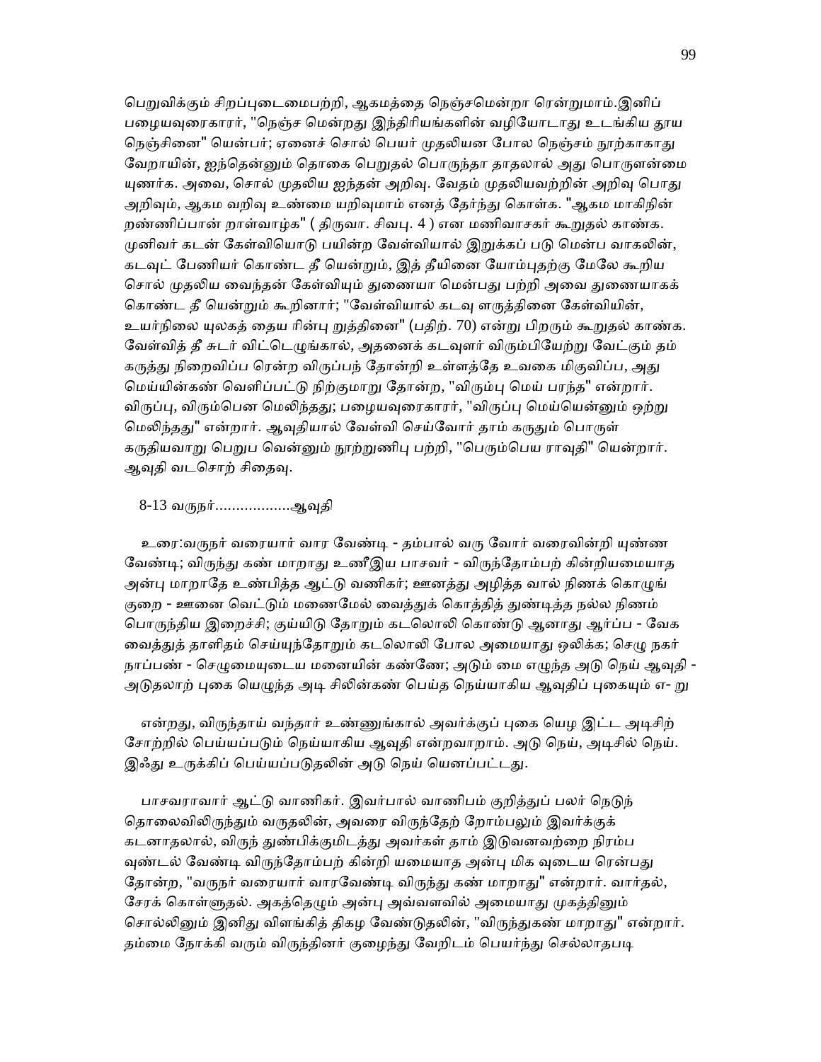பெறுவிக்கும் சிறப்புடைமைபற்றி, ஆகமத்தை நெஞ்சமென்றா ரென்றுமாம்.இனிப் பழையவுரைகாரர், "நெஞ்ச மென்றது இந்திரியங்களின் வழியோடாது உடங்கிய தூய நெஞ்சினை" யென்பர்; ஏனைச் சொல் பெயர் முதலியன போல நெஞ்சம் நூற்காகாது வேறாயின், ஐந்தென்னும் தொகை பெறுதல் பொருந்தா தாதலால் அது பொருளன்மை யுணர்க. அவை, சொல் முதலிய ஐந்தன் அறிவு. வேதம் முதலியவற்றின் அறிவு பொது அறிவும், ஆகம வறிவு உண்மை யறிவுமாம் எனத் தேர்ந்து கொள்க. "ஆகம மாகிநின் றண்ணிப்பான் றாள்வாழ்க" ( திருவா. சிவபு. 4 ) என மணிவாசகர் கூறுதல் காண்க. முனிவர் கடன் கேள்வியொடு பயின்ற வேள்வியால் இறுக்கப் படு மென்ப வாகலின், கடவுட் பேணியர் கொண்ட தீ யென்றும், இத் தீயினை யோம்புதற்கு மேலே கூறிய சொல் முதலிய வைந்தன் கேள்வியும் துணையா மென்பது பற்றி அவை துணையாகக் கொண்ட தீ யென்றும் கூறினார்; "வேள்வியால் கடவு ளருத்தினை கேள்வியின், உயர்நிலை யுலகத் தைய ரின்பு றுத்தினை" (பதிற். 70) என்று பிறரும் கூறுதல் காண்க. வேள்வித் தீ சுடர் விட்டெழுங்கால், அதனைக் கடவுளர் விரும்பியேற்று வேட்கும் தம் கருத்து நிறைவிப்ப ரென்ற விருப்பந் தோன்றி உள்ளத்தே உவகை மிகுவிப்ப, அது மெய்யின்கண் வெளிப்பட்டு நிற்குமாறு தோன்ற, "விரும்பு மெய் பரந்த" என்றார். விருப்பு, விரும்பென மெலிந்தது; பழையவுரைகாரர், "விருப்பு மெய்யென்னும் ஒற்று மெலிந்தது" என்றார். ஆவுதியால் வேள்வி செய்வோர் தாம் கருதும் பொருள் கருதியவாறு பெறுப வென்னும் நூற்றுணிபு பற்றி, "பெரும்பெய ராவுதி" யென்றார். ஆவுதி வடசொற் சிதைவு.

8-13 வருநர்..................ஆவுதி

உரை:வருநர் வரையார் வார வேண்டி - தம்பால் வரு வோர் வரைவின்றி யுண்ண வேண்டி; விருந்து கண் மாறாது உணீஇய பாசவர் - விருந்தோம்பற் கின்றியமையாத அன்பு மாறாதே உண்பித்த ஆட்டு வணிகர்; ஊனத்து அழித்த வால் நிணக் கொழுங் குறை - ஊனை வெட்டும் மணைமேல் வைத்துக் கொத்தித் துண்டித்த நல்ல நிணம் பொருந்திய இறைச்சி; குய்யிடு தோறும் கடலொலி கொண்டு ஆனாது ஆர்ப்ப - வேக வைத்துத் தாளிதம் செய்யுந்தோறும் கடலொலி போல அமையாது ஒலிக்க; செழு நகர் நாப்பண் - செழுமையுடைய மனையின் கண்ணே; அடும் மை எழுந்த அடு நெய் ஆவுதி - அடுதலாற் புகை யெழுந்த அடி சிலின்கண் பெய்த நெய்யாகிய ஆவுதிப் புகையும் எ- று

என்றது, விருந்தாய் வந்தார் உண்ணுங்கால் அவர்க்குப் புகை யெழ இட்ட அடிசிற் சோற்றில் பெய்யப்படும் நெய்யாகிய ஆவுதி என்றவாறாம். அடு நெய், அடிசில் நெய். இஃது உருக்கிப் பெய்யப்படுதலின் அடு நெய் யெனப்பட்டது.

பாசவராவார் ஆட்டு வாணிகர். இவர்பால் வாணிபம் குறித்துப் பலர் நெடுந் தொலைவிலிருந்தும் வருதலின், அவரை விருந்தேற் றோம்பலும் இவர்க்குக் கடனாதலால், விருந் துண்பிக்குமிடத்து அவர்கள் தாம் இடுவனவற்றை நிரம்ப வுண்டல் வேண்டி விருந்தோம்பற் கின்றி யமையாத அன்பு மிக வுடைய ரென்பது தோன்ற, "வருநர் வரையார் வாரவேண்டி விருந்து கண் மாறாது" என்றார். வார்தல், சேரக் கொள்ளுதல். அகத்தெழும் அன்பு அவ்வளவில் அமையாது முகத்தினும் சொல்லினும் இனிது விளங்கித் திகழ வேண்டுதலின், "விருந்துகண் மாறாது" என்றார். தம்மை நோக்கி வரும் விருந்தினர் குழைந்து வேறிடம் பெயர்ந்து செல்லாதபடி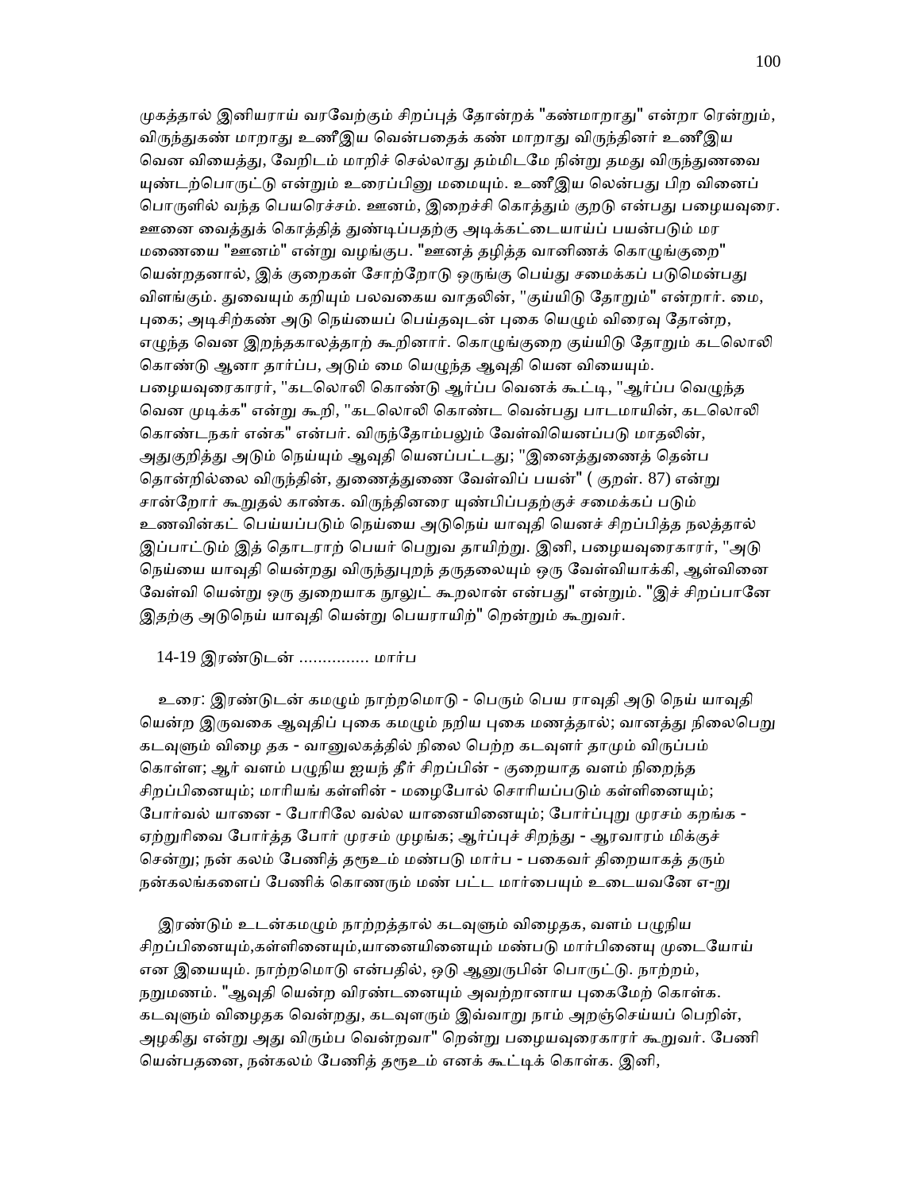முகத்தால் இனியராய் வரவேற்கும் சிறப்புத் தோன்றக் "கண்மாறாது" என்றா ரென்றும், விருந்துகண் மாறாது உணீஇய வென்பதைக் கண் மாறாது விருந்தினர் உணீஇய வென வியைத்து, வேறிடம் மாறிச் செல்லாது தம்மிடமே நின்று தமது விருந்துணவை யுண்டற்பொருட்டு என்றும் உரைப்பினு மமையும். உணீஇய லென்பது பிற வினைப் பொருளில் வந்த பெயரெச்சம். ஊனம், இறைச்சி கொத்தும் குறடு என்பது பழையவுரை. ஊனை வைத்துக் கொத்தித் துண்டிப்பதற்கு அடிக்கட்டையாய்ப் பயன்படும் மர மணையை "ஊனம்" என்று வழங்குப. "ஊனத் தழித்த வானிணக் கொழுங்குறை" யென்றதனால், இக் குறைகள் சோற்றோடு ஒருங்கு பெய்து சமைக்கப் படுமென்பது விளங்கும். துவையும் கறியும் பலவகைய வாதலின், "குய்யிடு தோறும்" என்றார். மை, புகை; அடிசிற்கண் அடு நெய்யைப் பெய்தவுடன் புகை யெழும் விரைவு தோன்ற, எழுந்த வென இறந்தகாலத்தாற் கூறினார். கொழுங்குறை குய்யிடு தோறும் கடலொலி கொண்டு ஆனா தார்ப்ப, அடும் மை யெழுந்த ஆவுதி யென வியையும். பழையவுரைகாரர், "கடலொலி கொண்டு ஆர்ப்ப வெனக் கூட்டி, "ஆர்ப்ப வெழுந்த வென முடிக்க" என்று கூறி, "கடலொலி கொண்ட வென்பது பாடமாயின், கடலொலி கொண்டநகர் என்க" என்பர். விருந்தோம்பலும் வேள்வியெனப்படு மாதலின், அதுகுறித்து அடும் நெய்யும் ஆவுதி யெனப்பட்டது; "இனைத்துணைத் தென்ப தொன்றில்லை விருந்தின், துணைத்துணை வேள்விப் பயன்" ( குறள். 87) என்று சான்றோர் கூறுதல் காண்க. விருந்தினரை யுண்பிப்பதற்குச் சமைக்கப் படும் உணவின்கட் பெய்யப்படும் நெய்யை அடுநெய் யாவுதி யெனச் சிறப்பித்த நலத்தால் இப்பாட்டும் இத் தொடராற் பெயர் பெறுவ தாயிற்று. இனி, பழையவுரைகாரர், "அடு நெய்யை யாவுதி யென்றது விருந்துபுறந் தருதலையும் ஒரு வேள்வியாக்கி, ஆள்வினை வேள்வி யென்று ஒரு துறையாக நூலுட் கூறலான் என்பது" என்றும். "இச் சிறப்பானே இதற்கு அடுநெய் யாவுதி யென்று பெயராயிற்" றென்றும் கூறுவர்.

14-19 இரண்டுடன் .............. மார்ப

உரை: இரண்டுடன் கமழும் நாற்றமொடு - பெரும் பெய ராவுதி அடு நெய் யாவுதி யென்ற இருவகை ஆவுதிப் புகை கமழும் நறிய புகை மணத்தால்; வானத்து நிலைபெறு கடவுளும் விழை தக - வானுலகத்தில் நிலை பெற்ற கடவுளர் தாமும் விருப்பம் கொள்ள; ஆர் வளம் பழுநிய ஐயந் தீர் சிறப்பின் - குறையாத வளம் நிறைந்த சிறப்பினையும்; மாரியங் கள்ளின் - மழைபோல் சொரியப்படும் கள்ளினையும்; போர்வல் யானை - போரிலே வல்ல யானையினையும்; போர்ப்புறு முரசம் கறங்க - ஏற்றுரிவை போர்த்த போர் முரசம் முழங்க; ஆர்ப்புச் சிறந்து - ஆரவாரம் மிக்குச் சென்று; நன் கலம் பேணித் தரூஉம் மண்படு மார்ப - பகைவர் திறையாகத் தரும் நன்கலங்களைப் பேணிக் கொணரும் மண் பட்ட மார்பையும் உடையவனே எ-று

இரண்டும் உடன்கமழும் நாற்றத்தால் கடவுளும் விழைதக, வளம் பழுநிய சிறப்பினையும்,கள்ளினையும்,யானையினையும் மண்படு மார்பினையு முடையோய் என இயையும். நாற்றமொடு என்பதில், ஒடு ஆனுருபின் பொருட்டு. நாற்றம், நறுமணம். "ஆவுதி யென்ற விரண்டனையும் அவற்றானாய புகைமேற் கொள்க. கடவுளும் விழைதக வென்றது, கடவுளரும் இவ்வாறு நாம் அறஞ்செய்யப் பெறின், அழகிது என்று அது விரும்ப வென்றவா" றென்று பழையவுரைகாரர் கூறுவர். பேணி யென்பதனை, நன்கலம் பேணித் தரூஉம் எனக் கூட்டிக் கொள்க. இனி,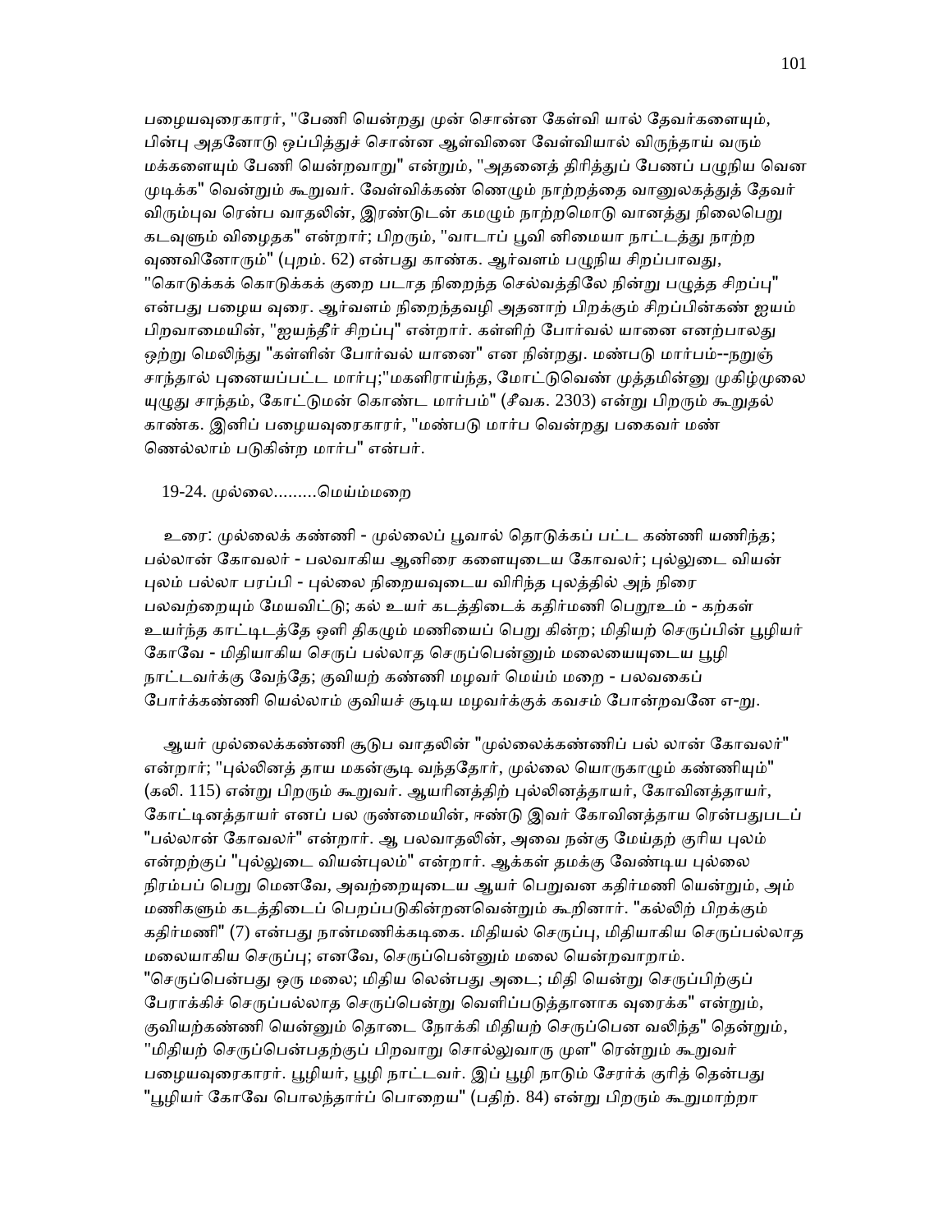பழையவுரைகாரர், "பேணி யென்றது முன் சொன்ன கேள்வி யால் தேவர்களையும், பின்பு அதனோடு ஒப்பித்துச் சொன்ன ஆள்வினை வேள்வியால் விருந்தாய் வரும் மக்களையும் பேணி யென்றவாறு" என்றும், "அதனைத் திரித்துப் பேணப் பழுநிய வென முடிக்க" வென்றும் கூறுவர். வேள்விக்கண் ணெழும் நாற்றத்தை வானுலகத்துத் தேவர் விரும்புவ ரென்ப வாதலின், இரண்டுடன் கமழும் நாற்றமொடு வானத்து நிலைபெறு கடவுளும் விழைதக" என்றார்; பிறரும், "வாடாப் பூவி னிமையா நாட்டத்து நாற்ற வுணவினோரும்" (புறம். 62) என்பது காண்க. ஆர்வளம் பழுநிய சிறப்பாவது, "கொடுக்கக் கொடுக்கக் குறை படாத நிறைந்த செல்வத்திலே நின்று பழுத்த சிறப்பு" என்பது பழைய வுரை. ஆர்வளம் நிறைந்தவழி அதனாற் பிறக்கும் சிறப்பின்கண் ஐயம் பிறவாமையின், "ஐயந்தீர் சிறப்பு" என்றார். கள்ளிற் போர்வல் யானை எனற்பாலது ஒற்று மெலிந்து "கள்ளின் போர்வல் யானை" என நின்றது. மண்படு மார்பம்--நறுஞ் சாந்தால் புனையப்பட்ட மார்பு;"மகளிராய்ந்த, மோட்டுவெண் முத்தமின்னு முகிழ்முலை யுழுது சாந்தம், கோட்டுமன் கொண்ட மார்பம்" (சீவக. 2303) என்று பிறரும் கூறுதல் காண்க. இனிப் பழையவுரைகாரர், "மண்படு மார்ப வென்றது பகைவர் மண் ணெல்லாம் படுகின்ற மார்ப" என்பர்.

19-24. முல்லை.........மெய்ம்மறை

உரை: முல்லைக் கண்ணி - முல்லைப் பூவால் தொடுக்கப் பட்ட கண்ணி யணிந்த; பல்லான் கோவலர் - பலவாகிய ஆனிரை களையுடைய கோவலர்; புல்லுடை வியன் புலம் பல்லா பரப்பி - புல்லை நிறையவுடைய விரிந்த புலத்தில் அந் நிரை பலவற்றையும் மேயவிட்டு; கல் உயர் கடத்திடைக் கதிர்மணி பெறூஉம் - கற்கள் உயர்ந்த காட்டிடத்தே ஒளி திகழும் மணியைப் பெறு கின்ற; மிதியற் செருப்பின் பூழியர் கோவே - மிதியாகிய செருப் பல்லாத செருப்பென்னும் மலையையுடைய பூழி நாட்டவர்க்கு வேந்தே; குவியற் கண்ணி மழவர் மெய்ம் மறை - பலவகைப் போர்க்கண்ணி யெல்லாம் குவியச் சூடிய மழவர்க்குக் கவசம் போன்றவனே எ-று.

ஆயர் முல்லைக்கண்ணி சூடுப வாதலின் "முல்லைக்கண்ணிப் பல் லான் கோவலர்" என்றார்; "புல்லினத் தாய மகன்சூடி வந்ததோர், முல்லை யொருகாழும் கண்ணியும்" (கலி. 115) என்று பிறரும் கூறுவர். ஆயரினத்திற் புல்லினத்தாயர், கோவினத்தாயர், கோட்டினத்தாயர் எனப் பல ருண்மையின், ஈண்டு இவர் கோவினத்தாய ரென்பதுபடப் "பல்லான் கோவலர்" என்றார். ஆ பலவாதலின், அவை நன்கு மேய்தற் குரிய புலம் என்றற்குப் "புல்லுடை வியன்புலம்" என்றார். ஆக்கள் தமக்கு வேண்டிய புல்லை நிரம்பப் பெறு மெனவே, அவற்றையுடைய ஆயர் பெறுவன கதிர்மணி யென்றும், அம் மணிகளும் கடத்திடைப் பெறப்படுகின்றனவென்றும் கூறினார். "கல்லிற் பிறக்கும் கதிர்மணி" (7) என்பது நான்மணிக்கடிகை. மிதியல் செருப்பு, மிதியாகிய செருப்பல்லாத மலையாகிய செருப்பு; எனவே, செருப்பென்னும் மலை யென்றவாறாம். "செருப்பென்பது ஒரு மலை; மிதிய லென்பது அடை; மிதி யென்று செருப்பிற்குப் பேராக்கிச் செருப்பல்லாத செருப்பென்று வெளிப்படுத்தானாக வுரைக்க" என்றும், குவியற்கண்ணி யென்னும் தொடை நோக்கி மிதியற் செருப்பென வலிந்த" தென்றும், "மிதியற் செருப்பென்பதற்குப் பிறவாறு சொல்லுவாரு முள" ரென்றும் கூறுவர் பழையவுரைகாரர். பூழியர், பூழி நாட்டவர். இப் பூழி நாடும் சேரர்க் குரித் தென்பது "பூழியர் கோவே பொலந்தார்ப் பொறைய" (பதிற். 84) என்று பிறரும் கூறுமாற்றா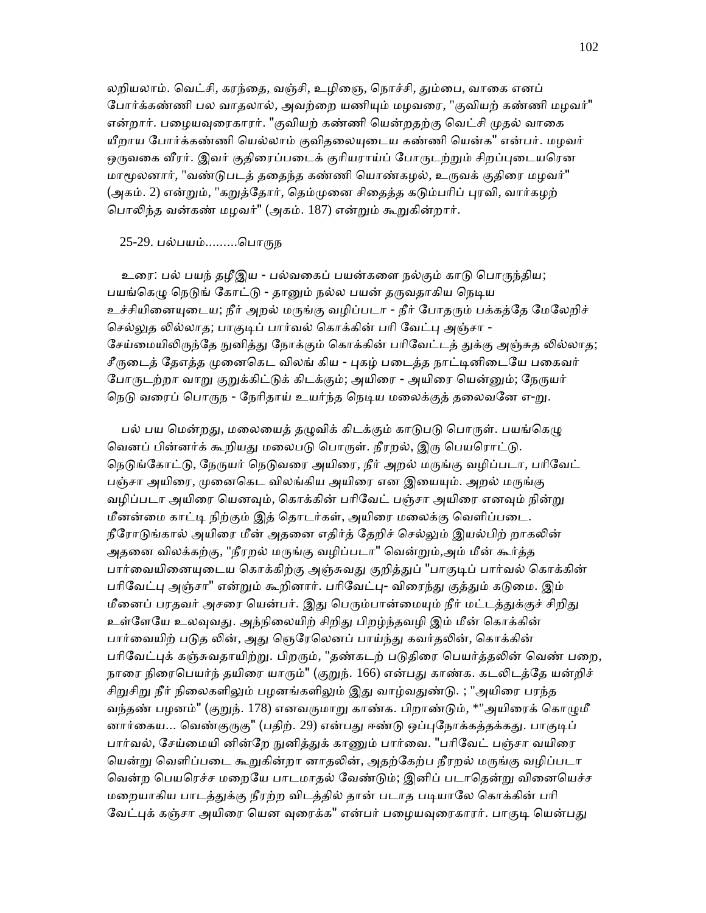லறியலாம். வெட்சி, கரந்தை, வஞ்சி, உழிஞை, நொச்சி, தும்பை, வாகை எனப் போர்க்கண்ணி பல வாதலால், அவற்றை யணியும் மழவரை, "குவியற் கண்ணி மழவர்" என்றார். பழையவுரைகாரர். "குவியற் கண்ணி யென்றதற்கு வெட்சி முதல் வாகை யீறாய போர்க்கண்ணி யெல்லாம் குவிதலையுடைய கண்ணி யென்க" என்பர். மழவர் ஒருவகை வீரர். இவர் குதிரைப்படைக் குரியராய்ப் போருடற்றும் சிறப்புடையரென மாமூலனார், "வண்டுபடத் ததைந்த கண்ணி யொண்கழல், உருவக் குதிரை மழவர்" (அகம். 2) என்றும், "கறுத்தோர், தெம்முனை சிதைத்த கடும்பரிப் புரவி, வார்கழற் பொலிந்த வன்கண் மழவர்" (அகம். 187) என்றும் கூறுகின்றார்.

25-29. பல்பயம்.........பொருந

உரை: பல் பயந் தழீஇய - பல்வகைப் பயன்களை நல்கும் காடு பொருந்திய; பயங்கெழு நெடுங் கோட்டு - தானும் நல்ல பயன் தருவதாகிய நெடிய உச்சியினையுடைய; நீர் அறல் மருங்கு வழிப்படா - நீர் போதரும் பக்கத்தே மேலேறிச் செல்லுத லில்லாத; பாகுடிப் பார்வல் கொக்கின் பரி வேட்பு அஞ்சா - சேய்மையிலிருந்தே நுனித்து நோக்கும் கொக்கின் பரிவேட்டத் துக்கு அஞ்சுத லில்லாத; சீருடைத் தேஎத்த முனைகெட விலங் கிய - புகழ் படைத்த நாட்டினிடையே பகைவர் போருடற்றா வாறு குறுக்கிட்டுக் கிடக்கும்; அயிரை - அயிரை யென்னும்; நேருயர் நெடு வரைப் பொருந - நேரிதாய் உயர்ந்த நெடிய மலைக்குத் தலைவனே எ-று.

பல் பய மென்றது, மலையைத் தழுவிக் கிடக்கும் காடுபடு பொருள். பயங்கெழு வெனப் பின்னர்க் கூறியது மலைபடு பொருள். நீரறல், இரு பெயரொட்டு. நெடுங்கோட்டு, நேருயர் நெடுவரை அயிரை, நீர் அறல் மருங்கு வழிப்படா, பரிவேட் பஞ்சா அயிரை, முனைகெட விலங்கிய அயிரை என இயையும். அறல் மருங்கு வழிப்படா அயிரை யெனவும், கொக்கின் பரிவேட் பஞ்சா அயிரை எனவும் நின்று மீனன்மை காட்டி நிற்கும் இத் தொடர்கள், அயிரை மலைக்கு வெளிப்படை. நீரோடுங்கால் அயிரை மீன் அதனை எதிர்த் தேறிச் செல்லும் இயல்பிற் றாகலின் அதனை விலக்கற்கு, "நீரறல் மருங்கு வழிப்படா" வென்றும்,அம் மீன் கூர்த்த பார்வையினையுடைய கொக்கிற்கு அஞ்சுவது குறித்துப் "பாகுடிப் பார்வல் கொக்கின் பரிவேட்பு அஞ்சா" என்றும் கூறினார். பரிவேட்பு- விரைந்து குத்தும் கடுமை. இம் மீனைப் பரதவர் அசரை யென்பர். இது பெரும்பான்மையும் நீர் மட்டத்துக்குச் சிறிது உள்ளேயே உலவுவது. அந்நிலையிற் சிறிது பிறழ்ந்தவழி இம் மீன் கொக்கின் பார்வையிற் படுத லின், அது ஞெரேலெனப் பாய்ந்து கவர்தலின், கொக்கின் பரிவேட்புக் கஞ்சுவதாயிற்று. பிறரும், "தண்கடற் படுதிரை பெயர்த்தலின் வெண் பறை, நாரை நிரைபெயர்ந் தயிரை யாரும்" (குறுந். 166) என்பது காண்க. கடலிடத்தே யன்றிச் சிறுசிறு நீர் நிலைகளிலும் பழனங்களிலும் இது வாழ்வதுண்டு. ; "அயிரை பரந்த வந்தண் பழனம்" (குறுந். 178) எனவருமாறு காண்க. பிறாண்டும், *"அயிரைக் கொழுமீ னார்கைய... வெண்குருகு" (பதிற். 29) என்பது ஈண்டு ஒப்புநோக்கத்தக்கது. பாகுடிப் பார்வல், சேய்மையி னின்றே நுனித்துக் காணும் பார்வை. "பரிவேட் பஞ்சா வயிரை யென்று வெளிப்படை கூறுகின்றா னாதலின், அதற்கேற்ப நீரறல் மருங்கு வழிப்படா வென்ற பெயரெச்ச மறையே பாடமாதல் வேண்டும்; இனிப் படாதென்று வினையெச்ச மறையாகிய பாடத்துக்கு நீரற்ற விடத்தில் தான் படாத படியாலே கொக்கின் பரி வேட்புக் கஞ்சா அயிரை யென வுரைக்க" என்பர் பழையவுரைகாரர். பாகுடி யென்பது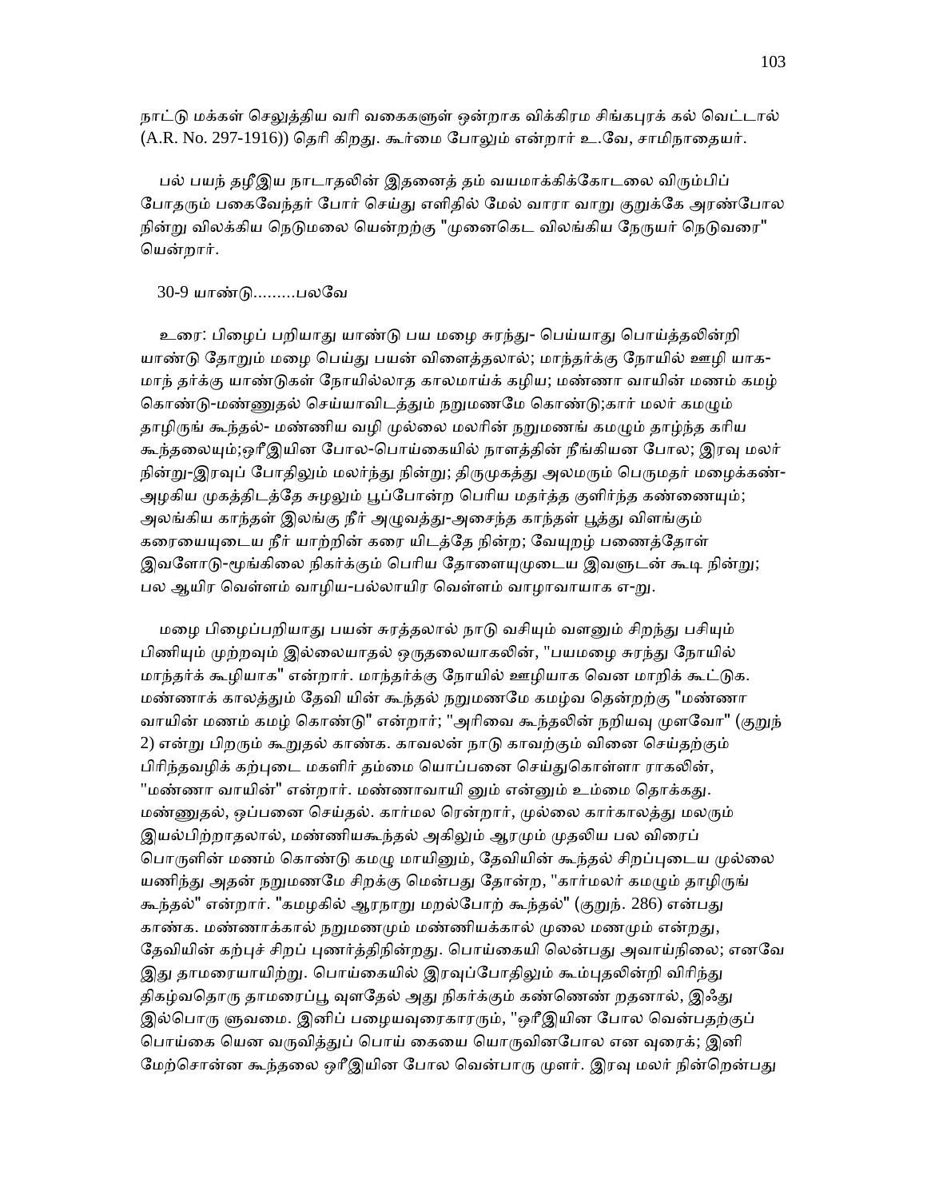நாட்டு மக்கள் செலுத்திய வரி வகைகளுள் ஒன்றாக விக்கிரம சிங்கபுரக் கல் வெட்டால் (A.R. No. 297-1916)) தெரி கிறது. கூர்மை போலும் என்றார் உ.வே, சாமிநாதையர்.

பல் பயந் தழீஇய நாடாதலின் இதனைத் தம் வயமாக்கிக்கோடலை விரும்பிப் போதரும் பகைவேந்தர் போர் செய்து எளிதில் மேல் வாரா வாறு குறுக்கே அரண்போல நின்று விலக்கிய நெடுமலை யென்றற்கு "முனைகெட விலங்கிய நேருயர் நெடுவரை" யென்றார்.

30-9 யாண்டு.........பலவே

உரை: பிழைப் பறியாது யாண்டு பய மழை சுரந்து- பெய்யாது பொய்த்தலின்றி யாண்டு தோறும் மழை பெய்து பயன் விளைத்தலால்; மாந்தர்க்கு நோயில் ஊழி யாக- மாந் தர்க்கு யாண்டுகள் நோயில்லாத காலமாய்க் கழிய; மண்ணா வாயின் மணம் கமழ் கொண்டு-மண்ணுதல் செய்யாவிடத்தும் நறுமணமே கொண்டு;கார் மலர் கமழும் தாழிருங் கூந்தல்- மண்ணிய வழி முல்லை மலரின் நறுமணங் கமழும் தாழ்ந்த கரிய கூந்தலையும்;ஒரீஇயின போல-பொய்கையில் நாளத்தின் நீங்கியன போல; இரவு மலர் நின்று-இரவுப் போதிலும் மலர்ந்து நின்று; திருமுகத்து அலமரும் பெருமதர் மழைக்கண்- அழகிய முகத்திடத்தே சுழலும் பூப்போன்ற பெரிய மதர்த்த குளிர்ந்த கண்ணையும்; அலங்கிய காந்தள் இலங்கு நீர் அழுவத்து-அசைந்த காந்தள் பூத்து விளங்கும் கரையையுடைய நீர் யாற்றின் கரை யிடத்தே நின்ற; வேயுறழ் பணைத்தோள் இவளோடு-மூங்கிலை நிகர்க்கும் பெரிய தோளையுமுடைய இவளுடன் கூடி நின்று; பல ஆயிர வெள்ளம் வாழிய-பல்லாயிர வெள்ளம் வாழாவாயாக எ-று.

மழை பிழைப்பறியாது பயன் சுரத்தலால் நாடு வசியும் வளனும் சிறந்து பசியும் பிணியும் முற்றவும் இல்லையாதல் ஒருதலையாகலின், "பயமழை சுரந்து நோயில் மாந்தர்க் கூழியாக" என்றார். மாந்தர்க்கு நோயில் ஊழியாக வென மாறிக் கூட்டுக. மண்ணாக் காலத்தும் தேவி யின் கூந்தல் நறுமணமே கமழ்வ தென்றற்கு "மண்ணா வாயின் மணம் கமழ் கொண்டு" என்றார்; "அரிவை கூந்தலின் நறியவு முளவோ" (குறுந் 2) என்று பிறரும் கூறுதல் காண்க. காவலன் நாடு காவற்கும் வினை செய்தற்கும் பிரிந்தவழிக் கற்புடை மகளிர் தம்மை யொப்பனை செய்துகொள்ளா ராகலின், "மண்ணா வாயின்" என்றார். மண்ணாவாயி னும் என்னும் உம்மை தொக்கது. மண்ணுதல், ஒப்பனை செய்தல். கார்மல ரென்றார், முல்லை கார்காலத்து மலரும் இயல்பிற்றாதலால், மண்ணியகூந்தல் அகிலும் ஆரமும் முதலிய பல விரைப் பொருளின் மணம் கொண்டு கமழு மாயினும், தேவியின் கூந்தல் சிறப்புடைய முல்லை யணிந்து அதன் நறுமணமே சிறக்கு மென்பது தோன்ற, "கார்மலர் கமழும் தாழிருங் கூந்தல்" என்றார். "கமழகில் ஆரநாறு மறல்போற் கூந்தல்" (குறுந். 286) என்பது காண்க. மண்ணாக்கால் நறுமணமும் மண்ணியக்கால் முலை மணமும் என்றது, தேவியின் கற்புச் சிறப் புணர்த்திநின்றது. பொய்கையி லென்பது அவாய்நிலை; எனவே இது தாமரையாயிற்று. பொய்கையில் இரவுப்போதிலும் கூம்புதலின்றி விரிந்து திகழ்வதொரு தாமரைப்பூ வுளதேல் அது நிகர்க்கும் கண்ணெண் றதனால், இஃது இல்பொரு ளுவமை. இனிப் பழையவுரைகாரரும், "ஒரீஇயின போல வென்பதற்குப் பொய்கை யென வருவித்துப் பொய் கையை யொருவினபோல என வுரைக்; இனி மேற்சொன்ன கூந்தலை ஒரீஇயின போல வென்பாரு முளர். இரவு மலர் நின்றென்பது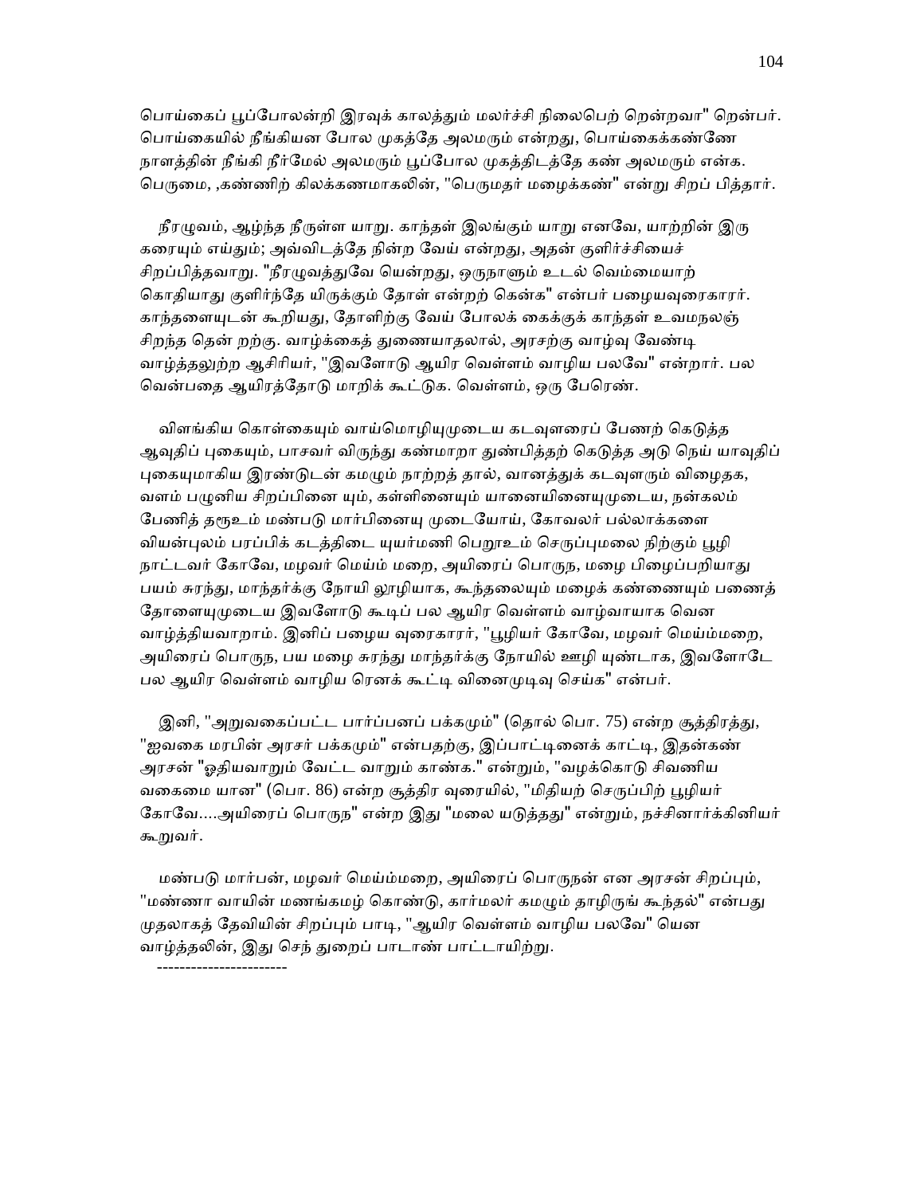பொய்கைப் பூப்போலன்றி இரவுக் காலத்தும் மலர்ச்சி நிலைபெற் றென்றவா" றென்பர். பொய்கையில் நீங்கியன போல முகத்தே அலமரும் என்றது, பொய்கைக்கண்ணே நாளத்தின் நீங்கி நீர்மேல் அலமரும் பூப்போல முகத்திடத்தே கண் அலமரும் என்க. பெருமை, ,கண்ணிற் கிலக்கணமாகலின், "பெருமதர் மழைக்கண்" என்று சிறப் பித்தார்.

நீரழுவம், ஆழ்ந்த நீருள்ள யாறு. காந்தள் இலங்கும் யாறு எனவே, யாற்றின் இரு கரையும் எய்தும்; அவ்விடத்தே நின்ற வேய் என்றது, அதன் குளிர்ச்சியைச் சிறப்பித்தவாறு. "நீரழுவத்துவே யென்றது, ஒருநாளும் உடல் வெம்மையாற் கொதியாது குளிர்ந்தே யிருக்கும் தோள் என்றற் கென்க" என்பர் பழையவுரைகாரர். காந்தளையுடன் கூறியது, தோளிற்கு வேய் போலக் கைக்குக் காந்தள் உவமநலஞ் சிறந்த தென் றற்கு. வாழ்க்கைத் துணையாதலால், அரசற்கு வாழ்வு வேண்டி வாழ்த்தலுற்ற ஆசிரியர், "இவளோடு ஆயிர வெள்ளம் வாழிய பலவே" என்றார். பல வென்பதை ஆயிரத்தோடு மாறிக் கூட்டுக. வெள்ளம், ஒரு பேரெண்.

விளங்கிய கொள்கையும் வாய்மொழியுமுடைய கடவுளரைப் பேணற் கெடுத்த ஆவுதிப் புகையும், பாசவர் விருந்து கண்மாறா துண்பித்தற் கெடுத்த அடு நெய் யாவுதிப் புகையுமாகிய இரண்டுடன் கமழும் நாற்றத் தால், வானத்துக் கடவுளரும் விழைதக, வளம் பழுனிய சிறப்பினை யும், கள்ளினையும் யானையினையுமுடைய, நன்கலம் பேணித் தரூஉம் மண்படு மார்பினையு முடையோய், கோவலர் பல்லாக்களை வியன்புலம் பரப்பிக் கடத்திடை யுயர்மணி பெறூஉம் செருப்புமலை நிற்கும் பூழி நாட்டவர் கோவே, மழவர் மெய்ம் மறை, அயிரைப் பொருந, மழை பிழைப்பறியாது பயம் சுரந்து, மாந்தர்க்கு நோயி லூழியாக, கூந்தலையும் மழைக் கண்ணையும் பணைத் தோளையுமுடைய இவளோடு கூடிப் பல ஆயிர வெள்ளம் வாழ்வாயாக வென வாழ்த்தியவாறாம். இனிப் பழைய வுரைகாரர், "பூழியர் கோவே, மழவர் மெய்ம்மறை, அயிரைப் பொருந, பய மழை சுரந்து மாந்தர்க்கு நோயில் ஊழி யுண்டாக, இவளோடே பல ஆயிர வெள்ளம் வாழிய ரெனக் கூட்டி வினைமுடிவு செய்க" என்பர்.

இனி, "அறுவகைப்பட்ட பார்ப்பனப் பக்கமும்" (தொல் பொ. 75) என்ற சூத்திரத்து, "ஐவகை மரபின் அரசர் பக்கமும்" என்பதற்கு, இப்பாட்டினைக் காட்டி, இதன்கண் அரசன் "ஓதியவாறும் வேட்ட வாறும் காண்க." என்றும், "வழக்கொடு சிவணிய வகைமை யான" (பொ. 86) என்ற சூத்திர வுரையில், "மிதியற் செருப்பிற் பூழியர் கோவே....அயிரைப் பொருந" என்ற இது "மலை யடுத்தது" என்றும், நச்சினார்க்கினியர் கூறுவர்.

மண்படு மார்பன், மழவர் மெய்ம்மறை, அயிரைப் பொருநன் என அரசன் சிறப்பும், "மண்ணா வாயின் மணங்கமழ் கொண்டு, கார்மலர் கமழும் தாழிருங் கூந்தல்" என்பது முதலாகத் தேவியின் சிறப்பும் பாடி, "ஆயிர வெள்ளம் வாழிய பலவே" யென வாழ்த்தலின், இது செந் துறைப் பாடாண் பாட்டாயிற்று.

----------------------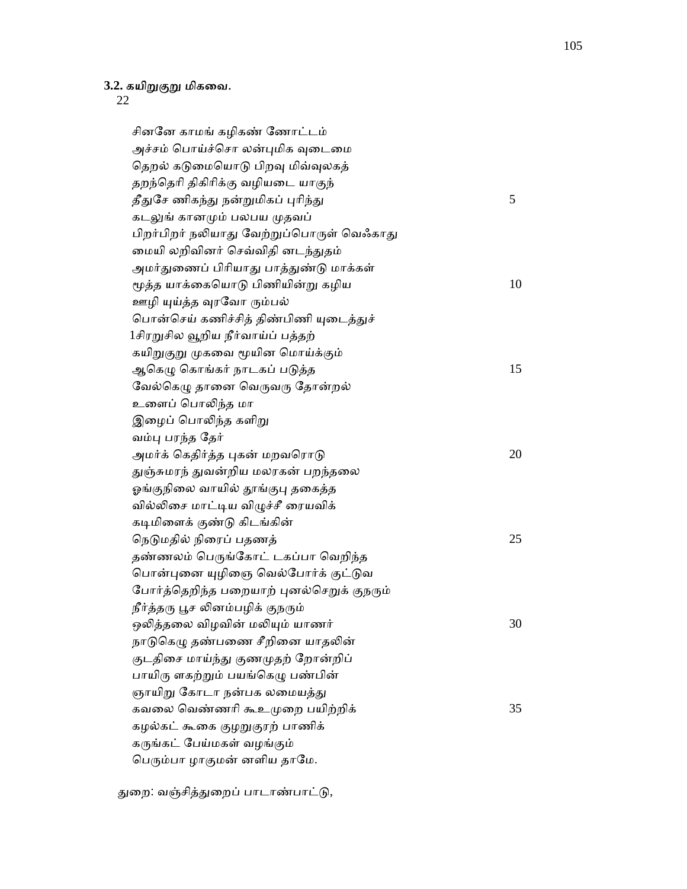**3.2. கயிறுகுறு மிகவை.**

22

சினனே காமங் கழிகண் ணோட்டம்
அச்சம் பொய்ச்சொ லன்புமிக வுடைமை
தெறல் கடுமையொடு பிறவு மிவ்வுலகத்
தறந்தெரி திகிரிக்கு வழியடை யாகுந்
தீதுசே ணிகந்து நன்றுமிகப் புரிந்து 5
கடலுங் கானமும் பலபய முதவப்
பிறர்பிறர் நலியாது வேற்றுப்பொருள் வெஃகாது
மையி லறிவினர் செவ்விதி னடந்துதம்
அமர்துணைப் பிரியாது பாத்துண்டு மாக்கள்
மூத்த யாக்கையொடு பிணியின்று கழிய 10
ஊழி யுய்த்த வுரவோ ரும்பல்
பொன்செய் கணிச்சித் திண்பிணி யுடைத்துச்
1சிரறுசில வூறிய நீர்வாய்ப் பத்தற்
கயிறுகுறு முகவை மூயின மொய்க்கும்
ஆகெழு கொங்கர் நாடகப் படுத்த 15
வேல்கெழு தானை வெருவரு தோன்றல்
உளைப் பொலிந்த மா
இழைப் பொலிந்த களிறு
வம்பு பரந்த தேர்
அமர்க் கெதிர்த்த புகன் மறவரொடு 20
துஞ்சுமரந் துவன்றிய மலரகன் பறந்தலை
ஓங்குநிலை வாயில் தூங்குபு தகைத்த
வில்லிசை மாட்டிய விழுச்சீ ரையவிக்
கடிமிளைக் குண்டு கிடங்கின்
நெடுமதில் நிரைப் பதணத் 25
தண்ணலம் பெருங்கோட் டகப்பா வெறிந்த
பொன்புனை யுழிஞை வெல்போர்க் குட்டுவ
போர்த்தெறிந்த பறையாற் புனல்செறுக் குநரும்
நீர்த்தரு பூச லினம்பழிக் குநரும்
ஒலித்தலை விழவின் மலியும் யாணர் 30
நாடுகெழு தண்பணை சீறினை யாதலின்
குடதிசை மாய்ந்து குணமுதற் றோன்றிப்
பாயிரு ளகற்றும் பயங்கெழு பண்பின்
ஞாயிறு கோடா நன்பக லமையத்து
கவலை வெண்ணரி கூஉமுறை பயிற்றிக் 35
கழல்கட் கூகை குழறுகுரற் பாணிக்
கருங்கட் பேய்மகள் வழங்கும்
பெரும்பா ழாகுமன் னளிய தாமே.

துறை: வஞ்சித்துறைப் பாடாண்பாட்டு,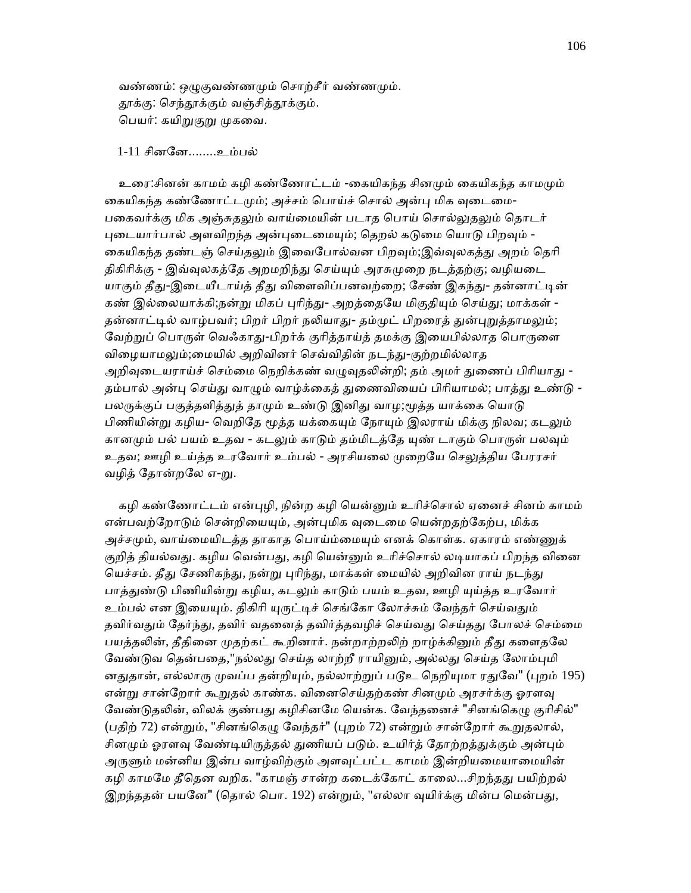வண்ணம்: ஒழுகுவண்ணமும் சொற்சீர் வண்ணமும்.
தூக்கு: செந்தூக்கும் வஞ்சித்தூக்கும்.
பெயர்: கயிறுகுறு முகவை.

1-11 சினனே........உம்பல்

உரை:சினன் காமம் கழி கண்ணோட்டம் -கையிகந்த சினமும் கையிகந்த காமமும் கையிகந்த கண்ணோட்டமும்; அச்சம் பொய்ச் சொல் அன்பு மிக வுடைமை- பகைவர்க்கு மிக அஞ்சுதலும் வாய்மையின் படாத பொய் சொல்லுதலும் தொடர் புடையார்பால் அளவிறந்த அன்புடைமையும்; தெறல் கடுமை யொடு பிறவும் - கையிகந்த தண்டஞ் செய்தலும் இவைபோல்வன பிறவும்;இவ்வுலகத்து அறம் தெரி திகிரிக்கு - இவ்வுலகத்தே அறமறிந்து செய்யும் அரசுமுறை நடத்தற்கு; வழியடை யாகும் தீது-இடையீடாய்த் தீது விளைவிப்பனவற்றை; சேண் இகந்து- தன்னாட்டின் கண் இல்லையாக்கி;நன்று மிகப் புரிந்து- அறத்தையே மிகுதியும் செய்து; மாக்கள் - தன்னாட்டில் வாழ்பவர்; பிறர் பிறர் நலியாது- தம்முட் பிறரைத் துன்புறுத்தாமலும்; வேற்றுப் பொருள் வெஃகாது-பிறர்க் குரித்தாய்த் தமக்கு இயைபில்லாத பொருளை விழையாமலும்;மையில் அறிவினர் செவ்விதின் நடந்து-குற்றமில்லாத அறிவுடையராய்ச் செம்மை நெறிக்கண் வழுவுதலின்றி; தம் அமர் துணைப் பிரியாது - தம்பால் அன்பு செய்து வாழும் வாழ்க்கைத் துணைவியைப் பிரியாமல்; பாத்து உண்டு - பலருக்குப் பகுத்தளித்துத் தாமும் உண்டு இனிது வாழ;மூத்த யாக்கை யொடு பிணியின்று கழிய- வெறிதே மூத்த யக்கையும் நோயும் இலராய் மிக்கு நிலவ; கடலும் கானமும் பல் பயம் உதவ - கடலும் காடும் தம்மிடத்தே யுண் டாகும் பொருள் பலவும் உதவ; ஊழி உய்த்த உரவோர் உம்பல் - அரசியலை முறையே செலுத்திய பேரரசர் வழித் தோன்றலே எ-று.

கழி கண்ணோட்டம் என்புழி, நின்ற கழி யென்னும் உரிச்சொல் ஏனைச் சினம் காமம் என்பவற்றோடும் சென்றியையும், அன்புமிக வுடைமை யென்றதற்கேற்ப, மிக்க அச்சமும், வாய்மையிடத்த தாகாத பொய்ம்மையும் எனக் கொள்க. ஏகாரம் எண்ணுக் குறித் தியல்வது. கழிய வென்பது, கழி யென்னும் உரிச்சொல் லடியாகப் பிறந்த வினை யெச்சம். தீது சேணிகந்து, நன்று புரிந்து, மாக்கள் மையில் அறிவின ராய் நடந்து பாத்துண்டு பிணியின்று கழிய, கடலும் காடும் பயம் உதவ, ஊழி யுய்த்த உரவோர் உம்பல் என இயையும். திகிரி யுருட்டிச் செங்கோ லோச்சும் வேந்தர் செய்வதும் தவிர்வதும் தேர்ந்து, தவிர் வதனைத் தவிர்த்தவழிச் செய்வது செய்தது போலச் செம்மை பயத்தலின், தீதினை முதற்கட் கூறினார். நன்றாற்றலிற் றாழ்க்கினும் தீது களைதலே வேண்டுவ தென்பதை,"நல்லது செய்த லாற்றீ ராயினும், அல்லது செய்த லோம்புமி னதுதான், எல்லாரு முவப்ப தன்றியும், நல்லாற்றுப் படூஉ நெறியுமா ரதுவே" (புறம் 195) என்று சான்றோர் கூறுதல் காண்க. வினைசெய்தற்கண் சினமும் அரசர்க்கு ஓரளவு வேண்டுதலின், விலக் குண்பது கழிசினமே யென்க. வேந்தனைச் "சினங்கெழு குரிசில்" (பதிற் 72) என்றும், "சினங்கெழு வேந்தர்" (புறம் 72) என்றும் சான்றோர் கூறுதலால், சினமும் ஓரளவு வேண்டியிருத்தல் துணியப் படும். உயிர்த் தோற்றத்துக்கும் அன்பும் அருளும் மன்னிய இன்ப வாழ்விற்கும் அளவுட்பட்ட காமம் இன்றியமையாமையின் கழி காமமே தீதென வறிக. "காமஞ் சான்ற கடைக்கோட் காலை...சிறந்தது பயிற்றல் இறந்ததன் பயனே" (தொல் பொ. 192) என்றும், "எல்லா வுயிர்க்கு மின்ப மென்பது,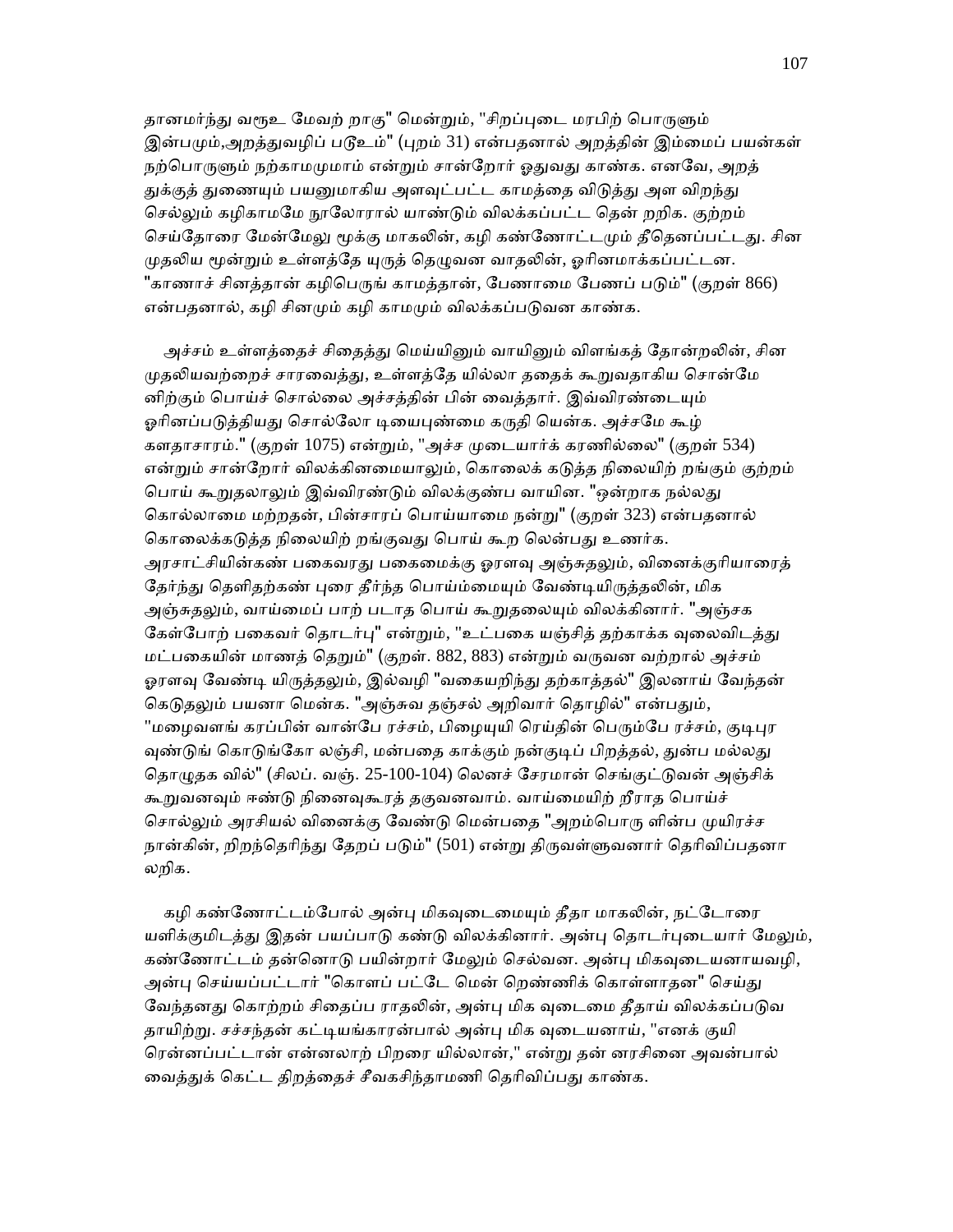தானமர்ந்து வரூஉ மேவற் றாகு" மென்றும், "சிறப்புடை மரபிற் பொருளும் இன்பமும்,அறத்துவழிப் படூஉம்" (புறம் 31) என்பதனால் அறத்தின் இம்மைப் பயன்கள் நற்பொருளும் நற்காமமுமாம் என்றும் சான்றோர் ஓதுவது காண்க. எனவே, அறத் துக்குத் துணையும் பயனுமாகிய அளவுட்பட்ட காமத்தை விடுத்து அள விறந்து செல்லும் கழிகாமமே நூலோரால் யாண்டும் விலக்கப்பட்ட தென் றறிக. குற்றம் செய்தோரை மேன்மேலு மூக்கு மாகலின், கழி கண்ணோட்டமும் தீதெனப்பட்டது. சின முதலிய மூன்றும் உள்ளத்தே யுருத் தெழுவன வாதலின், ஓரினமாக்கப்பட்டன. "காணாச் சினத்தான் கழிபெருங் காமத்தான், பேணாமை பேணப் படும்" (குறள் 866) என்பதனால், கழி சினமும் கழி காமமும் விலக்கப்படுவன காண்க.

அச்சம் உள்ளத்தைச் சிதைத்து மெய்யினும் வாயினும் விளங்கத் தோன்றலின், சின முதலியவற்றைச் சாரவைத்து, உள்ளத்தே யில்லா ததைக் கூறுவதாகிய சொன்மே னிற்கும் பொய்ச் சொல்லை அச்சத்தின் பின் வைத்தார். இவ்விரண்டையும் ஓரினப்படுத்தியது சொல்லோ டியையபுண்மை கருதி யென்க. அச்சமே கீழ் களதாசாரம்." (குறள் 1075) என்றும், "அச்ச முடையார்க் கரணில்லை" (குறள் 534) என்றும் சான்றோர் விலக்கினமையாலும், கொலைக் கடுத்த நிலையிற் றங்கும் குற்றம் பொய் கூறுதலாலும் இவ்விரண்டும் விலக்குண்ப வாயின. "ஒன்றாக நல்லது கொல்லாமை மற்றதன், பின்சாரப் பொய்யாமை நன்று" (குறள் 323) என்பதனால் கொலைக்கடுத்த நிலையிற் றங்குவது பொய் கூற லென்பது உணர்க. அரசாட்சியின்கண் பகைவரது பகைமைக்கு ஓரளவு அஞ்சுதலும், வினைக்குரியாரைத் தேர்ந்து தெளிதற்கண் புரை தீர்ந்த பொய்ம்மையும் வேண்டியிருத்தலின், மிக அஞ்சுதலும், வாய்மைப் பாற் படாத பொய் கூறுதலையும் விலக்கினார். "அஞ்சக கேள்போற் பகைவர் தொடர்பு" என்றும், "உட்பகை யஞ்சித் தற்காக்க வுலைவிடத்து மட்பகையின் மாணத் தெறும்" (குறள். 882, 883) என்றும் வருவன வற்றால் அச்சம் ஓரளவு வேண்டி யிருத்தலும், இல்வழி "வகையறிந்து தற்காத்தல்" இலனாய் வேந்தன் கெடுதலும் பயனா மென்க. "அஞ்சுவ தஞ்சல் அறிவார் தொழில்" என்பதும், "மழைவளங் கரப்பின் வான்பே ரச்சம், பிழையுயி ரெய்தின் பெரும்பே ரச்சம், குடிபுர வுண்டுங் கொடுங்கோ லஞ்சி, மன்பதை காக்கும் நன்குடிப் பிறத்தல், துன்ப மல்லது தொழுதக வில்" (சிலப். வஞ். 25-100-104) லெனச் சேரமான் செங்குட்டுவன் அஞ்சிக் கூறுவனவும் ஈண்டு நினைவுகூரத் தகுவனவாம். வாய்மையிற் றீராத பொய்ச் சொல்லும் அரசியல் வினைக்கு வேண்டு மென்பதை "அறம்பொரு ளின்ப முயிரச்ச நான்கின், றிறந்தெரிந்து தேறப் படும்" (501) என்று திருவள்ளுவனார் தெரிவிப்பதனா லறிக.

கழி கண்ணோட்டம்போல் அன்பு மிகவுடைமையும் தீதா மாகலின், நட்டோரை யளிக்குமிடத்து இதன் பயப்பாடு கண்டு விலக்கினார். அன்பு தொடர்புடையார் மேலும், கண்ணோட்டம் தன்னொடு பயின்றார் மேலும் செல்வன. அன்பு மிகவுடையனாயவழி, அன்பு செய்யப்பட்டார் "கொளப் பட்டே மென் றெண்ணிக் கொள்ளாதன" செய்து வேந்தனது கொற்றம் சிதைப்ப ராதலின், அன்பு மிக வுடைமை தீதாய் விலக்கப்படுவ தாயிற்று. சச்சந்தன் கட்டியங்காரன்பால் அன்பு மிக வுடையனாய், "எனக் குயி ரென்னப்பட்டான் என்னலாற் பிறரை யில்லான்," என்று தன் னரசினை அவன்பால் வைத்துக் கெட்ட திறத்தைச் சீவகசிந்தாமணி தெரிவிப்பது காண்க.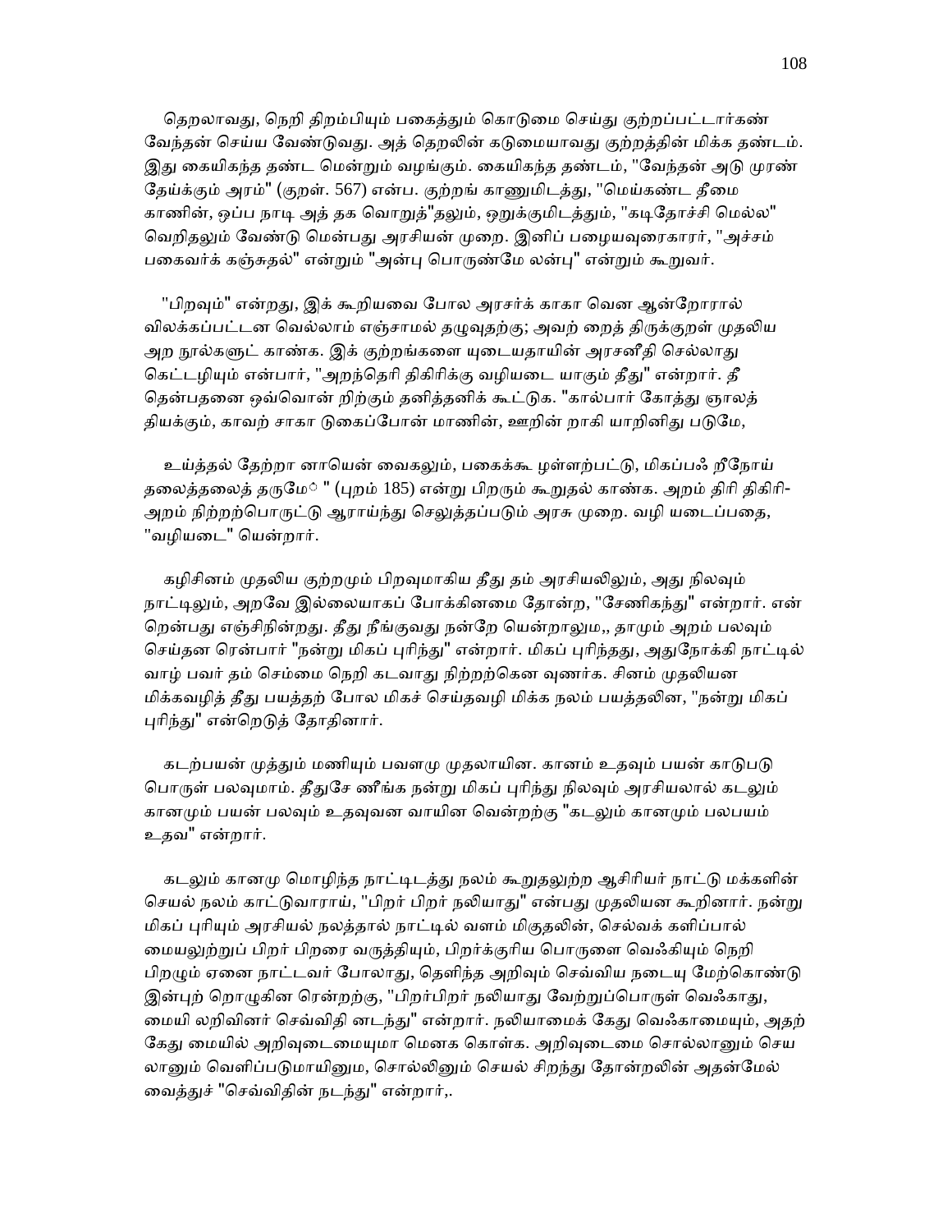தெறலாவது, நெறி திறம்பியும் பகைத்தும் கொடுமை செய்து குற்றப்பட்டார்கண் வேந்தன் செய்ய வேண்டுவது. அத் தெறலின் கடுமையாவது குற்றத்தின் மிக்க தண்டம். இது கையிகந்த தண்ட மென்றும் வழங்கும். கையிகந்த தண்டம், "வேந்தன் அடு முரண் தேய்க்கும் அரம்" (குறள். 567) என்ப. குற்றங் காணுமிடத்து, "மெய்கண்ட தீமை காணின், ஒப்ப நாடி அத் தக வொறுத்"தலும், ஒறுக்குமிடத்தும், "கடிதோச்சி மெல்ல" வெறிதலும் வேண்டு மென்பது அரசியன் முறை. இனிப் பழையவுரைகாரர், "அச்சம் பகைவர்க் கஞ்சுதல்" என்றும் "அன்பு பொருண்மே லன்பு" என்றும் கூறுவர்.

"பிறவும்" என்றது, இக் கூறியவை போல அரசர்க் காகா வென ஆன்றோரால் விலக்கப்பட்டன வெல்லாம் எஞ்சாமல் தழுவுதற்கு; அவற் றைத் திருக்குறள் முதலிய அற நூல்களுட் காண்க. இக் குற்றங்களை யுடையதாயின் அரசனீதி செல்லாது கெட்டழியும் என்பார், "அறந்தெரி திகிரிக்கு வழியடை யாகும் தீது" என்றார். தீ தென்பதனை ஒவ்வொன் றிற்கும் தனித்தனிக் கூட்டுக. "கால்பார் கோத்து ஞாலத் தியக்கும், காவற் சாகா டுகைப்போன் மாணின், ஊறின் றாகி யாறினிது படுமே,

உய்த்தல் தேற்றா னாயென் வைகலும், பகைக்கூ ழள்ளற்பட்டு, மிகப்பஃ றீநோய் தலைத்தலைத் தருமே◌ " (புறம் 185) என்று பிறரும் கூறுதல் காண்க. அறம் திரி திகிரி- அறம் நிற்றற்பொருட்டு ஆராய்ந்து செலுத்தப்படும் அரசு முறை. வழி யடைப்பதை, "வழியடை" யென்றார்.

கழிசினம் முதலிய குற்றமும் பிறவுமாகிய தீது தம் அரசியலிலும், அது நிலவும் நாட்டிலும், அறவே இல்லையாகப் போக்கினமை தோன்ற, "சேணிகந்து" என்றார். என் றென்பது எஞ்சிநின்றது. தீது நீங்குவது நன்றே யென்றாலும,, தாமும் அறம் பலவும் செய்தன ரென்பார் "நன்று மிகப் புரிந்து" என்றார். மிகப் புரிந்தது, அதுநோக்கி நாட்டில் வாழ் பவர் தம் செம்மை நெறி கடவாது நிற்றற்கென வுணர்க. சினம் முதலியன மிக்கவழித் தீது பயத்தற் போல மிகச் செய்தவழி மிக்க நலம் பயத்தலின, "நன்று மிகப் புரிந்து" என்றெடுத் தோதினார்.

கடற்பயன் முத்தும் மணியும் பவளமு முதலாயின. கானம் உதவும் பயன் காடுபடு பொருள் பலவுமாம். தீதுசே ணீங்க நன்று மிகப் புரிந்து நிலவும் அரசியலால் கடலும் கானமும் பயன் பலவும் உதவுவன வாயின வென்றற்கு "கடலும் கானமும் பலபயம் உதவ" என்றார்.

கடலும் கானமு மொழிந்த நாட்டிடத்து நலம் கூறுதலுற்ற ஆசிரியர் நாட்டு மக்களின் செயல் நலம் காட்டுவாராய், "பிறர் பிறர் நலியாது" என்பது முதலியன கூறினார். நன்று மிகப் புரியும் அரசியல் நலத்தால் நாட்டில் வளம் மிகுதலின், செல்வக் களிப்பால் மையலுற்றுப் பிறர் பிறரை வருத்தியும், பிறர்க்குரிய பொருளை வெஃகியும் நெறி பிறழும் ஏனை நாட்டவர் போலாது, தெளிந்த அறிவும் செவ்விய நடையு மேற்கொண்டு இன்புற் றொழுகின ரென்றற்கு, "பிறர்பிறர் நலியாது வேற்றுப்பொருள் வெஃகாது, மையி லறிவினர் செவ்விதி னடந்து" என்றார். நலியாமைக் கேது வெஃகாமையும், அதற் கேது மையில் அறிவுடைமையுமா மெனக கொள்க. அறிவுடைமை சொல்லானும் செய லானும் வெளிப்படுமாயினும, சொல்லினும் செயல் சிறந்து தோன்றலின் அதன்மேல் வைத்துச் "செவ்விதின் நடந்து" என்றார்,.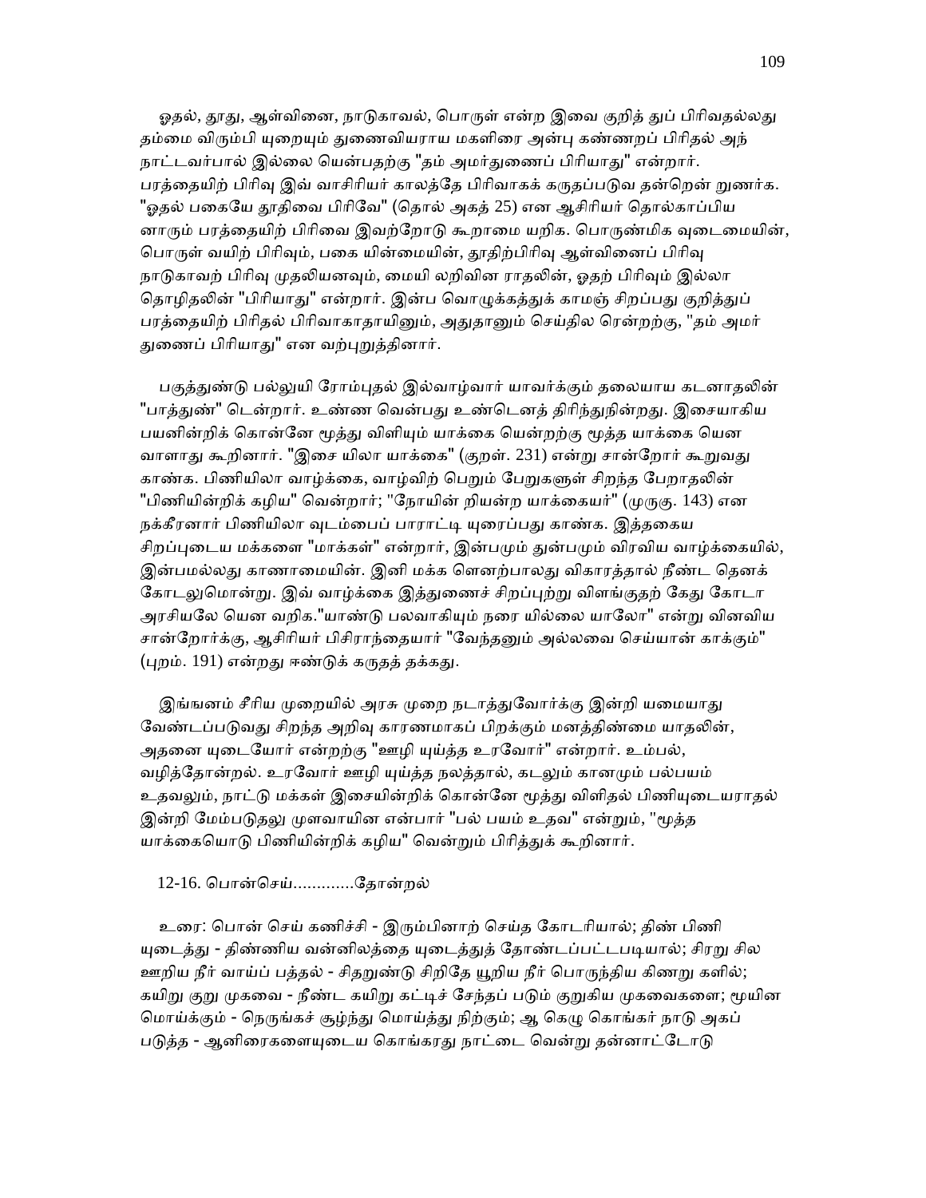ஓதல், தூது, ஆள்வினை, நாடுகாவல், பொருள் என்ற இவை குறித் துப் பிரிவதல்லது தம்மை விரும்பி யுறையும் துணைவியராய மகளிரை அன்பு கண்ணறப் பிரிதல் அந் நாட்டவர்பால் இல்லை யென்பதற்கு "தம் அமர்துணைப் பிரியாது" என்றார். பரத்தையிற் பிரிவு இவ் வாசிரியர் காலத்தே பிரிவாகக் கருதப்படுவ தன்றென் றுணர்க. "ஓதல் பகையே தூதிவை பிரிவே" (தொல் அகத் 25) என ஆசிரியர் தொல்காப்பிய னாரும் பரத்தையிற் பிரிவை இவற்றோடு கூறாமை யறிக. பொருண்மிக வுடைமையின், பொருள் வயிற் பிரிவும், பகை யின்மையின், தூதிற்பிரிவு ஆள்வினைப் பிரிவு நாடுகாவற் பிரிவு முதலியனவும், மையி லறிவின ராதலின், ஓதற் பிரிவும் இல்லா தொழிதலின் "பிரியாது" என்றார். இன்ப வொழுக்கத்துக் காமஞ் சிறப்பது குறித்துப் பரத்தையிற் பிரிதல் பிரிவாகாதாயினும், அதுதானும் செய்தில ரென்றற்கு, "தம் அமர் துணைப் பிரியாது" என வற்புறுத்தினார்.

பகுத்துண்டு பல்லுயி ரோம்புதல் இல்வாழ்வார் யாவர்க்கும் தலையாய கடனாதலின் "பாத்துண்" டென்றார். உண்ண வென்பது உண்டெனத் திரிந்துநின்றது. இசையாகிய பயனின்றிக் கொன்னே மூத்து விளியும் யாக்கை யென்றற்கு மூத்த யாக்கை யென வாளாது கூறினார். "இசை யிலா யாக்கை" (குறள். 231) என்று சான்றோர் கூறுவது காண்க. பிணியிலா வாழ்க்கை, வாழ்விற் பெறும் பேறுகளுள் சிறந்த பேறாதலின் "பிணியின்றிக் கழிய" வென்றார்; "நோயின் றியன்ற யாக்கையர்" (முருகு. 143) என நக்கீரனார் பிணியிலா வுடம்பைப் பாராட்டி யுரைப்பது காண்க. இத்தகைய சிறப்புடைய மக்களை "மாக்கள்" என்றார், இன்பமும் துன்பமும் விரவிய வாழ்க்கையில், இன்பமல்லது காணாமையின். இனி மக்க ளெனற்பாலது விகாரத்தால் நீண்ட தெனக் கோடலுமொன்று. இவ் வாழ்க்கை இத்துணைச் சிறப்புற்று விளங்குதற் கேது கோடா அரசியலே யென வறிக."யாண்டு பலவாகியும் நரை யில்லை யாலோ" என்று வினவிய சான்றோர்க்கு, ஆசிரியர் பிசிராந்தையார் "வேந்தனும் அல்லவை செய்யான் காக்கும்" (புறம். 191) என்றது ஈண்டுக் கருதத் தக்கது.

இங்ஙனம் சீரிய முறையில் அரசு முறை நடாத்துவோர்க்கு இன்றி யமையாது வேண்டப்படுவது சிறந்த அறிவு காரணமாகப் பிறக்கும் மனத்திண்மை யாதலின், அதனை யுடையோர் என்றற்கு "ஊழி யுய்த்த உரவோர்" என்றார். உம்பல், வழித்தோன்றல். உரவோர் ஊழி யுய்த்த நலத்தால், கடலும் கானமும் பல்பயம் உதவலும், நாட்டு மக்கள் இசையின்றிக் கொன்னே மூத்து விளிதல் பிணியுடையராதல் இன்றி மேம்படுதலு முளவாயின என்பார் "பல் பயம் உதவ" என்றும், "மூத்த யாக்கையொடு பிணியின்றிக் கழிய" வென்றும் பிரித்துக் கூறினார்.

12-16. பொன்செய்.............தோன்றல்

உரை: பொன் செய் கணிச்சி - இரும்பினாற் செய்த கோடரியால்; திண் பிணி யுடைத்து - திண்ணிய வன்னிலத்தை யுடைத்துத் தோண்டப்பட்டபடியால்; சிரறு சில ஊறிய நீர் வாய்ப் பத்தல் - சிதறுண்டு சிறிதே யூறிய நீர் பொருந்திய கிணறு களில்; கயிறு குறு முகவை - நீண்ட கயிறு கட்டிச் சேந்தப் படும் குறுகிய முகவைகளை; மூயின மொய்க்கும் - நெருங்கச் சூழ்ந்து மொய்த்து நிற்கும்; ஆ கெழு கொங்கர் நாடு அகப் படுத்த - ஆனிரைகளையுடைய கொங்கரது நாட்டை வென்று தன்னாட்டோடு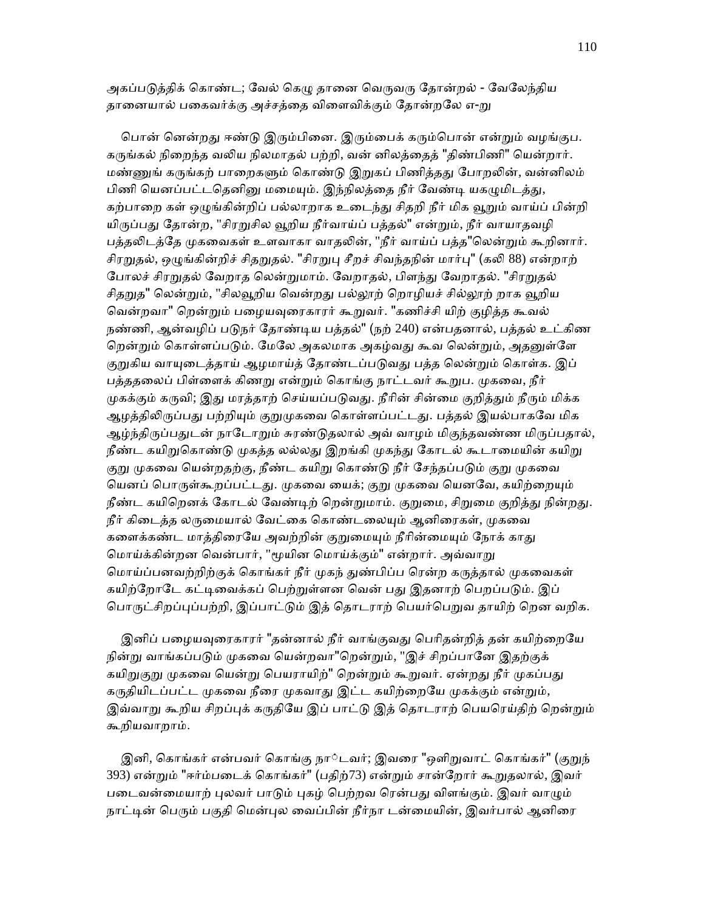அகப்படுத்திக் கொண்ட; வேல் கெழு தானை வெருவரு தோன்றல் - வேலேந்திய தானையால் பகைவர்க்கு அச்சத்தை விளைவிக்கும் தோன்றலே எ-று

பொன் னென்றது ஈண்டு இரும்பினை. இரும்பைக் கரும்பொன் என்றும் வழங்குப. கருங்கல் நிறைந்த வலிய நிலமாதல் பற்றி, வன் னிலத்தைத் "திண்பிணி" யென்றார். மண்ணுங் கருங்கற் பாறைகளும் கொண்டு இறுகப் பிணித்தது போறலின், வன்னிலம் பிணி யெனப்பட்டதெனினு மமையும். இந்நிலத்தை நீர் வேண்டி யகழுமிடத்து, கற்பாறை கள் ஒழுங்கின்றிப் பல்லாறாக உடைந்து சிதறி நீர் மிக வூறும் வாய்ப் பின்றி யிருப்பது தோன்ற, "சிரறுசில வூறிய நீர்வாய்ப் பத்தல்" என்றும், நீர் வாயாதவழி பத்தலிடத்தே முகவைகள் உளவாகா வாதலின், "நீர் வாய்ப் பத்த"லென்றும் கூறினார். சிரறுதல், ஒழுங்கின்றிச் சிதறுதல். "சிரறுபு சீறச் சிவந்தநின் மார்பு" (கலி 88) என்றாற் போலச் சிரறுதல் வேறாத லென்றுமாம். வேறாதல், பிளந்து வேறாதல். "சிரறுதல் சிதறுத" லென்றும், "சிலவூறிய வென்றது பல்லூற் றொழியச் சில்லூற் றாக வூறிய வென்றவா" றென்றும் பழையவுரைகாரர் கூறுவர். "கணிச்சி யிற் குழித்த கூவல் நண்ணி, ஆன்வழிப் படுநர் தோண்டிய பத்தல்" (நற் 240) என்பதனால், பத்தல் உட்கிண றென்றும் கொள்ளப்படும். மேலே அகலமாக அகழ்வது கூவ லென்றும், அதனுள்ளே குறுகிய வாயுடைத்தாய் ஆழமாய்த் தோண்டப்படுவது பத்த லென்றும் கொள்க. இப் பத்ததலைப் பிள்ளைக் கிணறு என்றும் கொங்கு நாட்டவர் கூறுப. முகவை, நீர் முகக்கும் கருவி; இது மரத்தாற் செய்யப்படுவது. நீரின் சின்மை குறித்தும் நீரும் மிக்க ஆழத்திலிருப்பது பற்றியும் குறுமுகவை கொள்ளப்பட்டது. பத்தல் இயல்பாகவே மிக ஆழ்ந்திருப்பதுடன் நாடோறும் சுரண்டுதலால் அவ் வாழம் மிகுந்தவண்ண மிருப்பதால், நீண்ட கயிறுகொண்டு முகத்த லல்லது இறங்கி முகந்து கோடல் கூடாமையின் கயிறு குறு முகவை யென்றதற்கு, நீண்ட கயிறு கொண்டு நீர் சேந்தப்படும் குறு முகவை யெனப் பொருள்கூறப்பட்டது. முகவை யைக்; குறு முகவை யெனவே, கயிற்றையும் நீண்ட கயிறெனக் கோடல் வேண்டிற் றென்றுமாம். குறுமை, சிறுமை குறித்து நின்றது. நீர் கிடைத்த லருமையால் வேட்கை கொண்டலையும் ஆனிரைகள், முகவை களைக்கண்ட மாத்திரையே அவற்றின் குறுமையும் நீரின்மையும் நோக் காது மொய்க்கின்றன வென்பார், "மூயின மொய்க்கும்" என்றார். அவ்வாறு மொய்ப்பனவற்றிற்குக் கொங்கர் நீர் முகந் துண்பிப்ப ரென்ற கருத்தால் முகவைகள் கயிற்றோடே கட்டிவைக்கப் பெற்றுள்ளன வென் பது இதனாற் பெறப்படும். இப் பொருட்சிறப்புப்பற்றி, இப்பாட்டும் இத் தொடராற் பெயர்பெறுவ தாயிற் றென வறிக.

இனிப் பழையவுரைகாரர் "தன்னால் நீர் வாங்குவது பெரிதன்றித் தன் கயிற்றையே நின்று வாங்கப்படும் முகவை யென்றவா"றென்றும், "இச் சிறப்பானே இதற்குக் கயிறுகுறு முகவை யென்று பெயராயிற்" றென்றும் கூறுவர். ஏன்றது நீர் முகப்பது கருதியிடப்பட்ட முகவை நீரை முகவாது இட்ட கயிற்றையே முகக்கும் என்றும், இவ்வாறு கூறிய சிறப்புக் கருதியே இப் பாட்டு இத் தொடராற் பெயரெய்திற் றென்றும் கூறியவாறாம்.

இனி, கொங்கர் என்பவர் கொங்கு நாடவர்; இவரை "ஒளிறுவாட் கொங்கர்" (குறுந் 393) என்றும் "ஈர்ம்படைக் கொங்கர்" (பதிற்73) என்றும் சான்றோர் கூறுதலால், இவர் படைவன்மையாற் புலவர் பாடும் புகழ் பெற்றவ ரென்பது விளங்கும். இவர் வாழும் நாட்டின் பெரும் பகுதி மென்புல வைப்பின் நீர்நா டன்மையின், இவர்பால் ஆனிரை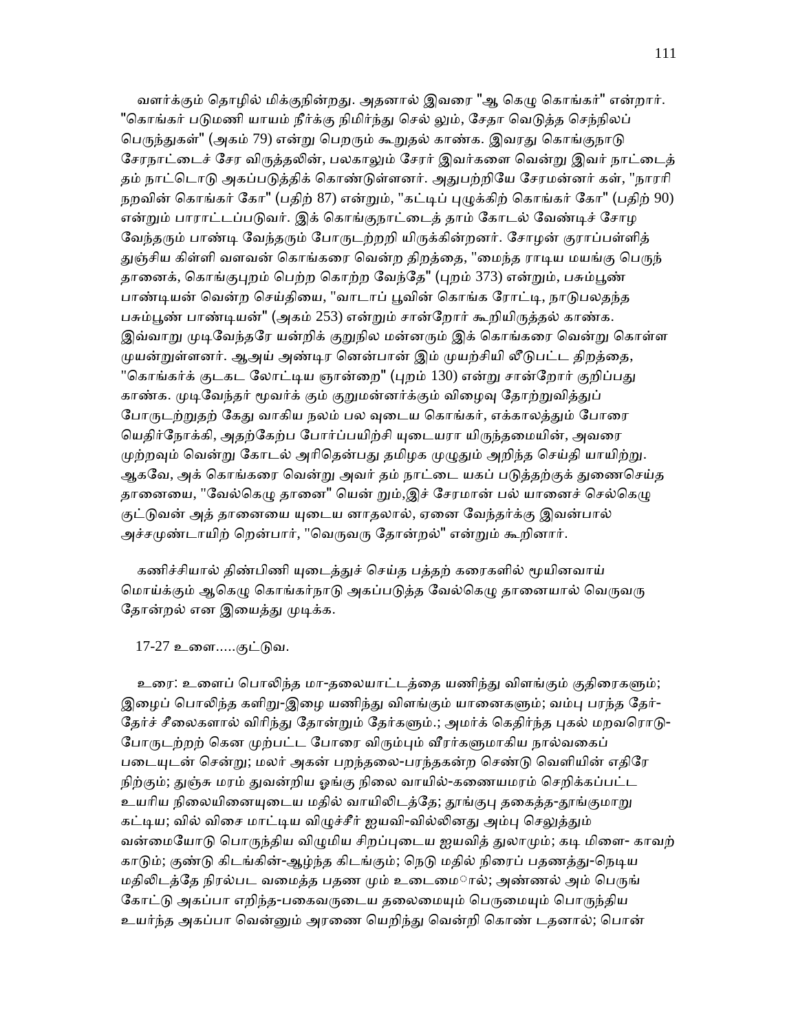வளர்க்கும் தொழில் மிக்குநின்றது. அதனால் இவரை "ஆ கெழு கொங்கர்" என்றார். "கொங்கர் படுமணி யாயம் நீர்க்கு நிமிர்ந்து செல் லும், சேதா வெடுத்த செந்நிலப் பெருந்துகள்" (அகம் 79) என்று பெறரும் கூறுதல் காண்க. இவரது கொங்குநாடு சேரநாட்டைச் சேர விருத்தலின், பலகாலும் சேரர் இவர்களை வென்று இவர் நாட்டைத் தம் நாட்டொடு அகப்படுத்திக் கொண்டுள்ளனர். அதுபற்றியே சேரமன்னர் கள், "நாரரி நறவின் கொங்கர் கோ" (பதிற் 87) என்றும், "கட்டிப் புழுக்கிற் கொங்கர் கோ" (பதிற் 90) என்றும் பாராட்டப்படுவர். இக் கொங்குநாட்டைத் தாம் கோடல் வேண்டிச் சோழ வேந்தரும் பாண்டி வேந்தரும் போருடற்றறி யிருக்கின்றனர். சோழன் குராப்பள்ளித் துஞ்சிய கிள்ளி வளவன் கொங்கரை வென்ற திறத்தை, "மைந்த ராடிய மயங்கு பெருந் தானைக், கொங்குபுறம் பெற்ற கொற்ற வேந்தே" (புறம் 373) என்றும், பசும்பூண் பாண்டியன் வென்ற செய்தியை, "வாடாப் பூவின் கொங்க ரோட்டி, நாடுபலதந்த பசும்பூண் பாண்டியன்" (அகம் 253) என்றும் சான்றோர் கூறியிருத்தல் காண்க. இவ்வாறு முடிவேந்தரே யன்றிக் குறுநில மன்னரும் இக் கொங்கரை வென்று கொள்ள முயன்றுள்ளனர். ஆஅய் அண்டிர னென்பான் இம் முயற்சியி லீடுபட்ட திறத்தை, "கொங்கர்க் குடகட லோட்டிய ஞான்றை" (புறம் 130) என்று சான்றோர் குறிப்பது காண்க. முடிவேந்தர் மூவர்க் கும் குறுமன்னர்க்கும் விழைவு தோற்றுவித்துப் போருடற்றுதற் கேது வாகிய நலம் பல வுடைய கொங்கர், எக்காலத்தும் போரை யெதிர்நோக்கி, அதற்கேற்ப போர்ப்பயிற்சி யுடையரா யிருந்தமையின், அவரை முற்றவும் வென்று கோடல் அரிதென்பது தமிழக முழுதும் அறிந்த செய்தி யாயிற்று. ஆகவே, அக் கொங்கரை வென்று அவர் தம் நாட்டை யகப் படுத்தற்குக் துணைசெய்த தானையை, "வேல்கெழு தானை" யென் றும்,இச் சேரமான் பல் யானைச் செல்கெழு குட்டுவன் அத் தானையை யுடைய னாதலால், ஏனை வேந்தர்க்கு இவன்பால் அச்சமுண்டாயிற் றென்பார், "வெருவரு தோன்றல்" என்றும் கூறினார்.

கணிச்சியால் திண்பிணி யுடைத்துச் செய்த பத்தற் கரைகளில் மூயினவாய் மொய்க்கும் ஆகெழு கொங்கர்நாடு அகப்படுத்த வேல்கெழு தானையால் வெருவரு தோன்றல் என இயைத்து முடிக்க.

17-27 உளை.....குட்டுவ.

உரை: உளைப் பொலிந்த மா-தலையாட்டத்தை யணிந்து விளங்கும் குதிரைகளும்; இழைப் பொலிந்த களிறு-இழை யணிந்து விளங்கும் யானைகளும்; வம்பு பரந்த தேர்-தேர்ச் சீலைகளால் விரிந்து தோன்றும் தேர்களும்.; அமர்க் கெதிர்ந்த புகல் மறவரொடு-போருடற்றற் கென முற்பட்ட போரை விரும்பும் வீரர்களுமாகிய நால்வகைப் படையுடன் சென்று; மலர் அகன் பறந்தலை-பரந்தகன்ற செண்டு வெளியின் எதிரே நிற்கும்; துஞ்சு மரம் துவன்றிய ஓங்கு நிலை வாயில்-கணையமரம் செறிக்கப்பட்ட உயரிய நிலையினையுடைய மதில் வாயிலிடத்தே; தூங்குபு தகைத்த-தூங்குமாறு கட்டிய; வில் விசை மாட்டிய விழுச்சீர் ஐயவி-வில்லினது அம்பு செலுத்தும் வன்மையோடு பொருந்திய விழுமிய சிறப்புடைய ஐயவித் துலாமும்; கடி மிளை- காவற் காடும்; குண்டு கிடங்கின்-ஆழ்ந்த கிடங்கும்; நெடு மதில் நிரைப் பதணத்து-நெடிய மதிலிடத்தே நிரல்பட வமைத்த பதண மும் உடைமைால்; அண்ணல் அம் பெருங் கோட்டு அகப்பா எறிந்த-பகைவருடைய தலைமையும் பெருமையும் பொருந்திய உயர்ந்த அகப்பா வென்னும் அரணை யெறிந்து வென்றி கொண் டதனால்; பொன்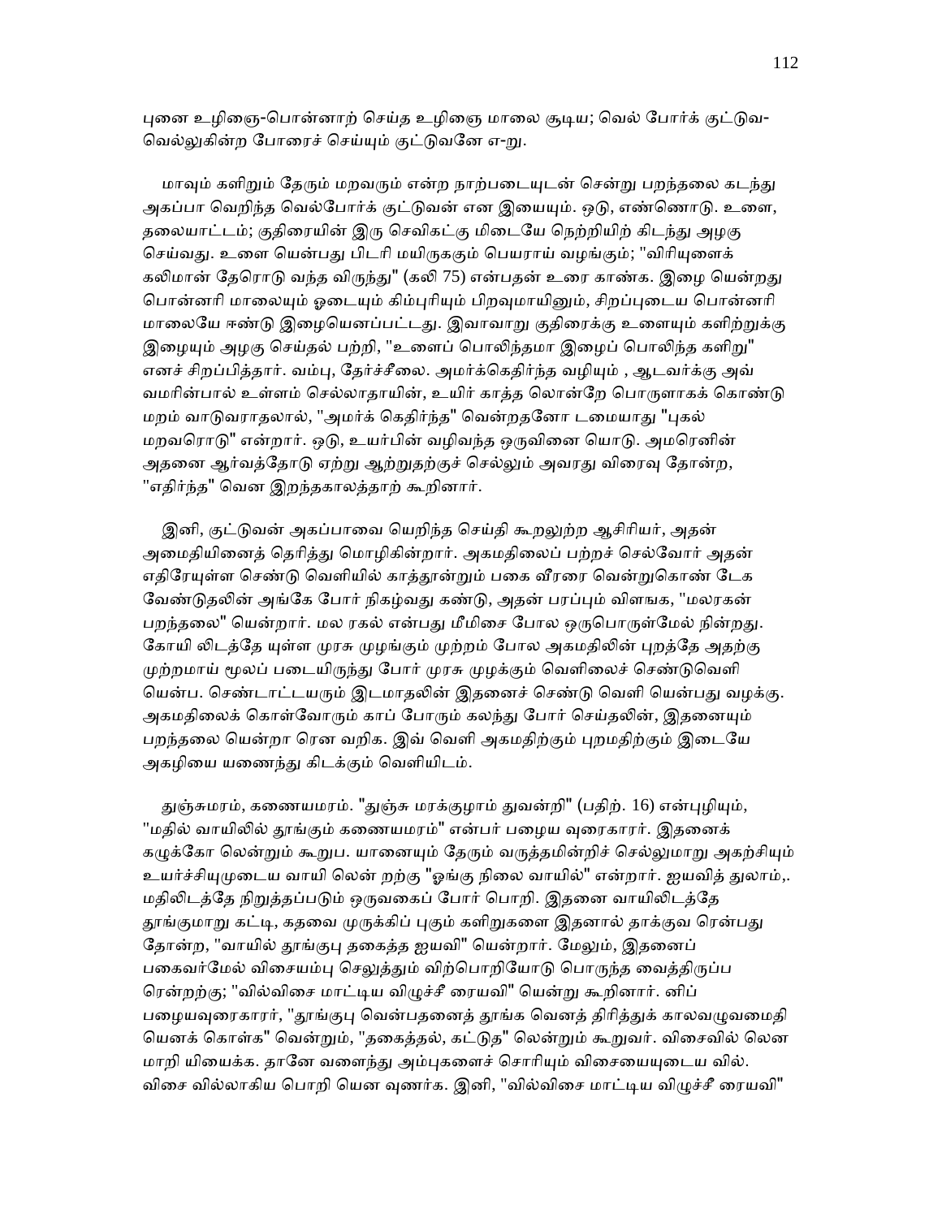புனை உழிஞை-பொன்னாற் செய்த உழிஞை மாலை சூடிய; வெல் போர்க் குட்டுவ- வெல்லுகின்ற போரைச் செய்யும் குட்டுவனே எ-று.

மாவும் களிறும் தேரும் மறவரும் என்ற நாற்படையுடன் சென்று பறந்தலை கடந்து அகப்பா வெறிந்த வெல்போர்க் குட்டுவன் என இயையும். ஒடு, எண்ணொடு. உளை, தலையாட்டம்; குதிரையின் இரு செவிகட்கு மிடையே நெற்றியிற் கிடந்து அழகு செய்வது. உளை யென்பது பிடரி மயிருககும் பெயராய் வழங்கும்; "விரியுளைக் கலிமான் தேரொடு வந்த விருந்து" (கலி 75) என்பதன் உரை காண்க. இழை யென்றது பொன்னரி மாலையும் ஓடையும் கிம்புரியும் பிறவுமாயினும், சிறப்புடைய பொன்னரி மாலையே ஈண்டு இழையெனப்பட்டது. இவாவாறு குதிரைக்கு உளையும் களிற்றுக்கு இழையும் அழகு செய்தல் பற்றி, "உளைப் பொலிந்தமா இழைப் பொலிந்த களிறு" எனச் சிறப்பித்தார். வம்பு, தேர்ச்சீலை. அமர்க்கெதிர்ந்த வழியும் , ஆடவர்க்கு அவ் வமரின்பால் உள்ளம் செல்லாதாயின், உயிர் காத்த லொன்றே பொருளாகக் கொண்டு மறம் வாடுவராதலால், "அமர்க் கெதிர்ந்த" வென்றதனோ டமையாது "புகல் மறவரொடு" என்றார். ஒடு, உயர்பின் வழிவந்த ஒருவினை யொடு. அமரெனின் அதனை ஆர்வத்தோடு ஏற்று ஆற்றுதற்குச் செல்லும் அவரது விரைவு தோன்ற, "எதிர்ந்த" வென இறந்தகாலத்தாற் கூறினார்.

இனி, குட்டுவன் அகப்பாவை யெறிந்த செய்தி கூறலுற்ற ஆசிரியர், அதன் அமைதியினைத் தெரித்து மொழிகின்றார். அகமதிலைப் பற்றச் செல்வோர் அதன் எதிரேயுள்ள செண்டு வெளியில் காத்தூன்றும் பகை வீரரை வென்றுகொண் டேக வேண்டுதலின் அங்கே போர் நிகழ்வது கண்டு, அதன் பரப்பும் விளஙக, "மலரகன் பறந்தலை" யென்றார். மல ரகல் என்பது மீமிசை போல ஒருபொருள்மேல் நின்றது. கோயி லிடத்தே யுள்ள முரசு முழங்கும் முற்றம் போல அகமதிலின் புறத்தே அதற்கு முற்றமாய் மூலப் படையிருந்து போர் முரசு முழக்கும் வெளிலைச் செண்டுவெளி யென்ப. செண்டாட்டயரும் இடமாதலின் இதனைச் செண்டு வெளி யென்பது வழக்கு. அகமதிலைக் கொள்வோரும் காப் போரும் கலந்து போர் செய்தலின், இதனையும் பறந்தலை யென்றா ரென வறிக. இவ் வெளி அகமதிற்கும் புறமதிற்கும் இடையே அகழியை யணைந்து கிடக்கும் வெளியிடம்.

துஞ்சுமரம், கணையமரம். "துஞ்சு மரக்குழாம் துவன்றி" (பதிற். 16) என்புழியும், "மதில் வாயிலில் தூங்கும் கணையமரம்" என்பர் பழைய வுரைகாரர். இதனைக் கழுக்கோ லென்றும் கூறுப. யானையும் தேரும் வருத்தமின்றிச் செல்லுமாறு அகற்சியும் உயர்ச்சியுமுடைய வாயி லென் றற்கு "ஓங்கு நிலை வாயில்" என்றார். ஐயவித் துலாம்,. மதிலிடத்தே நிறுத்தப்படும் ஒருவகைப் போர் பொறி. இதனை வாயிலிடத்தே தூங்குமாறு கட்டி, கதவை முருக்கிப் புகும் களிறுகளை இதனால் தாக்குவ ரென்பது தோன்ற, "வாயில் தூங்குபு தகைத்த ஐயவி" யென்றார். மேலும், இதனைப் பகைவர்மேல் விசையம்பு செலுத்தும் விற்பொறியோடு பொருந்த வைத்திருப்ப ரென்றற்கு; "வில்விசை மாட்டிய விழுச்சீ ரையவி" யென்று கூறினார். னிப் பழையவுரைகாரர், "தூங்குபு வென்பதனைத் தூங்க வெனத் திரித்துக் காலவழுவமைதி யெனக் கொள்க" வென்றும், "தகைத்தல், கட்டுத" லென்றும் கூறுவர். விசைவில் லென மாறி யியைக்க. தானே வளைந்து அம்புகளைச் சொரியும் விசையையுடைய வில். விசை வில்லாகிய பொறி யென வுணர்க. இனி, "வில்விசை மாட்டிய விழுச்சீ ரையவி"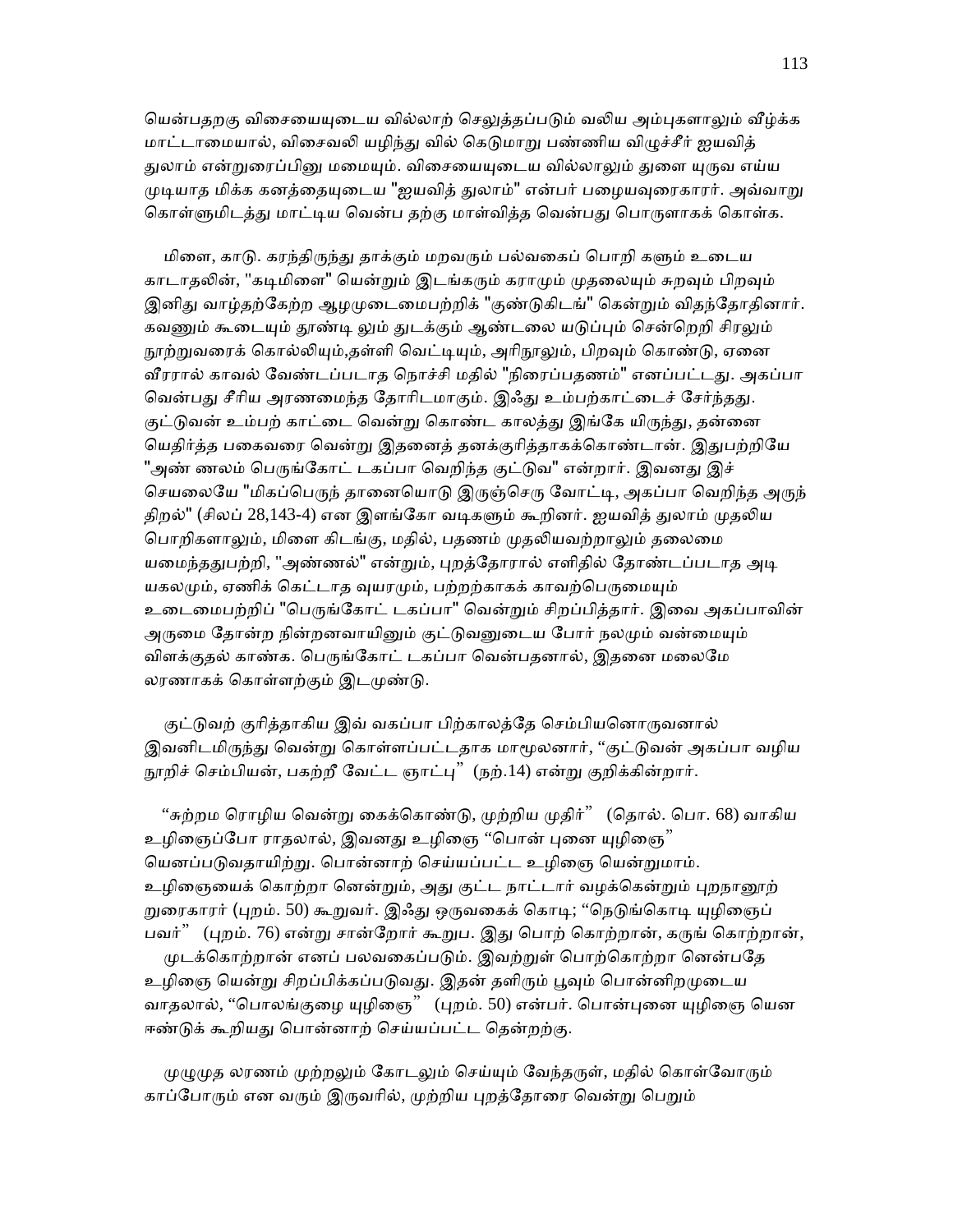யென்பதறகு விசையையுடைய வில்லாற் செலுத்தப்படும் வலிய அம்புகளாலும் வீழ்க்க மாட்டாமையால், விசைவலி யழிந்து வில் கெடுமாறு பண்ணிய விழுச்சீர் ஐயவித் துலாம் என்றுரைப்பினு மமையும். விசையையுடைய வில்லாலும் துளை யுருவ எய்ய முடியாத மிக்க கனத்தையுடைய "ஐயவித் துலாம்" என்பர் பழையவுரைகாரர். அவ்வாறு கொள்ளுமிடத்து மாட்டிய வென்ப தற்கு மாள்வித்த வென்பது பொருளாகக் கொள்க.

மிளை, காடு. கரந்திருந்து தாக்கும் மறவரும் பல்வகைப் பொறி களும் உடைய காடாதலின், "கடிமிளை" யென்றும் இடங்கரும் கராமும் முதலையும் சுறவும் பிறவும் இனிது வாழ்தற்கேற்ற ஆழமுடைமைபற்றிக் "குண்டுகிடங்" கென்றும் விதந்தோதினார். கவணும் கூடையும் தூண்டி லும் துடக்கும் ஆண்டலை யடுப்பும் சென்றெறி சிரலும் நூற்றுவரைக் கொல்லியும்,தள்ளி வெட்டியும், அரிநூலும், பிறவும் கொண்டு, ஏனை வீரரால் காவல் வேண்டப்படாத நொச்சி மதில் "நிரைப்பதணம்" எனப்பட்டது. அகப்பா வென்பது சீரிய அரணமைந்த தோரிடமாகும். இஃது உம்பற்காட்டைச் சேர்ந்தது. குட்டுவன் உம்பற் காட்டை வென்று கொண்ட காலத்து இங்கே யிருந்து, தன்னை யெதிர்த்த பகைவரை வென்று இதனைத் தனக்குரித்தாகக்கொண்டான். இதுபற்றியே "அண் ணலம் பெருங்கோட் டகப்பா வெறிந்த குட்டுவ" என்றார். இவனது இச் செயலையே "மிகப்பெருந் தானையொடு இருஞ்செரு வோட்டி, அகப்பா வெறிந்த அருந் திறல்" (சிலப் 28,143-4) என இளங்கோ வடிகளும் கூறினர். ஐயவித் துலாம் முதலிய பொறிகளாலும், மிளை கிடங்கு, மதில், பதணம் முதலியவற்றாலும் தலைமை யமைந்ததுபற்றி, "அண்ணல்" என்றும், புறத்தோரால் எளிதில் தோண்டப்படாத அடி யகலமும், ஏணிக் கெட்டாத வுயரமும், பற்றற்காகக் காவற்பெருமையும் உடைமைபற்றிப் "பெருங்கோட் டகப்பா" வென்றும் சிறப்பித்தார். இவை அகப்பாவின் அருமை தோன்ற நின்றனவாயினும் குட்டுவனுடைய போர் நலமும் வன்மையும் விளக்குதல் காண்க. பெருங்கோட் டகப்பா வென்பதனால், இதனை மலைமே லரணாகக் கொள்ளற்கும் இடமுண்டு.

குட்டுவற் குரித்தாகிய இவ் வகப்பா பிற்காலத்தே செம்பியனொருவனால் இவனிடமிருந்து வென்று கொள்ளப்பட்டதாக மாமூலனார், “குட்டுவன் அகப்பா வழிய நூறிச் செம்பியன், பகற்றீ வேட்ட ஞாட்பு” (நற்.14) என்று குறிக்கின்றார்.

“சுற்றம ரொழிய வென்று கைக்கொண்டு, முற்றிய முதிர்” (தொல். பொ. 68) வாகிய உழிஞைப்போ ராதலால், இவனது உழிஞை “பொன் புனை யுழிஞை” யெனப்படுவதாயிற்று. பொன்னாற் செய்யப்பட்ட உழிஞை யென்றுமாம். உழிஞையைக் கொற்றா னென்றும், அது குட்ட நாட்டார் வழக்கென்றும் புறநானூற் றுரைகாரர் (புறம். 50) கூறுவர். இஃது ஒருவகைக் கொடி; “நெடுங்கொடி யுழிஞைப் பவர்” (புறம். 76) என்று சான்றோர் கூறுப. இது பொற் கொற்றான், கருங் கொற்றான், முடக்கொற்றான் எனப் பலவகைப்படும். இவற்றுள் பொற்கொற்றா னென்பதே உழிஞை யென்று சிறப்பிக்கப்படுவது. இதன் தளிரும் பூவும் பொன்னிறமுடைய வாதலால், “பொலங்குழை யுழிஞை” (புறம். 50) என்பர். பொன்புனை யுழிஞை யென ஈண்டுக் கூறியது பொன்னாற் செய்யப்பட்ட தென்றற்கு.

முழுமுத லரணம் முற்றலும் கோடலும் செய்யும் வேந்தருள், மதில் கொள்வோரும் காப்போரும் என வரும் இருவரில், முற்றிய புறத்தோரை வென்று பெறும்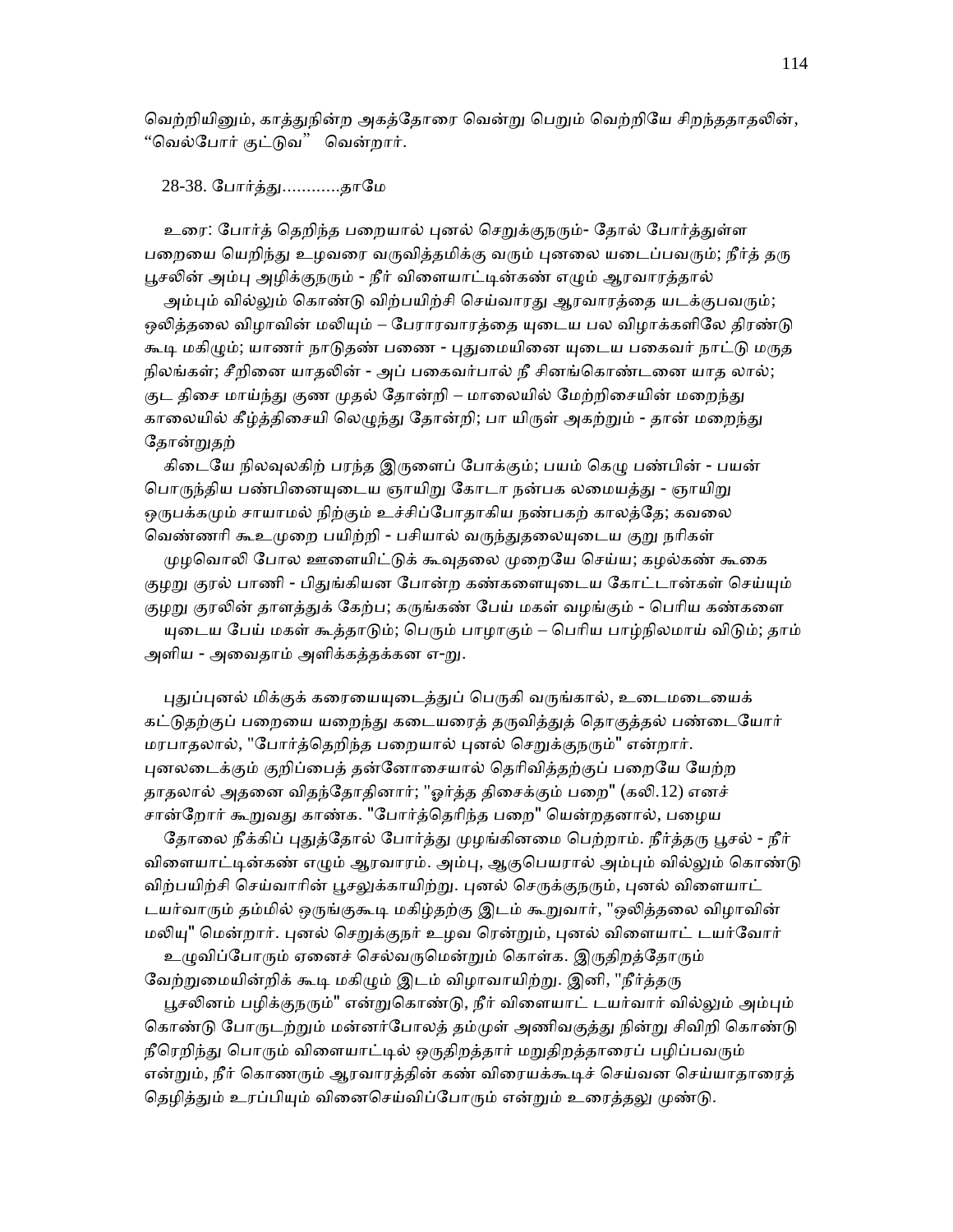வெற்றியினும், காத்துநின்ற அகத்தோரை வென்று பெறும் வெற்றியே சிறந்ததாதலின், "வெல்போர் குட்டுவ" வென்றார்.

28-38. போர்த்து............தாமே

உரை: போர்த் தெறிந்த பறையால் புனல் செறுக்குநரும்- தோல் போர்த்துள்ள பறையை யெறிந்து உழவரை வருவித்தமிக்கு வரும் புனலை யடைப்பவரும்; நீர்த் தரு பூசலின் அம்பு அழிக்குநரும் - நீர் விளையாட்டின்கண் எழும் ஆரவாரத்தால் அம்பும் வில்லும் கொண்டு விற்பயிற்சி செய்வாரது ஆரவாரத்தை யடக்குபவரும்; ஒலித்தலை விழாவின் மலியும் – பேராரவாரத்தை யுடைய பல விழாக்களிலே திரண்டு கூடி மகிழும்; யாணர் நாடுதண் பணை - புதுமையினை யுடைய பகைவர் நாட்டு மருத நிலங்கள்; சீறினை யாதலின் - அப் பகைவர்பால் நீ சினங்கொண்டனை யாத லால்; குட திசை மாய்ந்து குண முதல் தோன்றி – மாலையில் மேற்றிசையின் மறைந்து காலையில் கீழ்த்திசையி லெழுந்து தோன்றி; பா யிருள் அகற்றும் - தான் மறைந்து தோன்றுதற் கிடையே நிலவுலகிற் பரந்த இருளைப் போக்கும்; பயம் கெழு பண்பின் - பயன் பொருந்திய பண்பினையுடைய ஞாயிறு கோடா நன்பக லமையத்து - ஞாயிறு ஒருபக்கமும் சாயாமல் நிற்கும் உச்சிப்போதாகிய நண்பகற் காலத்தே; கவலை வெண்ணரி கூஉமுறை பயிற்றி - பசியால் வருந்துதலையுடைய குறு நரிகள் முழவொலி போல ஊளையிட்டுக் கூவுதலை முறையே செய்ய; கழல்கண் கூகை குழறு குரல் பாணி - பிதுங்கியன போன்ற கண்களையுடைய கோட்டான்கள் செய்யும் குழறு குரலின் தாளத்துக் கேற்ப; கருங்கண் பேய் மகள் வழங்கும் - பெரிய கண்களை யுடைய பேய் மகள் கூத்தாடும்; பெரும் பாழாகும் – பெரிய பாழ்நிலமாய் விடும்; தாம் அளிய - அவைதாம் அளிக்கத்தக்கன எ-று.

புதுப்புனல் மிக்குக் கரையையுடைத்துப் பெருகி வருங்கால், உடைமடையைக் கட்டுதற்குப் பறையை யறைந்து கடையரைத் தருவித்துத் தொகுத்தல் பண்டையோர் மரபாதலால், "போர்த்தெறிந்த பறையால் புனல் செறுக்குநரும்" என்றார். புனலடைக்கும் குறிப்பைத் தன்னோசையால் தெரிவித்தற்குப் பறையே யேற்ற தாதலால் அதனை விதந்தோதினார்; "ஓர்த்த திசைக்கும் பறை" (கலி.12) எனச் சான்றோர் கூறுவது காண்க. "போர்த்தெரிந்த பறை" யென்றதனால், பழைய தோலை நீக்கிப் புதுத்தோல் போர்த்து முழங்கினமை பெற்றாம். நீர்த்தரு பூசல் - நீர் விளையாட்டின்கண் எழும் ஆரவாரம். அம்பு, ஆகுபெயரால் அம்பும் வில்லும் கொண்டு விற்பயிற்சி செய்வாரின் பூசலுக்காயிற்று. புனல் செருக்குநரும், புனல் விளையாட் டயர்வாரும் தம்மில் ஒருங்குகூடி மகிழ்தற்கு இடம் கூறுவார், "ஒலித்தலை விழாவின் மலியு" மென்றார். புனல் செறுக்குநர் உழவ ரென்றும், புனல் விளையாட் டயர்வோர் உழுவிப்போரும் ஏனைச் செல்வருமென்றும் கொள்க. இருதிறத்தோரும் வேற்றுமையின்றிக் கூடி மகிழும் இடம் விழாவாயிற்று. இனி, "நீர்த்தரு பூசலினம் பழிக்குநரும்" என்றுகொண்டு, நீர் விளையாட் டயர்வார் வில்லும் அம்பும் கொண்டு போருடற்றும் மன்னர்போலத் தம்முள் அணிவகுத்து நின்று சிவிறி கொண்டு நீரெறிந்து பொரும் விளையாட்டில் ஒருதிறத்தார் மறுதிறத்தாரைப் பழிப்பவரும் என்றும், நீர் கொணரும் ஆரவாரத்தின் கண் விரையக்கூடிச் செய்வன செய்யாதாரைத் தெழித்தும் உரப்பியும் வினைசெய்விப்போரும் என்றும் உரைத்தலு முண்டு.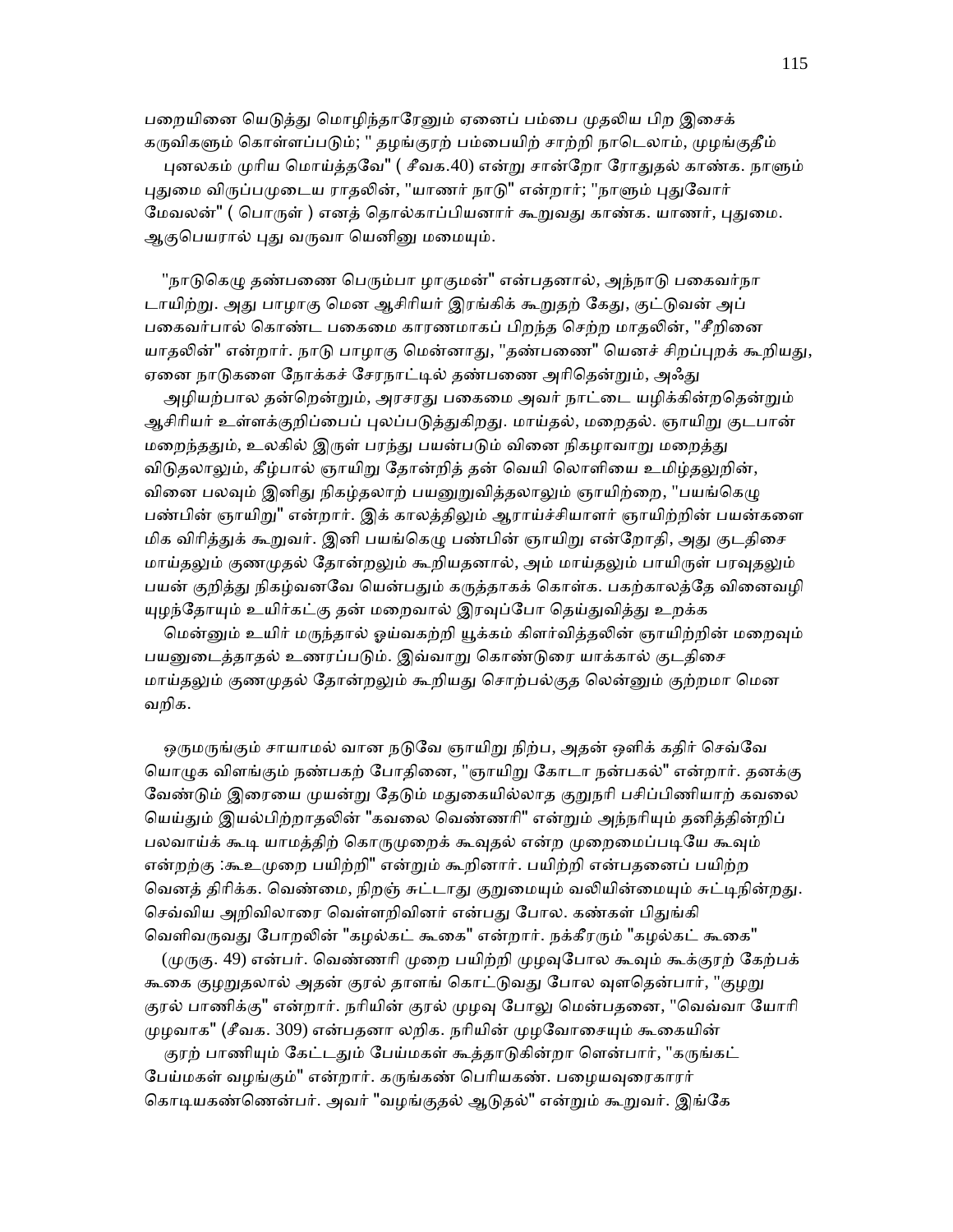பறையினை யெடுத்து மொழிந்தாரேனும் ஏனைப் பம்பை முதலிய பிற இசைக் கருவிகளும் கொள்ளப்படும்; " தழங்குரற் பம்பையிற் சாற்றி நாடெலாம், முழங்குதீம் புனலகம் முரிய மொய்த்தவே" ( சீவக.40) என்று சான்றோ ரோதுதல் காண்க. நாளும் புதுமை விருப்பமுடைய ராதலின், "யாணர் நாடு" என்றார்; "நாளும் புதுவோர் மேவலன்" ( பொருள் ) எனத் தொல்காப்பியனார் கூறுவது காண்க. யாணர், புதுமை. ஆகுபெயரால் புது வருவா யெனினு மமையும்.

"நாடுகெழு தண்பணை பெரும்பா ழாகுமன்" என்பதனால், அந்நாடு பகைவர்நா டாயிற்று. அது பாழாகு மென ஆசிரியர் இரங்கிக் கூறுதற் கேது, குட்டுவன் அப் பகைவர்பால் கொண்ட பகைமை காரணமாகப் பிறந்த செற்ற மாதலின், "சீறினை யாதலின்" என்றார். நாடு பாழாகு மென்னாது, "தண்பணை" யெனச் சிறப்புறக் கூறியது, ஏனை நாடுகளை நோக்கச் சேரநாட்டில் தண்பணை அரிதென்றும், அஃது அழியற்பால தன்றென்றும், அரசரது பகைமை அவர் நாட்டை யழிக்கின்றதென்றும் ஆசிரியர் உள்ளக்குறிப்பைப் புலப்படுத்துகிறது. மாய்தல், மறைதல். ஞாயிறு குடபான் மறைந்ததும், உலகில் இருள் பரந்து பயன்படும் வினை நிகழாவாறு மறைத்து விடுதலாலும், கீழ்பால் ஞாயிறு தோன்றித் தன் வெயி லொளியை உமிழ்தலுறின், வினை பலவும் இனிது நிகழ்தலாற் பயனுறுவித்தலாலும் ஞாயிற்றை, "பயங்கெழு பண்பின் ஞாயிறு" என்றார். இக் காலத்திலும் ஆராய்ச்சியாளர் ஞாயிற்றின் பயன்களை மிக விரித்துக் கூறுவர். இனி பயங்கெழு பண்பின் ஞாயிறு என்றோதி, அது குடதிசை மாய்தலும் குணமுதல் தோன்றலும் கூறியதனால், அம் மாய்தலும் பாயிருள் பரவுதலும் பயன் குறித்து நிகழ்வனவே யென்பதும் கருத்தாகக் கொள்க. பகற்காலத்தே வினைவழி யுழந்தோயும் உயிர்கட்கு தன் மறைவால் இரவுப்போ தெய்துவித்து உறக்க மென்னும் உயிர் மருந்தால் ஓய்வகற்றி யூக்கம் கிளர்வித்தலின் ஞாயிற்றின் மறைவும் பயனுடைத்தாதல் உணரப்படும். இவ்வாறு கொண்டுரை யாக்கால் குடதிசை மாய்தலும் குணமுதல் தோன்றலும் கூறியது சொற்பல்குத லென்னும் குற்றமா மென வறிக.

ஒருமருங்கும் சாயாமல் வான நடுவே ஞாயிறு நிற்ப, அதன் ஒளிக் கதிர் செவ்வே யொழுக விளங்கும் நண்பகற் போதினை, "ஞாயிறு கோடா நன்பகல்" என்றார். தனக்கு வேண்டும் இரையை முயன்று தேடும் மதுகையில்லாத குறுநரி பசிப்பிணியாற் கவலை யெய்தும் இயல்பிற்றாதலின் "கவலை வெண்ணரி" என்றும் அந்நரியும் தனித்தின்றிப் பலவாய்க் கூடி யாமத்திற் கொருமுறைக் கூவுதல் என்ற முறைமைப்படியே கூவும் என்றற்கு :கூஉ முறை பயிற்றி" என்றும் கூறினார். பயிற்றி என்பதனைப் பயிற்ற வெனத் திரிக்க. வெண்மை, நிறஞ் சுட்டாது குறுமையும் வலியின்மையும் சுட்டிநின்றது. செவ்விய அறிவிலாரை வெள்ளறிவினர் என்பது போல. கண்கள் பிதுங்கி வெளிவருவது போறலின் "கழல்கட் கூகை" என்றார். நக்கீரரும் "கழல்கட் கூகை" (முருகு. 49) என்பர். வெண்ணரி முறை பயிற்றி முழவுபோல கூவும் கூக்குரற் கேற்பக் கூகை குழறுதலால் அதன் குரல் தாளங் கொட்டுவது போல வுளதென்பார், "குழறு குரல் பாணிக்கு" என்றார். நரியின் குரல் முழவு போலு மென்பதனை, "வெவ்வா யோரி முழவாக" (சீவக. 309) என்பதனா லறிக. நரியின் முழவோசையும் கூகையின் குரற் பாணியும் கேட்டதும் பேய்மகள் கூத்தாடுகின்றா ளென்பார், "கருங்கட் பேய்மகள் வழங்கும்" என்றார். கருங்கண் பெரியகண். பழையவுரைகாரர் கொடியகண்ணென்பர். அவர் "வழங்குதல் ஆடுதல்" என்றும் கூறுவர். இங்கே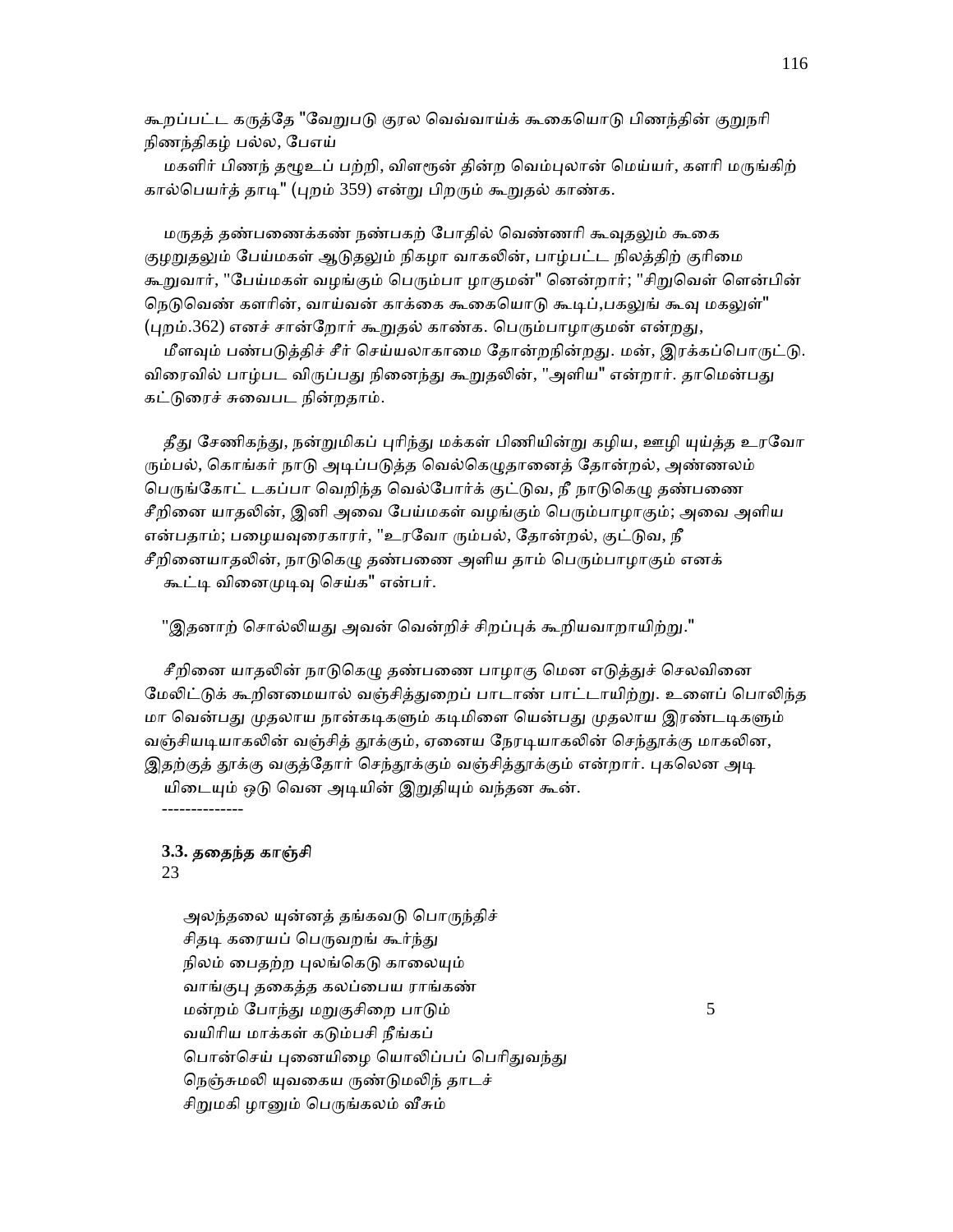கூறப்பட்ட கருத்தே "வேறுபடு குரல வெவ்வாய்க் கூகையொடு பிணந்தின் குறுநரி நிணந்திகழ் பல்ல, பேஎய்

மகளிர் பிணந் தழூஉப் பற்றி, விளரூன் தின்ற வெம்புலான் மெய்யர், களரி மருங்கிற் கால்பெயர்த் தாடி" (புறம் 359) என்று பிறரும் கூறுதல் காண்க.

மருதத் தண்பணைக்கண் நண்பகற் போதில் வெண்ணரி கூவுதலும் கூகை குழறுதலும் பேய்மகள் ஆடுதலும் நிகழா வாகலின், பாழ்பட்ட நிலத்திற் குரிமை கூறுவார், "பேய்மகள் வழங்கும் பெரும்பா ழாகுமன்" னென்றார்; "சிறுவெள் ளென்பின் நெடுவெண் களரின், வாய்வன் காக்கை கூகையொடு கூடிப்,பகலுங் கூவு மகலுள்" (புறம்.362) எனச் சான்றோர் கூறுதல் காண்க. பெரும்பாழாகுமன் என்றது,

மீளவும் பண்படுத்திச் சீர் செய்யலாகாமை தோன்றநின்றது. மன், இரக்கப்பொருட்டு. விரைவில் பாழ்பட விருப்பது நினைந்து கூறுதலின், "அளிய" என்றார். தாமென்பது கட்டுரைச் சுவைபட நின்றதாம்.

தீது சேணிகந்து, நன்றுமிகப் புரிந்து மக்கள் பிணியின்று கழிய, ஊழி யுய்த்த உரவோ ரும்பல், கொங்கர் நாடு அடிப்படுத்த வெல்கெழுதானைத் தோன்றல், அண்ணலம் பெருங்கோட் டகப்பா வெறிந்த வெல்போர்க் குட்டுவ, நீ நாடுகெழு தண்பணை சீறினை யாதலின், இனி அவை பேய்மகள் வழங்கும் பெரும்பாழாகும்; அவை அளிய என்பதாம்; பழையவுரைகாரர், "உரவோ ரும்பல், தோன்றல், குட்டுவ, நீ சீறினையாதலின், நாடுகெழு தண்பணை அளிய தாம் பெரும்பாழாகும் எனக்

கூட்டி வினைமுடிவு செய்க" என்பர்.

"இதனாற் சொல்லியது அவன் வென்றிச் சிறப்புக் கூறியவாறாயிற்று."

சீறினை யாதலின் நாடுகெழு தண்பணை பாழாகு மென எடுத்துச் செலவினை மேலிட்டுக் கூறினமையால் வஞ்சித்துறைப் பாடாண் பாட்டாயிற்று. உளைப் பொலிந்த மா வென்பது முதலாய நான்கடிகளும் கடிமிளை யென்பது முதலாய இரண்டடிகளும் வஞ்சியடியாகலின் வஞ்சித் தூக்கும், ஏனைய நேரடியாகலின் செந்தூக்கு மாகலின, இதற்குத் தூக்கு வகுத்தோர் செந்தூக்கும் வஞ்சித்தூக்கும் என்றார். புகலென அடி

யிடையும் ஒடு வென அடியின் இறுதியும் வந்தன கூன்.

-------------

**3.3. ததைந்த காஞ்சி**

23

அலந்தலை யுன்னத் தங்கவடு பொருந்திச்
சிதடி கரையப் பெருவறங் கூர்ந்து
நிலம் பைதற்ற புலங்கெடு காலையும்
வாங்குபு தகைத்த கலப்பைய ராங்கண்
மன்றம் போந்து மறுகுசிறை பாடும் 5
வயிரிய மாக்கள் கடும்பசி நீங்கப்
பொன்செய் புனையிழை யொலிப்பப் பெரிதுவந்து
நெஞ்சுமலி யுவகைய ருண்டுமலிந் தாடச்
சிறுமகி ழானும் பெருங்கலம் வீசும்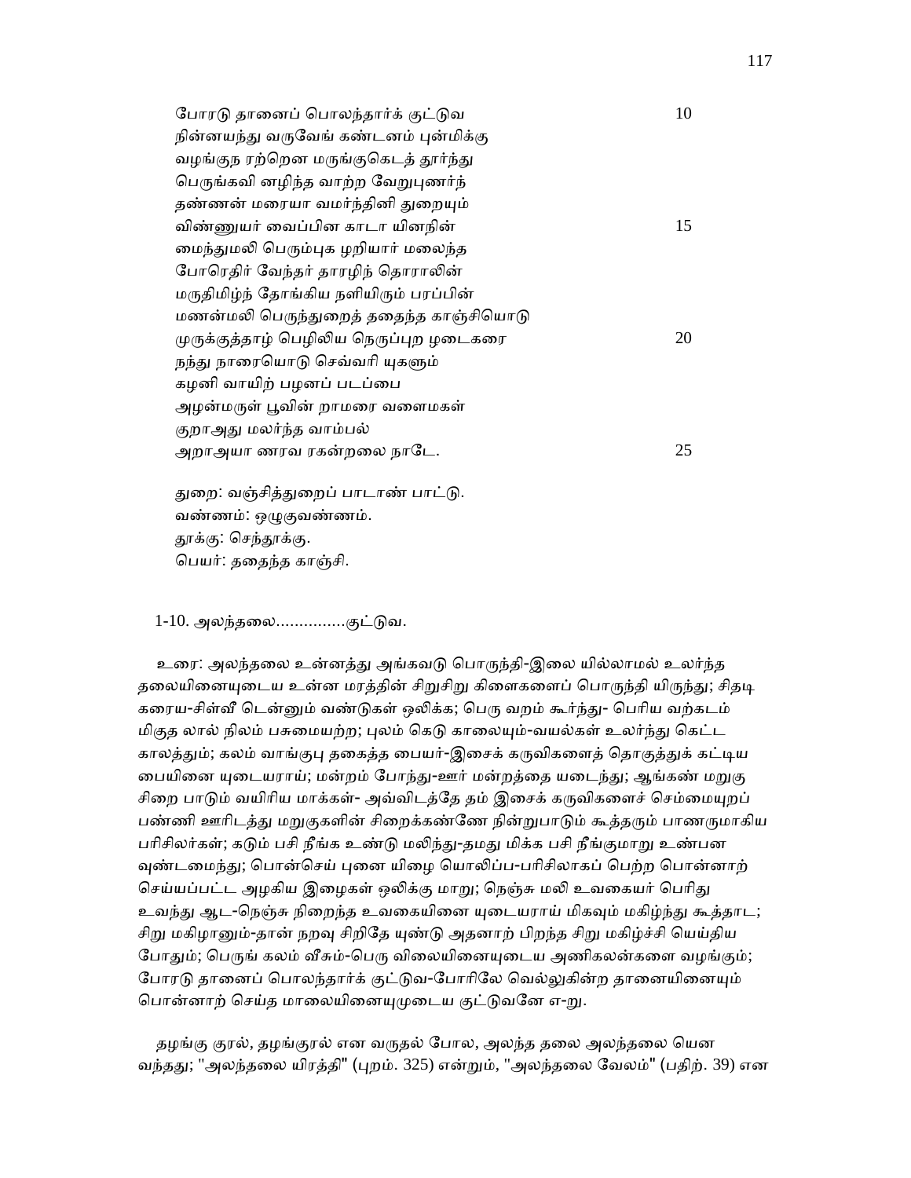போரடு தானைப் பொலந்தார்க் குட்டுவ                10
நின்னயந்து வருவேங் கண்டனம் புன்மிக்கு
வழங்குந ரற்றென மருங்குகெடத் தூர்ந்து
பெருங்கவி னழிந்த வாற்ற வேறுபுணர்ந்
தண்ணன் மரையா வமர்ந்தினி துறையும்
விண்ணுயர் வைப்பின காடா யினநின்                15
மைந்துமலி பெரும்புக ழறியார் மலைந்த
போரெதிர் வேந்தர் தாரழிந் தொராலின்
மருதிமிழ்ந் தோங்கிய நளியிரும் பரப்பின்
மணன்மலி பெருந்துறைத் ததைந்த காஞ்சியொடு
முருக்குத்தாழ் பெழிலிய நெருப்புற ழடைகரை                20
நந்து நாரையொடு செவ்வரி யுகளும்
கழனி வாயிற் பழனப் படப்பை
அழன்மருள் பூவின் றாமரை வளைமகள்
குறாஅது மலர்ந்த வாம்பல்
அறாஅயா ணரவ ரகன்றலை நாடே.                25

துறை: வஞ்சித்துறைப் பாடாண் பாட்டு.
வண்ணம்: ஒழுகுவண்ணம்.
தூக்கு: செந்தூக்கு.
பெயர்: ததைந்த காஞ்சி.

1-10. அலந்தலை...............குட்டுவ.

உரை: அலந்தலை உன்னத்து அங்கவடு பொருந்தி-இலை யில்லாமல் உலர்ந்த தலையினையுடைய உன்ன மரத்தின் சிறுசிறு கிளைகளைப் பொருந்தி யிருந்து; சிதடி கரைய-சிள்வீ டென்னும் வண்டுகள் ஒலிக்க; பெரு வறம் கூர்ந்து- பெரிய வறட்கடம் மிகுத லால் நிலம் பசுமையற்ற; புலம் கெடு காலையும்-வயல்கள் உலர்ந்து கெட்ட காலத்தும்; கலம் வாங்குபு தகைத்த பையர்-இசைக் கருவிகளைத் தொகுத்துக் கட்டிய பையினை யுடையராய்; மன்றம் போந்து-ஊர் மன்றத்தை யடைந்து; ஆங்கண் மறுகு சிறை பாடும் வயிரிய மாக்கள்- அவ்விடத்தே தம் இசைக் கருவிகளைச் செம்மையுறப் பண்ணி ஊரிடத்து மறுகுகளின் சிறைக்கண்ணே நின்றுபாடும் கூத்தரும் பாணருமாகிய பரிசிலர்கள்; கடும் பசி நீங்க உண்டு மலிந்து-தமது மிக்க பசி நீங்குமாறு உண்பன வுண்டமைந்து; பொன்செய் புனை யிழை யொலிப்ப-பரிசிலாகப் பெற்ற பொன்னாற் செய்யப்பட்ட அழகிய இழைகள் ஒலிக்கு மாறு; நெஞ்சு மலி உவகையர் பெரிது உவந்து ஆட-நெஞ்சு நிறைந்த உவகையினை யுடையராய் மிகவும் மகிழ்ந்து கூத்தாட; சிறு மகிழானும்-தான் நறவு சிறிதே யுண்டு அதனாற் பிறந்த சிறு மகிழ்ச்சி யெய்திய போதும்; பெருங் கலம் வீசும்-பெரு விலையினையுடைய அணிகலன்களை வழங்கும்; போரடு தானைப் பொலந்தார்க் குட்டுவ-போரிலே வெல்லுகின்ற தானையினையும் பொன்னாற் செய்த மாலையினையுமுடைய குட்டுவனே எ-று.

தழங்கு குரல், தழங்குரல் என வருதல் போல, அலந்த தலை அலந்தலை யென வந்தது; "அலந்தலை யிரத்தி" (புறம். 325) என்றும், "அலந்தலை வேலம்" (பதிற். 39) என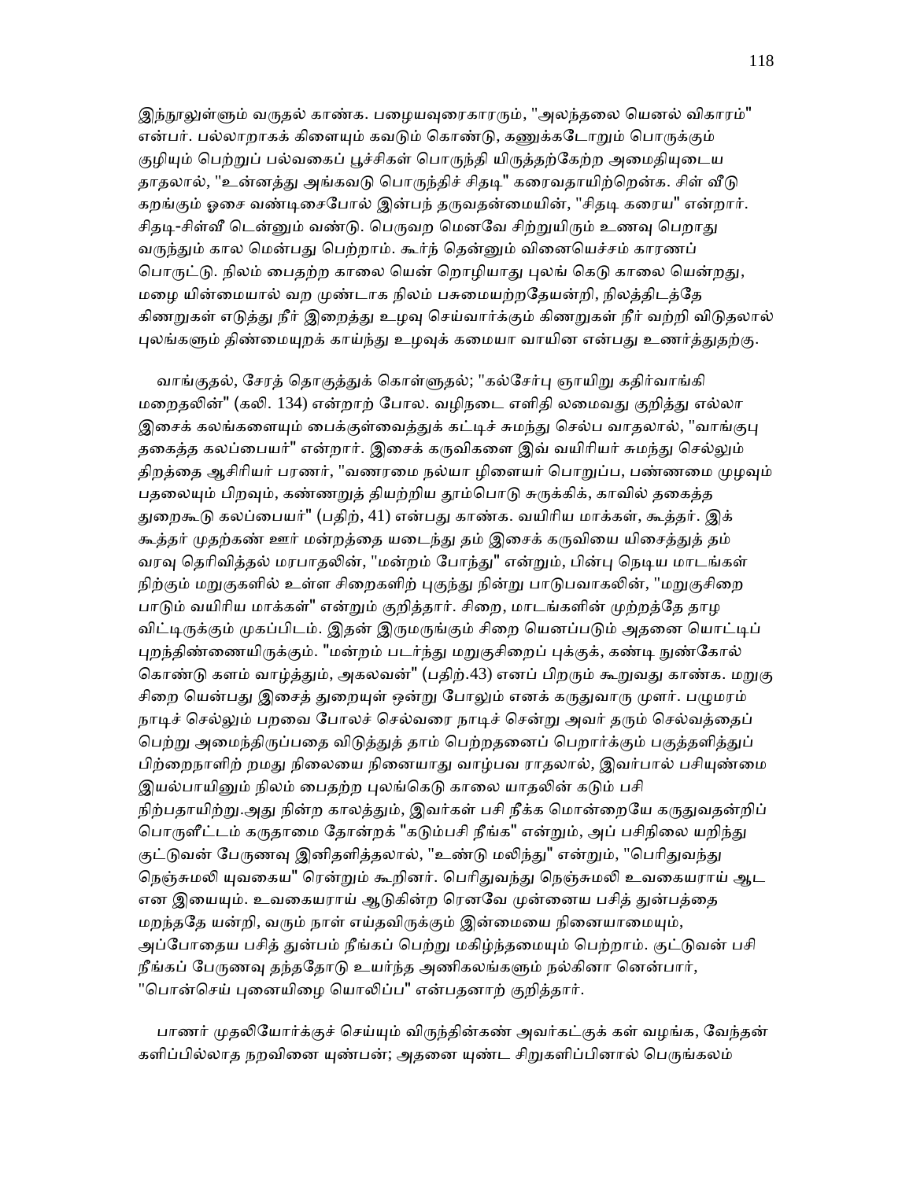இந்நூலுள்ளும் வருதல் காண்க. பழையவுரைகாரரும், "அலந்தலை யெனல் விகாரம்" என்பர். பல்லாறாகக் கிளையும் கவடும் கொண்டு, கணுக்கடோறும் பொருக்கும் குழியும் பெற்றுப் பல்வகைப் பூச்சிகள் பொருந்தி யிருத்தற்கேற்ற அமைதியுடைய தாதலால், "உன்னத்து அங்கவடு பொருந்திச் சிதடி" கரைவதாயிற்றென்க. சிள் வீடு கறங்கும் ஓசை வண்டிசைபோல் இன்பந் தருவதன்மையின், "சிதடி கரைய" என்றார். சிதடி-சிள்வீ டென்னும் வண்டு. பெருவற மெனவே சிற்றுயிரும் உணவு பெறாது வருந்தும் கால மென்பது பெற்றாம். கூர்ந் தென்னும் வினையெச்சம் காரணப் பொருட்டு. நிலம் பைதற்ற காலை யென் றொழியாது புலங் கெடு காலை யென்றது, மழை யின்மையால் வற முண்டாக நிலம் பசுமையற்றதேயன்றி, நிலத்திடத்தே கிணறுகள் எடுத்து நீர் இறைத்து உழவு செய்வார்க்கும் கிணறுகள் நீர் வற்றி விடுதலால் புலங்களும் திண்மையுறக் காய்ந்து உழவுக் கமையா வாயின என்பது உணர்த்துதற்கு.

வாங்குதல், சேரத் தொகுத்துக் கொள்ளுதல்; "கல்சேர்பு ஞாயிறு கதிர்வாங்கி மறைதலின்" (கலி. 134) என்றாற் போல. வழிநடை எளிதி லமைவது குறித்து எல்லா இசைக் கலங்களையும் பைக்குள்வைத்துக் கட்டிச் சுமந்து செல்ப வாதலால், "வாங்குபு தகைத்த கலப்பையர்" என்றார். இசைக் கருவிகளை இவ் வயிரியர் சுமந்து செல்லும் திறத்தை ஆசிரியர் பரணர், "வணரமை நல்யா ழிளையர் பொறுப்ப, பண்ணமை முழவும் பதலையும் பிறவும், கண்ணறுத் தியற்றிய தூம்பொடு சுருக்கிக், காவில் தகைத்த துறைகூடு கலப்பையர்" (பதிற், 41) என்பது காண்க. வயிரிய மாக்கள், கூத்தர். இக் கூத்தர் முதற்கண் ஊர் மன்றத்தை யடைந்து தம் இசைக் கருவியை யிசைத்துத் தம் வரவு தெரிவித்தல் மரபாதலின், "மன்றம் போந்து" என்றும், பின்பு நெடிய மாடங்கள் நிற்கும் மறுகுகளில் உள்ள சிறைகளிற் புகுந்து நின்று பாடுபவாகலின், "மறுகுசிறை பாடும் வயிரிய மாக்கள்" என்றும் குறித்தார். சிறை, மாடங்களின் முற்றத்தே தாழ விட்டிருக்கும் முகப்பிடம். இதன் இருமருங்கும் சிறை யெனப்படும் அதனை யொட்டிப் புறந்திண்ணையிருக்கும். "மன்றம் படர்ந்து மறுகுசிறைப் புக்குக், கண்டி நுண்கோல் கொண்டு களம் வாழ்த்தும், அகலவன்" (பதிற்.43) எனப் பிறரும் கூறுவது காண்க. மறுகு சிறை யென்பது இசைத் துறையுள் ஒன்று போலும் எனக் கருதுவாரு முளர். பழுமரம் நாடிச் செல்லும் பறவை போலச் செல்வரை நாடிச் சென்று அவர் தரும் செல்வத்தைப் பெற்று அமைந்திருப்பதை விடுத்துத் தாம் பெற்றதனைப் பெறார்க்கும் பகுத்தளித்துப் பிற்றைநாளிற் றமது நிலையை நினையாது வாழ்பவ ராதலால், இவர்பால் பசியுண்மை இயல்பாயினும் நிலம் பைதற்ற புலங்கெடு காலை யாதலின் கடும் பசி நிற்பதாயிற்று.அது நின்ற காலத்தும், இவர்கள் பசி நீக்க மொன்றையே கருதுவதன்றிப் பொருளீட்டம் கருதாமை தோன்றக் "கடும்பசி நீங்க" என்றும், அப் பசிநிலை யறிந்து குட்டுவன் பேருணவு இனிதளித்தலால், "உண்டு மலிந்து" என்றும், "பெரிதுவந்து நெஞ்சுமலி யுவகைய" ரென்றும் கூறினர். பெரிதுவந்து நெஞ்சுமலி உவகையராய் ஆட என இயையும். உவகையராய் ஆடுகின்ற ரெனவே முன்னைய பசித் துன்பத்தை மறந்ததே யன்றி, வரும் நாள் எய்தவிருக்கும் இன்மையை நினையாமையும், அப்போதைய பசித் துன்பம் நீங்கப் பெற்று மகிழ்ந்தமையும் பெற்றாம். குட்டுவன் பசி நீங்கப் பேருணவு தந்ததோடு உயர்ந்த அணிகலங்களும் நல்கினா னென்பார், "பொன்செய் புனையிழை யொலிப்ப" என்பதனாற் குறித்தார்.

பாணர் முதலியோர்க்குச் செய்யும் விருந்தின்கண் அவர்கட்குக் கள் வழங்க, வேந்தன் களிப்பில்லாத நறவினை யுண்பன்; அதனை யுண்ட சிறுகளிப்பினால் பெருங்கலம்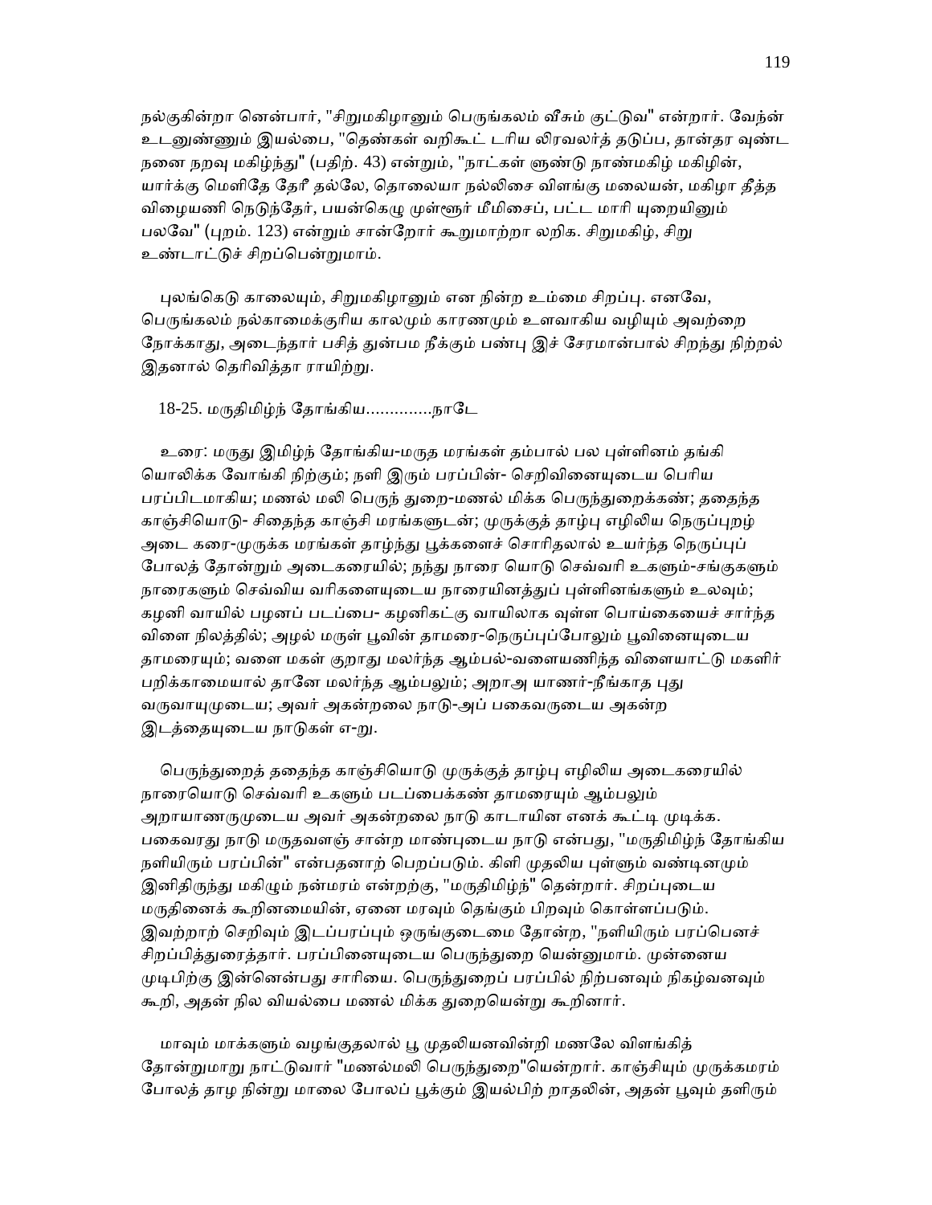நல்குகின்றா னென்பார், "சிறுமகிழானும் பெருங்கலம் வீசும் குட்டுவ" என்றார். வேந்ன் உடனுண்ணும் இயல்பை, "தெண்கள் வறிகூட் டரிய லிரவலர்த் தடுப்ப, தான்தர வுண்ட நனை நறவு மகிழ்ந்து" (பதிற். 43) என்றும், "நாட்கள் ளுண்டு நாண்மகிழ் மகிழின், யார்க்கு மெளிதே தேரீ தல்லே, தொலையா நல்லிசை விளங்கு மலையன், மகிழா தீத்த விழையணி நெடுந்தேர், பயன்கெழு முள்ளூர் மீமிசைப், பட்ட மாரி யுறையினும் பலவே" (புறம். 123) என்றும் சான்றோர் கூறுமாற்றா லறிக. சிறுமகிழ், சிறு உண்டாட்டுச் சிறப்பென்றுமாம்.

புலங்கெடு காலையும், சிறுமகிழானும் என நின்ற உம்மை சிறப்பு. எனவே, பெருங்கலம் நல்காமைக்குரிய காலமும் காரணமும் உளவாகிய வழியும் அவற்றை நோக்காது, அடைந்தார் பசித் துன்பம நீக்கும் பண்பு இச் சேரமான்பால் சிறந்து நிற்றல் இதனால் தெரிவித்தா ராயிற்று.

18-25. மருதிமிழ்ந் தோங்கிய..............நாடே

உரை: மருது இமிழ்ந் தோங்கிய-மருத மரங்கள் தம்பால் பல புள்ளினம் தங்கி யொலிக்க வோங்கி நிற்கும்; நளி இரும் பரப்பின்- செறிவினையுடைய பெரிய பரப்பிடமாகிய; மணல் மலி பெருந் துறை-மணல் மிக்க பெருந்துறைக்கண்; ததைந்த காஞ்சியொடு- சிதைந்த காஞ்சி மரங்களுடன்; முருக்குத் தாழ்பு எழிலிய நெருப்புறழ் அடை கரை-முருக்க மரங்கள் தாழ்ந்து பூக்களைச் சொரிதலால் உயர்ந்த நெருப்புப் போலத் தோன்றும் அடைகரையில்; நந்து நாரை யொடு செவ்வரி உகளும்-சங்குகளும் நாரைகளும் செவ்விய வரிகளையுடைய நாரையினத்துப் புள்ளினங்களும் உலவும்; கழனி வாயில் பழனப் படப்பை- கழனிகட்கு வாயிலாக வுள்ள பொய்கையைச் சார்ந்த விளை நிலத்தில்; அழல் மருள் பூவின் தாமரை-நெருப்புப்போலும் பூவினையுடைய தாமரையும்; வளை மகள் குறாது மலர்ந்த ஆம்பல்-வளையணிந்த விளையாட்டு மகளிர் பறிக்காமையால் தானே மலர்ந்த ஆம்பலும்; அறாஅ யாணர்-நீங்காத புது வருவாயுமுடைய; அவர் அகன்றலை நாடு-அப் பகைவருடைய அகன்ற இடத்தையுடைய நாடுகள் எ-று.

பெருந்துறைத் ததைந்த காஞ்சியொடு முருக்குத் தாழ்பு எழிலிய அடைகரையில் நாரையொடு செவ்வரி உகளும் படப்பைக்கண் தாமரையும் ஆம்பலும் அறாயாணருமுடைய அவர் அகன்றலை நாடு காடாயின எனக் கூட்டி முடிக்க. பகைவரது நாடு மருதவளஞ் சான்ற மாண்புடைய நாடு என்பது, "மருதிமிழ்ந் தோங்கிய நளியிரும் பரப்பின்" என்பதனாற் பெறப்படும். கிளி முதலிய புள்ளும் வண்டினமும் இனிதிருந்து மகிழும் நன்மரம் என்றற்கு, "மருதிமிழ்ந்" தென்றார். சிறப்புடைய மருதினைக் கூறினமையின், ஏனை மரவும் தெங்கும் பிறவும் கொள்ளப்படும். இவற்றாற் செறிவும் இடப்பரப்பும் ஒருங்குடைமை தோன்ற, "நளியிரும் பரப்பெனச் சிறப்பித்துரைத்தார். பரப்பினையுடைய பெருந்துறை யென்னுமாம். முன்னைய முடிபிற்கு இன்னென்பது சாரியை. பெருந்துறைப் பரப்பில் நிற்பனவும் நிகழ்வனவும் கூறி, அதன் நில வியல்பை மணல் மிக்க துறையென்று கூறினார்.

மாவும் மாக்களும் வழங்குதலால் பூ முதலியனவின்றி மணலே விளங்கித் தோன்றுமாறு நாட்டுவார் "மணல்மலி பெருந்துறை"யென்றார். காஞ்சியும் முருக்கமரம் போலத் தாழ நின்று மாலை போலப் பூக்கும் இயல்பிற் றாதலின், அதன் பூவும் தளிரும்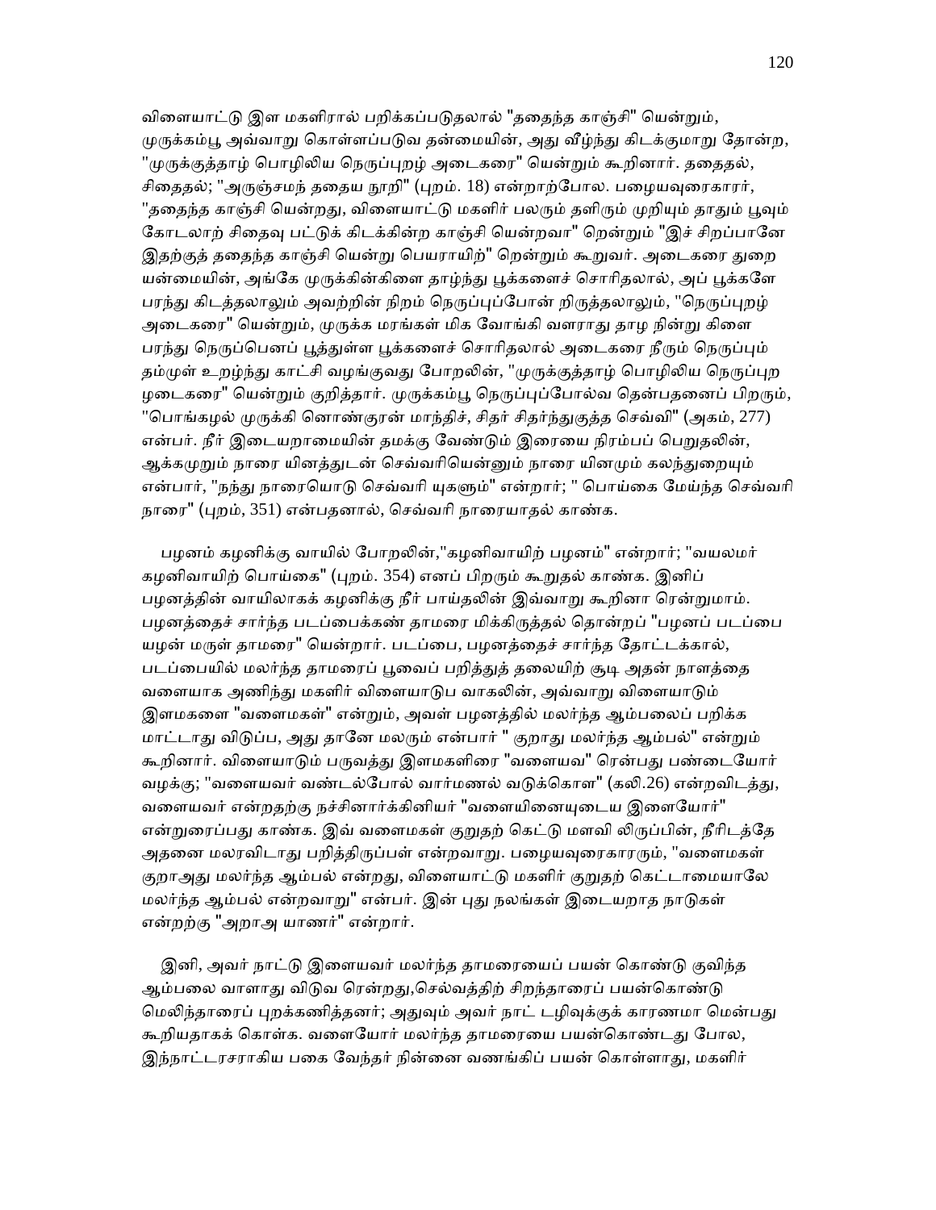விளையாட்டு இள மகளிரால் பறிக்கப்படுதலால் "ததைந்த காஞ்சி" யென்றும், முருக்கம்பூ அவ்வாறு கொள்ளப்படுவ தன்மையின், அது வீழ்ந்து கிடக்குமாறு தோன்ற, "முருக்குத்தாழ் பொழிலிய நெருப்புறழ் அடைகரை" யென்றும் கூறினார். ததைதல், சிதைதல்; "அருஞ்சமந் ததைய நூறி" (புறம். 18) என்றாற்போல. பழையவுரைகாரர், "ததைந்த காஞ்சி யென்றது, விளையாட்டு மகளிர் பலரும் தளிரும் முறியும் தாதும் பூவும் கோடலாற் சிதைவு பட்டுக் கிடக்கின்ற காஞ்சி யென்றவா" றென்றும் "இச் சிறப்பானே இதற்குத் ததைந்த காஞ்சி யென்று பெயராயிற்" றென்றும் கூறுவர். அடைகரை துறை யன்மையின், அங்கே முருக்கின்கிளை தாழ்ந்து பூக்களைச் சொரிதலால், அப் பூக்களே பரந்து கிடத்தலாலும் அவற்றின் நிறம் நெருப்புப்போன் றிருத்தலாலும், "நெருப்புறழ் அடைகரை" யென்றும், முருக்க மரங்கள் மிக வோங்கி வளராது தாழ நின்று கிளை பரந்து நெருப்பெனப் பூத்துள்ள பூக்களைச் சொரிதலால் அடைகரை நீரும் நெருப்பும் தம்முள் உறழ்ந்து காட்சி வழங்குவது போறலின், "முருக்குத்தாழ் பொழிலிய நெருப்புற ழடைகரை" யென்றும் குறித்தார். முருக்கம்பூ நெருப்புப்போல்வ தென்பதனைப் பிறரும், "பொங்கழல் முருக்கி னொண்குரன் மாந்திச், சிதர் சிதர்ந்துகுத்த செவ்வி" (அகம், 277) என்பர். நீர் இடையறாமையின் தமக்கு வேண்டும் இரையை நிரம்பப் பெறுதலின், ஆக்கமுறும் நாரை யினத்துடன் செவ்வரியென்னும் நாரை யினமும் கலந்துறையும் என்பார், "நந்து நாரையொடு செவ்வரி யுகளும்" என்றார்; " பொய்கை மேய்ந்த செவ்வரி நாரை" (புறம், 351) என்பதனால், செவ்வரி நாரையாதல் காண்க.

பழனம் கழனிக்கு வாயில் போறலின்,"கழனிவாயிற் பழனம்" என்றார்; "வயலமர் கழனிவாயிற் பொய்கை" (புறம். 354) எனப் பிறரும் கூறுதல் காண்க. இனிப் பழனத்தின் வாயிலாகக் கழனிக்கு நீர் பாய்தலின் இவ்வாறு கூறினா ரென்றுமாம். பழனத்தைச் சார்ந்த படப்பைக்கண் தாமரை மிக்கிருத்தல் தொன்றப் "பழனப் படப்பை யழன் மருள் தாமரை" யென்றார். படப்பை, பழனத்தைச் சார்ந்த தோட்டக்கால், படப்பையில் மலர்ந்த தாமரைப் பூவைப் பறித்துத் தலையிற் சூடி அதன் நாளத்தை வளையாக அணிந்து மகளிர் விளையாடுப வாகலின், அவ்வாறு விளையாடும் இளமகளை "வளைமகள்" என்றும், அவள் பழனத்தில் மலர்ந்த ஆம்பலைப் பறிக்க மாட்டாது விடுப்ப, அது தானே மலரும் என்பார் " குறாது மலர்ந்த ஆம்பல்" என்றும் கூறினார். விளையாடும் பருவத்து இளமகளிரை "வளையவ" ரென்பது பண்டையோர் வழக்கு; "வளையவர் வண்டல்போல் வார்மணல் வடுக்கொள" (கலி.26) என்றவிடத்து, வளையவர் என்றதற்கு நச்சினார்க்கினியர் "வளையினையுடைய இளையோர்" என்றுரைப்பது காண்க. இவ் வளைமகள் குறுதற் கெட்டு மளவி லிருப்பின், நீரிடத்தே அதனை மலரவிடாது பறித்திருப்பள் என்றவாறு. பழையவுரைகாரரும், "வளைமகள் குறாஅது மலர்ந்த ஆம்பல் என்றது, விளையாட்டு மகளிர் குறுதற் கெட்டாமையாலே மலர்ந்த ஆம்பல் என்றவாறு" என்பர். இன் புது நலங்கள் இடையறாத நாடுகள் என்றற்கு "அறாஅ யாணர்" என்றார்.

இனி, அவர் நாட்டு இளையவர் மலர்ந்த தாமரையைப் பயன் கொண்டு குவிந்த ஆம்பலை வாளாது விடுவ ரென்றது,செல்வத்திற் சிறந்தாரைப் பயன்கொண்டு மெலிந்தாரைப் புறக்கணித்தனர்; அதுவும் அவர் நாட் டழிவுக்குக் காரணமா மென்பது கூறியதாகக் கொள்க. வளையோர் மலர்ந்த தாமரையை பயன்கொண்டது போல, இந்நாட்டரசராகிய பகை வேந்தர் நின்னை வணங்கிப் பயன் கொள்ளாது, மகளிர்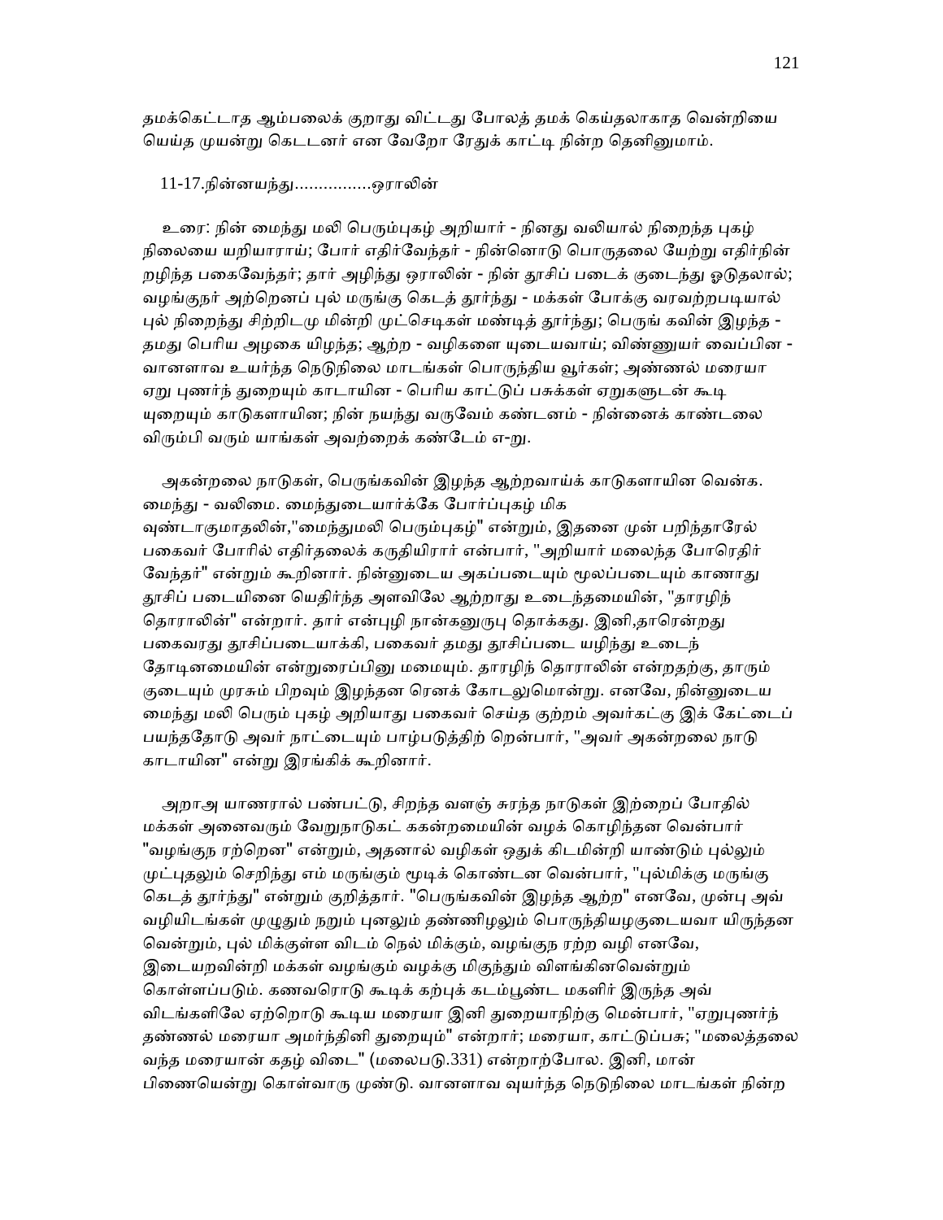தமக்கெட்டாத ஆம்பலைக் குறாது விட்டது போலத் தமக் கெய்தலாகாத வென்றியை யெய்த முயன்று கெடடனர் என வேறோ ரேதுக் காட்டி நின்ற தெனினுமாம்.

11-17.நின்னயந்து...............ஒராலின்

உரை: நின் மைந்து மலி பெரும்புகழ் அறியார் - நினது வலியால் நிறைந்த புகழ் நிலையை யறியாராய்; போர் எதிர்வேந்தர் - நின்னொடு பொருதலை யேற்று எதிர்நின் றழிந்த பகைவேந்தர்; தார் அழிந்து ஒராலின் - நின் தூசிப் படைக் குடைந்து ஓடுதலால்; வழங்குநர் அற்றெனப் புல் மருங்கு கெடத் தூர்ந்து - மக்கள் போக்கு வரவற்றபடியால் புல் நிறைந்து சிற்றிடமு மின்றி முட்செடிகள் மண்டித் தூர்ந்து; பெருங் கவின் இழந்த - தமது பெரிய அழகை யிழந்த; ஆற்ற - வழிகளை யுடையவாய்; விண்ணுயர் வைப்பின - வானளாவ உயர்ந்த நெடுநிலை மாடங்கள் பொருந்திய வூர்கள்; அண்ணல் மரையா ஏறு புணர்ந் துறையும் காடாயின - பெரிய காட்டுப் பசுக்கள் ஏறுகளுடன் கூடி யுறையும் காடுகளாயின; நின் நயந்து வருவேம் கண்டனம் - நின்னைக் காண்டலை விரும்பி வரும் யாங்கள் அவற்றைக் கண்டேம் எ-று.

அகன்றலை நாடுகள், பெருங்கவின் இழந்த ஆற்றவாய்க் காடுகளாயின வென்க. மைந்து - வலிமை. மைந்துடையார்க்கே போர்ப்புகழ் மிக வுண்டாகுமாதலின்,"மைந்துமலி பெரும்புகழ்" என்றும், இதனை முன் பறிந்தாரேல் பகைவர் போரில் எதிர்தலைக் கருதியிரார் என்பார், "அறியார் மலைந்த போரெதிர் வேந்தர்" என்றும் கூறினார். நின்னுடைய அகப்படையும் மூலப்படையும் காணாது தூசிப் படையினை யெதிர்ந்த அளவிலே ஆற்றாது உடைந்தமையின், "தாரழிந் தொராலின்" என்றார். தார் என்புழி நான்கனுருபு தொக்கது. இனி,தாரென்றது பகைவரது தூசிப்படையாக்கி, பகைவர் தமது தூசிப்படை யழிந்து உடைந் தோடினமையின் என்றுரைப்பினு மமையும். தாரழிந் தொராலின் என்றதற்கு, தாரும் குடையும் முரசும் பிறவும் இழந்தன ரெனக் கோடலுமொன்று. எனவே, நின்னுடைய மைந்து மலி பெரும் புகழ் அறியாது பகைவர் செய்த குற்றம் அவர்கட்கு இக் கேட்டைப் பயந்ததோடு அவர் நாட்டையும் பாழ்படுத்திற் றென்பார், "அவர் அகன்றலை நாடு காடாயின" என்று இரங்கிக் கூறினார்.

அறாஅ யாணரால் பண்பட்டு, சிறந்த வளஞ் சுரந்த நாடுகள் இற்றைப் போதில் மக்கள் அனைவரும் வேறுநாடுகட் ககன்றமையின் வழக் கொழிந்தன வென்பார் "வழங்குந ரற்றென" என்றும், அதனால் வழிகள் ஒதுக் கிடமின்றி யாண்டும் புல்லும் முட்புதலும் செறிந்து எம் மருங்கும் மூடிக் கொண்டன வென்பார், "புல்மிக்கு மருங்கு கெடத் தூர்ந்து" என்றும் குறித்தார். "பெருங்கவின் இழந்த ஆற்ற" எனவே, முன்பு அவ் வழியிடங்கள் முழுதும் நறும் புனலும் தண்ணிழலும் பொருந்தியழகுடையவா யிருந்தன வென்றும், புல் மிக்குள்ள விடம் நெல் மிக்கும், வழங்குந ரற்ற வழி எனவே, இடையறவின்றி மக்கள் வழங்கும் வழக்கு மிகுந்தும் விளங்கினவென்றும் கொள்ளப்படும். கணவரொடு கூடிக் கற்புக் கடம்பூண்ட மகளிர் இருந்த அவ் விடங்களிலே ஏற்றொடு கூடிய மரையா இனி துறையாநிற்கு மென்பார், "ஏறுபுணர்ந் தண்ணல் மரையா அமர்ந்தினி துறையும்" என்றார்; மரையா, காட்டுப்பசு; "மலைத்தலை வந்த மரையான் கதழ் விடை" (மலைபடு.331) என்றாற்போல. இனி, மான் பிணையென்று கொள்வாரு முண்டு. வானளாவ வுயர்ந்த நெடுநிலை மாடங்கள் நின்ற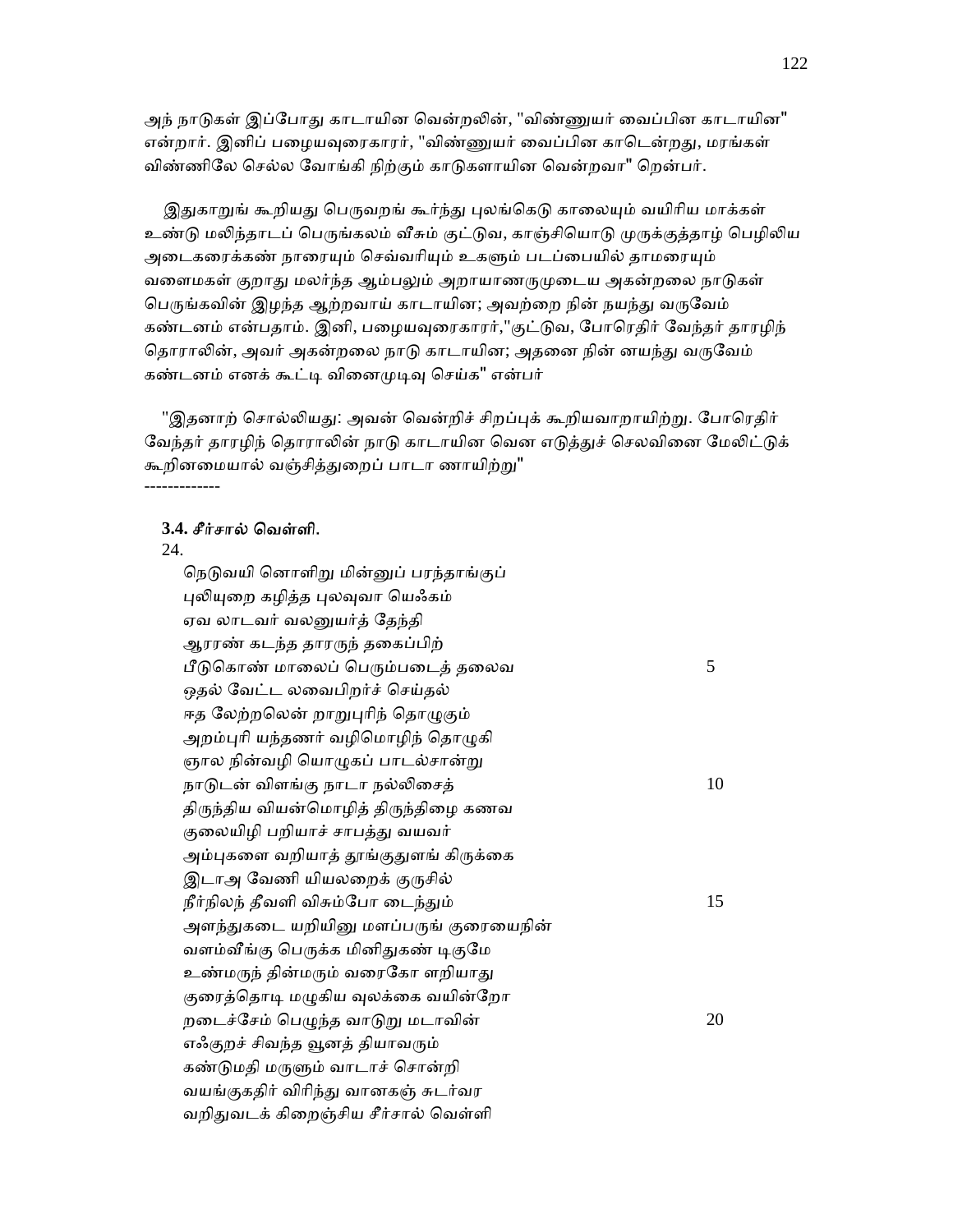அந் நாடுகள் இப்போது காடாயின வென்றலின், "விண்ணுயர் வைப்பின காடாயின" என்றார். இனிப் பழையவுரைகாரர், "விண்ணுயர் வைப்பின காடென்றது, மரங்கள் விண்ணிலே செல்ல வோங்கி நிற்கும் காடுகளாயின வென்றவா" றென்பர்.

இதுகாறுங் கூறியது பெருவறங் கூர்ந்து புலங்கெடு காலையும் வயிரிய மாக்கள் உண்டு மலிந்தாடப் பெருங்கலம் வீசும் குட்டுவ, காஞ்சியொடு முருக்குத்தாழ் பெழிலிய அடைகரைக்கண் நாரையும் செவ்வரியும் உகளும் படப்பையில் தாமரையும் வளைமகள் குறாது மலர்ந்த ஆம்பலும் அறாயாணருமுடைய அகன்றலை நாடுகள் பெருங்கவின் இழந்த ஆற்றவாய் காடாயின; அவற்றை நின் நயந்து வருவேம் கண்டனம் என்பதாம். இனி, பழையவுரைகாரர்,"குட்டுவ, போரெதிர் வேந்தர் தாரழிந் தொராலின், அவர் அகன்றலை நாடு காடாயின; அதனை நின் னயந்து வருவேம் கண்டனம் எனக் கூட்டி வினைமுடிவு செய்க" என்பர்

"இதனாற் சொல்லியது: அவன் வெற்றிச் சிறப்புக் கூறியவாறாயிற்று. போரெதிர் வேந்தர் தாரழிந் தொராலின் நாடு காடாயின வென எடுத்துச் செலவினை மேலிட்டுக் கூறினமையால் வஞ்சித்துறைப் பாடா ணாயிற்று"

-------------

**3.4. *சீர்சால் வெள்ளி.***

24.

நெடுவயி னொளிறு மின்னுப் பரந்தாங்குப்
புலியுறை கழித்த புலவுவா யெஃகம்
ஏவ லாடவர் வலனுயர்த் தேந்தி
ஆரரண் கடந்த தாரருந் தகைப்பிற்
பீடுகொண் மாலைப் பெரும்படைத் தலைவ 5
ஓதல் வேட்ட லவைபிறர்ச் செய்தல்
ஈத லேற்றலென் றாறுபுரிந் தொழுகும்
அறம்புரி யந்தணர் வழிமொழிந் தொழுகி
ஞால நின்வழி யொழுகப் பாடல்சான்று
நாடுடன் விளங்கு நாடா நல்லிசைத் 10
திருந்திய வியன்மொழித் திருந்திழை கணவ
குலையிழி பறியாச் சாபத்து வயவர்
அம்புகளை வறியாத் தூங்குதுளங் கிருக்கை
இடாஅ வேணி யியலறைக் குருசில்
நீர்நிலந் தீவளி விசும்போ டைந்தும் 15
அளந்துகடை யறியினு மளப்பருங் குரையைநின்
வளம்வீங்கு பெருக்க மினிதுகண் டிகுமே
உண்மருந் தின்மரும் வரைகோ ளறியாது
குரைத்தொடி மழுகிய வுலக்கை வயின்றோ
றடைச்சேம் பெழுந்த வாடுறு மடாவின் 20
எஃகுறச் சிவந்த வூனத் தியாவரும்
கண்டுமதி மருளும் வாடாச் சொன்றி
வயங்குகதிர் விரிந்து வானகஞ் சுடர்வர
வறிதுவடக் கிறைஞ்சிய சீர்சால் வெள்ளி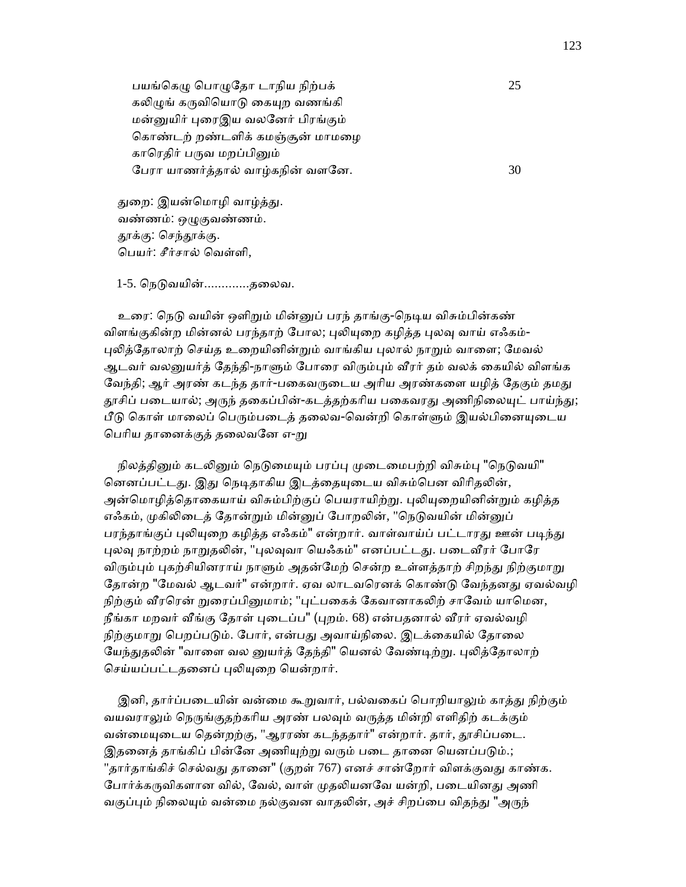பயங்கெழு பொழுதோ டாறிய நிற்பக் 25
கலிழுங் கருவியொடு கையுற வணங்கி
மன்னுயிர் புரைஇய வலனேர் பிரங்கும்
கொண்டற் றண்டளிக் கமஞ்சூன் மாமழை
காரெதிர் பருவ மறப்பினும்
பேரா யாணர்த்தால் வாழ்கநின் வளனே. 30

துறை: இயன்மொழி வாழ்த்து.
வண்ணம்: ஒழுகுவண்ணம்.
தூக்கு: செந்தூக்கு.
பெயர்: சீர்சால் வெள்ளி,

1-5. நெடுவயின்.............தலைவ.

உரை: நெடு வயின் ஒளிறும் மின்னுப் பரந் தாங்கு-நெடிய விசும்பின்கண் விளங்குகின்ற மின்னல் பரந்தாற் போல; புலியுறை கழித்த புலவு வாய் எஃகம்-புலித்தோலாற் செய்த உறையினின்றும் வாங்கிய புலால் நாறும் வாளை; மேவல் ஆடவர் வலனுயர்த் தேந்தி-நாளும் போரை விரும்பும் வீரர் தம் வலக் கையில் விளங்க வேந்தி; ஆர் அரண் கடந்த தார்-பகைவருடைய அரிய அரண்களை யழித் தேகும் தமது தூசிப் படையால்; அருந் தகைப்பின்-கடத்தற்கரிய பகைவரது அணிநிலையுட் பாய்ந்து; பீடு கொள் மாலைப் பெரும்படைத் தலைவ-வென்றி கொள்ளும் இயல்பினையுடைய பெரிய தானைக்குத் தலைவனே எ-று

நிலத்தினும் கடலினும் நெடுமையும் பரப்பு முடைமைபற்றி விசும்பு "நெடுவயி" னெனப்பட்டது. இது நெடிதாகிய இடத்தையுடைய விசும்பென விரிதலின், அன்மொழித்தொகையாய் விசும்பிற்குப் பெயராயிற்று. புலியுறையினின்றும் கழித்த எஃகம், முகிலிடைத் தோன்றும் மின்னுப் போறலின், "நெடுவயின் மின்னுப் பரந்தாங்குப் புலியுறை கழித்த எஃகம்" என்றார். வாள்வாய்ப் பட்டாரது ஊன் படிந்து புலவு நாற்றம் நாறுதலின், "புலவுவா யெஃகம்" எனப்பட்டது. படைவீரர் போரே விரும்பும் புகற்சியினராய் நாளும் அதன்மேற் சென்ற உள்ளத்தாற் சிறந்து நிற்குமாறு தோன்ற "மேவல் ஆடவர்" என்றார். ஏவ லாடவரெனக் கொண்டு வேந்தனது ஏவல்வழி நிற்கும் வீரரென் றுரைப்பினுமாம்; "புட்பகைக் கேவானாகலிற் சாவேம் யாமென, நீங்கா மறவர் வீங்கு தோள் புடைப்ப" (புறம். 68) என்பதனால் வீரர் ஏவல்வழி நிற்குமாறு பெறப்படும். போர், என்பது அவாய்நிலை. இடக்கையில் தோலை யேந்துதலின் "வாளை வல னுயர்த் தேந்தி" யெனல் வேண்டிற்று. புலித்தோலாற் செய்யப்பட்டதனைப் புலியுறை யென்றார்.

இனி, தார்ப்படையின் வன்மை கூறுவார், பல்வகைப் பொறியாலும் காத்து நிற்கும் வயவராலும் நெருங்குதற்கரிய அரண் பலவும் வருத்த மின்றி எளிதிற் கடக்கும் வன்மையுடைய தென்றற்கு, "ஆரரண் கடந்ததார்" என்றார். தார், தூசிப்படை. இதனைத் தாங்கிப் பின்னே அணியுற்று வரும் படை தானை யெனப்படும்.; "தார்தாங்கிச் செல்வது தானை" (குறள் 767) எனச் சான்றோர் விளக்குவது காண்க. போர்க்கருவிகளான வில், வேல், வாள் முதலியனவே யன்றி, படையினது அணி வகுப்பும் நிலையும் வன்மை நல்குவன வாதலின், அச் சிறப்பை விதந்து "அருந்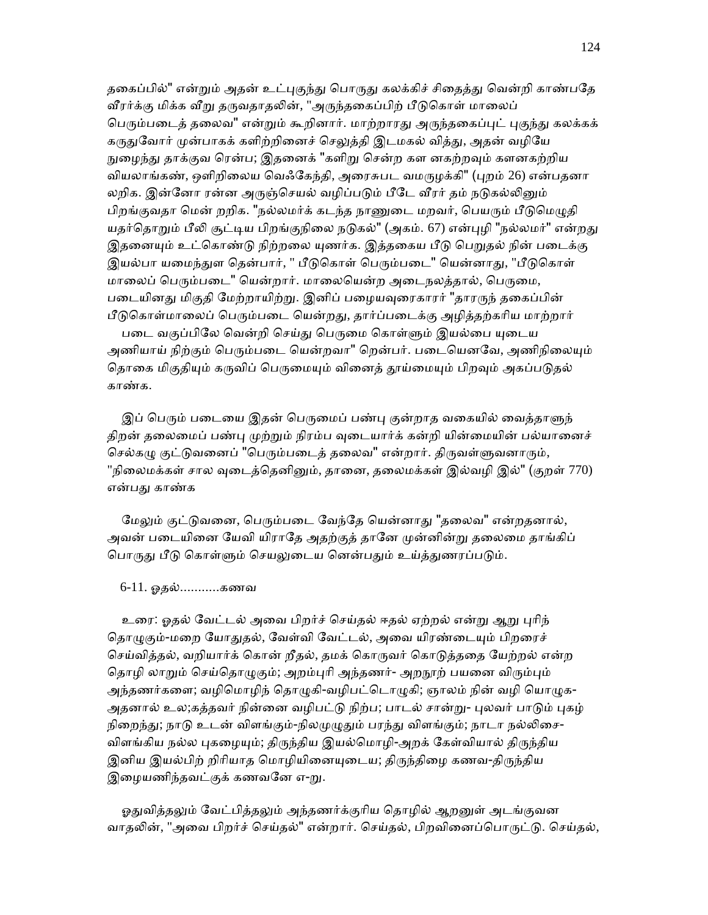தகைப்பில்" என்றும் அதன் உட்புகுந்து பொருது கலக்கிச் சிதைத்து வென்றி காண்பதே வீரர்க்கு மிக்க வீறு தருவதாதலின், "அருந்தகைப்பிற் பீடுகொள் மாலைப் பெரும்படைத் தலைவ" என்றும் கூறினார். மாற்றாரது அருந்தகைப்புட் புகுந்து கலக்கக் கருதுவோர் முன்பாகக் களிற்றினைச் செலுத்தி இடமகல் வித்து, அதன் வழியே நுழைந்து தாக்குவ ரென்ப; இதனைக் "களிறு சென்ற கள னகற்றவும் களனகற்றிய வியலாங்கண், ஒளிறிலைய வெஃகேந்தி, அரைசுபட வமருழக்கி" (புறம் 26) என்பதனா லறிக. இன்னோ ரன்ன அருஞ்செயல் வழிப்படும் பீடே வீரர் தம் நடுகல்லினும் பிறங்குவதா மென் றறிக. "நல்லமர்க் கடந்த நாணுடை மறவர், பெயரும் பீடுமெழுதி யதர்தொறும் பீலி சூட்டிய பிறங்குநிலை நடுகல்" (அகம். 67) என்புழி "நல்லமர்" என்றது இதனையும் உட்கொண்டு நிற்றலை யுணர்க. இத்தகைய பீடு பெறுதல் நின் படைக்கு இயல்பா யமைந்துள தென்பார், " பீடுகொள் பெரும்படை" யென்னாது, "பீடுகொள் மாலைப் பெரும்படை" யென்றார். மாலையென்ற அடைநலத்தால், பெருமை, படையினது மிகுதி மேற்றாயிற்று. இனிப் பழையவுரைகாரர் "தாரருந் தகைப்பின் பீடுகொள்மாலைப் பெரும்படை யென்றது, தார்ப்படைக்கு அழித்தற்கரிய மாற்றார் படை வகுப்பிலே வென்றி செய்து பெருமை கொள்ளும் இயல்பை யுடைய அணியாய் நிற்கும் பெரும்படை யென்றவா" றென்பர். படையெனவே, அணிநிலையும் தொகை மிகுதியும் கருவிப் பெருமையும் வினைத் தூய்மையும் பிறவும் அகப்படுதல் காண்க.

இப் பெரும் படையை இதன் பெருமைப் பண்பு குன்றாத வகையில் வைத்தாளுந் திறன் தலைமைப் பண்பு முற்றும் நிரம்ப வுடையார்க் கன்றி யின்மையின் பல்யானைச் செல்கழு குட்டுவனைப் "பெரும்படைத் தலைவ" என்றார். திருவள்ளுவனாரும், "நிலைமக்கள் சால வுடைத்தெனினும், தானை, தலைமக்கள் இல்வழி இல்" (குறள் 770) என்பது காண்க

மேலும் குட்டுவனை, பெரும்படை வேந்தே யென்னாது "தலைவ" என்றதனால், அவன் படையினை யேவி யிராதே அதற்குத் தானே முன்னின்று தலைமை தாங்கிப் பொருது பீடு கொள்ளும் செயலுடைய னென்பதும் உய்த்துணரப்படும்.

6-11. ஓதல்...........கணவ

உரை: ஓதல் வேட்டல் அவை பிறர்ச் செய்தல் ஈதல் ஏற்றல் என்று ஆறு புரிந் தொழுகும்-மறை யோதுதல், வேள்வி வேட்டல், அவை யிரண்டையும் பிறரைச் செய்வித்தல், வறியார்க் கொன் றீதல், தமக் கொருவர் கொடுத்ததை யேற்றல் என்ற தொழி லாறும் செய்தொழுகும்; அறம்புரி அந்தணர்- அறநூற் பயனை விரும்பும் அந்தணர்களை; வழிமொழிந் தொழுகி-வழிபட்டொழுகி; ஞாலம் நின் வழி யொழுக- அதனால் உல;கத்தவர் நின்னை வழிபட்டு நிற்ப; பாடல் சான்று- புலவர் பாடும் புகழ் நிறைந்து; நாடு உடன் விளங்கும்-நிலமுழுதும் பரந்து விளங்கும்; நாடா நல்லிசை- விளங்கிய நல்ல புகழையும்; திருந்திய இயல்மொழி-அறக் கேள்வியால் திருந்திய இனிய இயல்பிற் றிரியாத மொழியினையுடைய; திருந்திழை கணவ-திருந்திய இழையணிந்தவட்குக் கணவனே எ-று.

ஓதுவித்தலும் வேட்பித்தலும் அந்தணர்க்குரிய தொழில் ஆறனுள் அடங்குவன வாதலின், "அவை பிறர்ச் செய்தல்" என்றார். செய்தல், பிறவினைப்பொருட்டு. செய்தல்,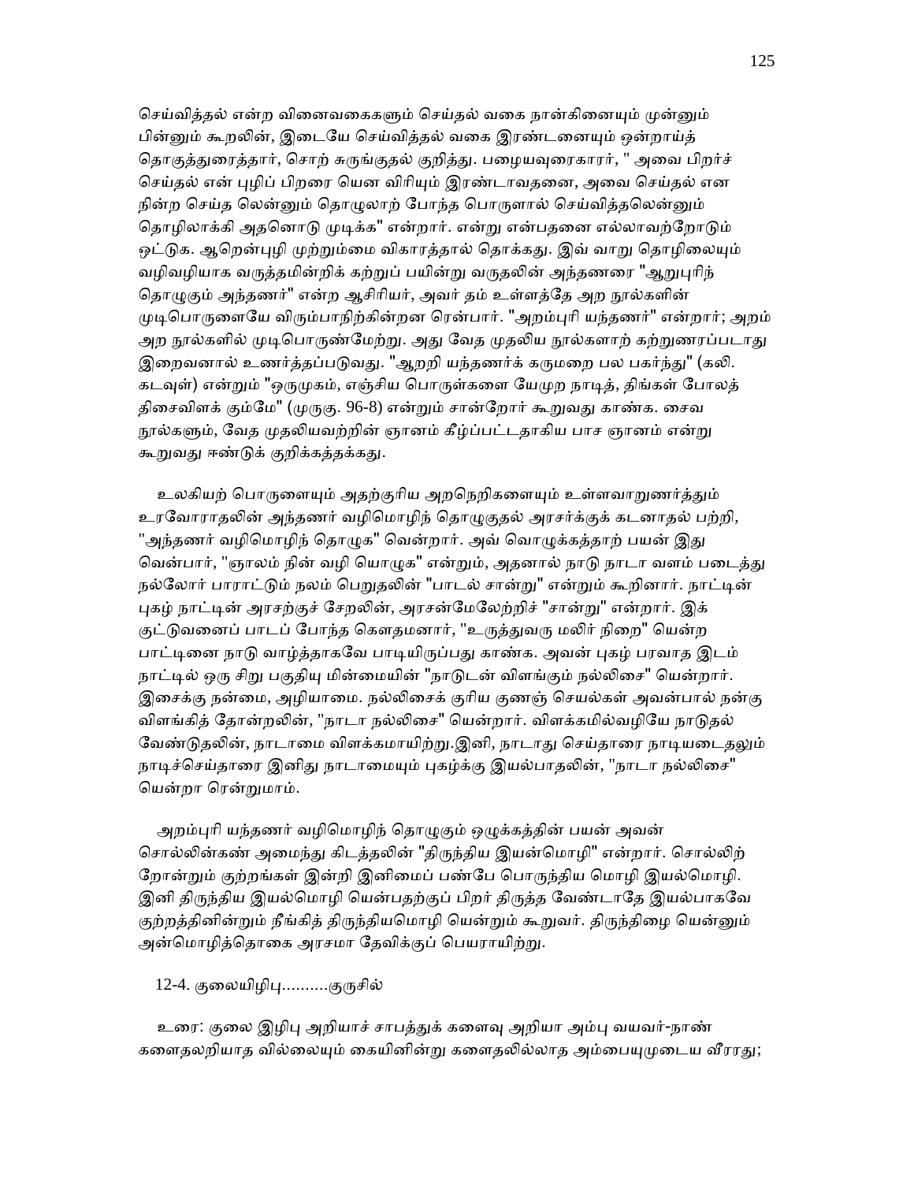செய்வித்தல் என்ற வினைவகைகளும் செய்தல் வகை நான்கினையும் முன்னும் பின்னும் கூறலின், இடையே செய்வித்தல் வகை இரண்டனையும் ஒன்றாய்த் தொகுத்துரைத்தார், சொற் சுருங்குதல் குறித்து. பழையவுரைகாரர், " அவை பிறர்ச் செய்தல் என் புழிப் பிறரை யென விரியும் இரண்டாவதனை, அவை செய்தல் என நின்ற செய்த லென்னும் தொழுலாற் போந்த பொருளால் செய்வித்தலென்னும் தொழிலாக்கி அதனொடு முடிக்க" என்றார். என்று என்பதனை எல்லாவற்றோடும் ஒட்டுக. ஆறென்புழி முற்றும்மை விகாரத்தால் தொக்கது. இவ் வாறு தொழிலையும் வழிவழியாக வருத்தமின்றிக் கற்றுப் பயின்று வருதலின் அந்தணரை "ஆறுபுரிந் தொழுகும் அந்தணர்" என்ற ஆசிரியர், அவர் தம் உள்ளத்தே அற நூல்களின் முடிபொருளையே விரும்பாநிற்கின்றன ரென்பார். "அறம்புரி யந்தணர்" என்றார்; அறம் அற நூல்களில் முடிபொருண்மேற்று. அது வேத முதலிய நூல்களாற் கற்றுணரப்படாது இறைவனால் உணர்த்தப்படுவது. "ஆறறி யந்தணர்க் கருமறை பல பகர்ந்து" (கலி. கடவுள்) என்றும் "ஒருமுகம், எஞ்சிய பொருள்களை யேமுற நாடித், திங்கள் போலத் திசைவிளக் கும்மே" (முருகு. 96-8) என்றும் சான்றோர் கூறுவது காண்க. சைவ நூல்களும், வேத முதலியவற்றின் ஞானம் கீழ்ப்பட்டதாகிய பாச ஞானம் என்று கூறுவது ஈண்டுக் குறிக்கத்தக்கது.

உலகியற் பொருளையும் அதற்குரிய அறநெறிகளையும் உள்ளவாறுணர்த்தும் உரவோராதலின் அந்தணர் வழிமொழிந் தொழுகுதல் அரசர்க்குக் கடனாதல் பற்றி, "அந்தணர் வழிமொழிந் தொழுக" வென்றார். அவ் வொழுக்கத்தாற் பயன் இது வென்பார், "ஞாலம் நின் வழி யொழுக" என்றும், அதனால் நாடு நாடா வளம் படைத்து நல்லோர் பாராட்டும் நலம் பெறுதலின் "பாடல் சான்று" என்றும் கூறினார். நாட்டின் புகழ் நாட்டின் அரசற்குச் சேறலின், அரசன்மேலேற்றிச் "சான்று" என்றார். இக் குட்டுவனைப் பாடப் போந்த கௌதமனார், "உருத்துவரு மலிர் நிறை" யென்ற பாட்டினை நாடு வாழ்த்தாகவே பாடியிருப்பது காண்க. அவன் புகழ் பரவாத இடம் நாட்டில் ஒரு சிறு பகுதியு மின்மையின் "நாடுடன் விளங்கும் நல்லிசை" யென்றார். இசைக்கு நன்மை, அழியாமை. நல்லிசைக் குரிய குணஞ் செயல்கள் அவன்பால் நன்கு விளங்கித் தோன்றலின், "நாடா நல்லிசை" யென்றார். விளக்கமில்வழியே நாடுதல் வேண்டுதலின், நாடாமை விளக்கமாயிற்று.இனி, நாடாது செய்தாரை நாடியடைதலும் நாடிச்செய்தாரை இனிது நாடாமையும் புகழ்க்கு இயல்பாதலின், "நாடா நல்லிசை" யென்றா ரென்றுமாம்.

அறம்புரி யந்தணர் வழிமொழிந் தொழுகும் ஒழுக்கத்தின் பயன் அவன் சொல்லின்கண் அமைந்து கிடத்தலின் "திருந்திய இயன்மொழி" என்றார். சொல்லிற் றோன்றும் குற்றங்கள் இன்றி இனிமைப் பண்பே பொருந்திய மொழி இயல்மொழி. இனி திருந்திய இயல்மொழி யென்பதற்குப் பிறர் திருத்த வேண்டாதே இயல்பாகவே குற்றத்தினின்றும் நீங்கித் திருந்தியமொழி யென்றும் கூறுவர். திருந்திழை யென்னும் அன்மொழித்தொகை அரசமா தேவிக்குப் பெயராயிற்று.

12-4. குலையிழிபு..........குருசில்

உரை: குலை இழிபு அறியாச் சாபத்துக் களைவு அறியா அம்பு வயவர்-நாண் களைதலறியாத வில்லையும் கையினின்று களைதலில்லாத அம்பையுமுடைய வீரரது;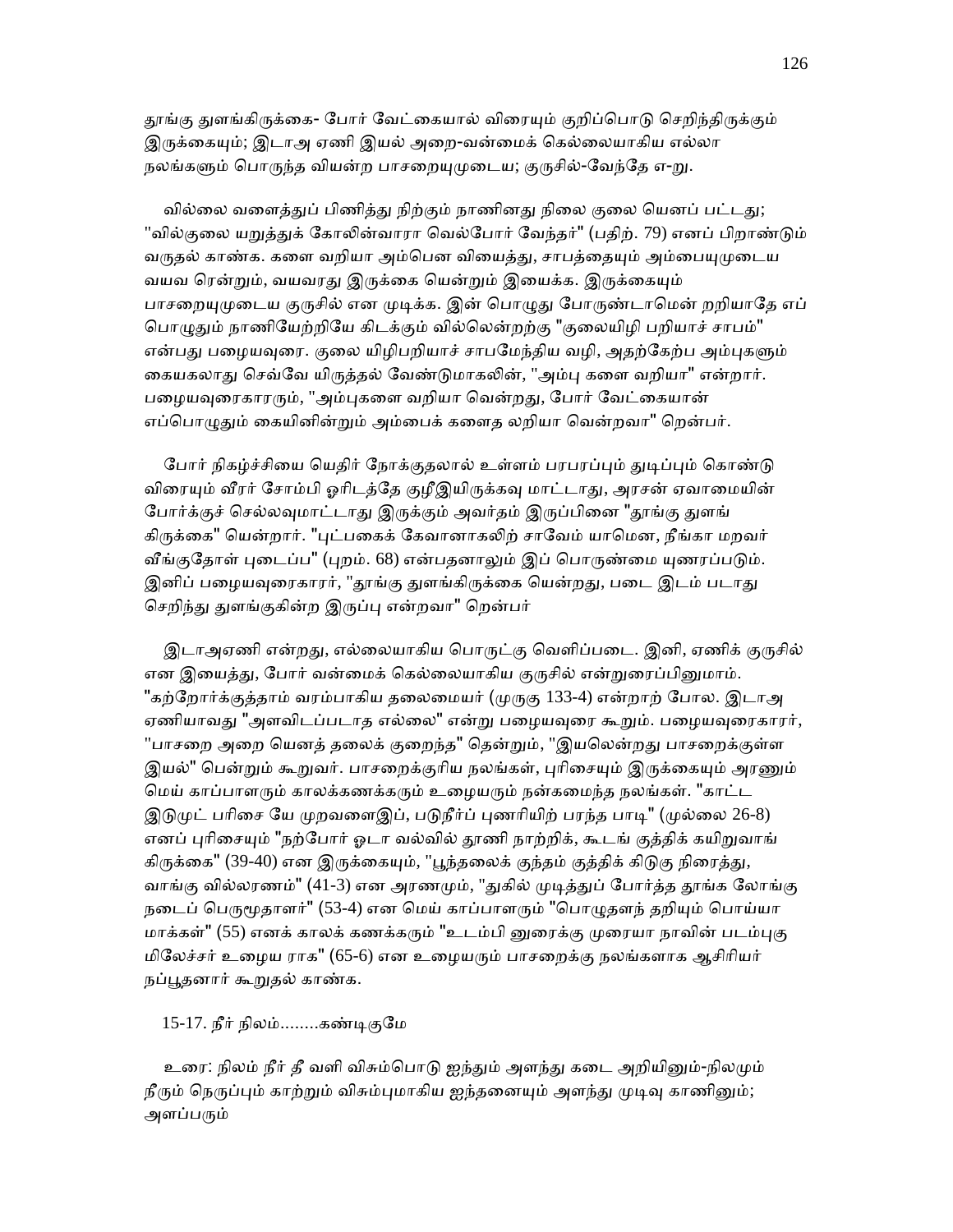தூங்கு துளங்கிருக்கை- போர் வேட்கையால் விரையும் குறிப்பொடு செறிந்திருக்கும் இருக்கையும்; இடாஅ ஏணி இயல் அறை-வன்மைக் கெல்லையாகிய எல்லா நலங்களும் பொருந்த வியன்ற பாசறையுமுடைய; குருசில்-வேந்தே எ-று.

வில்லை வளைத்துப் பிணித்து நிற்கும் நாணினது நிலை குலை யெனப் பட்டது; "வில்குலை யறுத்துக் கோலின்வாரா வெல்போர் வேந்தர்" (பதிற். 79) எனப் பிறாண்டும் வருதல் காண்க. களை வறியா அம்பென வியைத்து, சாபத்தையும் அம்பையுமுடைய வயவ ரென்றும், வயவரது இருக்கை யென்றும் இயைக்க. இருக்கையும் பாசறையுமுடைய குருசில் என முடிக்க. இன் பொழுது போருண்டாமென் றறியாதே எப் பொழுதும் நாணியேற்றியே கிடக்கும் வில்லென்றற்கு "குலையிழி பறியாச் சாபம்" என்பது பழையவுரை. குலை யிழிபறியாச் சாபமேந்திய வழி, அதற்கேற்ப அம்புகளும் கையகலாது செவ்வே யிருத்தல் வேண்டுமாகலின், "அம்பு களை வறியா" என்றார். பழையவுரைகாரரும், "அம்புகளை வறியா வென்றது, போர் வேட்கையான் எப்பொழுதும் கையினின்றும் அம்பைக் களைத லறியா வென்றவா" றென்பர்.

போர் நிகழ்ச்சியை யெதிர் நோக்குதலால் உள்ளம் பரபரப்பும் துடிப்பும் கொண்டு விரையும் வீரர் சோம்பி ஓரிடத்தே குழீஇயிருக்கவு மாட்டாது, அரசன் ஏவாமையின் போர்க்குச் செல்லவுமாட்டாது இருக்கும் அவர்தம் இருப்பினை "தூங்கு துளங் கிருக்கை" யென்றார். "புட்பகைக் கேவானாகலிற் சாவேம் யாமென, நீங்கா மறவர் வீங்குதோள் புடைப்ப" (புறம். 68) என்பதனாலும் இப் பொருண்மை யுணரப்படும். இனிப் பழையவுரைகாரர், "தூங்கு துளங்கிருக்கை யென்றது, படை இடம் படாது செறிந்து துளங்குகின்ற இருப்பு என்றவா" றென்பர்

இடாஅஏணி என்றது, எல்லையாகிய பொருட்கு வெளிப்படை. இனி, ஏணிக் குருசில் என இயைத்து, போர் வன்மைக் கெல்லையாகிய குருசில் என்றுரைப்பினுமாம். "கற்றோர்க்குத்தாம் வரம்பாகிய தலைமையர் (முருகு 133-4) என்றாற் போல. இடாஅ ஏணியாவது "அளவிடப்படாத எல்லை" என்று பழையவுரை கூறும். பழையவுரைகாரர், "பாசறை அறை யெனத் தலைக் குறைந்த" தென்றும், "இயலென்றது பாசறைக்குள்ள இயல்" பென்றும் கூறுவர். பாசறைக்குரிய நலங்கள், புரிசையும் இருக்கையும் அரணும் மெய் காப்பாளரும் காலக்கணக்கரும் உழையரும் நன்கமைந்த நலங்கள். "காட்ட இடுமுட் பரிசை யே முறவளைஇப், படுநீர்ப் புணரியிற் பரந்த பாடி" (முல்லை 26-8) எனப் புரிசையும் "நற்போர் ஓடா வல்வில் தூணி நாற்றிக், கூடங் குத்திக் கயிறுவாங் கிருக்கை" (39-40) என இருக்கையும், "பூந்தலைக் குந்தம் குத்திக் கிடுகு நிரைத்து, வாங்கு வில்லரணம்" (41-3) என அரணமும், "துகில் முடித்துப் போர்த்த தூங்க லோங்கு நடைப் பெருமூதாளர்" (53-4) என மெய் காப்பாளரும் "பொழுதளந் தறியும் பொய்யா மாக்கள்" (55) எனக் காலக் கணக்கரும் "உடம்பி னுரைக்கு முரையா நாவின் படம்புகு மிலேச்சர் உழைய ராக" (65-6) என உழையரும் பாசறைக்கு நலங்களாக ஆசிரியர் நப்பூதனார் கூறுதல் காண்க.

15-17. நீர் நிலம்........கண்டிகுமே

உரை: நிலம் நீர் தீ வளி விசும்பொடு ஐந்தும் அளந்து கடை அறியினும்-நிலமும் நீரும் நெருப்பும் காற்றும் விசும்புமாகிய ஐந்தனையும் அளந்து முடிவு காணினும்; அளப்பரும்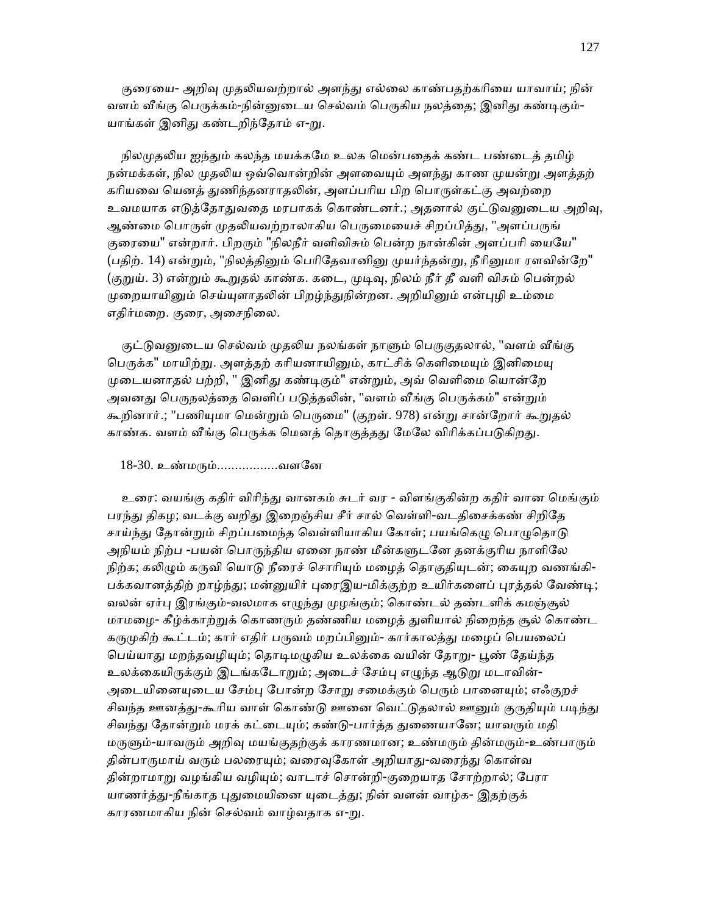குரையை- அறிவு முதலியவற்றால் அளந்து எல்லை காண்பதற்கரியை யாவாய்; நின் வளம் வீங்கு பெருக்கம்-நின்னுடைய செல்வம் பெருகிய நலத்தை; இனிது கண்டிகும்- யாங்கள் இனிது கண்டறிந்தோம் எ-று.

நிலமுதலிய ஐந்தும் கலந்த மயக்கமே உலக மென்பதைக் கண்ட பண்டைத் தமிழ் நன்மக்கள், நில முதலிய ஒவ்வொன்றின் அளவையும் அளந்து காண முயன்று அளத்தற் கரியவை யெனத் துணிந்தனராதலின், அளப்பரிய பிற பொருள்கட்கு அவற்றை உவமயாக எடுத்தோதுவதை மரபாகக் கொண்டனர்.; அதனால் குட்டுவனுடைய அறிவு, ஆண்மை பொருள் முதலியவற்றாலாகிய பெருமையைச் சிறப்பித்து, "அளப்பருங் குரையை" என்றார். பிறரும் "நிலநீர் வளிவிசும் பென்ற நான்கின் அளப்பரி யையே" (பதிற். 14) என்றும், "நிலத்தினும் பெரிதேவானினு முயர்ந்தன்று, நீரினுமா ரளவின்றே" (குறுய். 3) என்றும் கூறுதல் காண்க. கடை, முடிவு, நிலம் நீர் தீ வளி விசும் பென்றல் முறையாயினும் செய்யுளாதலின் பிறழ்ந்துநின்றன. அறியினும் என்புழி உம்மை எதிர்மறை. குரை, அசைநிலை.

குட்டுவனுடைய செல்வம் முதலிய நலங்கள் நாளும் பெருகுதலால், "வளம் வீங்கு பெருக்க" மாயிற்று. அளத்தற் கரியனாயினும், காட்சிக் கெளிமையும் இனிமையு முடையனாதல் பற்றி, " இனிது கண்டிகும்" என்றும், அவ் வெளிமை யொன்றே அவனது பெருநலத்தை வெளிப் படுத்தலின், "வளம் வீங்கு பெருக்கம்" என்றும் கூறினார்.; "பணியுமா மென்றும் பெருமை" (குறள். 978) என்று சான்றோர் கூறுதல் காண்க. வளம் வீங்கு பெருக்க மெனத் தொகுத்தது மேலே விரிக்கப்படுகிறது.

18-30. உண்மரும்................வளனே

உரை: வயங்கு கதிர் விரிந்து வானகம் சுடர் வர - விளங்குகின்ற கதிர் வான மெங்கும் பரந்து திகழ; வடக்கு வறிது இறைஞ்சிய சீர் சால் வெள்ளி-வடதிசைக்கண் சிறிதே சாய்ந்து தோன்றும் சிறப்பமைந்த வெள்ளியாகிய கோள்; பயங்கெழு பொழுதொடு அநியம் நிற்ப -பயன் பொருந்திய ஏனை நாண் மீன்களுடனே தனக்குரிய நாளிலே நிற்க; கலிழும் கருவி யொடு நீரைச் சொரியும் மழைத் தொகுதியுடன்; கையுற வணங்கி- பக்கவானத்திற் றாழ்ந்து; மன்னுயிர் புரைஇய-மிக்குற்ற உயிர்களைப் புரத்தல் வேண்டி; வலன் ஏர்பு இரங்கும்-வலமாக எழுந்து முழங்கும்; கொண்டல் தண்டளிக் கமஞ்சூல் மாமழை- கீழ்க்காற்றுக் கொணரும் தண்ணிய மழைத் துளியால் நிறைந்த சூல் கொண்ட கருமுகிற் கூட்டம்; கார் எதிர் பருவம் மறப்பினும்- கார்காலத்து மழைப் பெயலைப் பெய்யாது மறந்தவழியும்; தொடிமழுகிய உலக்கை வயின் தோறு- பூண் தேய்ந்த உலக்கையிருக்கும் இடங்கடோறும்; அடைச் சேம்பு எழுந்த ஆடுறு மடாவின்- அடையினையுடைய சேம்பு போன்ற சோறு சமைக்கும் பெரும் பானையும்; எஃகுறச் சிவந்த ஊனத்து-கூரிய வாள் கொண்டு ஊனை வெட்டுதலால் ஊனும் குருதியும் படிந்து சிவந்து தோன்றும் மரக் கட்டையும்; கண்டு-பார்த்த துணையானே; யாவரும் மதி மருளும்-யாவரும் அறிவு மயங்குதற்குக் காரணமான; உண்மரும் தின்மரும்-உண்பாரும் தின்பாருமாய் வரும் பலரையும்; வரைவுகோள் அறியாது-வரைந்து கொள்வ தின்றாமாறு வழங்கிய வழியும்; வாடாச் சொன்றி-குறையாத சோற்றால்; பேரா யாணர்த்து-நீங்காத புதுமையினை யுடைத்து; நின் வளன் வாழ்க- இதற்குக் காரணமாகிய நின் செல்வம் வாழ்வதாக எ-று.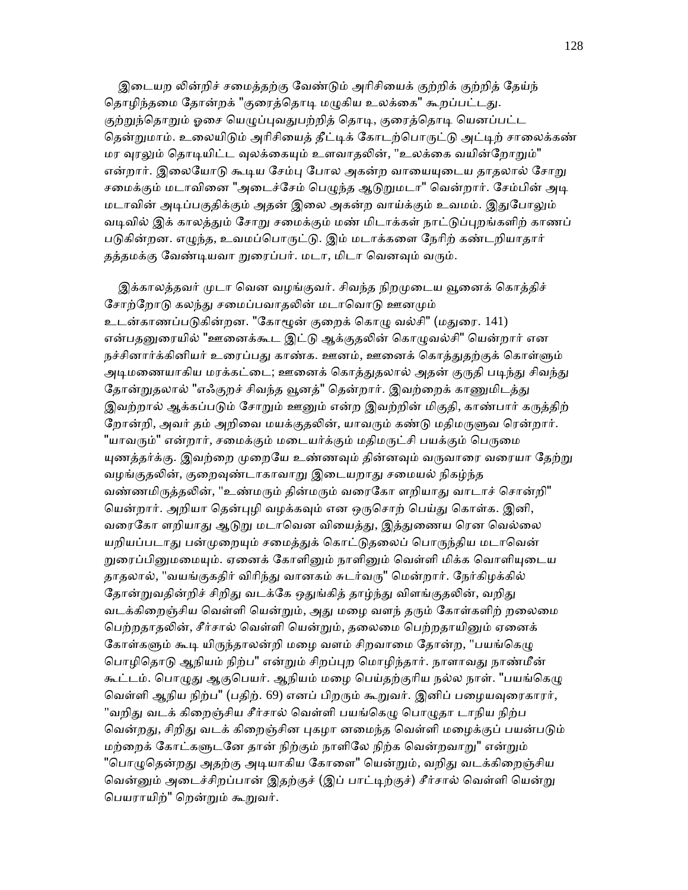இடையற லின்றிச் சமைத்தற்கு வேண்டும் அரிசியைக் குற்றிக் குற்றித் தேய்ந் தொழிந்தமை தோன்றக் "குரைத்தொடி மழுகிய உலக்கை" கூறப்பட்டது. குற்றுந்தொறும் ஓசை யெழுப்புவதுபற்றித் தொடி, குரைத்தொடி யெனப்பட்ட தென்றுமாம். உலையிடும் அரிசியைத் தீட்டிக் கோடற்பொருட்டு அட்டிற் சாலைக்கண் மர வுரலும் தொடியிட்ட வுலக்கையும் உளவாதலின், "உலக்கை வயின்றோறும்" என்றார். இலையோடு கூடிய சேம்பு போல அகன்ற வாயையுடைய தாதலால் சோறு சமைக்கும் மடாவினை "அடைச்சேம் பெழுந்த ஆடுறுமடா" வென்றார். சேம்பின் அடி மடாவின் அடிப்பகுதிக்கும் அதன் இலை அகன்ற வாய்க்கும் உவமம். இதுபோலும் வடிவில் இக் காலத்தும் சோறு சமைக்கும் மண் மிடாக்கள் நாட்டுப்புறங்களிற் காணப் படுகின்றன. எழுந்த, உவமப்பொருட்டு. இம் மடாக்களை நேரிற் கண்டறியாதார் தத்தமக்கு வேண்டியவா றுரைப்பர். மடா, மிடா வெனவும் வரும்.

இக்காலத்தவர் முடா வென வழங்குவர். சிவந்த நிறமுடைய வூனைக் கொத்திச் சோற்றோடு கலந்து சமைப்பவாதலின் மடாவொடு ஊனமும் உடன்காணப்படுகின்றன. "கோழூன் குறைக் கொழு வல்சி" (மதுரை. 141) என்பதனுரையில் "ஊனைக்கூட இட்டு ஆக்குதலின் கொழுவல்சி" யென்றார் என நச்சினார்க்கினியர் உரைப்பது காண்க. ஊனம், ஊனைக் கொத்துதற்குக் கொள்ளும் அடிமணையாகிய மரக்கட்டை; ஊனைக் கொத்துதலால் அதன் குருதி படிந்து சிவந்து தோன்றுதலால் "எஃகுறச் சிவந்த வூனத்" தென்றார். இவற்றைக் காணுமிடத்து இவற்றால் ஆக்கப்படும் சோறும் ஊனும் என்ற இவற்றின் மிகுதி, காண்பார் கருத்திற் றோன்றி, அவர் தம் அறிவை மயக்குதலின், யாவரும் கண்டு மதிமருளுவ ரென்றார். "யாவரும்" என்றார், சமைக்கும் மடையர்க்கும் மதிமருட்சி பயக்கும் பெருமை யுணத்தர்க்கு. இவற்றை முறையே உண்ணவும் தின்னவும் வருவாரை வரையா தேற்று வழங்குதலின், குறைவுண்டாகாவாறு இடையறாது சமையல் நிகழ்ந்த வண்ணமிருத்தலின், "உண்மரும் தின்மரும் வரைகோ ளறியாது வாடாச் சொன்றி" யென்றார். அறியா தென்புழி வழக்கவும் என ஒருசொற் பெய்து கொள்க. இனி, வரைகோ ளறியாது ஆடுறு மடாவென வியைத்து, இத்துணைய ரென வெல்லை யறியப்படாது பன்முறையும் சமைத்துக் கொட்டுதலைப் பொருந்திய மடாவென் றுரைப்பினுமமையும். ஏனைக் கோளினும் நாளினும் வெள்ளி மிக்க வொளியுடைய தாதலால், "வயங்குகதிர் விரிந்து வானகம் சுடர்வரு" மென்றார். நேர்கிழக்கில் தோன்றுவதின்றிச் சிறிது வடக்கே ஒதுங்கித் தாழ்ந்து விளங்குதலின், வறிது வடக்கிறைஞ்சிய வெள்ளி யென்றும், அது மழை வளந் தரும் கோள்களிற் றலைமை பெற்றதாதலின், சீர்சால் வெள்ளி யென்றும், தலைமை பெற்றதாயினும் ஏனைக் கோள்களும் கூடி யிருந்தாலன்றி மழை வளம் சிறவாமை தோன்ற, "பயங்கெழு பொழிதொடு ஆநியம் நிற்ப" என்றும் சிறப்புற மொழிந்தார். நாளாவது நாண்மீன் கூட்டம். பொழுது ஆகுபெயர். ஆநியம் மழை பெய்தற்குரிய நல்ல நாள். "பயங்கெழு வெள்ளி ஆநிய நிற்ப" (பதிற். 69) எனப் பிறரும் கூறுவர். இனிப் பழையவுரைகாரர், "வறிது வடக் கிறைஞ்சிய சீர்சால் வெள்ளி பயங்கெழு பொழுதா டாநிய நிற்ப வென்றது, சிறிது வடக் கிறைஞ்சின புகழா னமைந்த வெள்ளி மழைக்குப் பயன்படும் மற்றைக் கோட்களுடனே தான் நிற்கும் நாளிலே நிற்க வென்றவாறு" என்றும் "பொழுதென்றது அதற்கு அடியாகிய கோளை" யென்றும், வறிது வடக்கிறைஞ்சிய வென்னும் அடைச்சிறப்பான் இதற்குச் (இப் பாட்டிற்குச்) சீர்சால் வெள்ளி யென்று பெயராயிற்" றென்றும் கூறுவர்.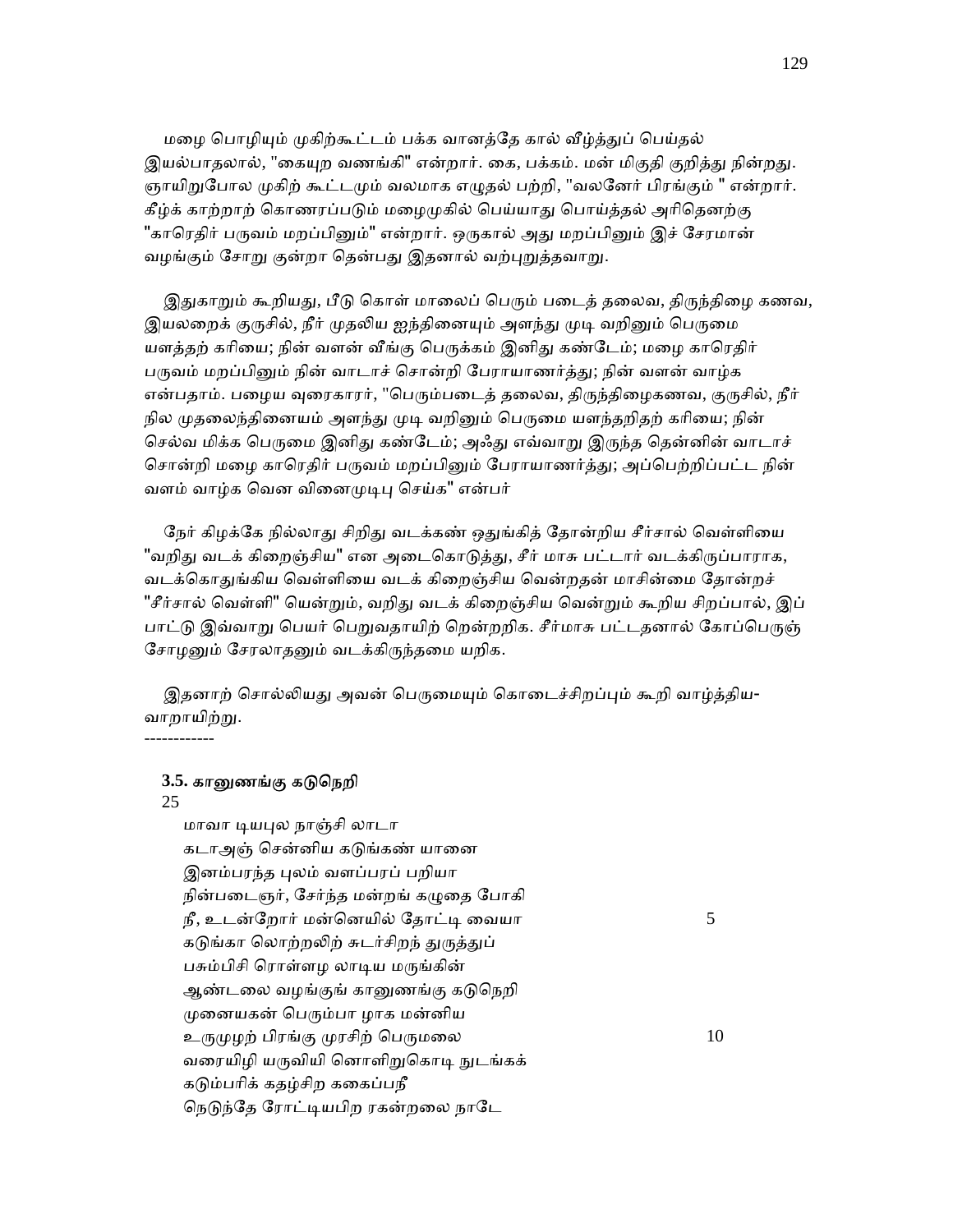மழை பொழியும் முகிற்கூட்டம் பக்க வானத்தே கால் வீழ்த்துப் பெய்தல் இயல்பாதலால், "கையுற வணங்கி" என்றார். கை, பக்கம். மன் மிகுதி குறித்து நின்றது. ஞாயிறுபோல முகிற் கூட்டமும் வலமாக எழுதல் பற்றி, "வலனேர் பிரங்கும் " என்றார். கீழ்க் காற்றாற் கொணரப்படும் மழைமுகில் பெய்யாது பொய்த்தல் அரிதெனற்கு "காரெதிர் பருவம் மறப்பினும்" என்றார். ஒருகால் அது மறப்பினும் இச் சேரமான் வழங்கும் சோறு குன்றா தென்பது இதனால் வற்புறுத்தவாறு.

இதுகாறும் கூறியது, பீடு கொள் மாலைப் பெரும் படைத் தலைவ, திருந்திழை கணவ, இயலறைக் குருசில், நீர் முதலிய ஐந்தினையும் அளந்து முடி வறினும் பெருமை யளத்தற் கரியை; நின் வளன் வீங்கு பெருக்கம் இனிது கண்டேம்; மழை காரெதிர் பருவம் மறப்பினும் நின் வாடாச் சொன்றி பேராயாணர்த்து; நின் வளன் வாழ்க என்பதாம். பழைய வுரைகாரர், "பெரும்படைத் தலைவ, திருந்திழைகணவ, குருசில், நீர் நில முதலைந்தினையம் அளந்து முடி வறினும் பெருமை யளந்தறிதற் கரியை; நின் செல்வ மிக்க பெருமை இனிது கண்டேம்; அஃது எவ்வாறு இருந்த தென்னின் வாடாச் சொன்றி மழை காரெதிர் பருவம் மறப்பினும் பேராயாணர்த்து; அப்பெற்றிப்பட்ட நின் வளம் வாழ்க வென வினைமுடிபு செய்க" என்பர்

நேர் கிழக்கே நில்லாது சிறிது வடக்கண் ஒதுங்கித் தோன்றிய சீர்சால் வெள்ளியை "வறிது வடக் கிறைஞ்சிய" என அடைகொடுத்து, சீர் மாசு பட்டார் வடக்கிருப்பாராக, வடக்கொதுங்கிய வெள்ளியை வடக் கிறைஞ்சிய வென்றதன் மாசின்மை தோன்றச் "சீர்சால் வெள்ளி" யென்றும், வறிது வடக் கிறைஞ்சிய வென்றும் கூறிய சிறப்பால், இப் பாட்டு இவ்வாறு பெயர் பெறுவதாயிற் றென்றறிக. சீர்மாசு பட்டதனால் கோப்பெருஞ் சோழனும் சேரலாதனும் வடக்கிருந்தமை யறிக.

இதனாற் சொல்லியது அவன் பெருமையும் கொடைச்சிறப்பும் கூறி வாழ்த்திய-வாறாயிற்று.

------------

**3.5. கானுணங்கு கடுநெறி**

25

மாவா டியபுல நாஞ்சி லாடா
கடாஅஞ் சென்னிய கடுங்கண் யானை
இனம்பரந்த புலம் வளப்பரப் பறியா
நின்படைஞர், சேர்ந்த மன்றங் கழுதை போகி
நீ, உடன்றோர் மன்னெயில் தோட்டி வையா 5
கடுங்கா லொற்றலிற் சுடர்சிறந் துருத்துப்
பசும்பிசி ரொள்ளழ லாடிய மருங்கின்
ஆண்டலை வழங்குங் கானுணங்கு கடுநெறி
முனையகன் பெரும்பா ழாக மன்னிய
உருமுழற் பிரங்கு முரசிற் பெருமலை 10
வரையிழி யருவியி னொளிறுகொடி நுடங்கக்
கடும்பரிக் கதழ்சிற ககைப்பநீ
நெடுந்தே ரோட்டியபிற ரகன்றலை நாடே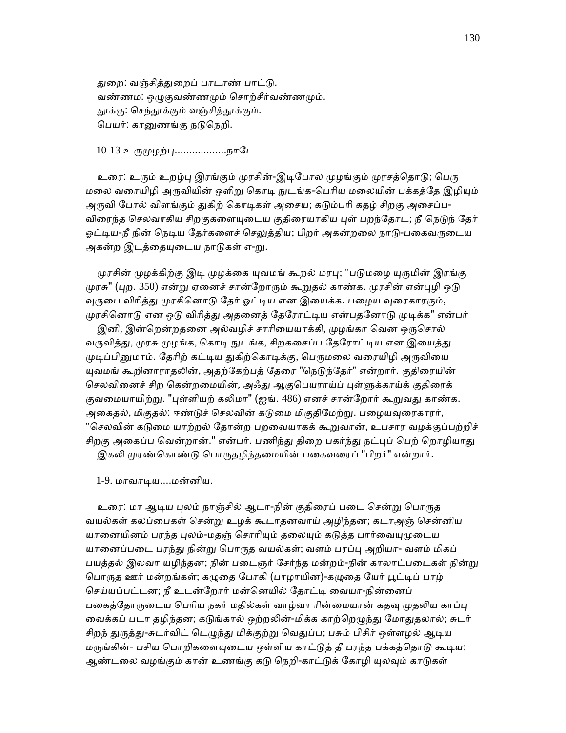துறை: வஞ்சித்துறைப் பாடாண் பாட்டு.
வண்ணம: ஒழுகுவண்ணமும் சொற்சீர்வண்ணமும்.
தூக்கு: செந்தூக்கும் வஞ்சித்தூக்கும்.
பெயர்: கானுணங்கு நடுநெறி.

10-13 உருமுழற்பு..................நாடே

உரை: உரும் உறழ்பு இரங்கும் முரசின்-இடிபோல முழங்கும் முரசத்தொடு; பெரு மலை வரையிழி அருவியின் ஒளிறு கொடி நுடங்க-பெரிய மலையின் பக்கத்தே இழியும் அருவி போல் விளங்கும் துகிற் கொடிகள் அசைய; கடும்பரி கதழ் சிறகு அசைப்ப-விரைந்த செலவாகிய சிறகுகளையுடைய குதிரையாகிய புள் பறந்தோட; நீ நெடுந் தேர் ஓட்டிய-நீ நின் நெடிய தேர்களைச் செலுத்திய; பிறர் அகன்றலை நாடு-பகைவருடைய அகன்ற இடத்தையுடைய நாடுகள் எ-று.

முரசின் முழக்கிற்கு இடி முழக்கை யுவமங் கூறல் மரபு; "படுமழை யுருமின் இரங்கு முரசு" (புற. 350) என்று ஏனைச் சான்றோரும் கூறுதல் காண்க. முரசின் என்புழி ஒடு வுருபை விரித்து முரசினொடு தேர் ஓட்டிய என இயைக்க. பழைய வுரைகாரரும், முரசினொடு என ஒடு விரித்து அதனைத் தேரோட்டிய என்பதனோடு முடிக்க" என்பர் இனி, இன்றென்றதனை அல்வழிச் சாரியையாக்கி, முழங்கா வென ஒருசொல் வருவித்து, முரசு முழங்க, கொடி நுடங்க, சிறகசைப்ப தேரோட்டிய என இயைத்து முடிப்பினுமாம். தேரிற் கட்டிய துகிற்கொடிக்கு, பெருமலை வரையிழி அருவியை யுவமங் கூறினாராதலின், அதற்கேற்பத் தேரை "நெடுந்தேர்" என்றார். குதிரையின் செலவினைச் சிற கென்றமையின், அஃது ஆகுபெயராய்ப் புள்ளுக்காய்க் குதிரைக் குவமையாயிற்று. "புள்ளியற் கலிமா" (ஐங். 486) எனச் சான்றோர் கூறுவது காண்க. அசைதல், மிகுதல்: ஈண்டுச் செலவின் கடுமை மிகுதிமேற்று. பழையவுரைகாரர், "செலவின் கடுமை யாற்றல் தோன்ற பறவையாகக் கூறுவான், உபசார வழக்குப்பற்றிச் சிறகு அசைப்ப வென்றான்." என்பர். பணிந்து திறை பகர்ந்து நட்புப் பெற் றொழியாது இகலி முரண்கொண்டு பொருதழிந்தமையின் பகைவரைப் "பிறர்" என்றார்.

1-9. மாவாடிய....மன்னிய.

உரை: மா ஆடிய புலம் நாஞ்சில் ஆடா-நின் குதிரைப் படை சென்று பொருத வயல்கள் கலப்பைகள் சென்று உழக் கூடாதனவாய் அழிந்தன; கடாஅஞ் சென்னிய யானையினம் பரந்த புலம்-மதஞ் சொரியும் தலையும் கடுத்த பார்வையுமுடைய யானைப்படை பரந்து நின்று பொருத வயல்கள்; வளம் பரப்பு அறியா- வளம் மிகப் பயத்தல் இலவா யழிந்தன; நின் படைஞர் சேர்ந்த மன்றம்-நின் காலாட்படைகள் நின்று பொருத ஊர் மன்றங்கள்; கழுதை போகி (பாழாயின)-கழுதை யேர் பூட்டிப் பாழ் செய்யப்பட்டன; நீ உடன்றோர் மன்னெயில் தோட்டி வையா-நின்னைப் பகைத்தோருடைய பெரிய நகர் மதில்கள் வாழ்வா ரின்மையான் கதவு முதலிய காப்பு வைக்கப் படா தழிந்தன; கடுங்கால் ஒற்றலின்-மிக்க காற்றெழுந்து மோதுதலால்; சுடர் சிறந் துருத்து-சுடர்விட் டெழுந்து மிக்குற்று வெதுப்ப; பசும் பிசிர் ஒள்ளழல் ஆடிய மருங்கின்- பசிய பொறிகளையுடைய ஒள்ளிய காட்டுத் தீ பரந்த பக்கத்தொடு கூடிய; ஆண்டலை வழங்கும் கான் உணங்கு கடு நெறி-காட்டுக் கோழி யுலவும் காடுகள்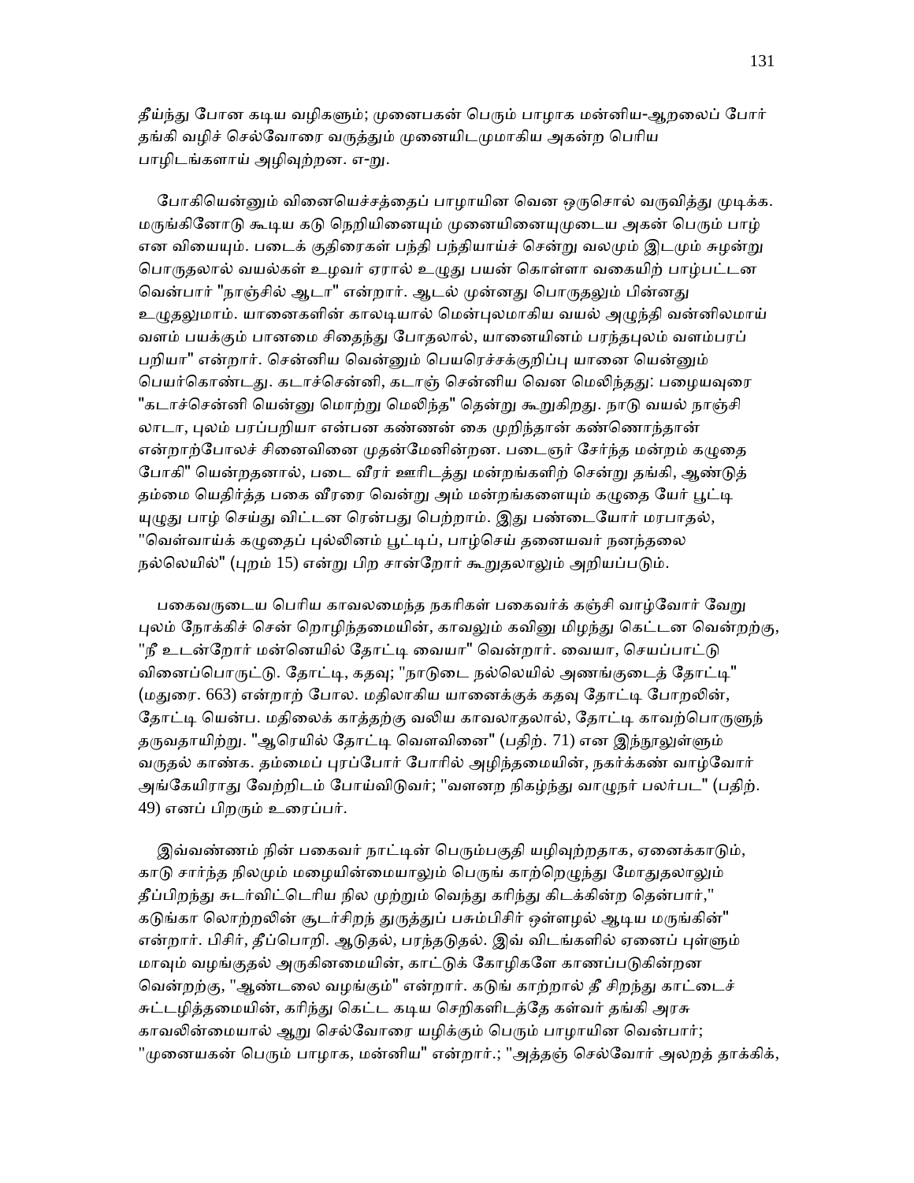தீய்ந்து போன கடிய வழிகளும்; முனைபகன் பெரும் பாழாக மன்னிய-ஆறலைப் போர் தங்கி வழிச் செல்வோரை வருத்தும் முனையிடமுமாகிய அகன்ற பெரிய பாழிடங்களாய் அழிவுற்றன. எ-று.

போகியென்னும் வினையெச்சத்தைப் பாழாயின வென ஒருசொல் வருவித்து முடிக்க. மருங்கினோடு கூடிய கடு நெறியினையும் முனையினையுமுடைய அகன் பெரும் பாழ் என வியையும். படைக் குதிரைகள் பந்தி பந்தியாய்ச் சென்று வலமும் இடமும் சுழன்று பொருதலால் வயல்கள் உழவர் ஏரால் உழுது பயன் கொள்ளா வகையிற் பாழ்பட்டன வென்பார் "நாஞ்சில் ஆடா" என்றார். ஆடல் முன்னது பொருதலும் பின்னது உழுதலுமாம். யானைகளின் காலடியால் மென்புலமாகிய வயல் அழுந்தி வன்னிலமாய் வளம் பயக்கும் பானமை சிதைந்து போதலால், யானையினம் பரந்தபுலம் வளம்பரப் பறியா" என்றார். சென்னிய வென்னும் பெயரெச்சக்குறிப்பு யானை யென்னும் பெயர்கொண்டது. கடாச்சென்னி, கடாஞ் சென்னிய வென மெலிந்தது: பழையவுரை "கடாச்சென்னி யென்னு மொற்று மெலிந்த" தென்று கூறுகிறது. நாடு வயல் நாஞ்சி லாடா, புலம் பரப்பறியா என்பன கண்ணன் கை முறிந்தான் கண்ணொந்தான் என்றாற்போலச் சினைவினை முதன்மேனின்றன. படைஞர் சேர்ந்த மன்றம் கழுதை போகி" யென்றதனால், படை வீரர் ஊரிடத்து மன்றங்களிற் சென்று தங்கி, ஆண்டுத் தம்மை யெதிர்த்த பகை வீரரை வென்று அம் மன்றங்களையும் கழுதை யேர் பூட்டி யுழுது பாழ் செய்து விட்டன ரென்பது பெற்றாம். இது பண்டையோர் மரபாதல், "வெள்வாய்க் கழுதைப் புல்லினம் பூட்டிப், பாழ்செய் தனையவர் நனந்தலை நல்லெயில்" (புறம் 15) என்று பிற சான்றோர் கூறுதலாலும் அறியப்படும்.

பகைவருடைய பெரிய காவலமைந்த நகரிகள் பகைவர்க் கஞ்சி வாழ்வோர் வேறு புலம் நோக்கிச் சென் றொழிந்தமையின், காவலும் கவினு மிழந்து கெட்டன வென்றற்கு, "நீ உடன்றோர் மன்னெயில் தோட்டி வையா" வென்றார். வையா, செயப்பாட்டு வினைப்பொருட்டு. தோட்டி, கதவு; "நாடுடை நல்லெயில் அணங்குடைத் தோட்டி" (மதுரை. 663) என்றாற் போல. மதிலாகிய யானைக்குக் கதவு தோட்டி போறலின், தோட்டி யென்ப. மதிலைக் காத்தற்கு வலிய காவலாதலால், தோட்டி காவற்பொருளுந் தருவதாயிற்று. "ஆரெயில் தோட்டி வௌவினை" (பதிற். 71) என இந்நூலுள்ளும் வருதல் காண்க. தம்மைப் புரப்போர் போரில் அழிந்தமையின், நகர்க்கண் வாழ்வோர் அங்கேயிராது வேற்றிடம் போய்விடுவர்; "வளனற நிகழ்ந்து வாழுநர் பலர்பட" (பதிற். 49) எனப் பிறரும் உரைப்பர்.

இவ்வண்ணம் நின் பகைவர் நாட்டின் பெரும்பகுதி யழிவுற்றதாக, ஏனைக்காடும், காடு சார்ந்த நிலமும் மழையின்மையாலும் பெருங் காற்றெழுந்து மோதுதலாலும் தீப்பிறந்து சுடர்விட்டெரிய நில முற்றும் வெந்து கரிந்து கிடக்கின்ற தென்பார்," கடுங்கா லொற்றலின் சூடர்சிறந் துருத்துப் பசும்பிசிர் ஒள்ளழல் ஆடிய மருங்கின்" என்றார். பிசிர், தீப்பொறி. ஆடுதல், பரந்தடுதல். இவ் விடங்களில் ஏனைப் புள்ளும் மாவும் வழங்குதல் அருகினமையின், காட்டுக் கோழிகளே காணப்படுகின்றன வென்றற்கு, "ஆண்டலை வழங்கும்" என்றார். கடுங் காற்றால் தீ சிறந்து காட்டைச் சுட்டழித்தமையின், கரிந்து கெட்ட கடிய செறிகளிடத்தே கள்வர் தங்கி அரசு காவலின்மையால் ஆறு செல்வோரை யழிக்கும் பெரும் பாழாயின வென்பார்; "முனையகன் பெரும் பாழாக, மன்னிய" என்றார்.; "அத்தஞ் செல்வோர் அலறத் தாக்கிக்,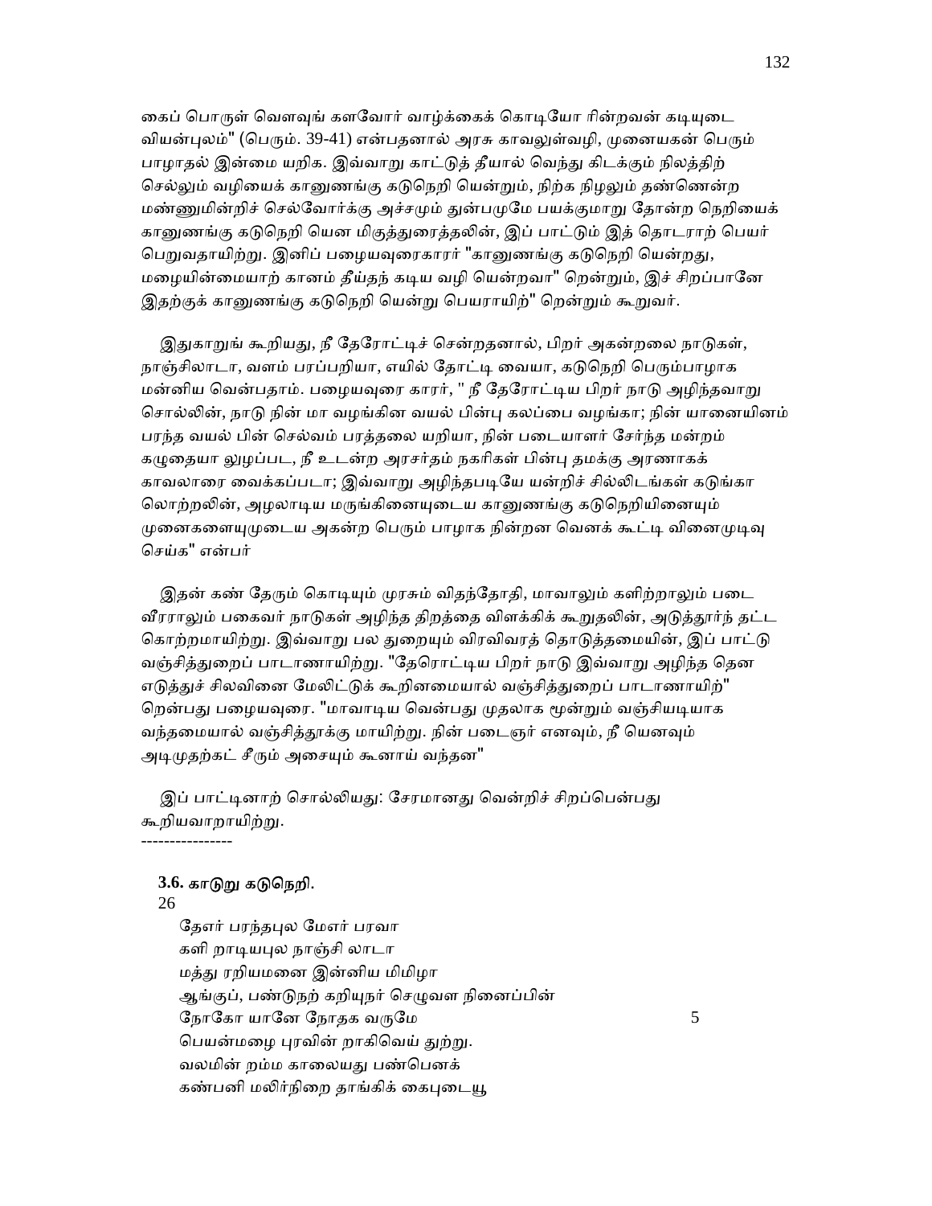கைப் பொருள் வௌவுங் களவோர் வாழ்க்கைக் கொடியோ ரின்றவன் கடியுடை வியன்புலம்" (பெரும். 39-41) என்பதனால் அரசு காவலுள்வழி, முனையகன் பெரும் பாழாதல் இன்மை யறிக. இவ்வாறு காட்டுத் தீயால் வெந்து கிடக்கும் நிலத்திற் செல்லும் வழியைக் கானுணங்கு கடுநெறி யென்றும், நிற்க நிழலும் தண்ணென்ற மண்ணுமின்றிச் செல்வோர்க்கு அச்சமும் துன்பமுமே பயக்குமாறு தோன்ற நெறியைக் கானுணங்கு கடுநெறி யென மிகுத்துரைத்தலின், இப் பாட்டும் இத் தொடராற் பெயர் பெறுவதாயிற்று. இனிப் பழையவுரைகாரர் "கானுணங்கு கடுநெறி யென்றது, மழையின்மையாற் கானம் தீய்தந் கடிய வழி யென்றவா" றென்றும், இச் சிறப்பானே இதற்குக் கானுணங்கு கடுநெறி யென்று பெயராயிற்" றென்றும் கூறுவர்.

இதுகாறுங் கூறியது, நீ தேரோட்டிச் சென்றதனால், பிறர் அகன்றலை நாடுகள், நாஞ்சிலாடா, வளம் பரப்பறியா, எயில் தோட்டி வையா, கடுநெறி பெரும்பாழாக மன்னிய வென்பதாம். பழையவுரை காரர், " நீ தேரோட்டிய பிறர் நாடு அழிந்தவாறு சொல்லின், நாடு நின் மா வழங்கின வயல் பின்பு கலப்பை வழங்கா; நின் யானையினம் பரந்த வயல் பின் செல்வம் பரத்தலை யறியா, நின் படையாளர் சேர்ந்த மன்றம் கழுதையா லுழப்பட, நீ உடன்ற அரசர்தம் நகரிகள் பின்பு தமக்கு அரணாகக் காவலாரை வைக்கப்படா; இவ்வாறு அழிந்தபடியே யன்றிச் சில்லிடங்கள் கடுங்கா லொற்றலின், அழலாடிய மருங்கினையுடைய கானுணங்கு கடுநெறியினையும் முனைகளையுமுடைய அகன்ற பெரும் பாழாக நின்றன வெனக் கூட்டி வினைமுடிவு செய்க" என்பர்

இதன் கண் தேரும் கொடியும் முரசும் விதந்தோதி, மாவாலும் களிற்றாலும் படை வீரராலும் பகைவர் நாடுகள் அழிந்த திறத்தை விளக்கிக் கூறுதலின், அடுத்தூர்ந் தட்ட கொற்றமாயிற்று. இவ்வாறு பல துறையும் விரவிவரத் தொடுத்தமையின், இப் பாட்டு வஞ்சித்துறைப் பாடாணாயிற்று. "தேரொட்டிய பிறர் நாடு இவ்வாறு அழிந்த தென எடுத்துச் சிலவினை மேலிட்டுக் கூறினமையால் வஞ்சித்துறைப் பாடாணாயிற்" றென்பது பழையவுரை. "மாவாடிய வென்பது முதலாக மூன்றும் வஞ்சியடியாக வந்தமையால் வஞ்சித்தூக்கு மாயிற்று. நின் படைஞர் எனவும், நீ யெனவும் அடிமுதற்கட் சீரும் அசையும் கூனாய் வந்தன"

இப் பாட்டினாற் சொல்லியது: சேரமானது வென்றிச் சிறப்பென்பது கூறியவாறாயிற்று.

----------------

**3.6. காடுறு கடுநெறி.**

26

தேஎர் பரந்தபுல மேஎர் பரவா
களி றாடியபுல நாஞ்சி லாடா
மத்து ரறியமனை இன்னிய மிமிழா
ஆங்குப், பண்டுநற் கறியுநர் செழுவள நினைப்பின்
நோகோ யானே நோதக வருமே 5
பெயன்மழை புரவின் றாகிவெய் துற்று.
வலமின் றம்ம காலையது பண்பெனக்
கண்பனி மலிர்நிறை தாங்கிக் கைபுடையூ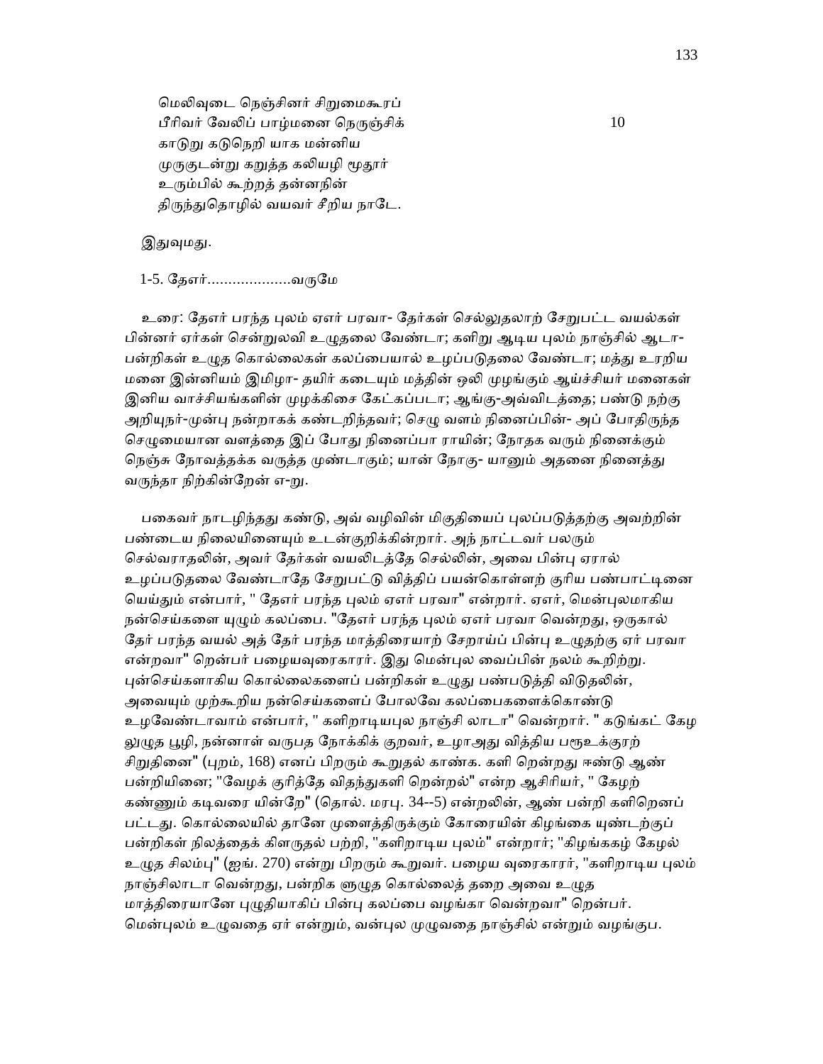மெலிவுடை நெஞ்சினர் சிறுமைகூரப்
பீரிவர் வேலிப் பாழ்மனை நெருஞ்சிக் 10
காடுறு கடுநெறி யாக மன்னிய
முருகுடன்று கறுத்த கலியழி மூதூர்
உரும்பில் கூற்றத் தன்னநின்
திருந்துதொழில் வயவர் சீறிய நாடே.

இதுவுமது.

1-5. தேளர்...................வருமே

உரை: தேளர் பரந்த புலம் ஏஎர் பரவா- தேர்கள் செல்லுதலாற் சேறுபட்ட வயல்கள் பின்னர் ஏர்கள் சென்றுலவி உழுதலை வேண்டா; களிறு ஆடிய புலம் நாஞ்சில் ஆடா- பன்றிகள் உழுத கொல்லைகள் கலப்பையால் உழப்படுதலை வேண்டா; மத்து உரறிய மனை இன்னியம் இமிழா- தயிர் கடையும் மத்தின் ஒலி முழங்கும் ஆய்ச்சியர் மனைகள் இனிய வாச்சியங்களின் முழக்கிசை கேட்கப்படா; ஆங்கு-அவ்விடத்தை; பண்டு நற்கு அறியுநர்-முன்பு நன்றாகக் கண்டறிந்தவர்; செழு வளம் நினைப்பின்- அப் போதிருந்த செழுமையான வளத்தை இப் போது நினைப்பா ராயின்; நோதக வரும் நினைக்கும் நெஞ்சு நோவத்தக்க வருத்த முண்டாகும்; யான் நோகு- யானும் அதனை நினைத்து வருந்தா நிற்கின்றேன் எ-று.

பகைவர் நாடழிந்தது கண்டு, அவ் வழிவின் மிகுதியைப் புலப்படுத்தற்கு அவற்றின் பண்டைய நிலையினையும் உடன்குறிக்கின்றார். அந் நாட்டவர் பலரும் செல்வராதலின், அவர் தேர்கள் வயலிடத்தே செல்லின், அவை பின்பு ஏரால் உழப்படுதலை வேண்டாதே சேறுபட்டு வித்திப் பயன்கொள்ளற் குரிய பண்பாட்டினை யெய்தும் என்பார், " தேளர் பரந்த புலம் ஏஎர் பரவா" என்றார். ஏஎர், மென்புலமாகிய நன்செய்களை யுழும் கலப்பை. "தேளர் பரந்த புலம் ஏஎர் பரவா வென்றது, ஒருகால் தேர் பரந்த வயல் அத் தேர் பரந்த மாத்திரையாற் சேறாய்ப் பின்பு உழுதற்கு ஏர் பரவா என்றவா" றென்பர் பழையவுரைகாரர். இது மென்புல வைப்பின் நலம் கூறிற்று. புன்செய்களாகிய கொல்லைகளைப் பன்றிகள் உழுது பண்படுத்தி விடுதலின், அவையும் முற்கூறிய நன்செய்களைப் போலவே கலப்பைகளைக்கொண்டு உழவேண்டாவாம் என்பார், " களிறாடியபுல நாஞ்சி லாடா" வென்றார். " கடுங்கட் கேழ லுழுத பூழி, நன்னாள் வருபத நோக்கிக் குறவர், உழாஅது வித்திய பரூஉக்குரற் சிறுதினை" (புறம், 168) எனப் பிறரும் கூறுதல் காண்க. களி றென்றது ஈண்டு ஆண் பன்றியினை; "வேழக் குரித்தே விதந்துகளி றென்றல்" என்ற ஆசிரியர், " கேழற் கண்ணும் கடிவரை யின்றே" (தொல். மரபு. 34--5) என்றலின், ஆண் பன்றி களிறெனப் பட்டது. கொல்லையில் தானே முளைத்திருக்கும் கோரையின் கிழங்கை யுண்டற்குப் பன்றிகள் நிலத்தைக் கிளருதல் பற்றி, "களிறாடிய புலம்" என்றார்; "கிழங்ககழ் கேழல் உழுத சிலம்பு" (ஐங். 270) என்று பிறரும் கூறுவர். பழைய வுரைகாரர், "களிறாடிய புலம் நாஞ்சிலாடா வென்றது, பன்றிக ளுழுத கொல்லைத் தறை அவை உழுத மாத்திரையானே புழுதியாகிப் பின்பு கலப்பை வழங்கா வென்றவா" றென்பர். மென்புலம் உழுவதை ஏர் என்றும், வன்புல முழுவதை நாஞ்சில் என்றும் வழங்குப.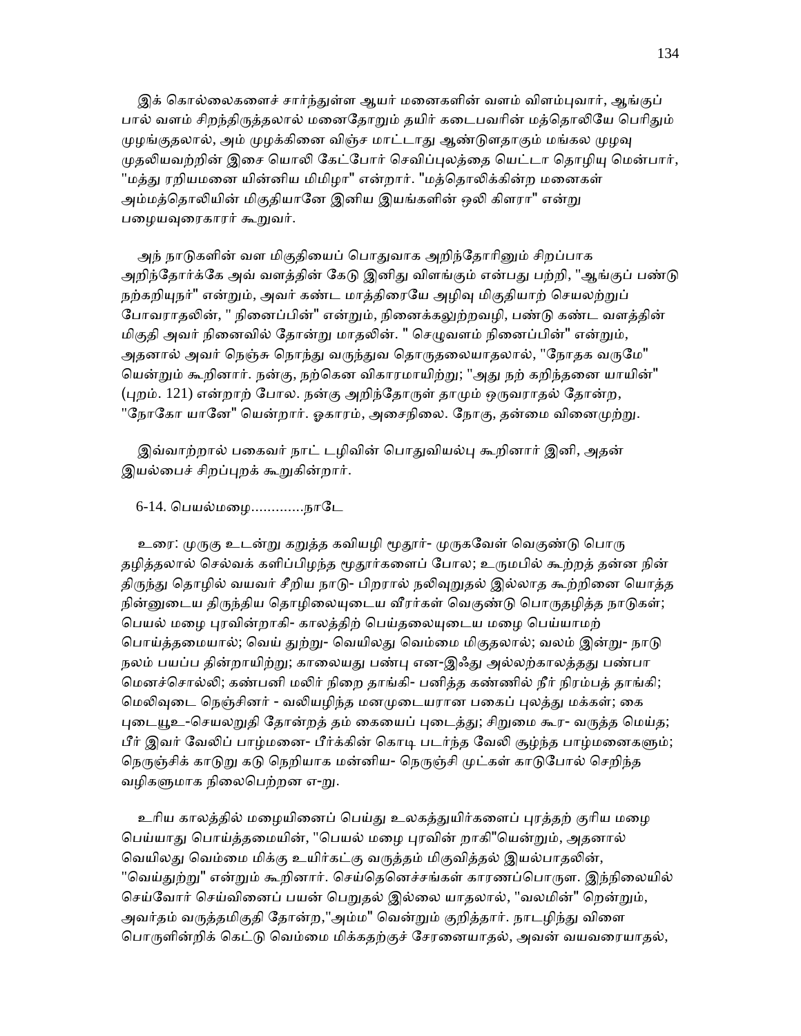இக் கொல்லைகளைச் சார்ந்துள்ள ஆயர் மனைகளின் வளம் விளம்புவார், ஆங்குப் பால் வளம் சிறந்திருத்தலால் மனைதோறும் தயிர் கடைபவரின் மத்தொலியே பெரிதும் முழங்குதலால், அம் முழக்கினை விஞ்ச மாட்டாது ஆண்டுளதாகும் மங்கல முழவு முதலியவற்றின் இசை யொலி கேட்போர் செவிப்புலத்தை யெட்டா தொழியு மென்பார், "மத்து ரறியமனை யின்னிய மிமிழா" என்றார். "மத்தொலிக்கின்ற மனைகள் அம்மத்தொலியின் மிகுதியானே இனிய இயங்களின் ஒலி கிளரா" என்று பழையவுரைகாரர் கூறுவர்.

அந் நாடுகளின் வள மிகுதியைப் பொதுவாக அறிந்தோரினும் சிறப்பாக அறிந்தோர்க்கே அவ் வளத்தின் கேடு இனிது விளங்கும் என்பது பற்றி, "ஆங்குப் பண்டு நற்கறியுநர்" என்றும், அவர் கண்ட மாத்திரையே அழிவு மிகுதியாற் செயலற்றுப் போவராதலின், " நினைப்பின்" என்றும், நினைக்கலுற்றவழி, பண்டு கண்ட வளத்தின் மிகுதி அவர் நினைவில் தோன்று மாதலின். " செழுவளம் நினைப்பின்" என்றும், அதனால் அவர் நெஞ்சு நொந்து வருந்துவ தொருதலையாதலால், "நோதக வருமே" யென்றும் கூறினார். நன்கு, நற்கென விகாரமாயிற்று; "அது நற் கறிந்தனை யாயின்" (புறம். 121) என்றாற் போல. நன்கு அறிந்தோருள் தாமும் ஒருவராதல் தோன்ற, "நோகோ யானே" யென்றார். ஓகாரம், அசைநிலை. நோகு, தன்மை வினைமுற்று.

இவ்வாற்றால் பகைவர் நாட் டழிவின் பொதுவியல்பு கூறினார் இனி, அதன் இயல்பைச் சிறப்புறக் கூறுகின்றார்.

6-14. பெயல்மழை.............நாடே

உரை: முருகு உடன்று கறுத்த கவியழி மூதூர்- முருகவேள் வெகுண்டு பொரு தழித்தலால் செல்வக் களிப்பிழந்த மூதூர்களைப் போல; உருமபில் கூற்றத் தன்ன நின் திருந்து தொழில் வயவர் சீறிய நாடு- பிறரால் நலிவுறுதல் இல்லாத கூற்றினை யொத்த நின்னுடைய திருந்திய தொழிலையுடைய வீரர்கள் வெகுண்டு பொருதழித்த நாடுகள்; பெயல் மழை புரவின்றாகி- காலத்திற் பெய்தலையுடைய மழை பெய்யாமற் பொய்த்தமையால்; வெய் துற்று- வெயிலது வெம்மை மிகுதலால்; வலம் இன்று- நாடு நலம் பயப்ப தின்றாயிற்று; காலையது பண்பு என-இஃது அல்லற்காலத்தது பண்பா மெனச்சொல்லி; கண்பனி மலிர் நிறை தாங்கி- பனித்த கண்ணில் நீர் நிரம்பத் தாங்கி; மெலிவுடை நெஞ்சினர் - வலியழிந்த மனமுடையரான பகைப் புலத்து மக்கள்; கை புடையூஉ-செயலறுதி தோன்றத் தம் கையைப் புடைத்து; சிறுமை கூர- வருத்த மெய்த; பீர் இவர் வேலிப் பாழ்மனை- பீர்க்கின் கொடி படர்ந்த வேலி சூழ்ந்த பாழ்மனைகளும்; நெருஞ்சிக் காடுறு கடு நெறியாக மன்னிய- நெருஞ்சி முட்கள் காடுபோல் செறிந்த வழிகளுமாக நிலைபெற்றன எ-று.

உரிய காலத்தில் மழையினைப் பெய்து உலகத்துயிர்களைப் புரத்தற் குரிய மழை பெய்யாது பொய்த்தமையின், "பெயல் மழை புரவின் றாகி"யென்றும், அதனால் வெயிலது வெம்மை மிக்கு உயிர்கட்கு வருத்தம் மிகுவித்தல் இயல்பாதலின், "வெய்துற்று" என்றும் கூறினார். செய்தெனெச்சங்கள் காரணப்பொருள. இந்நிலையில் செய்வோர் செய்வினைப் பயன் பெறுதல் இல்லை யாதலால், "வலமின்" றென்றும், அவர்தம் வருத்தமிகுதி தோன்ற,"அம்ம" வென்றும் குறித்தார். நாடழிந்து விளை பொருளின்றிக் கெட்டு வெம்மை மிக்கதற்குச் சேரனையாதல், அவன் வயவரையாதல்,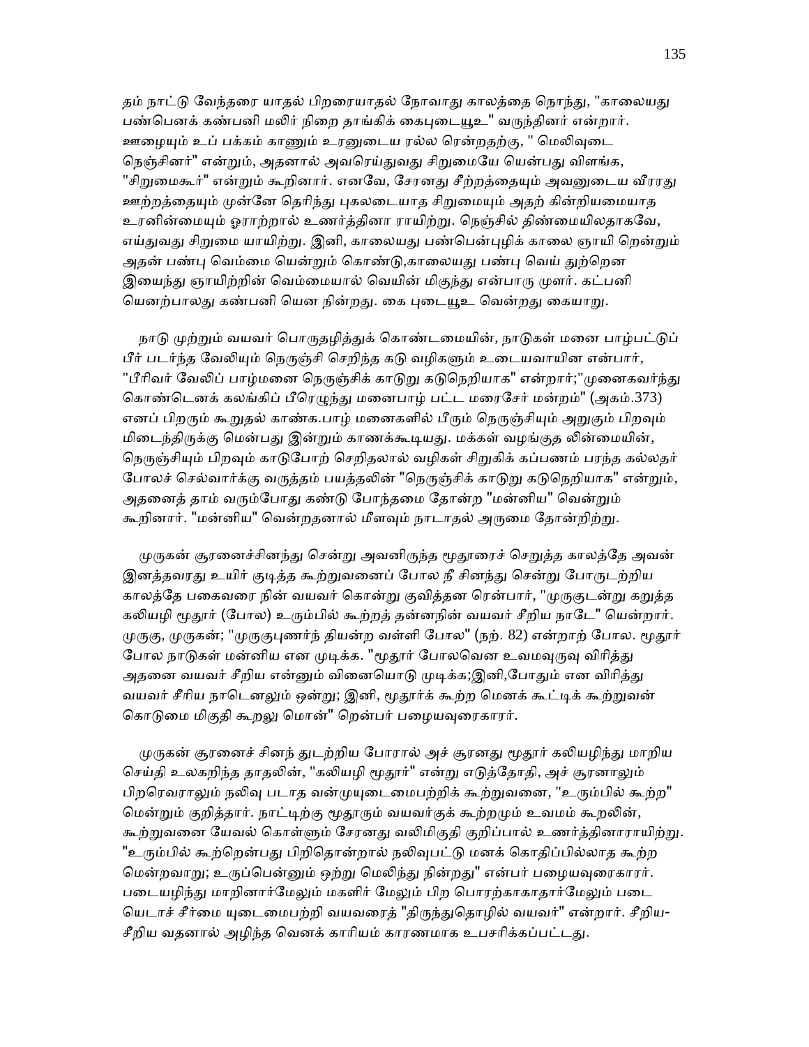தம் நாட்டு வேந்தரை யாதல் பிறரையாதல் நோவாது காலத்தை நொந்து, "காலையது பண்பெனக் கண்பனி மலிர் நிறை தாங்கிக் கைபுடையூஉ" வருந்தினர் என்றார். ஊழையும் உப் பக்கம் காணும் உரனுடைய ரல்ல ரென்றதற்கு, " மெலிவுடை நெஞ்சினர்" என்றும், அதனால் அவரெய்துவது சிறுமையே யென்பது விளங்க, "சிறுமைகூர்" என்றும் கூறினார். எனவே, சேரனது சீற்றத்தையும் அவனுடைய வீரரது ஊற்றத்தையும் முன்னே தெரிந்து புகலடையாத சிறுமையும் அதற் கின்றியமையாத உரனின்மையும் ஓராற்றால் உணர்த்தினா ராயிற்று. நெஞ்சில் திண்மையிலதாகவே, எய்துவது சிறுமை யாயிற்று. இனி, காலையது பண்பென்புழிக் காலை ஞாயி றென்றும் அதன் பண்பு வெம்மை யென்றும் கொண்டு,காலையது பண்பு வெய் துற்றென இயைந்து ஞாயிற்றின் வெம்மையால் வெயின் மிகுந்து என்பாரு முளர். கட்பனி யெனற்பாலது கண்பனி யென நின்றது. கை புடையூஉ வென்றது கையாறு.

நாடு முற்றும் வயவர் பொருதழித்துக் கொண்டமையின், நாடுகள் மனை பாழ்பட்டுப் பீர் படர்ந்த வேலியும் நெருஞ்சி செறிந்த கடு வழிகளும் உடையவாயின என்பார், "பீரிவர் வேலிப் பாழ்மனை நெருஞ்சிக் காடுறு கடுநெறியாக" என்றார்;"முனைகவர்ந்து கொண்டெனக் கலங்கிப் பீரெழுந்து மனைபாழ் பட்ட மரைசேர் மன்றம்" (அகம்.373) எனப் பிறரும் கூறுதல் காண்க.பாழ் மனைகளில் பீரும் நெருஞ்சியும் அறுகும் பிறவும் மிடைந்திருக்கு மென்பது இன்றும் காணக்கூடியது. மக்கள் வழங்குத லின்மையின், நெருஞ்சியும் பிறவும் காடுபோற் செறிதலால் வழிகள் சிறுகிக் கப்பணம் பரந்த கல்லதர் போலச் செல்வார்க்கு வருத்தம் பயத்தலின் "நெருஞ்சிக் காடுறு கடுநெறியாக" என்றும், அதனைத் தாம் வரும்போது கண்டு போந்தமை தோன்ற "மன்னிய" வென்றும் கூறினார். "மன்னிய" வென்றதனால் மீளவும் நாடாதல் அருமை தோன்றிற்று.

முருகன் சூரனைச்சினந்து சென்று அவனிருந்த மூதூரைச் செறுத்த காலத்தே அவன் இனத்தவரது உயிர் குடித்த கூற்றுவனைப் போல நீ சினந்து சென்று போருடற்றிய காலத்தே பகைவரை நின் வயவர் கொன்று குவித்தன ரென்பார், "முருகுடன்று கறுத்த கலியழி மூதூர் (போல) உரும்பில் கூற்றத் தன்னநின் வயவர் சீறிய நாடே" யென்றார். முருகு, முருகன்; "முருகுபுணர்ந் தியன்ற வள்ளி போல" (நற். 82) என்றாற் போல. மூதூர் போல நாடுகள் மன்னிய என முடிக்க. "மூதூர் போலவென உவமவுருவு விரித்து அதனை வயவர் சீறிய என்னும் வினையொடு முடிக்க;இனி,போதும் என விரித்து வயவர் சீரிய நாடெனலும் ஒன்று; இனி, மூதூர்க் கூற்ற மெனக் கூட்டிக் கூற்றுவன் கொடுமை மிகுதி கூறலு மொன்" றென்பர் பழையவுரைகாரர்.

முருகன் சூரனைச் சினந் துடற்றிய போரால் அச் சூரனது மூதூர் கலியழிந்து மாறிய செய்தி உலகறிந்த தாதலின், "கலியழி மூதூர்" என்று எடுத்தோதி, அச் சூரனாலும் பிறரெவராலும் நலிவு படாத வன்முயுடைமைபற்றிக் கூற்றுவனை, "உரும்பில் கூற்ற" மென்றும் குறித்தார். நாட்டிற்கு மூதூரும் வயவர்க்குக் கூற்றமும் உவமம் கூறலின், கூற்றுவனை யேவல் கொள்ளும் சேரனது வலிமிகுதி குறிப்பால் உணர்த்தினாராயிற்று. "உரும்பில் கூற்றென்பது பிறிதொன்றால் நலிவுபட்டு மனக் கொதிப்பில்லாத கூற்ற மென்றவாறு; உருப்பென்னும் ஒற்று மெலிந்து நின்றது" என்பர் பழையவுரைகாரர். படையழிந்து மாறினார்மேலும் மகளிர் மேலும் பிற பொரற்காகாதார்மேலும் படை யெடாச் சீர்மை யுடைமைபற்றி வயவரைத் "திருந்துதொழில் வயவர்" என்றார். சீறிய-சீறிய வதனால் அழிந்த வெனக் காரியம் காரணமாக உபசரிக்கப்பட்டது.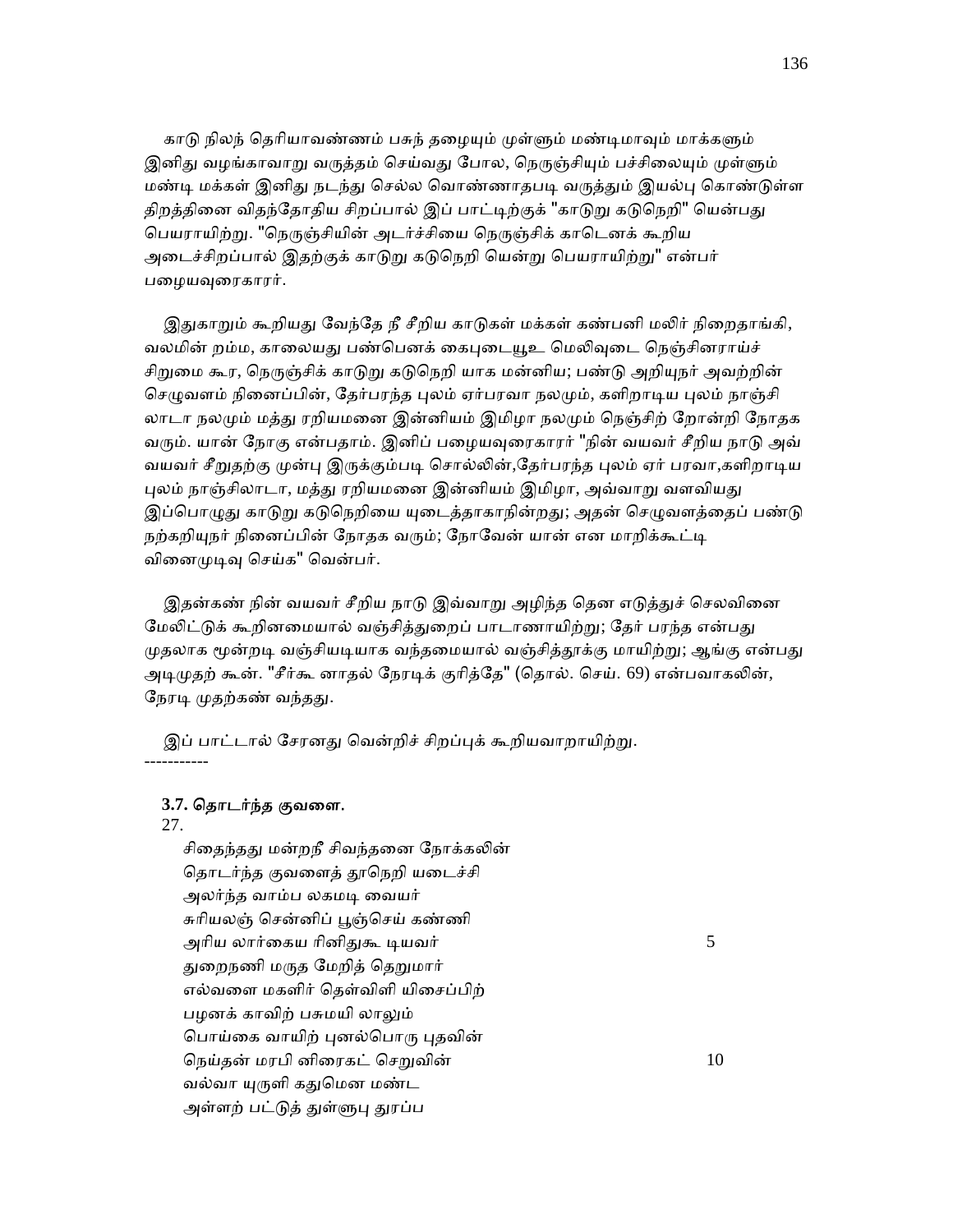காடு நிலந் தெரியாவண்ணம் பசுந் தழையும் முள்ளும் மண்டிமாவும் மாக்களும் இனிது வழங்காவாறு வருத்தம் செய்வது போல, நெருஞ்சியும் பச்சிலையும் முள்ளும் மண்டி மக்கள் இனிது நடந்து செல்ல வொண்ணாதபடி வருத்தும் இயல்பு கொண்டுள்ள திறத்தினை விதந்தோதிய சிறப்பால் இப் பாட்டிற்குக் "காடுறு கடுநெறி" யென்பது பெயராயிற்று. "நெருஞ்சியின் அடர்ச்சியை நெருஞ்சிக் காடெனக் கூறிய அடைச்சிறப்பால் இதற்குக் காடுறு கடுநெறி யென்று பெயராயிற்று" என்பர் பழையவுரைகாரர்.

இதுகாறும் கூறியது வேந்தே நீ சீறிய காடுகள் மக்கள் கண்பனி மலிர் நிறைதாங்கி, வலமின் றம்ம, காலையது பண்பெனக் கைபுடையூஉ மெலிவுடை நெஞ்சினராய்ச் சிறுமை கூர, நெருஞ்சிக் காடுறு கடுநெறி யாக மன்னிய; பண்டு அறியுநர் அவற்றின் செழுவளம் நினைப்பின், தேர்பரந்த புலம் ஏர்பரவா நலமும், களிறாடிய புலம் நாஞ்சி லாடா நலமும் மத்து ரறியமனை இன்னியம் இமிழா நலமும் நெஞ்சிற் றோன்றி நோதக வரும். யான் நோகு என்பதாம். இனிப் பழையவுரைகாரர் "நின் வயவர் சீறிய நாடு அவ் வயவர் சீறுதற்கு முன்பு இருக்கும்படி சொல்லின்,தேர்பரந்த புலம் ஏர் பரவா,களிறாடிய புலம் நாஞ்சிலாடா, மத்து ரறியமனை இன்னியம் இமிழா, அவ்வாறு வளவியது இப்பொழுது காடுறு கடுநெறியை யுடைத்தாகாநின்றது; அதன் செழுவளத்தைப் பண்டு நற்கறியுநர் நினைப்பின் நோதக வரும்; நோவேன் யான் என மாறிக்கூட்டி வினைமுடிவு செய்க" வென்பர்.

இதன்கண் நின் வயவர் சீறிய நாடு இவ்வாறு அழிந்த தென எடுத்துச் செலவினை மேலிட்டுக் கூறினமையால் வஞ்சித்துறைப் பாடாணாயிற்று; தேர் பரந்த என்பது முதலாக மூன்றடி வஞ்சியடியாக வந்தமையால் வஞ்சித்தூக்கு மாயிற்று; ஆங்கு என்பது அடிமுதற் கூன். "சீர்கூ னாதல் நேரடிக் குரித்தே" (தொல். செய். 69) என்பவாகலின், நேரடி முதற்கண் வந்தது.

இப் பாட்டால் சேரனது வென்றிச் சிறப்புக் கூறியவாறாயிற்று.

-----------

**3.7. தொடர்ந்த குவளை.**

27.

சிதைந்தது மன்றநீ சிவந்தனை நோக்கலின்
தொடர்ந்த குவளைத் தூநெறி யடைச்சி
அலர்ந்த வாம்ப லகமடி வையர்
சுரியலஞ் சென்னிப் பூஞ்செய் கண்ணி
அரிய லார்கைய ரினிதுகூ டியவர் 5
துறைநணி மருத மேறித் தெறுமார்
எல்வளை மகளிர் தெள்விளி யிசைப்பிற்
பழனக் காவிற் பசுமயி லாலும்
பொய்கை வாயிற் புனல்பொரு புதவின்
நெய்தன் மரபி னிரைகட் செறுவின் 10
வல்வா யுருளி கதுமென மண்ட
அள்ளற் பட்டுத் துள்ளுபு துரப்ப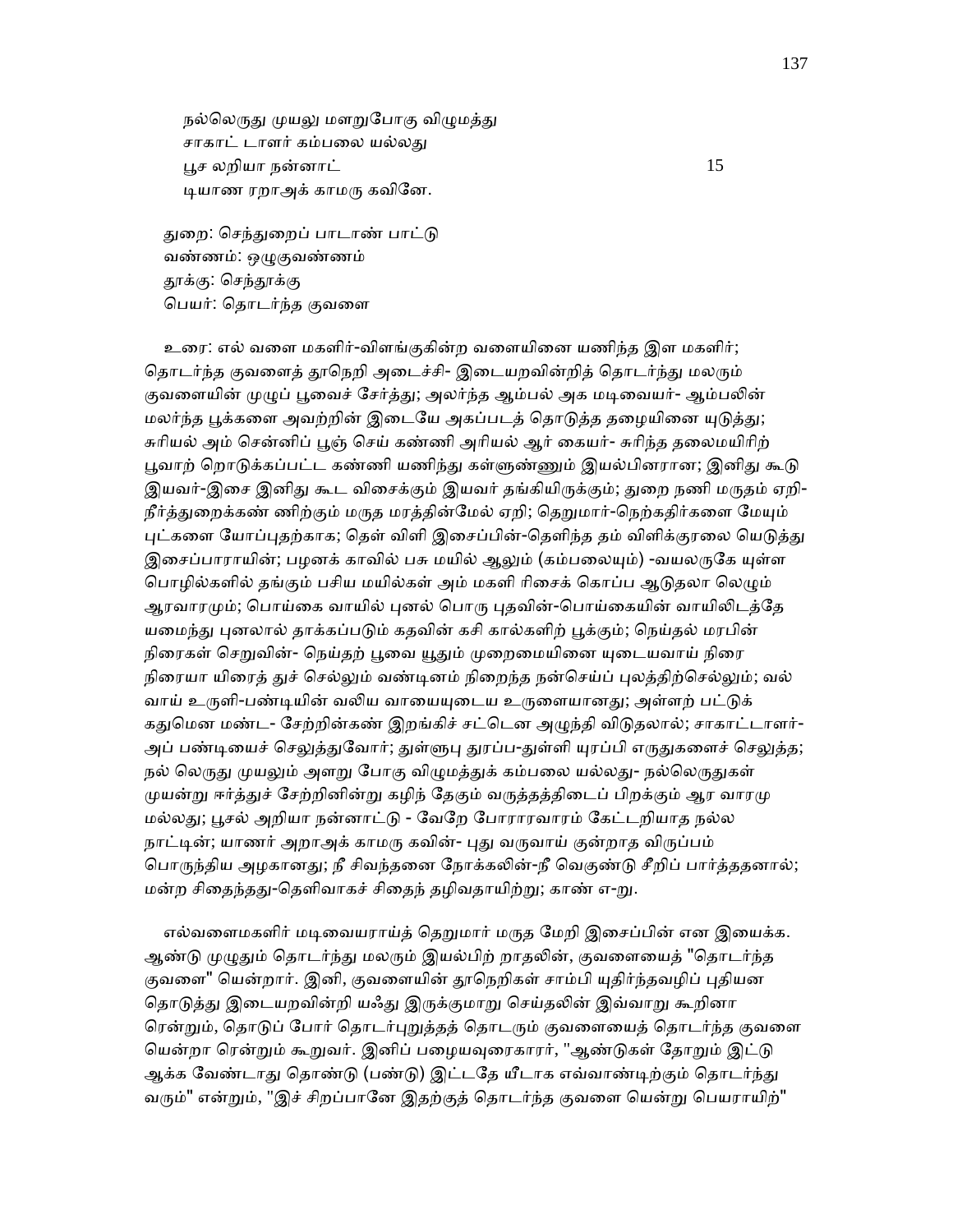நல்லெருது முயலு மளறுபோகு விழுமத்து
சாகாட் டாளர் கம்பலை யல்லது
பூச லறியா நன்னாட் 15
டியாண ரறாஅக் காமரு கவினே.

துறை: செந்துறைப் பாடாண் பாட்டு
வண்ணம்: ஒழுகுவண்ணம்
தூக்கு: செந்தூக்கு
பெயர்: தொடர்ந்த குவளை

உரை: எல் வளை மகளிர்-விளங்குகின்ற வளையினை யணிந்த இள மகளிர்; தொடர்ந்த குவளைத் தூநெறி அடைச்சி- இடையறவின்றித் தொடர்ந்து மலரும் குவளையின் முழுப் பூவைச் சேர்த்து; அலர்ந்த ஆம்பல் அக மடிவையர்- ஆம்பலின் மலர்ந்த பூக்களை அவற்றின் இடையே அகப்படத் தொடுத்த தழையினை யுடுத்து; சுரியல் அம் சென்னிப் பூஞ் செய் கண்ணி அரியல் ஆர் கையர்- சுரிந்த தலைமயிரிற் பூவாற் றொடுக்கப்பட்ட கண்ணி யணிந்து கள்ளுண்ணும் இயல்பினரான; இனிது கூடு இயவர்-இசை இனிது கூட விசைக்கும் இயவர் தங்கியிருக்கும்; துறை நணி மருதம் ஏறி- நீர்த்துறைக்கண் ணிற்கும் மருத மரத்தின்மேல் ஏறி; தெறுமார்-நெற்கதிர்களை மேயும் புட்களை யோப்புதற்காக; தெள் விளி இசைப்பின்-தெளிந்த தம் விளிக்குரலை யெடுத்து இசைப்பாராயின்; பழனக் காவில் பசு மயில் ஆலும் (கம்பலையும்) -வயலருகே யுள்ள பொழில்களில் தங்கும் பசிய மயில்கள் அம் மகளி ரிசைக் கொப்ப ஆடுதலா லெழும் ஆரவாரமும்; பொய்கை வாயில் புனல் பொரு புதவின்-பொய்கையின் வாயிலிடத்தே யமைந்து புனலால் தாக்கப்படும் கதவின் கசி கால்களிற் பூக்கும்; நெய்தல் மரபின் நிரைகள் செறுவின்- நெய்தற் பூவை யூதும் முறைமையினை யுடையவாய் நிரை நிரையா யிரைத் துச் செல்லும் வண்டினம் நிறைந்த நன்செய்ப் புலத்திற்செல்லும்; வல் வாய் உருளி-பண்டியின் வலிய வாயையுடைய உருளையானது; அள்ளற் பட்டுக் கதுமென மண்ட- சேற்றின்கண் இறங்கிச் சட்டெனெ அழுந்தி விடுதலால்; சாகாட்டாளர்- அப் பண்டியைச் செலுத்துவோர்; துள்ளுபு துரப்ப-துள்ளி யுரப்பி எருதுகளைச் செலுத்த; நல் லெருது முயலும் அளறு போகு விழுமத்துக் கம்பலை யல்லது- நல்லெருதுகள் முயன்று ஈர்த்துச் சேற்றினின்று கழிந் தேகும் வருத்தத்திடைப் பிறக்கும் ஆர வாரமு மல்லது; பூசல் அறியா நன்னாட்டு - வேறே போராரவாரம் கேட்டறியாத நல்ல நாட்டின்; யாணர் அறாஅக் காமரு கவின்- புது வருவாய் குன்றாத விருப்பம் பொருந்திய அழகானது; நீ சிவந்தனை நோக்கலின்-நீ வெகுண்டு சீறிப் பார்த்ததனால்; மன்ற சிதைந்தது-தெளிவாகச் சிதைந் தழிவதாயிற்று; காண் எ-று.

எல்வளைமகளிர் மடிவையராய்த் தெறுமார் மருத மேறி இசைப்பின் என இயைக்க. ஆண்டு முழுதும் தொடர்ந்து மலரும் இயல்பிற் றாதலின், குவளையைத் "தொடர்ந்த குவளை" யென்றார். இனி, குவளையின் தூநெறிகள் சாம்பி யுதிர்ந்தவழிப் புதியன தொடுத்து இடையறவின்றி யஃது இருக்குமாறு செய்தலின் இவ்வாறு கூறினா ரென்றும், தொடுப் போர் தொடர்புறுத்தத் தொடரும் குவளையைத் தொடர்ந்த குவளை யென்றா ரென்றும் கூறுவர். இனிப் பழையவுரைகாரர், "ஆண்டுகள் தோறும் இட்டு ஆக்க வேண்டாது தொண்டு (பண்டு) இட்டதே யீடாக எவ்வாண்டிற்கும் தொடர்ந்து வரும்" என்றும், "இச் சிறப்பானே இதற்குத் தொடர்ந்த குவளை யென்று பெயராயிற்"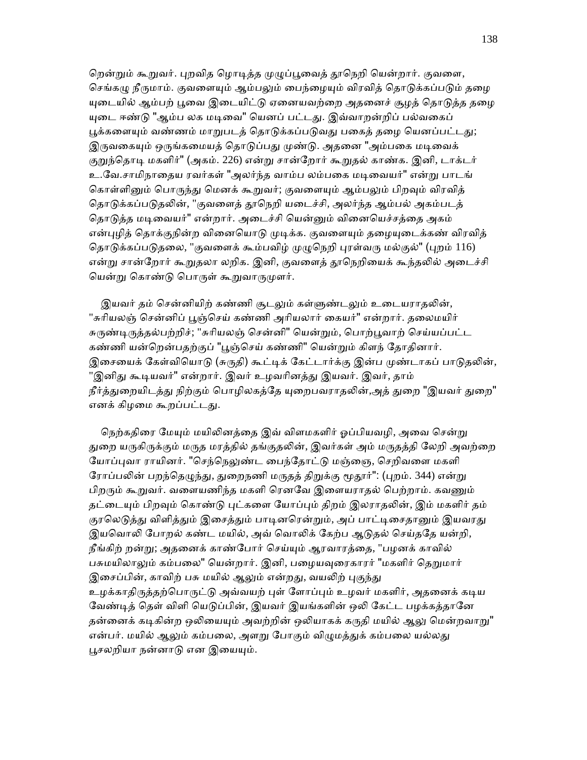றென்றும் கூறுவர். புறவித ழொடித்த முழுப்பூவைத் தூநெறி யென்றார். குவளை, செங்கழு நீருமாம். குவளையும் ஆம்பலும் பைந்ழையும் விரவித் தொடுக்கப்படும் தழை யுடையில் ஆம்பற் பூவை இடையிட்டு ஏனையவற்றை அதனைச் சூழத் தொடுத்த தழை யுடை ஈண்டு "ஆம்ப லக மடிவை" யெனப் பட்டது. இவ்வாறன்றிப் பல்வகைப் பூக்களையும் வண்ணம் மாறுபடத் தொடுக்கப்படுவது பகைத் தழை யெனப்பட்டது; இருவகையும் ஒருங்கமையத் தொடுப்பது முண்டு. அதனை "அம்பகை மடிவைக் குறுந்தொடி மகளிர்" (அகம். 226) என்று சான்றோர் கூறுதல் காண்க. இனி, டாக்டர் உ.வே.சாமிநாதைய ரவர்கள் "அலர்ந்த வாம்ப லம்பகை மடிவையர்" என்று பாடங் கொள்ளினும் பொருந்து மெனக் கூறுவர்; குவளையும் ஆம்பலும் பிறவும் விரவித் தொடுக்கப்படுதலின், "குவளைத் தூநெறி யடைச்சி, அலர்ந்த ஆம்பல் அகம்படத் தொடுத்த மடிவையர்" என்றார். அடைச்சி யென்னும் வினையெச்சத்தை அகம் என்புழித் தொக்குநின்ற வினையொடு முடிக்க. குவளையும் தழையுடைக்கண் விரவித் தொடுக்கப்படுதலை, "குவளைக் கூம்பவிழ் முழுநெறி புரள்வரு மல்குல்" (புறம் 116) என்று சான்றோர் கூறுதலா லறிக. இனி, குவளைத் தூநெறியைக் கூந்தலில் அடைச்சி யென்று கொண்டு பொருள் கூறுவாருமுளர்.

இயவர் தம் சென்னியிற் கண்ணி சூடலும் கள்ளுண்டலும் உடையராதலின், "சுரியலஞ் சென்னிப் பூஞ்செய் கண்ணி அரியலார் கையர்" என்றார். தலைமயிர் சுருண்டிருத்தல்பற்றிச்; "சுரியலஞ் சென்னி" யென்றும், பொற்பூவாற் செய்யப்பட்ட கண்ணி யன்றென்பதற்குப் "பூஞ்செய் கண்ணி" யென்றும் கிளந் தோதினார். இசையைக் கேள்வியொடு (சுருதி) கூட்டிக் கேட்டார்க்கு இன்ப முண்டாகப் பாடுதலின், "இனிது கூடியவர்" என்றார். இவர் உழவரினத்து இயவர். இவர், தாம் நீர்த்துறையிடத்து நிற்கும் பொழிலகத்தே யுறைபவராதலின்,அத் துறை "இயவர் துறை" எனக் கிழமை கூறப்பட்டது.

நெற்கதிரை மேயும் மயிலினத்தை இவ் விளமகளிர் ஓப்பியவழி, அவை சென்று துறை யருகிருக்கும் மருத மரத்தில் தங்குதலின், இவர்கள் அம் மருதத்தி லேறி அவற்றை யோப்புவா ராயினர். "செந்நெலுண்ட பைந்தோட்டு மஞ்ஞை, செறிவளை மகளி ரோப்பலின் பறந்தெழுந்து, துறைநணி மருதத் திறுக்கு மூதூர்": (புறம். 344) என்று பிறரும் கூறுவர். வளையணிந்த மகளி ரெனவே இளையராதல் பெற்றாம். கவணும் தட்டையும் பிறவும் கொண்டு புட்களை யோப்பும் திறம் இலராதலின், இம் மகளிர் தம் குரலெடுத்து விளித்தும் இசைத்தும் பாடினரென்றும், அப் பாட்டிசைதானும் இயவரது இயவொலி போறல் கண்ட மயில், அவ் வொலிக் கேற்ப ஆடுதல் செய்ததே யன்றி, நீங்கிற் றன்று; அதனைக் காண்போர் செய்யும் ஆரவாரத்தை, "பழனக் காவில் பசுமயிலாலும் கம்பலை" யென்றார். இனி, பழையவுரைகாரர் "மகளிர் தெறுமார் இசைப்பின், காவிற் பசு மயில் ஆலும் என்றது, வயலிற் புகுந்து உழக்காதிருத்தற்பொருட்டு அவ்வயற் புள் ளோப்பும் உழவர் மகளிர், அதனைக் கடிய வேண்டித் தெள் விளி யெடுப்பின், இயவர் இயங்களின் ஒலி கேட்ட பழக்கத்தானே தன்னைக் கடிகின்ற ஒலியையும் அவற்றின் ஒலியாகக் கருதி மயில் ஆலு மென்றவாறு" என்பர். மயில் ஆலும் கம்பலை, அளறு போகும் விழுமத்துக் கம்பலை யல்லது பூசலறியா நன்னாடு என இயையும்.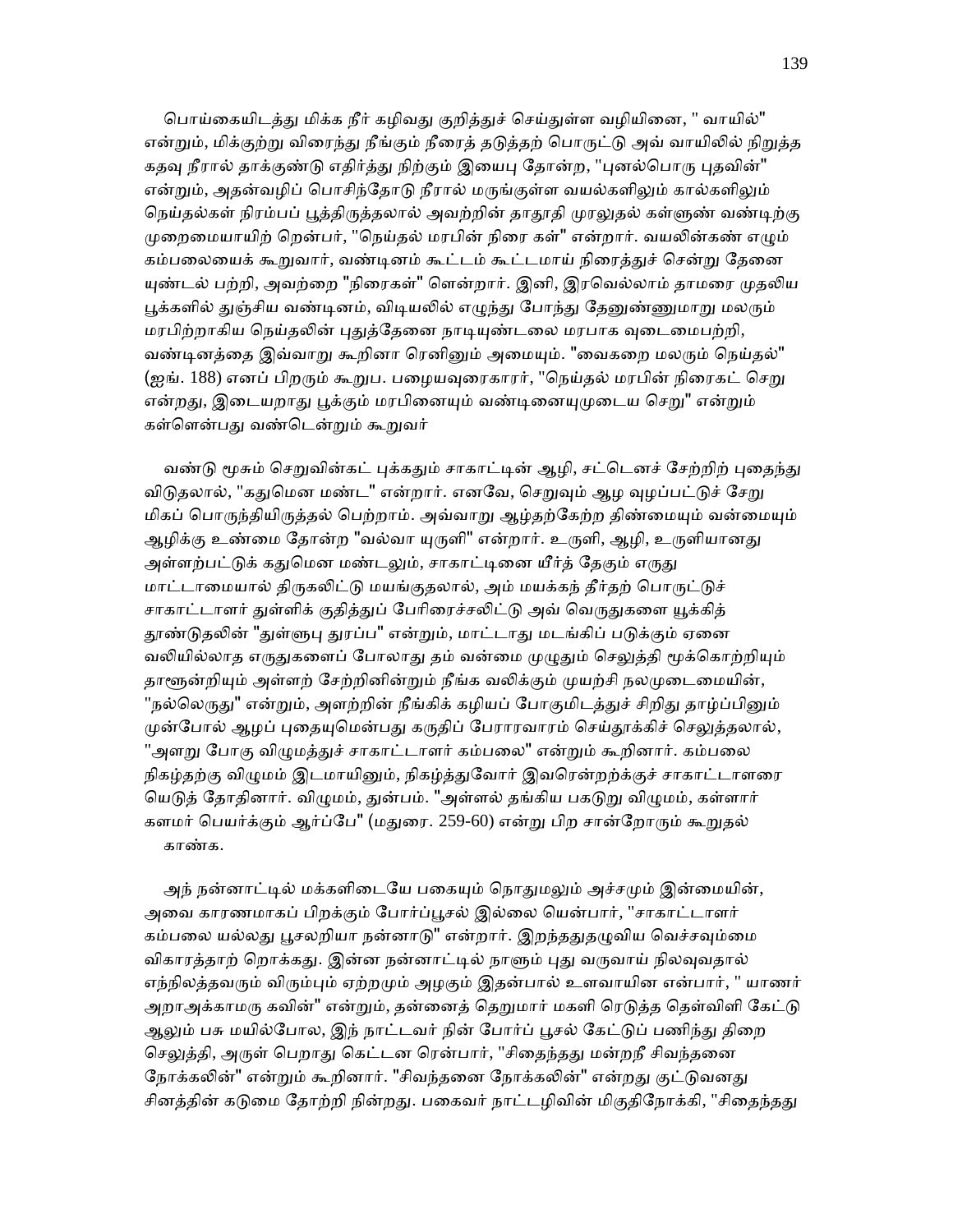பொய்கையிடத்து மிக்க நீர் கழிவது குறித்துச் செய்துள்ள வழியினை, " வாயில்" என்றும், மிக்குற்று விரைந்து நீங்கும் நீரைத் தடுத்தற் பொருட்டு அவ் வாயிலில் நிறுத்த கதவு நீரால் தாக்குண்டு எதிர்த்து நிற்கும் இயைபு தோன்ற, "புனல்பொரு புதவின்" என்றும், அதன்வழிப் பொசிந்தோடு நீரால் மருங்குள்ள வயல்களிலும் கால்களிலும் நெய்தல்கள் நிரம்பப் பூத்திருத்தலால் அவற்றின் தாதூதி முரலுதல் கள்ளுண் வண்டிற்கு முறைமையாயிற் றென்பர், "நெய்தல் மரபின் நிரை கள்" என்றார். வயலின்கண் எழும் கம்பலையைக் கூறுவார், வண்டினம் கூட்டம் கூட்டமாய் நிரைத்துச் சென்று தேனை யுண்டல் பற்றி, அவற்றை "நிரைகள்" ளென்றார். இனி, இரவெல்லாம் தாமரை முதலிய பூக்களில் துஞ்சிய வண்டினம், விடியலில் எழுந்து போந்து தேனுண்ணுமாறு மலரும் மரபிற்றாகிய நெய்தலின் புதுத்தேனை நாடியுண்டலை மரபாக வுடைமைபற்றி, வண்டினத்தை இவ்வாறு கூறினா ரெனினும் அமையும். "வைகறை மலரும் நெய்தல்" (ஐங். 188) எனப் பிறரும் கூறுப. பழையவுரைகாரர், "நெய்தல் மரபின் நிரைகட் செறு என்றது, இடையறாது பூக்கும் மரபினையும் வண்டினையுமுடைய செறு" என்றும் கள்ளென்பது வண்டென்றும் கூறுவர்

வண்டு மூசும் செறுவின்கட் புக்கதும் சாகாட்டின் ஆழி, சட்டெனச் சேற்றிற் புதைந்து விடுதலால், "கதுமென மண்ட" என்றார். எனவே, செறுவும் ஆழ வுழப்பட்டுச் சேறு மிகப் பொருந்தியிருத்தல் பெற்றாம். அவ்வாறு ஆழ்தற்கேற்ற திண்மையும் வன்மையும் ஆழிக்கு உண்மை தோன்ற "வல்வா யுருளி" என்றார். உருளி, ஆழி, உருளியானது அள்ளற்பட்டுக் கதுமென மண்டலும், சாகாட்டினை யீர்த் தேகும் எருது மாட்டாமையால் திருகலிட்டு மயங்குதலால், அம் மயக்கந் தீர்தற் பொருட்டுச் சாகாட்டாளர் துள்ளிக் குதித்துப் பேரிரைச்சலிட்டு அவ் வெருதுகளை யூக்கித் தூண்டுதலின் "துள்ளுபு துரப்ப" என்றும், மாட்டாது மடங்கிப் படுக்கும் ஏனை வலியில்லாத எருதுகளைப் போலாது தம் வன்மை முழுதும் செலுத்தி மூக்கொற்றியும் தாளூன்றியும் அள்ளற் சேற்றினின்றும் நீங்க வலிக்கும் முயற்சி நலமுடைமையின், "நல்லெருது" என்றும், அளற்றின் நீங்கிக் கழியப் போகுமிடத்துச் சிறிது தாழ்ப்பினும் முன்போல் ஆழப் புதையுமென்பது கருதிப் பேராரவாரம் செய்தூக்கிச் செலுத்தலால், "அளறு போகு விழுமத்துச் சாகாட்டாளர் கம்பலை" என்றும் கூறினார். கம்பலை நிகழ்தற்கு விழுமம் இடமாயினும், நிகழ்த்துவோர் இவரென்றற்க்குச் சாகாட்டாளரை யெடுத் தோதினார். விழுமம், துன்பம். "அள்ளல் தங்கிய பகடுறு விழுமம், கள்ளார் களமர் பெயர்க்கும் ஆர்ப்பே" (மதுரை. 259-60) என்று பிற சான்றோரும் கூறுதல் காண்க.

அந் நன்னாட்டில் மக்களிடையே பகையும் நொதுமலும் அச்சமும் இன்மையின், அவை காரணமாகப் பிறக்கும் போர்ப்பூசல் இல்லை யென்பார், "சாகாட்டாளர் கம்பலை யல்லது பூசலறியா நன்னாடு" என்றார். இறந்தததழுவிய வெச்சவும்மை விகாரத்தாற் றொக்கது. இன்ன நன்னாட்டில் நாளும் புது வருவாய் நிலவுவதால் எந்நிலத்தவரும் விரும்பும் ஏற்றமும் அழகும் இதன்பால் உளவாயின என்பார், " யாணர் அறாஅக்காமரு கவின்" என்றும், தன்னைத் தெறுமார் மகளி ரெடுத்த தெள்விளி கேட்டு ஆலும் பசு மயில்போல, இந் நாட்டவர் நின் போர்ப் பூசல் கேட்டுப் பணிந்து திறை செலுத்தி, அருள் பெறாது கெட்டன ரென்பார், "சிதைந்தது மன்றநீ சிவந்தனை நோக்கலின்" என்றும் கூறினார். "சிவந்தனை நோக்கலின்" என்றது குட்டுவனது சினத்தின் கடுமை தோற்றி நின்றது. பகைவர் நாட்டழிவின் மிகுதிநோக்கி, "சிதைந்தது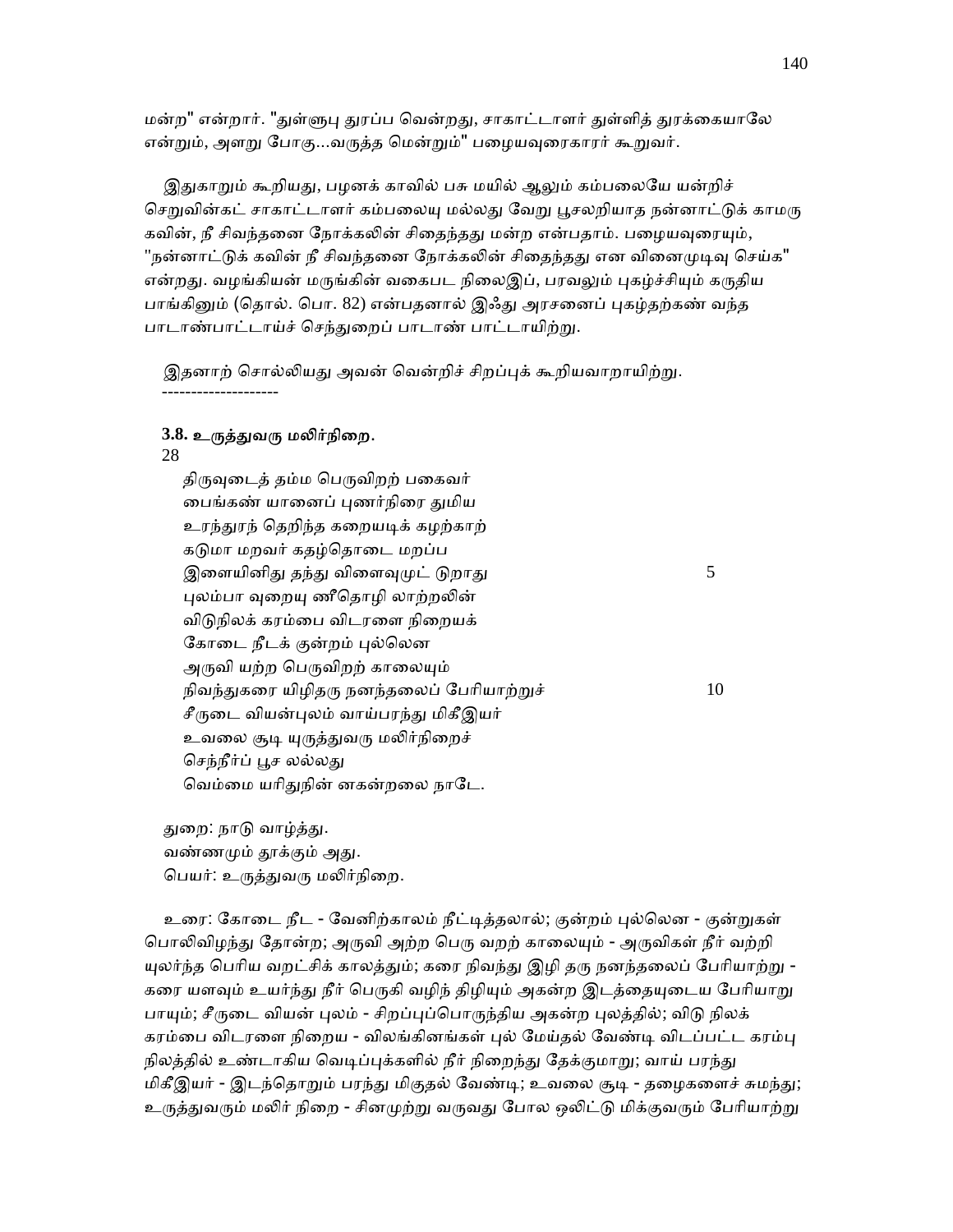மன்ற" என்றார். "துள்ளுபு துரப்ப வென்றது, சாகாட்டாளர் துள்ளித் துரக்கையாலே என்றும், அளறு போகு...வருத்த மென்றும்" பழையவுரைகாரர் கூறுவர்.

இதுகாறும் கூறியது, பழனக் காவில் பசு மயில் ஆலும் கம்பலையே யன்றிச் செறுவின்கட் சாகாட்டாளர் கம்பலையு மல்லது வேறு பூசலறியாத நன்னாட்டுக் காமரு கவின், நீ சிவந்தனை நோக்கலின் சிதைந்தது மன்ற என்பதாம். பழையவுரையும், "நன்னாட்டுக் கவின் நீ சிவந்தனை நோக்கலின் சிதைந்தது என வினைமுடிவு செய்க" என்றது. வழங்கியன் மருங்கின் வகைபட நிலைஇப், பரவலும் புகழ்ச்சியும் கருதிய பாங்கினும் (தொல். பொ. 82) என்பதனால் இஃது அரசனைப் புகழ்தற்கண் வந்த பாடாண்பாட்டாய்ச் செந்துறைப் பாடாண் பாட்டாயிற்று.

இதனாற் சொல்லியது அவன் வென்றிச் சிறப்புக் கூறியவாறாயிற்று.

--------------------

**3.8. உருத்துவரு மலிர்நிறை.**

28

திருவுடைத் தம்ம பெருவிறற் பகைவர்
பைங்கண் யானைப் புணர்நிரை துமிய
உரந்துரந் தெறிந்த கறையடிக் கழற்காற்
கடுமா மறவர் கதழ்தொடை மறப்ப
இளையினிது தந்து விளைவுமுட் டுறாது 5
புலம்பா வுறையு ணீதொழி லாற்றலின்
விடுநிலக் கரம்பை விடரளை நிறையக்
கோடை நீடக் குன்றம் புல்லென
அருவி யற்ற பெருவிறற் காலையும்
நிவந்துகரை யிழிதரு நனந்தலைப் பேரியாற்றுச் 10
சீருடை வியன்புலம் வாய்பரந்து மிகீஇயர்
உவலை சூடி யுருத்துவரு மலிர்நிறைச்
செந்நீர்ப் பூச லல்லது
வெம்மை யரிதுநின் னகன்றலை நாடே.

துறை: நாடு வாழ்த்து.
வண்ணமும் தூக்கும் அது.
பெயர்: உருத்துவரு மலிர்நிறை.

உரை: கோடை நீட - வேனிற்காலம் நீட்டித்தலால்; குன்றம் புல்லென - குன்றுகள் பொலிவிழந்து தோன்ற; அருவி அற்ற பெரு வறற் காலையும் - அருவிகள் நீர் வற்றி யுலர்ந்த பெரிய வறட்சிக் காலத்தும்; கரை நிவந்து இழி தரு நனந்தலைப் பேரியாற்று - கரை யளவும் உயர்ந்து நீர் பெருகி வழிந் திழியும் அகன்ற இடத்தையுடைய பேரியாறு பாயும்; சீருடை வியன் புலம் - சிறப்புப்பொருந்திய அகன்ற புலத்தில்; விடு நிலக் கரம்பை விடரளை நிறைய - விலங்கினங்கள் புல் மேய்தல் வேண்டி விடப்பட்ட கரம்பு நிலத்தில் உண்டாகிய வெடிப்புக்களில் நீர் நிறைந்து தேக்குமாறு; வாய் பரந்து மிகீஇயர் - இடந்தொறும் பரந்து மிகுதல் வேண்டி; உவலை சூடி - தழைகளைச் சுமந்து; உருத்துவரும் மலிர் நிறை - சினமுற்று வருவது போல ஒலிட்டு மிக்குவரும் பேரியாற்று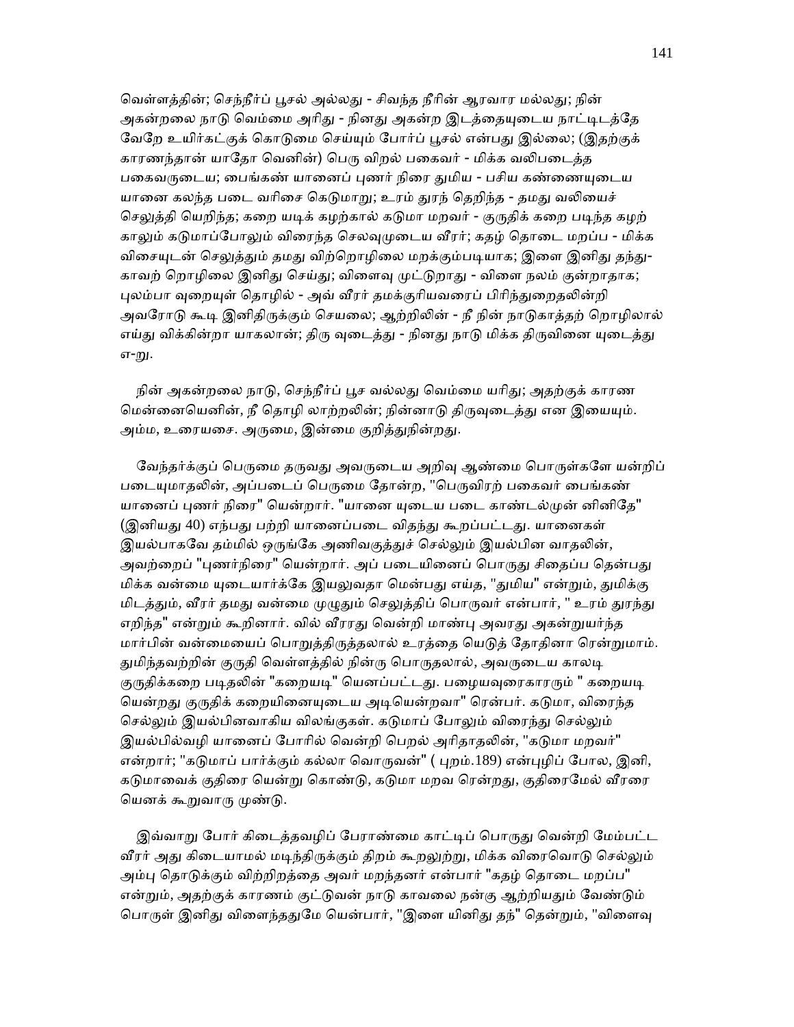வெள்ளத்தின்; செந்நீர்ப் பூசல் அல்லது - சிவந்த நீரின் ஆரவார மல்லது; நின் அகன்றலை நாடு வெம்மை அரிது - நினது அகன்ற இடத்தையுடைய நாட்டிடத்தே வேறே உயிர்கட்குக் கொடுமை செய்யும் போர்ப் பூசல் என்பது இல்லை; (இதற்குக் காரணந்தான் யாதோ வெனின்) பெரு விறல் பகைவர் - மிக்க வலிபடைத்த பகைவருடைய; பைங்கண் யானைப் புணர் நிரை துமிய - பசிய கண்ணையுடைய யானை கலந்த படை வரிசை கெடுமாறு; உரம் துரந் தெறிந்த - தமது வலியைச் செலுத்தி யெறிந்த; கறை யடிக் கழற்கால் கடுமா மறவர் - குருதிக் கறை படிந்த கழற் காலும் கடுமாப்போலும் விரைந்த செலவுமுடைய வீரர்; கதழ் தொடை மறப்ப - மிக்க விசையுடன் செலுத்தும் தமது விற்றொழிலை மறக்கும்படியாக; இளை இனிது தந்து- காவற் றொழிலை இனிது செய்து; விளைவு முட்டுறாது - விளை நலம் குன்றாதாக; புலம்பா வுறையுள் தொழில் - அவ் வீரர் தமக்குரியவரைப் பிரிந்துறைதலின்றி அவரோடு கூடி இனிதிருக்கும் செயலை; ஆற்றிலின் - நீ நின் நாடுகாத்தற் றொழிலால் எய்து விக்கின்றா யாகலான்; திரு வுடைத்து - நினது நாடு மிக்க திருவினை யுடைத்து எ-று.

நின் அகன்றலை நாடு, செந்நீர்ப் பூச வல்லது வெம்மை யரிது; அதற்குக் காரண மென்னையெனின், நீ தொழி லாற்றலின்; நின்னாடு திருவுடைத்து என இயையும். அம்ம, உரையசை. அருமை, இன்மை குறித்துநின்றது.

வேந்தர்க்குப் பெருமை தருவது அவருடைய அறிவு ஆண்மை பொருள்களே யன்றிப் படையுமாதலின், அப்படைப் பெருமை தோன்ற, "பெருவிறற் பகைவர் பைங்கண் யானைப் புணர் நிரை" யென்றார். "யானை யுடைய படை காண்டல்முன் னினிதே" (இனியது 40) எந்பது பற்றி யானைப்படை விதந்து கூறப்பட்டது. யானைகள் இயல்பாகவே தம்மில் ஒருங்கே அணிவகுத்துச் செல்லும் இயல்பின வாதலின், அவற்றைப் "புணர்நிரை" யென்றார். அப் படையினைப் பொருது சிதைப்ப தென்பது மிக்க வன்மை யுடையார்க்கே இயலுவதா மென்பது எய்த, "துமிய" என்றும், துமிக்கு மிடத்தும், வீரர் தமது வன்மை முழுதும் செலுத்திப் பொருவர் என்பார், " உரம் துரந்து எறிந்த" என்றும் கூறினார். வில் வீரரது வென்றி மாண்பு அவரது அகன்றுயர்ந்த மார்பின் வன்மையைப் பொறுத்திருத்தலால் உரத்தை யெடுத் தோதினா ரென்றுமாம். துமிந்தவற்றின் குருதி வெள்ளத்தில் நின்று பொருதலால், அவருடைய காலடி குருதிக்கறை படிதலின் "கறையடி" யெனப்பட்டது. பழையவுரைகாரரும் " கறையடி யென்றது குருதிக் கறையினையுடைய அடியென்றவா" றென்பர். கடுமா, விரைந்த செல்லும் இயல்பினவாகிய விலங்குகள். கடுமாப் போலும் விரைந்து செல்லும் இயல்பில்வழி யானைப் போரில் வென்றி பெறல் அரிதாதலின், "கடுமா மறவர்" என்றார்; "கடுமாப் பார்க்கும் கல்லா வொருவன்" ( புறம்.189) என்புழிப் போல, இனி, கடுமாவைக் குதிரை யென்று கொண்டு, கடுமா மறவ ரென்றது, குதிரைமேல் வீரரை யெனக் கூறுவாரு முண்டு.

இவ்வாறு போர் கிடைத்தவழிப் பேராண்மை காட்டிப் பொருது வென்றி மேம்பட்ட வீரர் அது கிடையாமல் மடிந்திருக்கும் திறம் கூறலுற்று, மிக்க விரைவொடு செல்லும் அம்பு தொடுக்கும் விற்றிறத்தை அவர் மறந்தனர் என்பார் "கதழ் தொடை மறப்ப" என்றும், அதற்குக் காரணம் குட்டுவன் நாடு காவலை நன்கு ஆற்றியதும் வேண்டும் பொருள் இனிது விளைந்ததுமே யென்பார், "இளை யினிது தந்" தென்றும், "விளைவு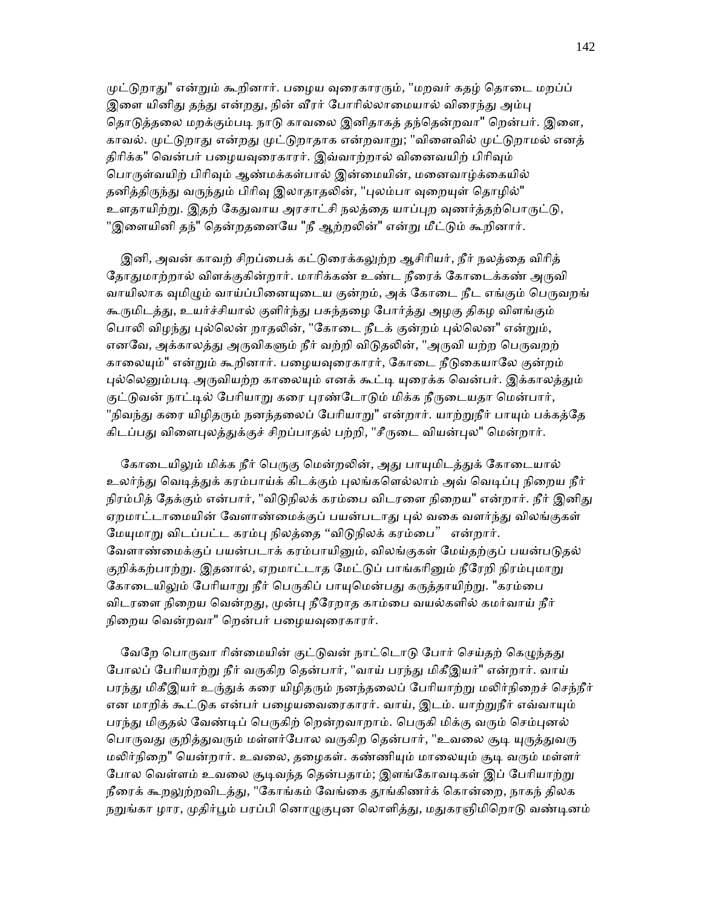முட்டுறாது" என்றும் கூறினார். பழைய வுரைகாரரும், "மறவர் கதழ் தொடை மறப்ப் இளை யினிது தந்து என்றது, நின் வீரர் போரில்லாமையால் விரைந்து அம்பு தொடுத்தலை மறக்கும்படி நாடு காவலை இனிதாகத் தந்தென்றவா" றென்பர். இளை, காவல். முட்டுறாது என்றது முட்டுறாதாக என்றவாறு; "விளைவில் முட்டுறாமல் எனத் திரிக்க" வென்பர் பழையவுரைகாரர். இவ்வாற்றால் வினைவயிற் பிரிவும் பொருள்வயிற் பிரிவும் ஆண்மக்கள்பால் இன்மையின், மனைவாழ்க்கையில் தனித்திருந்து வருந்தும் பிரிவு இலாதாதலின், "புலம்பா வுறையுள் தொழில்" உளதாயிற்று. இதற் கேதுவாய அரசாட்சி நலத்தை யாப்புற வுணர்த்தற்பொருட்டு, "இளையினி தந்" தென்றதனையே "நீ ஆற்றலின்" என்று மீட்டும் கூறினார்.

இனி, அவன் காவற் சிறப்பைக் கட்டுரைக்கலுற்ற ஆசிரியர், நீர் நலத்தை விரித் தோதுமாற்றால் விளக்குகின்றார். மாரிக்கண் உண்ட நீரைக் கோடைக்கண் அருவி வாயிலாக வுமிழும் வாய்ப்பினையுடைய குன்றம், அக் கோடை நீட எங்கும் பெருவறங் கூருமிடத்து, உயர்ச்சியால் குளிர்ந்து பசுந்தழை போர்த்து அழகு திகழ விளங்கும் பொலி விழந்து புல்லென் றாதலின், "கோடை நீடக் குன்றம் புல்லென" என்றும், எனவே, அக்காலத்து அருவிகளும் நீர் வற்றி விடுதலின், "அருவி யற்ற பெருவறற் காலையும்" என்றும் கூறினார். பழையவுரைகாரர், கோடை நீடுகையாலே குன்றம் புல்லெனும்படி அருவியற்ற காலையும் எனக் கூட்டி யுரைக்க வென்பர். இக்காலத்தும் குட்டுவன் நாட்டில் பேரியாறு கரை புரண்டோடும் மிக்க நீருடையதா மென்பார், "நிவந்து கரை யிழிதரும் நனந்தலைப் பேரியாறு" என்றார். யாற்றுநீர் பாயும் பக்கத்தே கிடப்பது விளைபுலத்துக்குச் சிறப்பாதல் பற்றி, "சீருடை வியன்புல" மென்றார்.

கோடையிலும் மிக்க நீர் பெருகு மென்றலின், அது பாயுமிடத்துக் கோடையால் உலர்ந்து வெடித்துக் கரம்பாய்க் கிடக்கும் புலங்களெல்லாம் அவ் வெடிப்பு நிறைய நீர் நிரம்பித் தேக்கும் என்பார், "விடுநிலக் கரம்பை விடரளை நிறைய" என்றார். நீர் இனிது ஏறமாட்டாமையின் வேளாண்மைக்குப் பயன்படாது புல் வகை வளர்ந்து விலங்குகள் மேயுமாறு விடப்பட்ட கரம்பு நிலத்தை “விடுநிலக் கரம்பை” என்றார். வேளாண்மைக்குப் பயன்படாக் கரம்பாயினும், விலங்குகள் மேய்தற்குப் பயன்படுதல் குறிக்கற்பாற்று. இதனால், ஏறமாட்டாத மேட்டுப் பாங்கரினும் நீரேறி நிரம்புமாறு கோடையிலும் பேரியாறு நீர் பெருகிப் பாயுமென்பது கருத்தாயிற்று. "கரம்பை விடரளை நிறைய வென்றது, முன்பு நீரேறாத காம்பை வயல்களில் கமர்வாய் நீர் நிறைய வென்றவா" றென்பர் பழையவுரைகாரர்.

வேறே பொருவா ரின்மையின் குட்டுவன் நாட்டொடு போர் செய்தற் கெழுந்தது போலப் பேரியாற்று நீர் வருகிற தென்பார், "வாய் பரந்து மிகீஇயர்" என்றார். வாய் பரந்து மிகீஇயர் உருத்துக் கரை யிழிதரும் நனந்தலைப் பேரியாற்று மலிர்நிறைச் செந்நீர் என மாறிக் கூட்டுக என்பர் பழையவைரைகாரர். வாய், இடம். யாற்றுநீர் எவ்வாயும் பரந்து மிகுதல் வேண்டிப் பெருகிற் றென்றவாறாம். பெருகி மிக்கு வரும் செம்புனல் பொருவது குறித்துவரும் மள்ளர்போல வருகிற தென்பார், "உவலை சூடி யுருத்துவரு மலிர்நிறை" யென்றார். உவலை, தழைகள். கண்ணியும் மாலையும் சூடி வரும் மள்ளர் போல வெள்ளம் உவலை சூடிவந்த தென்பதாம்; இளங்கோவடிகள் இப் பேரியாற்று நீரைக் கூறலுற்றவிடத்து, "கோங்கம் வேங்கை தூங்கிணர்க் கொன்றை, நாகந் திலக நறுங்கா ழார, முதிர்பூம் பரப்பி னொழுகுபுன லொளித்து, மதுகரஞிமிறொடு வண்டினம்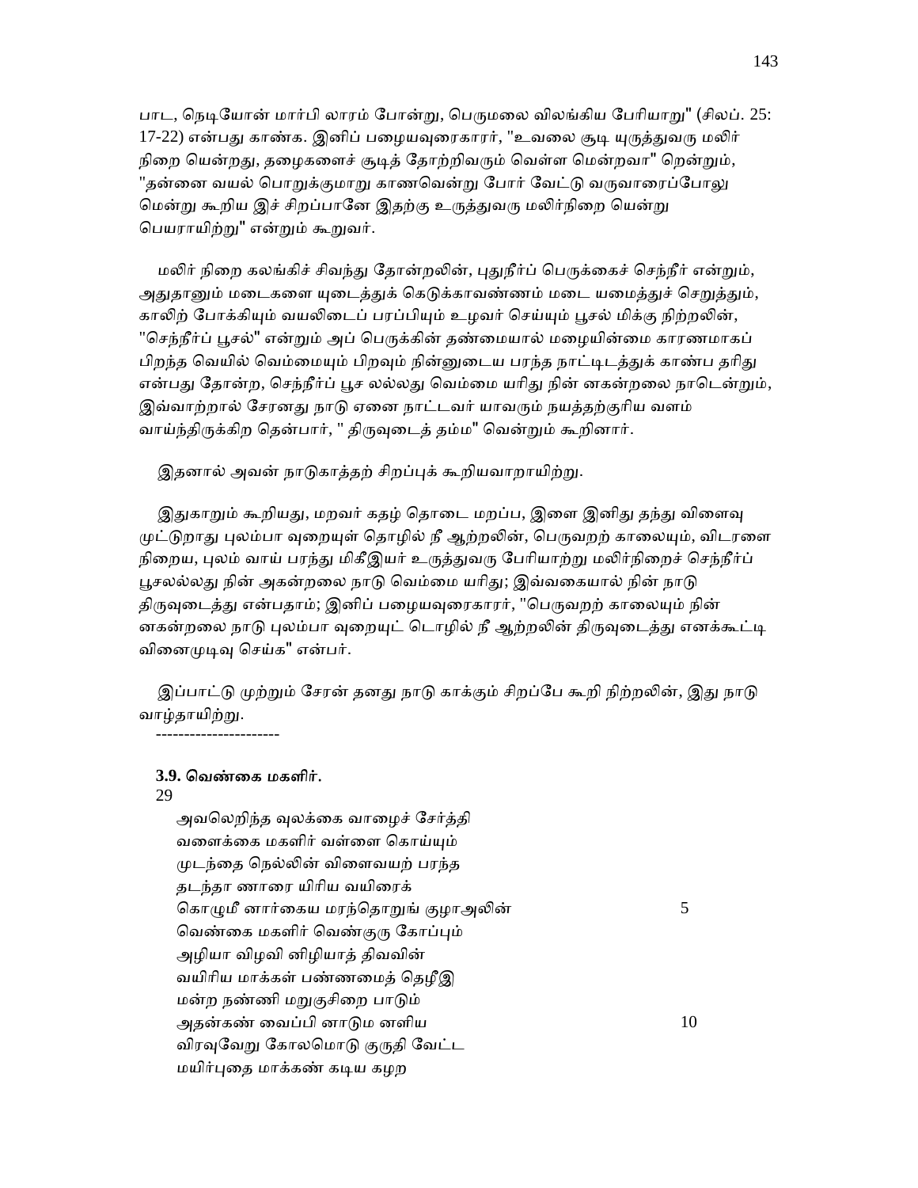பாட, நெடியோன் மார்பி லாரம் போன்று, பெருமலை விலங்கிய பேரியாறு" (சிலப். 25: 17-22) என்பது காண்க. இனிப் பழையவுரைகாரர், "உவலை சூடி யுருத்துவரு மலிர் நிறை யென்றது, தழைகளைச் சூடித் தோற்றிவரும் வெள்ள மென்றவா" றென்றும், "தன்னை வயல் பொறுக்குமாறு காணவென்று போர் வேட்டு வருவாரைப்போலு மென்று கூறிய இச் சிறப்பானே இதற்கு உருத்துவரு மலிர்நிறை யென்று பெயராயிற்று" என்றும் கூறுவர்.

மலிர் நிறை கலங்கிச் சிவந்து தோன்றலின், புதுநீர்ப் பெருக்கைச் செந்நீர் என்றும், அதுதானும் மடைகளை யுடைத்துக் கெடுக்காவண்ணம் மடை யமைத்துச் செறுத்தும், காலிற் போக்கியும் வயலிடைப் பரப்பியும் உழவர் செய்யும் பூசல் மிக்கு நிற்றலின், "செந்நீர்ப் பூசல்" என்றும் அப் பெருக்கின் தண்மையால் மழையின்மை காரணமாகப் பிறந்த வெயில் வெம்மையும் பிறவும் நின்னுடைய பரந்த நாட்டிடத்துக் காண்ப தரிது என்பது தோன்ற, செந்நீர்ப் பூச லல்லது வெம்மை யரிது நின் னகன்றலை நாடென்றும், இவ்வாற்றால் சேரனது நாடு ஏனை நாட்டவர் யாவரும் நயத்தற்குரிய வளம் வாய்ந்திருக்கிற தென்பார், " திருவுடைத் தம்ம" வென்றும் கூறினார்.

இதனால் அவன் நாடுகாத்தற் சிறப்புக் கூறியவாறாயிற்று.

இதுகாறும் கூறியது, மறவர் கதழ் தொடை மறப்ப, இளை இனிது தந்து விளைவு முட்டுறாது புலம்பா வுறையுள் தொழில் நீ ஆற்றலின், பெருவறற் காலையும், விடரளை நிறைய, புலம் வாய் பரந்து மிகீஇயர் உருத்துவரு பேரியாற்று மலிர்நிறைச் செந்நீர்ப் பூசலல்லது நின் அகன்றலை நாடு வெம்மை யரிது; இவ்வகையால் நின் நாடு திருவுடைத்து என்பதாம்; இனிப் பழையவுரைகாரர், "பெருவறற் காலையும் நின் னகன்றலை நாடு புலம்பா வுறையுட் டொழில் நீ ஆற்றலின் திருவுடைத்து எனக்கூட்டி வினைமுடிவு செய்க" என்பர்.

இப்பாட்டு முற்றும் சேரன் தனது நாடு காக்கும் சிறப்பே கூறி நிற்றலின், இது நாடு வாழ்த்தாயிற்று.

----------------------

**3.9. வெண்கை மகளிர்.**

29

அவலெறிந்த வுலக்கை வாழைச் சேர்த்தி
வளைக்கை மகளிர் வள்ளை கொய்யும்
முடந்தை நெல்லின் விளைவயற் பரந்த
தடந்தா ணாரை யிரிய வயிரைக்
கொழுமீ னார்கைய மரந்தொறுங் குழாஅலின் 5
வெண்கை மகளிர் வெண்குரு கோப்பும்
அழியா விழவி னிழியாத் திவவின்
வயிரிய மாக்கள் பண்ணமைத் தெழீஇ
மன்ற நண்ணி மறுகுசிறை பாடும்
அதன்கண் வைப்பி னாடும னளிய 10
விரவுவேறு கோலமொடு குருதி வேட்ட
மயிர்புதை மாக்கண் கடிய கழற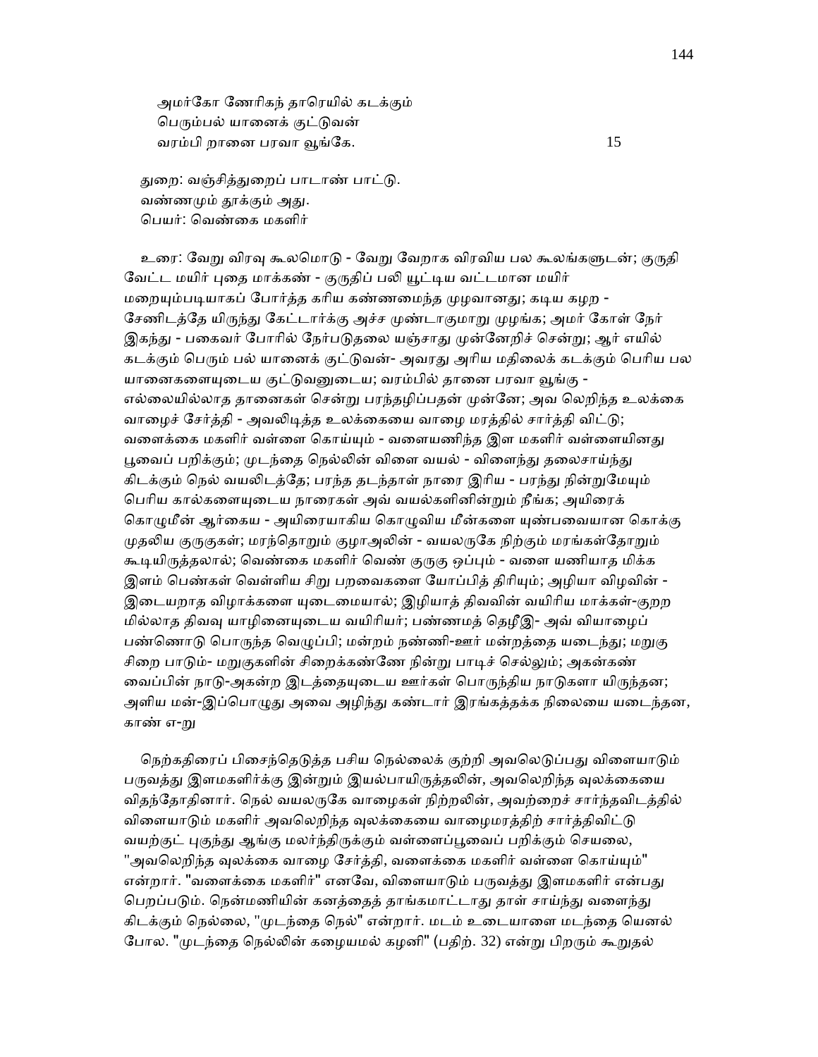அமர்கோ ணேரிகந் தாரெயில் கடக்கும்
பெரும்பல் யானைக் குட்டுவன்
வரம்பி றானை பரவா வூங்கே. 15

துறை: வஞ்சித்துறைப் பாடாண் பாட்டு.
வண்ணமும் தூக்கும் அது.
பெயர்: வெண்கை மகளிர்

உரை: வேறு விரவு கூலமொடு - வேறு வேறாக விரவிய பல கூலங்களுடன்; குருதி வேட்ட மயிர் புதை மாக்கண் - குருதிப் பலி யூட்டிய வட்டமான மயிர் மறையும்படியாகப் போர்த்த கரிய கண்ணமைந்த முழவானது; கடிய கழற - சேணிடத்தே யிருந்து கேட்டார்க்கு அச்ச முண்டாகுமாறு முழங்க; அமர் கோள் நேர் இகந்து - பகைவர் போரில் நேர்படுதலை யஞ்சாது முன்னேறிச் சென்று; ஆர் எயில் கடக்கும் பெரும் பல் யானைக் குட்டுவன்- அவரது அரிய மதிலைக் கடக்கும் பெரிய பல யானைகளையுடைய குட்டுவனுடைய; வரம்பில் தானை பரவா வூங்கு - எல்லையில்லாத தானைகள் சென்று பரந்தழிப்பதன் முன்னே; அவ லெறிந்த உலக்கை வாழைச் சேர்த்தி - அவலிடித்த உலக்கையை வாழை மரத்தில் சார்த்தி விட்டு; வளைக்கை மகளிர் வள்ளை கொய்யும் - வளையணிந்த இள மகளிர் வள்ளையினது பூவைப் பறிக்கும்; முடந்தை நெல்லின் விளை வயல் - விளைந்து தலைசாய்ந்து கிடக்கும் நெல் வயலிடத்தே; பரந்த தடந்தாள் நாரை இரிய - பரந்து நின்றுமேயும் பெரிய கால்களையுடைய நாரைகள் அவ் வயல்களினின்றும் நீங்க; அயிரைக் கொழுமீன் ஆர்கைய - அயிரையாகிய கொழுவிய மீன்களை யுண்பவையான கொக்கு முதலிய குருகுகள்; மரந்தொறும் குழாஅலின் - வயலருகே நிற்கும் மரங்கள்தோறும் கூடியிருத்தலால்; வெண்கை மகளிர் வெண் குருகு ஒப்பும் - வளை யணியாத மிக்க இளம் பெண்கள் வெள்ளிய சிறு பறவைகளை யோப்பித் திரியும்; அழியா விழவின் - இடையறாத விழாக்களை யுடைமையால்; இழியாத் திவவின் வயிரிய மாக்கள்-குறற மில்லாத திவவு யாழினையுடைய வயிரியர்; பண்ணமத் தெழீஇ- அவ் வியாழைப் பண்ணொடு பொருந்த வெழுப்பி; மன்றம் நண்ணி-ஊர் மன்றத்தை யடைந்து; மறுகு சிறை பாடும்- மறுகுகளின் சிறைக்கண்ணே நின்று பாடிச் செல்லும்; அகன்கண் வைப்பின் நாடு-அகன்ற இடத்தையுடைய ஊர்கள் பொருந்திய நாடுகளா யிருந்தன; அளிய மன்-இப்பொழுது அவை அழிந்து கண்டார் இரங்கத்தக்க நிலையை யடைந்தன, காண் எ-று

நெற்கதிரைப் பிசைந்தெடுத்த பசிய நெல்லைக் குற்றி அவலெடுப்பது விளையாடும் பருவத்து இளமகளிர்க்கு இன்றும் இயல்பாயிருத்தலின், அவலெறிந்த வுலக்கையை விதந்தோதினார். நெல் வயலருகே வாழைகள் நிற்றலின், அவற்றைச் சார்ந்தவிடத்தில் விளையாடும் மகளிர் அவலெறிந்த வுலக்கையை வாழைமரத்திற் சார்த்திவிட்டு வயற்குட் புகுந்து ஆங்கு மலர்ந்திருக்கும் வள்ளைப்பூவைப் பறிக்கும் செயலை, "அவலெறிந்த வுலக்கை வாழை சேர்த்தி, வளைக்கை மகளிர் வள்ளை கொய்யும்" என்றார். "வளைக்கை மகளிர்" எனவே, விளையாடும் பருவத்து இளமகளிர் என்பது பெறப்படும். நென்மணியின் கனத்தைத் தாங்கமாட்டாது தாள் சாய்ந்து வளைந்து கிடக்கும் நெல்லை, "முடந்தை நெல்" என்றார். மடம் உடையாளை மடந்தை யெனல் போல. "முடந்தை நெல்லின் கழையமல் கழனி" (பதிற். 32) என்று பிறரும் கூறுதல்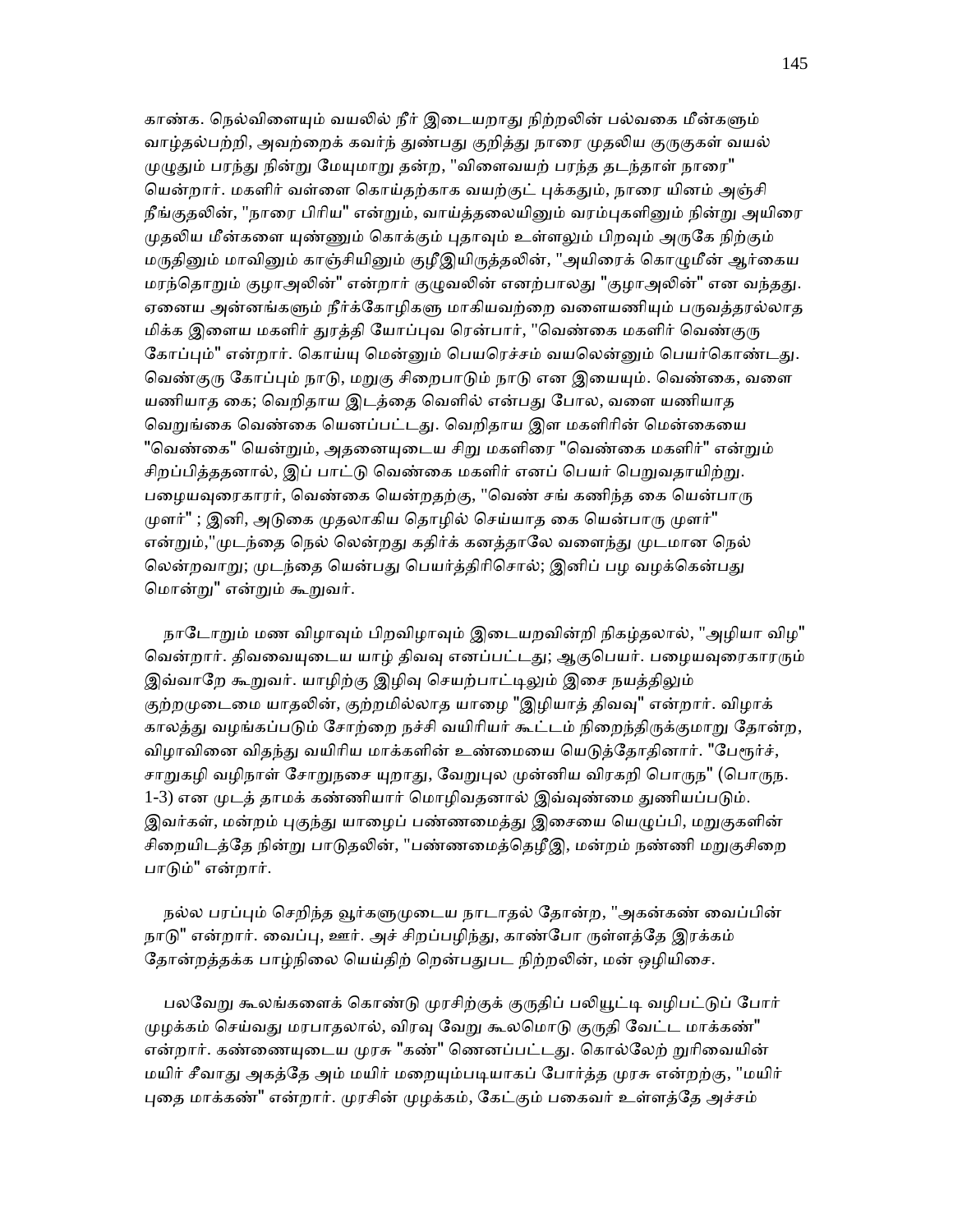காண்க. நெல்விளையும் வயலில் நீர் இடையறாது நிற்றலின் பல்வகை மீன்களும் வாழ்தல்பற்றி, அவற்றைக் கவர்ந் துண்பது குறித்து நாரை முதலிய குருகுகள் வயல் முழுதும் பரந்து நின்று மேயுமாறு தன்ற, "விளைவயற் பரந்த தடந்தாள் நாரை" யென்றார். மகளிர் வள்ளை கொய்தற்காக வயற்குட் புக்கதும், நாரை யினம் அஞ்சி நீங்குதலின், "நாரை பிரிய" என்றும், வாய்த்தலையினும் வரம்புகளினும் நின்று அயிரை முதலிய மீன்களை யுண்ணும் கொக்கும் புதாவும் உள்ளலும் பிறவும் அருகே நிற்கும் மருதினும் மாவினும் காஞ்சியினும் குழீஇயிருத்தலின், "அயிரைக் கொழுமீன் ஆர்கைய மரந்தொறும் குழாஅலின்" என்றார் குழுவலின் எனற்பாலது "குழாஅலின்" என வந்தது. ஏனைய அன்னங்களும் நீர்க்கோழிகளு மாகியவற்றை வளையணியும் பருவத்தரல்லாத மிக்க இளைய மகளிர் துரத்தி யோப்புவ ரென்பார், "வெண்கை மகளிர் வெண்குரு கோப்பும்" என்றார். கொய்யு மென்னும் பெயரெச்சம் வயலென்னும் பெயர்கொண்டது. வெண்குரு கோப்பும் நாடு, மறுகு சிறைபாடும் நாடு என இயையும். வெண்கை, வளை யணியாத கை; வெறிதாய இடத்தை வெளில் என்பது போல, வளை யணியாத வெறுங்கை வெண்கை யெனப்பட்டது. வெறிதாய இள மகளிரின் மென்கையை "வெண்கை" யென்றும், அதனையுடைய சிறு மகளிரை "வெண்கை மகளிர்" என்றும் சிறப்பித்ததனால், இப் பாட்டு வெண்கை மகளிர் எனப் பெயர் பெறுவதாயிற்று. பழையவுரைகாரர், வெண்கை யென்றதற்கு, "வெண் சங் கணிந்த கை யென்பாரு முளர்" ; இனி, அடுகை முதலாகிய தொழில் செய்யாத கை யென்பாரு முளர்" என்றும்,"முடந்தை நெல் லென்றது கதிர்க் கனத்தாலே வளைந்து முடமான நெல் லென்றவாறு; முடந்தை யென்பது பெயர்த்திரிசொல்; இனிப் பழ வழக்கென்பது மொன்று" என்றும் கூறுவர்.

நாடோறும் மண விழாவும் பிறவிழாவும் இடையறவின்றி நிகழ்தலால், "அழியா விழ" வென்றார். திவவையுடைய யாழ் திவவு எனப்பட்டது; ஆகுபெயர். பழையவுரைகாரரும் இவ்வாறே கூறுவர். யாழிற்கு இழிவு செயற்பாட்டிலும் இசை நயத்திலும் குற்றமுடைமை யாதலின், குற்றமில்லாத யாழை "இழியாத் திவவு" என்றார். விழாக் காலத்து வழங்கப்படும் சோற்றை நச்சி வயிரியர் கூட்டம் நிறைந்திருக்குமாறு தோன்ற, விழாவினை விதந்து வயிரிய மாக்களின் உண்மையை யெடுத்தோதினார். "பேரூர்ச், சாறுகழி வழிநாள் சோறுநசை யுறாது, வேறுபுல முன்னிய விரகறி பொருந" (பொருந. 1-3) என முடத் தாமக் கண்ணியார் மொழிவதனால் இவ்வுண்மை துணியப்படும். இவர்கள், மன்றம் புகுந்து யாழைப் பண்ணமைத்து இசையை யெழுப்பி, மறுகுகளின் சிறையிடத்தே நின்று பாடுதலின், "பண்ணமைத்தெழீஇ, மன்றம் நண்ணி மறுகுசிறை பாடும்" என்றார்.

நல்ல பரப்பும் செறிந்த வூர்களுமுடைய நாடாதல் தோன்ற, "அகன்கண் வைப்பின் நாடு" என்றார். வைப்பு, ஊர். அச் சிறப்பழிந்து, காண்போ ருள்ளத்தே இரக்கம் தோன்றத்தக்க பாழ்நிலை யெய்திற் றென்பதுபட நிற்றலின், மன் ஒழியிசை.

பலவேறு கூலங்களைக் கொண்டு முரசிற்குக் குருதிப் பலியூட்டி வழிபட்டுப் போர் முழக்கம் செய்வது மரபாதலால், விரவு வேறு கூலமொடு குருதி வேட்ட மாக்கண்" என்றார். கண்ணையுடைய முரசு "கண்" ணெனப்பட்டது. கொல்லேற் றுரிவையின் மயிர் சீவாது அகத்தே அம் மயிர் மறையும்படியாகப் போர்த்த முரசு என்றற்கு, "மயிர் புதை மாக்கண்" என்றார். முரசின் முழக்கம், கேட்கும் பகைவர் உள்ளத்தே அச்சம்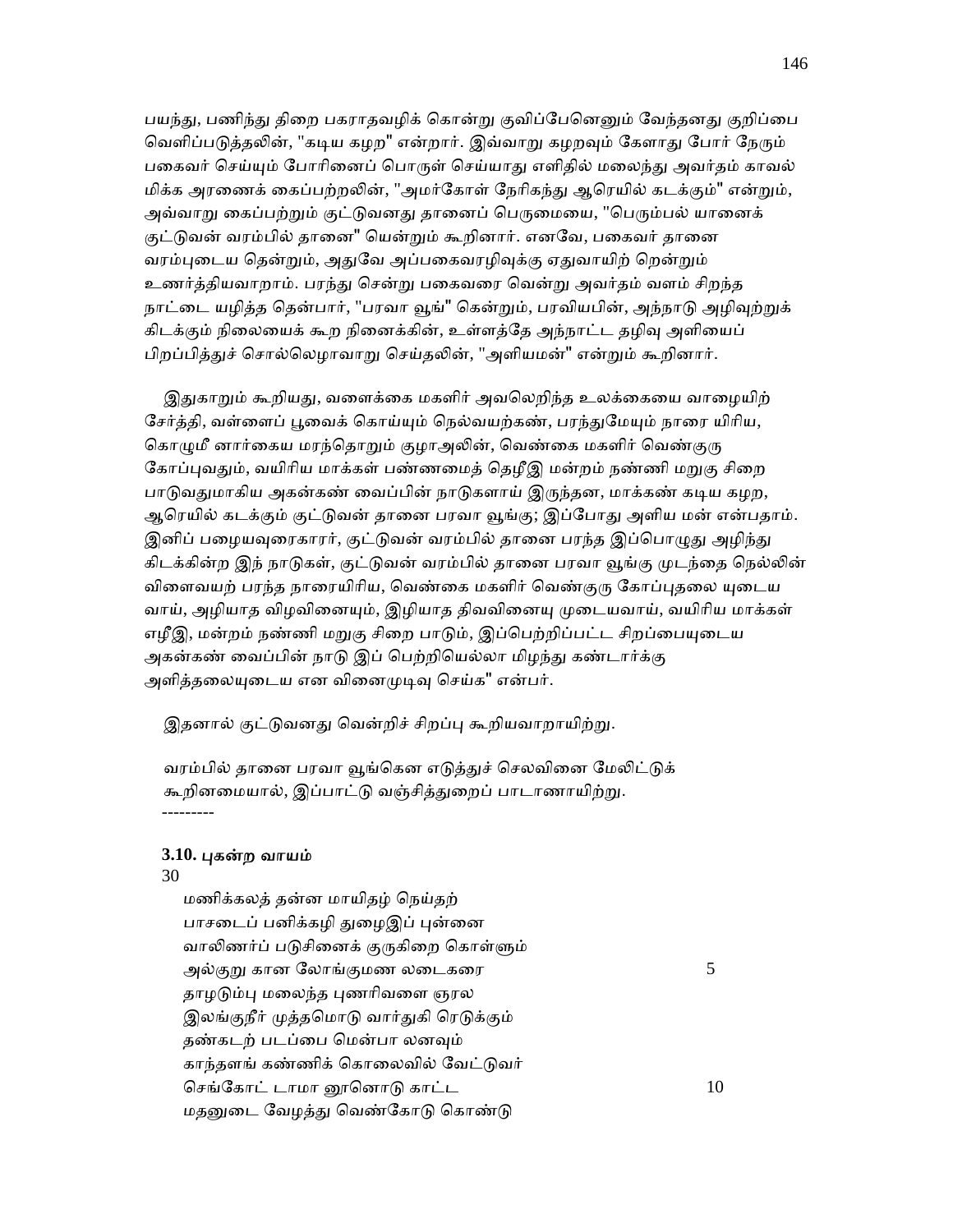பயந்து, பணிந்து திறை பகராதவழிக் கொன்று குவிப்பேனெனும் வேந்தனது குறிப்பை வெளிப்படுத்தலின், "கடிய கழற" என்றார். இவ்வாறு கழறவும் கேளாது போர் நேரும் பகைவர் செய்யும் போரினைப் பொருள் செய்யாது எளிதில் மலைந்து அவர்தம் காவல் மிக்க அரணைக் கைப்பற்றலின், "அமர்கோள் நேரிகந்து ஆரெயில் கடக்கும்" என்றும், அவ்வாறு கைப்பற்றும் குட்டுவனது தானைப் பெருமையை, "பெரும்பல் யானைக் குட்டுவன் வரம்பில் தானை" யென்றும் கூறினார். எனவே, பகைவர் தானை வரம்புடைய தென்றும், அதுவே அப்பகைவரழிவுக்கு ஏதுவாயிற் றென்றும் உணர்த்தியவாறாம். பரந்து சென்று பகைவரை வென்று அவர்தம் வளம் சிறந்த நாட்டை யழித்த தென்பார், "பரவா வூங்" கென்றும், பரவியபின், அந்நாடு அழிவுற்றுக் கிடக்கும் நிலையைக் கூற நினைக்கின், உள்ளத்தே அந்நாட்ட தழிவு அளியைப் பிறப்பித்துச் சொல்லெழாவாறு செய்தலின், "அளியமன்" என்றும் கூறினார்.

இதுகாறும் கூறியது, வளைக்கை மகளிர் அவலெறிந்த உலக்கையை வாழையிற் சேர்த்தி, வள்ளைப் பூவைக் கொய்யும் நெல்வயற்கண், பரந்துமேயும் நாரை யிரிய, கொழுமீ னார்கைய மரந்தொறும் குழாஅலின், வெண்கை மகளிர் வெண்குரு கோப்புவதும், வயிரிய மாக்கள் பண்ணமைத் தெழீஇ மன்றம் நண்ணி மறுகு சிறை பாடுவதுமாகிய அகன்கண் வைப்பின் நாடுகளாய் இருந்தன, மாக்கண் கடிய கழற, ஆரெயில் கடக்கும் குட்டுவன் தானை பரவா வூங்கு; இப்போது அளிய மன் என்பதாம். இனிப் பழையவுரைகாரர், குட்டுவன் வரம்பில் தானை பரந்த இப்பொழுது அழிந்து கிடக்கின்ற இந் நாடுகள், குட்டுவன் வரம்பில் தானை பரவா வூங்கு முடந்தை நெல்லின் விளைவயற் பரந்த நாரையிரிய, வெண்கை மகளிர் வெண்குரு கோப்புதலை யுடைய வாய், அழியாத விழவினையும், இழியாத திவவினையு முடையவாய், வயிரிய மாக்கள் எழீஇ, மன்றம் நண்ணி மறுகு சிறை பாடும், இப்பெற்றிப்பட்ட சிறப்பையுடைய அகன்கண் வைப்பின் நாடு இப் பெற்றியெல்லா மிழந்து கண்டார்க்கு அளித்தலையுடைய என வினைமுடிவு செய்க" என்பர்.

இதனால் குட்டுவனது வென்றிச் சிறப்பு கூறியவாறாயிற்று.

வரம்பில் தானை பரவா வூங்கென எடுத்துச் செலவினை மேலிட்டுக் கூறினமையால், இப்பாட்டு வஞ்சித்துறைப் பாடாணாயிற்று.

---------

### 3.10. புகன்ற வாயம்

30

மணிக்கலத் தன்ன மாயிதழ் நெய்தற்  
பாசடைப் பனிக்கழி துழைஇப் புன்னை  
வாலிணர்ப் படுசினைக் குருகிறை கொள்ளும்  
அல்குறு கான லோங்குமண லடைகரை 5  
தாழடும்பு மலைந்த புணரிவளை ஞரல  
இலங்குநீர் முத்தமொடு வார்துகி ரெடுக்கும்  
தண்கடற் படப்பை மென்பா லனவும்  
காந்தளங் கண்ணிக் கொலைவில் வேட்டுவர்  
செங்கோட் டாமா னூனொடு காட்ட 10  
மதனுடை வேழத்து வெண்கோடு கொண்டு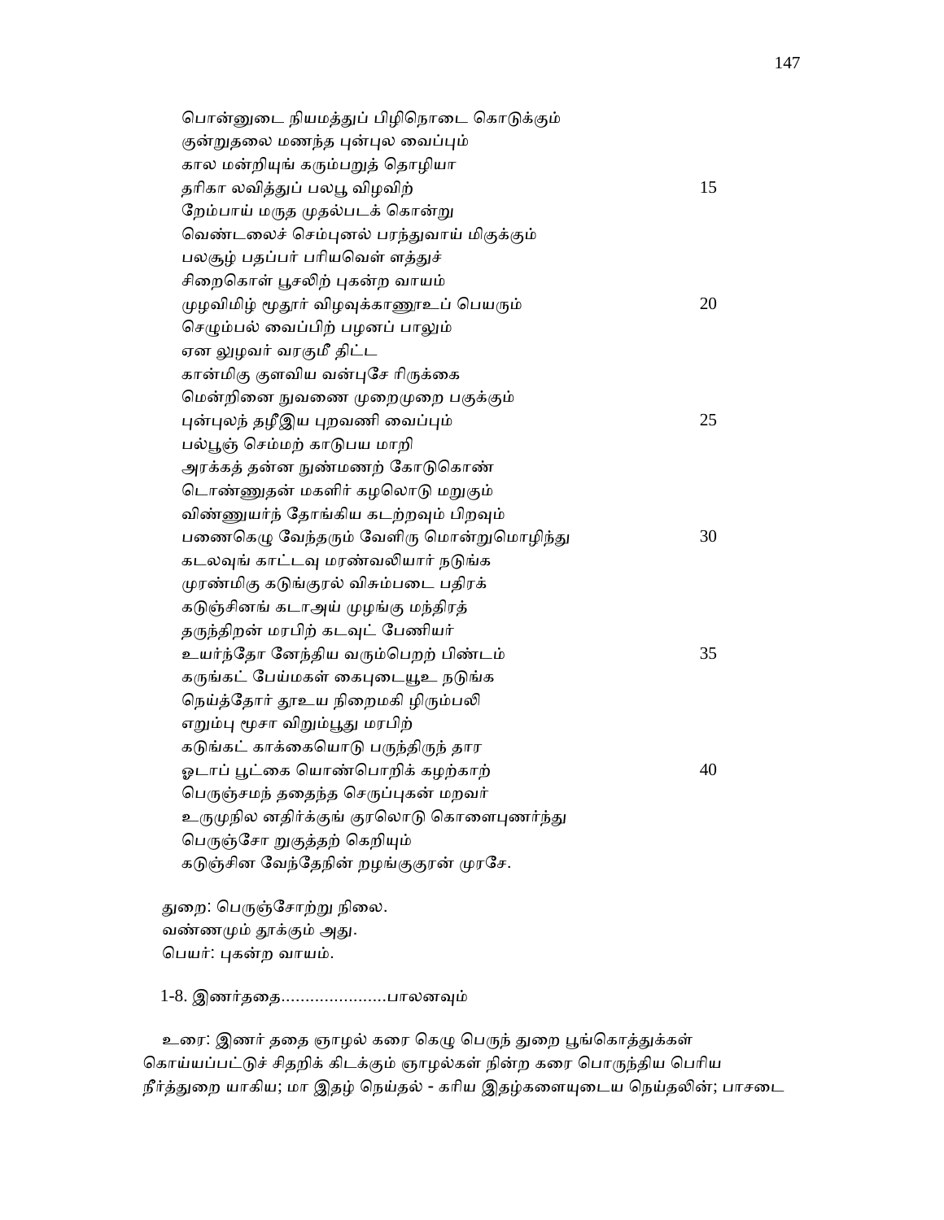பொன்னுடை நியமத்துப் பிழிநொடை கொடுக்கும்
குன்றுதலை மணந்த புன்புல வைப்பும்
கால மன்றியுங் கரும்பறுத் தொழியா
தரிகா லவித்துப் பலபூ விழவிற் 15
றேம்பாய் மருத முதல்படக் கொன்று
வெண்டலைச் செம்புனல் பரந்துவாய் மிகுக்கும்
பலசூழ் பதப்பர் பரியவெள் ளத்துச்
சிறைகொள் பூசலிற் புகன்ற வாயம்
முழவிமிழ் மூதூர் விழவுக்காணூஉப் பெயரும் 20
செழும்பல் வைப்பிற் பழனப் பாலும்
ஏன லுழவர் வரகுமீ திட்ட
கான்மிகு குளவிய வன்புசே ரிருக்கை
மென்றினை நுவணை முறைமுறை பகுக்கும்
புன்புலந் தழீஇய புறவணி வைப்பும் 25
பல்பூஞ் செம்மற் காடுபய மாறி
அரக்கத் தன்ன நுண்மணற் கோடுகொண்
டொண்ணுதன் மகளிர் கழலொடு மறுகும்
விண்ணுயர்ந் தோங்கிய கடற்றவும் பிறவும்
பணைகெழு வேந்தரும் வேளிரு மொன்றுமொழிந்து 30
கடலவுங் காட்டவு மரண்வலியார் நடுங்க
முரண்மிகு கடுங்குரல் விசும்படை பதிரக்
கடுஞ்சினங் கடாஅய் முழங்கு மந்திரத்
தருந்திறன் மரபிற் கடவுட் பேணியர்
உயர்ந்தோ னேந்திய வரும்பெறற் பிண்டம் 35
கருங்கட் பேய்மகள் கைபுடையூஉ நடுங்க
நெய்த்தோர் தூஉய நிறைமகி ழிரும்பலி
எறும்பு மூசா விறும்பூது மரபிற்
கடுங்கட் காக்கையொடு பருந்திருந் தார
ஓடாப் பூட்கை யொண்பொறிக் கழற்காற் 40
பெருஞ்சமந் ததைந்த செருப்புகன் மறவர்
உருமுநில னதிர்க்குங் குரலொடு கொளைபுணர்ந்து
பெருஞ்சோ றுகுத்தற் கெறியும்
கடுஞ்சின வேந்தேநின் றழங்குகுரன் முரசே.

துறை: பெருஞ்சோற்று நிலை.
வண்ணமும் தூக்கும் அது.
பெயர்: புகன்ற வாயம்.

1-8. இணர்ததை......................பாலனவும்

உரை: இணர் ததை ஞாழல் கரை கெழு பெருந் துறை பூங்கொத்துக்கள் கொய்யப்பட்டுச் சிதறிக் கிடக்கும் ஞாழல்கள் நின்ற கரை பொருந்திய பெரிய நீர்த்துறை யாகிய; மா இதழ் நெய்தல் - கரிய இதழ்களையுடைய நெய்தலின்; பாசடை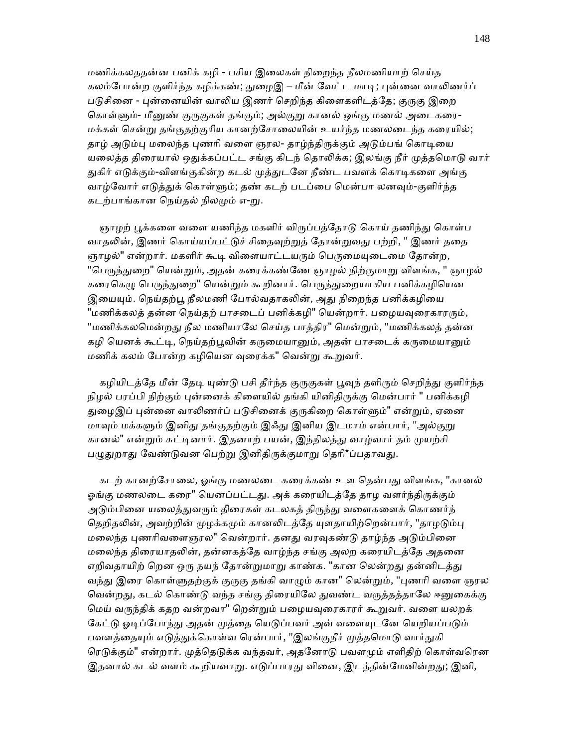மணிக்கலததன்ன பனிக் கழி - பசிய இலைகள் நிறைந்த நீலமணியாற் செய்த கலம்போன்ற குளிர்ந்த கழிக்கண்; துழைஇ – மீன் வேட்ட மாடி; புன்னை வாலிணர்ப் படுசினை - புன்னையின் வாலிய இணர் செறிந்த கிளைகளிடத்தே; குருகு இறை கொள்ளும்- மீனுண் குருகுகள் தங்கும்; அல்குறு கானல் ஒங்கு மணல் அடைகரை- மக்கள் சென்று தங்குதற்குரிய கானற்சோலையின் உயர்ந்த மணலடைந்த கரையில்; தாழ் அடும்பு மலைந்த புணரி வளை ஞரல- தாழ்ந்திருக்கும் அடும்பங் கொடியை யலைத்த திரையால் ஒதுக்கப்பட்ட சங்கு கிடந் தொலிக்க; இலங்கு நீர் முத்தமொடு வார் துகிர் எடுக்கும்-விளங்குகின்ற கடல் முத்துடனே நீண்ட பவளக் கொடிகளை அங்கு வாழ்வோர் எடுத்துக் கொள்ளும்; தண் கடற் படப்பை மென்பா லனவும்-குளிர்ந்த கடற்பாங்கான நெய்தல் நிலமும் எ-று.

ஞாழற் பூக்களை வளை யணிந்த மகளிர் விருப்பத்தோடு கொய் தணிந்து கொள்ப வாதலின், இணர் கொய்யப்பட்டுச் சிதைவுற்றுத் தோன்றுவது பற்றி, " இணர் ததை ஞாழல்" என்றார். மகளிர் கூடி விளையாட்டயரும் பெருமையுடைமை தோன்ற, "பெருந்துறை" யென்றும், அதன் கரைக்கண்ணே ஞாழல் நிற்குமாறு விளங்க, " ஞாழல் கரைகெழு பெருந்துறை" யென்றும் கூறினார். பெருந்துறையாகிய பனிக்கழியென இயையும். நெய்தற்பூ நீலமணி போல்வதாகலின், அது நிறைந்த பனிக்கழியை "மணிக்கலத் தன்ன நெய்தற் பாசடைப் பனிக்கழி" யென்றார். பழையவுரைகாரரும், "மணிக்கலமென்றது நீல மணியாலே செய்த பாத்திர" மென்றும், "மணிக்கலத் தன்ன கழி யெனக் கூட்டி, நெய்தற்பூவின் கருமையானும், அதன் பாசடைக் கருமையானும் மணிக் கலம் போன்ற கழியென வுரைக்க" வென்று கூறுவர்.

கழியிடத்தே மீன் தேடி யுண்டு பசி தீர்ந்த குருகுகள் பூவுந் தளிரும் செறிந்து குளிர்ந்த நிழல் பரப்பி நிற்கும் புன்னைக் கிளையில் தங்கி யினிதிருக்கு மென்பார் " பனிக்கழி துழைஇப் புன்னை வாலிணர்ப் படுசினைக் குருகிறை கொள்ளும்" என்றும், ஏனை மாவும் மக்களும் இனிது தங்குதற்கும் இஃது இனிய இடமாம் என்பார், "அல்குறு கானல்" என்றும் சுட்டினார். இதனாற் பயன், இந்நிலத்து வாழ்வார் தம் முயற்சி பழுதுறாது வேண்டுவன பெற்று இனிதிருக்குமாறு தெரி*ப்பதாவது.

கடற் கானற்சோலை, ஓங்கு மணலடை கரைக்கண் உள தென்பது விளங்க, "கானல் ஓங்கு மணலடை கரை" யெனப்பட்டது. அக் கரையிடத்தே தாழ வளர்ந்திருக்கும் அடும்பினை யலைத்துவரும் திரைகள் கடலகத் திருந்து வளைகளைக் கொணர்ந் தெறிதலின், அவற்றின் முழக்கமும் கானலிடத்தே யுளதாயிற்றென்பார், "தாழடும்பு மலைந்த புணரிவளைஞரல" வென்றார். தனது வரவுகண்டு தாழ்ந்த அடும்பினை மலைந்த திரையாதலின், தன்னகத்தே வாழ்ந்த சங்கு அலற கரையிடத்தே அதனை எறிவதாயிற் றென ஒரு நயந் தோன்றுமாறு காண்க. "கான லென்றது தன்னிடத்து வந்து இரை கொள்ளுதற்குக் குருகு தங்கி வாழும் கான" லென்றும், "புணரி வளை ஞரல வென்றது, கடல் கொண்டு வந்த சங்கு திரையிலே துவண்ட வருத்தத்தாலே ஈனுகைக்கு மெய் வருந்திக் கதற வன்றவா" றென்றும் பழையவுரைகாரர் கூறுவர். வளை யலறக் கேட்டு ஓடிப்போந்து அதன் முத்தை யெடுப்பவர் அவ் வளையுடனே யெறியப்படும் பவளத்தையும் எடுத்துக்கொள்வ ரென்பார், "இலங்குநீர் முத்தமொடு வார்துகி ரெடுக்கும்" என்றார். முத்தெடுக்க வந்தவர், அதனோடு பவளமும் எளிதிற் கொள்வரென இதனால் கடல் வளம் கூறியவாறு. எடுப்பாரது வினை, இடத்தின்மேனின்றது; இனி,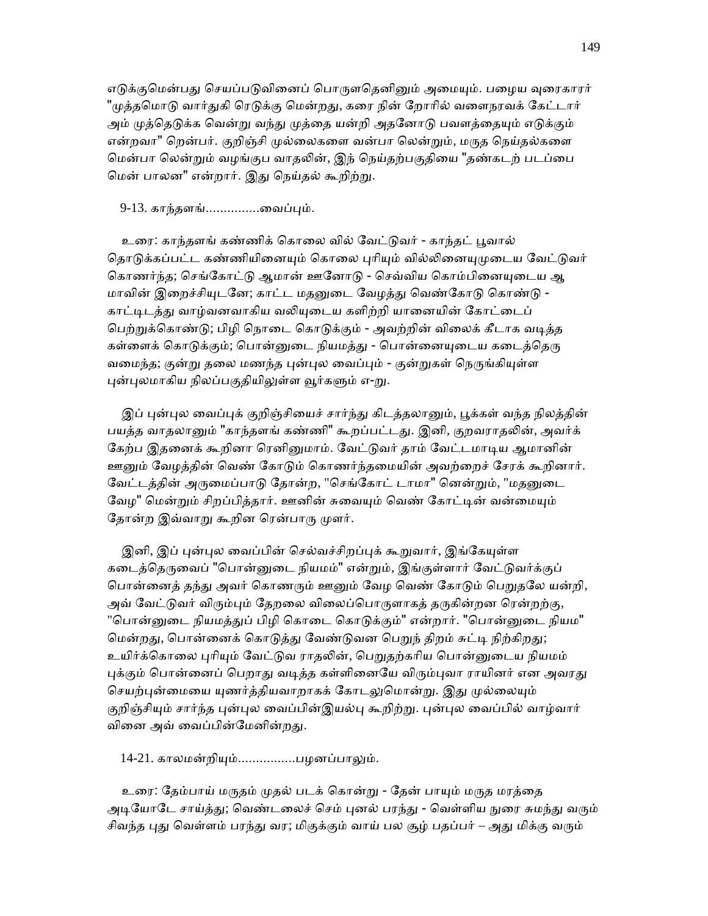எடுக்குமென்பது செயப்படுவினைப் பொருளதெனினும் அமையும். பழைய வுரைகாரர் "முத்தமொடு வார்துகி ரெடுக்கு மென்றது, கரை நின் றோரில் வளைநரவக் கேட்டார் அம் முத்தெடுக்க வென்று வந்து முத்தை யன்றி அதனோடு பவளத்தையும் எடுக்கும் என்றவா" றென்பர். குறிஞ்சி முல்லைகளை வன்பா லென்றும், மருத நெய்தல்களை மென்பா லென்றும் வழங்குப வாதலின், இந் நெய்தற்பகுதியை "தண்கடற் படப்பை மென் பாலன" என்றார். இது நெய்தல் கூறிற்று.

9-13. காந்தளங்...............வைப்பும்.

உரை: காந்தளங் கண்ணிக் கொலை வில் வேட்டுவர் - காந்தட் பூவால் தொடுக்கப்பட்ட கண்ணியினையும் கொலை புரியும் வில்லினையுமுடைய வேட்டுவர் கொணர்ந்த; செங்கோட்டு ஆமான் ஊனோடு - செவ்விய கொம்பினையுடைய ஆ மாவின் இறைச்சியுடனே; காட்ட மதனுடை வேழத்து வெண்கோடு கொண்டு - காட்டிடத்து வாழ்வனவாகிய வலியுடைய களிற்றி யானையின் கோட்டைப் பெற்றுக்கொண்டு; பிழி நொடை கொடுக்கும் - அவற்றின் விலைக் கீடாக வடித்த கள்ளைக் கொடுக்கும்; பொன்னுடை நியமத்து - பொன்னையுடைய கடைத்தெரு வமைந்த; குன்று தலை மணந்த புன்புல வைப்பும் - குன்றுகள் நெருங்கியுள்ள புன்புலமாகிய நிலப்பகுதியிலுள்ள வூர்களும் எ-று.

இப் புன்புல வைப்புக் குறிஞ்சியைச் சார்ந்து கிடத்தலானும், பூக்கள் வந்த நிலத்தின் பயத்த வாதலானும் "காந்தளங் கண்ணி" கூறப்பட்டது. இனி, குறவராதலின், அவர்க் கேற்ப இதனைக் கூறினா ரெனினுமாம். வேட்டுவர் தாம் வேட்டமாடிய ஆமானின் ஊனும் வேழத்தின் வெண் கோடும் கொணர்ந்தமையின் அவற்றைச் சேரக் கூறினார். வேட்டத்தின் அருமைப்பாடு தோன்ற, "செங்கோட் டாமா" னென்றும், "மதனுடை வேழ" மென்றும் சிறப்பித்தார். ஊனின் சுவையும் வெண் கோட்டின் வன்மையும் தோன்ற இவ்வாறு கூறின ரென்பாரு முளர்.

இனி, இப் புன்புல வைப்பின் செல்வச்சிறப்புக் கூறுவார், இங்கேயுள்ள கடைத்தெருவைப் "பொன்னுடை நியமம்" என்றும், இங்குள்ளார் வேட்டுவர்க்குப் பொன்னைத் தந்து அவர் கொணரும் ஊனும் வேழ வெண் கோடும் பெறுதலே யன்றி, அவ் வேட்டுவர் விரும்பும் தேறலை விலைப்பொருளாகத் தருகின்றன ரென்றற்கு, "பொன்னுடை நியமத்துப் பிழி கொடை கொடுக்கும்" என்றார். "பொன்னுடை நியம" மென்றது, பொன்னைக் கொடுத்து வேண்டுவன பெறுந் திறம் சுட்டி நிற்கிறது; உயிர்க்கொலை புரியும் வேட்டுவ ராதலின், பெறுதற்கரிய பொன்னுடைய நியமம் புக்கும் பொன்னைப் பெறாது வடித்த கள்ளினையே விரும்புவா ராயினர் என அவரது செயற்புன்மையை யுணர்த்தியவாறாகக் கோடலுமொன்று. இது முல்லையும் குறிஞ்சியும் சார்ந்த புன்புல வைப்பின்இயல்பு கூறிற்று. புன்புல வைப்பில் வாழ்வார் வினை அவ் வைப்பின்மேனின்றது.

14-21. காலமன்றியும்................பழனப்பாலும்.

உரை: தேம்பாய் மருதம் முதல் படக் கொன்று - தேன் பாயும் மருத மரத்தை அடியோடே சாய்த்து; வெண்டலைச் செம் புனல் பரந்து - வெள்ளிய நுரை சுமந்து வரும் சிவந்த புது வெள்ளம் பரந்து வர; மிகுக்கும் வாய் பல சூழ் பதப்பர் – அது மிக்கு வரும்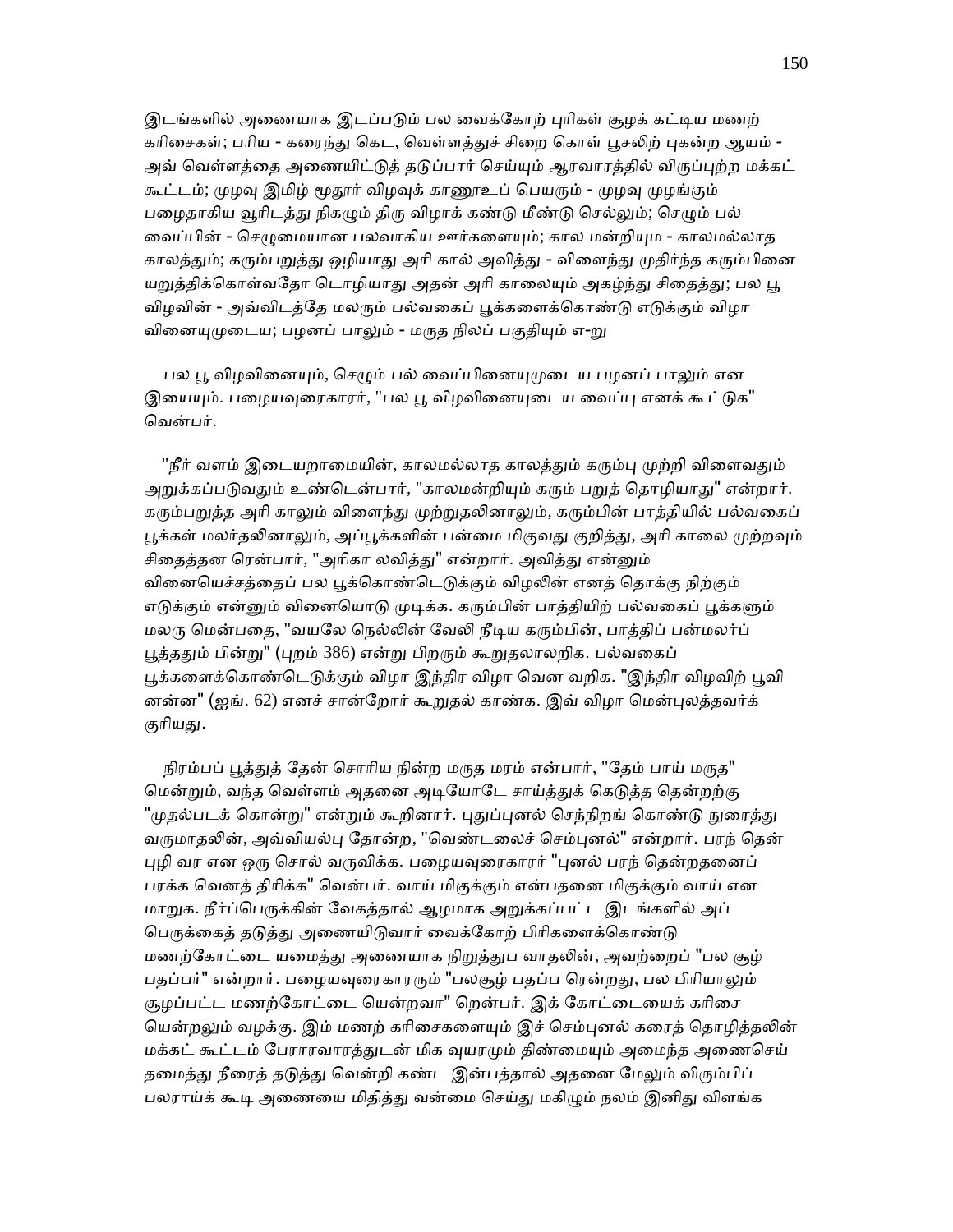இடங்களில் அணையாக இடப்படும் பல வைக்கோற் புரிகள் சூழக் கட்டிய மணற் கரிசைகள்; பரிய - கரைந்து கெட, வெள்ளத்துச் சிறை கொள் பூசலிற் புகன்ற ஆயம் - அவ் வெள்ளத்தை அணையிட்டுத் தடுப்பார் செய்யும் ஆரவாரத்தில் விருப்புற்ற மக்கட் கூட்டம்; முழவு இமிழ் மூதூர் விழவுக் காணூஉப் பெயரும் - முழவு முழங்கும் பழைதாகிய வூரிடத்து நிகழும் திரு விழாக் கண்டு மீண்டு செல்லும்; செழும் பல் வைப்பின் - செழுமையான பலவாகிய ஊர்களையும்; கால மன்றியும - காலமல்லாத காலத்தும்; கரும்பறுத்து ஒழியாது அரி கால் அவித்து - விளைந்து முதிர்ந்த கரும்பினை யறுத்திக்கொள்வதோ டொழியாது அதன் அரி காலையும் அகழ்ந்து சிதைத்து; பல பூ விழவின் - அவ்விடத்தே மலரும் பல்வகைப் பூக்களைக்கொண்டு எடுக்கும் விழா வினையுமுடைய; பழனப் பாலும் - மருத நிலப் பகுதியும் எ-று

பல பூ விழவினையும், செழும் பல் வைப்பினையுமுடைய பழனப் பாலும் என இயையும். பழையவுரைகாரர், "பல பூ விழவினையுடைய வைப்பு எனக் கூட்டுக" வென்பர்.

"நீர் வளம் இடையறாமையின், காலமல்லாத காலத்தும் கரும்பு முற்றி விளைவதும் அறுக்கப்படுவதும் உண்டென்பார், "காலமன்றியும் கரும் பறுத் தொழியாது" என்றார். கரும்பறுத்த அரி காலும் விளைந்து முற்றுதலினாலும், கரும்பின் பாத்தியில் பல்வகைப் பூக்கள் மலர்தலினாலும், அப்பூக்களின் பன்மை மிகுவது குறித்து, அரி காலை முற்றவும் சிதைத்தன ரென்பார், "அரிகா லவித்து" என்றார். அவித்து என்னும் வினையெச்சத்தைப் பல பூக்கொண்டெடுக்கும் விழலின் எனத் தொக்கு நிற்கும் எடுக்கும் என்னும் வினையொடு முடிக்க. கரும்பின் பாத்தியிற் பல்வகைப் பூக்களும் மலரு மென்பதை, "வயலே நெல்லின் வேலி நீடிய கரும்பின், பாத்திப் பன்மலர்ப் பூத்ததும் பின்று" (புறம் 386) என்று பிறரும் கூறுதலாலறிக. பல்வகைப் பூக்களைக்கொண்டெடுக்கும் விழா இந்திர விழா வெ வறிக. "இந்திர விழவிற் பூவி னன்ன" (ஐங். 62) எனச் சான்றோர் கூறுதல் காண்க. இவ் விழா மென்புலத்தவர்க் குரியது.

நிரம்பப் பூத்துத் தேன் சொரிய நின்ற மருத மரம் என்பார், "தேம் பாய் மருத" மென்றும், வந்த வெள்ளம் அதனை அடியோடே சாய்த்துக் கெடுத்த தென்றற்கு "முதல்படக் கொன்று" என்றும் கூறினார். புதுப்புனல் செந்நிறங் கொண்டு நுரைத்து வருமாதலின், அவ்வியல்பு தோன்ற, "வெண்டலைச் செம்புனல்" என்றார். பரந் தென் புழி வர என ஒரு சொல் வருவிக்க. பழையவுரைகாரர் "புனல் பரந் தென்றதனைப் பரக்க வெனத் திரிக்க" வென்பர். வாய் மிகுக்கும் என்பதனை மிகுக்கும் வாய் என மாறுக. நீர்ப்பெருக்கின் வேகத்தால் ஆழமாக அறுக்கப்பட்ட இடங்களில் அப் பெருக்கைத் தடுத்து அணையிடுவார் வைக்கோற் பிரிகளைக்கொண்டு மணற்கோட்டை யமைத்து அணையாக நிறுத்துப வாதலின், அவற்றைப் "பல சூழ் பதப்பர்" என்றார். பழையவுரைகாரரும் "பலசூழ் பதப்ப ரென்றது, பல பிரியாலும் சூழப்பட்ட மணற்கோட்டை யென்றவா" றென்பர். இக் கோட்டையைக் கரிசை யென்றலும் வழக்கு. இம் மணற் கரிசைகளையும் இச் செம்புனல் கரைத் தொழித்தலின் மக்கட் கூட்டம் பேராரவாரத்துடன் மிக வுயரமும் திண்மையும் அமைந்த அணைசெய் தமைத்து நீரைத் தடுத்து வென்றி கண்ட இன்பத்தால் அதனை மேலும் விரும்பிப் பலராய்க் கூடி அணையை மிதித்து வன்மை செய்து மகிழும் நலம் இனிது விளங்க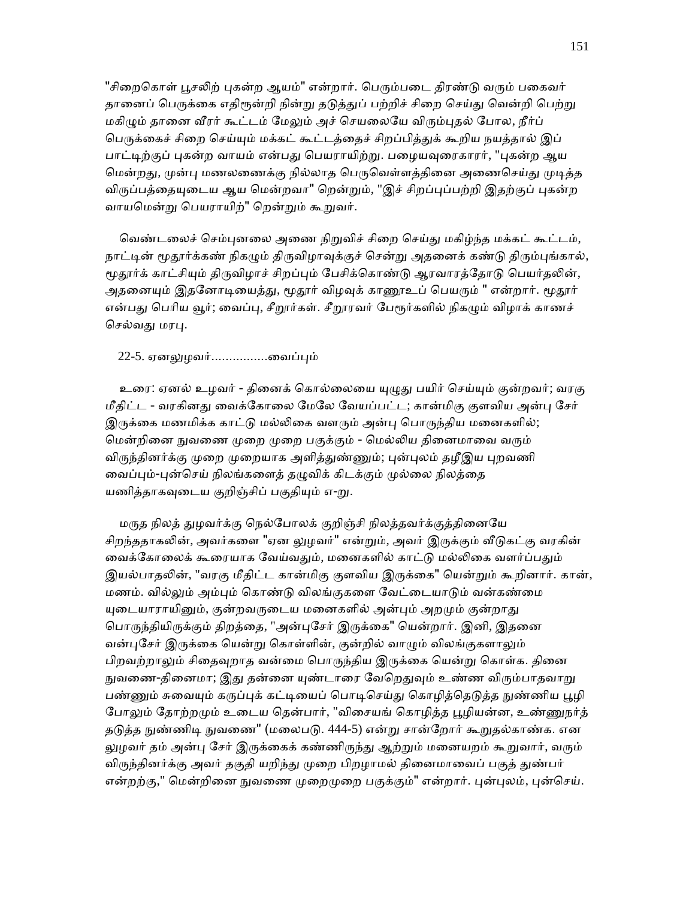"சிறைகொள் பூசலிற் புகன்ற ஆயம்" என்றார். பெரும்படை திரண்டு வரும் பகைவர் தானைப் பெருக்கை எதிரூன்றி நின்று தடுத்துப் பற்றிச் சிறை செய்து வென்றி பெற்று மகிழும் தானை வீரர் கூட்டம் மேலும் அச் செயலையே விரும்புதல் போல, நீர்ப் பெருக்கைச் சிறை செய்யும் மக்கட் கூட்டத்தைச் சிறப்பித்துக் கூறிய நயத்தால் இப் பாட்டிற்குப் புகன்ற வாயம் என்பது பெயராயிற்று. பழையவுரைகாரர், "புகன்ற ஆய மென்றது, முன்பு மணலணைக்கு நில்லாத பெருவெள்ளத்தினை அணைசெய்து முடித்த விருப்பத்தையுடைய ஆய மென்றவா" றென்றும், "இச் சிறப்புப்பற்றி இதற்குப் புகன்ற வாயமென்று பெயராயிற்" றென்றும் கூறுவர்.

வெண்டலைச் செம்புனலை அணை நிறுவிச் சிறை செய்து மகிழ்ந்த மக்கட் கூட்டம், நாட்டின் மூதூர்க்கண் நிகழும் திருவிழாவுக்குச் சென்று அதனைக் கண்டு திரும்புங்கால், மூதூர்க் காட்சியும் திருவிழாச் சிறப்பும் பேசிக்கொண்டு ஆரவாரத்தோடு பெயர்தலின், அதனையும் இதனோடியைத்து, மூதூர் விழவுக் காணூஉப் பெயரும் " என்றார். மூதூர் என்பது பெரிய வூர்; வைப்பு, சீறூர்கள். சீறூரவர் பேரூர்களில் நிகழும் விழாக் காணச் செல்வது மரபு.

22-5. ஏனலுழவர்................வைப்பும்

உரை: ஏனல் உழவர் - தினைக் கொல்லையை யுழுது பயிர் செய்யும் குன்றவர்; வரகு மீதிட்ட - வரகினது வைக்கோலை மேலே வேயப்பட்ட; கான்மிகு குளவிய அன்பு சேர் இருக்கை மணமிக்க காட்டு மல்லிகை வளரும் அன்பு பொருந்திய மனைகளில்; மென்றினை நுவணை முறை முறை பகுக்கும் - மெல்லிய தினைமாவை வரும் விருந்தினர்க்கு முறை முறையாக அளித்துண்ணும்; புன்புலம் தழீஇய புறவணி வைப்பும்-புன்செய் நிலங்களைத் தழுவிக் கிடக்கும் முல்லை நிலத்தை யணித்தாகவுடைய குறிஞ்சிப் பகுதியும் எ-று.

மருத நிலத் துழவர்க்கு நெல்போலக் குறிஞ்சி நிலத்தவர்க்குத்தினையே சிறந்ததாகலின், அவர்களை "ஏன லுழவர்" என்றும், அவர் இருக்கும் வீடுகட்கு வரகின் வைக்கோலைக் கூரையாக வேய்வதும், மனைகளில் காட்டு மல்லிகை வளர்ப்பதும் இயல்பாதலின், "வரகு மீதிட்ட கான்மிகு குளவிய இருக்கை" யென்றும் கூறினார். கான், மணம். வில்லும் அம்பும் கொண்டு விலங்குகளை வேட்டையாடும் வன்கண்மை யுடையாராயினும், குன்றவருடைய மனைகளில் அன்பும் அறமும் குன்றாது பொருந்தியிருக்கும் திறத்தை, "அன்புசேர் இருக்கை" யென்றார். இனி, இதனை வன்புசேர் இருக்கை யென்று கொள்ளின், குன்றில் வாழும் விலங்குகளாலும் பிறவற்றாலும் சிதைவுறாத வன்மை பொருந்திய இருக்கை யென்று கொள்க. தினை நுவணை-தினைமா; இது தன்னை யுண்டாரை வேறெதுவும் உண்ண விரும்பாதவாறு பண்ணும் சுவையும் கருப்புக் கட்டியைப் பொடிசெய்து கொழித்தெடுத்த நுண்ணிய பூழி போலும் தோற்றமும் உடைய தென்பார், "விசையங் கொழித்த பூழியன்ன, உண்ணுநர்த் தடுத்த நுண்ணிடி நுவணை" (மலைபடு. 444-5) என்று சான்றோர் கூறுதல்காண்க. என லுழவர் தம் அன்பு சேர் இருக்கைக் கண்ணிருந்து ஆற்றும் மனையறம் கூறுவார், வரும் விருந்தினர்க்கு அவர் தகுதி யறிந்து முறை பிறழாமல் தினைமாவைப் பகுத் துண்பர் என்றற்கு," மென்றினை நுவணை முறைமுறை பகுக்கும்" என்றார். புன்புலம், புன்செய்.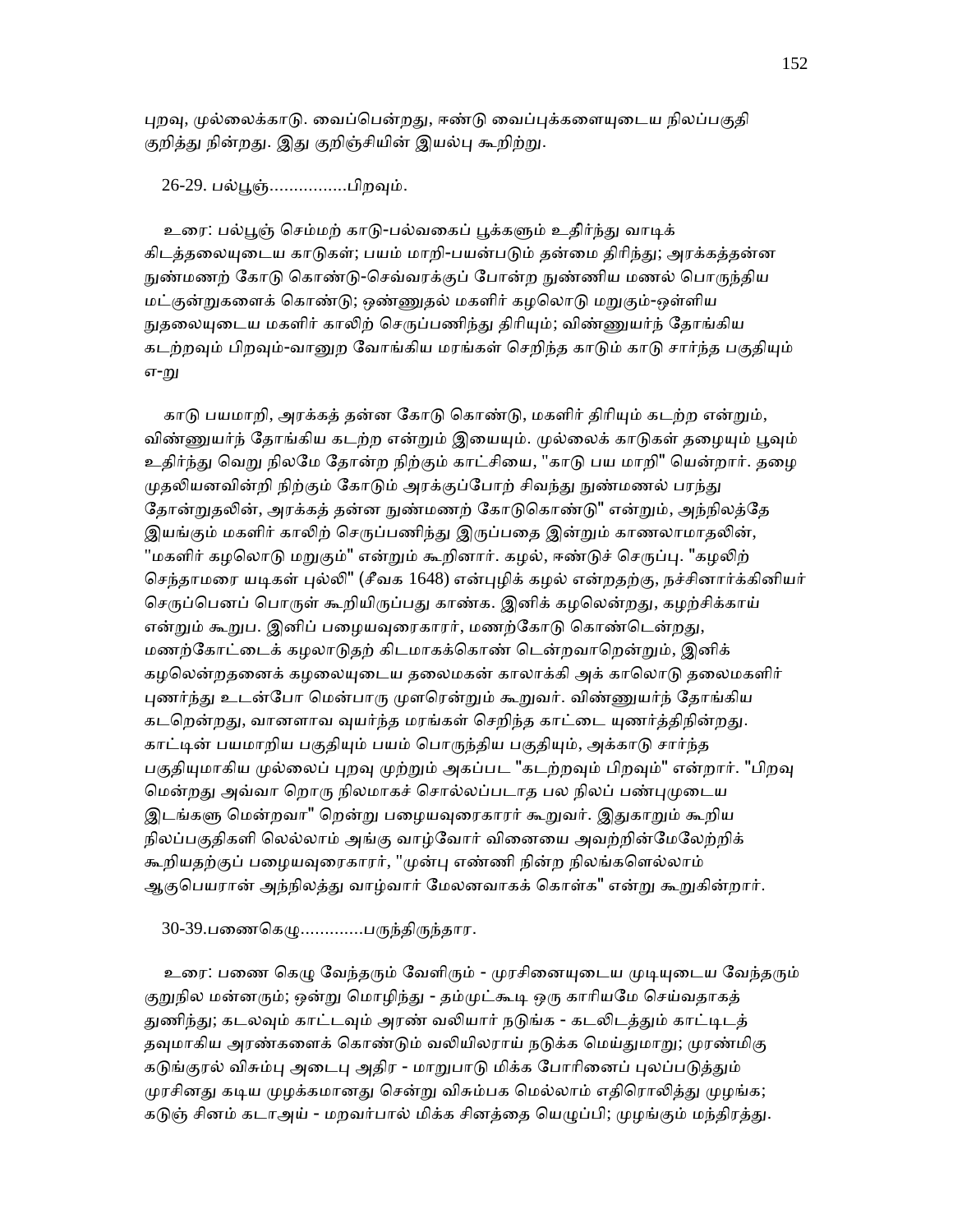புறவு, முல்லைக்காடு. வைப்பென்றது, ஈண்டு வைப்புக்களையுடைய நிலப்பகுதி குறித்து நின்றது. இது குறிஞ்சியின் இயல்பு கூறிற்று.

26-29. பல்பூஞ்................பிறவும்.

உரை: பல்பூஞ் செம்மற் காடு-பல்வகைப் பூக்களும் உதிர்ந்து வாடிக் கிடத்தலையுடைய காடுகள்; பயம் மாறி-பயன்படும் தன்மை திரிந்து; அரக்கத்தன்ன நுண்மணற் கோடு கொண்டு-செவ்வரக்குப் போன்ற நுண்ணிய மணல் பொருந்திய மட்குன்றுகளைக் கொண்டு; ஒண்ணுதல் மகளிர் கழலொடு மறுகும்-ஒள்ளிய நுதலையுடைய மகளிர் காலிற் செருப்பணிந்து திரியும்; விண்ணுயர்ந் தோங்கிய கடற்றவும் பிறவும்-வானுற வோங்கிய மரங்கள் செறிந்த காடும் காடு சார்ந்த பகுதியும் எ-று

காடு பயமாறி, அரக்கத் தன்ன கோடு கொண்டு, மகளிர் திரியும் கடற்ற என்றும், விண்ணுயர்ந் தோங்கிய கடற்ற என்றும் இயையும். முல்லைக் காடுகள் தழையும் பூவும் உதிர்ந்து வெறு நிலமே தோன்ற நிற்கும் காட்சியை, "காடு பய மாறி" யென்றார். தழை முதலியனவின்றி நிற்கும் கோடும் அரக்குப்போற் சிவந்து நுண்மணல் பரந்து தோன்றுதலின், அரக்கத் தன்ன நுண்மணற் கோடுகொண்டு" என்றும், அந்நிலத்தே இயங்கும் மகளிர் காலிற் செருப்பணிந்து இருப்பதை இன்றும் காணலாமாதலின், "மகளிர் கழலொடு மறுகும்" என்றும் கூறினார். கழல், ஈண்டுச் செருப்பு. "கழலிற் செந்தாமரை யடிகள் புல்லி" (சீவக 1648) என்புழிக் கழல் என்றதற்கு, நச்சினார்க்கினியர் செருப்பெனப் பொருள் கூறியிருப்பது காண்க. இனிக் கழலென்றது, கழற்சிக்காய் என்றும் கூறுப. இனிப் பழையவுரைகாரர், மணற்கோடு கொண்டென்றது, மணற்கோட்டைக் கழலாடுதற் கிடமாகக்கொண் டென்றவாறென்றும், இனிக் கழலென்றதனைக் கழலையுடைய தலைமகன் காலாக்கி அக் காலொடு தலைமகளிர் புணர்ந்து உடன்போ மென்பாரு முளரென்றும் கூறுவர். விண்ணுயர்ந் தோங்கிய கடறென்றது, வானளாவ வுயர்ந்த மரங்கள் செறிந்த காட்டை யுணர்த்திநின்றது. காட்டின் பயமாறிய பகுதியும் பயம் பொருந்திய பகுதியும், அக்காடு சார்ந்த பகுதியுமாகிய முல்லைப் புறவு முற்றும் அகப்பட "கடற்றவும் பிறவும்" என்றார். "பிறவு மென்றது அவ்வா றொரு நிலமாகச் சொல்லப்படாத பல நிலப் பண்புமுடைய இடங்களு மென்றவா" றென்று பழையவுரைகாரர் கூறுவர். இதுகாறும் கூறிய நிலப்பகுதிகளி லெல்லாம் அங்கு வாழ்வோர் வினையை அவற்றின்மேலேற்றிக் கூறியதற்குப் பழையவுரைகாரர், "முன்பு எண்ணி நின்ற நிலங்களெல்லாம் ஆகுபெயரான் அந்நிலத்து வாழ்வார் மேலனவாகக் கொள்க" என்று கூறுகின்றார்.

30-39.பணைகெழு.............பருந்திருந்தார.

உரை: பணை கெழு வேந்தரும் வேளிரும் - முரசினையுடைய முடியுடைய வேந்தரும் குறுநில மன்னரும்; ஒன்று மொழிந்து - தம்முட்கூடி ஒரு காரியமே செய்வதாகத் துணிந்து; கடலவும் காட்டவும் அரண் வலியார் நடுங்க - கடலிடத்தும் காட்டிடத் தவுமாகிய அரண்களைக் கொண்டும் வலியிலராய் நடுக்க மெய்துமாறு; முரண்மிகு கடுங்குரல் விசும்பு அடைபு அதிர - மாறுபாடு மிக்க போரினைப் புலப்படுத்தும் முரசினது கடிய முழக்கமானது சென்று விசும்பக மெல்லாம் எதிரொலித்து முழங்க; கடுஞ் சினம் கடாஅய் - மறவர்பால் மிக்க சினத்தை யெழுப்பி; முழங்கும் மந்திரத்து.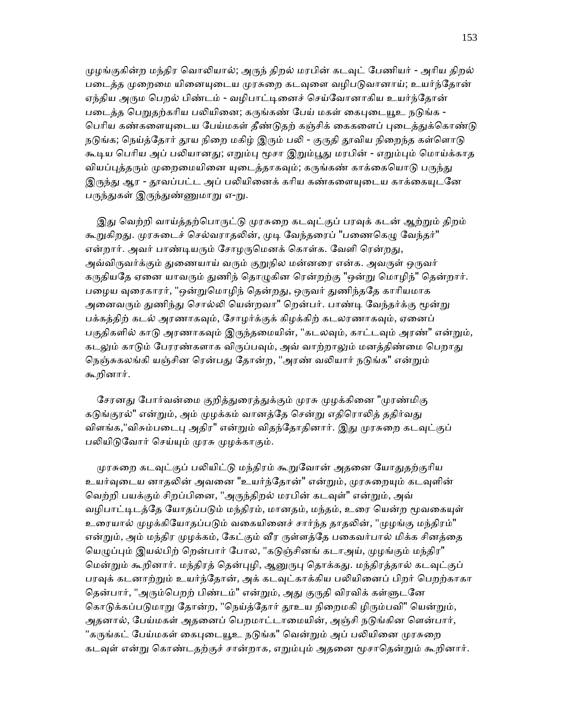முழங்குகின்ற மந்திர வொலியால்; அருந் திறல் மரபின் கடவுட் பேணியர் - அரிய திறல் படைத்த முறைமை யினையுடைய முரசுறை கடவுளை வழிபடுவானாய்; உயர்ந்தோன் ஏந்திய அரும பெறல் பிண்டம் - வழிபாட்டினைச் செய்வோனாகிய உயர்ந்தோன் படைத்த பெறுதற்கரிய பலியினை; கருங்கண் பேய் மகள் கைபுடையூஉ நடுங்க - பெரிய கண்களையுடைய பேய்மகள் தீண்டுதற் கஞ்சிக் கைகளைப் புடைத்துக்கொண்டு நடுங்க; நெய்த்தோர் தூய நிறை மகிழ் இரும் பலி - குருதி தூவிய நிறைந்த கள்ளொடு கூடிய பெரிய அப் பலியானது; எறும்பு மூசா இறும்பூது மரபின் - எறும்பும் மொய்க்காத வியப்புத்தரும் முறைமையினை யுடைத்தாகவும்; கருங்கண் காக்கையொடு பருந்து இருந்து ஆர - தூவப்பட்ட அப் பலியினைக் கரிய கண்களையுடைய காக்கையுடனே பருந்துகள் இருந்துண்ணுமாறு எ-று.

இது வெற்றி வாய்த்தற்பொருட்டு முரசுறை கடவுட்குப் பரவுக் கடன் ஆற்றும் திறம் கூறுகிறது. முரசுடைச் செல்வராதலின், முடி வேந்தரைப் "பணைகெழு வேந்தர்" என்றார். அவர் பாண்டியரும் சோழருமெனக் கொள்க. வேளி ரென்றது, அவ்விருவர்க்கும் துணையாய் வரும் குறுநில மன்னரை என்க. அவருள் ஒருவர் கருதியதே ஏனை யாவரும் துணிந் தொழுகின ரென்றற்கு "ஒன்று மொழிந்" தென்றார். பழைய வுரைகாரர், "ஒன்றுமொழிந் தென்றது, ஒருவர் துணிந்ததே காரியமாக அனைவரும் துணிந்து சொல்லி யென்றவா" றென்பர். பாண்டி வேந்தர்க்கு மூன்று பக்கத்திற் கடல் அரணாகவும், சோழர்க்குக் கிழக்கிற் கடலரணாகவும், ஏனைப் பகுதிகளில் காடு அரணாகவும் இருந்தமையின், "கடலவும், காட்டவும் அரண்" என்றும், கடலும் காடும் பேரரண்களாக விருப்பவும், அவ் வாற்றாலும் மனத்திண்மை பெறாது நெஞ்சுகலங்கி யஞ்சின ரென்பது தோன்ற, "அரண் வலியார் நடுங்க" என்றும் கூறினார்.

சேரனது போர்வன்மை குறித்துரைத்துக்கும் முரசு முழக்கினை "முரண்மிகு கடுங்குரல்" என்றும், அம் முழக்கம் வானத்தே சென்று எதிரொலித் ததிர்வது விளங்க,"விசும்படைபு அதிர" என்றும் விதந்தோதினார். இது முரசுறை கடவுட்குப் பலியிடுவோர் செய்யும் முரசு முழக்காகும்.

முரசுறை கடவுட்குப் பலியிட்டு மந்திரம் கூறுவோன் அதனை யோதுதற்குரிய உயர்வுடைய னாதலின் அவனை "உயர்ந்தோன்" என்றும், முரசுறையும் கடவுளின் வெற்றி பயக்கும் சிறப்பினை, "அருந்திறல் மரபின் கடவுள்" என்றும், அவ் வழிபாட்டிடத்தே யோதப்படும் மந்திரம், மானதம், மந்தம், உரை யென்ற மூவகையுள் உரையால் முழக்கியோதப்படும் வகையினைச் சார்ந்த தாதலின், "முழங்கு மந்திரம்" என்றும், அம் மந்திர முழக்கம், கேட்கும் வீர ருள்ளத்தே பகைவர்பால் மிக்க சினத்தை யெழுப்பும் இயல்பிற் றென்பார் போல, "கடுஞ்சினங் கடாஅய், முழங்கும் மந்திர" மென்றும் கூறினார். மந்திரத் தென்புழி, ஆனுருபு தொக்கது. மந்திரத்தால் கடவுட்குப் பரவுக் கடனாற்றும் உயர்ந்தோன், அக் கடவுட்காக்கிய பலியினைப் பிறர் பெறற்காகா தென்பார், "அரும்பெறற் பிண்டம்" என்றும், அது குருதி விரவிக் கள்ளுடனே கொடுக்கப்படுமாறு தோன்ற, "நெய்த்தோர் தூஉய நிறைமகி ழிரும்பலி" யென்றும், அதனால், பேய்மகள் அதனைப் பெறமாட்டாமையின், அஞ்சி நடுங்கின ளென்பார், "கருங்கட் பேய்மகள் கைபுடையூஉ நடுங்க" வென்றும் அப் பலியினை முரசுறை கடவுள் என்று கொண்டதற்குச் சான்றாக, எறும்பும் அதனை மூசாதென்றும் கூறினார்.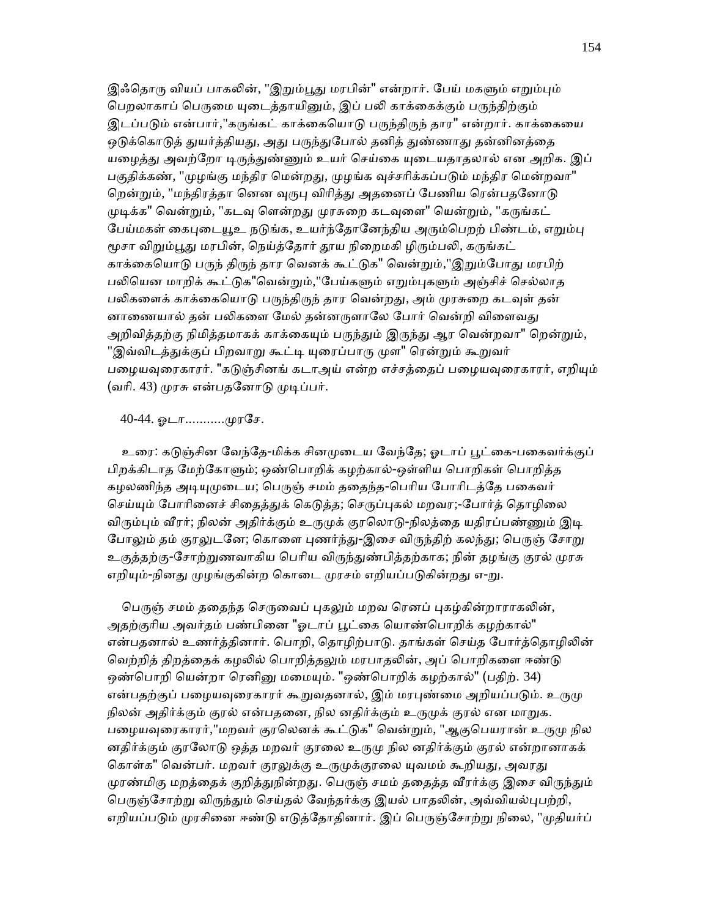இஃதொரு வியப் பாகலின், "இறும்பூது மரபின்" என்றார். பேய் மகளும் எறும்பும் பெறலாகாப் பெருமை யுடைத்தாயினும், இப் பலி காக்கைக்கும் பருந்திற்கும் இடப்படும் என்பார்,"கருங்கட் காக்கையொடு பருந்திருந் தார" என்றார். காக்கையை ஒடுக்கொடுத் துயர்த்தியது, அது பருந்துபோல் தனித் துண்ணாது தன்னினத்தை யழைத்து அவற்றோ டிருந்துண்ணும் உயர் செய்கை யுடையதாதலால் என அறிக. இப் பகுதிக்கண், "முழங்கு மந்திர மென்றது, முழங்க வுச்சரிக்கப்படும் மந்திர மென்றவா" றென்றும், "மந்திரத்தா னென வுருபு விரித்து அதனைப் பேணிய ரென்பதனோடு முடிக்க" வென்றும், "கடவு ளென்றது முரசுறை கடவுளை" யென்றும், "கருங்கட் பேய்மகள் கைபுடையூஉ நடுங்க, உயர்ந்தோனேந்திய அரும்பெறற் பிண்டம், எறும்பு மூசா விறும்பூது மரபின், நெய்த்தோர் தூய நிறைமகி ழிரும்பலி, கருங்கட் காக்கையொடு பருந் திருந் தார வெனக் கூட்டுக" வென்றும்,"இறும்போது மரபிற் பலியென மாறிக் கூட்டுக"வென்றும்,"பேய்களும் எறும்புகளும் அஞ்சிச் செல்லாத பலிகளைக் காக்கையொடு பருந்திருந் தார வென்றது, அம் முரசுறை கடவுள் தன் னாணையால் தன் பலிகளை மேல் தன்னருளாலே போர் வென்றி விளைவது அறிவித்தற்கு நிமித்தமாகக் காக்கையும் பருந்தும் இருந்து ஆர வென்றவா" றென்றும், "இவ்விடத்துக்குப் பிறவாறு கூட்டி யுரைப்பாரு முள" ரென்றும் கூறுவர் பழையவுரைகாரர். "கடுஞ்சினங் கடாஅய் என்ற எச்சத்தைப் பழையவுரைகாரர், எறியும் (வரி. 43) முரசு என்பதனோடு முடிப்பர்.

40-44. ஓடா...........முரசே.

உரை: கடுஞ்சின வேந்தே-மிக்க சினமுடைய வேந்தே; ஓடாப் பூட்கை-பகைவர்க்குப் பிறக்கிடாத மேற்கோளும்; ஒண்பொறிக் கழற்கால்-ஒள்ளிய பொறிகள் பொறித்த கழலணிந்த அடியுமுடைய; பெருஞ் சமம் ததைந்த-பெரிய போரிடத்தே பகைவர் செய்யும் போரினைச் சிதைத்துக் கெடுத்த; செருப்புகல் மறவர;-போர்த் தொழிலை விரும்பும் வீரர்; நிலன் அதிர்க்கும் உருமுக் குரலொடு-நிலத்தை யதிரப்பண்ணும் இடி போலும் தம் குரலுடனே; கொளை புணர்ந்து-இசை விருந்திற் கலந்து; பெருஞ் சோறு உகுத்தற்கு-சோற்றுணவாகிய பெரிய விருந்துண்பித்தற்காக; நின் தழங்கு குரல் முரசு எறியும்-நினது முழங்குகின்ற கொடை முரசம் எறியப்படுகின்றது எ-று.

பெருஞ் சமம் ததைந்த செருவைப் புகலும் மறவ ரெனப் புகழ்கின்றாராகலின், அதற்குரிய அவர்தம் பண்பினை "ஓடாப் பூட்கை யொண்பொறிக் கழற்கால்" என்பதனால் உணர்த்தினார். பொறி, தொழிற்பாடு. தாங்கள் செய்த போர்த்தொழிலின் வெற்றித் திறத்தைக் கழலில் பொறித்தலும் மரபாதலின், அப் பொறிகளை ஈண்டு ஒண்பொறி யென்றா ரெனினு மமையும். "ஒண்பொறிக் கழற்கால்" (பதிற். 34) என்பதற்குப் பழையவுரைகாரர் கூறுவதனால், இம் மரபுண்மை அறியப்படும். உருமு நிலன் அதிர்க்கும் குரல் என்பதனை, நில னதிர்க்கும் உருமுக் குரல் என மாறுக. பழையவுரைகாரர்,"மறவர் குரலெனக் கூட்டுக" வென்றும், "ஆகுபெயரான் உருமு நில னதிர்க்கும் குரலோடு ஒத்த மறவர் குரலை உருமு நில னதிர்க்கும் குரல் என்றானாகக் கொள்க" வென்பர். மறவர் குரலுக்கு உருமுக்குரலை யுவமம் கூறியது, அவரது முரண்மிகு மறத்தைக் குறித்துநின்றது. பெருஞ் சமம் ததைத்த வீரர்க்கு இசை விருந்தும் பெருஞ்சோற்று விருந்தும் செய்தல் வேந்தர்க்கு இயல் பாதலின், அவ்வியல்புபற்றி, எறியப்படும் முரசினை ஈண்டு எடுத்தோதினார். இப் பெருஞ்சோற்று நிலை, "முதியர்ப்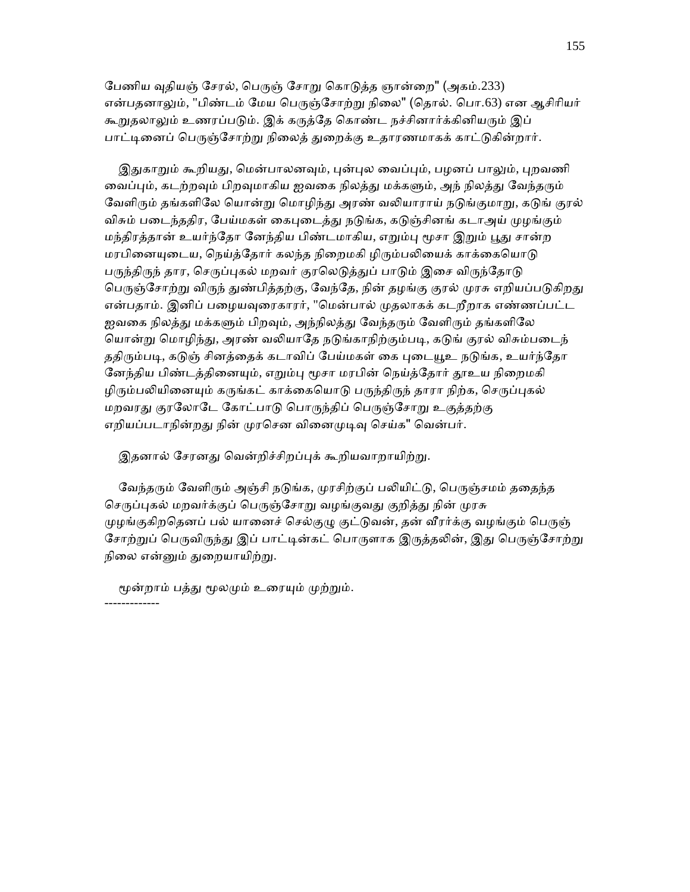பேணிய வுதியஞ் சேரல், பெருஞ் சோறு கொடுத்த ஞான்றை" (அகம்.233) என்பதனாலும், "பிண்டம் மேய பெருஞ்சோற்று நிலை" (தொல். பொ.63) என ஆசிரியர் கூறுதலாலும் உணரப்படும். இக் கருத்தே கொண்ட நச்சினார்க்கினியரும் இப் பாட்டினைப் பெருஞ்சோற்று நிலைத் துறைக்கு உதாரணமாகக் காட்டுகின்றார்.

இதுகாறும் கூறியது, மென்பாலனவும், புன்புல வைப்பும், பழனப் பாலும், புறவணி வைப்பும், கடற்றவும் பிறவுமாகிய ஐவகை நிலத்து மக்களும், அந் நிலத்து வேந்தரும் வேளிரும் தங்களிலே யொன்று மொழிந்து அரண் வலியாராய் நடுங்குமாறு, கடுங் குரல் விசும் படைந்ததிர, பேய்மகள் கைபுடைத்து நடுங்க, கடுஞ்சினங் கடாஅய் முழங்கும் மந்திரத்தான் உயர்ந்தோ னேந்திய பிண்டமாகிய, எறும்பு மூசா இறும் பூது சான்ற மரபினையுடைய, நெய்த்தோர் கலந்த நிறைமகி ழிரும்பலியைக் காக்கையொடு பருந்திருந் தார, செருப்புகல் மறவர் குரலெடுத்துப் பாடும் இசை விருந்தோடு பெருஞ்சோற்று விருந் துண்பித்தற்கு, வேந்தே, நின் தழங்கு குரல் முரசு எறியப்படுகிறது என்பதாம். இனிப் பழையவுரைகாரர், "மென்பால் முதலாகக் கடறீறாக எண்ணப்பட்ட ஐவகை நிலத்து மக்களும் பிறவும், அந்நிலத்து வேந்தரும் வேளிரும் தங்களிலே யொன்று மொழிந்து, அரண் வலியாதே நடுங்காநிற்கும்படி, கடுங் குரல் விசும்படைந் ததிரும்படி, கடுஞ் சினத்தைக் கடாவிப் பேய்மகள் கை புடையூஉ நடுங்க, உயர்ந்தோ னேந்திய பிண்டத்தினையும், எறும்பு மூசா மரபின் நெய்த்தோர் தூஉய நிறைமகி ழிரும்பலியினையும் கருங்கட் காக்கையொடு பருந்திருந் தாரா நிற்க, செருப்புகல் மறவரது குரலோடே கோட்பாடு பொருந்திப் பெருஞ்சோறு உகுத்தற்கு எறியப்படாநின்றது நின் முரசென வினைமுடிவு செய்க" வென்பர்.

இதனால் சேரனது வென்றிச்சிறப்புக் கூறியவாறாயிற்று.

வேந்தரும் வேளிரும் அஞ்சி நடுங்க, முரசிற்குப் பலியிட்டு, பெருஞ்சமம் ததைந்த செருப்புகல் மறவர்க்குப் பெருஞ்சோறு வழங்குவது குறித்து நின் முரசு முழங்குகிறதெனப் பல் யானைச் செல்குழு குட்டுவன், தன் வீரர்க்கு வழங்கும் பெருஞ் சோற்றுப் பெருவிருந்து இப் பாட்டின்கட் பொருளாக இருத்தலின், இது பெருஞ்சோற்று நிலை என்னும் துறையாயிற்று.

மூன்றாம் பத்து மூலமும் உரையும் முற்றும்.

------------